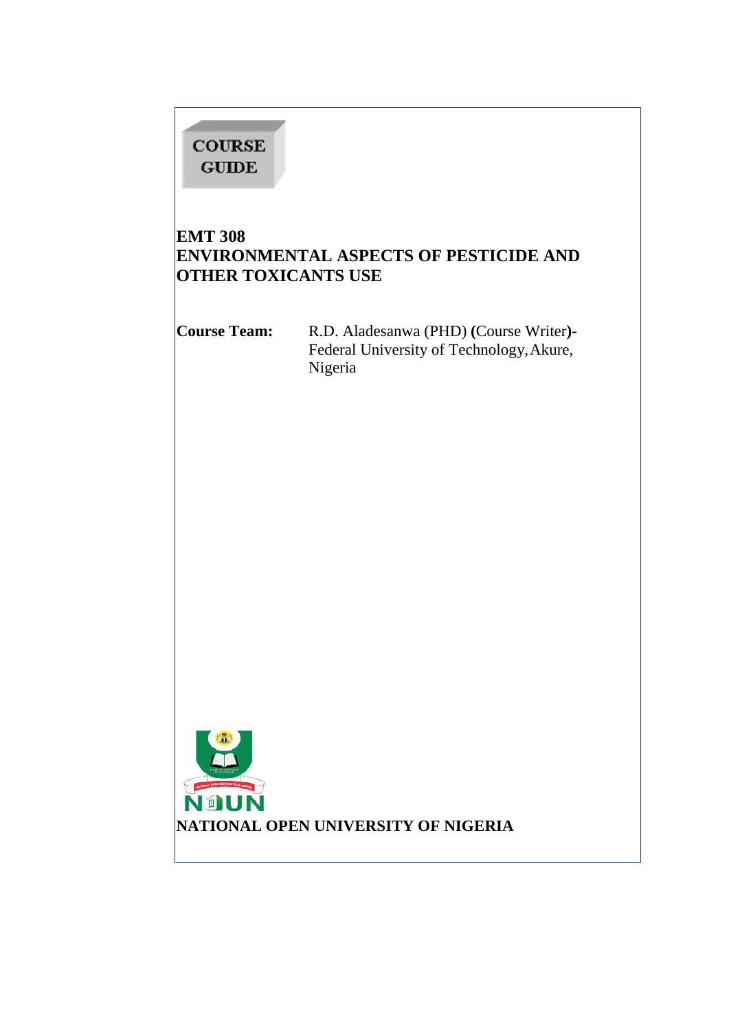**COURSE GUIDE**

# EMT 308
# ENVIRONMENTAL ASPECTS OF PESTICIDE AND OTHER TOXICANTS USE

**Course Team:** R.D. Aladesanwa (PHD) **(**Course Writer**)-** Federal University of Technology, Akure, Nigeria

**NATIONAL OPEN UNIVERSITY OF NIGERIA**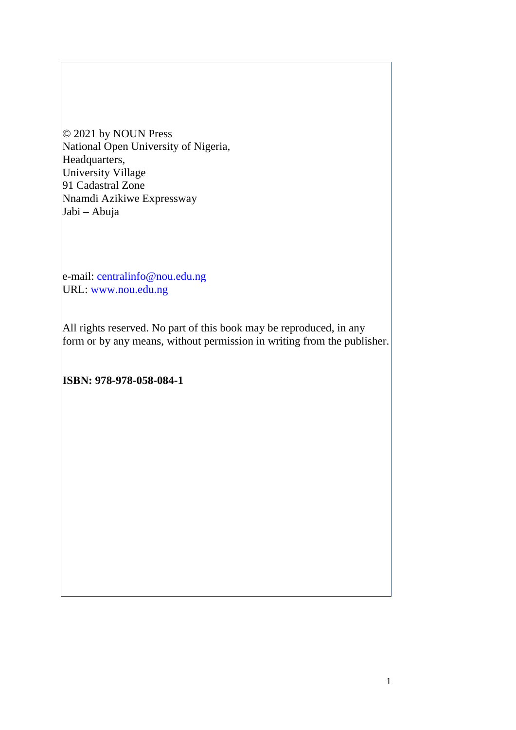© 2021 by NOUN Press  
National Open University of Nigeria,  
Headquarters,  
University Village  
91 Cadastral Zone  
Nnamdi Azikiwe Expressway  
Jabi – Abuja

e-mail: centralinfo@nou.edu.ng  
URL: www.nou.edu.ng

All rights reserved. No part of this book may be reproduced, in any form or by any means, without permission in writing from the publisher.

**ISBN: 978-978-058-084-1**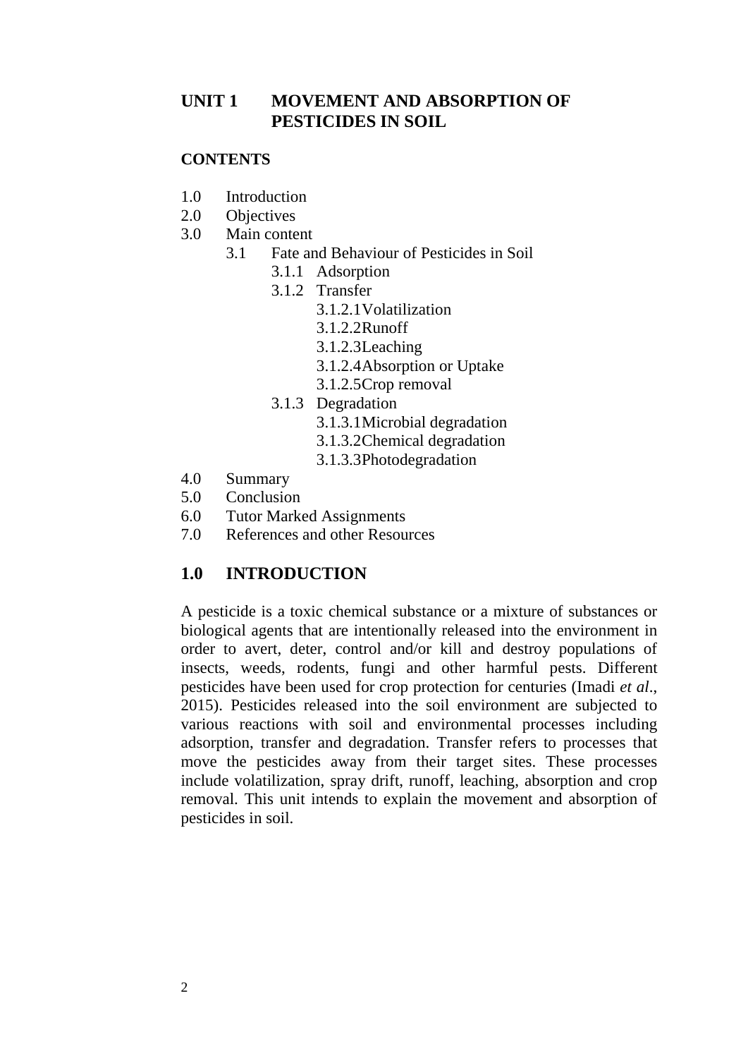# UNIT 1 MOVEMENT AND ABSORPTION OF PESTICIDES IN SOIL

**CONTENTS**

- 1.0 Introduction
- 2.0 Objectives
- 3.0 Main content
  - 3.1 Fate and Behaviour of Pesticides in Soil
    - 3.1.1 Adsorption
    - 3.1.2 Transfer
      - 3.1.2.1 Volatilization
      - 3.1.2.2 Runoff
      - 3.1.2.3 Leaching
      - 3.1.2.4 Absorption or Uptake
      - 3.1.2.5 Crop removal
    - 3.1.3 Degradation
      - 3.1.3.1 Microbial degradation
      - 3.1.3.2 Chemical degradation
      - 3.1.3.3 Photodegradation
- 4.0 Summary
- 5.0 Conclusion
- 6.0 Tutor Marked Assignments
- 7.0 References and other Resources

## 1.0 INTRODUCTION

A pesticide is a toxic chemical substance or a mixture of substances or biological agents that are intentionally released into the environment in order to avert, deter, control and/or kill and destroy populations of insects, weeds, rodents, fungi and other harmful pests. Different pesticides have been used for crop protection for centuries (Imadi *et al*., 2015). Pesticides released into the soil environment are subjected to various reactions with soil and environmental processes including adsorption, transfer and degradation. Transfer refers to processes that move the pesticides away from their target sites. These processes include volatilization, spray drift, runoff, leaching, absorption and crop removal. This unit intends to explain the movement and absorption of pesticides in soil.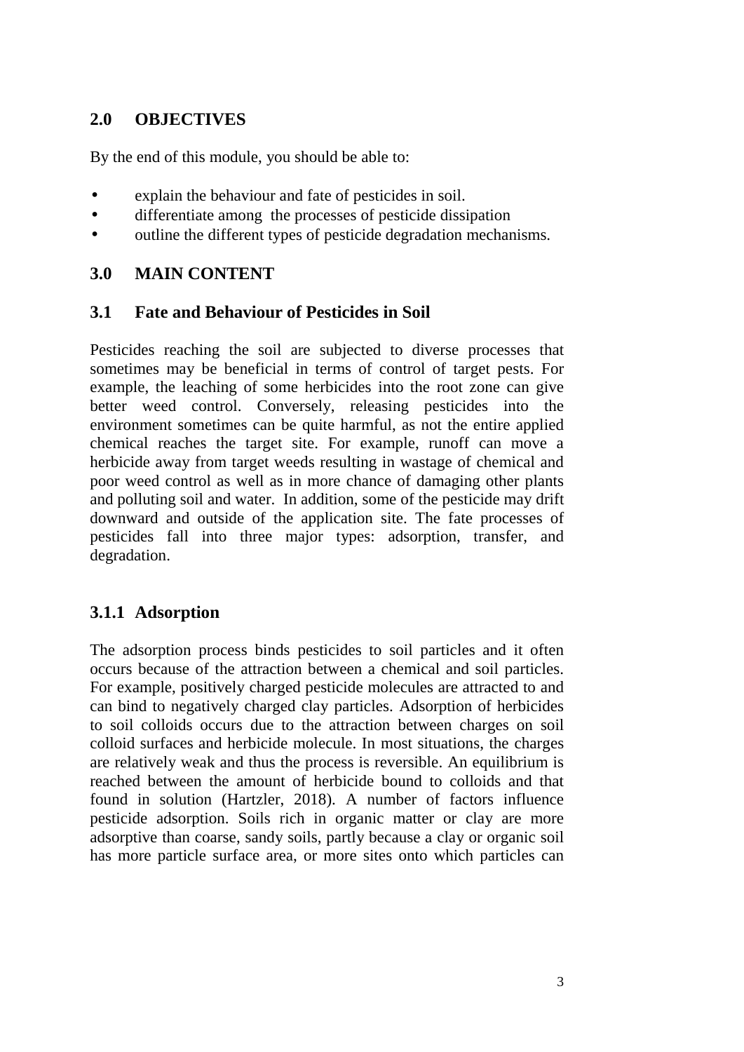## 2.0 OBJECTIVES

By the end of this module, you should be able to:

- explain the behaviour and fate of pesticides in soil.
- differentiate among the processes of pesticide dissipation
- outline the different types of pesticide degradation mechanisms.

## 3.0 MAIN CONTENT

### 3.1 Fate and Behaviour of Pesticides in Soil

Pesticides reaching the soil are subjected to diverse processes that sometimes may be beneficial in terms of control of target pests. For example, the leaching of some herbicides into the root zone can give better weed control. Conversely, releasing pesticides into the environment sometimes can be quite harmful, as not the entire applied chemical reaches the target site. For example, runoff can move a herbicide away from target weeds resulting in wastage of chemical and poor weed control as well as in more chance of damaging other plants and polluting soil and water. In addition, some of the pesticide may drift downward and outside of the application site. The fate processes of pesticides fall into three major types: adsorption, transfer, and degradation.

#### 3.1.1 Adsorption

The adsorption process binds pesticides to soil particles and it often occurs because of the attraction between a chemical and soil particles. For example, positively charged pesticide molecules are attracted to and can bind to negatively charged clay particles. Adsorption of herbicides to soil colloids occurs due to the attraction between charges on soil colloid surfaces and herbicide molecule. In most situations, the charges are relatively weak and thus the process is reversible. An equilibrium is reached between the amount of herbicide bound to colloids and that found in solution (Hartzler, 2018). A number of factors influence pesticide adsorption. Soils rich in organic matter or clay are more adsorptive than coarse, sandy soils, partly because a clay or organic soil has more particle surface area, or more sites onto which particles can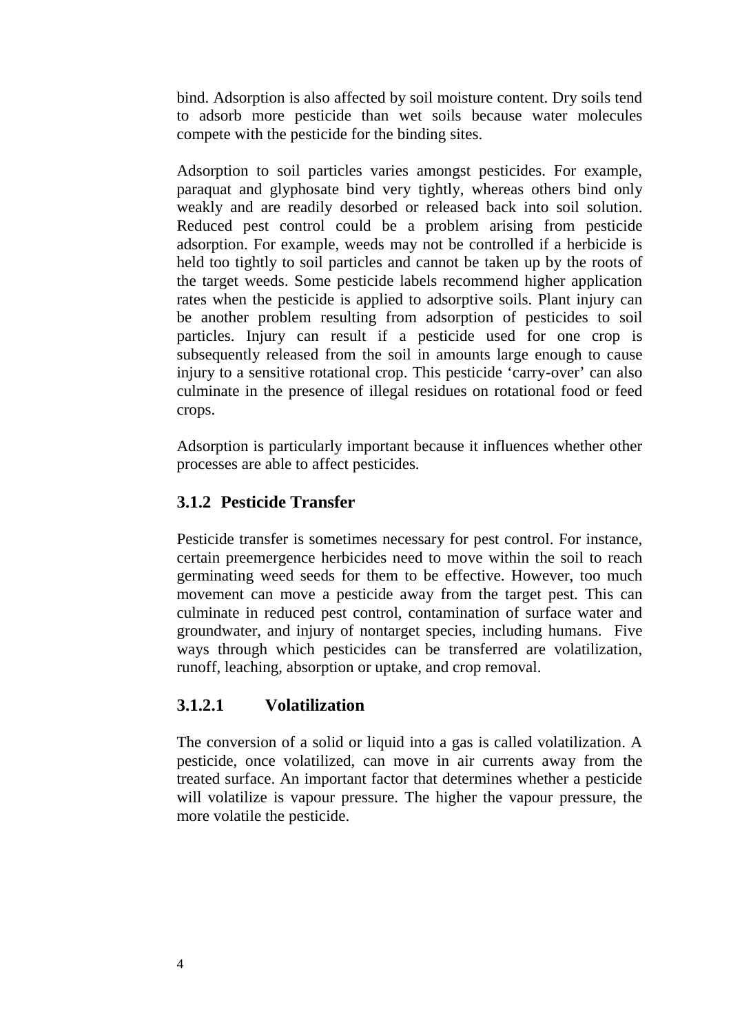bind. Adsorption is also affected by soil moisture content. Dry soils tend to adsorb more pesticide than wet soils because water molecules compete with the pesticide for the binding sites.

Adsorption to soil particles varies amongst pesticides. For example, paraquat and glyphosate bind very tightly, whereas others bind only weakly and are readily desorbed or released back into soil solution. Reduced pest control could be a problem arising from pesticide adsorption. For example, weeds may not be controlled if a herbicide is held too tightly to soil particles and cannot be taken up by the roots of the target weeds. Some pesticide labels recommend higher application rates when the pesticide is applied to adsorptive soils. Plant injury can be another problem resulting from adsorption of pesticides to soil particles. Injury can result if a pesticide used for one crop is subsequently released from the soil in amounts large enough to cause injury to a sensitive rotational crop. This pesticide 'carry-over' can also culminate in the presence of illegal residues on rotational food or feed crops.

Adsorption is particularly important because it influences whether other processes are able to affect pesticides.

### 3.1.2 Pesticide Transfer

Pesticide transfer is sometimes necessary for pest control. For instance, certain preemergence herbicides need to move within the soil to reach germinating weed seeds for them to be effective. However, too much movement can move a pesticide away from the target pest. This can culminate in reduced pest control, contamination of surface water and groundwater, and injury of nontarget species, including humans. Five ways through which pesticides can be transferred are volatilization, runoff, leaching, absorption or uptake, and crop removal.

#### 3.1.2.1 Volatilization

The conversion of a solid or liquid into a gas is called volatilization. A pesticide, once volatilized, can move in air currents away from the treated surface. An important factor that determines whether a pesticide will volatilize is vapour pressure. The higher the vapour pressure, the more volatile the pesticide.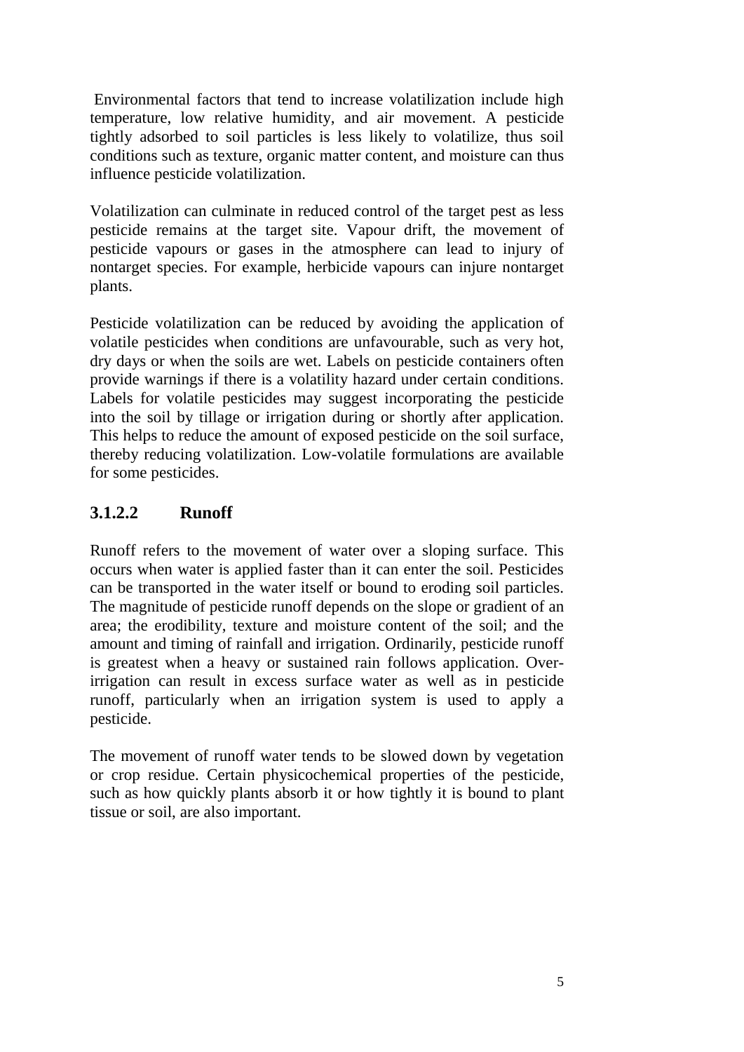Environmental factors that tend to increase volatilization include high temperature, low relative humidity, and air movement. A pesticide tightly adsorbed to soil particles is less likely to volatilize, thus soil conditions such as texture, organic matter content, and moisture can thus influence pesticide volatilization.

Volatilization can culminate in reduced control of the target pest as less pesticide remains at the target site. Vapour drift, the movement of pesticide vapours or gases in the atmosphere can lead to injury of nontarget species. For example, herbicide vapours can injure nontarget plants.

Pesticide volatilization can be reduced by avoiding the application of volatile pesticides when conditions are unfavourable, such as very hot, dry days or when the soils are wet. Labels on pesticide containers often provide warnings if there is a volatility hazard under certain conditions. Labels for volatile pesticides may suggest incorporating the pesticide into the soil by tillage or irrigation during or shortly after application. This helps to reduce the amount of exposed pesticide on the soil surface, thereby reducing volatilization. Low-volatile formulations are available for some pesticides.

### 3.1.2.2 Runoff

Runoff refers to the movement of water over a sloping surface. This occurs when water is applied faster than it can enter the soil. Pesticides can be transported in the water itself or bound to eroding soil particles. The magnitude of pesticide runoff depends on the slope or gradient of an area; the erodibility, texture and moisture content of the soil; and the amount and timing of rainfall and irrigation. Ordinarily, pesticide runoff is greatest when a heavy or sustained rain follows application. Over-irrigation can result in excess surface water as well as in pesticide runoff, particularly when an irrigation system is used to apply a pesticide.

The movement of runoff water tends to be slowed down by vegetation or crop residue. Certain physicochemical properties of the pesticide, such as how quickly plants absorb it or how tightly it is bound to plant tissue or soil, are also important.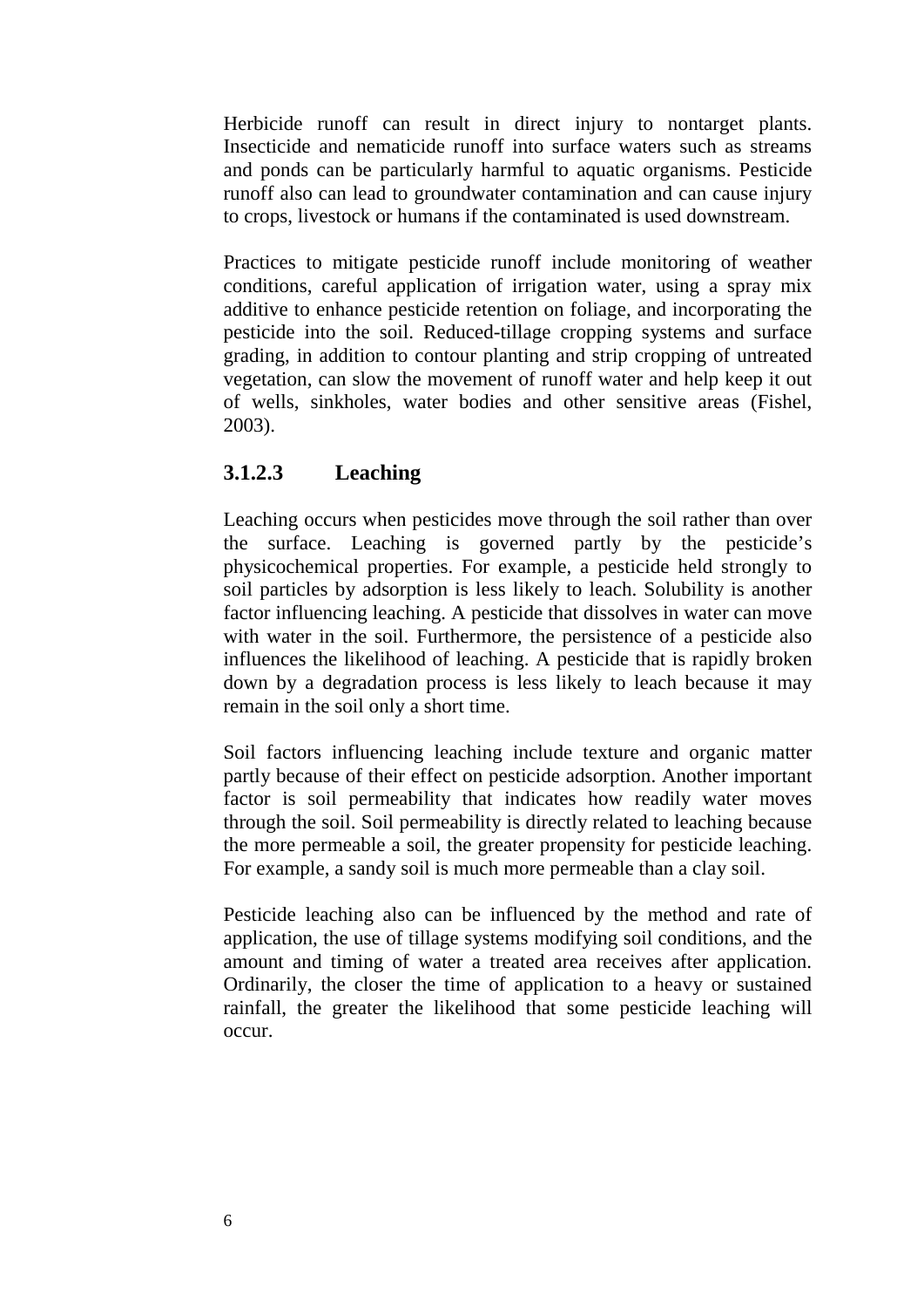Herbicide runoff can result in direct injury to nontarget plants. Insecticide and nematicide runoff into surface waters such as streams and ponds can be particularly harmful to aquatic organisms. Pesticide runoff also can lead to groundwater contamination and can cause injury to crops, livestock or humans if the contaminated is used downstream.

Practices to mitigate pesticide runoff include monitoring of weather conditions, careful application of irrigation water, using a spray mix additive to enhance pesticide retention on foliage, and incorporating the pesticide into the soil. Reduced-tillage cropping systems and surface grading, in addition to contour planting and strip cropping of untreated vegetation, can slow the movement of runoff water and help keep it out of wells, sinkholes, water bodies and other sensitive areas (Fishel, 2003).

### 3.1.2.3 Leaching

Leaching occurs when pesticides move through the soil rather than over the surface. Leaching is governed partly by the pesticide's physicochemical properties. For example, a pesticide held strongly to soil particles by adsorption is less likely to leach. Solubility is another factor influencing leaching. A pesticide that dissolves in water can move with water in the soil. Furthermore, the persistence of a pesticide also influences the likelihood of leaching. A pesticide that is rapidly broken down by a degradation process is less likely to leach because it may remain in the soil only a short time.

Soil factors influencing leaching include texture and organic matter partly because of their effect on pesticide adsorption. Another important factor is soil permeability that indicates how readily water moves through the soil. Soil permeability is directly related to leaching because the more permeable a soil, the greater propensity for pesticide leaching. For example, a sandy soil is much more permeable than a clay soil.

Pesticide leaching also can be influenced by the method and rate of application, the use of tillage systems modifying soil conditions, and the amount and timing of water a treated area receives after application. Ordinarily, the closer the time of application to a heavy or sustained rainfall, the greater the likelihood that some pesticide leaching will occur.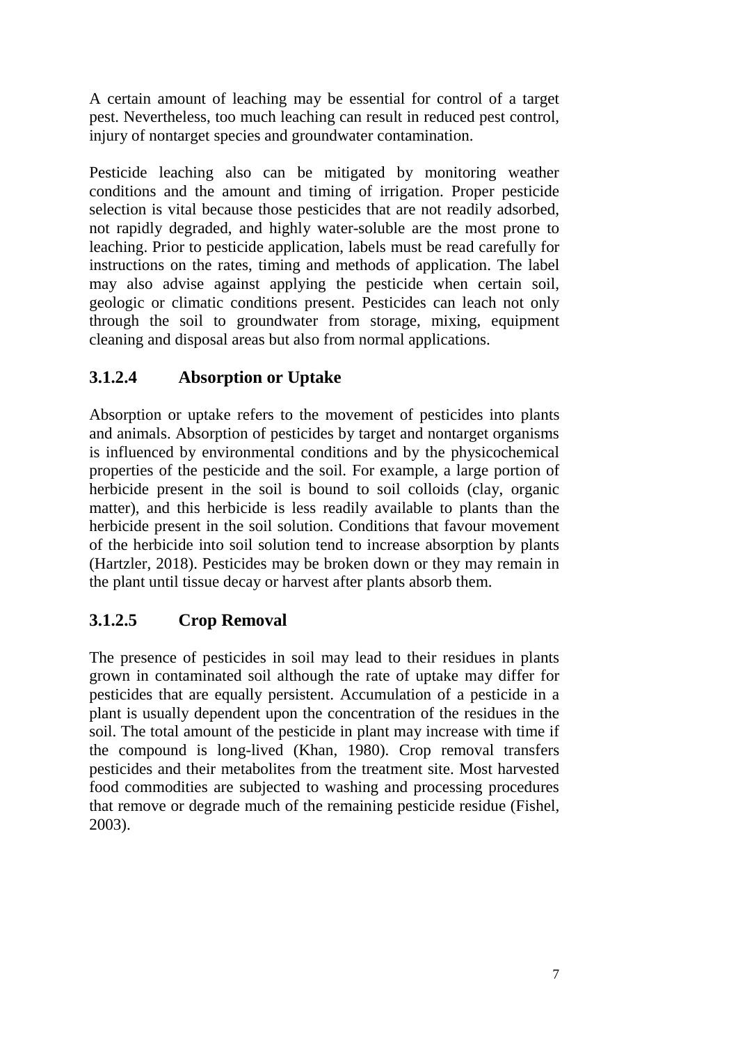A certain amount of leaching may be essential for control of a target pest. Nevertheless, too much leaching can result in reduced pest control, injury of nontarget species and groundwater contamination.

Pesticide leaching also can be mitigated by monitoring weather conditions and the amount and timing of irrigation. Proper pesticide selection is vital because those pesticides that are not readily adsorbed, not rapidly degraded, and highly water-soluble are the most prone to leaching. Prior to pesticide application, labels must be read carefully for instructions on the rates, timing and methods of application. The label may also advise against applying the pesticide when certain soil, geologic or climatic conditions present. Pesticides can leach not only through the soil to groundwater from storage, mixing, equipment cleaning and disposal areas but also from normal applications.

### 3.1.2.4 Absorption or Uptake

Absorption or uptake refers to the movement of pesticides into plants and animals. Absorption of pesticides by target and nontarget organisms is influenced by environmental conditions and by the physicochemical properties of the pesticide and the soil. For example, a large portion of herbicide present in the soil is bound to soil colloids (clay, organic matter), and this herbicide is less readily available to plants than the herbicide present in the soil solution. Conditions that favour movement of the herbicide into soil solution tend to increase absorption by plants (Hartzler, 2018). Pesticides may be broken down or they may remain in the plant until tissue decay or harvest after plants absorb them.

### 3.1.2.5 Crop Removal

The presence of pesticides in soil may lead to their residues in plants grown in contaminated soil although the rate of uptake may differ for pesticides that are equally persistent. Accumulation of a pesticide in a plant is usually dependent upon the concentration of the residues in the soil. The total amount of the pesticide in plant may increase with time if the compound is long-lived (Khan, 1980). Crop removal transfers pesticides and their metabolites from the treatment site. Most harvested food commodities are subjected to washing and processing procedures that remove or degrade much of the remaining pesticide residue (Fishel, 2003).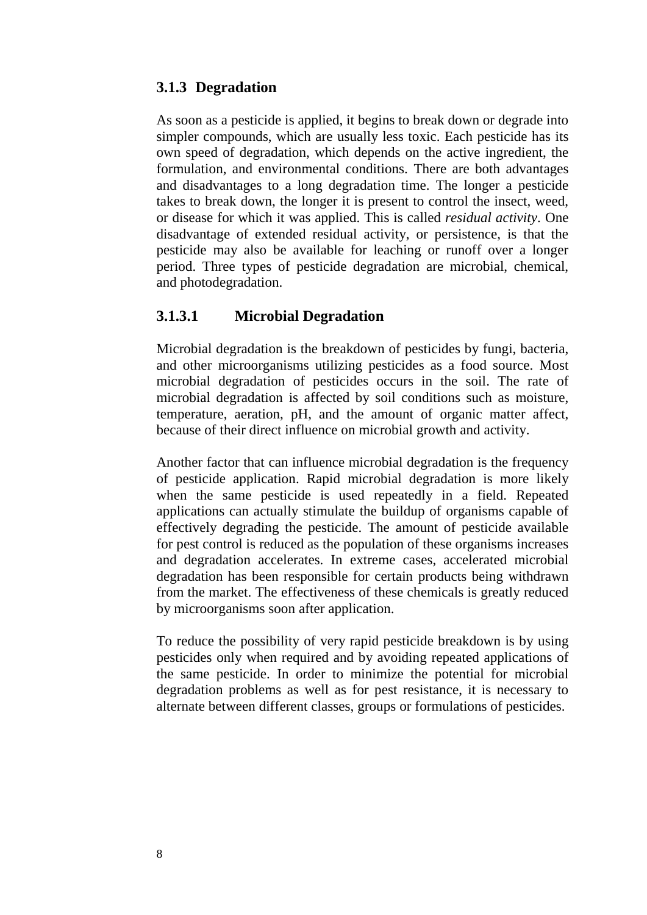### 3.1.3 Degradation

As soon as a pesticide is applied, it begins to break down or degrade into simpler compounds, which are usually less toxic. Each pesticide has its own speed of degradation, which depends on the active ingredient, the formulation, and environmental conditions. There are both advantages and disadvantages to a long degradation time. The longer a pesticide takes to break down, the longer it is present to control the insect, weed, or disease for which it was applied. This is called *residual activity*. One disadvantage of extended residual activity, or persistence, is that the pesticide may also be available for leaching or runoff over a longer period. Three types of pesticide degradation are microbial, chemical, and photodegradation.

#### 3.1.3.1 Microbial Degradation

Microbial degradation is the breakdown of pesticides by fungi, bacteria, and other microorganisms utilizing pesticides as a food source. Most microbial degradation of pesticides occurs in the soil. The rate of microbial degradation is affected by soil conditions such as moisture, temperature, aeration, pH, and the amount of organic matter affect, because of their direct influence on microbial growth and activity.

Another factor that can influence microbial degradation is the frequency of pesticide application. Rapid microbial degradation is more likely when the same pesticide is used repeatedly in a field. Repeated applications can actually stimulate the buildup of organisms capable of effectively degrading the pesticide. The amount of pesticide available for pest control is reduced as the population of these organisms increases and degradation accelerates. In extreme cases, accelerated microbial degradation has been responsible for certain products being withdrawn from the market. The effectiveness of these chemicals is greatly reduced by microorganisms soon after application.

To reduce the possibility of very rapid pesticide breakdown is by using pesticides only when required and by avoiding repeated applications of the same pesticide. In order to minimize the potential for microbial degradation problems as well as for pest resistance, it is necessary to alternate between different classes, groups or formulations of pesticides.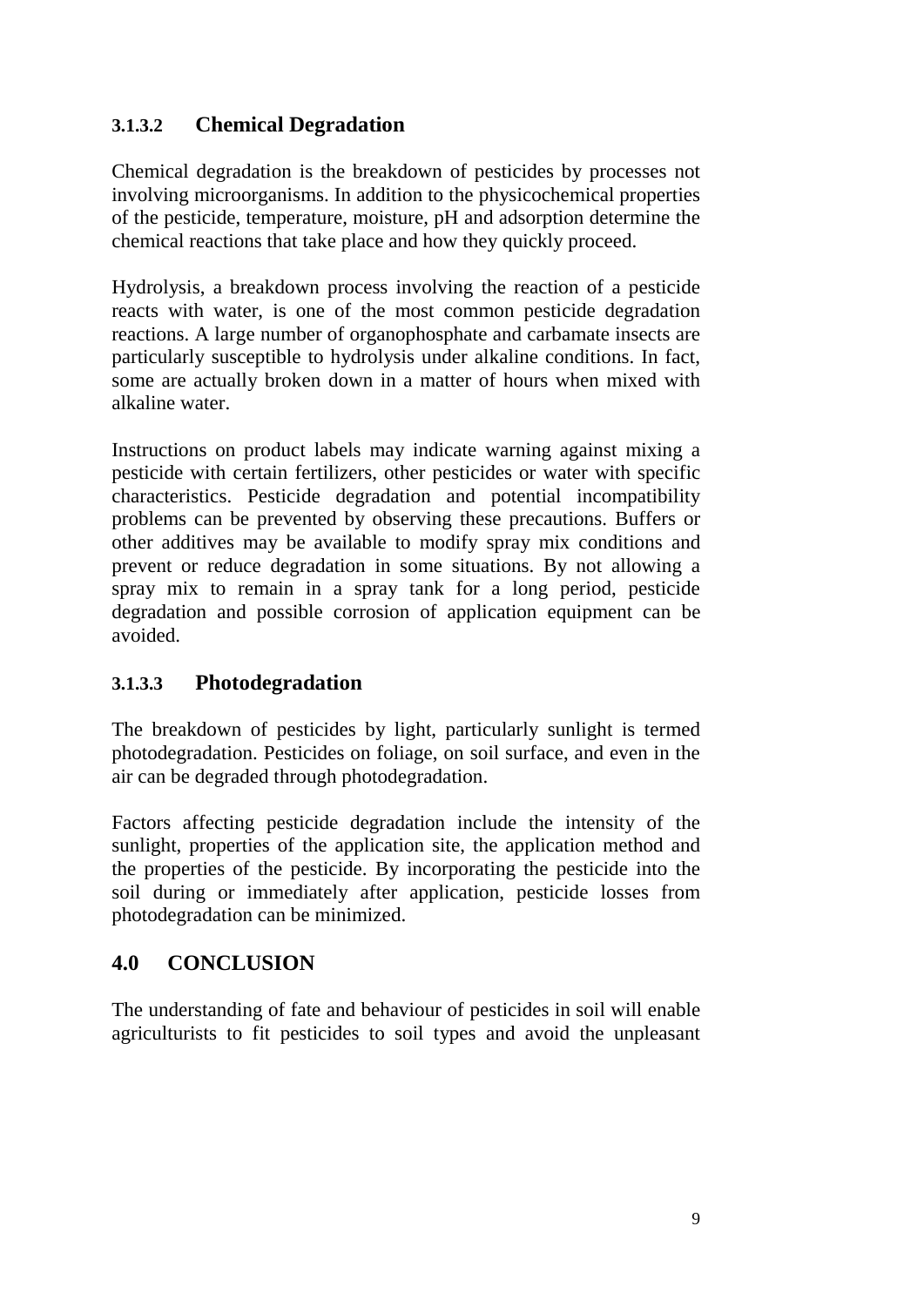#### 3.1.3.2 Chemical Degradation

Chemical degradation is the breakdown of pesticides by processes not involving microorganisms. In addition to the physicochemical properties of the pesticide, temperature, moisture, pH and adsorption determine the chemical reactions that take place and how they quickly proceed.

Hydrolysis, a breakdown process involving the reaction of a pesticide reacts with water, is one of the most common pesticide degradation reactions. A large number of organophosphate and carbamate insects are particularly susceptible to hydrolysis under alkaline conditions. In fact, some are actually broken down in a matter of hours when mixed with alkaline water.

Instructions on product labels may indicate warning against mixing a pesticide with certain fertilizers, other pesticides or water with specific characteristics. Pesticide degradation and potential incompatibility problems can be prevented by observing these precautions. Buffers or other additives may be available to modify spray mix conditions and prevent or reduce degradation in some situations. By not allowing a spray mix to remain in a spray tank for a long period, pesticide degradation and possible corrosion of application equipment can be avoided.

#### 3.1.3.3 Photodegradation

The breakdown of pesticides by light, particularly sunlight is termed photodegradation. Pesticides on foliage, on soil surface, and even in the air can be degraded through photodegradation.

Factors affecting pesticide degradation include the intensity of the sunlight, properties of the application site, the application method and the properties of the pesticide. By incorporating the pesticide into the soil during or immediately after application, pesticide losses from photodegradation can be minimized.

## 4.0 CONCLUSION

The understanding of fate and behaviour of pesticides in soil will enable agriculturists to fit pesticides to soil types and avoid the unpleasant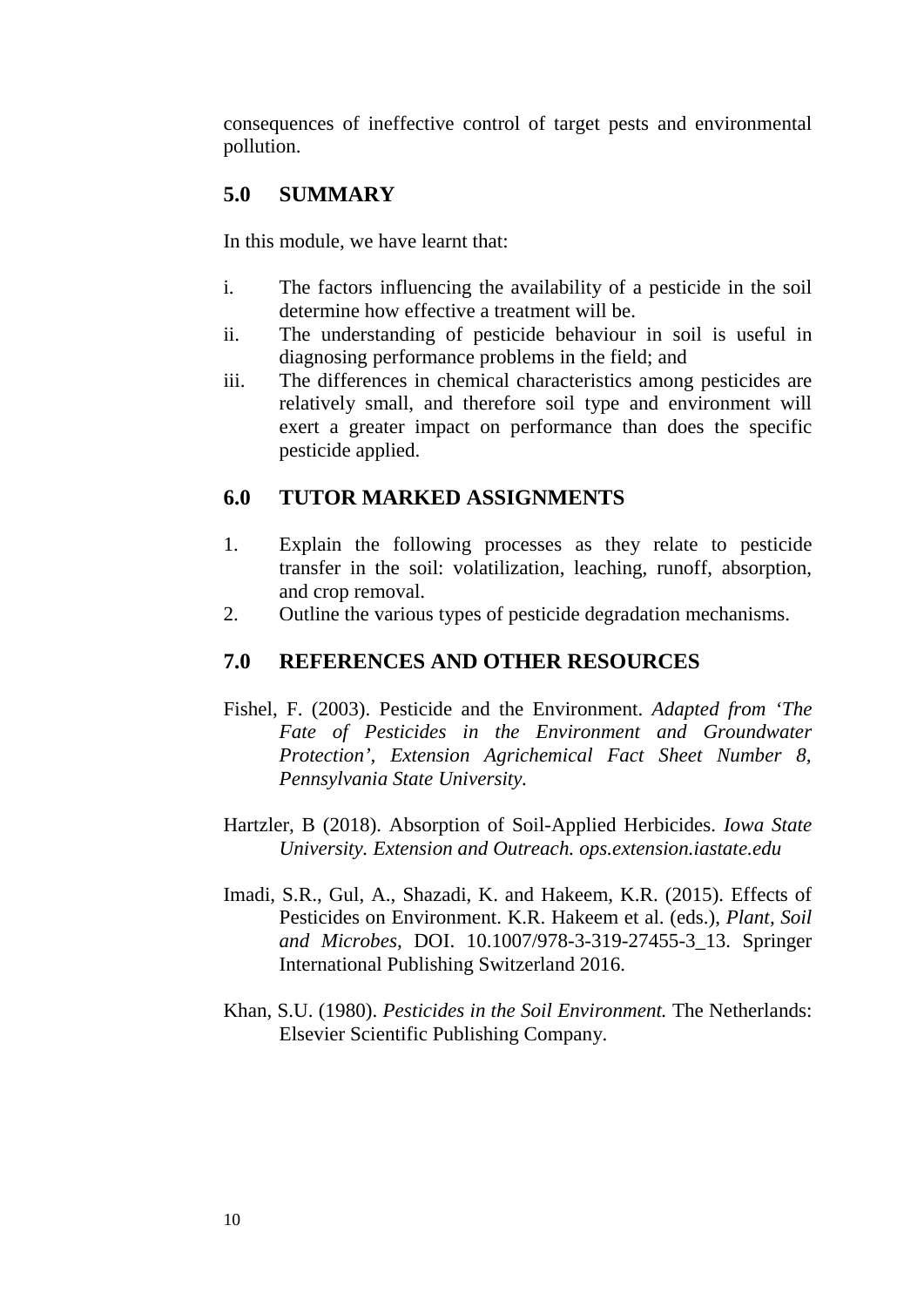consequences of ineffective control of target pests and environmental pollution.

## 5.0 SUMMARY

In this module, we have learnt that:

i. The factors influencing the availability of a pesticide in the soil determine how effective a treatment will be.
ii. The understanding of pesticide behaviour in soil is useful in diagnosing performance problems in the field; and
iii. The differences in chemical characteristics among pesticides are relatively small, and therefore soil type and environment will exert a greater impact on performance than does the specific pesticide applied.

## 6.0 TUTOR MARKED ASSIGNMENTS

1. Explain the following processes as they relate to pesticide transfer in the soil: volatilization, leaching, runoff, absorption, and crop removal.
2. Outline the various types of pesticide degradation mechanisms.

## 7.0 REFERENCES AND OTHER RESOURCES

Fishel, F. (2003). Pesticide and the Environment. *Adapted from 'The Fate of Pesticides in the Environment and Groundwater Protection', Extension Agrichemical Fact Sheet Number 8, Pennsylvania State University.*

Hartzler, B (2018). Absorption of Soil-Applied Herbicides. *Iowa State University. Extension and Outreach. ops.extension.iastate.edu*

Imadi, S.R., Gul, A., Shazadi, K. and Hakeem, K.R. (2015). Effects of Pesticides on Environment. K.R. Hakeem et al. (eds.), *Plant, Soil and Microbes*, DOI. 10.1007/978-3-319-27455-3_13. Springer International Publishing Switzerland 2016.

Khan, S.U. (1980). *Pesticides in the Soil Environment.* The Netherlands: Elsevier Scientific Publishing Company.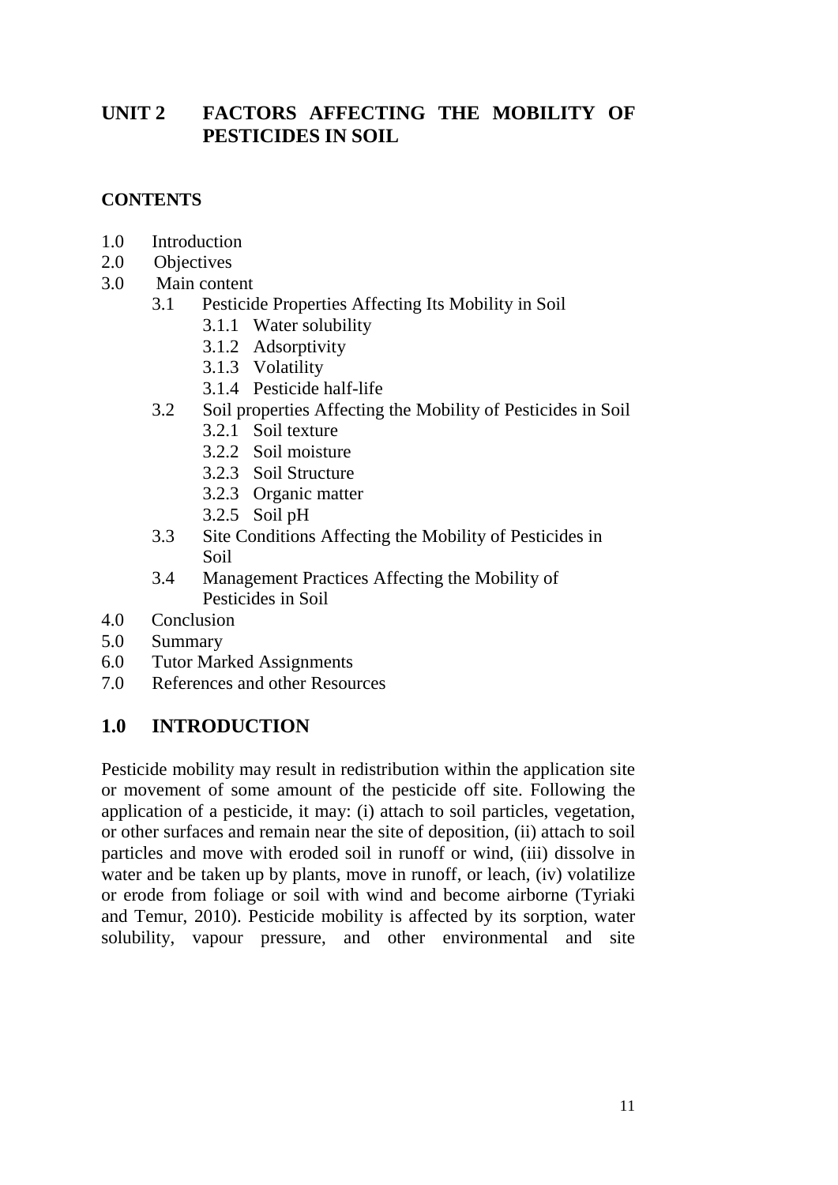# UNIT 2 FACTORS AFFECTING THE MOBILITY OF PESTICIDES IN SOIL

**CONTENTS**

- 1.0 Introduction
- 2.0 Objectives
- 3.0 Main content
  - 3.1 Pesticide Properties Affecting Its Mobility in Soil
    - 3.1.1 Water solubility
    - 3.1.2 Adsorptivity
    - 3.1.3 Volatility
    - 3.1.4 Pesticide half-life
  - 3.2 Soil properties Affecting the Mobility of Pesticides in Soil
    - 3.2.1 Soil texture
    - 3.2.2 Soil moisture
    - 3.2.3 Soil Structure
    - 3.2.3 Organic matter
    - 3.2.5 Soil pH
  - 3.3 Site Conditions Affecting the Mobility of Pesticides in Soil
  - 3.4 Management Practices Affecting the Mobility of Pesticides in Soil
- 4.0 Conclusion
- 5.0 Summary
- 6.0 Tutor Marked Assignments
- 7.0 References and other Resources

## 1.0 INTRODUCTION

Pesticide mobility may result in redistribution within the application site or movement of some amount of the pesticide off site. Following the application of a pesticide, it may: (i) attach to soil particles, vegetation, or other surfaces and remain near the site of deposition, (ii) attach to soil particles and move with eroded soil in runoff or wind, (iii) dissolve in water and be taken up by plants, move in runoff, or leach, (iv) volatilize or erode from foliage or soil with wind and become airborne (Tyriaki and Temur, 2010). Pesticide mobility is affected by its sorption, water solubility, vapour pressure, and other environmental and site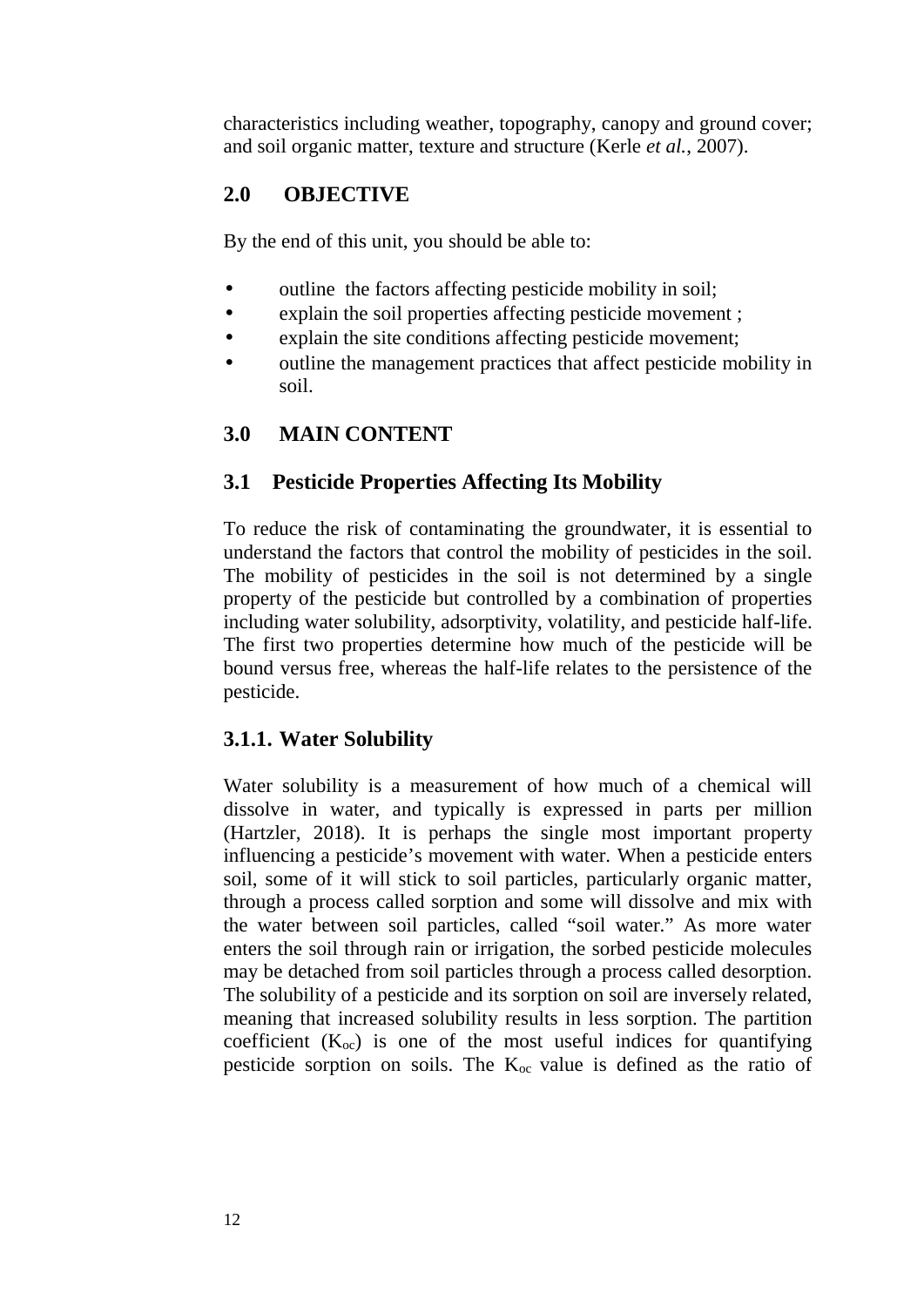characteristics including weather, topography, canopy and ground cover; and soil organic matter, texture and structure (Kerle *et al.*, 2007).

## 2.0 OBJECTIVE

By the end of this unit, you should be able to:

- outline the factors affecting pesticide mobility in soil;
- explain the soil properties affecting pesticide movement ;
- explain the site conditions affecting pesticide movement;
- outline the management practices that affect pesticide mobility in soil.

## 3.0 MAIN CONTENT

### 3.1 Pesticide Properties Affecting Its Mobility

To reduce the risk of contaminating the groundwater, it is essential to understand the factors that control the mobility of pesticides in the soil. The mobility of pesticides in the soil is not determined by a single property of the pesticide but controlled by a combination of properties including water solubility, adsorptivity, volatility, and pesticide half-life. The first two properties determine how much of the pesticide will be bound versus free, whereas the half-life relates to the persistence of the pesticide.

### 3.1.1. Water Solubility

Water solubility is a measurement of how much of a chemical will dissolve in water, and typically is expressed in parts per million (Hartzler, 2018). It is perhaps the single most important property influencing a pesticide's movement with water. When a pesticide enters soil, some of it will stick to soil particles, particularly organic matter, through a process called sorption and some will dissolve and mix with the water between soil particles, called "soil water." As more water enters the soil through rain or irrigation, the sorbed pesticide molecules may be detached from soil particles through a process called desorption. The solubility of a pesticide and its sorption on soil are inversely related, meaning that increased solubility results in less sorption. The partition coefficient ($K_{oc}$) is one of the most useful indices for quantifying pesticide sorption on soils. The $K_{oc}$ value is defined as the ratio of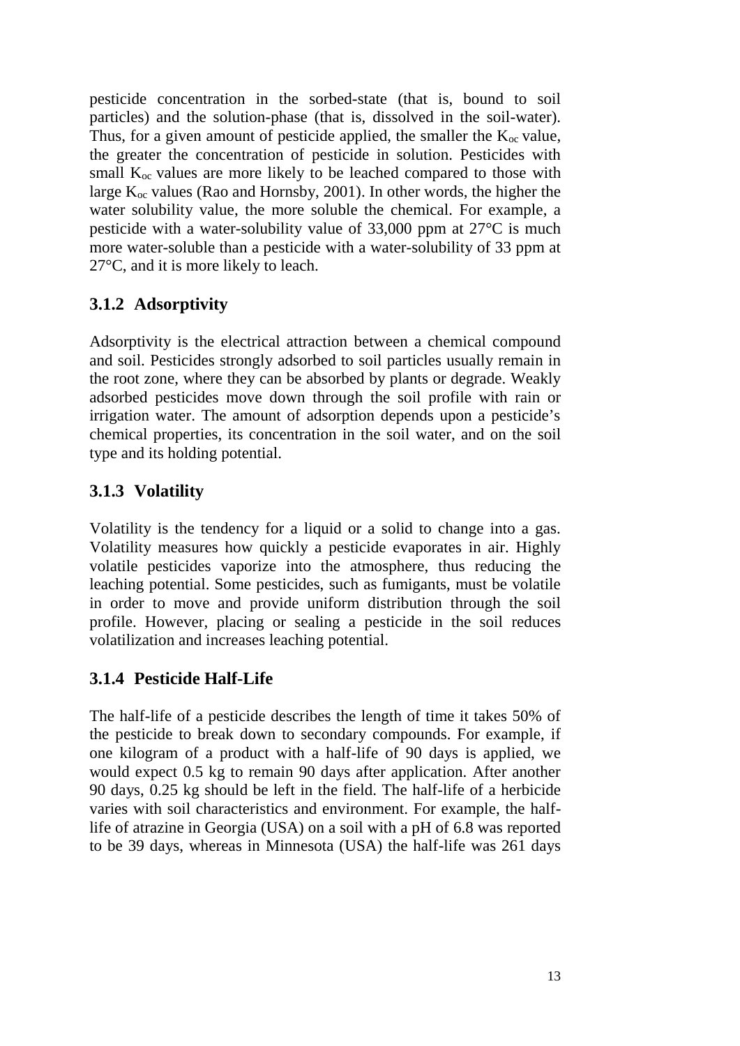pesticide concentration in the sorbed-state (that is, bound to soil particles) and the solution-phase (that is, dissolved in the soil-water). Thus, for a given amount of pesticide applied, the smaller the $K_{oc}$ value, the greater the concentration of pesticide in solution. Pesticides with small $K_{oc}$ values are more likely to be leached compared to those with large $K_{oc}$ values (Rao and Hornsby, 2001). In other words, the higher the water solubility value, the more soluble the chemical. For example, a pesticide with a water-solubility value of 33,000 ppm at 27°C is much more water-soluble than a pesticide with a water-solubility of 33 ppm at 27°C, and it is more likely to leach.

### 3.1.2 Adsorptivity

Adsorptivity is the electrical attraction between a chemical compound and soil. Pesticides strongly adsorbed to soil particles usually remain in the root zone, where they can be absorbed by plants or degrade. Weakly adsorbed pesticides move down through the soil profile with rain or irrigation water. The amount of adsorption depends upon a pesticide's chemical properties, its concentration in the soil water, and on the soil type and its holding potential.

### 3.1.3 Volatility

Volatility is the tendency for a liquid or a solid to change into a gas. Volatility measures how quickly a pesticide evaporates in air. Highly volatile pesticides vaporize into the atmosphere, thus reducing the leaching potential. Some pesticides, such as fumigants, must be volatile in order to move and provide uniform distribution through the soil profile. However, placing or sealing a pesticide in the soil reduces volatilization and increases leaching potential.

### 3.1.4 Pesticide Half-Life

The half-life of a pesticide describes the length of time it takes 50% of the pesticide to break down to secondary compounds. For example, if one kilogram of a product with a half-life of 90 days is applied, we would expect 0.5 kg to remain 90 days after application. After another 90 days, 0.25 kg should be left in the field. The half-life of a herbicide varies with soil characteristics and environment. For example, the half-life of atrazine in Georgia (USA) on a soil with a pH of 6.8 was reported to be 39 days, whereas in Minnesota (USA) the half-life was 261 days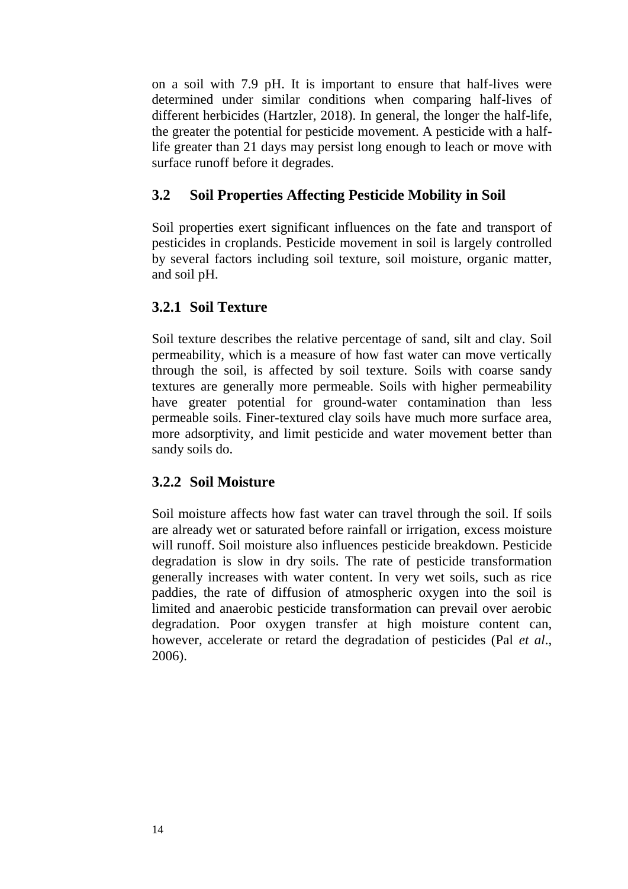on a soil with 7.9 pH. It is important to ensure that half-lives were determined under similar conditions when comparing half-lives of different herbicides (Hartzler, 2018). In general, the longer the half-life, the greater the potential for pesticide movement. A pesticide with a half-life greater than 21 days may persist long enough to leach or move with surface runoff before it degrades.

## 3.2 Soil Properties Affecting Pesticide Mobility in Soil

Soil properties exert significant influences on the fate and transport of pesticides in croplands. Pesticide movement in soil is largely controlled by several factors including soil texture, soil moisture, organic matter, and soil pH.

### 3.2.1 Soil Texture

Soil texture describes the relative percentage of sand, silt and clay. Soil permeability, which is a measure of how fast water can move vertically through the soil, is affected by soil texture. Soils with coarse sandy textures are generally more permeable. Soils with higher permeability have greater potential for ground-water contamination than less permeable soils. Finer-textured clay soils have much more surface area, more adsorptivity, and limit pesticide and water movement better than sandy soils do.

### 3.2.2 Soil Moisture

Soil moisture affects how fast water can travel through the soil. If soils are already wet or saturated before rainfall or irrigation, excess moisture will runoff. Soil moisture also influences pesticide breakdown. Pesticide degradation is slow in dry soils. The rate of pesticide transformation generally increases with water content. In very wet soils, such as rice paddies, the rate of diffusion of atmospheric oxygen into the soil is limited and anaerobic pesticide transformation can prevail over aerobic degradation. Poor oxygen transfer at high moisture content can, however, accelerate or retard the degradation of pesticides (Pal *et al*., 2006).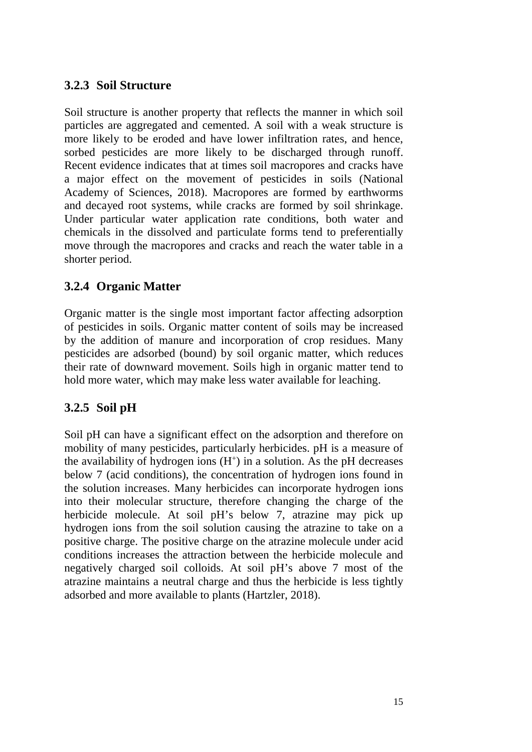### 3.2.3 Soil Structure

Soil structure is another property that reflects the manner in which soil particles are aggregated and cemented. A soil with a weak structure is more likely to be eroded and have lower infiltration rates, and hence, sorbed pesticides are more likely to be discharged through runoff. Recent evidence indicates that at times soil macropores and cracks have a major effect on the movement of pesticides in soils (National Academy of Sciences, 2018). Macropores are formed by earthworms and decayed root systems, while cracks are formed by soil shrinkage. Under particular water application rate conditions, both water and chemicals in the dissolved and particulate forms tend to preferentially move through the macropores and cracks and reach the water table in a shorter period.

### 3.2.4 Organic Matter

Organic matter is the single most important factor affecting adsorption of pesticides in soils. Organic matter content of soils may be increased by the addition of manure and incorporation of crop residues. Many pesticides are adsorbed (bound) by soil organic matter, which reduces their rate of downward movement. Soils high in organic matter tend to hold more water, which may make less water available for leaching.

### 3.2.5 Soil pH

Soil pH can have a significant effect on the adsorption and therefore on mobility of many pesticides, particularly herbicides. pH is a measure of the availability of hydrogen ions ($H^+$) in a solution. As the pH decreases below 7 (acid conditions), the concentration of hydrogen ions found in the solution increases. Many herbicides can incorporate hydrogen ions into their molecular structure, therefore changing the charge of the herbicide molecule. At soil pH's below 7, atrazine may pick up hydrogen ions from the soil solution causing the atrazine to take on a positive charge. The positive charge on the atrazine molecule under acid conditions increases the attraction between the herbicide molecule and negatively charged soil colloids. At soil pH's above 7 most of the atrazine maintains a neutral charge and thus the herbicide is less tightly adsorbed and more available to plants (Hartzler, 2018).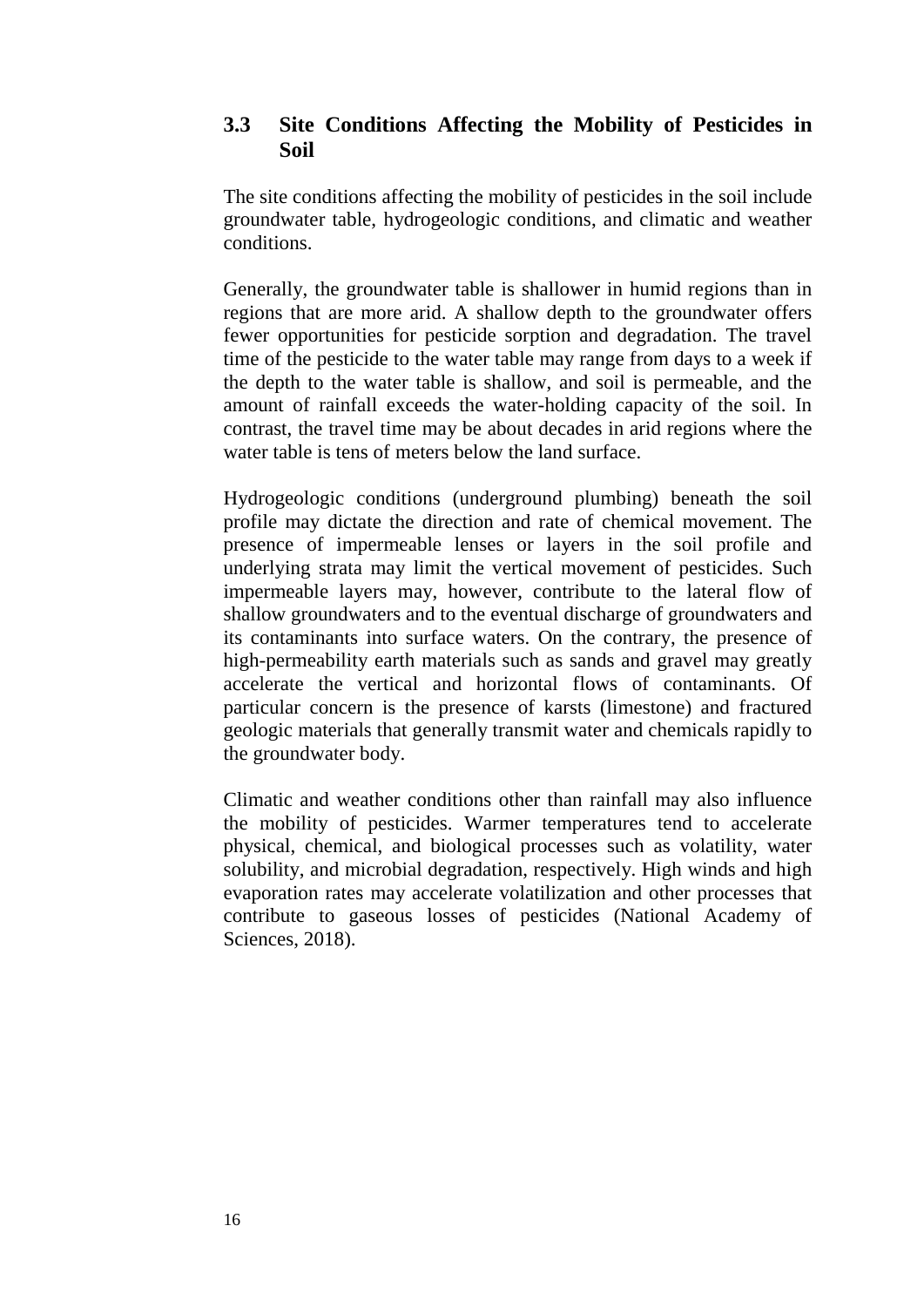## 3.3 Site Conditions Affecting the Mobility of Pesticides in Soil

The site conditions affecting the mobility of pesticides in the soil include groundwater table, hydrogeologic conditions, and climatic and weather conditions.

Generally, the groundwater table is shallower in humid regions than in regions that are more arid. A shallow depth to the groundwater offers fewer opportunities for pesticide sorption and degradation. The travel time of the pesticide to the water table may range from days to a week if the depth to the water table is shallow, and soil is permeable, and the amount of rainfall exceeds the water-holding capacity of the soil. In contrast, the travel time may be about decades in arid regions where the water table is tens of meters below the land surface.

Hydrogeologic conditions (underground plumbing) beneath the soil profile may dictate the direction and rate of chemical movement. The presence of impermeable lenses or layers in the soil profile and underlying strata may limit the vertical movement of pesticides. Such impermeable layers may, however, contribute to the lateral flow of shallow groundwaters and to the eventual discharge of groundwaters and its contaminants into surface waters. On the contrary, the presence of high-permeability earth materials such as sands and gravel may greatly accelerate the vertical and horizontal flows of contaminants. Of particular concern is the presence of karsts (limestone) and fractured geologic materials that generally transmit water and chemicals rapidly to the groundwater body.

Climatic and weather conditions other than rainfall may also influence the mobility of pesticides. Warmer temperatures tend to accelerate physical, chemical, and biological processes such as volatility, water solubility, and microbial degradation, respectively. High winds and high evaporation rates may accelerate volatilization and other processes that contribute to gaseous losses of pesticides (National Academy of Sciences, 2018).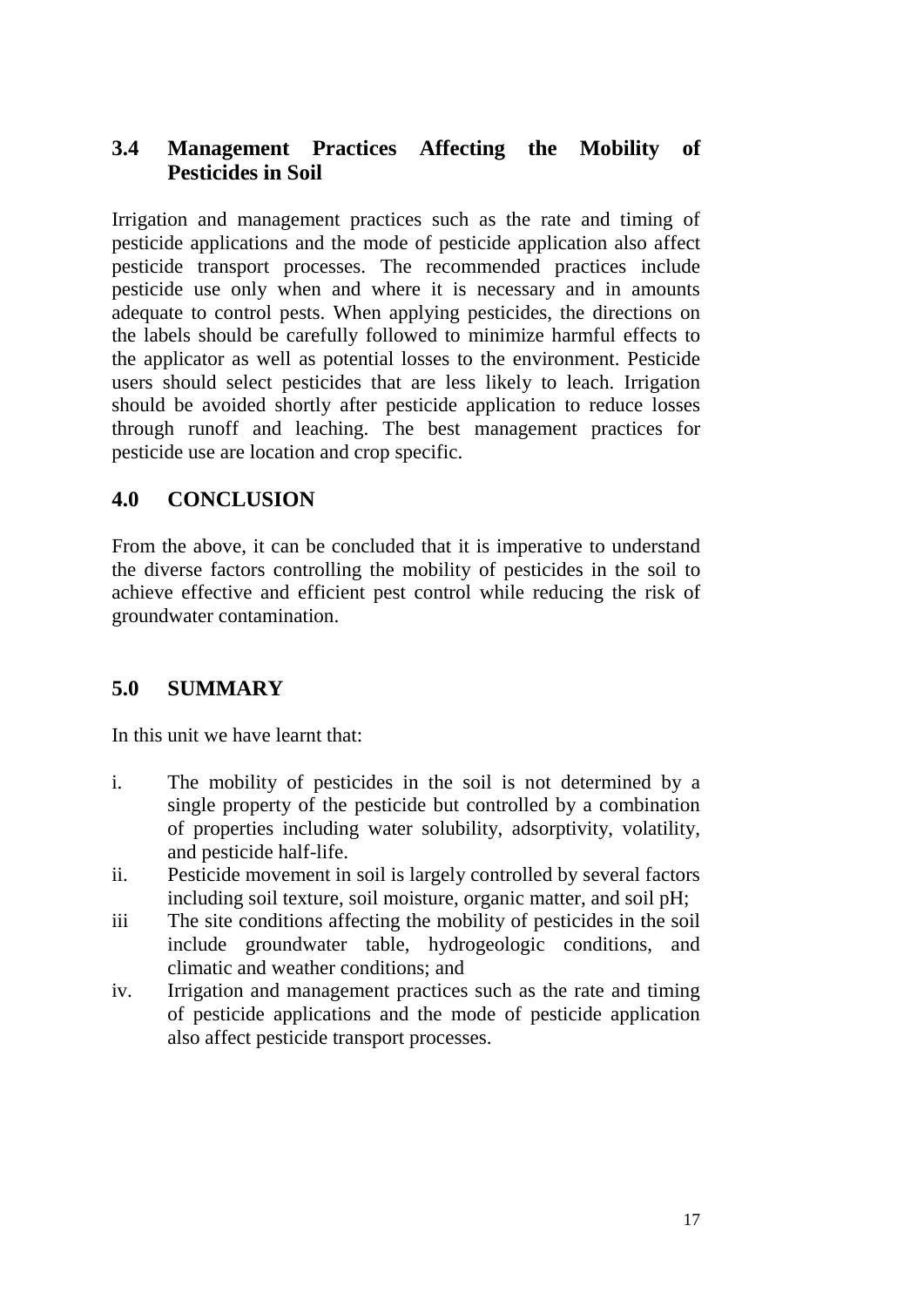## 3.4 Management Practices Affecting the Mobility of Pesticides in Soil

Irrigation and management practices such as the rate and timing of pesticide applications and the mode of pesticide application also affect pesticide transport processes. The recommended practices include pesticide use only when and where it is necessary and in amounts adequate to control pests. When applying pesticides, the directions on the labels should be carefully followed to minimize harmful effects to the applicator as well as potential losses to the environment. Pesticide users should select pesticides that are less likely to leach. Irrigation should be avoided shortly after pesticide application to reduce losses through runoff and leaching. The best management practices for pesticide use are location and crop specific.

## 4.0 CONCLUSION

From the above, it can be concluded that it is imperative to understand the diverse factors controlling the mobility of pesticides in the soil to achieve effective and efficient pest control while reducing the risk of groundwater contamination.

## 5.0 SUMMARY

In this unit we have learnt that:

i. The mobility of pesticides in the soil is not determined by a single property of the pesticide but controlled by a combination of properties including water solubility, adsorptivity, volatility, and pesticide half-life.

ii. Pesticide movement in soil is largely controlled by several factors including soil texture, soil moisture, organic matter, and soil pH;

iii The site conditions affecting the mobility of pesticides in the soil include groundwater table, hydrogeologic conditions, and climatic and weather conditions; and

iv. Irrigation and management practices such as the rate and timing of pesticide applications and the mode of pesticide application also affect pesticide transport processes.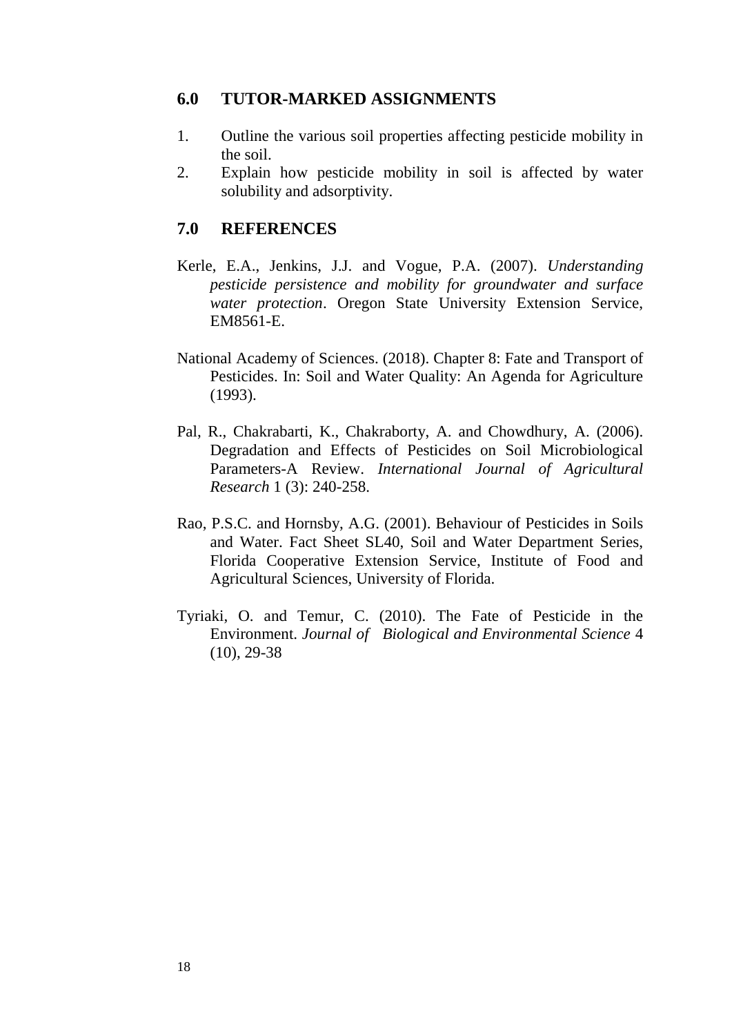## 6.0 TUTOR-MARKED ASSIGNMENTS

1. Outline the various soil properties affecting pesticide mobility in the soil.
2. Explain how pesticide mobility in soil is affected by water solubility and adsorptivity.

## 7.0 REFERENCES

Kerle, E.A., Jenkins, J.J. and Vogue, P.A. (2007). *Understanding pesticide persistence and mobility for groundwater and surface water protection*. Oregon State University Extension Service, EM8561-E.

National Academy of Sciences. (2018). Chapter 8: Fate and Transport of Pesticides. In: Soil and Water Quality: An Agenda for Agriculture (1993).

Pal, R., Chakrabarti, K., Chakraborty, A. and Chowdhury, A. (2006). Degradation and Effects of Pesticides on Soil Microbiological Parameters-A Review. *International Journal of Agricultural Research* 1 (3): 240-258.

Rao, P.S.C. and Hornsby, A.G. (2001). Behaviour of Pesticides in Soils and Water. Fact Sheet SL40, Soil and Water Department Series, Florida Cooperative Extension Service, Institute of Food and Agricultural Sciences, University of Florida.

Tyriaki, O. and Temur, C. (2010). The Fate of Pesticide in the Environment. *Journal of Biological and Environmental Science* 4 (10), 29-38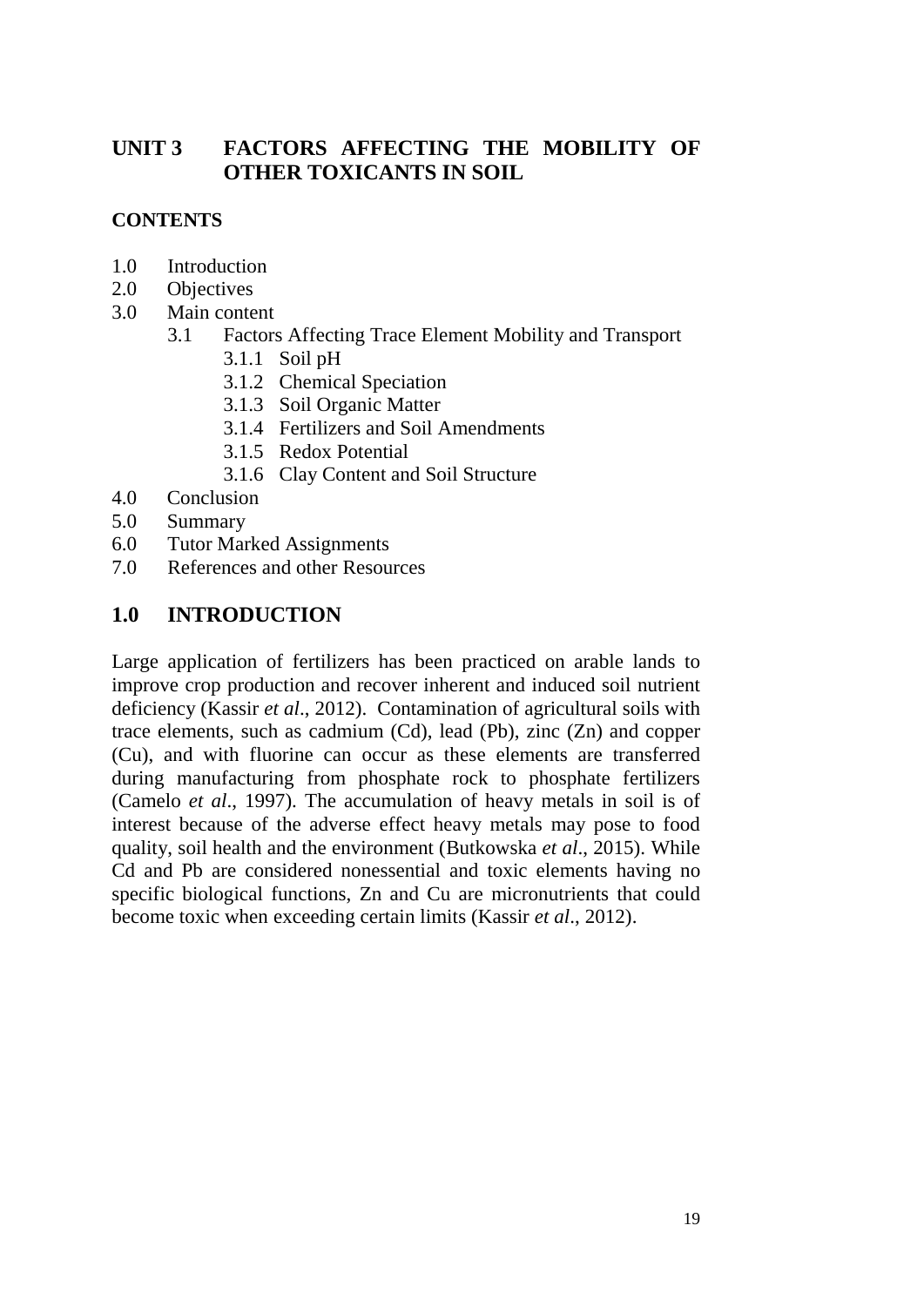# UNIT 3 FACTORS AFFECTING THE MOBILITY OF OTHER TOXICANTS IN SOIL

**CONTENTS**

- 1.0 Introduction
- 2.0 Objectives
- 3.0 Main content
  - 3.1 Factors Affecting Trace Element Mobility and Transport
    - 3.1.1 Soil pH
    - 3.1.2 Chemical Speciation
    - 3.1.3 Soil Organic Matter
    - 3.1.4 Fertilizers and Soil Amendments
    - 3.1.5 Redox Potential
    - 3.1.6 Clay Content and Soil Structure
- 4.0 Conclusion
- 5.0 Summary
- 6.0 Tutor Marked Assignments
- 7.0 References and other Resources

## 1.0 INTRODUCTION

Large application of fertilizers has been practiced on arable lands to improve crop production and recover inherent and induced soil nutrient deficiency (Kassir *et al*., 2012). Contamination of agricultural soils with trace elements, such as cadmium (Cd), lead (Pb), zinc (Zn) and copper (Cu), and with fluorine can occur as these elements are transferred during manufacturing from phosphate rock to phosphate fertilizers (Camelo *et al*., 1997). The accumulation of heavy metals in soil is of interest because of the adverse effect heavy metals may pose to food quality, soil health and the environment (Butkowska *et al*., 2015). While Cd and Pb are considered nonessential and toxic elements having no specific biological functions, Zn and Cu are micronutrients that could become toxic when exceeding certain limits (Kassir *et al*., 2012).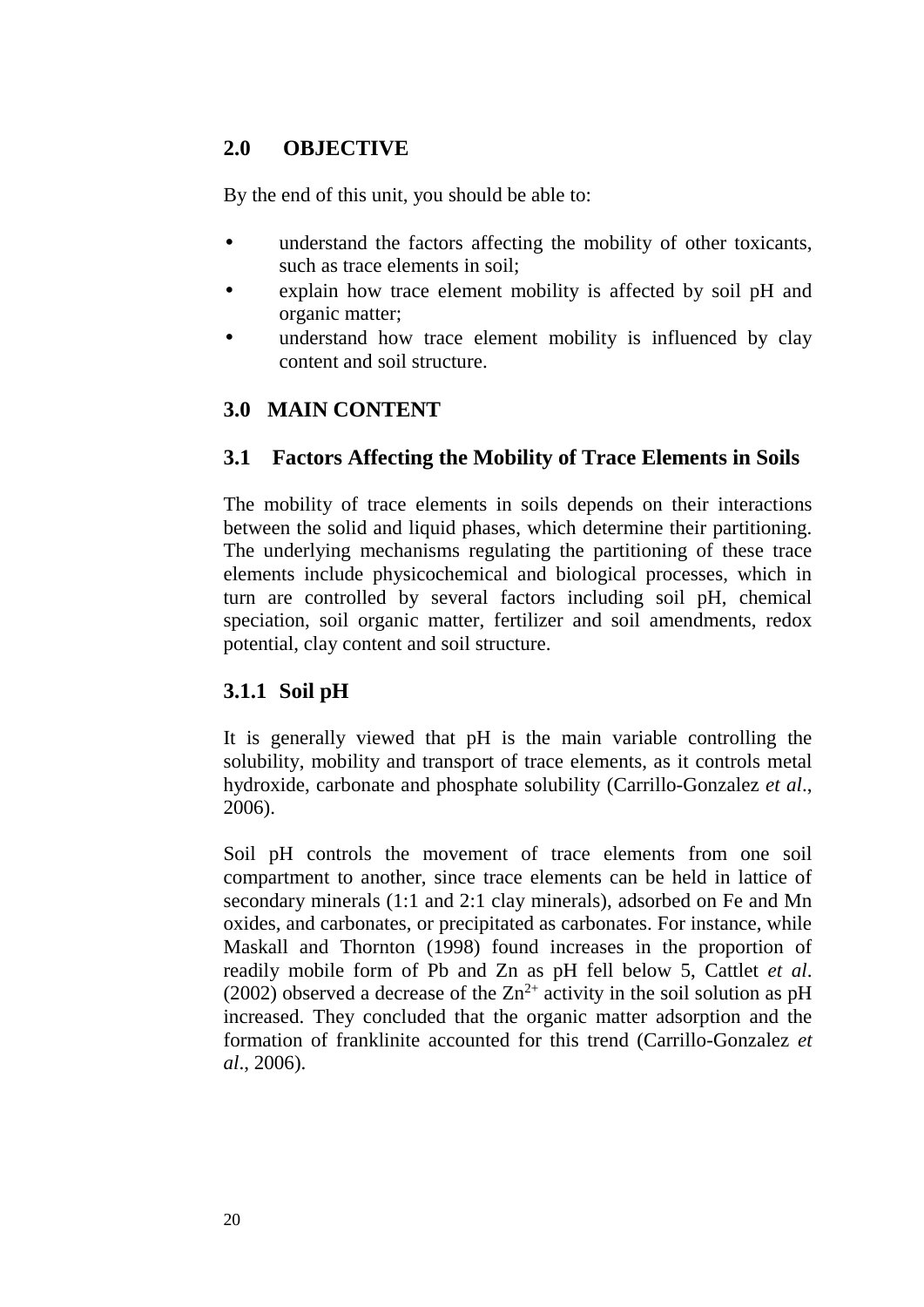## 2.0 OBJECTIVE

By the end of this unit, you should be able to:

- understand the factors affecting the mobility of other toxicants, such as trace elements in soil;
- explain how trace element mobility is affected by soil pH and organic matter;
- understand how trace element mobility is influenced by clay content and soil structure.

## 3.0 MAIN CONTENT

### 3.1 Factors Affecting the Mobility of Trace Elements in Soils

The mobility of trace elements in soils depends on their interactions between the solid and liquid phases, which determine their partitioning. The underlying mechanisms regulating the partitioning of these trace elements include physicochemical and biological processes, which in turn are controlled by several factors including soil pH, chemical speciation, soil organic matter, fertilizer and soil amendments, redox potential, clay content and soil structure.

#### 3.1.1 Soil pH

It is generally viewed that pH is the main variable controlling the solubility, mobility and transport of trace elements, as it controls metal hydroxide, carbonate and phosphate solubility (Carrillo-Gonzalez *et al*., 2006).

Soil pH controls the movement of trace elements from one soil compartment to another, since trace elements can be held in lattice of secondary minerals (1:1 and 2:1 clay minerals), adsorbed on Fe and Mn oxides, and carbonates, or precipitated as carbonates. For instance, while Maskall and Thornton (1998) found increases in the proportion of readily mobile form of Pb and Zn as pH fell below 5, Cattlet *et al*. (2002) observed a decrease of the $Zn^{2+}$ activity in the soil solution as pH increased. They concluded that the organic matter adsorption and the formation of franklinite accounted for this trend (Carrillo-Gonzalez *et al*., 2006).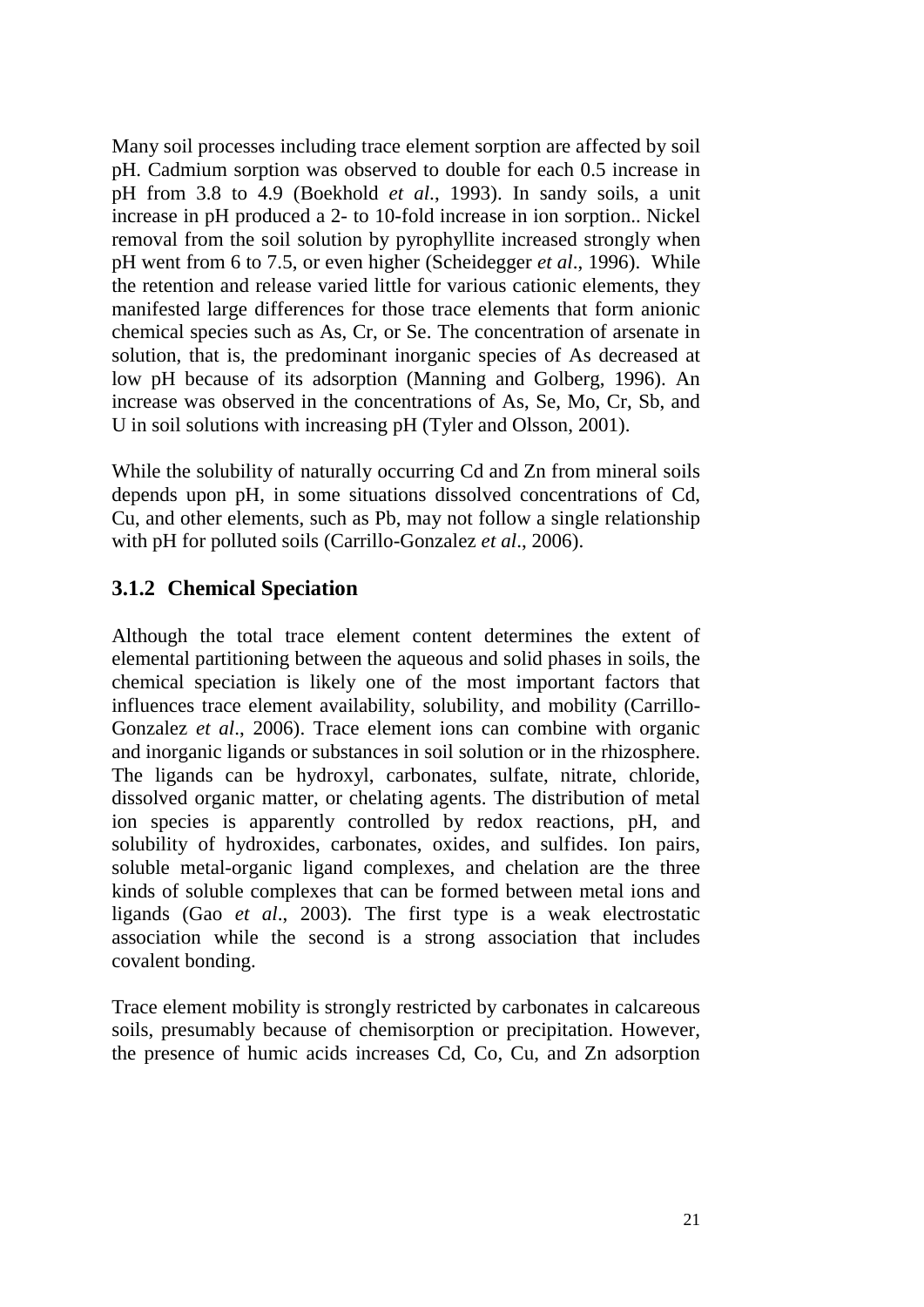Many soil processes including trace element sorption are affected by soil pH. Cadmium sorption was observed to double for each 0.5 increase in pH from 3.8 to 4.9 (Boekhold *et al.*, 1993). In sandy soils, a unit increase in pH produced a 2- to 10-fold increase in ion sorption.. Nickel removal from the soil solution by pyrophyllite increased strongly when pH went from 6 to 7.5, or even higher (Scheidegger *et al*., 1996). While the retention and release varied little for various cationic elements, they manifested large differences for those trace elements that form anionic chemical species such as As, Cr, or Se. The concentration of arsenate in solution, that is, the predominant inorganic species of As decreased at low pH because of its adsorption (Manning and Golberg, 1996). An increase was observed in the concentrations of As, Se, Mo, Cr, Sb, and U in soil solutions with increasing pH (Tyler and Olsson, 2001).

While the solubility of naturally occurring Cd and Zn from mineral soils depends upon pH, in some situations dissolved concentrations of Cd, Cu, and other elements, such as Pb, may not follow a single relationship with pH for polluted soils (Carrillo-Gonzalez *et al*., 2006).

### 3.1.2 Chemical Speciation

Although the total trace element content determines the extent of elemental partitioning between the aqueous and solid phases in soils, the chemical speciation is likely one of the most important factors that influences trace element availability, solubility, and mobility (Carrillo-Gonzalez *et al*., 2006). Trace element ions can combine with organic and inorganic ligands or substances in soil solution or in the rhizosphere. The ligands can be hydroxyl, carbonates, sulfate, nitrate, chloride, dissolved organic matter, or chelating agents. The distribution of metal ion species is apparently controlled by redox reactions, pH, and solubility of hydroxides, carbonates, oxides, and sulfides. Ion pairs, soluble metal-organic ligand complexes, and chelation are the three kinds of soluble complexes that can be formed between metal ions and ligands (Gao *et al*., 2003). The first type is a weak electrostatic association while the second is a strong association that includes covalent bonding.

Trace element mobility is strongly restricted by carbonates in calcareous soils, presumably because of chemisorption or precipitation. However, the presence of humic acids increases Cd, Co, Cu, and Zn adsorption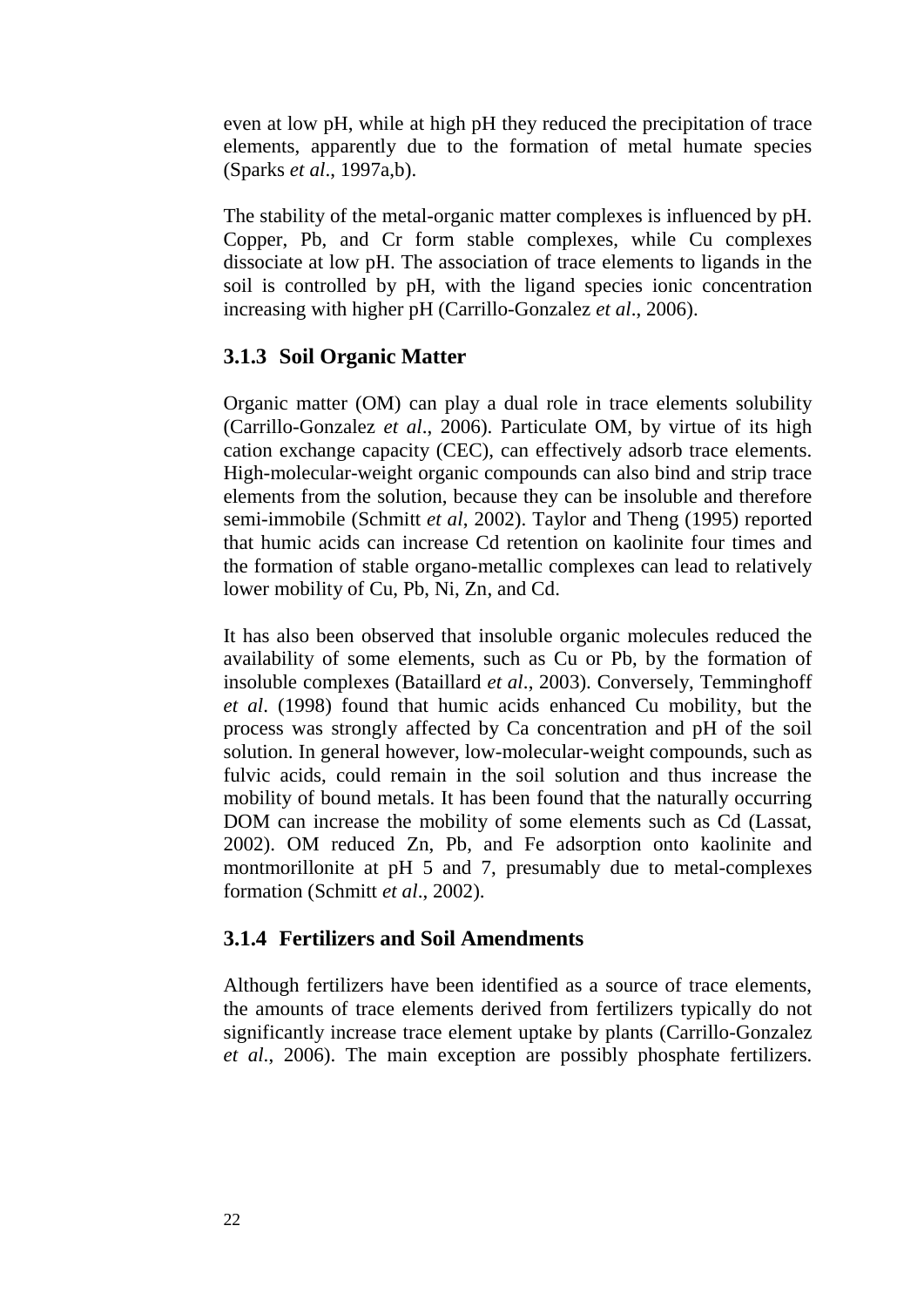even at low pH, while at high pH they reduced the precipitation of trace elements, apparently due to the formation of metal humate species (Sparks *et al*., 1997a,b).

The stability of the metal-organic matter complexes is influenced by pH. Copper, Pb, and Cr form stable complexes, while Cu complexes dissociate at low pH. The association of trace elements to ligands in the soil is controlled by pH, with the ligand species ionic concentration increasing with higher pH (Carrillo-Gonzalez *et al*., 2006).

### 3.1.3 Soil Organic Matter

Organic matter (OM) can play a dual role in trace elements solubility (Carrillo-Gonzalez *et al*., 2006). Particulate OM, by virtue of its high cation exchange capacity (CEC), can effectively adsorb trace elements. High-molecular-weight organic compounds can also bind and strip trace elements from the solution, because they can be insoluble and therefore semi-immobile (Schmitt *et al*, 2002). Taylor and Theng (1995) reported that humic acids can increase Cd retention on kaolinite four times and the formation of stable organo-metallic complexes can lead to relatively lower mobility of Cu, Pb, Ni, Zn, and Cd.

It has also been observed that insoluble organic molecules reduced the availability of some elements, such as Cu or Pb, by the formation of insoluble complexes (Bataillard *et al*., 2003). Conversely, Temminghoff *et al*. (1998) found that humic acids enhanced Cu mobility, but the process was strongly affected by Ca concentration and pH of the soil solution. In general however, low-molecular-weight compounds, such as fulvic acids, could remain in the soil solution and thus increase the mobility of bound metals. It has been found that the naturally occurring DOM can increase the mobility of some elements such as Cd (Lassat, 2002). OM reduced Zn, Pb, and Fe adsorption onto kaolinite and montmorillonite at pH 5 and 7, presumably due to metal-complexes formation (Schmitt *et al*., 2002).

### 3.1.4 Fertilizers and Soil Amendments

Although fertilizers have been identified as a source of trace elements, the amounts of trace elements derived from fertilizers typically do not significantly increase trace element uptake by plants (Carrillo-Gonzalez *et al*., 2006). The main exception are possibly phosphate fertilizers.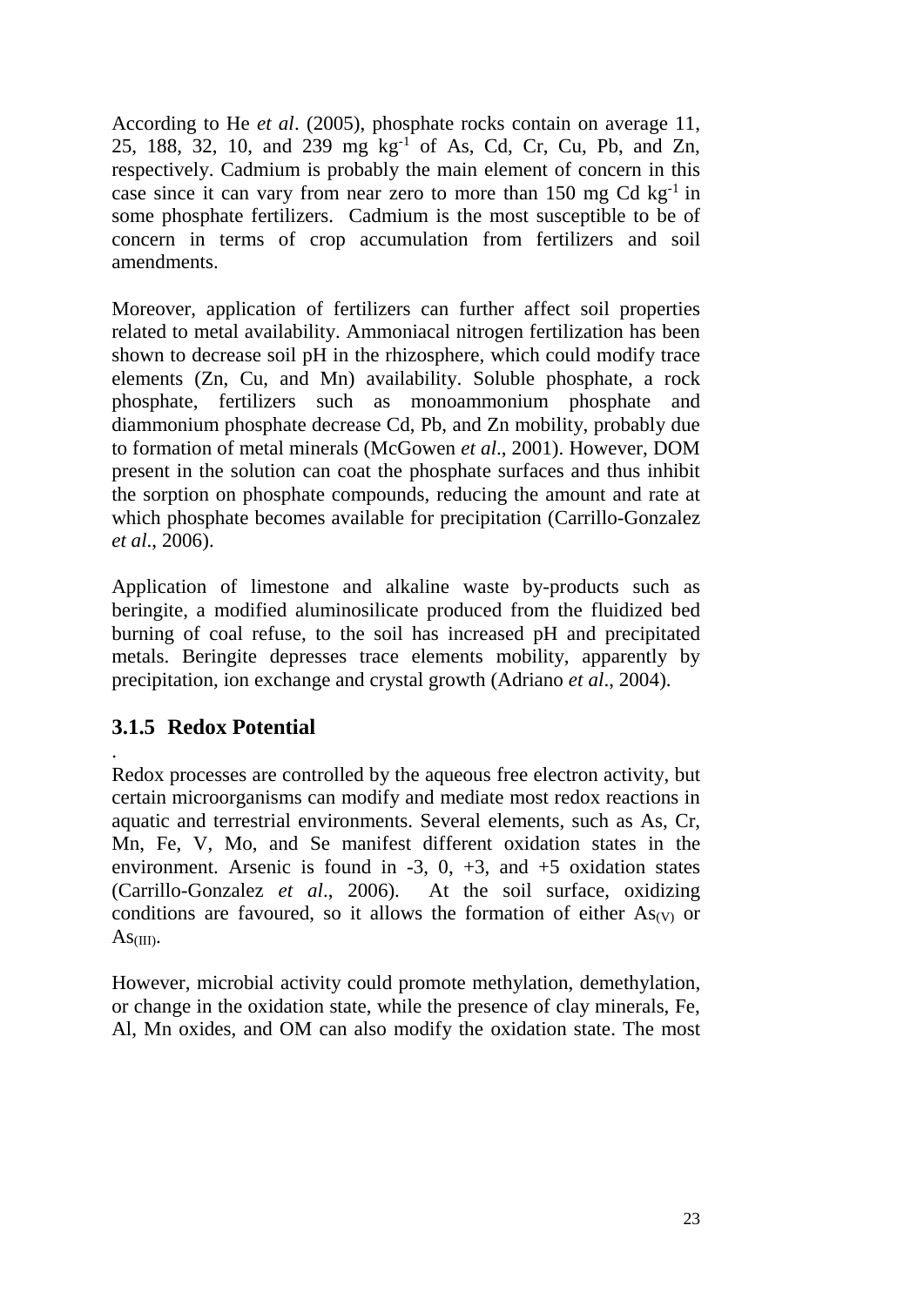According to He *et al*. (2005), phosphate rocks contain on average 11, 25, 188, 32, 10, and 239 mg $kg^{-1}$ of As, Cd, Cr, Cu, Pb, and Zn, respectively. Cadmium is probably the main element of concern in this case since it can vary from near zero to more than 150 mg Cd $kg^{-1}$ in some phosphate fertilizers. Cadmium is the most susceptible to be of concern in terms of crop accumulation from fertilizers and soil amendments.

Moreover, application of fertilizers can further affect soil properties related to metal availability. Ammoniacal nitrogen fertilization has been shown to decrease soil pH in the rhizosphere, which could modify trace elements (Zn, Cu, and Mn) availability. Soluble phosphate, a rock phosphate, fertilizers such as monoammonium phosphate and diammonium phosphate decrease Cd, Pb, and Zn mobility, probably due to formation of metal minerals (McGowen *et al*., 2001). However, DOM present in the solution can coat the phosphate surfaces and thus inhibit the sorption on phosphate compounds, reducing the amount and rate at which phosphate becomes available for precipitation (Carrillo-Gonzalez *et al*., 2006).

Application of limestone and alkaline waste by-products such as beringite, a modified aluminosilicate produced from the fluidized bed burning of coal refuse, to the soil has increased pH and precipitated metals. Beringite depresses trace elements mobility, apparently by precipitation, ion exchange and crystal growth (Adriano *et al*., 2004).

### 3.1.5 Redox Potential

.

Redox processes are controlled by the aqueous free electron activity, but certain microorganisms can modify and mediate most redox reactions in aquatic and terrestrial environments. Several elements, such as As, Cr, Mn, Fe, V, Mo, and Se manifest different oxidation states in the environment. Arsenic is found in -3, 0, +3, and +5 oxidation states (Carrillo-Gonzalez *et al*., 2006). At the soil surface, oxidizing conditions are favoured, so it allows the formation of either $As_{(V)}$ or $As_{(III)}$.

However, microbial activity could promote methylation, demethylation, or change in the oxidation state, while the presence of clay minerals, Fe, Al, Mn oxides, and OM can also modify the oxidation state. The most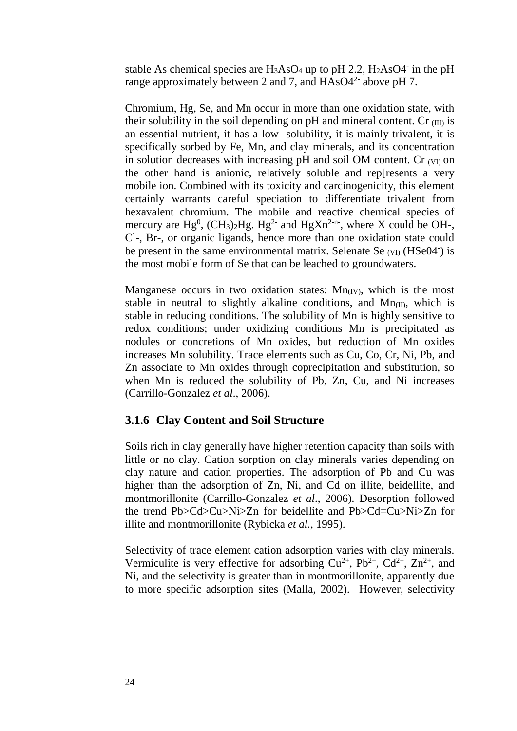stable As chemical species are $H_3AsO_4$ up to pH 2.2, $H_2AsO4^-$ in the pH range approximately between 2 and 7, and $HAsO4^{2-}$ above pH 7.

Chromium, Hg, Se, and Mn occur in more than one oxidation state, with their solubility in the soil depending on pH and mineral content. Cr $_{(III)}$ is an essential nutrient, it has a low solubility, it is mainly trivalent, it is specifically sorbed by Fe, Mn, and clay minerals, and its concentration in solution decreases with increasing pH and soil OM content. Cr $_{(VI)}$ on the other hand is anionic, relatively soluble and rep[resents a very mobile ion. Combined with its toxicity and carcinogenicity, this element certainly warrants careful speciation to differentiate trivalent from hexavalent chromium. The mobile and reactive chemical species of mercury are $Hg^0$, $(CH_3)_2Hg$. $Hg^{2-}$ and $HgXn^{2-n-}$, where X could be OH-, Cl-, Br-, or organic ligands, hence more than one oxidation state could be present in the same environmental matrix. Selenate Se $_{(VI)}$ ($HSe04^-$) is the most mobile form of Se that can be leached to groundwaters.

Manganese occurs in two oxidation states: $Mn_{(IV)}$, which is the most stable in neutral to slightly alkaline conditions, and $Mn_{(II)}$, which is stable in reducing conditions. The solubility of Mn is highly sensitive to redox conditions; under oxidizing conditions Mn is precipitated as nodules or concretions of Mn oxides, but reduction of Mn oxides increases Mn solubility. Trace elements such as Cu, Co, Cr, Ni, Pb, and Zn associate to Mn oxides through coprecipitation and substitution, so when Mn is reduced the solubility of Pb, Zn, Cu, and Ni increases (Carrillo-Gonzalez *et al*., 2006).

### 3.1.6 Clay Content and Soil Structure

Soils rich in clay generally have higher retention capacity than soils with little or no clay. Cation sorption on clay minerals varies depending on clay nature and cation properties. The adsorption of Pb and Cu was higher than the adsorption of Zn, Ni, and Cd on illite, beidellite, and montmorillonite (Carrillo-Gonzalez *et al*., 2006). Desorption followed the trend Pb>Cd>Cu>Ni>Zn for beidellite and Pb>Cd=Cu>Ni>Zn for illite and montmorillonite (Rybicka *et al.*, 1995).

Selectivity of trace element cation adsorption varies with clay minerals. Vermiculite is very effective for adsorbing $Cu^{2+}$, $Pb^{2+}$, $Cd^{2+}$, $Zn^{2+}$, and Ni, and the selectivity is greater than in montmorillonite, apparently due to more specific adsorption sites (Malla, 2002). However, selectivity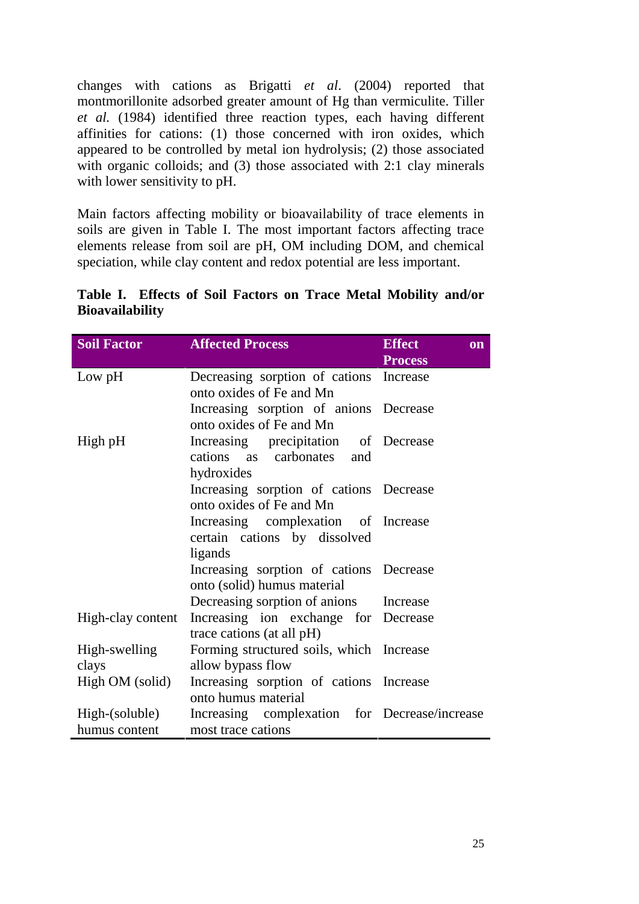changes with cations as Brigatti *et al.* (2004) reported that montmorillonite adsorbed greater amount of Hg than vermiculite. Tiller *et al.* (1984) identified three reaction types, each having different affinities for cations: (1) those concerned with iron oxides, which appeared to be controlled by metal ion hydrolysis; (2) those associated with organic colloids; and (3) those associated with 2:1 clay minerals with lower sensitivity to pH.

Main factors affecting mobility or bioavailability of trace elements in soils are given in Table I. The most important factors affecting trace elements release from soil are pH, OM including DOM, and chemical speciation, while clay content and redox potential are less important.

**Table I. Effects of Soil Factors on Trace Metal Mobility and/or Bioavailability**

| Soil Factor | Affected Process | Effect on Process |
|---|---|---|
| Low pH | Decreasing sorption of cations onto oxides of Fe and Mn | Increase |
| | Increasing sorption of anions onto oxides of Fe and Mn | Decrease |
| High pH | Increasing precipitation of cations as carbonates and hydroxides | Decrease |
| | Increasing sorption of cations onto oxides of Fe and Mn | Decrease |
| | Increasing complexation of certain cations by dissolved ligands | Increase |
| | Increasing sorption of cations onto (solid) humus material | Decrease |
| | Decreasing sorption of anions | Increase |
| High-clay content | Increasing ion exchange for trace cations (at all pH) | Decrease |
| High-swelling clays | Forming structured soils, which allow bypass flow | Increase |
| High OM (solid) | Increasing sorption of cations onto humus material | Increase |
| High-(soluble) humus content | Increasing complexation for most trace cations | Decrease/increase |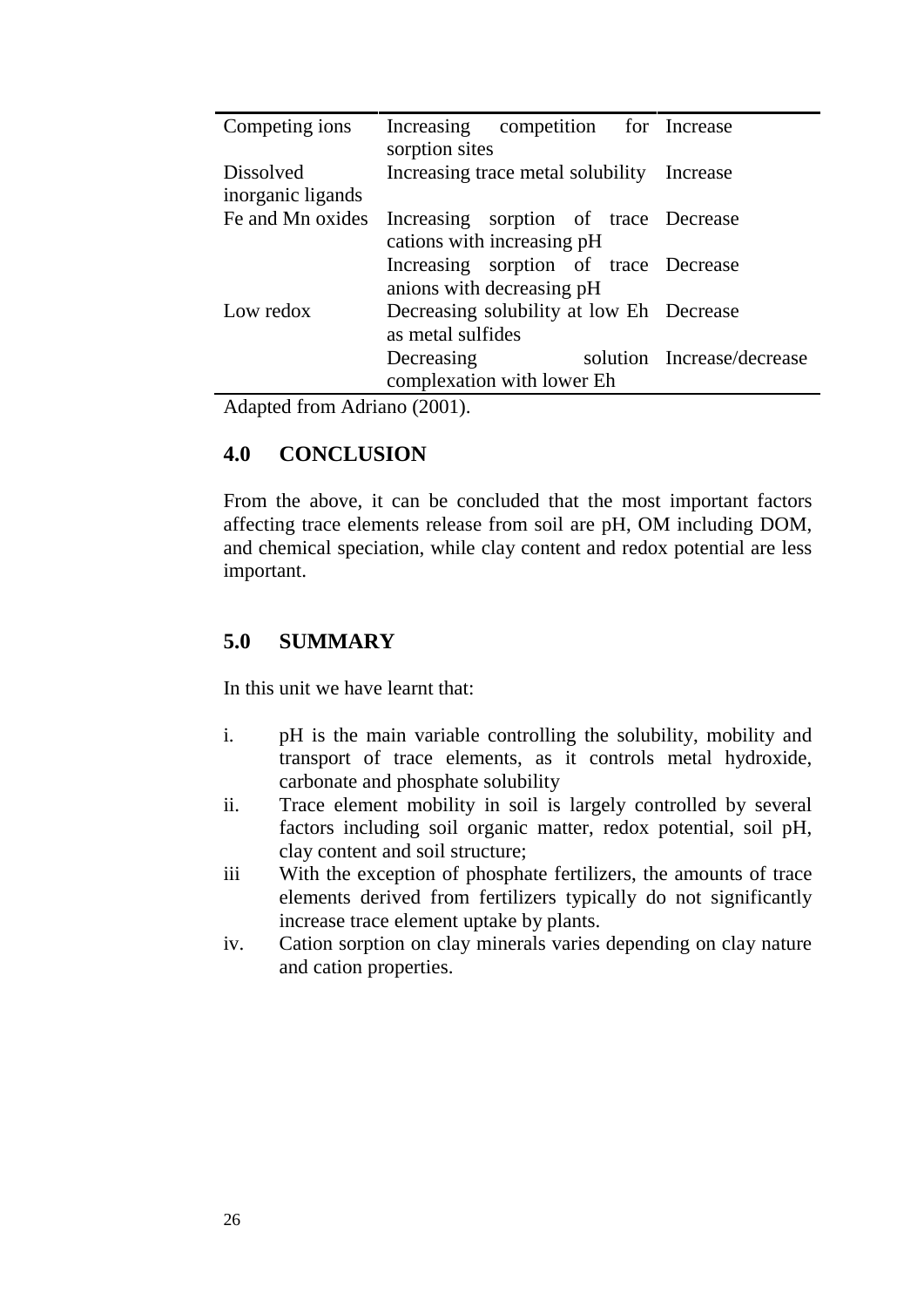| | | |
|---|---|---|
| Competing ions | Increasing competition for sorption sites | Increase |
| Dissolved inorganic ligands | Increasing trace metal solubility | Increase |
| Fe and Mn oxides | Increasing sorption of trace cations with increasing pH | Decrease |
| | Increasing sorption of trace anions with decreasing pH | Decrease |
| Low redox | Decreasing solubility at low Eh as metal sulfides | Decrease |
| | Decreasing solution complexation with lower Eh | Increase/decrease |

Adapted from Adriano (2001).

## 4.0 CONCLUSION

From the above, it can be concluded that the most important factors affecting trace elements release from soil are pH, OM including DOM, and chemical speciation, while clay content and redox potential are less important.

## 5.0 SUMMARY

In this unit we have learnt that:

i. pH is the main variable controlling the solubility, mobility and transport of trace elements, as it controls metal hydroxide, carbonate and phosphate solubility
ii. Trace element mobility in soil is largely controlled by several factors including soil organic matter, redox potential, soil pH, clay content and soil structure;
iii With the exception of phosphate fertilizers, the amounts of trace elements derived from fertilizers typically do not significantly increase trace element uptake by plants.
iv. Cation sorption on clay minerals varies depending on clay nature and cation properties.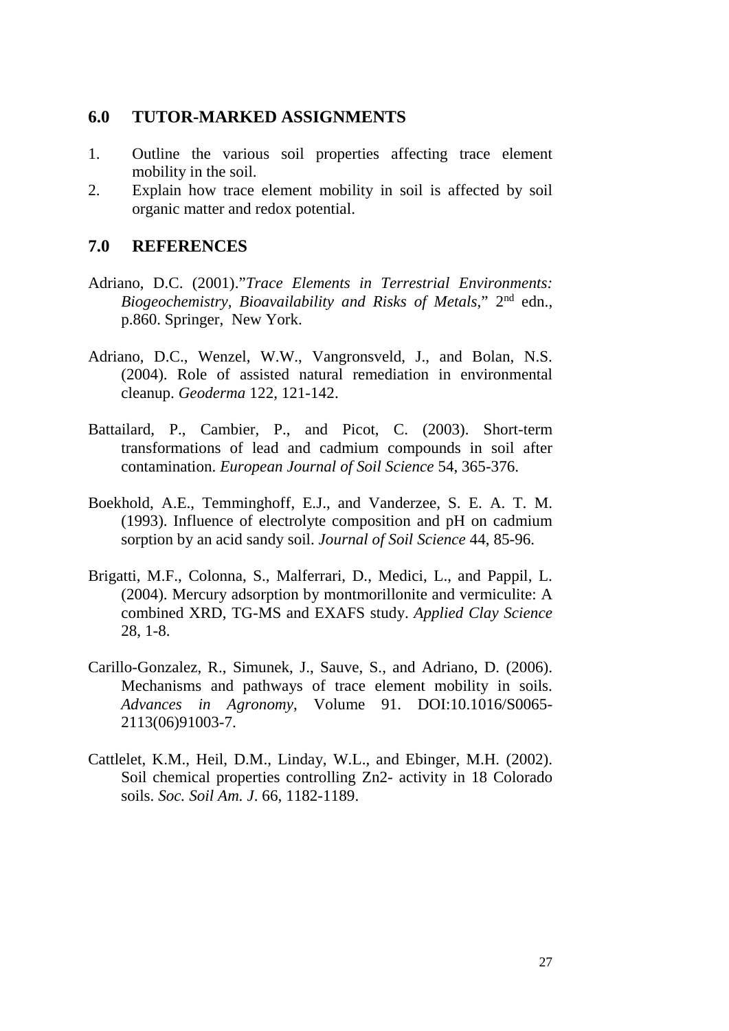## 6.0 TUTOR-MARKED ASSIGNMENTS

1. Outline the various soil properties affecting trace element mobility in the soil.
2. Explain how trace element mobility in soil is affected by soil organic matter and redox potential.

## 7.0 REFERENCES

Adriano, D.C. (2001)."*Trace Elements in Terrestrial Environments: Biogeochemistry, Bioavailability and Risks of Metals*," 2nd edn., p.860. Springer, New York.

Adriano, D.C., Wenzel, W.W., Vangronsveld, J., and Bolan, N.S. (2004). Role of assisted natural remediation in environmental cleanup. *Geoderma* 122, 121-142.

Battailard, P., Cambier, P., and Picot, C. (2003). Short-term transformations of lead and cadmium compounds in soil after contamination. *European Journal of Soil Science* 54, 365-376.

Boekhold, A.E., Temminghoff, E.J., and Vanderzee, S. E. A. T. M. (1993). Influence of electrolyte composition and pH on cadmium sorption by an acid sandy soil. *Journal of Soil Science* 44, 85-96.

Brigatti, M.F., Colonna, S., Malferrari, D., Medici, L., and Pappil, L. (2004). Mercury adsorption by montmorillonite and vermiculite: A combined XRD, TG-MS and EXAFS study. *Applied Clay Science* 28, 1-8.

Carillo-Gonzalez, R., Simunek, J., Sauve, S., and Adriano, D. (2006). Mechanisms and pathways of trace element mobility in soils. *Advances in Agronomy*, Volume 91. DOI:10.1016/S0065-2113(06)91003-7.

Cattlelet, K.M., Heil, D.M., Linday, W.L., and Ebinger, M.H. (2002). Soil chemical properties controlling Zn2- activity in 18 Colorado soils. *Soc. Soil Am. J*. 66, 1182-1189.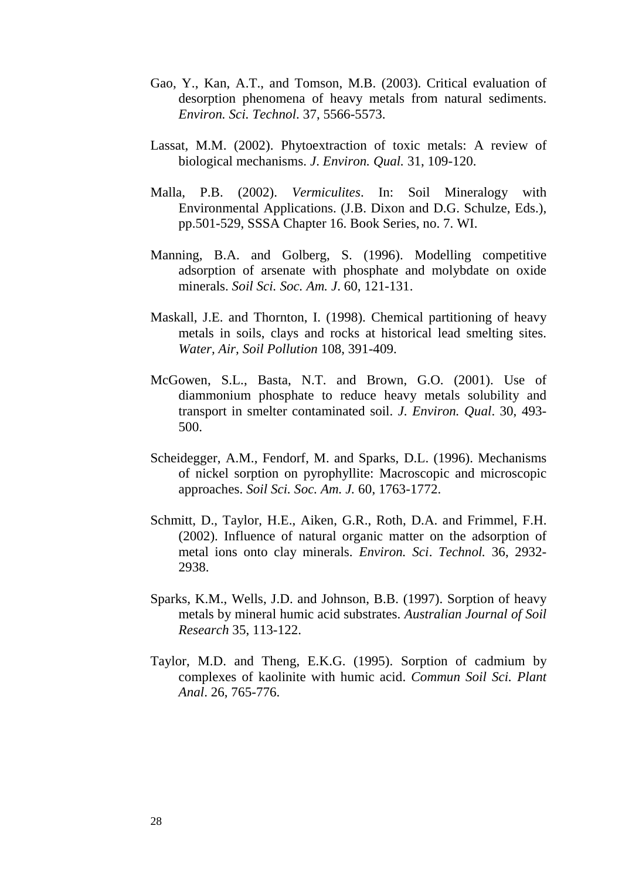Gao, Y., Kan, A.T., and Tomson, M.B. (2003). Critical evaluation of desorption phenomena of heavy metals from natural sediments. *Environ. Sci. Technol.* 37, 5566-5573.

Lassat, M.M. (2002). Phytoextraction of toxic metals: A review of biological mechanisms. *J. Environ. Qual.* 31, 109-120.

Malla, P.B. (2002). *Vermiculites*. In: Soil Mineralogy with Environmental Applications. (J.B. Dixon and D.G. Schulze, Eds.), pp.501-529, SSSA Chapter 16. Book Series, no. 7. WI.

Manning, B.A. and Golberg, S. (1996). Modelling competitive adsorption of arsenate with phosphate and molybdate on oxide minerals. *Soil Sci. Soc. Am. J*. 60, 121-131.

Maskall, J.E. and Thornton, I. (1998). Chemical partitioning of heavy metals in soils, clays and rocks at historical lead smelting sites. *Water, Air, Soil Pollution* 108, 391-409.

McGowen, S.L., Basta, N.T. and Brown, G.O. (2001). Use of diammonium phosphate to reduce heavy metals solubility and transport in smelter contaminated soil. *J. Environ. Qual*. 30, 493-500.

Scheidegger, A.M., Fendorf, M. and Sparks, D.L. (1996). Mechanisms of nickel sorption on pyrophyllite: Macroscopic and microscopic approaches. *Soil Sci. Soc. Am. J.* 60, 1763-1772.

Schmitt, D., Taylor, H.E., Aiken, G.R., Roth, D.A. and Frimmel, F.H. (2002). Influence of natural organic matter on the adsorption of metal ions onto clay minerals. *Environ. Sci*. *Technol.* 36, 2932-2938.

Sparks, K.M., Wells, J.D. and Johnson, B.B. (1997). Sorption of heavy metals by mineral humic acid substrates. *Australian Journal of Soil Research* 35, 113-122.

Taylor, M.D. and Theng, E.K.G. (1995). Sorption of cadmium by complexes of kaolinite with humic acid. *Commun Soil Sci. Plant Anal*. 26, 765-776.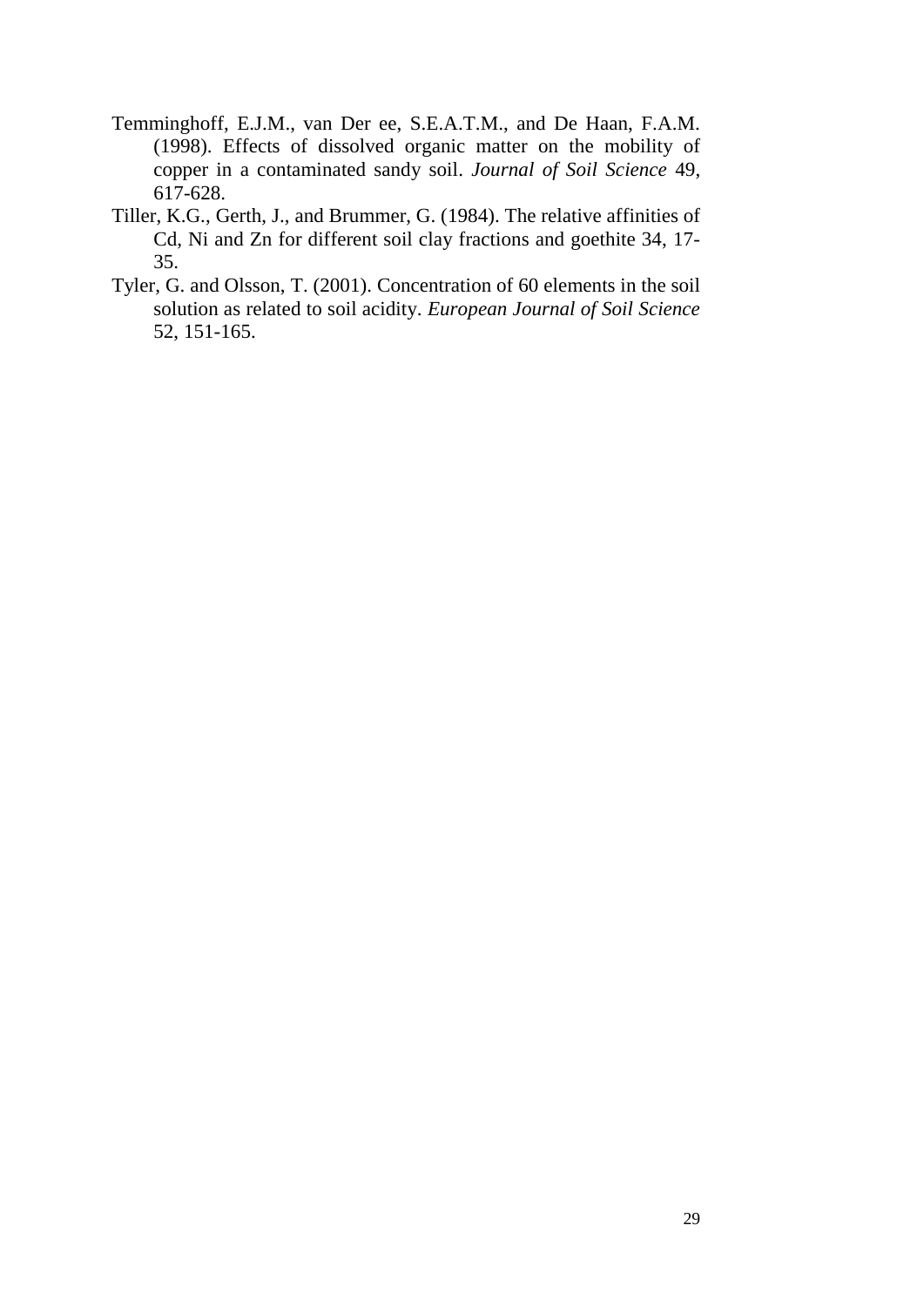Temminghoff, E.J.M., van Der ee, S.E.A.T.M., and De Haan, F.A.M. (1998). Effects of dissolved organic matter on the mobility of copper in a contaminated sandy soil. *Journal of Soil Science* 49, 617-628.

Tiller, K.G., Gerth, J., and Brummer, G. (1984). The relative affinities of Cd, Ni and Zn for different soil clay fractions and goethite 34, 17-35.

Tyler, G. and Olsson, T. (2001). Concentration of 60 elements in the soil solution as related to soil acidity. *European Journal of Soil Science* 52, 151-165.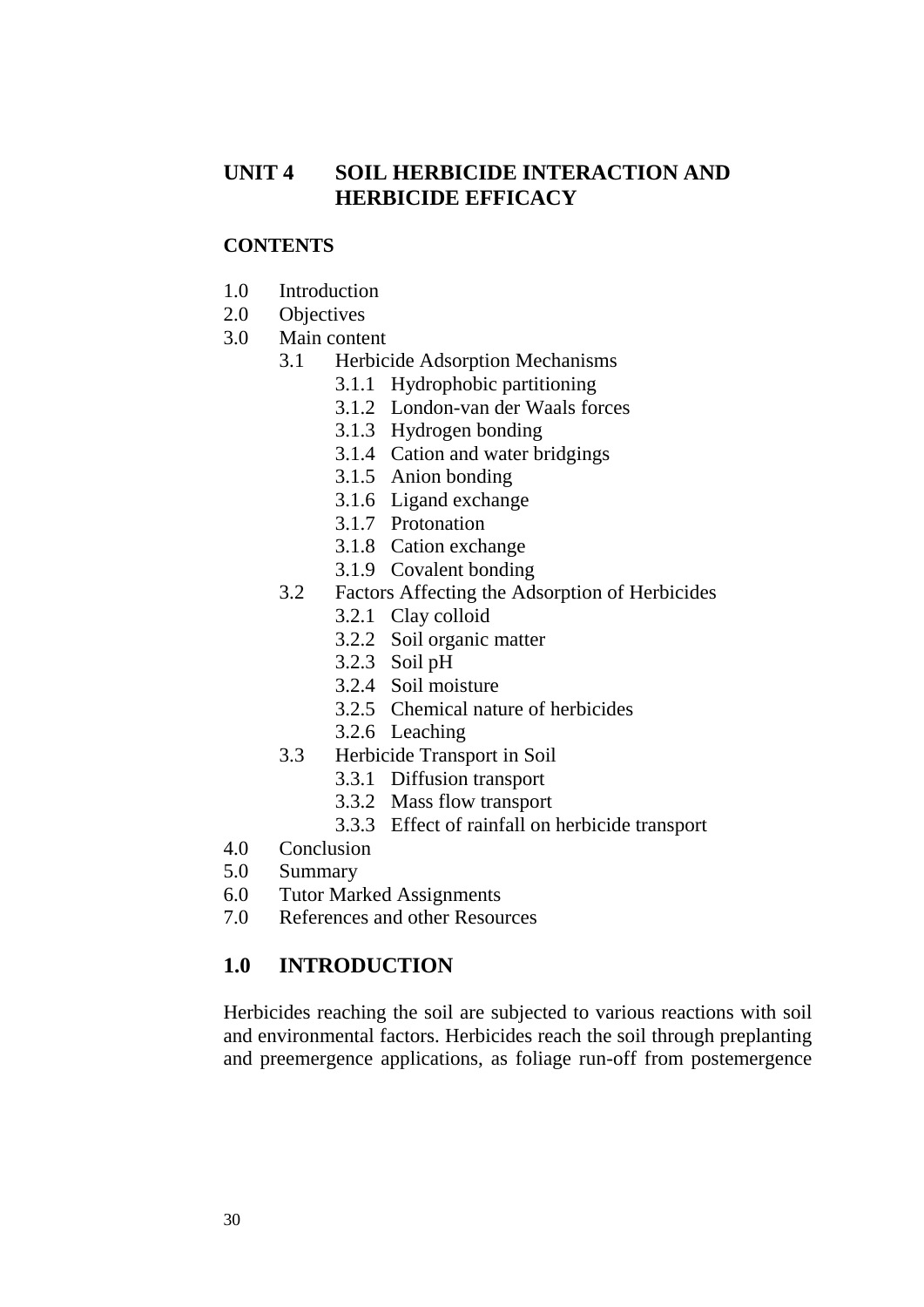# UNIT 4 SOIL HERBICIDE INTERACTION AND HERBICIDE EFFICACY

**CONTENTS**

- 1.0 Introduction
- 2.0 Objectives
- 3.0 Main content
  - 3.1 Herbicide Adsorption Mechanisms
    - 3.1.1 Hydrophobic partitioning
    - 3.1.2 London-van der Waals forces
    - 3.1.3 Hydrogen bonding
    - 3.1.4 Cation and water bridgings
    - 3.1.5 Anion bonding
    - 3.1.6 Ligand exchange
    - 3.1.7 Protonation
    - 3.1.8 Cation exchange
    - 3.1.9 Covalent bonding
  - 3.2 Factors Affecting the Adsorption of Herbicides
    - 3.2.1 Clay colloid
    - 3.2.2 Soil organic matter
    - 3.2.3 Soil pH
    - 3.2.4 Soil moisture
    - 3.2.5 Chemical nature of herbicides
    - 3.2.6 Leaching
  - 3.3 Herbicide Transport in Soil
    - 3.3.1 Diffusion transport
    - 3.3.2 Mass flow transport
    - 3.3.3 Effect of rainfall on herbicide transport
- 4.0 Conclusion
- 5.0 Summary
- 6.0 Tutor Marked Assignments
- 7.0 References and other Resources

## 1.0 INTRODUCTION

Herbicides reaching the soil are subjected to various reactions with soil and environmental factors. Herbicides reach the soil through preplanting and preemergence applications, as foliage run-off from postemergence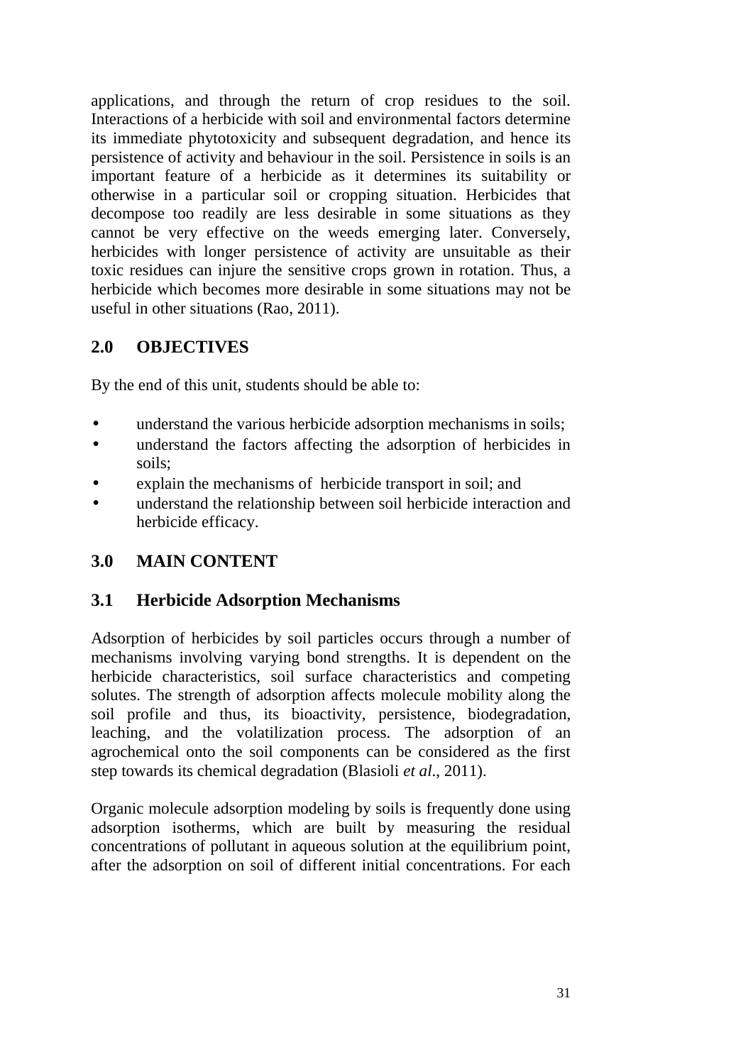applications, and through the return of crop residues to the soil. Interactions of a herbicide with soil and environmental factors determine its immediate phytotoxicity and subsequent degradation, and hence its persistence of activity and behaviour in the soil. Persistence in soils is an important feature of a herbicide as it determines its suitability or otherwise in a particular soil or cropping situation. Herbicides that decompose too readily are less desirable in some situations as they cannot be very effective on the weeds emerging later. Conversely, herbicides with longer persistence of activity are unsuitable as their toxic residues can injure the sensitive crops grown in rotation. Thus, a herbicide which becomes more desirable in some situations may not be useful in other situations (Rao, 2011).

## 2.0 OBJECTIVES

By the end of this unit, students should be able to:

- understand the various herbicide adsorption mechanisms in soils;
- understand the factors affecting the adsorption of herbicides in soils;
- explain the mechanisms of herbicide transport in soil; and
- understand the relationship between soil herbicide interaction and herbicide efficacy.

## 3.0 MAIN CONTENT

### 3.1 Herbicide Adsorption Mechanisms

Adsorption of herbicides by soil particles occurs through a number of mechanisms involving varying bond strengths. It is dependent on the herbicide characteristics, soil surface characteristics and competing solutes. The strength of adsorption affects molecule mobility along the soil profile and thus, its bioactivity, persistence, biodegradation, leaching, and the volatilization process. The adsorption of an agrochemical onto the soil components can be considered as the first step towards its chemical degradation (Blasioli *et al*., 2011).

Organic molecule adsorption modeling by soils is frequently done using adsorption isotherms, which are built by measuring the residual concentrations of pollutant in aqueous solution at the equilibrium point, after the adsorption on soil of different initial concentrations. For each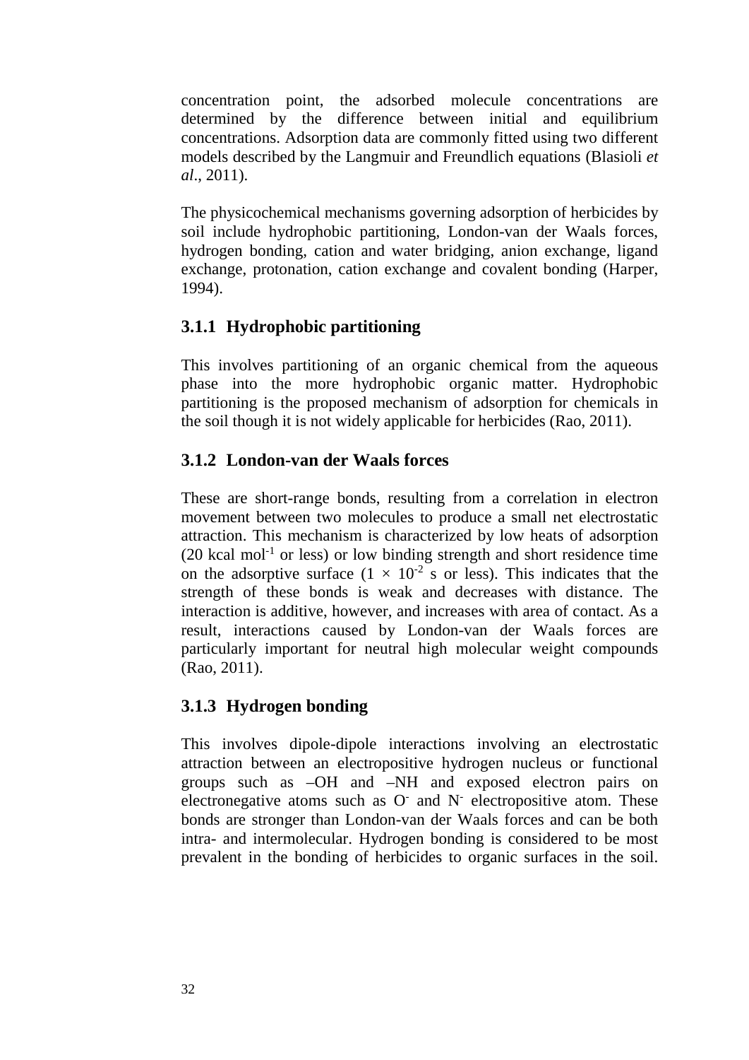concentration point, the adsorbed molecule concentrations are determined by the difference between initial and equilibrium concentrations. Adsorption data are commonly fitted using two different models described by the Langmuir and Freundlich equations (Blasioli *et al*., 2011).

The physicochemical mechanisms governing adsorption of herbicides by soil include hydrophobic partitioning, London-van der Waals forces, hydrogen bonding, cation and water bridging, anion exchange, ligand exchange, protonation, cation exchange and covalent bonding (Harper, 1994).

### 3.1.1 Hydrophobic partitioning

This involves partitioning of an organic chemical from the aqueous phase into the more hydrophobic organic matter. Hydrophobic partitioning is the proposed mechanism of adsorption for chemicals in the soil though it is not widely applicable for herbicides (Rao, 2011).

### 3.1.2 London-van der Waals forces

These are short-range bonds, resulting from a correlation in electron movement between two molecules to produce a small net electrostatic attraction. This mechanism is characterized by low heats of adsorption (20 kcal $mol^{-1}$ or less) or low binding strength and short residence time on the adsorptive surface ($1 \times 10^{-2}$ s or less). This indicates that the strength of these bonds is weak and decreases with distance. The interaction is additive, however, and increases with area of contact. As a result, interactions caused by London-van der Waals forces are particularly important for neutral high molecular weight compounds (Rao, 2011).

### 3.1.3 Hydrogen bonding

This involves dipole-dipole interactions involving an electrostatic attraction between an electropositive hydrogen nucleus or functional groups such as –OH and –NH and exposed electron pairs on electronegative atoms such as $O^-$ and $N^-$ electropositive atom. These bonds are stronger than London-van der Waals forces and can be both intra- and intermolecular. Hydrogen bonding is considered to be most prevalent in the bonding of herbicides to organic surfaces in the soil.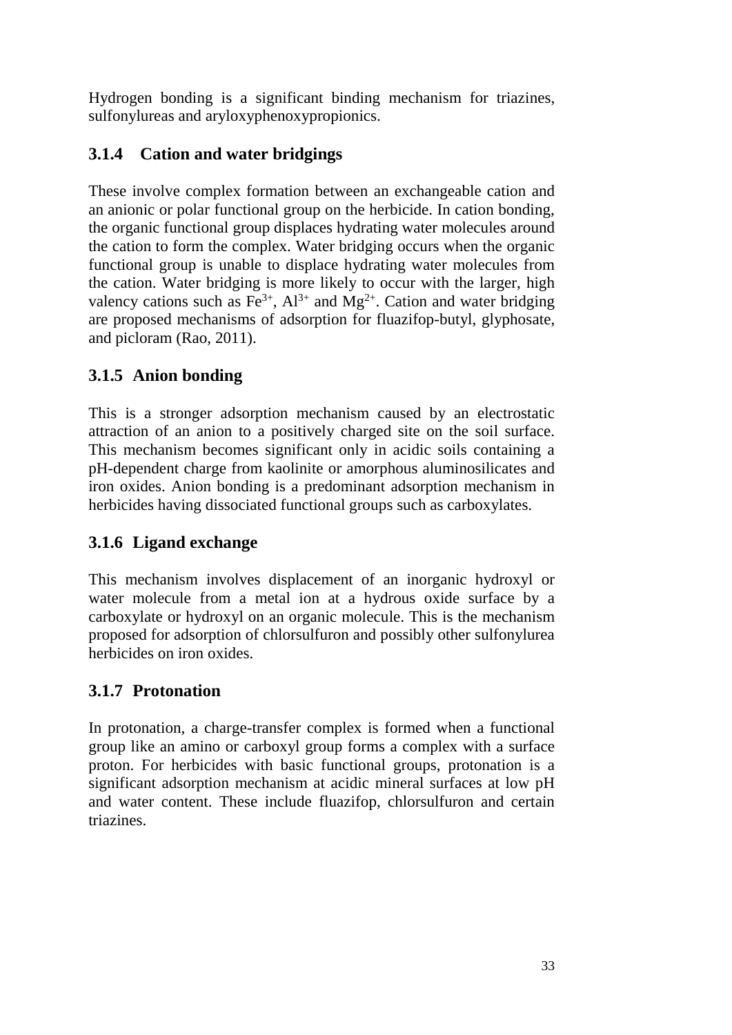Hydrogen bonding is a significant binding mechanism for triazines, sulfonylureas and aryloxyphenoxypropionics.

### 3.1.4 Cation and water bridgings

These involve complex formation between an exchangeable cation and an anionic or polar functional group on the herbicide. In cation bonding, the organic functional group displaces hydrating water molecules around the cation to form the complex. Water bridging occurs when the organic functional group is unable to displace hydrating water molecules from the cation. Water bridging is more likely to occur with the larger, high valency cations such as $Fe^{3+}$, $Al^{3+}$ and $Mg^{2+}$. Cation and water bridging are proposed mechanisms of adsorption for fluazifop-butyl, glyphosate, and picloram (Rao, 2011).

### 3.1.5 Anion bonding

This is a stronger adsorption mechanism caused by an electrostatic attraction of an anion to a positively charged site on the soil surface. This mechanism becomes significant only in acidic soils containing a pH-dependent charge from kaolinite or amorphous aluminosilicates and iron oxides. Anion bonding is a predominant adsorption mechanism in herbicides having dissociated functional groups such as carboxylates.

### 3.1.6 Ligand exchange

This mechanism involves displacement of an inorganic hydroxyl or water molecule from a metal ion at a hydrous oxide surface by a carboxylate or hydroxyl on an organic molecule. This is the mechanism proposed for adsorption of chlorsulfuron and possibly other sulfonylurea herbicides on iron oxides.

### 3.1.7 Protonation

In protonation, a charge-transfer complex is formed when a functional group like an amino or carboxyl group forms a complex with a surface proton. For herbicides with basic functional groups, protonation is a significant adsorption mechanism at acidic mineral surfaces at low pH and water content. These include fluazifop, chlorsulfuron and certain triazines.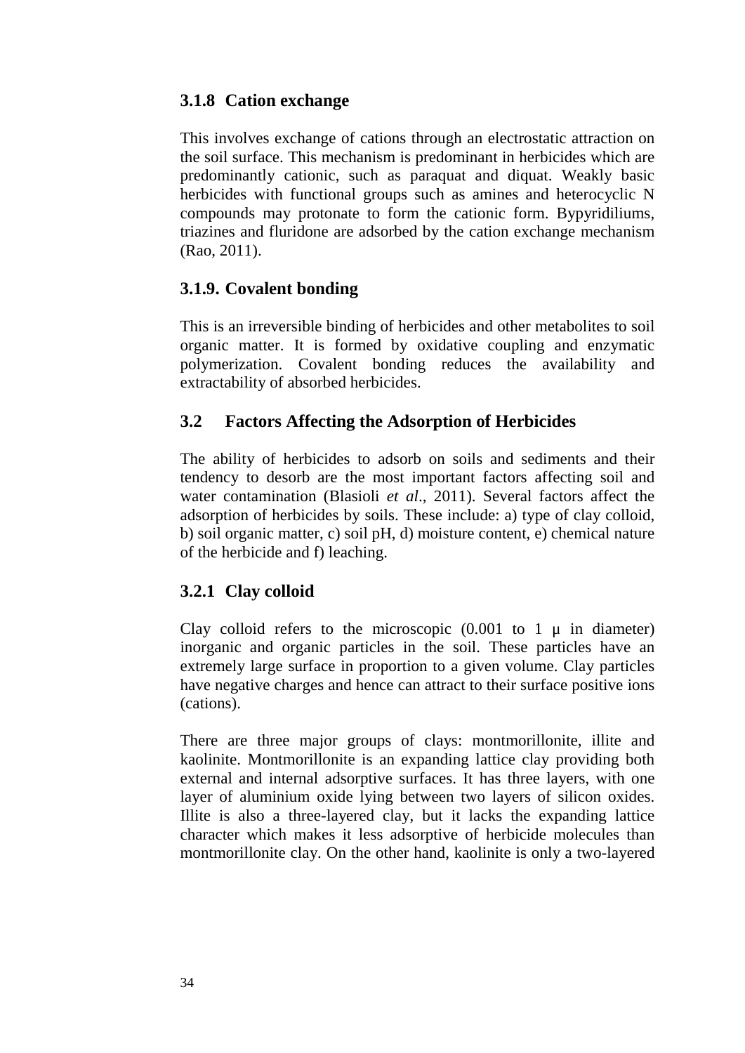### 3.1.8 Cation exchange

This involves exchange of cations through an electrostatic attraction on the soil surface. This mechanism is predominant in herbicides which are predominantly cationic, such as paraquat and diquat. Weakly basic herbicides with functional groups such as amines and heterocyclic N compounds may protonate to form the cationic form. Bypyridiliums, triazines and fluridone are adsorbed by the cation exchange mechanism (Rao, 2011).

### 3.1.9. Covalent bonding

This is an irreversible binding of herbicides and other metabolites to soil organic matter. It is formed by oxidative coupling and enzymatic polymerization. Covalent bonding reduces the availability and extractability of absorbed herbicides.

## 3.2 Factors Affecting the Adsorption of Herbicides

The ability of herbicides to adsorb on soils and sediments and their tendency to desorb are the most important factors affecting soil and water contamination (Blasioli *et al*., 2011). Several factors affect the adsorption of herbicides by soils. These include: a) type of clay colloid, b) soil organic matter, c) soil pH, d) moisture content, e) chemical nature of the herbicide and f) leaching.

### 3.2.1 Clay colloid

Clay colloid refers to the microscopic (0.001 to 1 μ in diameter) inorganic and organic particles in the soil. These particles have an extremely large surface in proportion to a given volume. Clay particles have negative charges and hence can attract to their surface positive ions (cations).

There are three major groups of clays: montmorillonite, illite and kaolinite. Montmorillonite is an expanding lattice clay providing both external and internal adsorptive surfaces. It has three layers, with one layer of aluminium oxide lying between two layers of silicon oxides. Illite is also a three-layered clay, but it lacks the expanding lattice character which makes it less adsorptive of herbicide molecules than montmorillonite clay. On the other hand, kaolinite is only a two-layered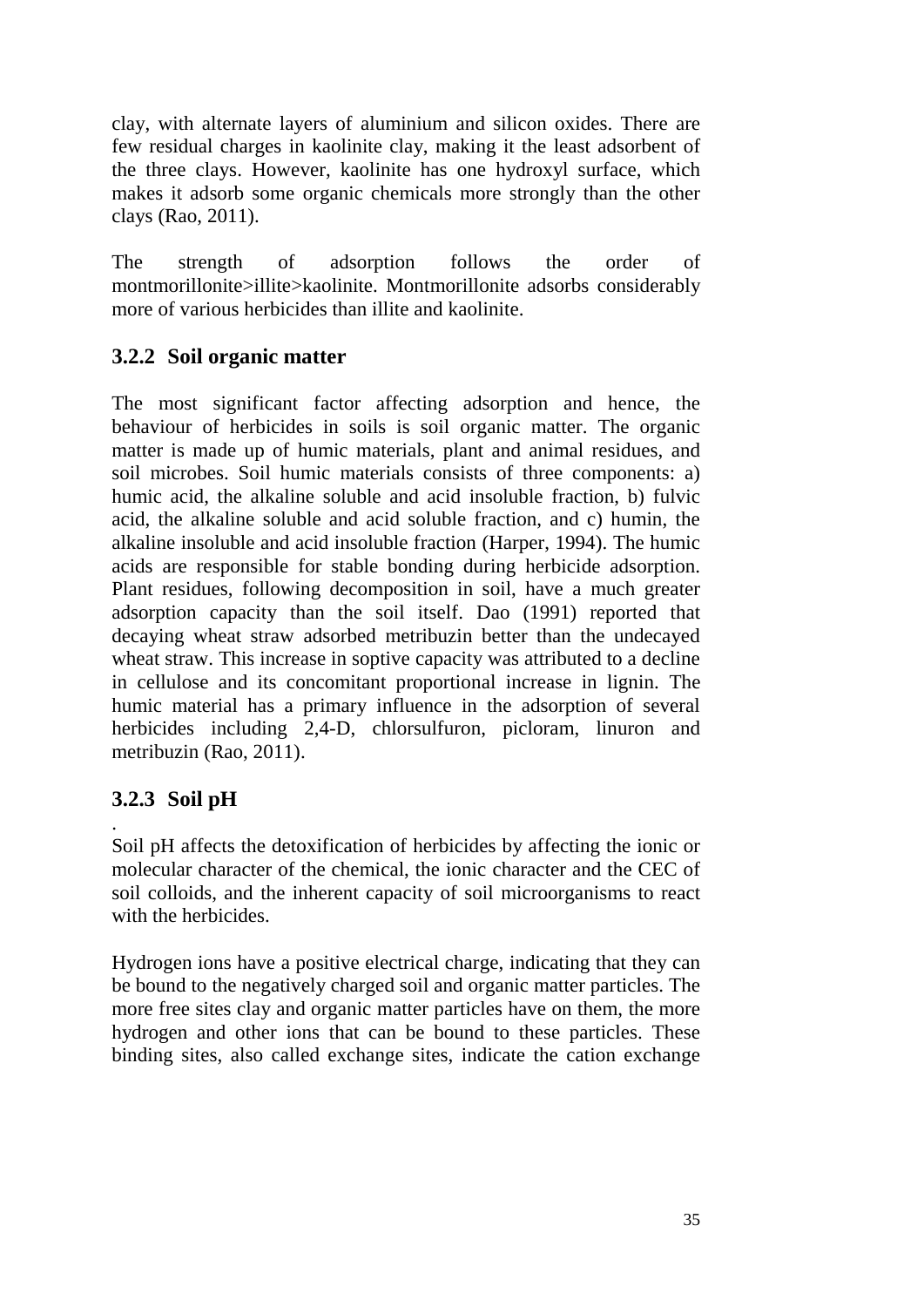clay, with alternate layers of aluminium and silicon oxides. There are few residual charges in kaolinite clay, making it the least adsorbent of the three clays. However, kaolinite has one hydroxyl surface, which makes it adsorb some organic chemicals more strongly than the other clays (Rao, 2011).

The strength of adsorption follows the order of montmorillonite>illite>kaolinite. Montmorillonite adsorbs considerably more of various herbicides than illite and kaolinite.

### 3.2.2 Soil organic matter

The most significant factor affecting adsorption and hence, the behaviour of herbicides in soils is soil organic matter. The organic matter is made up of humic materials, plant and animal residues, and soil microbes. Soil humic materials consists of three components: a) humic acid, the alkaline soluble and acid insoluble fraction, b) fulvic acid, the alkaline soluble and acid soluble fraction, and c) humin, the alkaline insoluble and acid insoluble fraction (Harper, 1994). The humic acids are responsible for stable bonding during herbicide adsorption. Plant residues, following decomposition in soil, have a much greater adsorption capacity than the soil itself. Dao (1991) reported that decaying wheat straw adsorbed metribuzin better than the undecayed wheat straw. This increase in soptive capacity was attributed to a decline in cellulose and its concomitant proportional increase in lignin. The humic material has a primary influence in the adsorption of several herbicides including 2,4-D, chlorsulfuron, picloram, linuron and metribuzin (Rao, 2011).

### 3.2.3 Soil pH

.
Soil pH affects the detoxification of herbicides by affecting the ionic or molecular character of the chemical, the ionic character and the CEC of soil colloids, and the inherent capacity of soil microorganisms to react with the herbicides.

Hydrogen ions have a positive electrical charge, indicating that they can be bound to the negatively charged soil and organic matter particles. The more free sites clay and organic matter particles have on them, the more hydrogen and other ions that can be bound to these particles. These binding sites, also called exchange sites, indicate the cation exchange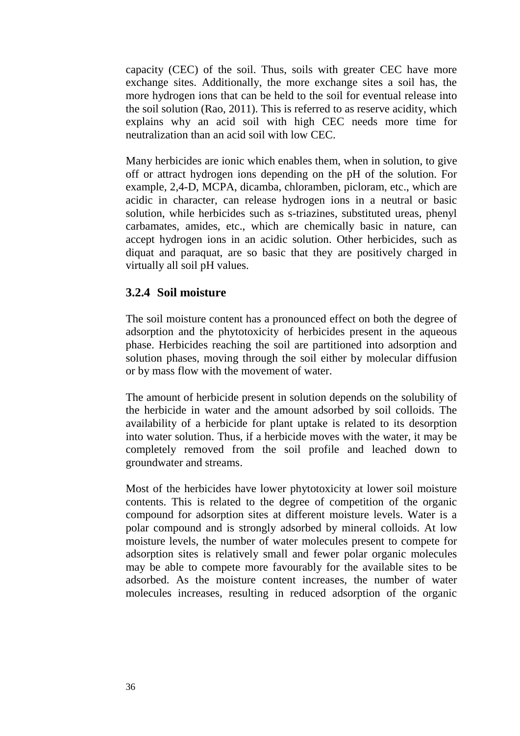capacity (CEC) of the soil. Thus, soils with greater CEC have more exchange sites. Additionally, the more exchange sites a soil has, the more hydrogen ions that can be held to the soil for eventual release into the soil solution (Rao, 2011). This is referred to as reserve acidity, which explains why an acid soil with high CEC needs more time for neutralization than an acid soil with low CEC.

Many herbicides are ionic which enables them, when in solution, to give off or attract hydrogen ions depending on the pH of the solution. For example, 2,4-D, MCPA, dicamba, chloramben, picloram, etc., which are acidic in character, can release hydrogen ions in a neutral or basic solution, while herbicides such as s-triazines, substituted ureas, phenyl carbamates, amides, etc., which are chemically basic in nature, can accept hydrogen ions in an acidic solution. Other herbicides, such as diquat and paraquat, are so basic that they are positively charged in virtually all soil pH values.

### 3.2.4 Soil moisture

The soil moisture content has a pronounced effect on both the degree of adsorption and the phytotoxicity of herbicides present in the aqueous phase. Herbicides reaching the soil are partitioned into adsorption and solution phases, moving through the soil either by molecular diffusion or by mass flow with the movement of water.

The amount of herbicide present in solution depends on the solubility of the herbicide in water and the amount adsorbed by soil colloids. The availability of a herbicide for plant uptake is related to its desorption into water solution. Thus, if a herbicide moves with the water, it may be completely removed from the soil profile and leached down to groundwater and streams.

Most of the herbicides have lower phytotoxicity at lower soil moisture contents. This is related to the degree of competition of the organic compound for adsorption sites at different moisture levels. Water is a polar compound and is strongly adsorbed by mineral colloids. At low moisture levels, the number of water molecules present to compete for adsorption sites is relatively small and fewer polar organic molecules may be able to compete more favourably for the available sites to be adsorbed. As the moisture content increases, the number of water molecules increases, resulting in reduced adsorption of the organic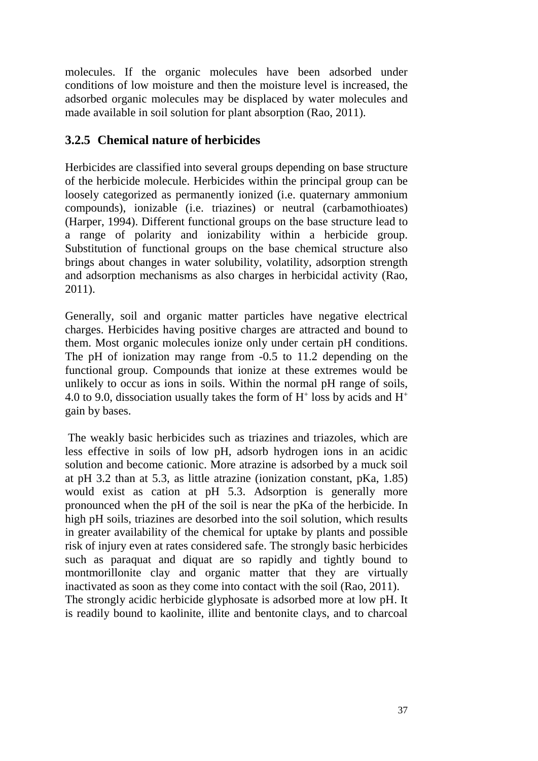molecules. If the organic molecules have been adsorbed under conditions of low moisture and then the moisture level is increased, the adsorbed organic molecules may be displaced by water molecules and made available in soil solution for plant absorption (Rao, 2011).

### 3.2.5 Chemical nature of herbicides

Herbicides are classified into several groups depending on base structure of the herbicide molecule. Herbicides within the principal group can be loosely categorized as permanently ionized (i.e. quaternary ammonium compounds), ionizable (i.e. triazines) or neutral (carbamothioates) (Harper, 1994). Different functional groups on the base structure lead to a range of polarity and ionizability within a herbicide group. Substitution of functional groups on the base chemical structure also brings about changes in water solubility, volatility, adsorption strength and adsorption mechanisms as also charges in herbicidal activity (Rao, 2011).

Generally, soil and organic matter particles have negative electrical charges. Herbicides having positive charges are attracted and bound to them. Most organic molecules ionize only under certain pH conditions. The pH of ionization may range from -0.5 to 11.2 depending on the functional group. Compounds that ionize at these extremes would be unlikely to occur as ions in soils. Within the normal pH range of soils, 4.0 to 9.0, dissociation usually takes the form of $H^+$ loss by acids and $H^+$ gain by bases.

The weakly basic herbicides such as triazines and triazoles, which are less effective in soils of low pH, adsorb hydrogen ions in an acidic solution and become cationic. More atrazine is adsorbed by a muck soil at pH 3.2 than at 5.3, as little atrazine (ionization constant, pKa, 1.85) would exist as cation at pH 5.3. Adsorption is generally more pronounced when the pH of the soil is near the pKa of the herbicide. In high pH soils, triazines are desorbed into the soil solution, which results in greater availability of the chemical for uptake by plants and possible risk of injury even at rates considered safe. The strongly basic herbicides such as paraquat and diquat are so rapidly and tightly bound to montmorillonite clay and organic matter that they are virtually inactivated as soon as they come into contact with the soil (Rao, 2011).
The strongly acidic herbicide glyphosate is adsorbed more at low pH. It is readily bound to kaolinite, illite and bentonite clays, and to charcoal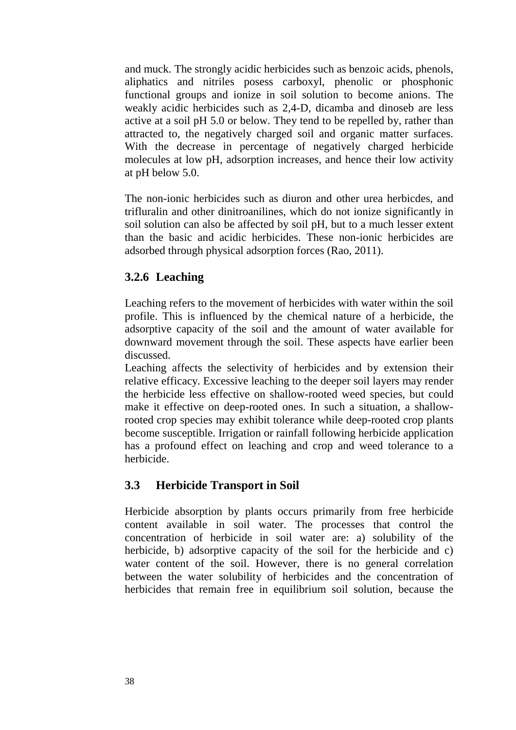and muck. The strongly acidic herbicides such as benzoic acids, phenols, aliphatics and nitriles posess carboxyl, phenolic or phosphonic functional groups and ionize in soil solution to become anions. The weakly acidic herbicides such as 2,4-D, dicamba and dinoseb are less active at a soil pH 5.0 or below. They tend to be repelled by, rather than attracted to, the negatively charged soil and organic matter surfaces. With the decrease in percentage of negatively charged herbicide molecules at low pH, adsorption increases, and hence their low activity at pH below 5.0.

The non-ionic herbicides such as diuron and other urea herbicdes, and trifluralin and other dinitroanilines, which do not ionize significantly in soil solution can also be affected by soil pH, but to a much lesser extent than the basic and acidic herbicides. These non-ionic herbicides are adsorbed through physical adsorption forces (Rao, 2011).

### 3.2.6 Leaching

Leaching refers to the movement of herbicides with water within the soil profile. This is influenced by the chemical nature of a herbicide, the adsorptive capacity of the soil and the amount of water available for downward movement through the soil. These aspects have earlier been discussed.

Leaching affects the selectivity of herbicides and by extension their relative efficacy. Excessive leaching to the deeper soil layers may render the herbicide less effective on shallow-rooted weed species, but could make it effective on deep-rooted ones. In such a situation, a shallow-rooted crop species may exhibit tolerance while deep-rooted crop plants become susceptible. Irrigation or rainfall following herbicide application has a profound effect on leaching and crop and weed tolerance to a herbicide.

## 3.3 Herbicide Transport in Soil

Herbicide absorption by plants occurs primarily from free herbicide content available in soil water. The processes that control the concentration of herbicide in soil water are: a) solubility of the herbicide, b) adsorptive capacity of the soil for the herbicide and c) water content of the soil. However, there is no general correlation between the water solubility of herbicides and the concentration of herbicides that remain free in equilibrium soil solution, because the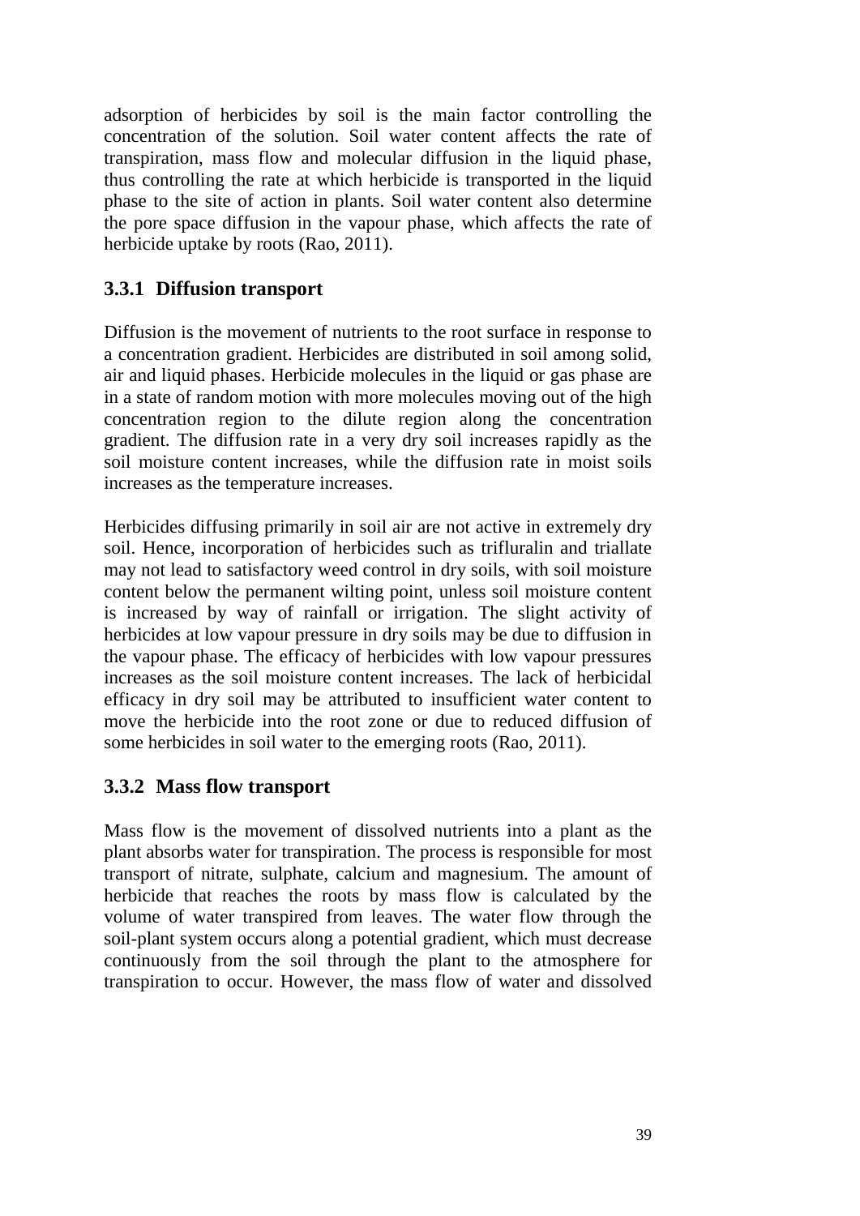adsorption of herbicides by soil is the main factor controlling the concentration of the solution. Soil water content affects the rate of transpiration, mass flow and molecular diffusion in the liquid phase, thus controlling the rate at which herbicide is transported in the liquid phase to the site of action in plants. Soil water content also determine the pore space diffusion in the vapour phase, which affects the rate of herbicide uptake by roots (Rao, 2011).

### 3.3.1 Diffusion transport

Diffusion is the movement of nutrients to the root surface in response to a concentration gradient. Herbicides are distributed in soil among solid, air and liquid phases. Herbicide molecules in the liquid or gas phase are in a state of random motion with more molecules moving out of the high concentration region to the dilute region along the concentration gradient. The diffusion rate in a very dry soil increases rapidly as the soil moisture content increases, while the diffusion rate in moist soils increases as the temperature increases.

Herbicides diffusing primarily in soil air are not active in extremely dry soil. Hence, incorporation of herbicides such as trifluralin and triallate may not lead to satisfactory weed control in dry soils, with soil moisture content below the permanent wilting point, unless soil moisture content is increased by way of rainfall or irrigation. The slight activity of herbicides at low vapour pressure in dry soils may be due to diffusion in the vapour phase. The efficacy of herbicides with low vapour pressures increases as the soil moisture content increases. The lack of herbicidal efficacy in dry soil may be attributed to insufficient water content to move the herbicide into the root zone or due to reduced diffusion of some herbicides in soil water to the emerging roots (Rao, 2011).

### 3.3.2 Mass flow transport

Mass flow is the movement of dissolved nutrients into a plant as the plant absorbs water for transpiration. The process is responsible for most transport of nitrate, sulphate, calcium and magnesium. The amount of herbicide that reaches the roots by mass flow is calculated by the volume of water transpired from leaves. The water flow through the soil-plant system occurs along a potential gradient, which must decrease continuously from the soil through the plant to the atmosphere for transpiration to occur. However, the mass flow of water and dissolved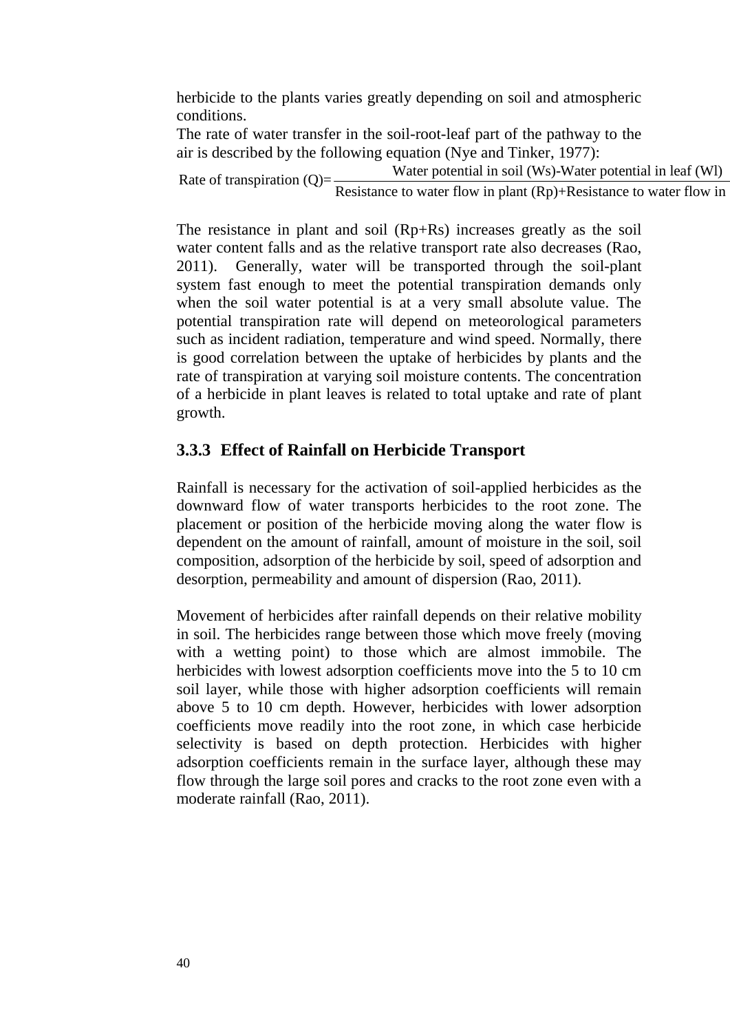herbicide to the plants varies greatly depending on soil and atmospheric conditions.

The rate of water transfer in the soil-root-leaf part of the pathway to the air is described by the following equation (Nye and Tinker, 1977):

$$\text{Rate of transpiration (Q)} = \frac{\text{Water potential in soil (Ws)} - \text{Water potential in leaf (Wl)}}{\text{Resistance to water flow in plant (Rp)} + \text{Resistance to water flow in}}$$

The resistance in plant and soil (Rp+Rs) increases greatly as the soil water content falls and as the relative transport rate also decreases (Rao, 2011). Generally, water will be transported through the soil-plant system fast enough to meet the potential transpiration demands only when the soil water potential is at a very small absolute value. The potential transpiration rate will depend on meteorological parameters such as incident radiation, temperature and wind speed. Normally, there is good correlation between the uptake of herbicides by plants and the rate of transpiration at varying soil moisture contents. The concentration of a herbicide in plant leaves is related to total uptake and rate of plant growth.

### 3.3.3 Effect of Rainfall on Herbicide Transport

Rainfall is necessary for the activation of soil-applied herbicides as the downward flow of water transports herbicides to the root zone. The placement or position of the herbicide moving along the water flow is dependent on the amount of rainfall, amount of moisture in the soil, soil composition, adsorption of the herbicide by soil, speed of adsorption and desorption, permeability and amount of dispersion (Rao, 2011).

Movement of herbicides after rainfall depends on their relative mobility in soil. The herbicides range between those which move freely (moving with a wetting point) to those which are almost immobile. The herbicides with lowest adsorption coefficients move into the 5 to 10 cm soil layer, while those with higher adsorption coefficients will remain above 5 to 10 cm depth. However, herbicides with lower adsorption coefficients move readily into the root zone, in which case herbicide selectivity is based on depth protection. Herbicides with higher adsorption coefficients remain in the surface layer, although these may flow through the large soil pores and cracks to the root zone even with a moderate rainfall (Rao, 2011).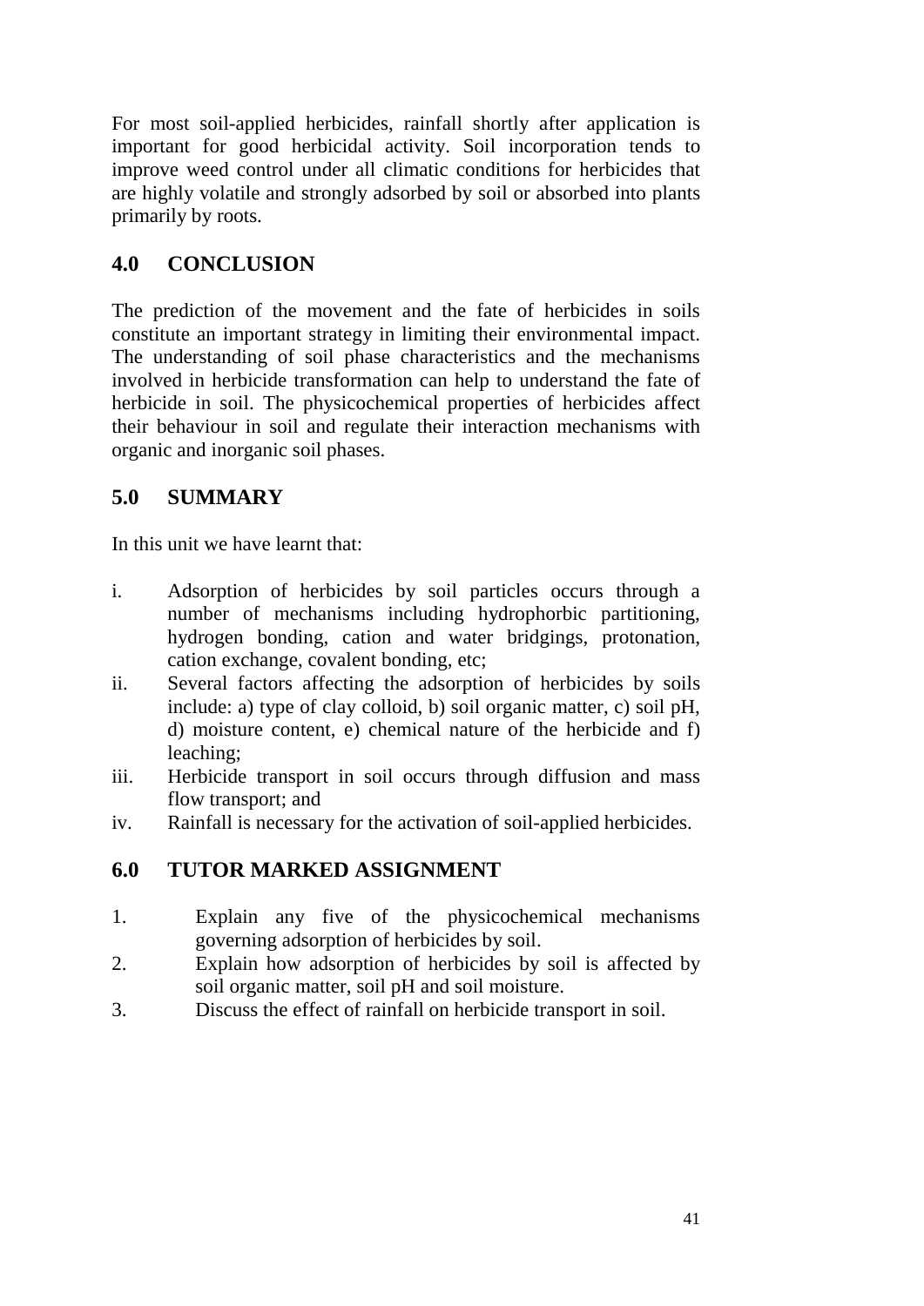For most soil-applied herbicides, rainfall shortly after application is important for good herbicidal activity. Soil incorporation tends to improve weed control under all climatic conditions for herbicides that are highly volatile and strongly adsorbed by soil or absorbed into plants primarily by roots.

## 4.0 CONCLUSION

The prediction of the movement and the fate of herbicides in soils constitute an important strategy in limiting their environmental impact. The understanding of soil phase characteristics and the mechanisms involved in herbicide transformation can help to understand the fate of herbicide in soil. The physicochemical properties of herbicides affect their behaviour in soil and regulate their interaction mechanisms with organic and inorganic soil phases.

## 5.0 SUMMARY

In this unit we have learnt that:

i. Adsorption of herbicides by soil particles occurs through a number of mechanisms including hydrophorbic partitioning, hydrogen bonding, cation and water bridgings, protonation, cation exchange, covalent bonding, etc;
ii. Several factors affecting the adsorption of herbicides by soils include: a) type of clay colloid, b) soil organic matter, c) soil pH, d) moisture content, e) chemical nature of the herbicide and f) leaching;
iii. Herbicide transport in soil occurs through diffusion and mass flow transport; and
iv. Rainfall is necessary for the activation of soil-applied herbicides.

## 6.0 TUTOR MARKED ASSIGNMENT

1. Explain any five of the physicochemical mechanisms governing adsorption of herbicides by soil.
2. Explain how adsorption of herbicides by soil is affected by soil organic matter, soil pH and soil moisture.
3. Discuss the effect of rainfall on herbicide transport in soil.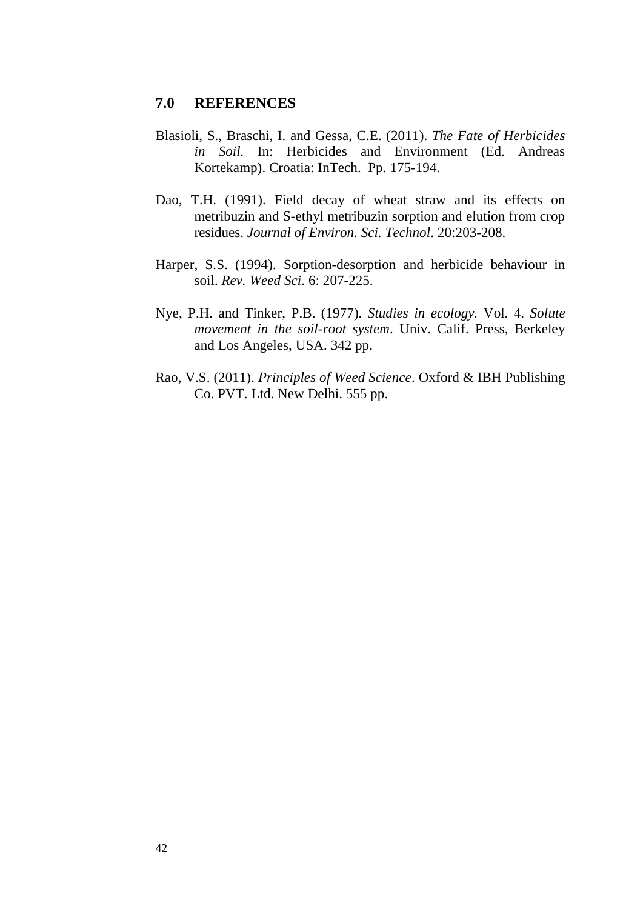## 7.0 REFERENCES

Blasioli, S., Braschi, I. and Gessa, C.E. (2011). *The Fate of Herbicides in Soil.* In: Herbicides and Environment (Ed. Andreas Kortekamp). Croatia: InTech. Pp. 175-194.

Dao, T.H. (1991). Field decay of wheat straw and its effects on metribuzin and S-ethyl metribuzin sorption and elution from crop residues. *Journal of Environ. Sci. Technol*. 20:203-208.

Harper, S.S. (1994). Sorption-desorption and herbicide behaviour in soil. *Rev. Weed Sci*. 6: 207-225.

Nye, P.H. and Tinker, P.B. (1977). *Studies in ecology*. Vol. 4. *Solute movement in the soil-root system*. Univ. Calif. Press, Berkeley and Los Angeles, USA. 342 pp.

Rao, V.S. (2011). *Principles of Weed Science*. Oxford & IBH Publishing Co. PVT. Ltd. New Delhi. 555 pp.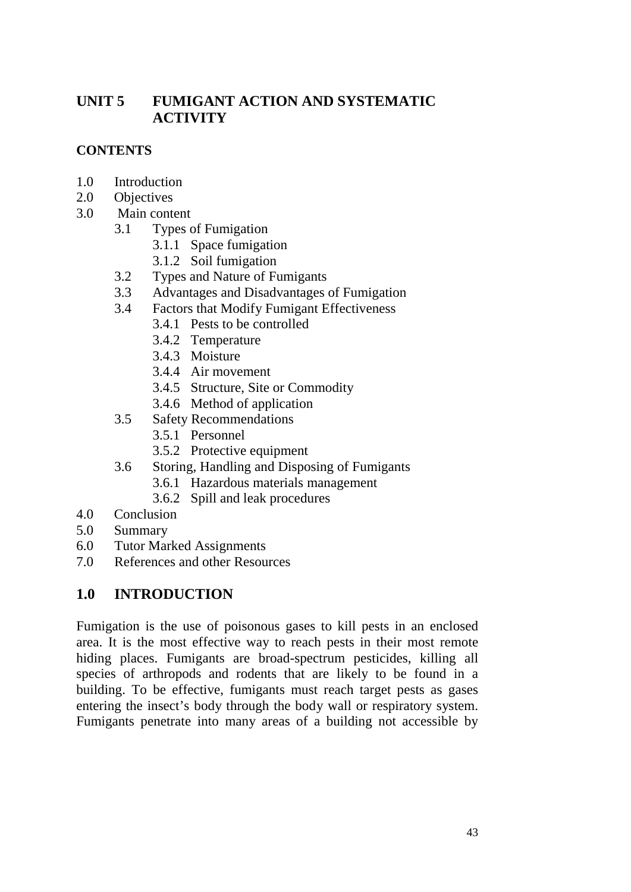# UNIT 5 FUMIGANT ACTION AND SYSTEMATIC ACTIVITY

## CONTENTS

- 1.0 Introduction
- 2.0 Objectives
- 3.0 Main content
  - 3.1 Types of Fumigation
    - 3.1.1 Space fumigation
    - 3.1.2 Soil fumigation
  - 3.2 Types and Nature of Fumigants
  - 3.3 Advantages and Disadvantages of Fumigation
  - 3.4 Factors that Modify Fumigant Effectiveness
    - 3.4.1 Pests to be controlled
    - 3.4.2 Temperature
    - 3.4.3 Moisture
    - 3.4.4 Air movement
    - 3.4.5 Structure, Site or Commodity
    - 3.4.6 Method of application
  - 3.5 Safety Recommendations
    - 3.5.1 Personnel
    - 3.5.2 Protective equipment
  - 3.6 Storing, Handling and Disposing of Fumigants
    - 3.6.1 Hazardous materials management
    - 3.6.2 Spill and leak procedures
- 4.0 Conclusion
- 5.0 Summary
- 6.0 Tutor Marked Assignments
- 7.0 References and other Resources

## 1.0 INTRODUCTION

Fumigation is the use of poisonous gases to kill pests in an enclosed area. It is the most effective way to reach pests in their most remote hiding places. Fumigants are broad-spectrum pesticides, killing all species of arthropods and rodents that are likely to be found in a building. To be effective, fumigants must reach target pests as gases entering the insect's body through the body wall or respiratory system. Fumigants penetrate into many areas of a building not accessible by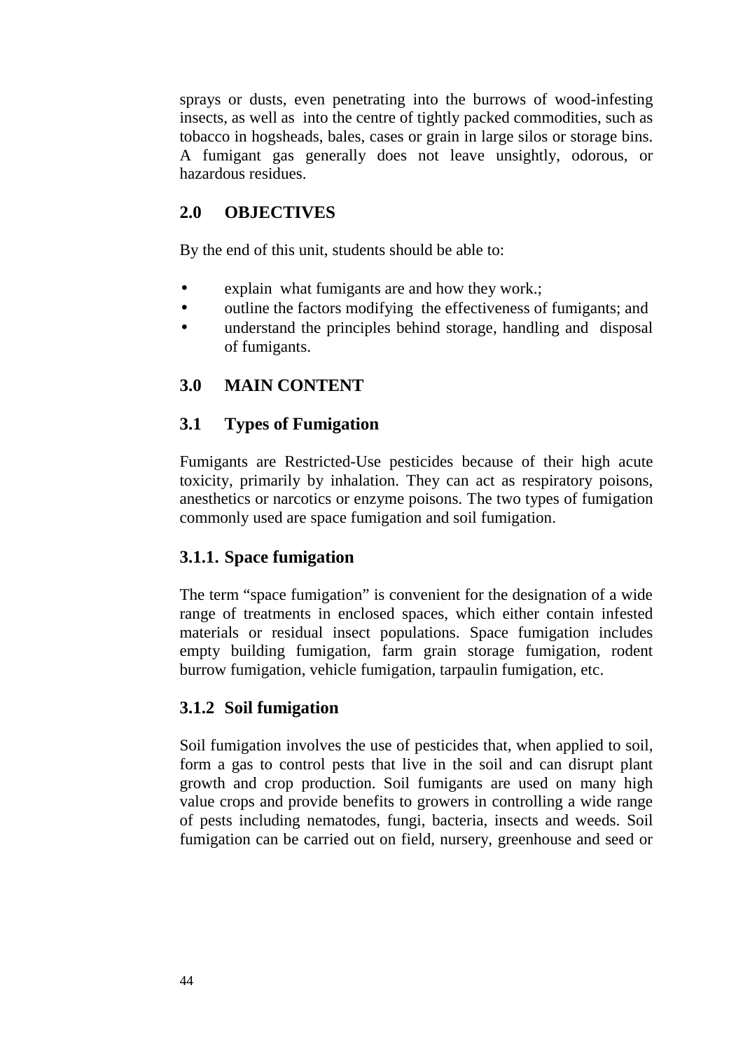sprays or dusts, even penetrating into the burrows of wood-infesting insects, as well as into the centre of tightly packed commodities, such as tobacco in hogsheads, bales, cases or grain in large silos or storage bins. A fumigant gas generally does not leave unsightly, odorous, or hazardous residues.

## 2.0 OBJECTIVES

By the end of this unit, students should be able to:

- explain what fumigants are and how they work.;
- outline the factors modifying the effectiveness of fumigants; and
- understand the principles behind storage, handling and disposal of fumigants.

## 3.0 MAIN CONTENT

### 3.1 Types of Fumigation

Fumigants are Restricted-Use pesticides because of their high acute toxicity, primarily by inhalation. They can act as respiratory poisons, anesthetics or narcotics or enzyme poisons. The two types of fumigation commonly used are space fumigation and soil fumigation.

#### 3.1.1. Space fumigation

The term “space fumigation” is convenient for the designation of a wide range of treatments in enclosed spaces, which either contain infested materials or residual insect populations. Space fumigation includes empty building fumigation, farm grain storage fumigation, rodent burrow fumigation, vehicle fumigation, tarpaulin fumigation, etc.

#### 3.1.2 Soil fumigation

Soil fumigation involves the use of pesticides that, when applied to soil, form a gas to control pests that live in the soil and can disrupt plant growth and crop production. Soil fumigants are used on many high value crops and provide benefits to growers in controlling a wide range of pests including nematodes, fungi, bacteria, insects and weeds. Soil fumigation can be carried out on field, nursery, greenhouse and seed or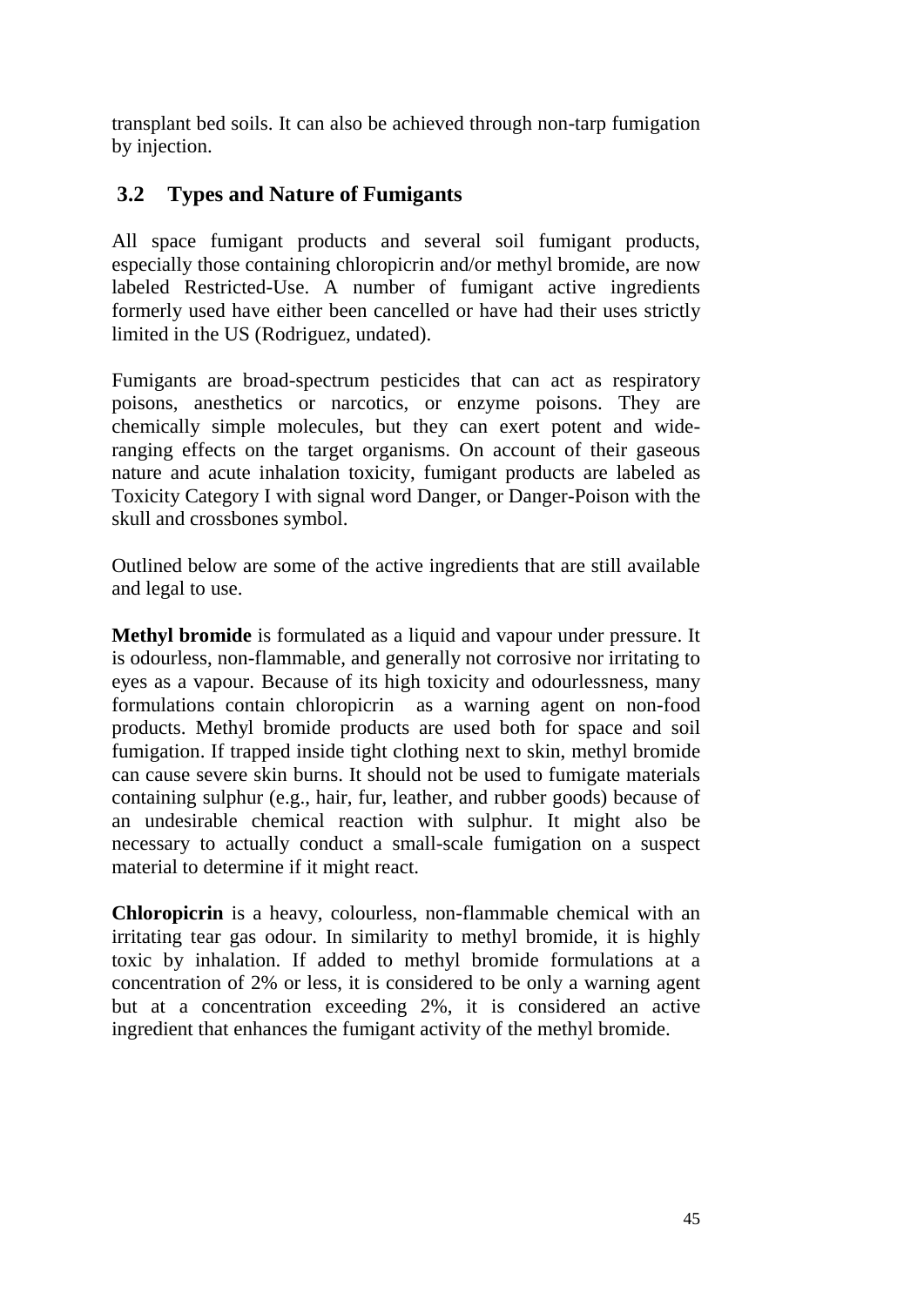transplant bed soils. It can also be achieved through non-tarp fumigation by injection.

## 3.2 Types and Nature of Fumigants

All space fumigant products and several soil fumigant products, especially those containing chloropicrin and/or methyl bromide, are now labeled Restricted-Use. A number of fumigant active ingredients formerly used have either been cancelled or have had their uses strictly limited in the US (Rodriguez, undated).

Fumigants are broad-spectrum pesticides that can act as respiratory poisons, anesthetics or narcotics, or enzyme poisons. They are chemically simple molecules, but they can exert potent and wide-ranging effects on the target organisms. On account of their gaseous nature and acute inhalation toxicity, fumigant products are labeled as Toxicity Category I with signal word Danger, or Danger-Poison with the skull and crossbones symbol.

Outlined below are some of the active ingredients that are still available and legal to use.

**Methyl bromide** is formulated as a liquid and vapour under pressure. It is odourless, non-flammable, and generally not corrosive nor irritating to eyes as a vapour. Because of its high toxicity and odourlessness, many formulations contain chloropicrin as a warning agent on non-food products. Methyl bromide products are used both for space and soil fumigation. If trapped inside tight clothing next to skin, methyl bromide can cause severe skin burns. It should not be used to fumigate materials containing sulphur (e.g., hair, fur, leather, and rubber goods) because of an undesirable chemical reaction with sulphur. It might also be necessary to actually conduct a small-scale fumigation on a suspect material to determine if it might react.

**Chloropicrin** is a heavy, colourless, non-flammable chemical with an irritating tear gas odour. In similarity to methyl bromide, it is highly toxic by inhalation. If added to methyl bromide formulations at a concentration of 2% or less, it is considered to be only a warning agent but at a concentration exceeding 2%, it is considered an active ingredient that enhances the fumigant activity of the methyl bromide.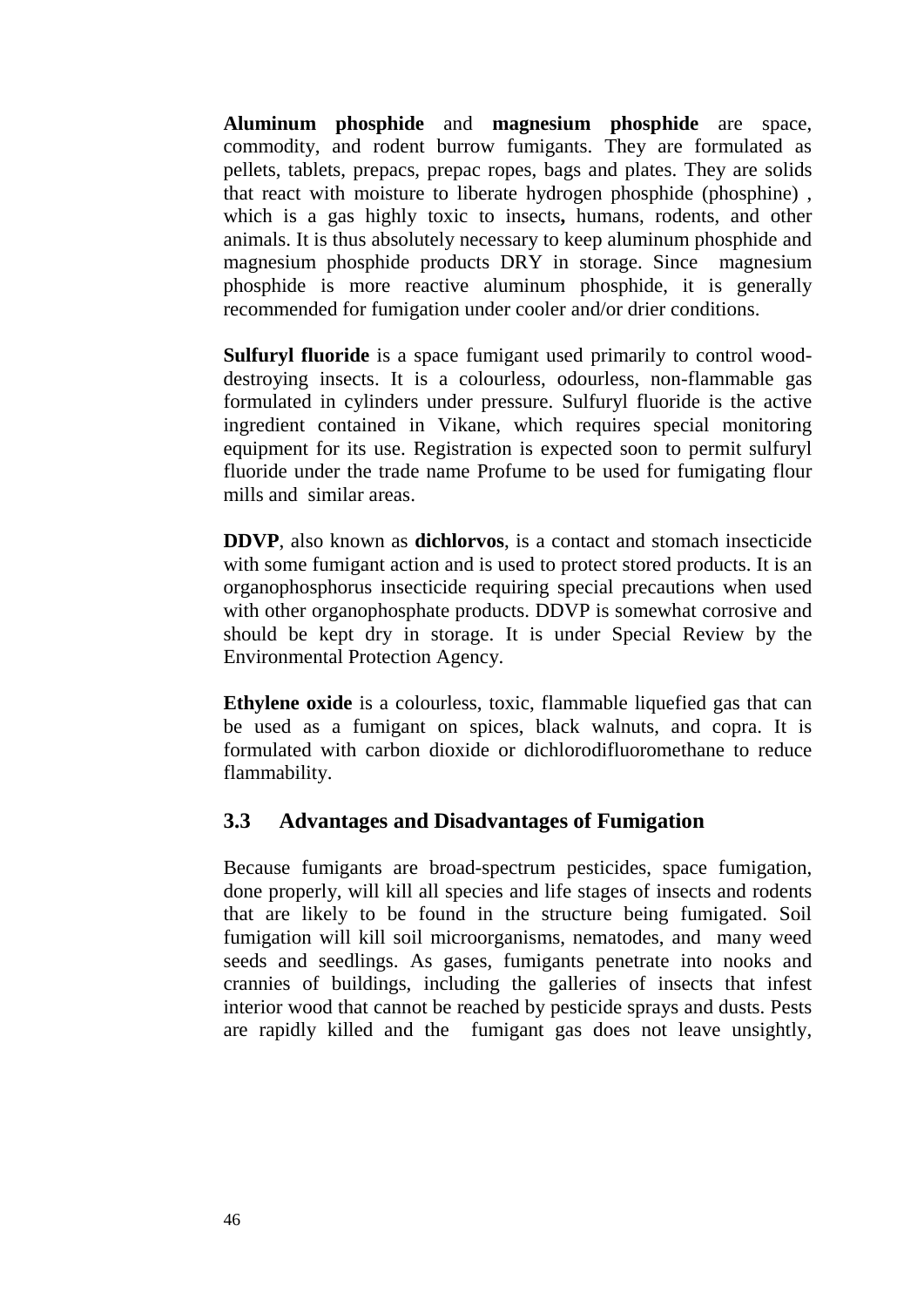**Aluminum phosphide** and **magnesium phosphide** are space, commodity, and rodent burrow fumigants. They are formulated as pellets, tablets, prepacs, prepac ropes, bags and plates. They are solids that react with moisture to liberate hydrogen phosphide (phosphine) , which is a gas highly toxic to insects**,** humans, rodents, and other animals. It is thus absolutely necessary to keep aluminum phosphide and magnesium phosphide products DRY in storage. Since magnesium phosphide is more reactive aluminum phosphide, it is generally recommended for fumigation under cooler and/or drier conditions.

**Sulfuryl fluoride** is a space fumigant used primarily to control wood-destroying insects. It is a colourless, odourless, non-flammable gas formulated in cylinders under pressure. Sulfuryl fluoride is the active ingredient contained in Vikane, which requires special monitoring equipment for its use. Registration is expected soon to permit sulfuryl fluoride under the trade name Profume to be used for fumigating flour mills and similar areas.

**DDVP**, also known as **dichlorvos**, is a contact and stomach insecticide with some fumigant action and is used to protect stored products. It is an organophosphorus insecticide requiring special precautions when used with other organophosphate products. DDVP is somewhat corrosive and should be kept dry in storage. It is under Special Review by the Environmental Protection Agency.

**Ethylene oxide** is a colourless, toxic, flammable liquefied gas that can be used as a fumigant on spices, black walnuts, and copra. It is formulated with carbon dioxide or dichlorodifluoromethane to reduce flammability.

## 3.3 Advantages and Disadvantages of Fumigation

Because fumigants are broad-spectrum pesticides, space fumigation, done properly, will kill all species and life stages of insects and rodents that are likely to be found in the structure being fumigated. Soil fumigation will kill soil microorganisms, nematodes, and many weed seeds and seedlings. As gases, fumigants penetrate into nooks and crannies of buildings, including the galleries of insects that infest interior wood that cannot be reached by pesticide sprays and dusts. Pests are rapidly killed and the fumigant gas does not leave unsightly,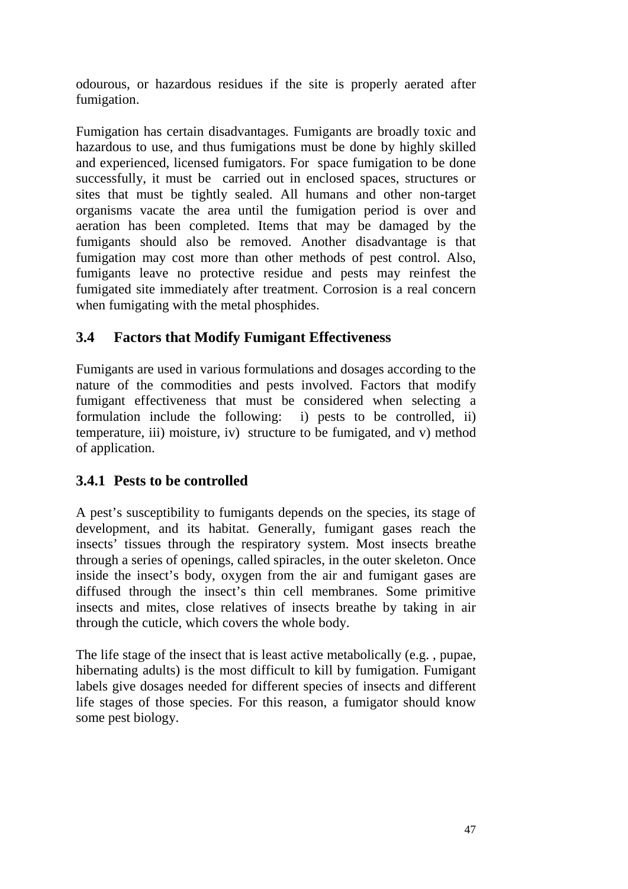odourous, or hazardous residues if the site is properly aerated after fumigation.

Fumigation has certain disadvantages. Fumigants are broadly toxic and hazardous to use, and thus fumigations must be done by highly skilled and experienced, licensed fumigators. For space fumigation to be done successfully, it must be carried out in enclosed spaces, structures or sites that must be tightly sealed. All humans and other non-target organisms vacate the area until the fumigation period is over and aeration has been completed. Items that may be damaged by the fumigants should also be removed. Another disadvantage is that fumigation may cost more than other methods of pest control. Also, fumigants leave no protective residue and pests may reinfest the fumigated site immediately after treatment. Corrosion is a real concern when fumigating with the metal phosphides.

## 3.4 Factors that Modify Fumigant Effectiveness

Fumigants are used in various formulations and dosages according to the nature of the commodities and pests involved. Factors that modify fumigant effectiveness that must be considered when selecting a formulation include the following: i) pests to be controlled, ii) temperature, iii) moisture, iv) structure to be fumigated, and v) method of application.

### 3.4.1 Pests to be controlled

A pest's susceptibility to fumigants depends on the species, its stage of development, and its habitat. Generally, fumigant gases reach the insects' tissues through the respiratory system. Most insects breathe through a series of openings, called spiracles, in the outer skeleton. Once inside the insect's body, oxygen from the air and fumigant gases are diffused through the insect's thin cell membranes. Some primitive insects and mites, close relatives of insects breathe by taking in air through the cuticle, which covers the whole body.

The life stage of the insect that is least active metabolically (e.g. , pupae, hibernating adults) is the most difficult to kill by fumigation. Fumigant labels give dosages needed for different species of insects and different life stages of those species. For this reason, a fumigator should know some pest biology.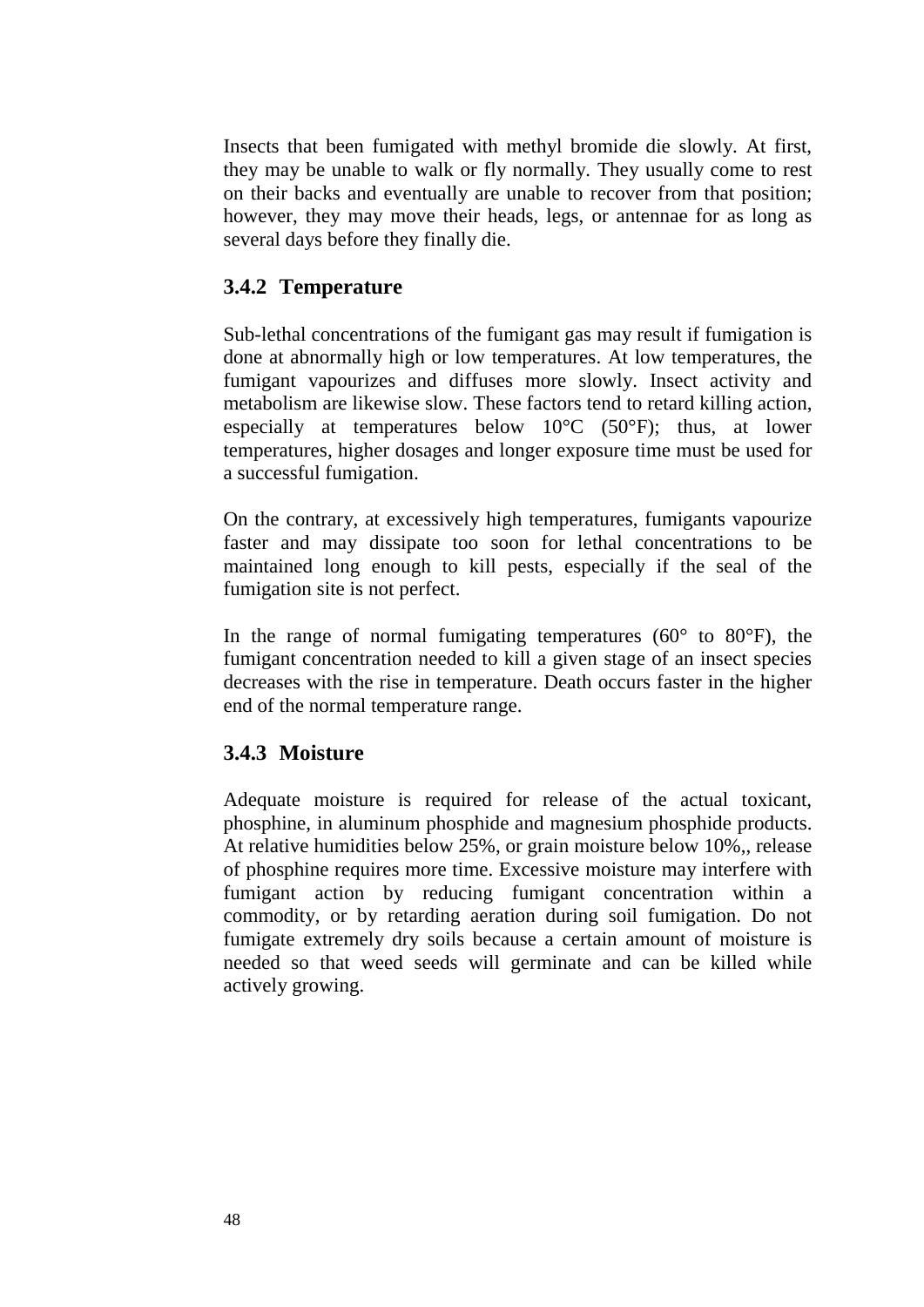Insects that been fumigated with methyl bromide die slowly. At first, they may be unable to walk or fly normally. They usually come to rest on their backs and eventually are unable to recover from that position; however, they may move their heads, legs, or antennae for as long as several days before they finally die.

### 3.4.2 Temperature

Sub-lethal concentrations of the fumigant gas may result if fumigation is done at abnormally high or low temperatures. At low temperatures, the fumigant vapourizes and diffuses more slowly. Insect activity and metabolism are likewise slow. These factors tend to retard killing action, especially at temperatures below 10°C (50°F); thus, at lower temperatures, higher dosages and longer exposure time must be used for a successful fumigation.

On the contrary, at excessively high temperatures, fumigants vapourize faster and may dissipate too soon for lethal concentrations to be maintained long enough to kill pests, especially if the seal of the fumigation site is not perfect.

In the range of normal fumigating temperatures (60° to 80°F), the fumigant concentration needed to kill a given stage of an insect species decreases with the rise in temperature. Death occurs faster in the higher end of the normal temperature range.

### 3.4.3 Moisture

Adequate moisture is required for release of the actual toxicant, phosphine, in aluminum phosphide and magnesium phosphide products. At relative humidities below 25%, or grain moisture below 10%,, release of phosphine requires more time. Excessive moisture may interfere with fumigant action by reducing fumigant concentration within a commodity, or by retarding aeration during soil fumigation. Do not fumigate extremely dry soils because a certain amount of moisture is needed so that weed seeds will germinate and can be killed while actively growing.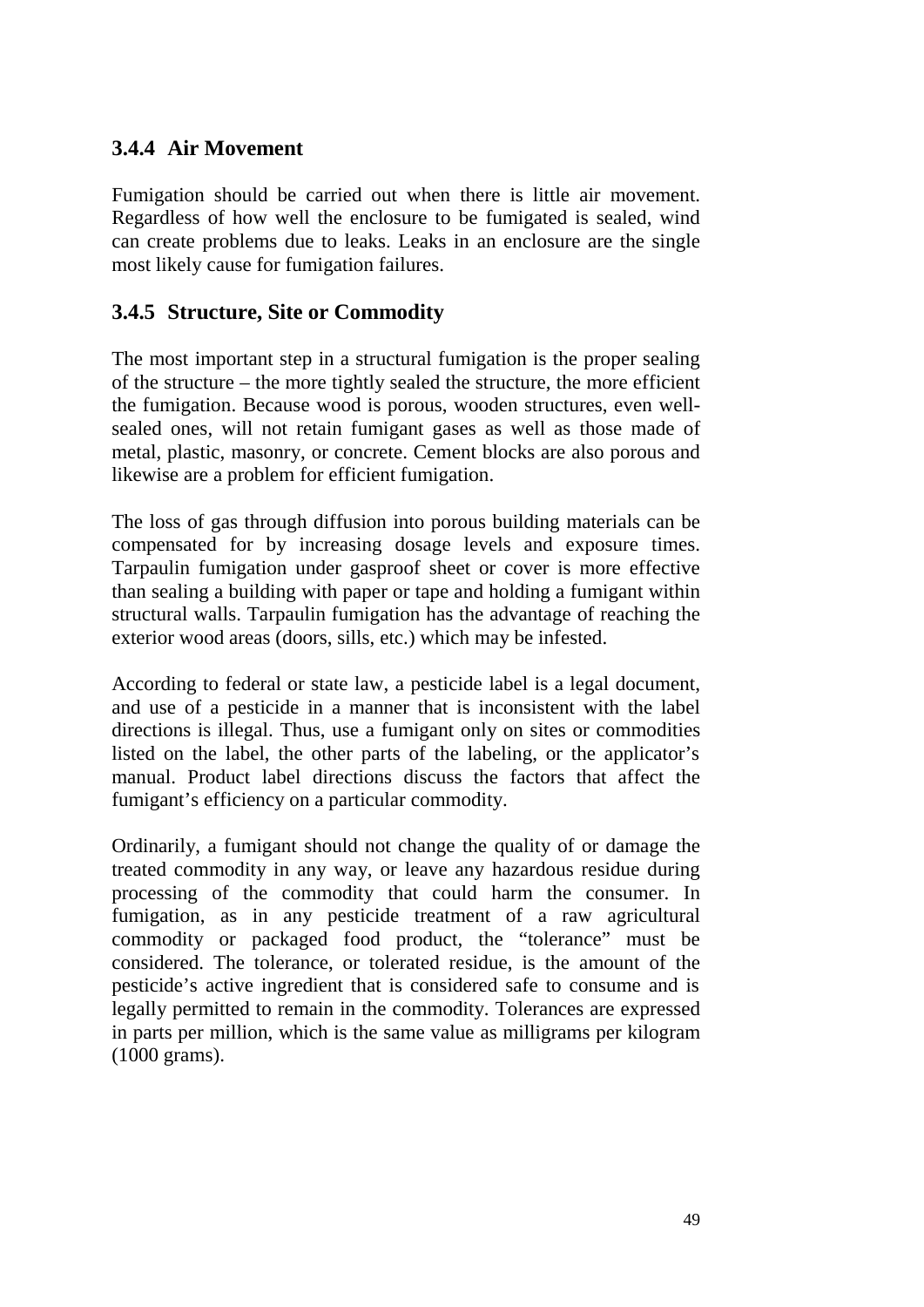### 3.4.4 Air Movement

Fumigation should be carried out when there is little air movement. Regardless of how well the enclosure to be fumigated is sealed, wind can create problems due to leaks. Leaks in an enclosure are the single most likely cause for fumigation failures.

### 3.4.5 Structure, Site or Commodity

The most important step in a structural fumigation is the proper sealing of the structure – the more tightly sealed the structure, the more efficient the fumigation. Because wood is porous, wooden structures, even well-sealed ones, will not retain fumigant gases as well as those made of metal, plastic, masonry, or concrete. Cement blocks are also porous and likewise are a problem for efficient fumigation.

The loss of gas through diffusion into porous building materials can be compensated for by increasing dosage levels and exposure times. Tarpaulin fumigation under gasproof sheet or cover is more effective than sealing a building with paper or tape and holding a fumigant within structural walls. Tarpaulin fumigation has the advantage of reaching the exterior wood areas (doors, sills, etc.) which may be infested.

According to federal or state law, a pesticide label is a legal document, and use of a pesticide in a manner that is inconsistent with the label directions is illegal. Thus, use a fumigant only on sites or commodities listed on the label, the other parts of the labeling, or the applicator's manual. Product label directions discuss the factors that affect the fumigant's efficiency on a particular commodity.

Ordinarily, a fumigant should not change the quality of or damage the treated commodity in any way, or leave any hazardous residue during processing of the commodity that could harm the consumer. In fumigation, as in any pesticide treatment of a raw agricultural commodity or packaged food product, the "tolerance" must be considered. The tolerance, or tolerated residue, is the amount of the pesticide's active ingredient that is considered safe to consume and is legally permitted to remain in the commodity. Tolerances are expressed in parts per million, which is the same value as milligrams per kilogram (1000 grams).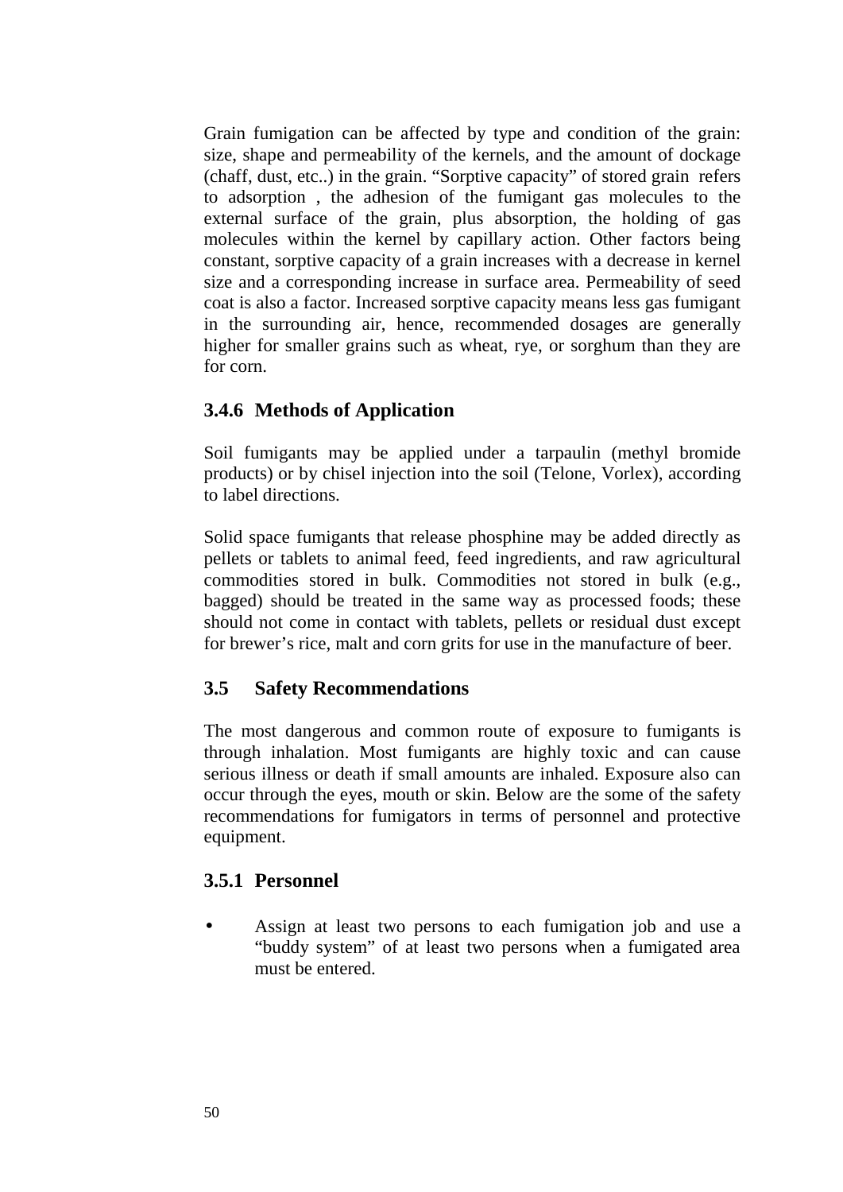Grain fumigation can be affected by type and condition of the grain: size, shape and permeability of the kernels, and the amount of dockage (chaff, dust, etc..) in the grain. "Sorptive capacity" of stored grain refers to adsorption , the adhesion of the fumigant gas molecules to the external surface of the grain, plus absorption, the holding of gas molecules within the kernel by capillary action. Other factors being constant, sorptive capacity of a grain increases with a decrease in kernel size and a corresponding increase in surface area. Permeability of seed coat is also a factor. Increased sorptive capacity means less gas fumigant in the surrounding air, hence, recommended dosages are generally higher for smaller grains such as wheat, rye, or sorghum than they are for corn.

### 3.4.6 Methods of Application

Soil fumigants may be applied under a tarpaulin (methyl bromide products) or by chisel injection into the soil (Telone, Vorlex), according to label directions.

Solid space fumigants that release phosphine may be added directly as pellets or tablets to animal feed, feed ingredients, and raw agricultural commodities stored in bulk. Commodities not stored in bulk (e.g., bagged) should be treated in the same way as processed foods; these should not come in contact with tablets, pellets or residual dust except for brewer's rice, malt and corn grits for use in the manufacture of beer.

## 3.5 Safety Recommendations

The most dangerous and common route of exposure to fumigants is through inhalation. Most fumigants are highly toxic and can cause serious illness or death if small amounts are inhaled. Exposure also can occur through the eyes, mouth or skin. Below are the some of the safety recommendations for fumigators in terms of personnel and protective equipment.

### 3.5.1 Personnel

- Assign at least two persons to each fumigation job and use a "buddy system" of at least two persons when a fumigated area must be entered.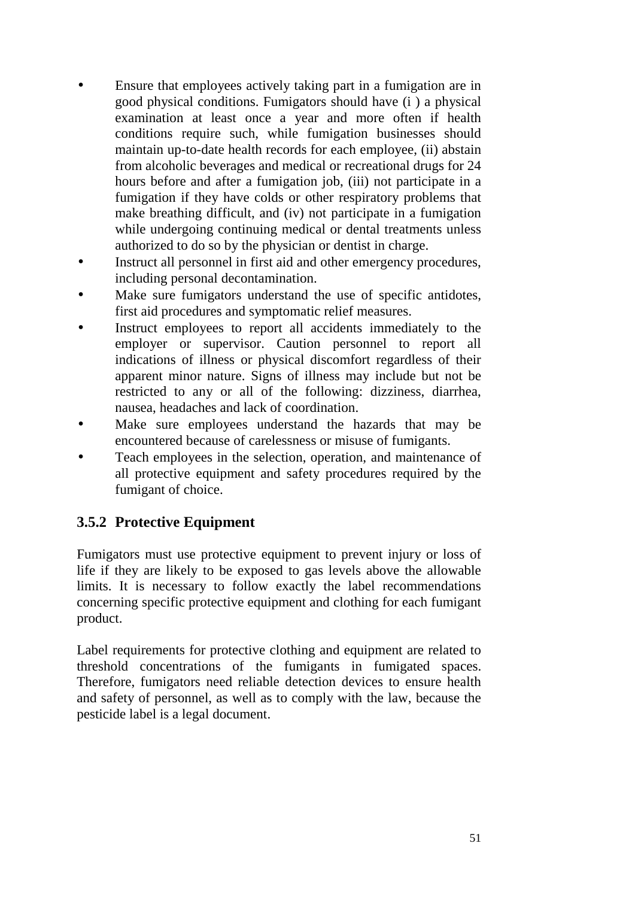- Ensure that employees actively taking part in a fumigation are in good physical conditions. Fumigators should have (i ) a physical examination at least once a year and more often if health conditions require such, while fumigation businesses should maintain up-to-date health records for each employee, (ii) abstain from alcoholic beverages and medical or recreational drugs for 24 hours before and after a fumigation job, (iii) not participate in a fumigation if they have colds or other respiratory problems that make breathing difficult, and (iv) not participate in a fumigation while undergoing continuing medical or dental treatments unless authorized to do so by the physician or dentist in charge.
- Instruct all personnel in first aid and other emergency procedures, including personal decontamination.
- Make sure fumigators understand the use of specific antidotes, first aid procedures and symptomatic relief measures.
- Instruct employees to report all accidents immediately to the employer or supervisor. Caution personnel to report all indications of illness or physical discomfort regardless of their apparent minor nature. Signs of illness may include but not be restricted to any or all of the following: dizziness, diarrhea, nausea, headaches and lack of coordination.
- Make sure employees understand the hazards that may be encountered because of carelessness or misuse of fumigants.
- Teach employees in the selection, operation, and maintenance of all protective equipment and safety procedures required by the fumigant of choice.

### 3.5.2 Protective Equipment

Fumigators must use protective equipment to prevent injury or loss of life if they are likely to be exposed to gas levels above the allowable limits. It is necessary to follow exactly the label recommendations concerning specific protective equipment and clothing for each fumigant product.

Label requirements for protective clothing and equipment are related to threshold concentrations of the fumigants in fumigated spaces. Therefore, fumigators need reliable detection devices to ensure health and safety of personnel, as well as to comply with the law, because the pesticide label is a legal document.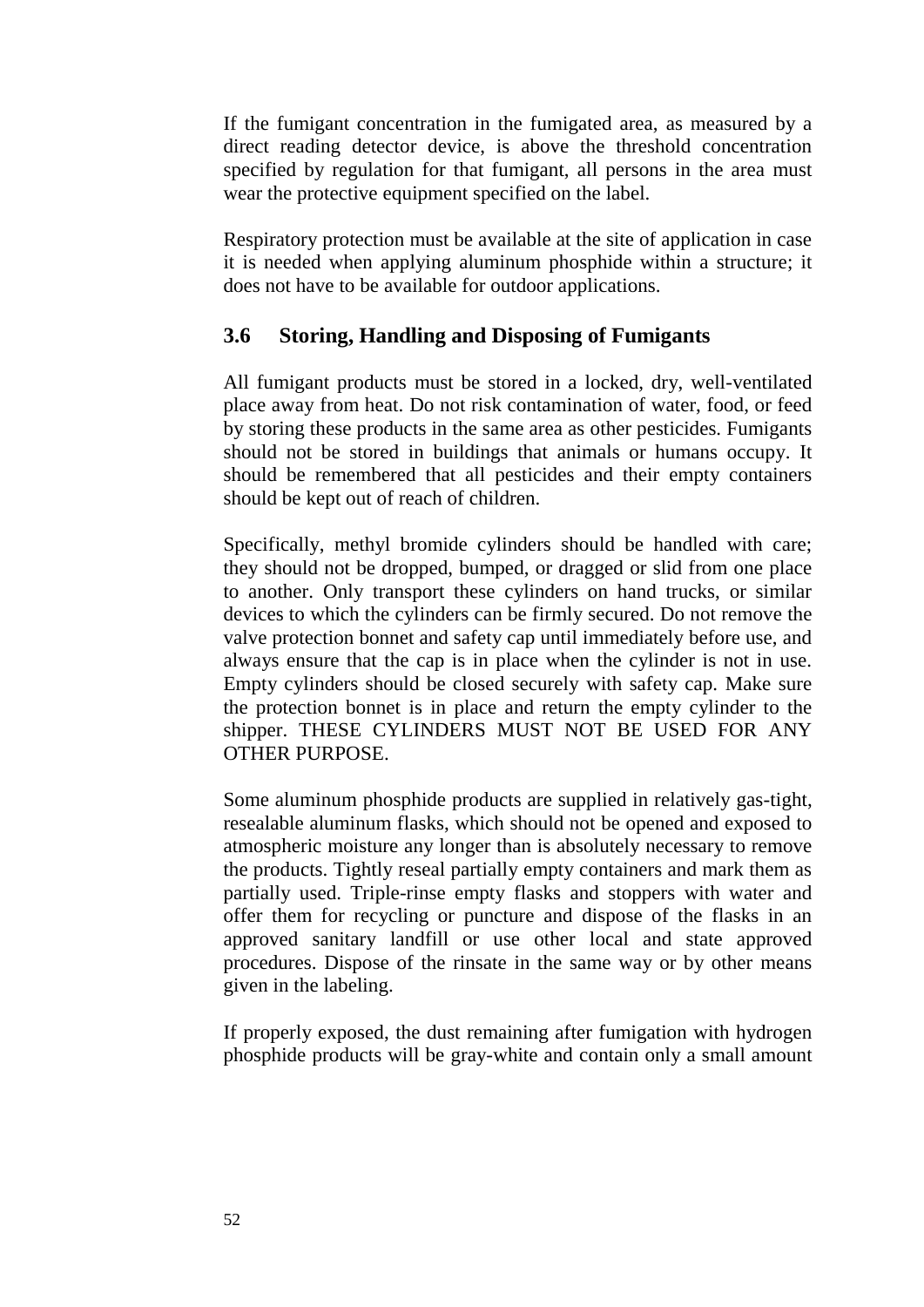If the fumigant concentration in the fumigated area, as measured by a direct reading detector device, is above the threshold concentration specified by regulation for that fumigant, all persons in the area must wear the protective equipment specified on the label.

Respiratory protection must be available at the site of application in case it is needed when applying aluminum phosphide within a structure; it does not have to be available for outdoor applications.

### 3.6 Storing, Handling and Disposing of Fumigants

All fumigant products must be stored in a locked, dry, well-ventilated place away from heat. Do not risk contamination of water, food, or feed by storing these products in the same area as other pesticides. Fumigants should not be stored in buildings that animals or humans occupy. It should be remembered that all pesticides and their empty containers should be kept out of reach of children.

Specifically, methyl bromide cylinders should be handled with care; they should not be dropped, bumped, or dragged or slid from one place to another. Only transport these cylinders on hand trucks, or similar devices to which the cylinders can be firmly secured. Do not remove the valve protection bonnet and safety cap until immediately before use, and always ensure that the cap is in place when the cylinder is not in use. Empty cylinders should be closed securely with safety cap. Make sure the protection bonnet is in place and return the empty cylinder to the shipper. THESE CYLINDERS MUST NOT BE USED FOR ANY OTHER PURPOSE.

Some aluminum phosphide products are supplied in relatively gas-tight, resealable aluminum flasks, which should not be opened and exposed to atmospheric moisture any longer than is absolutely necessary to remove the products. Tightly reseal partially empty containers and mark them as partially used. Triple-rinse empty flasks and stoppers with water and offer them for recycling or puncture and dispose of the flasks in an approved sanitary landfill or use other local and state approved procedures. Dispose of the rinsate in the same way or by other means given in the labeling.

If properly exposed, the dust remaining after fumigation with hydrogen phosphide products will be gray-white and contain only a small amount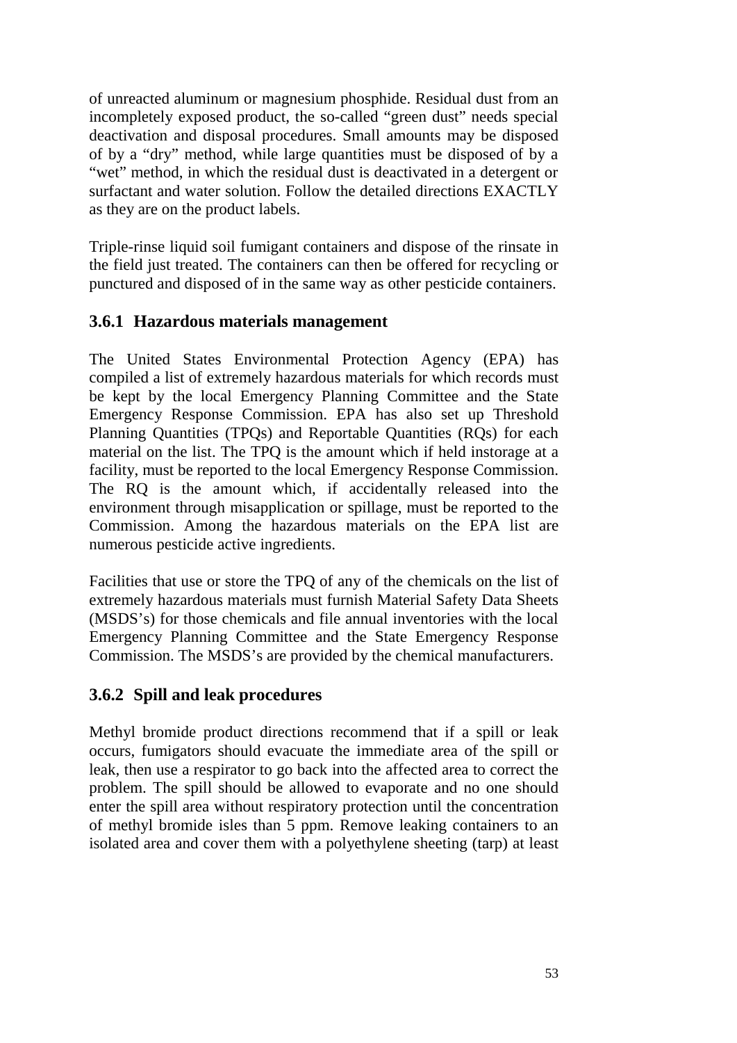of unreacted aluminum or magnesium phosphide. Residual dust from an incompletely exposed product, the so-called "green dust" needs special deactivation and disposal procedures. Small amounts may be disposed of by a "dry" method, while large quantities must be disposed of by a "wet" method, in which the residual dust is deactivated in a detergent or surfactant and water solution. Follow the detailed directions EXACTLY as they are on the product labels.

Triple-rinse liquid soil fumigant containers and dispose of the rinsate in the field just treated. The containers can then be offered for recycling or punctured and disposed of in the same way as other pesticide containers.

### 3.6.1 Hazardous materials management

The United States Environmental Protection Agency (EPA) has compiled a list of extremely hazardous materials for which records must be kept by the local Emergency Planning Committee and the State Emergency Response Commission. EPA has also set up Threshold Planning Quantities (TPQs) and Reportable Quantities (RQs) for each material on the list. The TPQ is the amount which if held instorage at a facility, must be reported to the local Emergency Response Commission. The RQ is the amount which, if accidentally released into the environment through misapplication or spillage, must be reported to the Commission. Among the hazardous materials on the EPA list are numerous pesticide active ingredients.

Facilities that use or store the TPQ of any of the chemicals on the list of extremely hazardous materials must furnish Material Safety Data Sheets (MSDS's) for those chemicals and file annual inventories with the local Emergency Planning Committee and the State Emergency Response Commission. The MSDS's are provided by the chemical manufacturers.

### 3.6.2 Spill and leak procedures

Methyl bromide product directions recommend that if a spill or leak occurs, fumigators should evacuate the immediate area of the spill or leak, then use a respirator to go back into the affected area to correct the problem. The spill should be allowed to evaporate and no one should enter the spill area without respiratory protection until the concentration of methyl bromide isles than 5 ppm. Remove leaking containers to an isolated area and cover them with a polyethylene sheeting (tarp) at least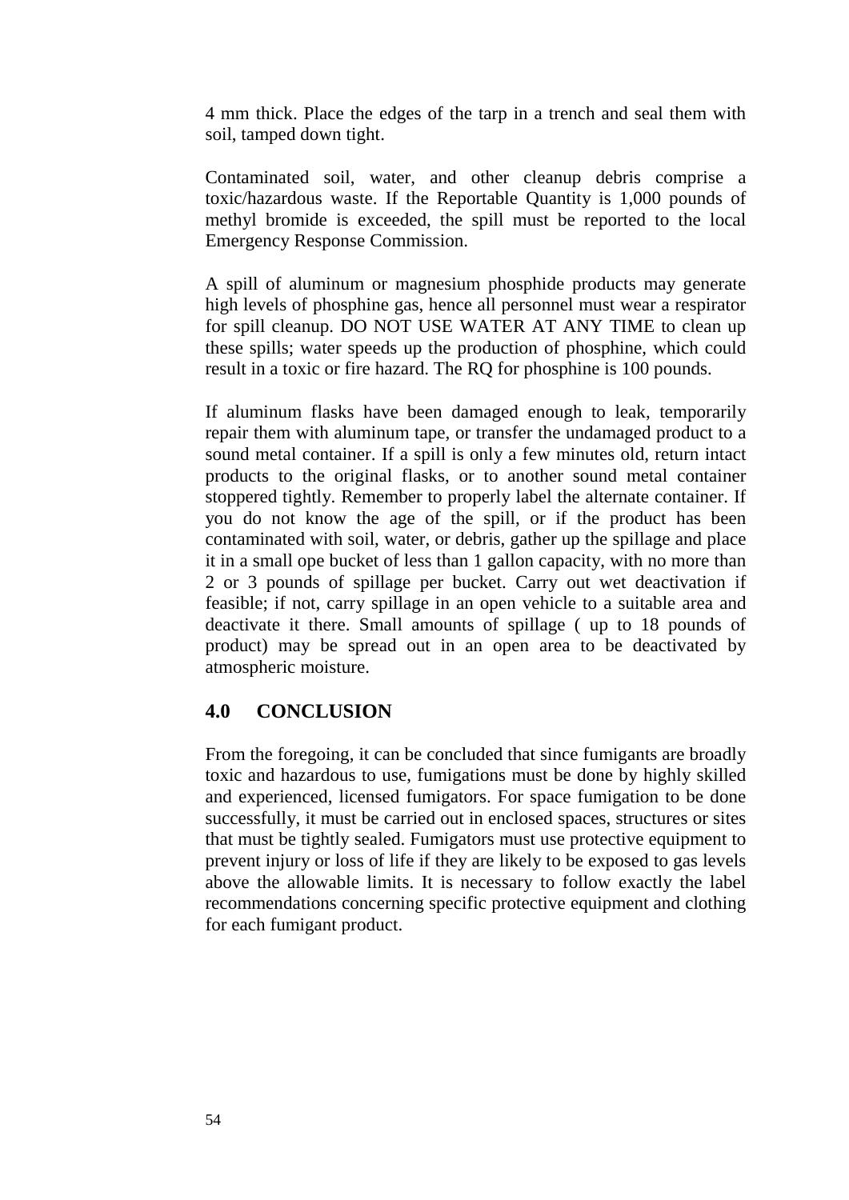4 mm thick. Place the edges of the tarp in a trench and seal them with soil, tamped down tight.

Contaminated soil, water, and other cleanup debris comprise a toxic/hazardous waste. If the Reportable Quantity is 1,000 pounds of methyl bromide is exceeded, the spill must be reported to the local Emergency Response Commission.

A spill of aluminum or magnesium phosphide products may generate high levels of phosphine gas, hence all personnel must wear a respirator for spill cleanup. DO NOT USE WATER AT ANY TIME to clean up these spills; water speeds up the production of phosphine, which could result in a toxic or fire hazard. The RQ for phosphine is 100 pounds.

If aluminum flasks have been damaged enough to leak, temporarily repair them with aluminum tape, or transfer the undamaged product to a sound metal container. If a spill is only a few minutes old, return intact products to the original flasks, or to another sound metal container stoppered tightly. Remember to properly label the alternate container. If you do not know the age of the spill, or if the product has been contaminated with soil, water, or debris, gather up the spillage and place it in a small ope bucket of less than 1 gallon capacity, with no more than 2 or 3 pounds of spillage per bucket. Carry out wet deactivation if feasible; if not, carry spillage in an open vehicle to a suitable area and deactivate it there. Small amounts of spillage ( up to 18 pounds of product) may be spread out in an open area to be deactivated by atmospheric moisture.

## 4.0 CONCLUSION

From the foregoing, it can be concluded that since fumigants are broadly toxic and hazardous to use, fumigations must be done by highly skilled and experienced, licensed fumigators. For space fumigation to be done successfully, it must be carried out in enclosed spaces, structures or sites that must be tightly sealed. Fumigators must use protective equipment to prevent injury or loss of life if they are likely to be exposed to gas levels above the allowable limits. It is necessary to follow exactly the label recommendations concerning specific protective equipment and clothing for each fumigant product.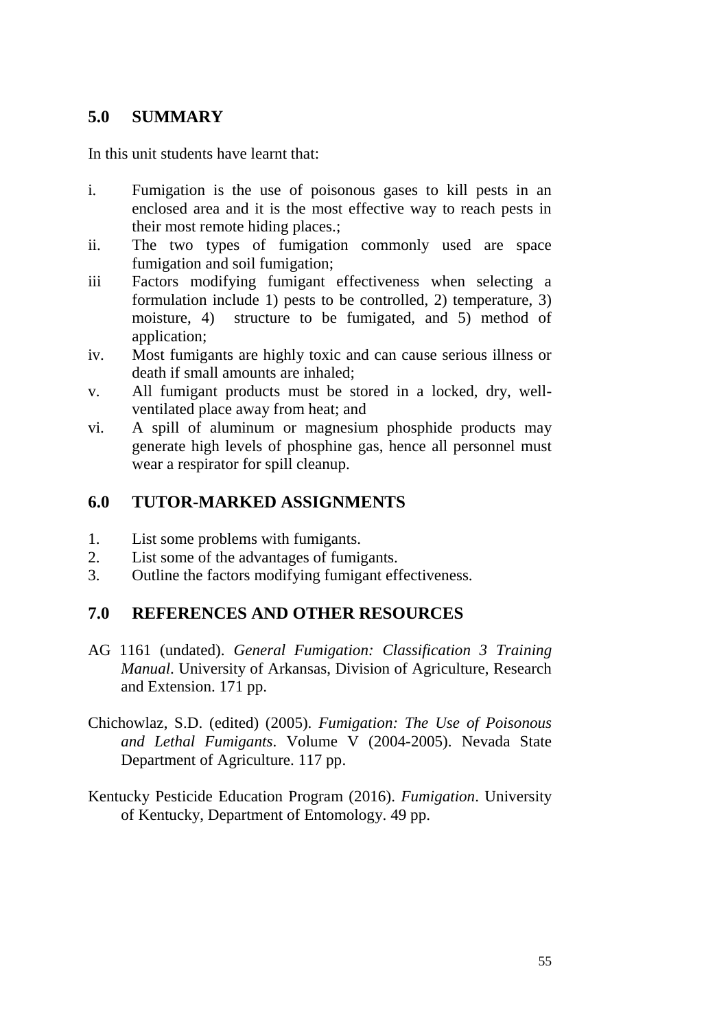## 5.0 SUMMARY

In this unit students have learnt that:

i. Fumigation is the use of poisonous gases to kill pests in an enclosed area and it is the most effective way to reach pests in their most remote hiding places.;
ii. The two types of fumigation commonly used are space fumigation and soil fumigation;
iii Factors modifying fumigant effectiveness when selecting a formulation include 1) pests to be controlled, 2) temperature, 3) moisture, 4) structure to be fumigated, and 5) method of application;
iv. Most fumigants are highly toxic and can cause serious illness or death if small amounts are inhaled;
v. All fumigant products must be stored in a locked, dry, well-ventilated place away from heat; and
vi. A spill of aluminum or magnesium phosphide products may generate high levels of phosphine gas, hence all personnel must wear a respirator for spill cleanup.

## 6.0 TUTOR-MARKED ASSIGNMENTS

1. List some problems with fumigants.
2. List some of the advantages of fumigants.
3. Outline the factors modifying fumigant effectiveness.

## 7.0 REFERENCES AND OTHER RESOURCES

AG 1161 (undated). *General Fumigation: Classification 3 Training Manual*. University of Arkansas, Division of Agriculture, Research and Extension. 171 pp.

Chichowlaz, S.D. (edited) (2005). *Fumigation: The Use of Poisonous and Lethal Fumigants*. Volume V (2004-2005). Nevada State Department of Agriculture. 117 pp.

Kentucky Pesticide Education Program (2016). *Fumigation*. University of Kentucky, Department of Entomology. 49 pp.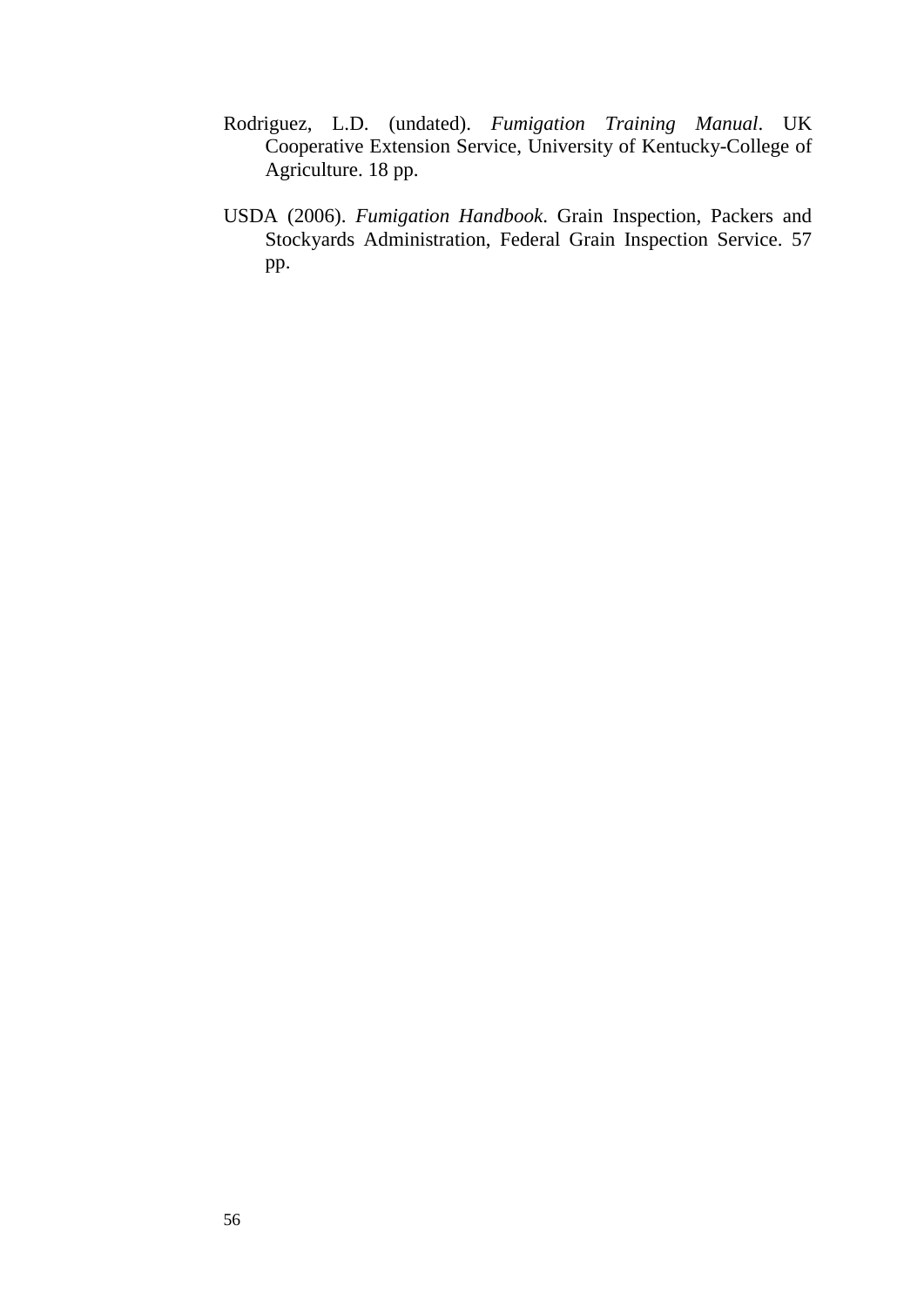Rodriguez, L.D. (undated). *Fumigation Training Manual*. UK Cooperative Extension Service, University of Kentucky-College of Agriculture. 18 pp.

USDA (2006). *Fumigation Handbook*. Grain Inspection, Packers and Stockyards Administration, Federal Grain Inspection Service. 57 pp.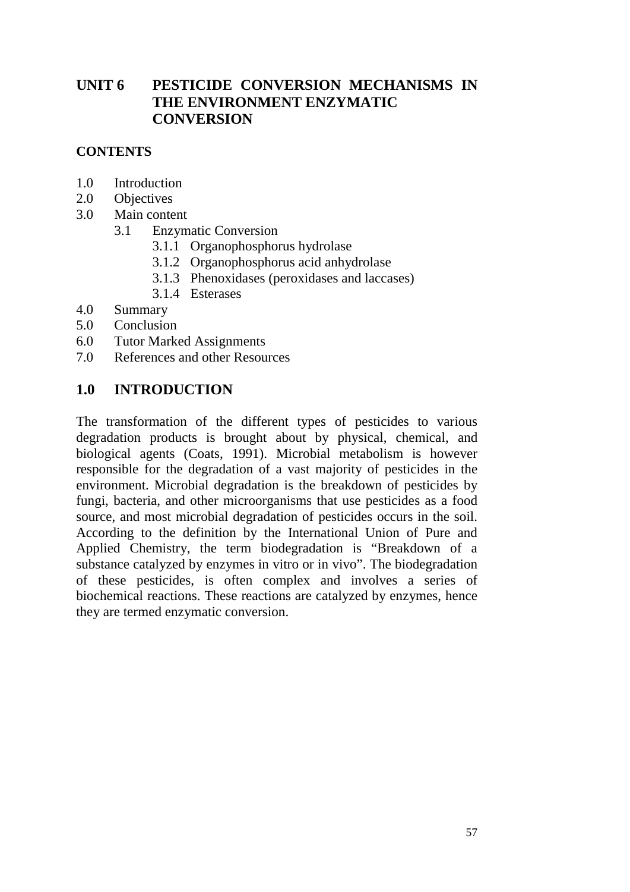# UNIT 6 PESTICIDE CONVERSION MECHANISMS IN THE ENVIRONMENT ENZYMATIC CONVERSION

**CONTENTS**

1.0 Introduction
2.0 Objectives
3.0 Main content
    3.1 Enzymatic Conversion
        3.1.1 Organophosphorus hydrolase
        3.1.2 Organophosphorus acid anhydrolase
        3.1.3 Phenoxidases (peroxidases and laccases)
        3.1.4 Esterases
4.0 Summary
5.0 Conclusion
6.0 Tutor Marked Assignments
7.0 References and other Resources

## 1.0 INTRODUCTION

The transformation of the different types of pesticides to various degradation products is brought about by physical, chemical, and biological agents (Coats, 1991). Microbial metabolism is however responsible for the degradation of a vast majority of pesticides in the environment. Microbial degradation is the breakdown of pesticides by fungi, bacteria, and other microorganisms that use pesticides as a food source, and most microbial degradation of pesticides occurs in the soil. According to the definition by the International Union of Pure and Applied Chemistry, the term biodegradation is "Breakdown of a substance catalyzed by enzymes in vitro or in vivo". The biodegradation of these pesticides, is often complex and involves a series of biochemical reactions. These reactions are catalyzed by enzymes, hence they are termed enzymatic conversion.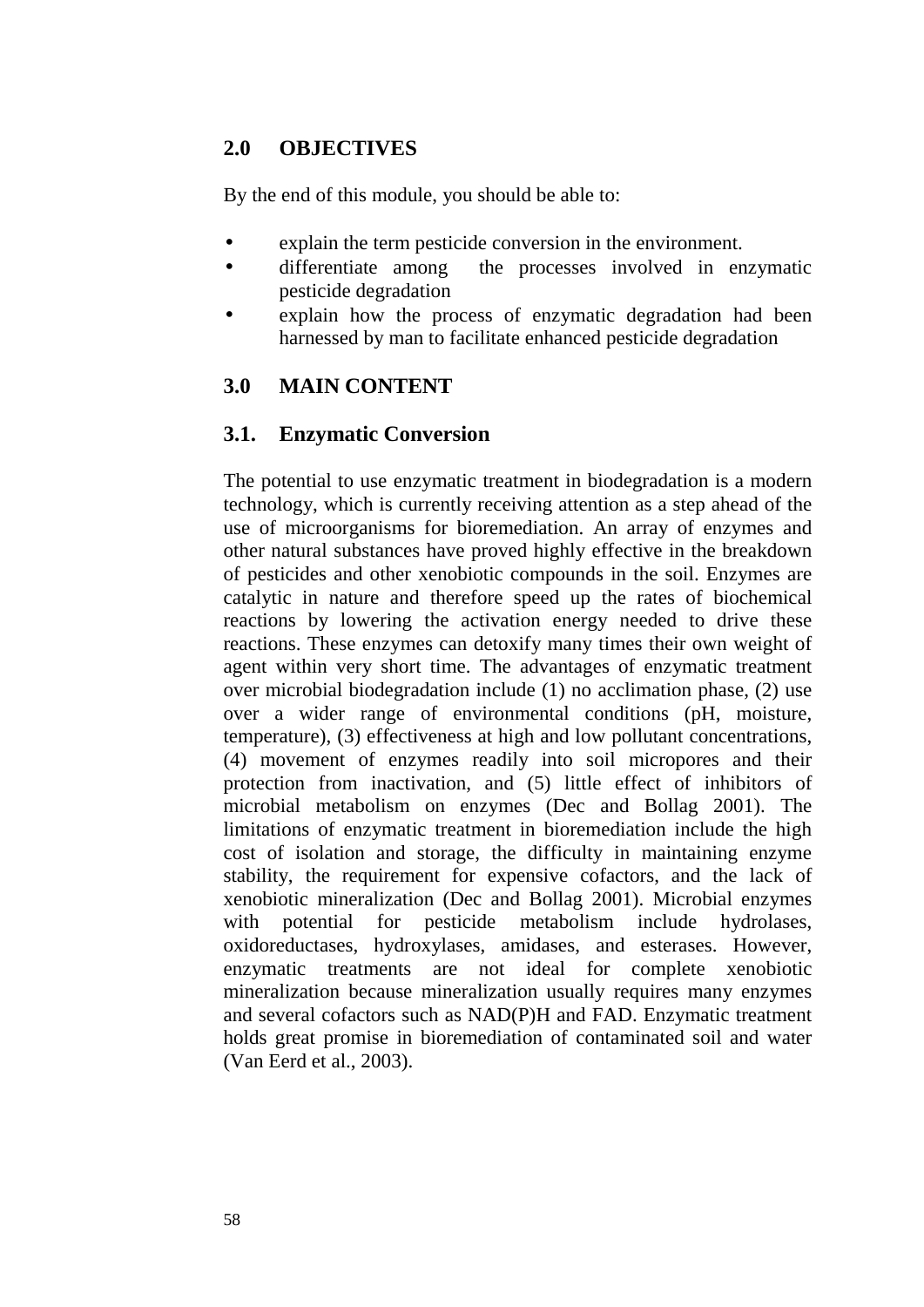## 2.0 OBJECTIVES

By the end of this module, you should be able to:

- explain the term pesticide conversion in the environment.
- differentiate among the processes involved in enzymatic pesticide degradation
- explain how the process of enzymatic degradation had been harnessed by man to facilitate enhanced pesticide degradation

## 3.0 MAIN CONTENT

### 3.1. Enzymatic Conversion

The potential to use enzymatic treatment in biodegradation is a modern technology, which is currently receiving attention as a step ahead of the use of microorganisms for bioremediation. An array of enzymes and other natural substances have proved highly effective in the breakdown of pesticides and other xenobiotic compounds in the soil. Enzymes are catalytic in nature and therefore speed up the rates of biochemical reactions by lowering the activation energy needed to drive these reactions. These enzymes can detoxify many times their own weight of agent within very short time. The advantages of enzymatic treatment over microbial biodegradation include (1) no acclimation phase, (2) use over a wider range of environmental conditions (pH, moisture, temperature), (3) effectiveness at high and low pollutant concentrations, (4) movement of enzymes readily into soil micropores and their protection from inactivation, and (5) little effect of inhibitors of microbial metabolism on enzymes (Dec and Bollag 2001). The limitations of enzymatic treatment in bioremediation include the high cost of isolation and storage, the difficulty in maintaining enzyme stability, the requirement for expensive cofactors, and the lack of xenobiotic mineralization (Dec and Bollag 2001). Microbial enzymes with potential for pesticide metabolism include hydrolases, oxidoreductases, hydroxylases, amidases, and esterases. However, enzymatic treatments are not ideal for complete xenobiotic mineralization because mineralization usually requires many enzymes and several cofactors such as NAD(P)H and FAD. Enzymatic treatment holds great promise in bioremediation of contaminated soil and water (Van Eerd et al., 2003).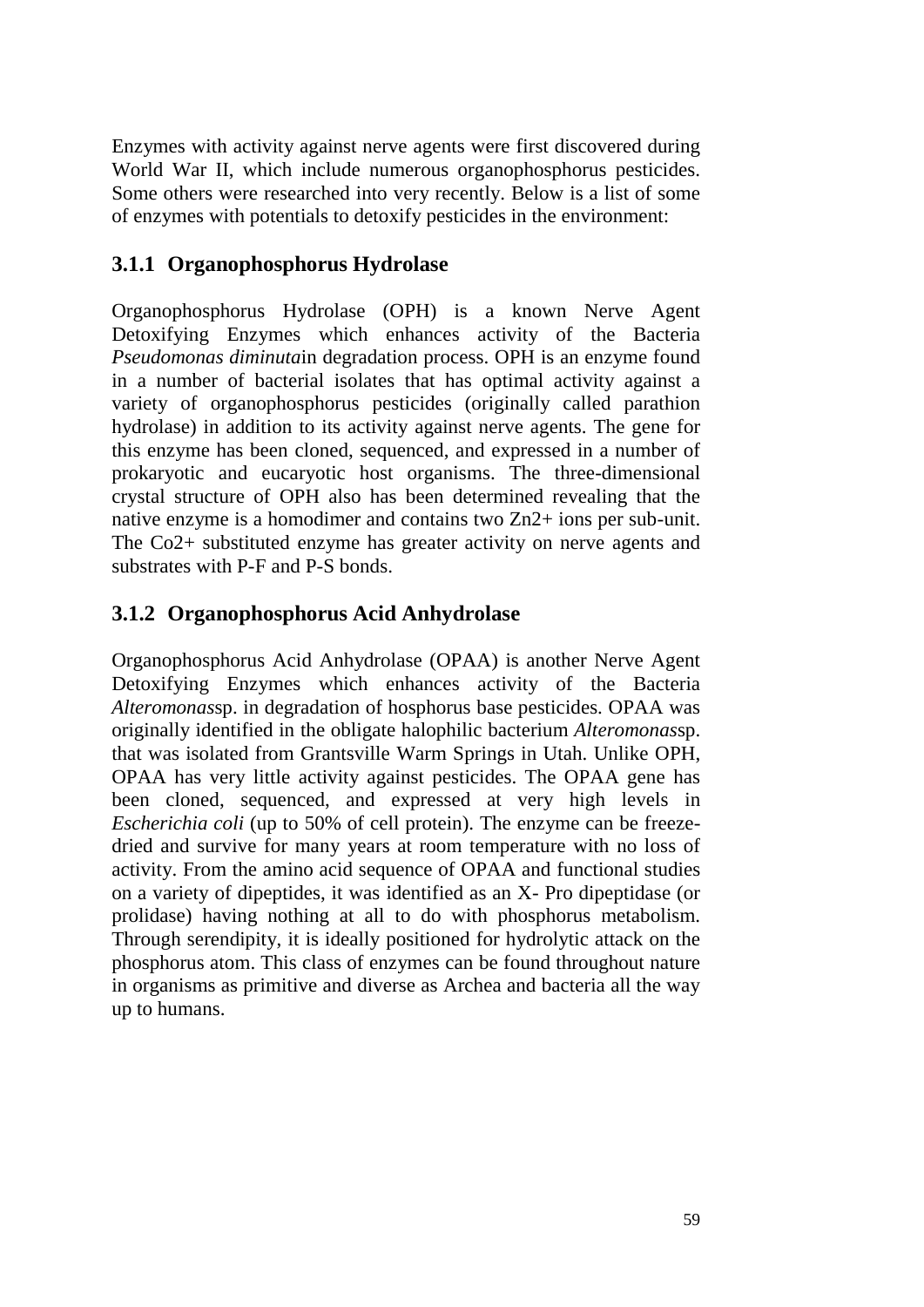Enzymes with activity against nerve agents were first discovered during World War II, which include numerous organophosphorus pesticides. Some others were researched into very recently. Below is a list of some of enzymes with potentials to detoxify pesticides in the environment:

### 3.1.1 Organophosphorus Hydrolase

Organophosphorus Hydrolase (OPH) is a known Nerve Agent Detoxifying Enzymes which enhances activity of the Bacteria *Pseudomonas diminuta*in degradation process. OPH is an enzyme found in a number of bacterial isolates that has optimal activity against a variety of organophosphorus pesticides (originally called parathion hydrolase) in addition to its activity against nerve agents. The gene for this enzyme has been cloned, sequenced, and expressed in a number of prokaryotic and eucaryotic host organisms. The three-dimensional crystal structure of OPH also has been determined revealing that the native enzyme is a homodimer and contains two $Zn^{2+}$ ions per sub-unit. The $Co^{2+}$ substituted enzyme has greater activity on nerve agents and substrates with P-F and P-S bonds.

### 3.1.2 Organophosphorus Acid Anhydrolase

Organophosphorus Acid Anhydrolase (OPAA) is another Nerve Agent Detoxifying Enzymes which enhances activity of the Bacteria *Alteromonas*sp. in degradation of hosphorus base pesticides. OPAA was originally identified in the obligate halophilic bacterium *Alteromonas*sp. that was isolated from Grantsville Warm Springs in Utah. Unlike OPH, OPAA has very little activity against pesticides. The OPAA gene has been cloned, sequenced, and expressed at very high levels in *Escherichia coli* (up to 50% of cell protein). The enzyme can be freeze-dried and survive for many years at room temperature with no loss of activity. From the amino acid sequence of OPAA and functional studies on a variety of dipeptides, it was identified as an X- Pro dipeptidase (or prolidase) having nothing at all to do with phosphorus metabolism. Through serendipity, it is ideally positioned for hydrolytic attack on the phosphorus atom. This class of enzymes can be found throughout nature in organisms as primitive and diverse as Archea and bacteria all the way up to humans.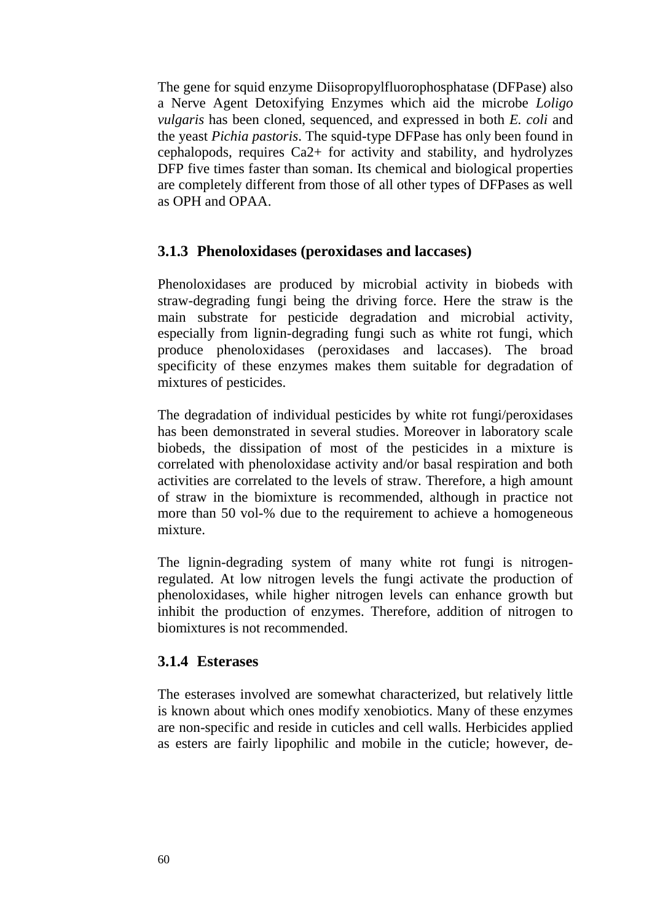The gene for squid enzyme Diisopropylfluorophosphatase (DFPase) also a Nerve Agent Detoxifying Enzymes which aid the microbe *Loligo vulgaris* has been cloned, sequenced, and expressed in both *E. coli* and the yeast *Pichia pastoris*. The squid-type DFPase has only been found in cephalopods, requires $Ca^{2+}$ for activity and stability, and hydrolyzes DFP five times faster than soman. Its chemical and biological properties are completely different from those of all other types of DFPases as well as OPH and OPAA.

### 3.1.3 Phenoloxidases (peroxidases and laccases)

Phenoloxidases are produced by microbial activity in biobeds with straw-degrading fungi being the driving force. Here the straw is the main substrate for pesticide degradation and microbial activity, especially from lignin-degrading fungi such as white rot fungi, which produce phenoloxidases (peroxidases and laccases). The broad specificity of these enzymes makes them suitable for degradation of mixtures of pesticides.

The degradation of individual pesticides by white rot fungi/peroxidases has been demonstrated in several studies. Moreover in laboratory scale biobeds, the dissipation of most of the pesticides in a mixture is correlated with phenoloxidase activity and/or basal respiration and both activities are correlated to the levels of straw. Therefore, a high amount of straw in the biomixture is recommended, although in practice not more than 50 vol-% due to the requirement to achieve a homogeneous mixture.

The lignin-degrading system of many white rot fungi is nitrogen-regulated. At low nitrogen levels the fungi activate the production of phenoloxidases, while higher nitrogen levels can enhance growth but inhibit the production of enzymes. Therefore, addition of nitrogen to biomixtures is not recommended.

### 3.1.4 Esterases

The esterases involved are somewhat characterized, but relatively little is known about which ones modify xenobiotics. Many of these enzymes are non-specific and reside in cuticles and cell walls. Herbicides applied as esters are fairly lipophilic and mobile in the cuticle; however, de-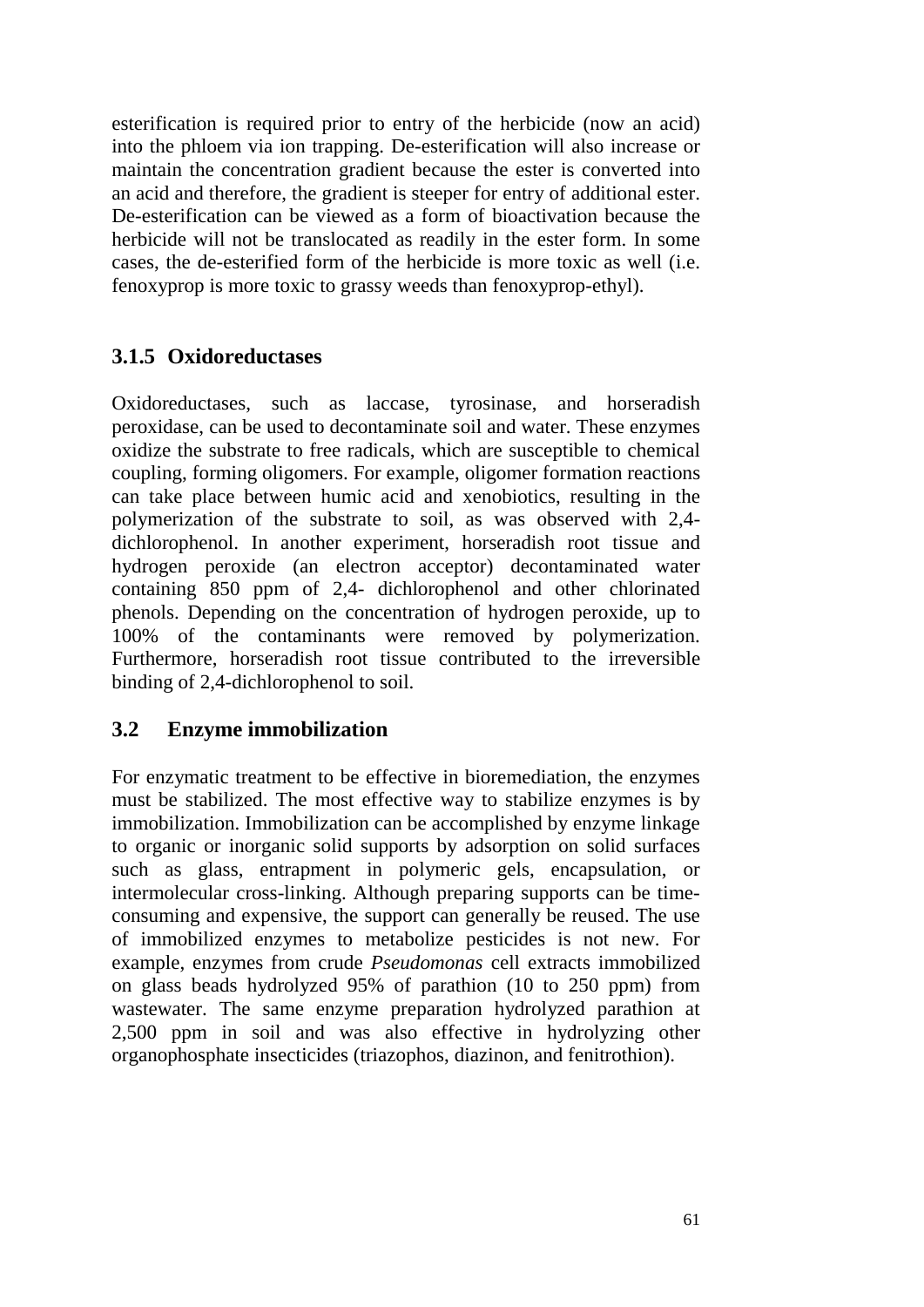esterification is required prior to entry of the herbicide (now an acid) into the phloem via ion trapping. De-esterification will also increase or maintain the concentration gradient because the ester is converted into an acid and therefore, the gradient is steeper for entry of additional ester. De-esterification can be viewed as a form of bioactivation because the herbicide will not be translocated as readily in the ester form. In some cases, the de-esterified form of the herbicide is more toxic as well (i.e. fenoxyprop is more toxic to grassy weeds than fenoxyprop-ethyl).

### 3.1.5 Oxidoreductases

Oxidoreductases, such as laccase, tyrosinase, and horseradish peroxidase, can be used to decontaminate soil and water. These enzymes oxidize the substrate to free radicals, which are susceptible to chemical coupling, forming oligomers. For example, oligomer formation reactions can take place between humic acid and xenobiotics, resulting in the polymerization of the substrate to soil, as was observed with 2,4-dichlorophenol. In another experiment, horseradish root tissue and hydrogen peroxide (an electron acceptor) decontaminated water containing 850 ppm of 2,4- dichlorophenol and other chlorinated phenols. Depending on the concentration of hydrogen peroxide, up to 100% of the contaminants were removed by polymerization. Furthermore, horseradish root tissue contributed to the irreversible binding of 2,4-dichlorophenol to soil.

## 3.2 Enzyme immobilization

For enzymatic treatment to be effective in bioremediation, the enzymes must be stabilized. The most effective way to stabilize enzymes is by immobilization. Immobilization can be accomplished by enzyme linkage to organic or inorganic solid supports by adsorption on solid surfaces such as glass, entrapment in polymeric gels, encapsulation, or intermolecular cross-linking. Although preparing supports can be time-consuming and expensive, the support can generally be reused. The use of immobilized enzymes to metabolize pesticides is not new. For example, enzymes from crude *Pseudomonas* cell extracts immobilized on glass beads hydrolyzed 95% of parathion (10 to 250 ppm) from wastewater. The same enzyme preparation hydrolyzed parathion at 2,500 ppm in soil and was also effective in hydrolyzing other organophosphate insecticides (triazophos, diazinon, and fenitrothion).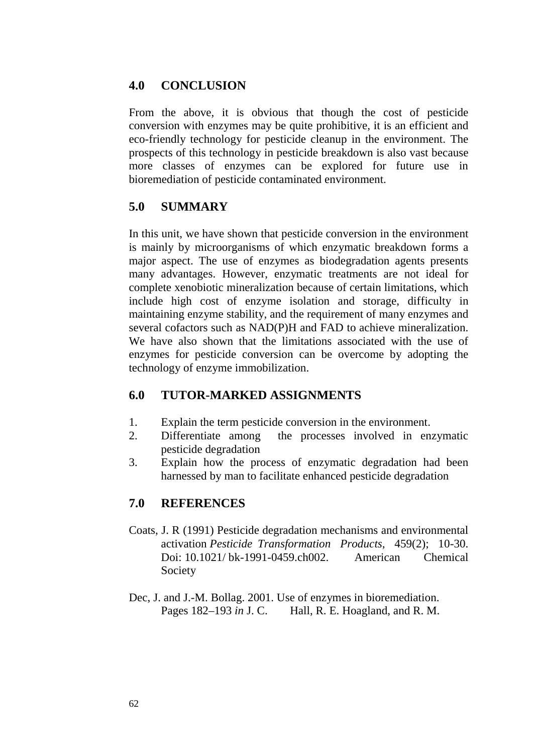## 4.0 CONCLUSION

From the above, it is obvious that though the cost of pesticide conversion with enzymes may be quite prohibitive, it is an efficient and eco-friendly technology for pesticide cleanup in the environment. The prospects of this technology in pesticide breakdown is also vast because more classes of enzymes can be explored for future use in bioremediation of pesticide contaminated environment.

## 5.0 SUMMARY

In this unit, we have shown that pesticide conversion in the environment is mainly by microorganisms of which enzymatic breakdown forms a major aspect. The use of enzymes as biodegradation agents presents many advantages. However, enzymatic treatments are not ideal for complete xenobiotic mineralization because of certain limitations, which include high cost of enzyme isolation and storage, difficulty in maintaining enzyme stability, and the requirement of many enzymes and several cofactors such as NAD(P)H and FAD to achieve mineralization. We have also shown that the limitations associated with the use of enzymes for pesticide conversion can be overcome by adopting the technology of enzyme immobilization.

## 6.0 TUTOR-MARKED ASSIGNMENTS

1. Explain the term pesticide conversion in the environment.
2. Differentiate among the processes involved in enzymatic pesticide degradation
3. Explain how the process of enzymatic degradation had been harnessed by man to facilitate enhanced pesticide degradation

## 7.0 REFERENCES

Coats, J. R (1991) Pesticide degradation mechanisms and environmental activation *Pesticide Transformation Products*, 459(2); 10-30. Doi: 10.1021/ bk-1991-0459.ch002. American Chemical Society

Dec, J. and J.-M. Bollag. 2001. Use of enzymes in bioremediation. Pages 182–193 *in* J. C. Hall, R. E. Hoagland, and R. M.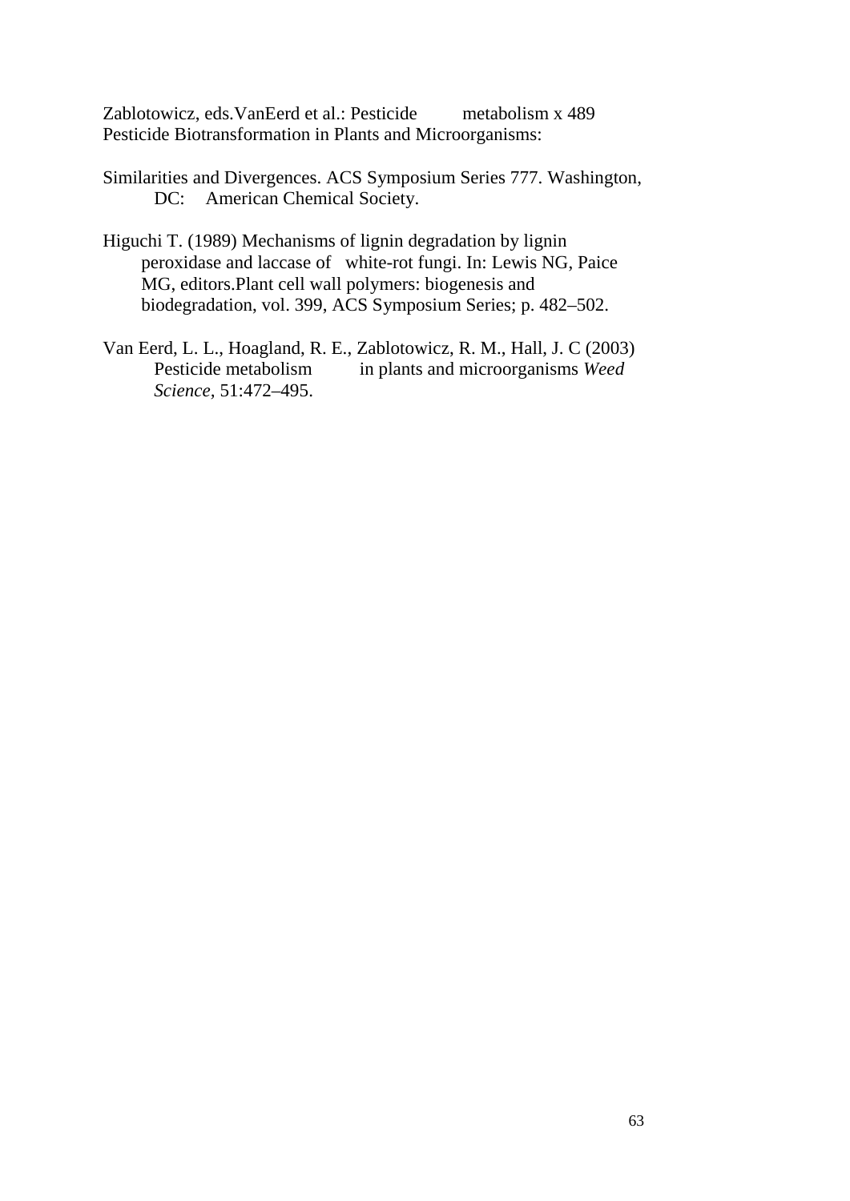Zablotowicz, eds.VanEerd et al.: Pesticide metabolism x 489 Pesticide Biotransformation in Plants and Microorganisms:

Similarities and Divergences. ACS Symposium Series 777. Washington, DC: American Chemical Society.

Higuchi T. (1989) Mechanisms of lignin degradation by lignin peroxidase and laccase of white-rot fungi. In: Lewis NG, Paice MG, editors.Plant cell wall polymers: biogenesis and biodegradation, vol. 399, ACS Symposium Series; p. 482–502.

Van Eerd, L. L., Hoagland, R. E., Zablotowicz, R. M., Hall, J. C (2003) Pesticide metabolism in plants and microorganisms *Weed Science,* 51:472–495.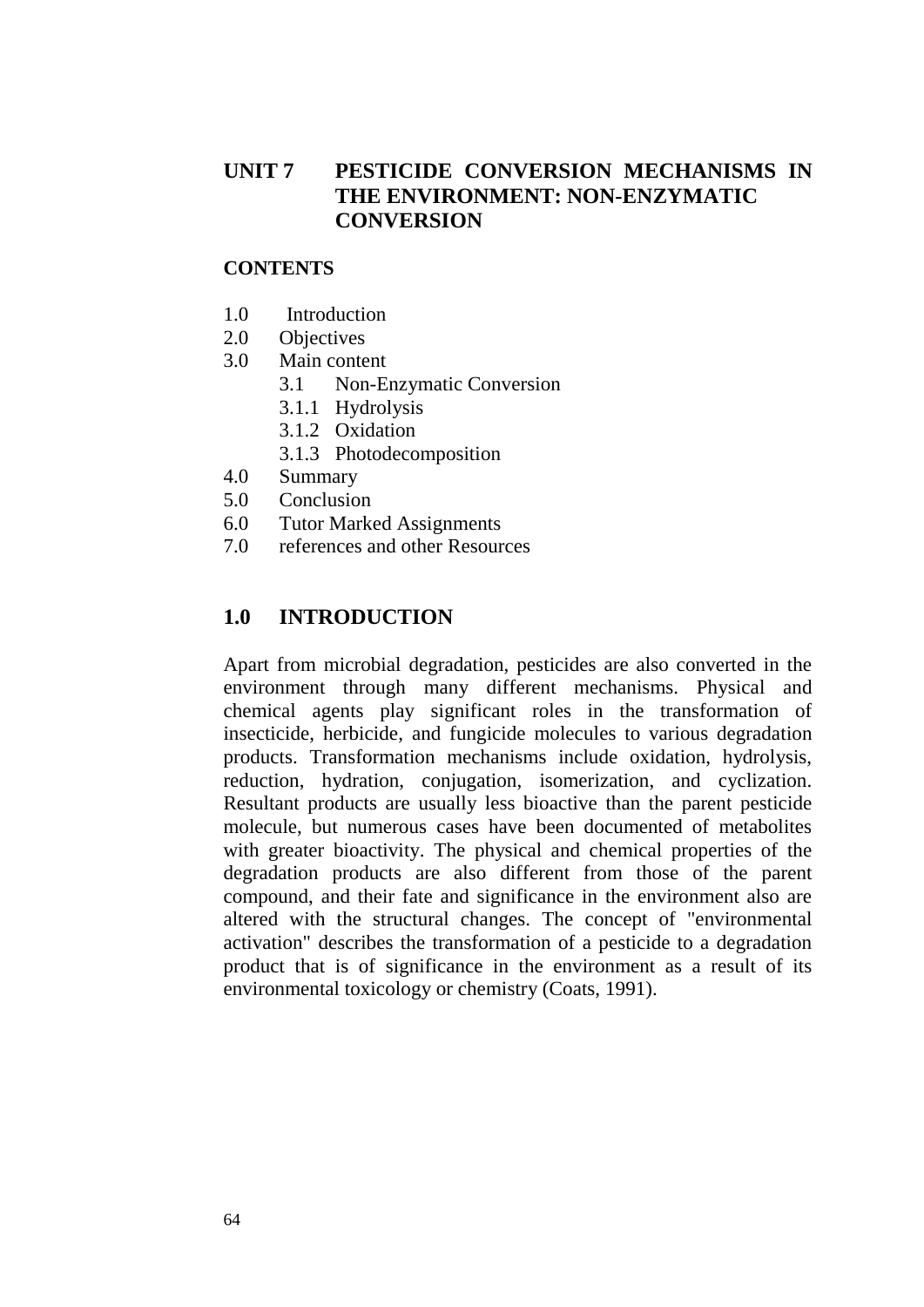# UNIT 7 PESTICIDE CONVERSION MECHANISMS IN THE ENVIRONMENT: NON-ENZYMATIC CONVERSION

**CONTENTS**

1.0 Introduction
2.0 Objectives
3.0 Main content
  3.1 Non-Enzymatic Conversion
  3.1.1 Hydrolysis
  3.1.2 Oxidation
  3.1.3 Photodecomposition
4.0 Summary
5.0 Conclusion
6.0 Tutor Marked Assignments
7.0 references and other Resources

## 1.0 INTRODUCTION

Apart from microbial degradation, pesticides are also converted in the environment through many different mechanisms. Physical and chemical agents play significant roles in the transformation of insecticide, herbicide, and fungicide molecules to various degradation products. Transformation mechanisms include oxidation, hydrolysis, reduction, hydration, conjugation, isomerization, and cyclization. Resultant products are usually less bioactive than the parent pesticide molecule, but numerous cases have been documented of metabolites with greater bioactivity. The physical and chemical properties of the degradation products are also different from those of the parent compound, and their fate and significance in the environment also are altered with the structural changes. The concept of "environmental activation" describes the transformation of a pesticide to a degradation product that is of significance in the environment as a result of its environmental toxicology or chemistry (Coats, 1991).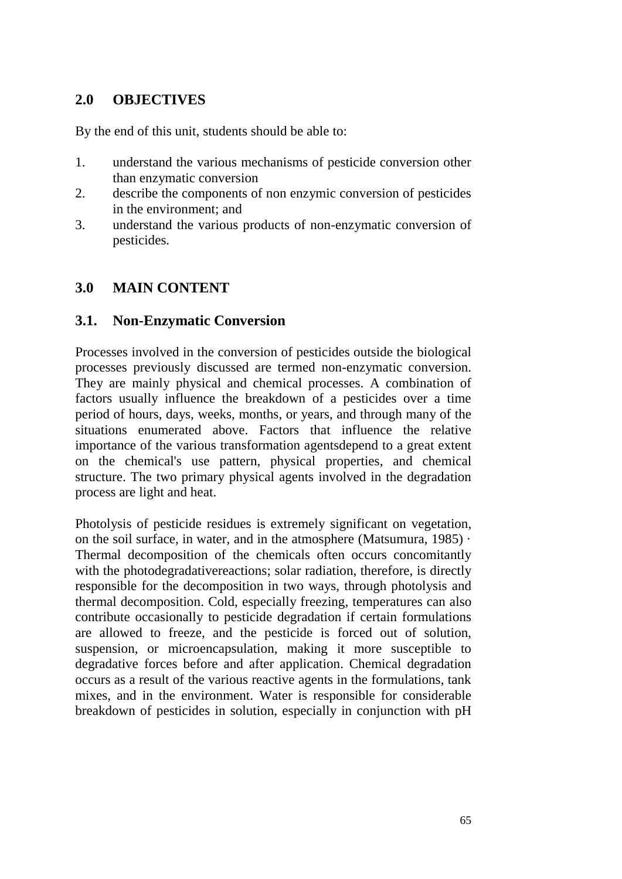## 2.0 OBJECTIVES

By the end of this unit, students should be able to:

1. understand the various mechanisms of pesticide conversion other than enzymatic conversion
2. describe the components of non enzymic conversion of pesticides in the environment; and
3. understand the various products of non-enzymatic conversion of pesticides.

## 3.0 MAIN CONTENT

### 3.1. Non-Enzymatic Conversion

Processes involved in the conversion of pesticides outside the biological processes previously discussed are termed non-enzymatic conversion. They are mainly physical and chemical processes. A combination of factors usually influence the breakdown of a pesticides over a time period of hours, days, weeks, months, or years, and through many of the situations enumerated above. Factors that influence the relative importance of the various transformation agentsdepend to a great extent on the chemical's use pattern, physical properties, and chemical structure. The two primary physical agents involved in the degradation process are light and heat.

Photolysis of pesticide residues is extremely significant on vegetation, on the soil surface, in water, and in the atmosphere (Matsumura, 1985) · Thermal decomposition of the chemicals often occurs concomitantly with the photodegradativereactions; solar radiation, therefore, is directly responsible for the decomposition in two ways, through photolysis and thermal decomposition. Cold, especially freezing, temperatures can also contribute occasionally to pesticide degradation if certain formulations are allowed to freeze, and the pesticide is forced out of solution, suspension, or microencapsulation, making it more susceptible to degradative forces before and after application. Chemical degradation occurs as a result of the various reactive agents in the formulations, tank mixes, and in the environment. Water is responsible for considerable breakdown of pesticides in solution, especially in conjunction with pH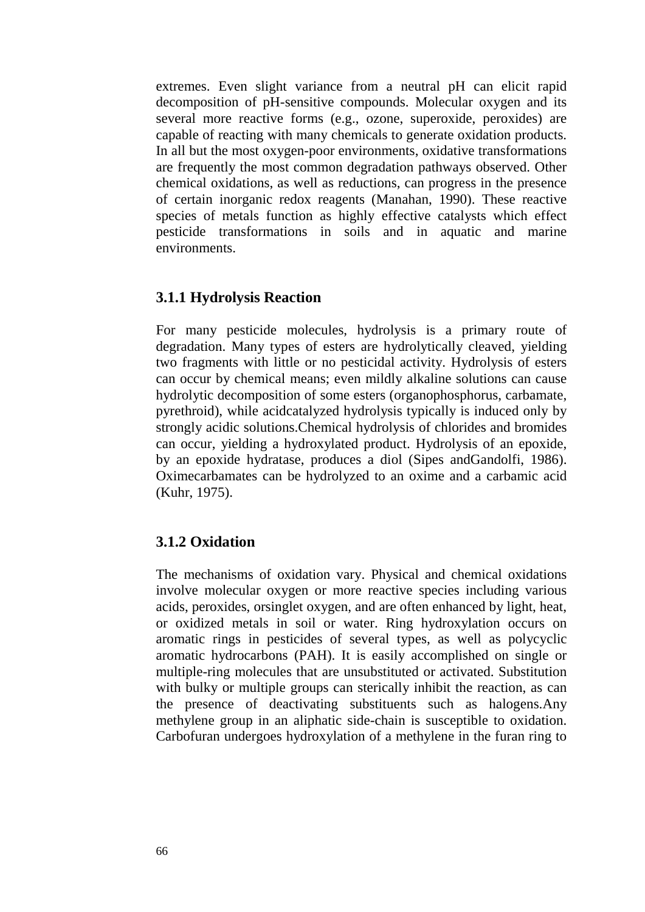extremes. Even slight variance from a neutral pH can elicit rapid decomposition of pH-sensitive compounds. Molecular oxygen and its several more reactive forms (e.g., ozone, superoxide, peroxides) are capable of reacting with many chemicals to generate oxidation products. In all but the most oxygen-poor environments, oxidative transformations are frequently the most common degradation pathways observed. Other chemical oxidations, as well as reductions, can progress in the presence of certain inorganic redox reagents (Manahan, 1990). These reactive species of metals function as highly effective catalysts which effect pesticide transformations in soils and in aquatic and marine environments.

### 3.1.1 Hydrolysis Reaction

For many pesticide molecules, hydrolysis is a primary route of degradation. Many types of esters are hydrolytically cleaved, yielding two fragments with little or no pesticidal activity. Hydrolysis of esters can occur by chemical means; even mildly alkaline solutions can cause hydrolytic decomposition of some esters (organophosphorus, carbamate, pyrethroid), while acidcatalyzed hydrolysis typically is induced only by strongly acidic solutions.Chemical hydrolysis of chlorides and bromides can occur, yielding a hydroxylated product. Hydrolysis of an epoxide, by an epoxide hydratase, produces a diol (Sipes andGandolfi, 1986). Oximecarbamates can be hydrolyzed to an oxime and a carbamic acid (Kuhr, 1975).

### 3.1.2 Oxidation

The mechanisms of oxidation vary. Physical and chemical oxidations involve molecular oxygen or more reactive species including various acids, peroxides, orsinglet oxygen, and are often enhanced by light, heat, or oxidized metals in soil or water. Ring hydroxylation occurs on aromatic rings in pesticides of several types, as well as polycyclic aromatic hydrocarbons (PAH). It is easily accomplished on single or multiple-ring molecules that are unsubstituted or activated. Substitution with bulky or multiple groups can sterically inhibit the reaction, as can the presence of deactivating substituents such as halogens.Any methylene group in an aliphatic side-chain is susceptible to oxidation. Carbofuran undergoes hydroxylation of a methylene in the furan ring to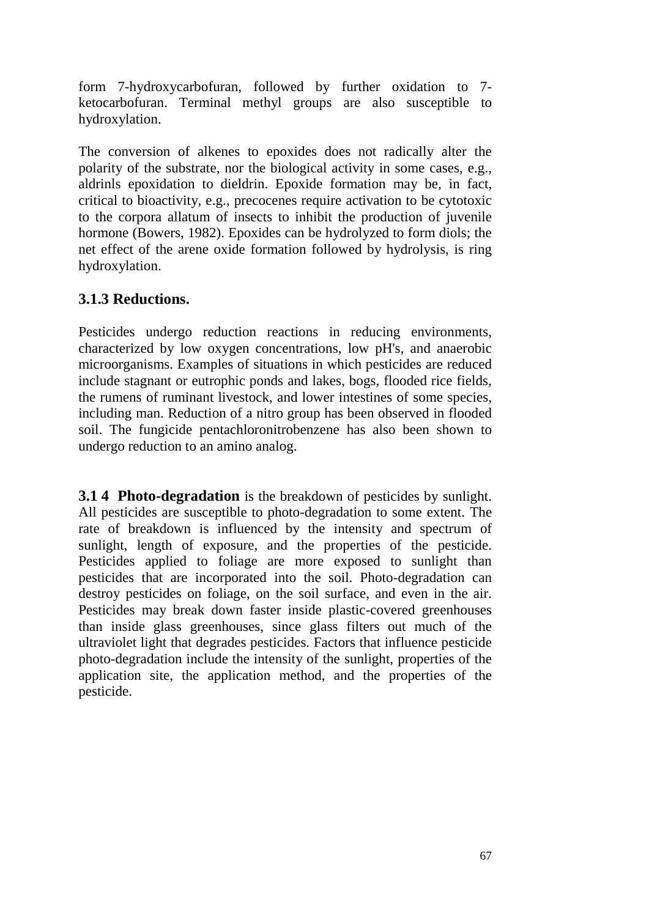form 7-hydroxycarbofuran, followed by further oxidation to 7-ketocarbofuran. Terminal methyl groups are also susceptible to hydroxylation.

The conversion of alkenes to epoxides does not radically alter the polarity of the substrate, nor the biological activity in some cases, e.g., aldrinls epoxidation to dieldrin. Epoxide formation may be, in fact, critical to bioactivity, e.g., precocenes require activation to be cytotoxic to the corpora allatum of insects to inhibit the production of juvenile hormone (Bowers, 1982). Epoxides can be hydrolyzed to form diols; the net effect of the arene oxide formation followed by hydrolysis, is ring hydroxylation.

### 3.1.3 Reductions.

Pesticides undergo reduction reactions in reducing environments, characterized by low oxygen concentrations, low pH's, and anaerobic microorganisms. Examples of situations in which pesticides are reduced include stagnant or eutrophic ponds and lakes, bogs, flooded rice fields, the rumens of ruminant livestock, and lower intestines of some species, including man. Reduction of a nitro group has been observed in flooded soil. The fungicide pentachloronitrobenzene has also been shown to undergo reduction to an amino analog.

**3.1 4 Photo-degradation** is the breakdown of pesticides by sunlight. All pesticides are susceptible to photo-degradation to some extent. The rate of breakdown is influenced by the intensity and spectrum of sunlight, length of exposure, and the properties of the pesticide. Pesticides applied to foliage are more exposed to sunlight than pesticides that are incorporated into the soil. Photo-degradation can destroy pesticides on foliage, on the soil surface, and even in the air. Pesticides may break down faster inside plastic-covered greenhouses than inside glass greenhouses, since glass filters out much of the ultraviolet light that degrades pesticides. Factors that influence pesticide photo-degradation include the intensity of the sunlight, properties of the application site, the application method, and the properties of the pesticide.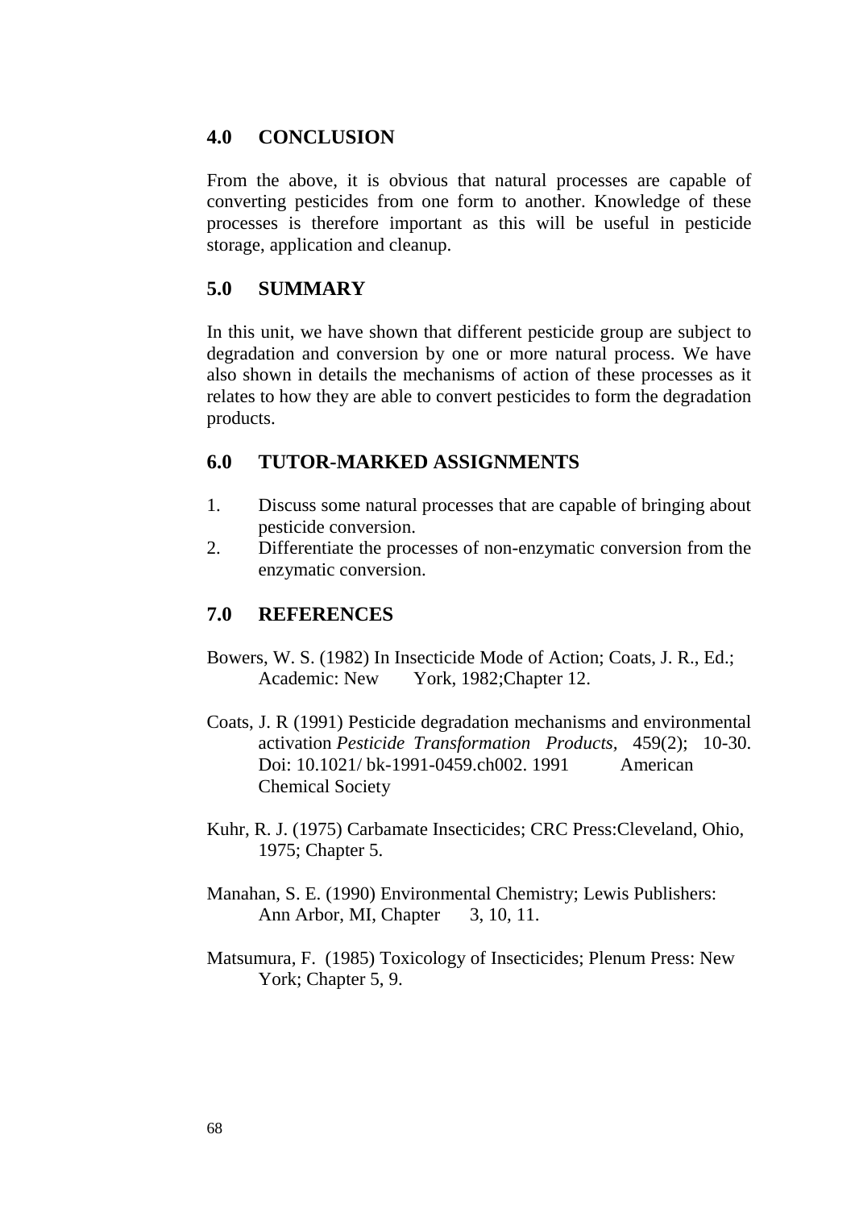## 4.0 CONCLUSION

From the above, it is obvious that natural processes are capable of converting pesticides from one form to another. Knowledge of these processes is therefore important as this will be useful in pesticide storage, application and cleanup.

## 5.0 SUMMARY

In this unit, we have shown that different pesticide group are subject to degradation and conversion by one or more natural process. We have also shown in details the mechanisms of action of these processes as it relates to how they are able to convert pesticides to form the degradation products.

## 6.0 TUTOR-MARKED ASSIGNMENTS

1. Discuss some natural processes that are capable of bringing about pesticide conversion.
2. Differentiate the processes of non-enzymatic conversion from the enzymatic conversion.

## 7.0 REFERENCES

Bowers, W. S. (1982) In Insecticide Mode of Action; Coats, J. R., Ed.; Academic: New York, 1982;Chapter 12.

Coats, J. R (1991) Pesticide degradation mechanisms and environmental activation *Pesticide Transformation Products,* 459(2); 10-30. Doi: 10.1021/ bk-1991-0459.ch002. 1991 American Chemical Society

Kuhr, R. J. (1975) Carbamate Insecticides; CRC Press:Cleveland, Ohio, 1975; Chapter 5.

Manahan, S. E. (1990) Environmental Chemistry; Lewis Publishers: Ann Arbor, MI, Chapter 3, 10, 11.

Matsumura, F. (1985) Toxicology of Insecticides; Plenum Press: New York; Chapter 5, 9.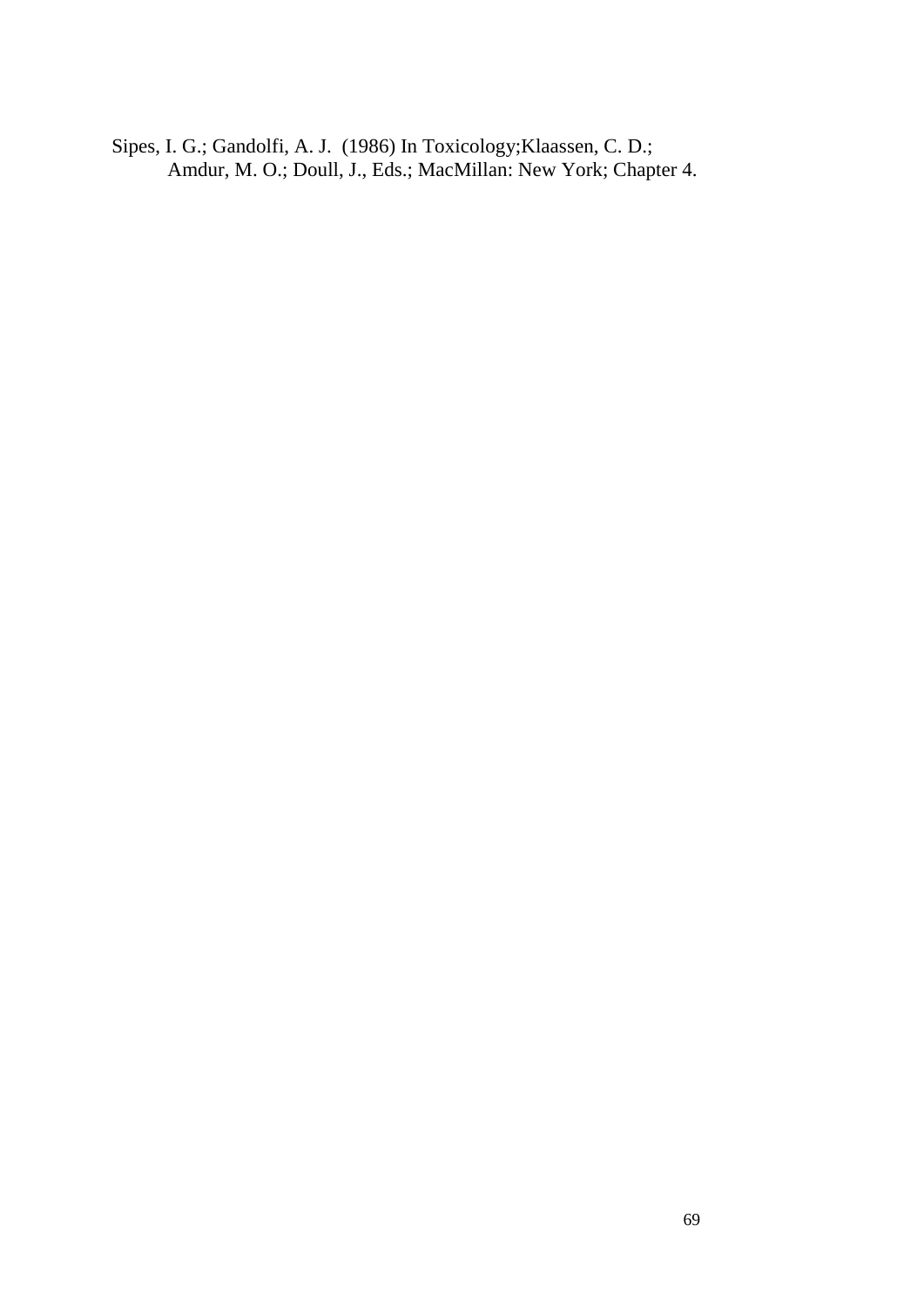Sipes, I. G.; Gandolfi, A. J.  (1986) In Toxicology;Klaassen, C. D.; Amdur, M. O.; Doull, J., Eds.; MacMillan: New York; Chapter 4.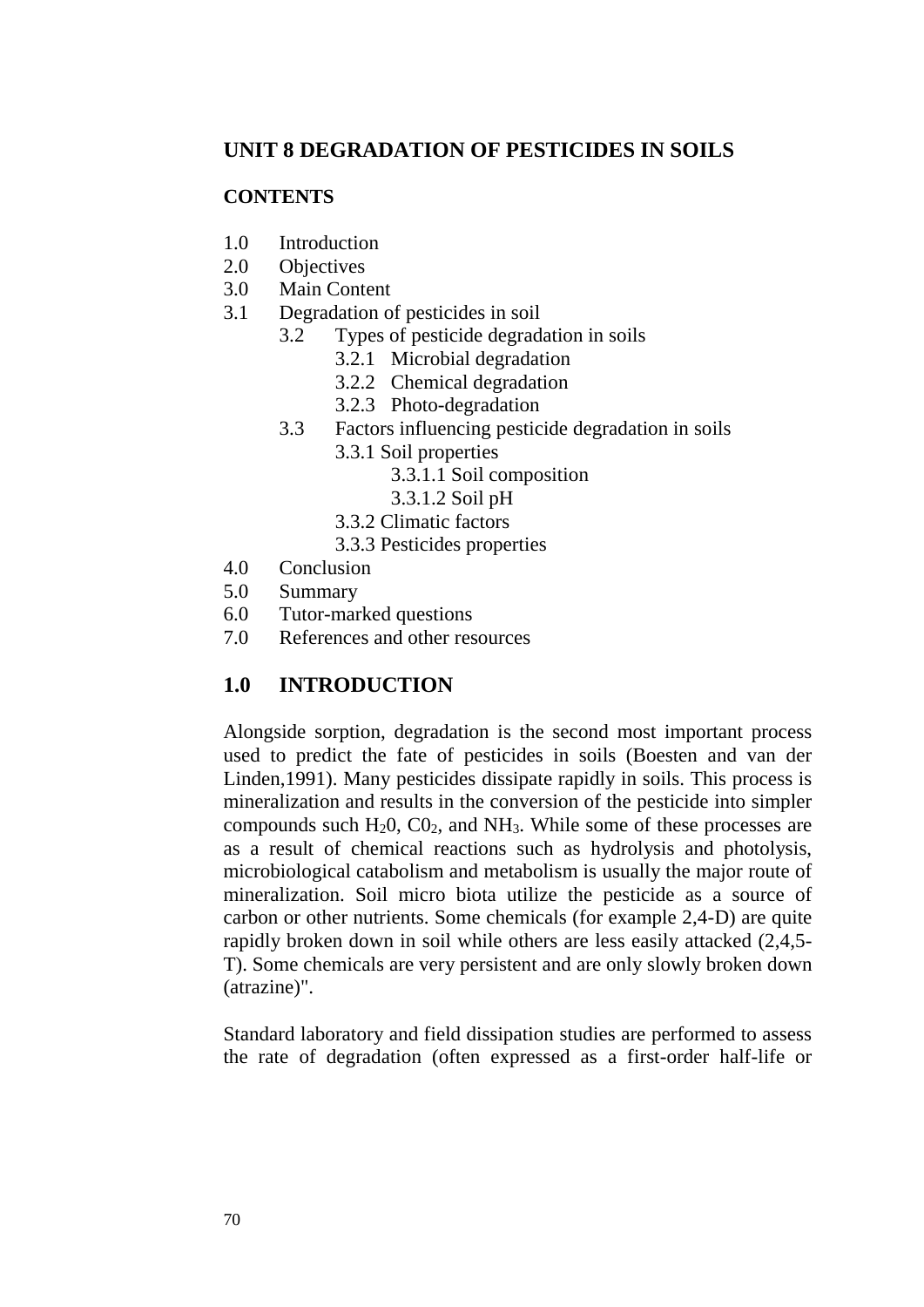## UNIT 8 DEGRADATION OF PESTICIDES IN SOILS

**CONTENTS**

1.0 Introduction
2.0 Objectives
3.0 Main Content
3.1 Degradation of pesticides in soil
    3.2 Types of pesticide degradation in soils
        3.2.1 Microbial degradation
        3.2.2 Chemical degradation
        3.2.3 Photo-degradation
    3.3 Factors influencing pesticide degradation in soils
        3.3.1 Soil properties
            3.3.1.1 Soil composition
            3.3.1.2 Soil pH
        3.3.2 Climatic factors
        3.3.3 Pesticides properties
4.0 Conclusion
5.0 Summary
6.0 Tutor-marked questions
7.0 References and other resources

## 1.0 INTRODUCTION

Alongside sorption, degradation is the second most important process used to predict the fate of pesticides in soils (Boesten and van der Linden,1991). Many pesticides dissipate rapidly in soils. This process is mineralization and results in the conversion of the pesticide into simpler compounds such $H_20$, $C0_2$, and $NH_3$. While some of these processes are as a result of chemical reactions such as hydrolysis and photolysis, microbiological catabolism and metabolism is usually the major route of mineralization. Soil micro biota utilize the pesticide as a source of carbon or other nutrients. Some chemicals (for example 2,4-D) are quite rapidly broken down in soil while others are less easily attacked (2,4,5-T). Some chemicals are very persistent and are only slowly broken down (atrazine)".

Standard laboratory and field dissipation studies are performed to assess the rate of degradation (often expressed as a first-order half-life or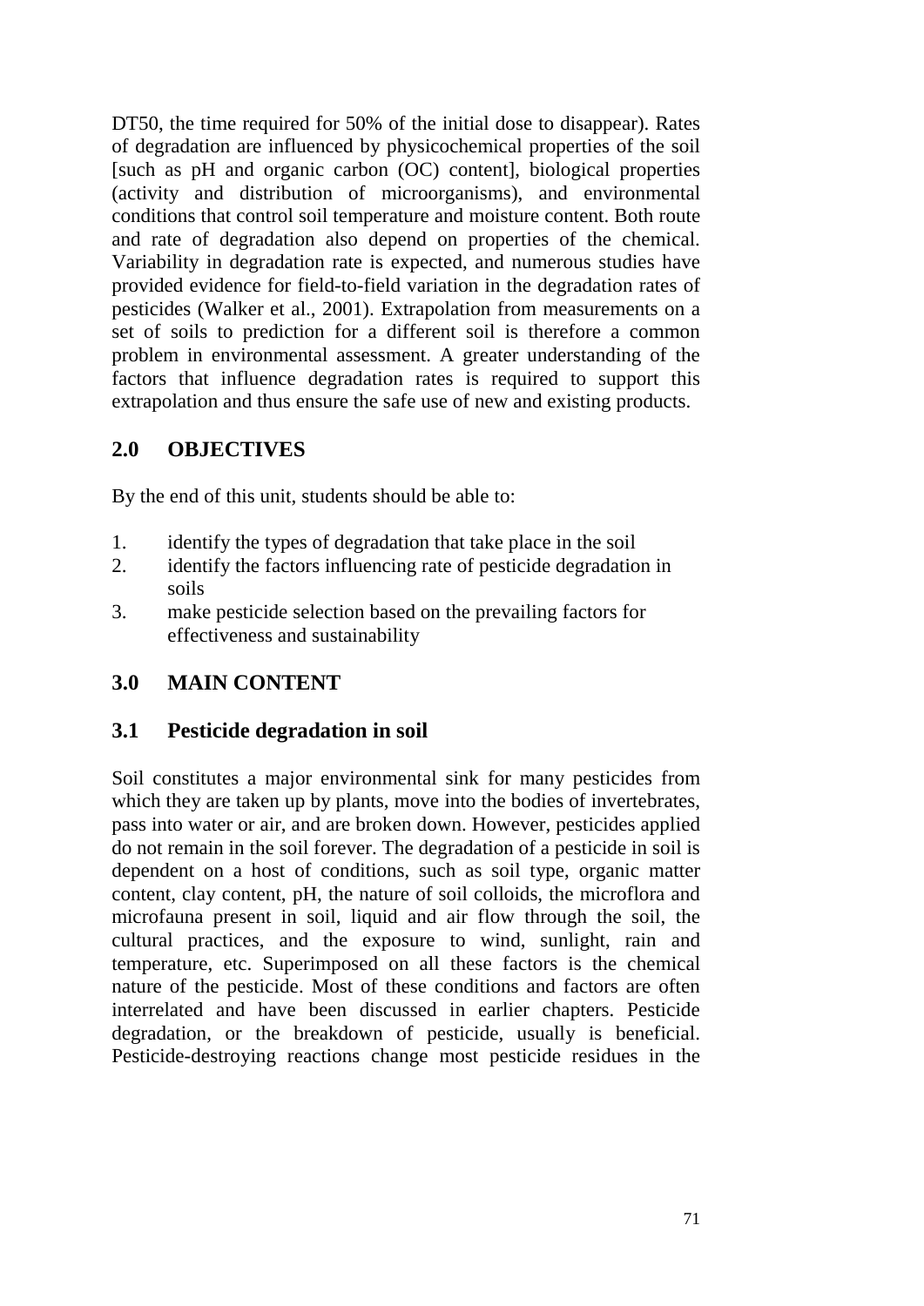DT50, the time required for 50% of the initial dose to disappear). Rates of degradation are influenced by physicochemical properties of the soil [such as pH and organic carbon (OC) content], biological properties (activity and distribution of microorganisms), and environmental conditions that control soil temperature and moisture content. Both route and rate of degradation also depend on properties of the chemical. Variability in degradation rate is expected, and numerous studies have provided evidence for field-to-field variation in the degradation rates of pesticides (Walker et al., 2001). Extrapolation from measurements on a set of soils to prediction for a different soil is therefore a common problem in environmental assessment. A greater understanding of the factors that influence degradation rates is required to support this extrapolation and thus ensure the safe use of new and existing products.

## 2.0 OBJECTIVES

By the end of this unit, students should be able to:

1. identify the types of degradation that take place in the soil
2. identify the factors influencing rate of pesticide degradation in soils
3. make pesticide selection based on the prevailing factors for effectiveness and sustainability

## 3.0 MAIN CONTENT

### 3.1 Pesticide degradation in soil

Soil constitutes a major environmental sink for many pesticides from which they are taken up by plants, move into the bodies of invertebrates, pass into water or air, and are broken down. However, pesticides applied do not remain in the soil forever. The degradation of a pesticide in soil is dependent on a host of conditions, such as soil type, organic matter content, clay content, pH, the nature of soil colloids, the microflora and microfauna present in soil, liquid and air flow through the soil, the cultural practices, and the exposure to wind, sunlight, rain and temperature, etc. Superimposed on all these factors is the chemical nature of the pesticide. Most of these conditions and factors are often interrelated and have been discussed in earlier chapters. Pesticide degradation, or the breakdown of pesticide, usually is beneficial. Pesticide-destroying reactions change most pesticide residues in the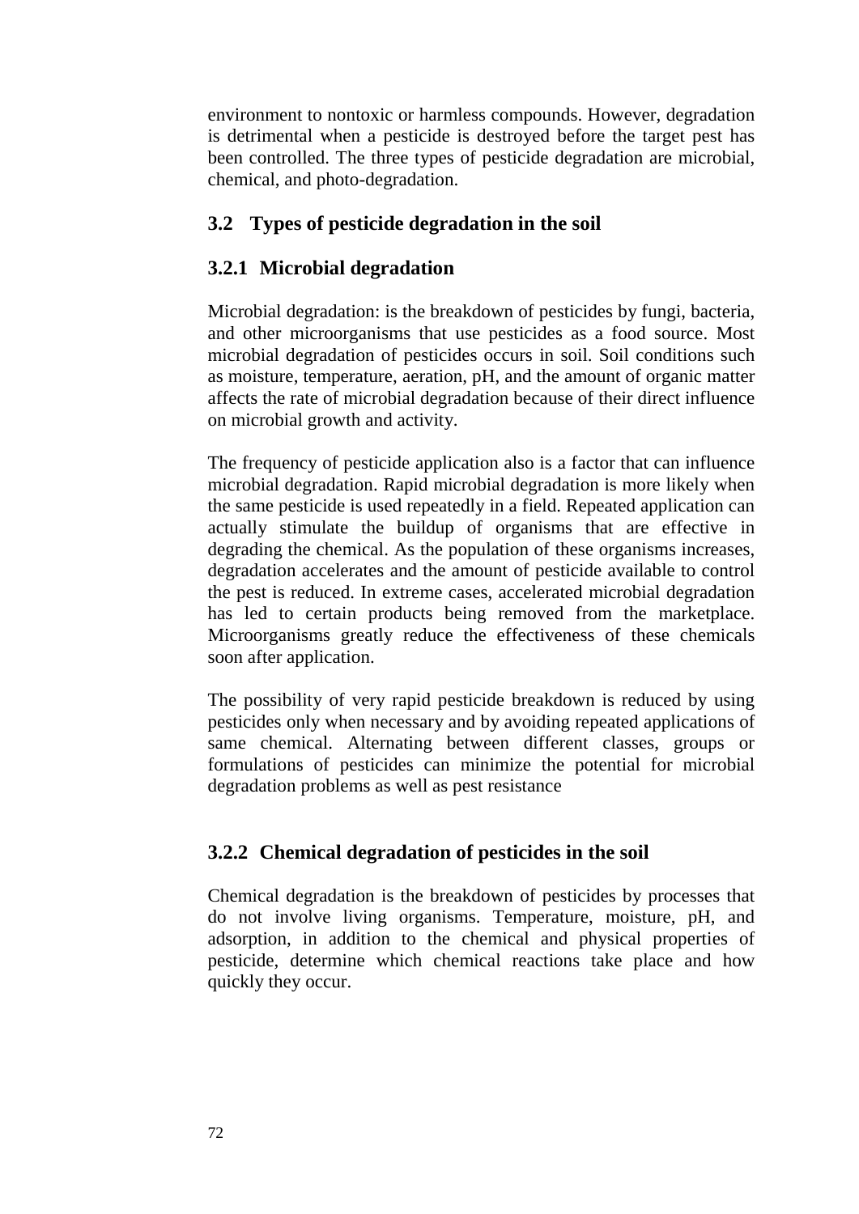environment to nontoxic or harmless compounds. However, degradation is detrimental when a pesticide is destroyed before the target pest has been controlled. The three types of pesticide degradation are microbial, chemical, and photo-degradation.

## 3.2 Types of pesticide degradation in the soil

### 3.2.1 Microbial degradation

Microbial degradation: is the breakdown of pesticides by fungi, bacteria, and other microorganisms that use pesticides as a food source. Most microbial degradation of pesticides occurs in soil. Soil conditions such as moisture, temperature, aeration, pH, and the amount of organic matter affects the rate of microbial degradation because of their direct influence on microbial growth and activity.

The frequency of pesticide application also is a factor that can influence microbial degradation. Rapid microbial degradation is more likely when the same pesticide is used repeatedly in a field. Repeated application can actually stimulate the buildup of organisms that are effective in degrading the chemical. As the population of these organisms increases, degradation accelerates and the amount of pesticide available to control the pest is reduced. In extreme cases, accelerated microbial degradation has led to certain products being removed from the marketplace. Microorganisms greatly reduce the effectiveness of these chemicals soon after application.

The possibility of very rapid pesticide breakdown is reduced by using pesticides only when necessary and by avoiding repeated applications of same chemical. Alternating between different classes, groups or formulations of pesticides can minimize the potential for microbial degradation problems as well as pest resistance

### 3.2.2 Chemical degradation of pesticides in the soil

Chemical degradation is the breakdown of pesticides by processes that do not involve living organisms. Temperature, moisture, pH, and adsorption, in addition to the chemical and physical properties of pesticide, determine which chemical reactions take place and how quickly they occur.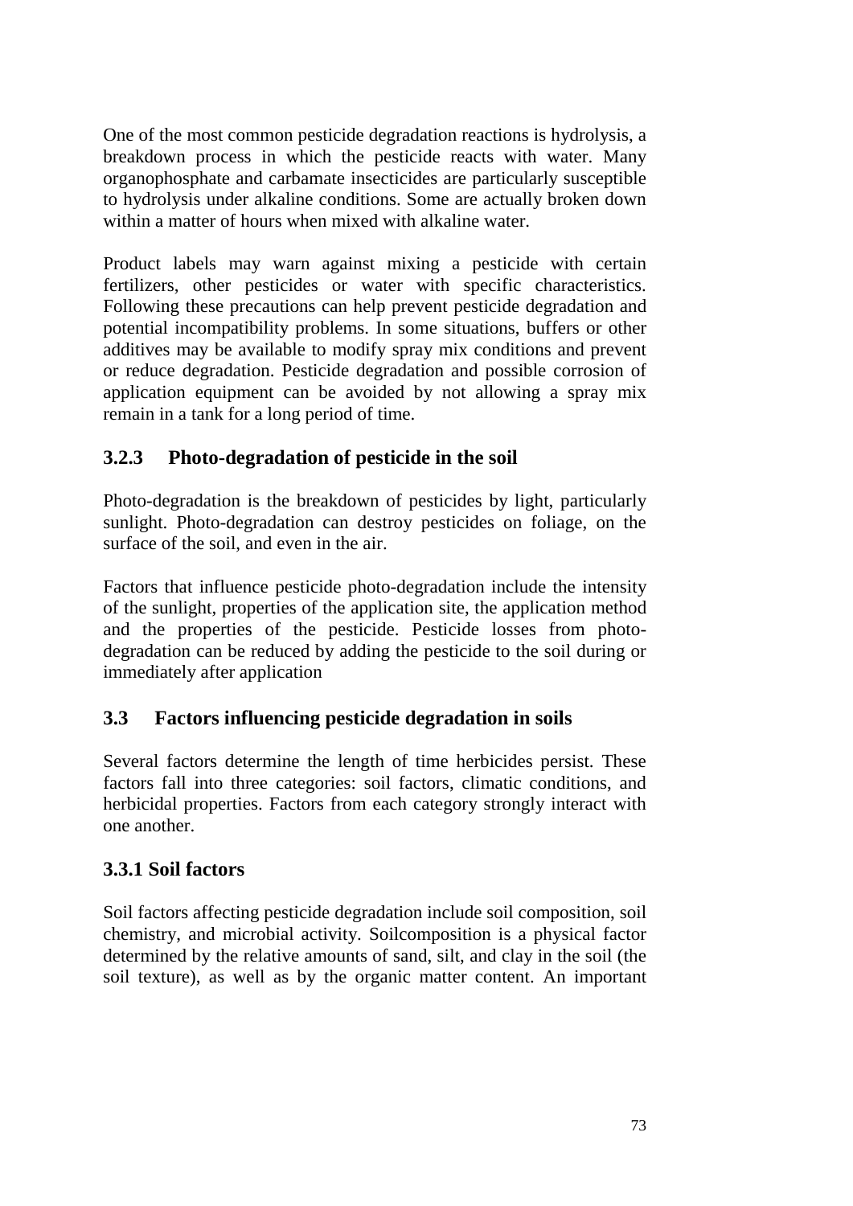One of the most common pesticide degradation reactions is hydrolysis, a breakdown process in which the pesticide reacts with water. Many organophosphate and carbamate insecticides are particularly susceptible to hydrolysis under alkaline conditions. Some are actually broken down within a matter of hours when mixed with alkaline water.

Product labels may warn against mixing a pesticide with certain fertilizers, other pesticides or water with specific characteristics. Following these precautions can help prevent pesticide degradation and potential incompatibility problems. In some situations, buffers or other additives may be available to modify spray mix conditions and prevent or reduce degradation. Pesticide degradation and possible corrosion of application equipment can be avoided by not allowing a spray mix remain in a tank for a long period of time.

### 3.2.3 Photo-degradation of pesticide in the soil

Photo-degradation is the breakdown of pesticides by light, particularly sunlight. Photo-degradation can destroy pesticides on foliage, on the surface of the soil, and even in the air.

Factors that influence pesticide photo-degradation include the intensity of the sunlight, properties of the application site, the application method and the properties of the pesticide. Pesticide losses from photo-degradation can be reduced by adding the pesticide to the soil during or immediately after application

## 3.3 Factors influencing pesticide degradation in soils

Several factors determine the length of time herbicides persist. These factors fall into three categories: soil factors, climatic conditions, and herbicidal properties. Factors from each category strongly interact with one another.

### 3.3.1 Soil factors

Soil factors affecting pesticide degradation include soil composition, soil chemistry, and microbial activity. Soilcomposition is a physical factor determined by the relative amounts of sand, silt, and clay in the soil (the soil texture), as well as by the organic matter content. An important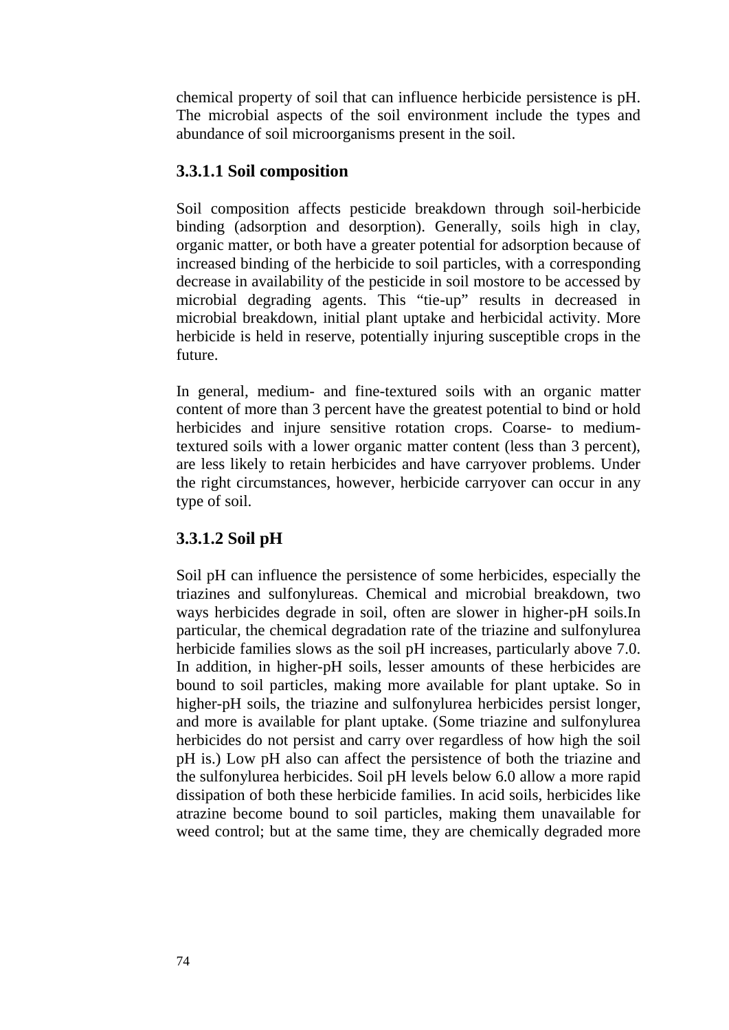chemical property of soil that can influence herbicide persistence is pH. The microbial aspects of the soil environment include the types and abundance of soil microorganisms present in the soil.

### 3.3.1.1 Soil composition

Soil composition affects pesticide breakdown through soil-herbicide binding (adsorption and desorption). Generally, soils high in clay, organic matter, or both have a greater potential for adsorption because of increased binding of the herbicide to soil particles, with a corresponding decrease in availability of the pesticide in soil mostore to be accessed by microbial degrading agents. This "tie-up" results in decreased in microbial breakdown, initial plant uptake and herbicidal activity. More herbicide is held in reserve, potentially injuring susceptible crops in the future.

In general, medium- and fine-textured soils with an organic matter content of more than 3 percent have the greatest potential to bind or hold herbicides and injure sensitive rotation crops. Coarse- to medium-textured soils with a lower organic matter content (less than 3 percent), are less likely to retain herbicides and have carryover problems. Under the right circumstances, however, herbicide carryover can occur in any type of soil.

### 3.3.1.2 Soil pH

Soil pH can influence the persistence of some herbicides, especially the triazines and sulfonylureas. Chemical and microbial breakdown, two ways herbicides degrade in soil, often are slower in higher-pH soils.In particular, the chemical degradation rate of the triazine and sulfonylurea herbicide families slows as the soil pH increases, particularly above 7.0. In addition, in higher-pH soils, lesser amounts of these herbicides are bound to soil particles, making more available for plant uptake. So in higher-pH soils, the triazine and sulfonylurea herbicides persist longer, and more is available for plant uptake. (Some triazine and sulfonylurea herbicides do not persist and carry over regardless of how high the soil pH is.) Low pH also can affect the persistence of both the triazine and the sulfonylurea herbicides. Soil pH levels below 6.0 allow a more rapid dissipation of both these herbicide families. In acid soils, herbicides like atrazine become bound to soil particles, making them unavailable for weed control; but at the same time, they are chemically degraded more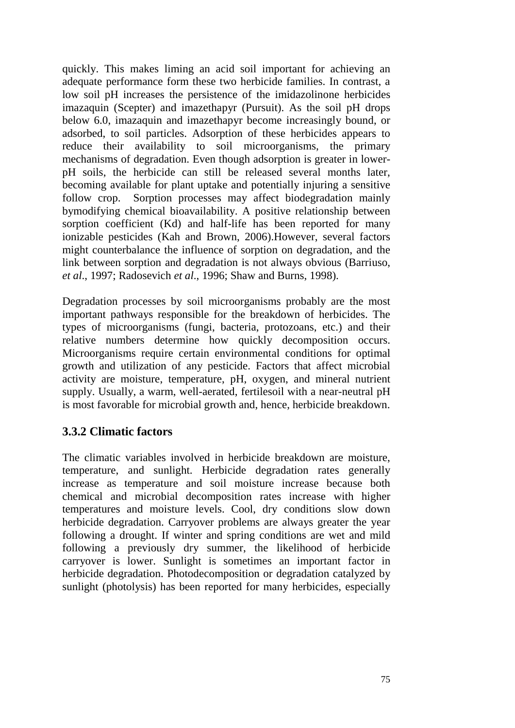quickly. This makes liming an acid soil important for achieving an adequate performance form these two herbicide families. In contrast, a low soil pH increases the persistence of the imidazolinone herbicides imazaquin (Scepter) and imazethapyr (Pursuit). As the soil pH drops below 6.0, imazaquin and imazethapyr become increasingly bound, or adsorbed, to soil particles. Adsorption of these herbicides appears to reduce their availability to soil microorganisms, the primary mechanisms of degradation. Even though adsorption is greater in lower-pH soils, the herbicide can still be released several months later, becoming available for plant uptake and potentially injuring a sensitive follow crop. Sorption processes may affect biodegradation mainly bymodifying chemical bioavailability. A positive relationship between sorption coefficient (Kd) and half-life has been reported for many ionizable pesticides (Kah and Brown, 2006).However, several factors might counterbalance the influence of sorption on degradation, and the link between sorption and degradation is not always obvious (Barriuso, *et al*., 1997; Radosevich *et al*., 1996; Shaw and Burns, 1998).

Degradation processes by soil microorganisms probably are the most important pathways responsible for the breakdown of herbicides. The types of microorganisms (fungi, bacteria, protozoans, etc.) and their relative numbers determine how quickly decomposition occurs. Microorganisms require certain environmental conditions for optimal growth and utilization of any pesticide. Factors that affect microbial activity are moisture, temperature, pH, oxygen, and mineral nutrient supply. Usually, a warm, well-aerated, fertilesoil with a near-neutral pH is most favorable for microbial growth and, hence, herbicide breakdown.

### 3.3.2 Climatic factors

The climatic variables involved in herbicide breakdown are moisture, temperature, and sunlight. Herbicide degradation rates generally increase as temperature and soil moisture increase because both chemical and microbial decomposition rates increase with higher temperatures and moisture levels. Cool, dry conditions slow down herbicide degradation. Carryover problems are always greater the year following a drought. If winter and spring conditions are wet and mild following a previously dry summer, the likelihood of herbicide carryover is lower. Sunlight is sometimes an important factor in herbicide degradation. Photodecomposition or degradation catalyzed by sunlight (photolysis) has been reported for many herbicides, especially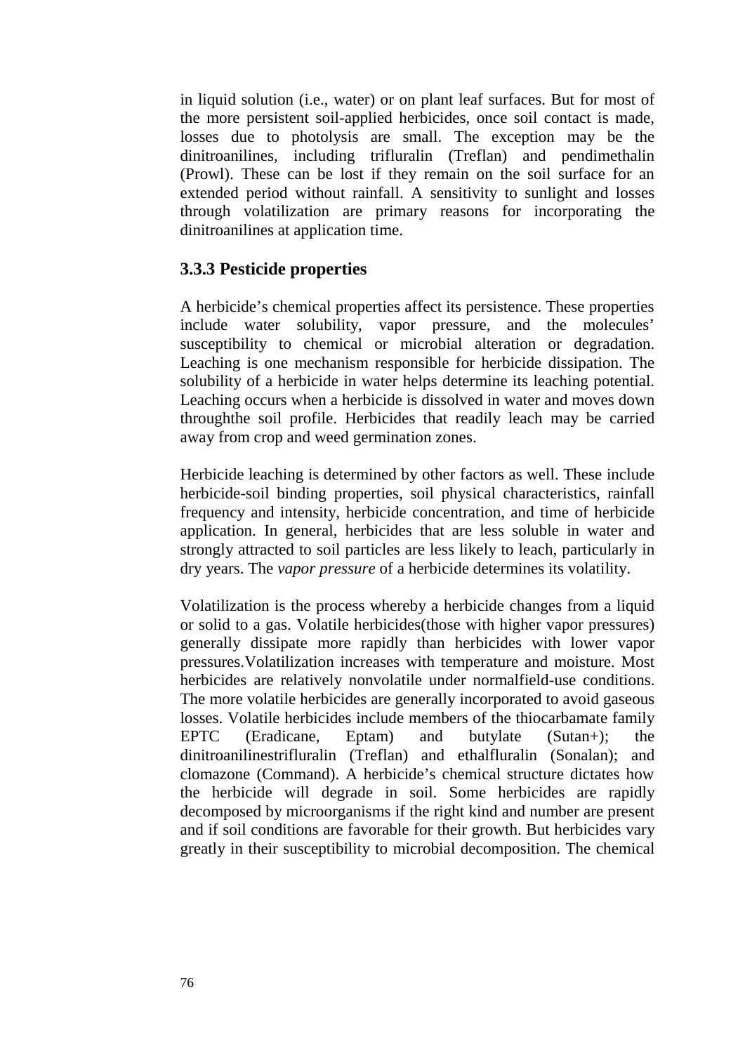in liquid solution (i.e., water) or on plant leaf surfaces. But for most of the more persistent soil-applied herbicides, once soil contact is made, losses due to photolysis are small. The exception may be the dinitroanilines, including trifluralin (Treflan) and pendimethalin (Prowl). These can be lost if they remain on the soil surface for an extended period without rainfall. A sensitivity to sunlight and losses through volatilization are primary reasons for incorporating the dinitroanilines at application time.

### 3.3.3 Pesticide properties

A herbicide's chemical properties affect its persistence. These properties include water solubility, vapor pressure, and the molecules' susceptibility to chemical or microbial alteration or degradation. Leaching is one mechanism responsible for herbicide dissipation. The solubility of a herbicide in water helps determine its leaching potential. Leaching occurs when a herbicide is dissolved in water and moves down throughthe soil profile. Herbicides that readily leach may be carried away from crop and weed germination zones.

Herbicide leaching is determined by other factors as well. These include herbicide-soil binding properties, soil physical characteristics, rainfall frequency and intensity, herbicide concentration, and time of herbicide application. In general, herbicides that are less soluble in water and strongly attracted to soil particles are less likely to leach, particularly in dry years. The *vapor pressure* of a herbicide determines its volatility.

Volatilization is the process whereby a herbicide changes from a liquid or solid to a gas. Volatile herbicides(those with higher vapor pressures) generally dissipate more rapidly than herbicides with lower vapor pressures.Volatilization increases with temperature and moisture. Most herbicides are relatively nonvolatile under normalfield-use conditions. The more volatile herbicides are generally incorporated to avoid gaseous losses. Volatile herbicides include members of the thiocarbamate family EPTC (Eradicane, Eptam) and butylate (Sutan+); the dinitroanilinestrifluralin (Treflan) and ethalfluralin (Sonalan); and clomazone (Command). A herbicide's chemical structure dictates how the herbicide will degrade in soil. Some herbicides are rapidly decomposed by microorganisms if the right kind and number are present and if soil conditions are favorable for their growth. But herbicides vary greatly in their susceptibility to microbial decomposition. The chemical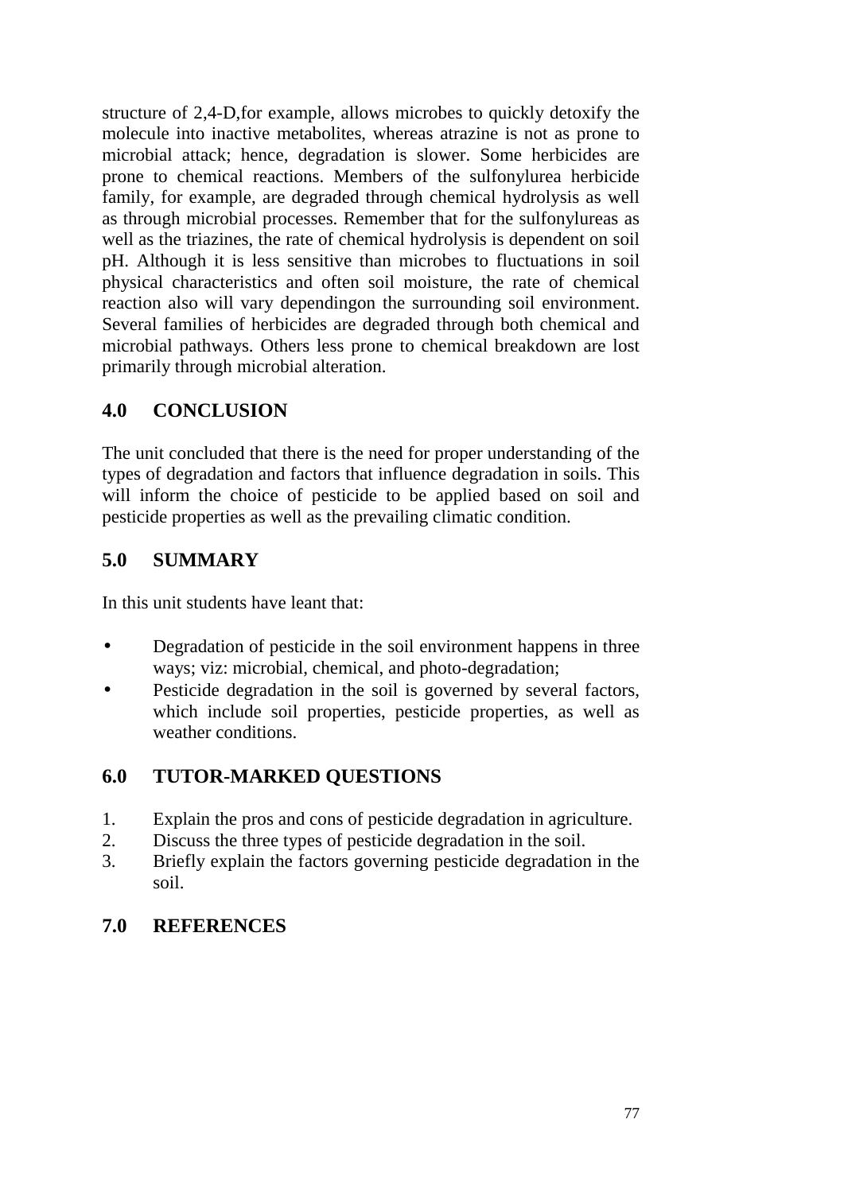structure of 2,4-D,for example, allows microbes to quickly detoxify the molecule into inactive metabolites, whereas atrazine is not as prone to microbial attack; hence, degradation is slower. Some herbicides are prone to chemical reactions. Members of the sulfonylurea herbicide family, for example, are degraded through chemical hydrolysis as well as through microbial processes. Remember that for the sulfonylureas as well as the triazines, the rate of chemical hydrolysis is dependent on soil pH. Although it is less sensitive than microbes to fluctuations in soil physical characteristics and often soil moisture, the rate of chemical reaction also will vary dependingon the surrounding soil environment. Several families of herbicides are degraded through both chemical and microbial pathways. Others less prone to chemical breakdown are lost primarily through microbial alteration.

## 4.0 CONCLUSION

The unit concluded that there is the need for proper understanding of the types of degradation and factors that influence degradation in soils. This will inform the choice of pesticide to be applied based on soil and pesticide properties as well as the prevailing climatic condition.

## 5.0 SUMMARY

In this unit students have leant that:

- Degradation of pesticide in the soil environment happens in three ways; viz: microbial, chemical, and photo-degradation;
- Pesticide degradation in the soil is governed by several factors, which include soil properties, pesticide properties, as well as weather conditions.

## 6.0 TUTOR-MARKED QUESTIONS

1. Explain the pros and cons of pesticide degradation in agriculture.
2. Discuss the three types of pesticide degradation in the soil.
3. Briefly explain the factors governing pesticide degradation in the soil.

## 7.0 REFERENCES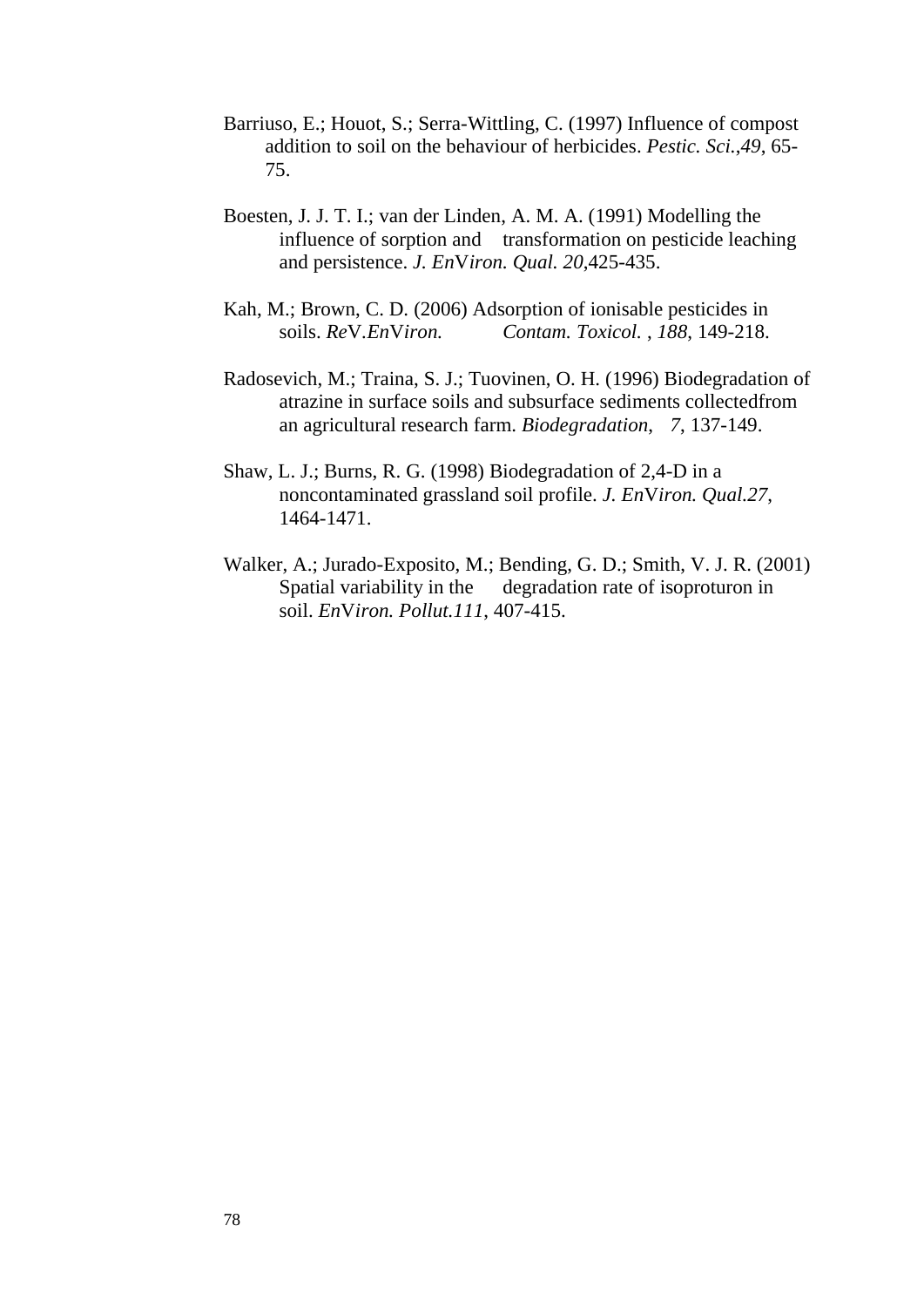Barriuso, E.; Houot, S.; Serra-Wittling, C. (1997) Influence of compost addition to soil on the behaviour of herbicides. *Pestic. Sci.*,*49*, 65-75.

Boesten, J. J. T. I.; van der Linden, A. M. A. (1991) Modelling the influence of sorption and transformation on pesticide leaching and persistence. *J. En*V*iron. Qual. 20*,425-435.

Kah, M.; Brown, C. D. (2006) Adsorption of ionisable pesticides in soils. *Re*V.*En*V*iron. Contam. Toxicol.* , *188*, 149-218.

Radosevich, M.; Traina, S. J.; Tuovinen, O. H. (1996) Biodegradation of atrazine in surface soils and subsurface sediments collectedfrom an agricultural research farm. *Biodegradation*, *7*, 137-149.

Shaw, L. J.; Burns, R. G. (1998) Biodegradation of 2,4-D in a noncontaminated grassland soil profile. *J. En*V*iron. Qual.27*, 1464-1471.

Walker, A.; Jurado-Exposito, M.; Bending, G. D.; Smith, V. J. R. (2001) Spatial variability in the degradation rate of isoproturon in soil. *En*V*iron. Pollut.111*, 407-415.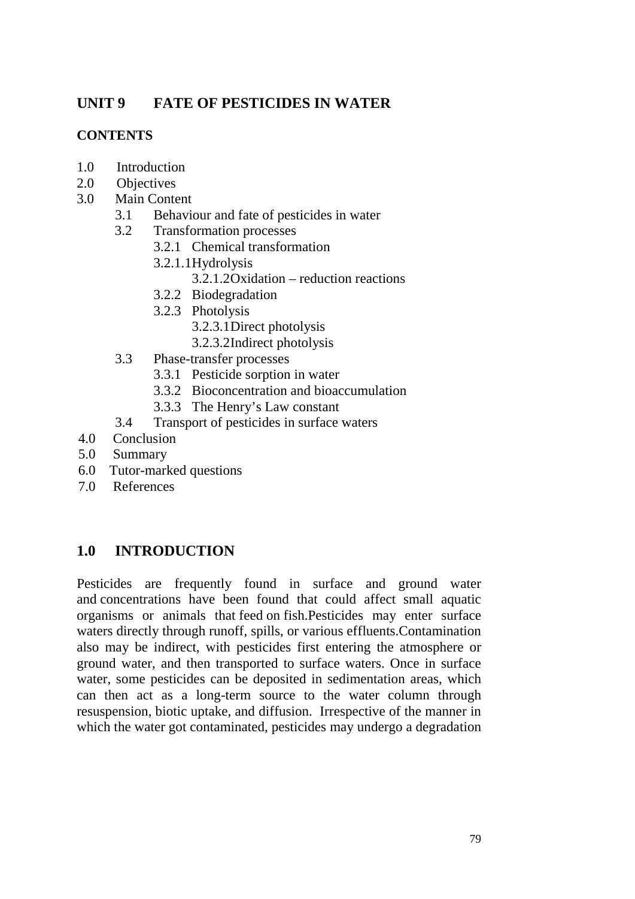## UNIT 9 FATE OF PESTICIDES IN WATER

### CONTENTS

- 1.0 Introduction
- 2.0 Objectives
- 3.0 Main Content
  - 3.1 Behaviour and fate of pesticides in water
  - 3.2 Transformation processes
    - 3.2.1 Chemical transformation
    - 3.2.1.1 Hydrolysis
      - 3.2.1.2 Oxidation – reduction reactions
    - 3.2.2 Biodegradation
    - 3.2.3 Photolysis
      - 3.2.3.1 Direct photolysis
      - 3.2.3.2 Indirect photolysis
  - 3.3 Phase-transfer processes
    - 3.3.1 Pesticide sorption in water
    - 3.3.2 Bioconcentration and bioaccumulation
    - 3.3.3 The Henry's Law constant
  - 3.4 Transport of pesticides in surface waters
- 4.0 Conclusion
- 5.0 Summary
- 6.0 Tutor-marked questions
- 7.0 References

## 1.0 INTRODUCTION

Pesticides are frequently found in surface and ground water and concentrations have been found that could affect small aquatic organisms or animals that feed on fish. Pesticides may enter surface waters directly through runoff, spills, or various effluents. Contamination also may be indirect, with pesticides first entering the atmosphere or ground water, and then transported to surface waters. Once in surface water, some pesticides can be deposited in sedimentation areas, which can then act as a long-term source to the water column through resuspension, biotic uptake, and diffusion. Irrespective of the manner in which the water got contaminated, pesticides may undergo a degradation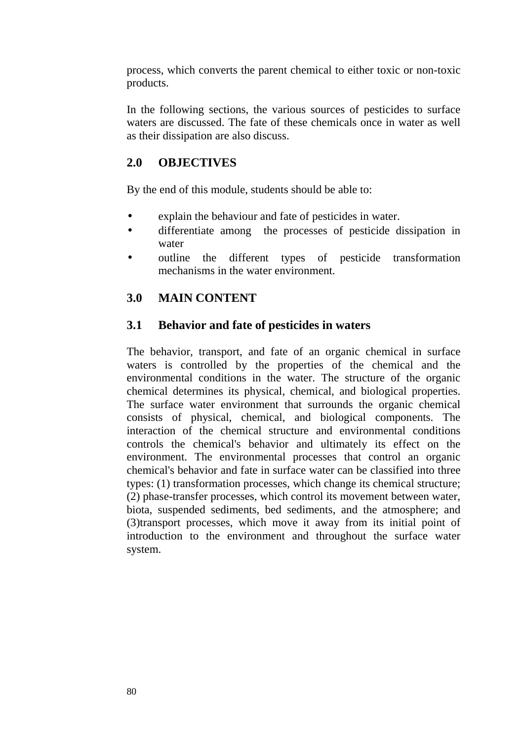process, which converts the parent chemical to either toxic or non-toxic products.

In the following sections, the various sources of pesticides to surface waters are discussed. The fate of these chemicals once in water as well as their dissipation are also discuss.

## 2.0 OBJECTIVES

By the end of this module, students should be able to:

- explain the behaviour and fate of pesticides in water.
- differentiate among the processes of pesticide dissipation in water
- outline the different types of pesticide transformation mechanisms in the water environment.

## 3.0 MAIN CONTENT

### 3.1 Behavior and fate of pesticides in waters

The behavior, transport, and fate of an organic chemical in surface waters is controlled by the properties of the chemical and the environmental conditions in the water. The structure of the organic chemical determines its physical, chemical, and biological properties. The surface water environment that surrounds the organic chemical consists of physical, chemical, and biological components. The interaction of the chemical structure and environmental conditions controls the chemical's behavior and ultimately its effect on the environment. The environmental processes that control an organic chemical's behavior and fate in surface water can be classified into three types: (1) transformation processes, which change its chemical structure; (2) phase-transfer processes, which control its movement between water, biota, suspended sediments, bed sediments, and the atmosphere; and (3)transport processes, which move it away from its initial point of introduction to the environment and throughout the surface water system.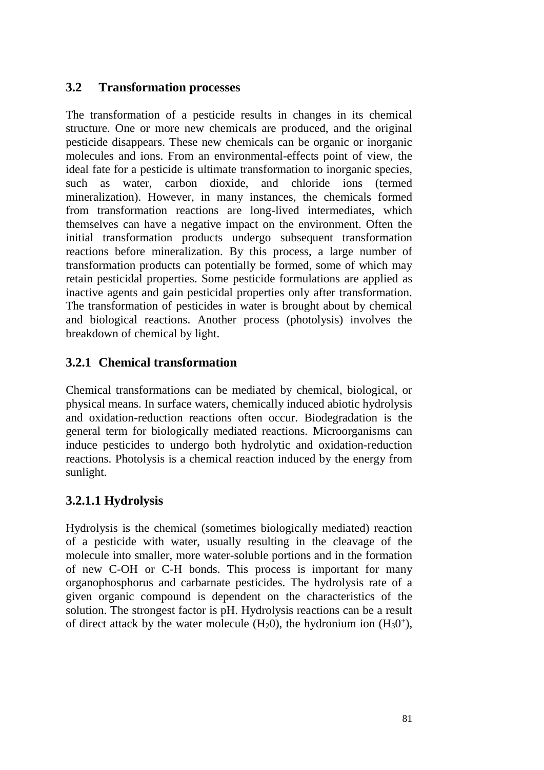## 3.2 Transformation processes

The transformation of a pesticide results in changes in its chemical structure. One or more new chemicals are produced, and the original pesticide disappears. These new chemicals can be organic or inorganic molecules and ions. From an environmental-effects point of view, the ideal fate for a pesticide is ultimate transformation to inorganic species, such as water, carbon dioxide, and chloride ions (termed mineralization). However, in many instances, the chemicals formed from transformation reactions are long-lived intermediates, which themselves can have a negative impact on the environment. Often the initial transformation products undergo subsequent transformation reactions before mineralization. By this process, a large number of transformation products can potentially be formed, some of which may retain pesticidal properties. Some pesticide formulations are applied as inactive agents and gain pesticidal properties only after transformation. The transformation of pesticides in water is brought about by chemical and biological reactions. Another process (photolysis) involves the breakdown of chemical by light.

### 3.2.1 Chemical transformation

Chemical transformations can be mediated by chemical, biological, or physical means. In surface waters, chemically induced abiotic hydrolysis and oxidation-reduction reactions often occur. Biodegradation is the general term for biologically mediated reactions. Microorganisms can induce pesticides to undergo both hydrolytic and oxidation-reduction reactions. Photolysis is a chemical reaction induced by the energy from sunlight.

#### 3.2.1.1 Hydrolysis

Hydrolysis is the chemical (sometimes biologically mediated) reaction of a pesticide with water, usually resulting in the cleavage of the molecule into smaller, more water-soluble portions and in the formation of new C-OH or C-H bonds. This process is important for many organophosphorus and carbarnate pesticides. The hydrolysis rate of a given organic compound is dependent on the characteristics of the solution. The strongest factor is pH. Hydrolysis reactions can be a result of direct attack by the water molecule ($H_20$), the hydronium ion ($H_30^+$),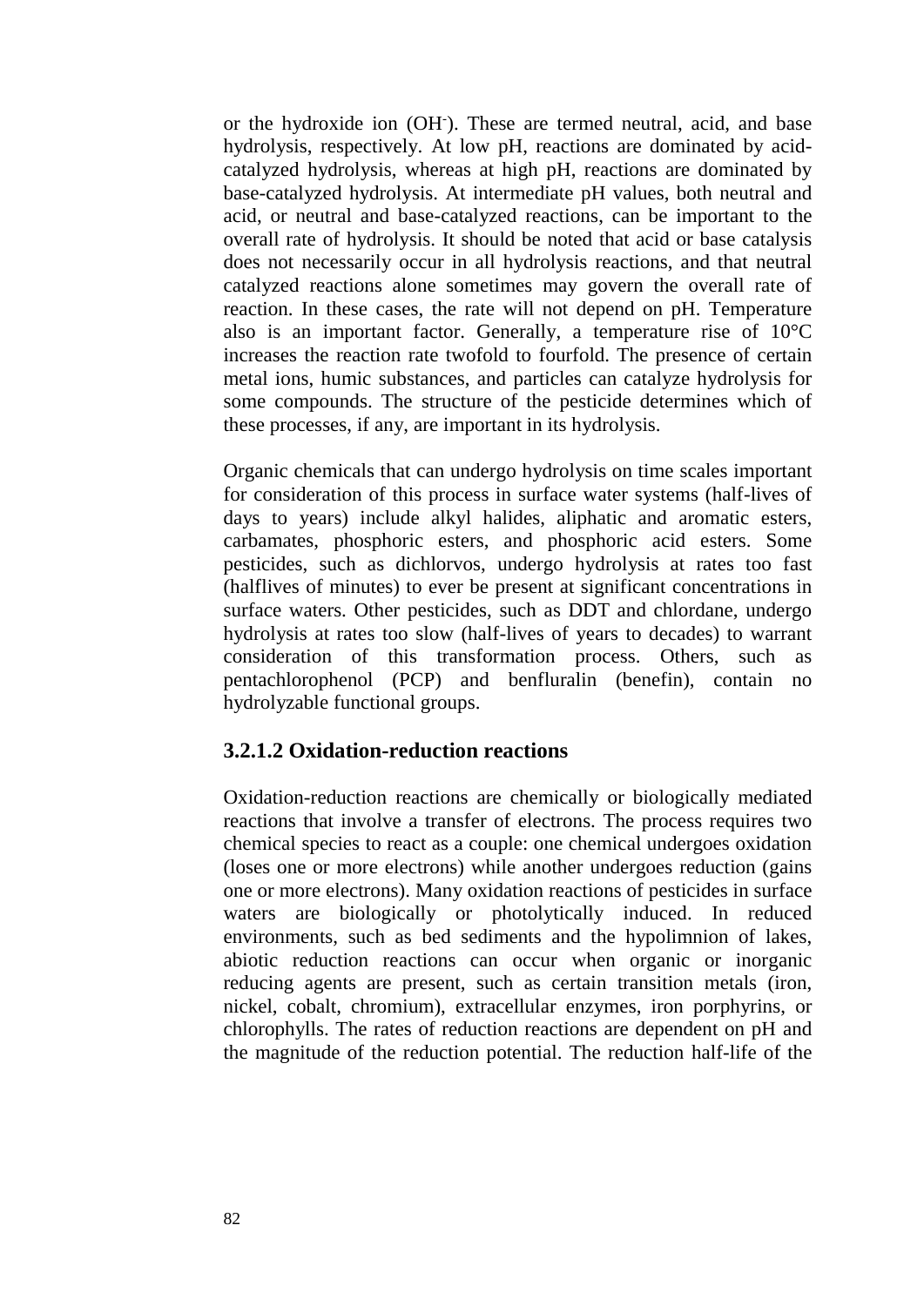or the hydroxide ion ($OH^-$). These are termed neutral, acid, and base hydrolysis, respectively. At low pH, reactions are dominated by acid-catalyzed hydrolysis, whereas at high pH, reactions are dominated by base-catalyzed hydrolysis. At intermediate pH values, both neutral and acid, or neutral and base-catalyzed reactions, can be important to the overall rate of hydrolysis. It should be noted that acid or base catalysis does not necessarily occur in all hydrolysis reactions, and that neutral catalyzed reactions alone sometimes may govern the overall rate of reaction. In these cases, the rate will not depend on pH. Temperature also is an important factor. Generally, a temperature rise of 10°C increases the reaction rate twofold to fourfold. The presence of certain metal ions, humic substances, and particles can catalyze hydrolysis for some compounds. The structure of the pesticide determines which of these processes, if any, are important in its hydrolysis.

Organic chemicals that can undergo hydrolysis on time scales important for consideration of this process in surface water systems (half-lives of days to years) include alkyl halides, aliphatic and aromatic esters, carbamates, phosphoric esters, and phosphoric acid esters. Some pesticides, such as dichlorvos, undergo hydrolysis at rates too fast (halflives of minutes) to ever be present at significant concentrations in surface waters. Other pesticides, such as DDT and chlordane, undergo hydrolysis at rates too slow (half-lives of years to decades) to warrant consideration of this transformation process. Others, such as pentachlorophenol (PCP) and benfluralin (benefin), contain no hydrolyzable functional groups.

### 3.2.1.2 Oxidation-reduction reactions

Oxidation-reduction reactions are chemically or biologically mediated reactions that involve a transfer of electrons. The process requires two chemical species to react as a couple: one chemical undergoes oxidation (loses one or more electrons) while another undergoes reduction (gains one or more electrons). Many oxidation reactions of pesticides in surface waters are biologically or photolytically induced. In reduced environments, such as bed sediments and the hypolimnion of lakes, abiotic reduction reactions can occur when organic or inorganic reducing agents are present, such as certain transition metals (iron, nickel, cobalt, chromium), extracellular enzymes, iron porphyrins, or chlorophylls. The rates of reduction reactions are dependent on pH and the magnitude of the reduction potential. The reduction half-life of the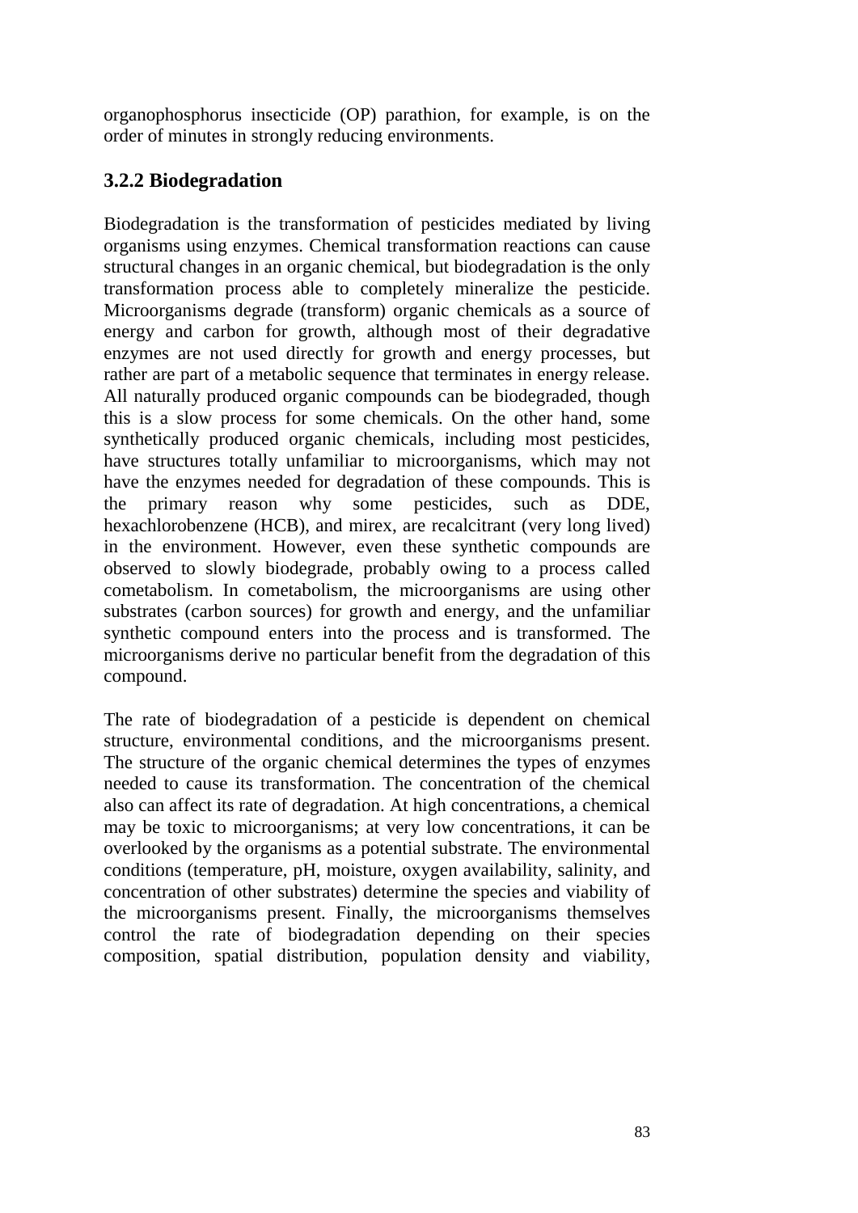organophosphorus insecticide (OP) parathion, for example, is on the order of minutes in strongly reducing environments.

### 3.2.2 Biodegradation

Biodegradation is the transformation of pesticides mediated by living organisms using enzymes. Chemical transformation reactions can cause structural changes in an organic chemical, but biodegradation is the only transformation process able to completely mineralize the pesticide. Microorganisms degrade (transform) organic chemicals as a source of energy and carbon for growth, although most of their degradative enzymes are not used directly for growth and energy processes, but rather are part of a metabolic sequence that terminates in energy release. All naturally produced organic compounds can be biodegraded, though this is a slow process for some chemicals. On the other hand, some synthetically produced organic chemicals, including most pesticides, have structures totally unfamiliar to microorganisms, which may not have the enzymes needed for degradation of these compounds. This is the primary reason why some pesticides, such as DDE, hexachlorobenzene (HCB), and mirex, are recalcitrant (very long lived) in the environment. However, even these synthetic compounds are observed to slowly biodegrade, probably owing to a process called cometabolism. In cometabolism, the microorganisms are using other substrates (carbon sources) for growth and energy, and the unfamiliar synthetic compound enters into the process and is transformed. The microorganisms derive no particular benefit from the degradation of this compound.

The rate of biodegradation of a pesticide is dependent on chemical structure, environmental conditions, and the microorganisms present. The structure of the organic chemical determines the types of enzymes needed to cause its transformation. The concentration of the chemical also can affect its rate of degradation. At high concentrations, a chemical may be toxic to microorganisms; at very low concentrations, it can be overlooked by the organisms as a potential substrate. The environmental conditions (temperature, pH, moisture, oxygen availability, salinity, and concentration of other substrates) determine the species and viability of the microorganisms present. Finally, the microorganisms themselves control the rate of biodegradation depending on their species composition, spatial distribution, population density and viability,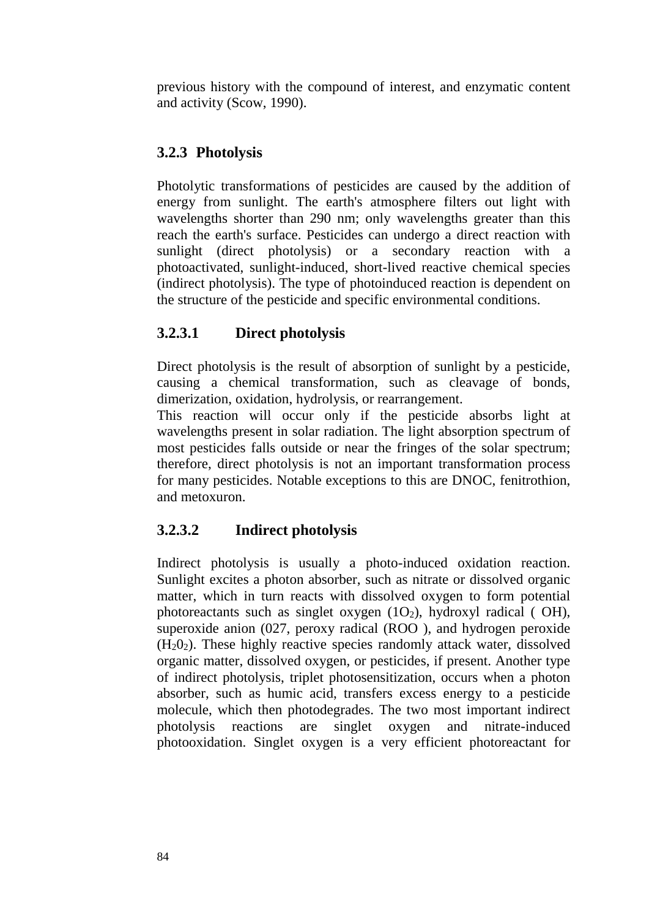previous history with the compound of interest, and enzymatic content and activity (Scow, 1990).

### 3.2.3 Photolysis

Photolytic transformations of pesticides are caused by the addition of energy from sunlight. The earth's atmosphere filters out light with wavelengths shorter than 290 nm; only wavelengths greater than this reach the earth's surface. Pesticides can undergo a direct reaction with sunlight (direct photolysis) or a secondary reaction with a photoactivated, sunlight-induced, short-lived reactive chemical species (indirect photolysis). The type of photoinduced reaction is dependent on the structure of the pesticide and specific environmental conditions.

#### 3.2.3.1 Direct photolysis

Direct photolysis is the result of absorption of sunlight by a pesticide, causing a chemical transformation, such as cleavage of bonds, dimerization, oxidation, hydrolysis, or rearrangement.
This reaction will occur only if the pesticide absorbs light at wavelengths present in solar radiation. The light absorption spectrum of most pesticides falls outside or near the fringes of the solar spectrum; therefore, direct photolysis is not an important transformation process for many pesticides. Notable exceptions to this are DNOC, fenitrothion, and metoxuron.

#### 3.2.3.2 Indirect photolysis

Indirect photolysis is usually a photo-induced oxidation reaction. Sunlight excites a photon absorber, such as nitrate or dissolved organic matter, which in turn reacts with dissolved oxygen to form potential photoreactants such as singlet oxygen ($1O_2$), hydroxyl radical ( OH), superoxide anion (027, peroxy radical (ROO ), and hydrogen peroxide ($H_20_2$). These highly reactive species randomly attack water, dissolved organic matter, dissolved oxygen, or pesticides, if present. Another type of indirect photolysis, triplet photosensitization, occurs when a photon absorber, such as humic acid, transfers excess energy to a pesticide molecule, which then photodegrades. The two most important indirect photolysis reactions are singlet oxygen and nitrate-induced photooxidation. Singlet oxygen is a very efficient photoreactant for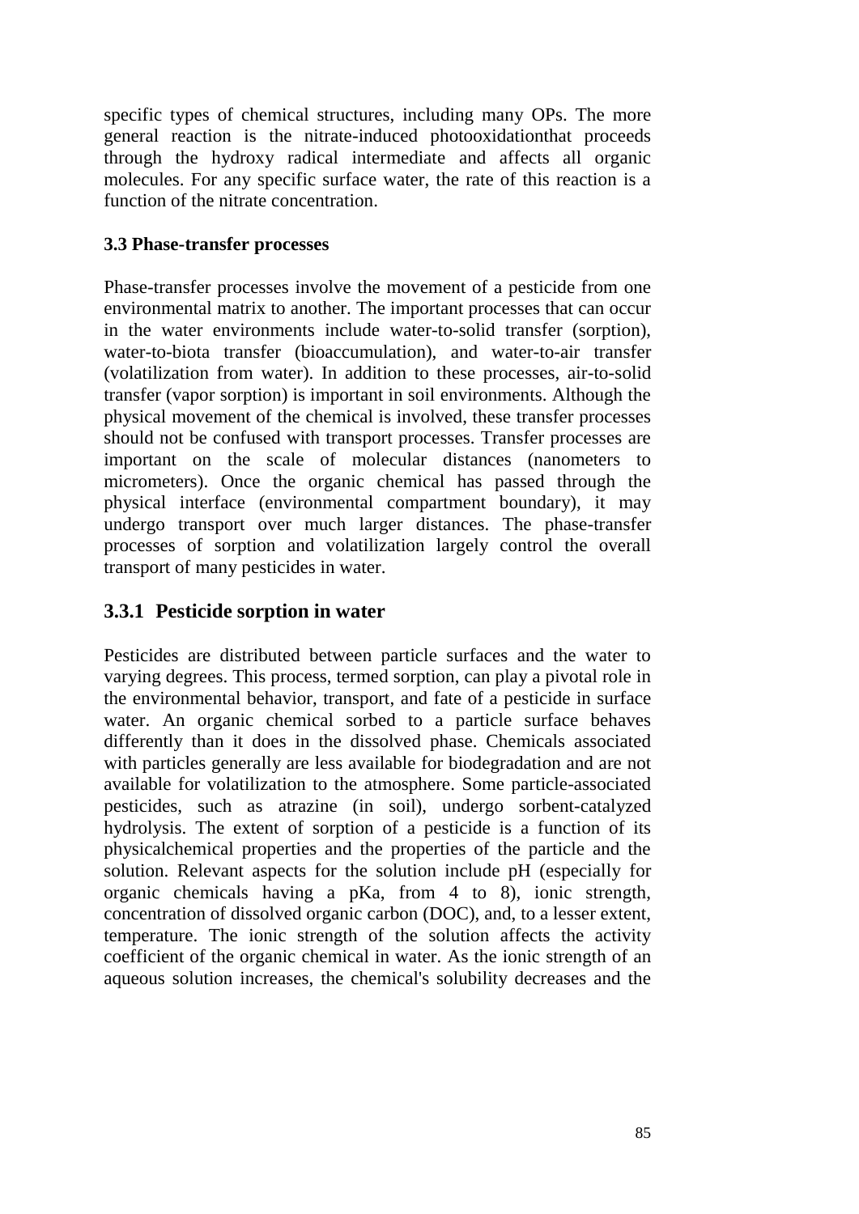specific types of chemical structures, including many OPs. The more general reaction is the nitrate-induced photooxidationthat proceeds through the hydroxy radical intermediate and affects all organic molecules. For any specific surface water, the rate of this reaction is a function of the nitrate concentration.

### 3.3 Phase-transfer processes

Phase-transfer processes involve the movement of a pesticide from one environmental matrix to another. The important processes that can occur in the water environments include water-to-solid transfer (sorption), water-to-biota transfer (bioaccumulation), and water-to-air transfer (volatilization from water). In addition to these processes, air-to-solid transfer (vapor sorption) is important in soil environments. Although the physical movement of the chemical is involved, these transfer processes should not be confused with transport processes. Transfer processes are important on the scale of molecular distances (nanometers to micrometers). Once the organic chemical has passed through the physical interface (environmental compartment boundary), it may undergo transport over much larger distances. The phase-transfer processes of sorption and volatilization largely control the overall transport of many pesticides in water.

## 3.3.1 Pesticide sorption in water

Pesticides are distributed between particle surfaces and the water to varying degrees. This process, termed sorption, can play a pivotal role in the environmental behavior, transport, and fate of a pesticide in surface water. An organic chemical sorbed to a particle surface behaves differently than it does in the dissolved phase. Chemicals associated with particles generally are less available for biodegradation and are not available for volatilization to the atmosphere. Some particle-associated pesticides, such as atrazine (in soil), undergo sorbent-catalyzed hydrolysis. The extent of sorption of a pesticide is a function of its physicalchemical properties and the properties of the particle and the solution. Relevant aspects for the solution include pH (especially for organic chemicals having a pKa, from 4 to 8), ionic strength, concentration of dissolved organic carbon (DOC), and, to a lesser extent, temperature. The ionic strength of the solution affects the activity coefficient of the organic chemical in water. As the ionic strength of an aqueous solution increases, the chemical's solubility decreases and the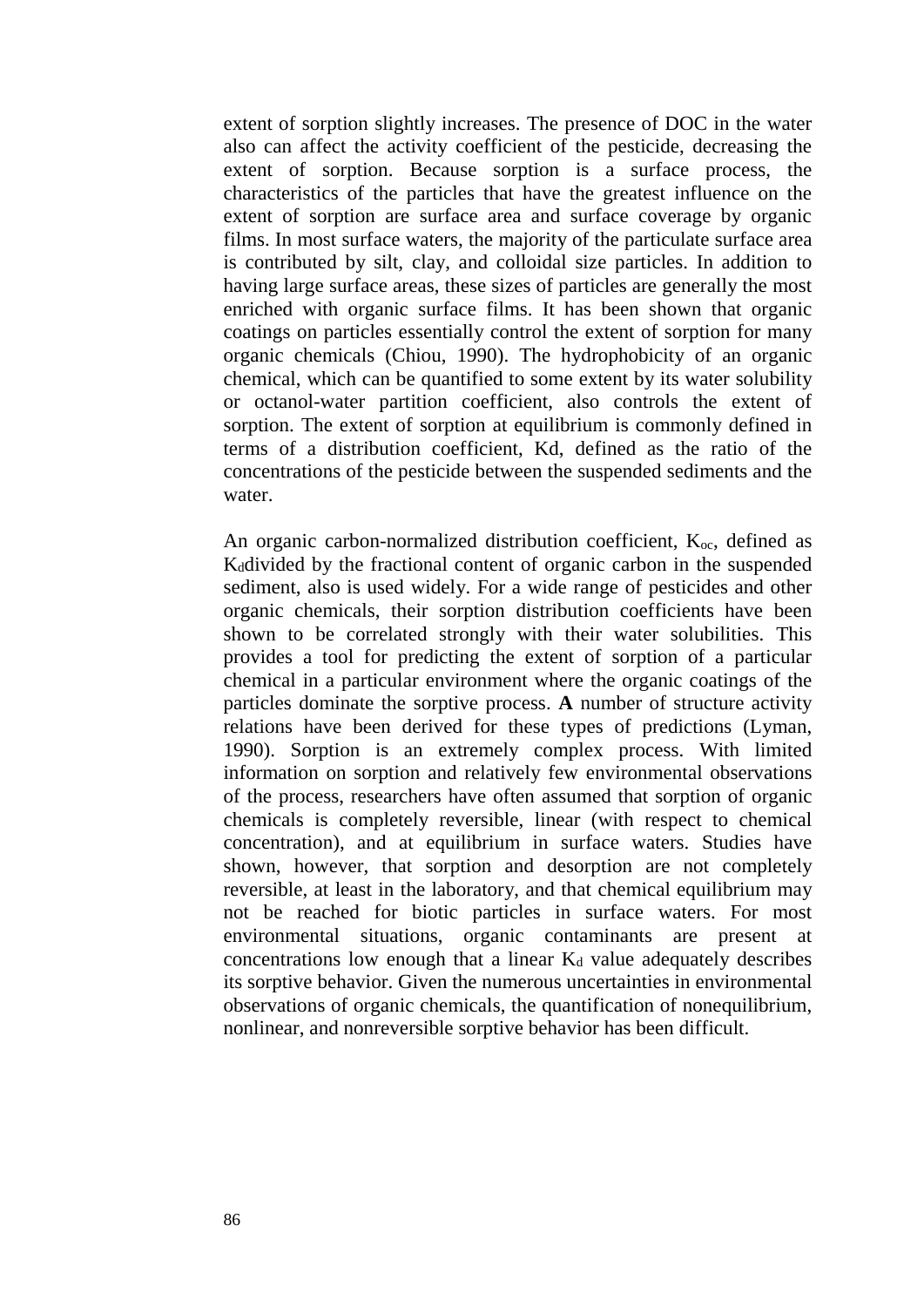extent of sorption slightly increases. The presence of DOC in the water also can affect the activity coefficient of the pesticide, decreasing the extent of sorption. Because sorption is a surface process, the characteristics of the particles that have the greatest influence on the extent of sorption are surface area and surface coverage by organic films. In most surface waters, the majority of the particulate surface area is contributed by silt, clay, and colloidal size particles. In addition to having large surface areas, these sizes of particles are generally the most enriched with organic surface films. It has been shown that organic coatings on particles essentially control the extent of sorption for many organic chemicals (Chiou, 1990). The hydrophobicity of an organic chemical, which can be quantified to some extent by its water solubility or octanol-water partition coefficient, also controls the extent of sorption. The extent of sorption at equilibrium is commonly defined in terms of a distribution coefficient, Kd, defined as the ratio of the concentrations of the pesticide between the suspended sediments and the water.

An organic carbon-normalized distribution coefficient, $K_{oc}$, defined as $K_d$divided by the fractional content of organic carbon in the suspended sediment, also is used widely. For a wide range of pesticides and other organic chemicals, their sorption distribution coefficients have been shown to be correlated strongly with their water solubilities. This provides a tool for predicting the extent of sorption of a particular chemical in a particular environment where the organic coatings of the particles dominate the sorptive process. **A** number of structure activity relations have been derived for these types of predictions (Lyman, 1990). Sorption is an extremely complex process. With limited information on sorption and relatively few environmental observations of the process, researchers have often assumed that sorption of organic chemicals is completely reversible, linear (with respect to chemical concentration), and at equilibrium in surface waters. Studies have shown, however, that sorption and desorption are not completely reversible, at least in the laboratory, and that chemical equilibrium may not be reached for biotic particles in surface waters. For most environmental situations, organic contaminants are present at concentrations low enough that a linear $K_d$ value adequately describes its sorptive behavior. Given the numerous uncertainties in environmental observations of organic chemicals, the quantification of nonequilibrium, nonlinear, and nonreversible sorptive behavior has been difficult.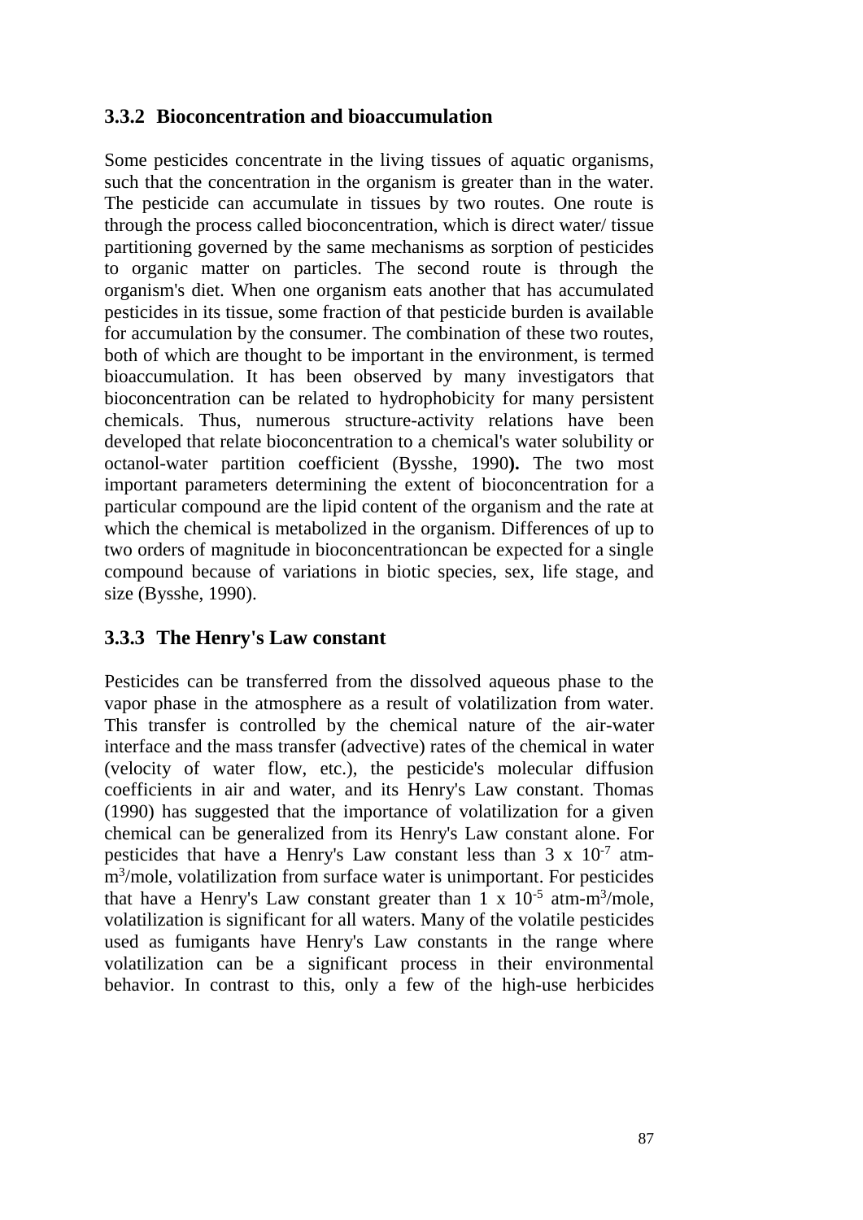### 3.3.2 Bioconcentration and bioaccumulation

Some pesticides concentrate in the living tissues of aquatic organisms, such that the concentration in the organism is greater than in the water. The pesticide can accumulate in tissues by two routes. One route is through the process called bioconcentration, which is direct water/ tissue partitioning governed by the same mechanisms as sorption of pesticides to organic matter on particles. The second route is through the organism's diet. When one organism eats another that has accumulated pesticides in its tissue, some fraction of that pesticide burden is available for accumulation by the consumer. The combination of these two routes, both of which are thought to be important in the environment, is termed bioaccumulation. It has been observed by many investigators that bioconcentration can be related to hydrophobicity for many persistent chemicals. Thus, numerous structure-activity relations have been developed that relate bioconcentration to a chemical's water solubility or octanol-water partition coefficient (Bysshe, 1990**).** The two most important parameters determining the extent of bioconcentration for a particular compound are the lipid content of the organism and the rate at which the chemical is metabolized in the organism. Differences of up to two orders of magnitude in bioconcentrationcan be expected for a single compound because of variations in biotic species, sex, life stage, and size (Bysshe, 1990).

### 3.3.3 The Henry's Law constant

Pesticides can be transferred from the dissolved aqueous phase to the vapor phase in the atmosphere as a result of volatilization from water. This transfer is controlled by the chemical nature of the air-water interface and the mass transfer (advective) rates of the chemical in water (velocity of water flow, etc.), the pesticide's molecular diffusion coefficients in air and water, and its Henry's Law constant. Thomas (1990) has suggested that the importance of volatilization for a given chemical can be generalized from its Henry's Law constant alone. For pesticides that have a Henry's Law constant less than $3 \times 10^{-7}$ atm-$m^3$/mole, volatilization from surface water is unimportant. For pesticides that have a Henry's Law constant greater than $1 \times 10^{-5}$ atm-$m^3$/mole, volatilization is significant for all waters. Many of the volatile pesticides used as fumigants have Henry's Law constants in the range where volatilization can be a significant process in their environmental behavior. In contrast to this, only a few of the high-use herbicides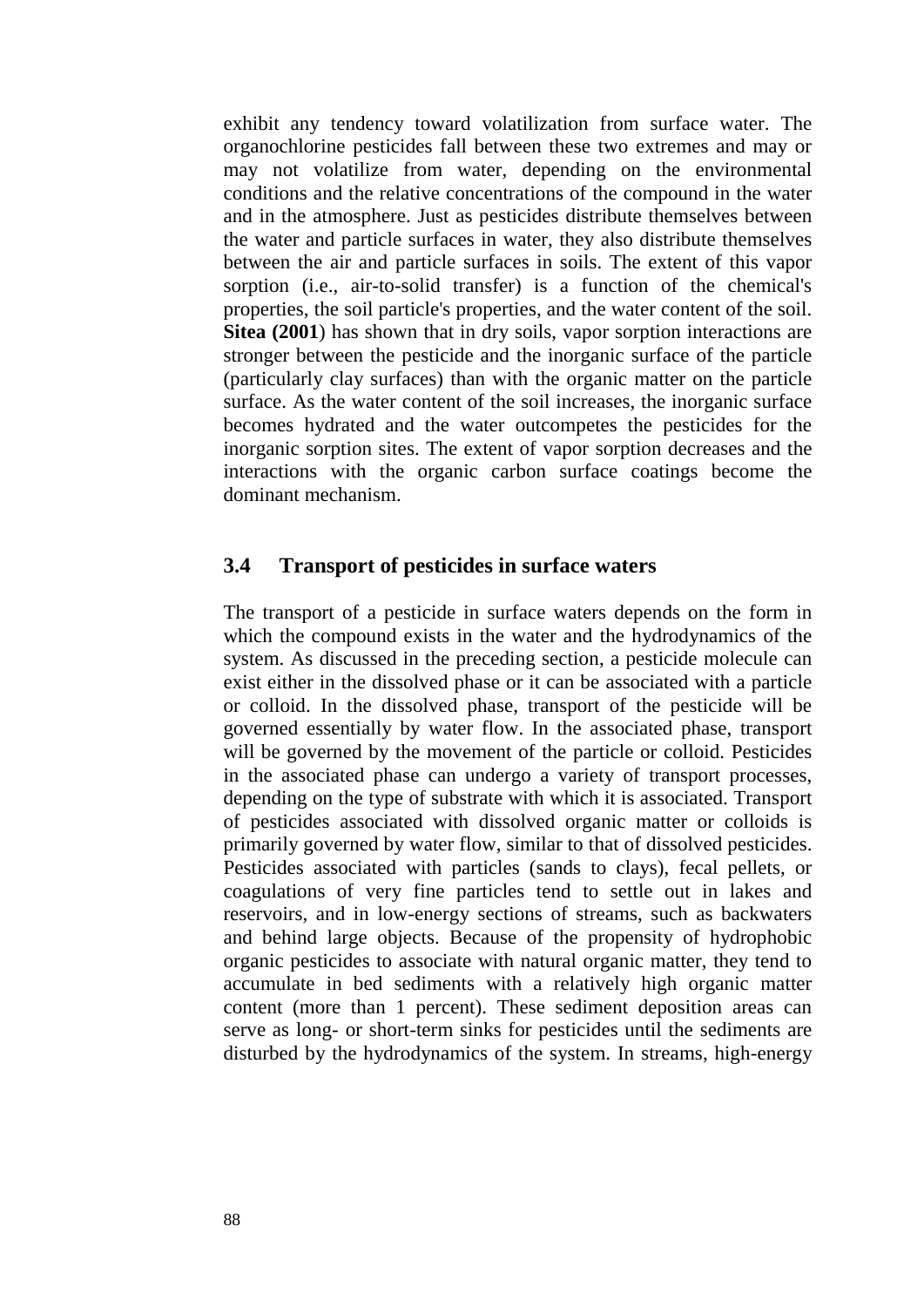exhibit any tendency toward volatilization from surface water. The organochlorine pesticides fall between these two extremes and may or may not volatilize from water, depending on the environmental conditions and the relative concentrations of the compound in the water and in the atmosphere. Just as pesticides distribute themselves between the water and particle surfaces in water, they also distribute themselves between the air and particle surfaces in soils. The extent of this vapor sorption (i.e., air-to-solid transfer) is a function of the chemical's properties, the soil particle's properties, and the water content of the soil. **Sitea (2001**) has shown that in dry soils, vapor sorption interactions are stronger between the pesticide and the inorganic surface of the particle (particularly clay surfaces) than with the organic matter on the particle surface. As the water content of the soil increases, the inorganic surface becomes hydrated and the water outcompetes the pesticides for the inorganic sorption sites. The extent of vapor sorption decreases and the interactions with the organic carbon surface coatings become the dominant mechanism.

## 3.4 Transport of pesticides in surface waters

The transport of a pesticide in surface waters depends on the form in which the compound exists in the water and the hydrodynamics of the system. As discussed in the preceding section, a pesticide molecule can exist either in the dissolved phase or it can be associated with a particle or colloid. In the dissolved phase, transport of the pesticide will be governed essentially by water flow. In the associated phase, transport will be governed by the movement of the particle or colloid. Pesticides in the associated phase can undergo a variety of transport processes, depending on the type of substrate with which it is associated. Transport of pesticides associated with dissolved organic matter or colloids is primarily governed by water flow, similar to that of dissolved pesticides. Pesticides associated with particles (sands to clays), fecal pellets, or coagulations of very fine particles tend to settle out in lakes and reservoirs, and in low-energy sections of streams, such as backwaters and behind large objects. Because of the propensity of hydrophobic organic pesticides to associate with natural organic matter, they tend to accumulate in bed sediments with a relatively high organic matter content (more than 1 percent). These sediment deposition areas can serve as long- or short-term sinks for pesticides until the sediments are disturbed by the hydrodynamics of the system. In streams, high-energy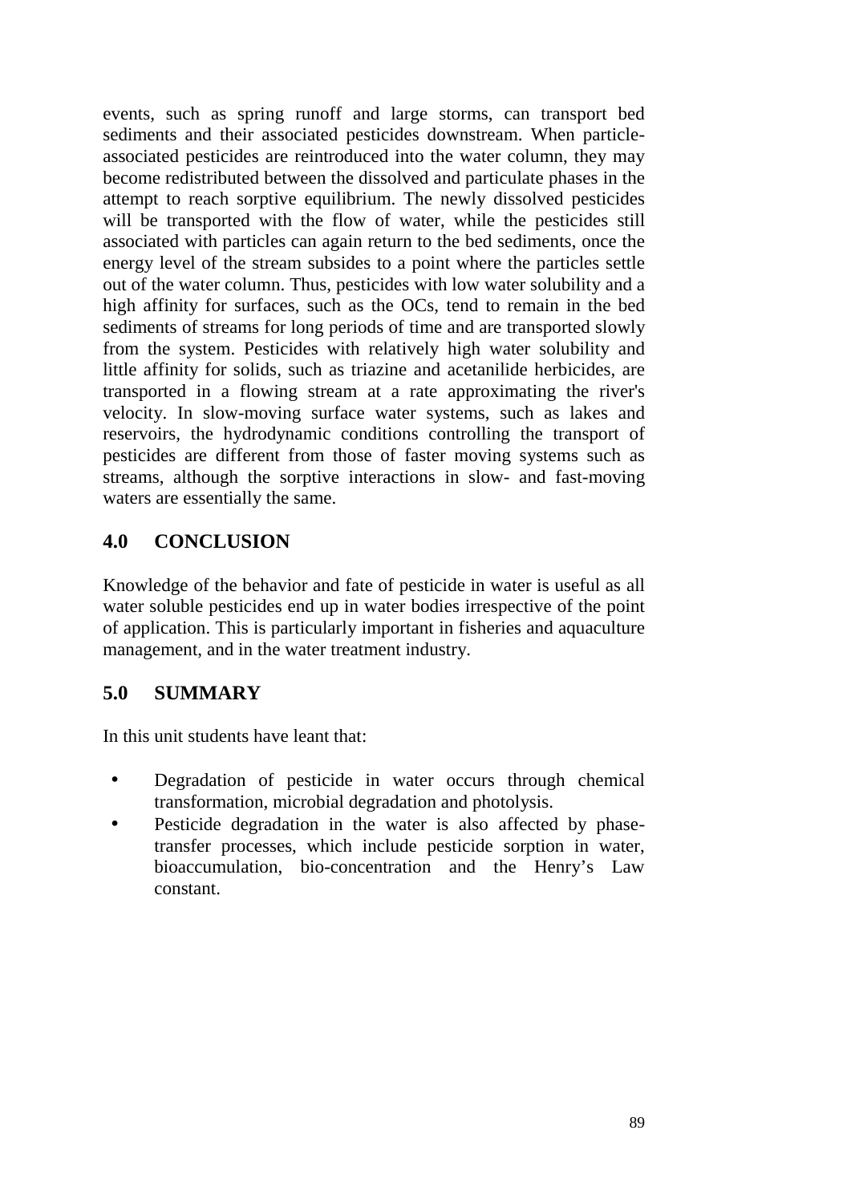events, such as spring runoff and large storms, can transport bed sediments and their associated pesticides downstream. When particle-associated pesticides are reintroduced into the water column, they may become redistributed between the dissolved and particulate phases in the attempt to reach sorptive equilibrium. The newly dissolved pesticides will be transported with the flow of water, while the pesticides still associated with particles can again return to the bed sediments, once the energy level of the stream subsides to a point where the particles settle out of the water column. Thus, pesticides with low water solubility and a high affinity for surfaces, such as the OCs, tend to remain in the bed sediments of streams for long periods of time and are transported slowly from the system. Pesticides with relatively high water solubility and little affinity for solids, such as triazine and acetanilide herbicides, are transported in a flowing stream at a rate approximating the river's velocity. In slow-moving surface water systems, such as lakes and reservoirs, the hydrodynamic conditions controlling the transport of pesticides are different from those of faster moving systems such as streams, although the sorptive interactions in slow- and fast-moving waters are essentially the same.

## 4.0 CONCLUSION

Knowledge of the behavior and fate of pesticide in water is useful as all water soluble pesticides end up in water bodies irrespective of the point of application. This is particularly important in fisheries and aquaculture management, and in the water treatment industry.

## 5.0 SUMMARY

In this unit students have leant that:

- Degradation of pesticide in water occurs through chemical transformation, microbial degradation and photolysis.
- Pesticide degradation in the water is also affected by phase-transfer processes, which include pesticide sorption in water, bioaccumulation, bio-concentration and the Henry's Law constant.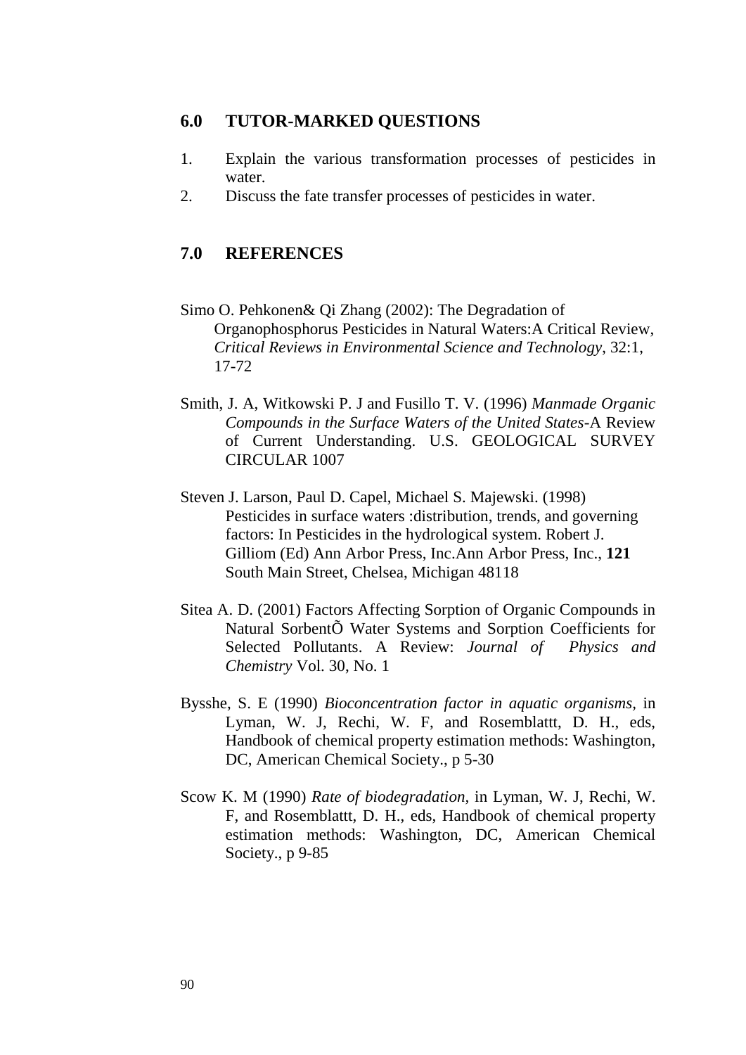## 6.0 TUTOR-MARKED QUESTIONS

1. Explain the various transformation processes of pesticides in water.
2. Discuss the fate transfer processes of pesticides in water.

## 7.0 REFERENCES

Simo O. Pehkonen& Qi Zhang (2002): The Degradation of Organophosphorus Pesticides in Natural Waters:A Critical Review, *Critical Reviews in Environmental Science and Technology*, 32:1, 17-72

Smith, J. A, Witkowski P. J and Fusillo T. V. (1996) *Manmade Organic Compounds in the Surface Waters of the United States*-A Review of Current Understanding. U.S. GEOLOGICAL SURVEY CIRCULAR 1007

Steven J. Larson, Paul D. Capel, Michael S. Majewski. (1998) Pesticides in surface waters :distribution, trends, and governing factors: In Pesticides in the hydrological system. Robert J. Gilliom (Ed) Ann Arbor Press, Inc.Ann Arbor Press, Inc., **121** South Main Street, Chelsea, Michigan 48118

Sitea A. D. (2001) Factors Affecting Sorption of Organic Compounds in Natural SorbentÕ Water Systems and Sorption Coefficients for Selected Pollutants. A Review: *Journal of Physics and Chemistry* Vol. 30, No. 1

Bysshe, S. E (1990) *Bioconcentration factor in aquatic organisms*, in Lyman, W. J, Rechi, W. F, and Rosemblattt, D. H., eds, Handbook of chemical property estimation methods: Washington, DC, American Chemical Society., p 5-30

Scow K. M (1990) *Rate of biodegradation*, in Lyman, W. J, Rechi, W. F, and Rosemblattt, D. H., eds, Handbook of chemical property estimation methods: Washington, DC, American Chemical Society., p 9-85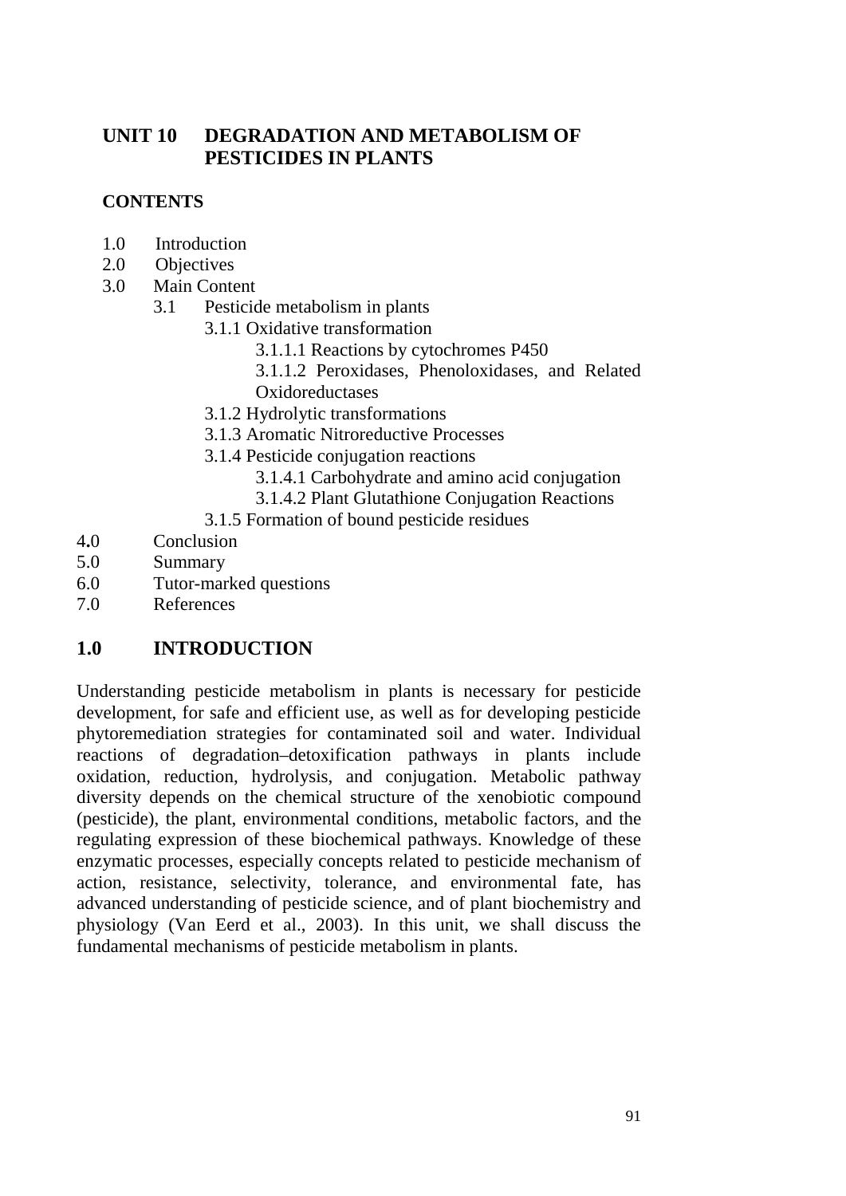# UNIT 10 DEGRADATION AND METABOLISM OF PESTICIDES IN PLANTS

## CONTENTS

- 1.0 Introduction
- 2.0 Objectives
- 3.0 Main Content
  - 3.1 Pesticide metabolism in plants
    - 3.1.1 Oxidative transformation
      - 3.1.1.1 Reactions by cytochromes P450
      - 3.1.1.2 Peroxidases, Phenoloxidases, and Related Oxidoreductases
    - 3.1.2 Hydrolytic transformations
    - 3.1.3 Aromatic Nitroreductive Processes
    - 3.1.4 Pesticide conjugation reactions
      - 3.1.4.1 Carbohydrate and amino acid conjugation
      - 3.1.4.2 Plant Glutathione Conjugation Reactions
    - 3.1.5 Formation of bound pesticide residues
- 4.0 Conclusion
- 5.0 Summary
- 6.0 Tutor-marked questions
- 7.0 References

## 1.0 INTRODUCTION

Understanding pesticide metabolism in plants is necessary for pesticide development, for safe and efficient use, as well as for developing pesticide phytoremediation strategies for contaminated soil and water. Individual reactions of degradation–detoxification pathways in plants include oxidation, reduction, hydrolysis, and conjugation. Metabolic pathway diversity depends on the chemical structure of the xenobiotic compound (pesticide), the plant, environmental conditions, metabolic factors, and the regulating expression of these biochemical pathways. Knowledge of these enzymatic processes, especially concepts related to pesticide mechanism of action, resistance, selectivity, tolerance, and environmental fate, has advanced understanding of pesticide science, and of plant biochemistry and physiology (Van Eerd et al., 2003). In this unit, we shall discuss the fundamental mechanisms of pesticide metabolism in plants.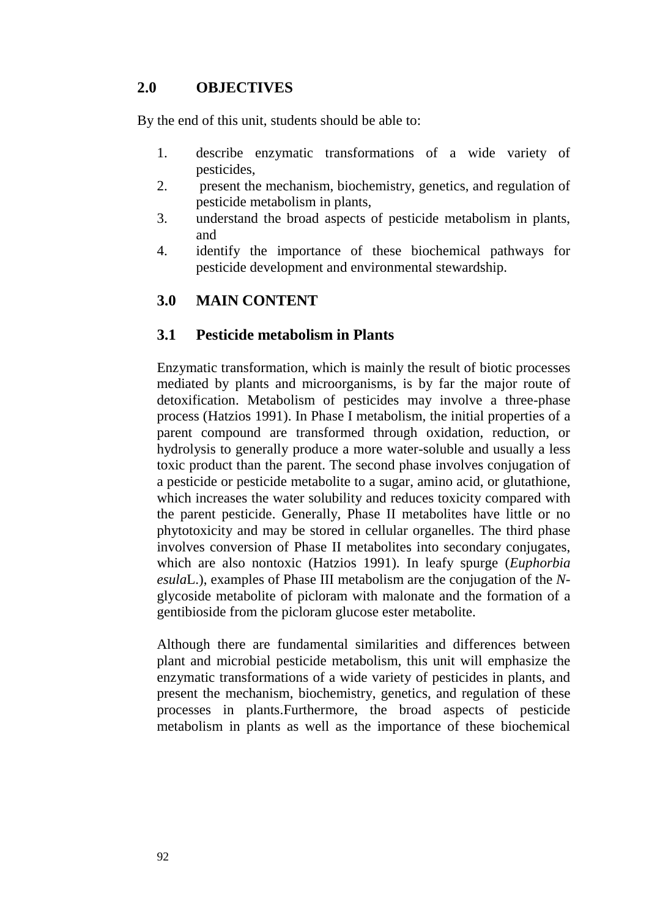## 2.0 OBJECTIVES

By the end of this unit, students should be able to:

1. describe enzymatic transformations of a wide variety of pesticides,
2. present the mechanism, biochemistry, genetics, and regulation of pesticide metabolism in plants,
3. understand the broad aspects of pesticide metabolism in plants, and
4. identify the importance of these biochemical pathways for pesticide development and environmental stewardship.

## 3.0 MAIN CONTENT

### 3.1 Pesticide metabolism in Plants

Enzymatic transformation, which is mainly the result of biotic processes mediated by plants and microorganisms, is by far the major route of detoxification. Metabolism of pesticides may involve a three-phase process (Hatzios 1991). In Phase I metabolism, the initial properties of a parent compound are transformed through oxidation, reduction, or hydrolysis to generally produce a more water-soluble and usually a less toxic product than the parent. The second phase involves conjugation of a pesticide or pesticide metabolite to a sugar, amino acid, or glutathione, which increases the water solubility and reduces toxicity compared with the parent pesticide. Generally, Phase II metabolites have little or no phytotoxicity and may be stored in cellular organelles. The third phase involves conversion of Phase II metabolites into secondary conjugates, which are also nontoxic (Hatzios 1991). In leafy spurge (*Euphorbia esula*L.), examples of Phase III metabolism are the conjugation of the *N*-glycoside metabolite of picloram with malonate and the formation of a gentibioside from the picloram glucose ester metabolite.

Although there are fundamental similarities and differences between plant and microbial pesticide metabolism, this unit will emphasize the enzymatic transformations of a wide variety of pesticides in plants, and present the mechanism, biochemistry, genetics, and regulation of these processes in plants.Furthermore, the broad aspects of pesticide metabolism in plants as well as the importance of these biochemical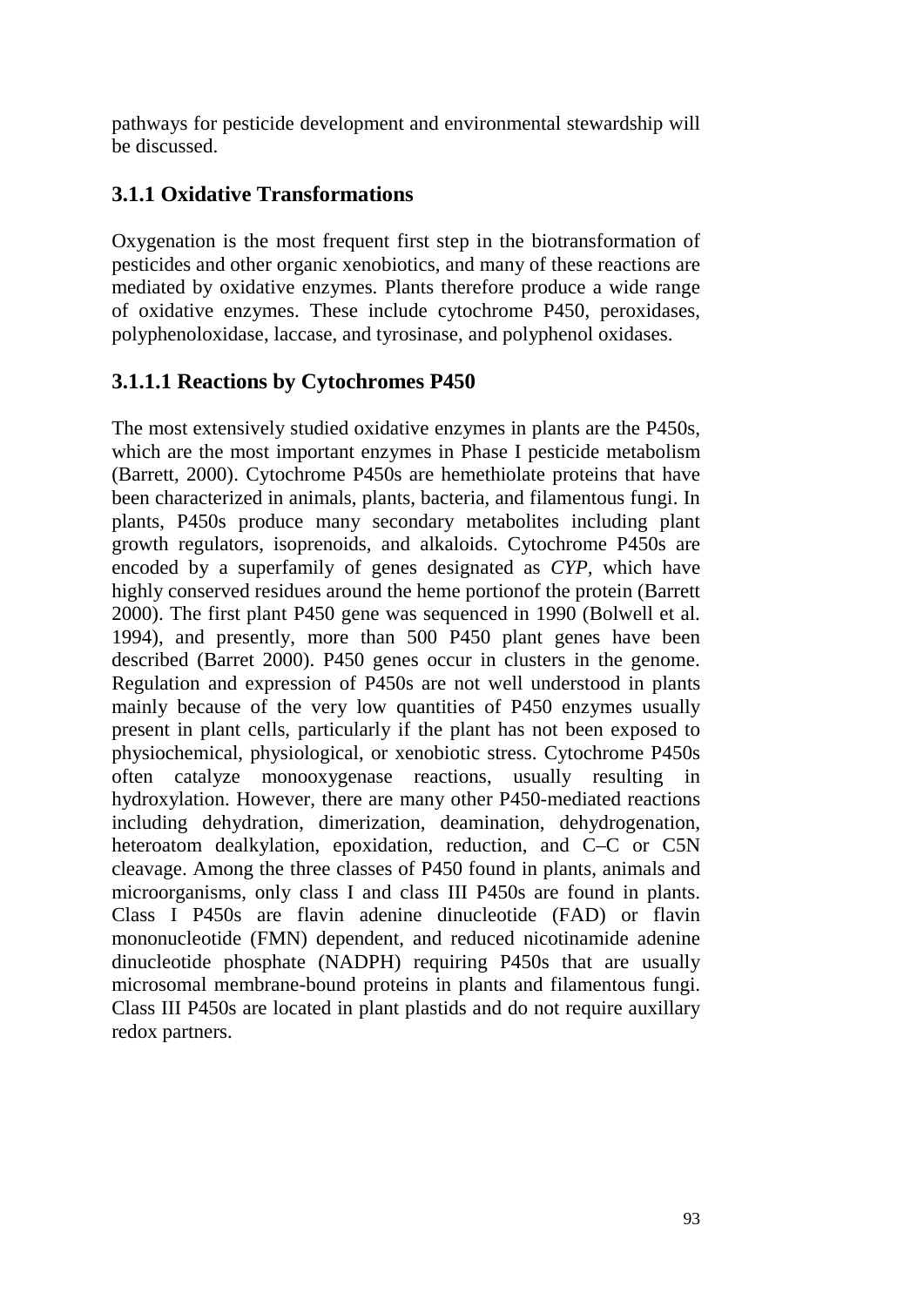pathways for pesticide development and environmental stewardship will be discussed.

### 3.1.1 Oxidative Transformations

Oxygenation is the most frequent first step in the biotransformation of pesticides and other organic xenobiotics, and many of these reactions are mediated by oxidative enzymes. Plants therefore produce a wide range of oxidative enzymes. These include cytochrome P450, peroxidases, polyphenoloxidase, laccase, and tyrosinase, and polyphenol oxidases.

#### 3.1.1.1 Reactions by Cytochromes P450

The most extensively studied oxidative enzymes in plants are the P450s, which are the most important enzymes in Phase I pesticide metabolism (Barrett, 2000). Cytochrome P450s are hemethiolate proteins that have been characterized in animals, plants, bacteria, and filamentous fungi. In plants, P450s produce many secondary metabolites including plant growth regulators, isoprenoids, and alkaloids. Cytochrome P450s are encoded by a superfamily of genes designated as *CYP*, which have highly conserved residues around the heme portionof the protein (Barrett 2000). The first plant P450 gene was sequenced in 1990 (Bolwell et al. 1994), and presently, more than 500 P450 plant genes have been described (Barret 2000). P450 genes occur in clusters in the genome. Regulation and expression of P450s are not well understood in plants mainly because of the very low quantities of P450 enzymes usually present in plant cells, particularly if the plant has not been exposed to physiochemical, physiological, or xenobiotic stress. Cytochrome P450s often catalyze monooxygenase reactions, usually resulting in hydroxylation. However, there are many other P450-mediated reactions including dehydration, dimerization, deamination, dehydrogenation, heteroatom dealkylation, epoxidation, reduction, and C–C or C5N cleavage. Among the three classes of P450 found in plants, animals and microorganisms, only class I and class III P450s are found in plants. Class I P450s are flavin adenine dinucleotide (FAD) or flavin mononucleotide (FMN) dependent, and reduced nicotinamide adenine dinucleotide phosphate (NADPH) requiring P450s that are usually microsomal membrane-bound proteins in plants and filamentous fungi. Class III P450s are located in plant plastids and do not require auxillary redox partners.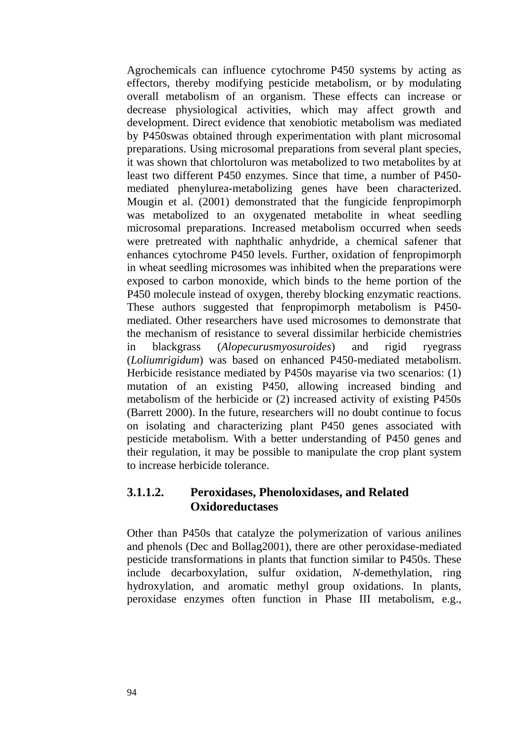Agrochemicals can influence cytochrome P450 systems by acting as effectors, thereby modifying pesticide metabolism, or by modulating overall metabolism of an organism. These effects can increase or decrease physiological activities, which may affect growth and development. Direct evidence that xenobiotic metabolism was mediated by P450swas obtained through experimentation with plant microsomal preparations. Using microsomal preparations from several plant species, it was shown that chlortoluron was metabolized to two metabolites by at least two different P450 enzymes. Since that time, a number of P450-mediated phenylurea-metabolizing genes have been characterized. Mougin et al. (2001) demonstrated that the fungicide fenpropimorph was metabolized to an oxygenated metabolite in wheat seedling microsomal preparations. Increased metabolism occurred when seeds were pretreated with naphthalic anhydride, a chemical safener that enhances cytochrome P450 levels. Further, oxidation of fenpropimorph in wheat seedling microsomes was inhibited when the preparations were exposed to carbon monoxide, which binds to the heme portion of the P450 molecule instead of oxygen, thereby blocking enzymatic reactions. These authors suggested that fenpropimorph metabolism is P450-mediated. Other researchers have used microsomes to demonstrate that the mechanism of resistance to several dissimilar herbicide chemistries in blackgrass (*Alopecurusmyosuroides*) and rigid ryegrass (*Loliumrigidum*) was based on enhanced P450-mediated metabolism. Herbicide resistance mediated by P450s mayarise via two scenarios: (1) mutation of an existing P450, allowing increased binding and metabolism of the herbicide or (2) increased activity of existing P450s (Barrett 2000). In the future, researchers will no doubt continue to focus on isolating and characterizing plant P450 genes associated with pesticide metabolism. With a better understanding of P450 genes and their regulation, it may be possible to manipulate the crop plant system to increase herbicide tolerance.

#### 3.1.1.2. Peroxidases, Phenoloxidases, and Related Oxidoreductases

Other than P450s that catalyze the polymerization of various anilines and phenols (Dec and Bollag2001), there are other peroxidase-mediated pesticide transformations in plants that function similar to P450s. These include decarboxylation, sulfur oxidation, *N*-demethylation, ring hydroxylation, and aromatic methyl group oxidations. In plants, peroxidase enzymes often function in Phase III metabolism, e.g.,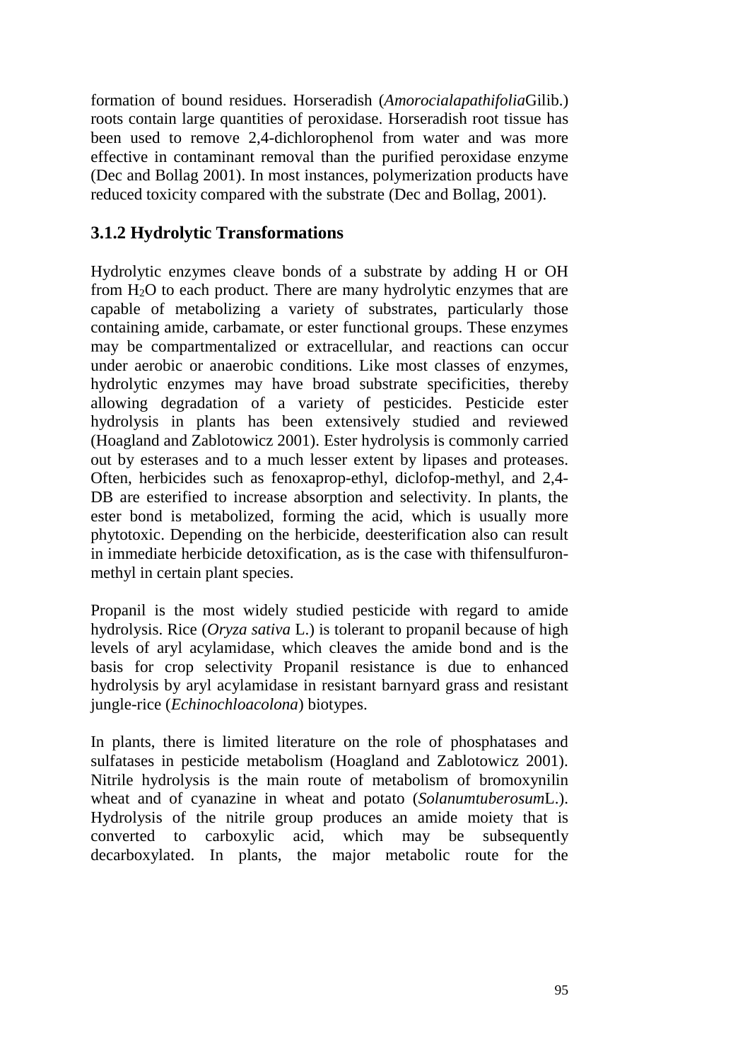formation of bound residues. Horseradish (*Amorocialapathifolia*Gilib.) roots contain large quantities of peroxidase. Horseradish root tissue has been used to remove 2,4-dichlorophenol from water and was more effective in contaminant removal than the purified peroxidase enzyme (Dec and Bollag 2001). In most instances, polymerization products have reduced toxicity compared with the substrate (Dec and Bollag, 2001).

### 3.1.2 Hydrolytic Transformations

Hydrolytic enzymes cleave bonds of a substrate by adding H or OH from $H_2O$ to each product. There are many hydrolytic enzymes that are capable of metabolizing a variety of substrates, particularly those containing amide, carbamate, or ester functional groups. These enzymes may be compartmentalized or extracellular, and reactions can occur under aerobic or anaerobic conditions. Like most classes of enzymes, hydrolytic enzymes may have broad substrate specificities, thereby allowing degradation of a variety of pesticides. Pesticide ester hydrolysis in plants has been extensively studied and reviewed (Hoagland and Zablotowicz 2001). Ester hydrolysis is commonly carried out by esterases and to a much lesser extent by lipases and proteases. Often, herbicides such as fenoxaprop-ethyl, diclofop-methyl, and 2,4-DB are esterified to increase absorption and selectivity. In plants, the ester bond is metabolized, forming the acid, which is usually more phytotoxic. Depending on the herbicide, deesterification also can result in immediate herbicide detoxification, as is the case with thifensulfuron-methyl in certain plant species.

Propanil is the most widely studied pesticide with regard to amide hydrolysis. Rice (*Oryza sativa* L.) is tolerant to propanil because of high levels of aryl acylamidase, which cleaves the amide bond and is the basis for crop selectivity Propanil resistance is due to enhanced hydrolysis by aryl acylamidase in resistant barnyard grass and resistant jungle-rice (*Echinochloacolona*) biotypes.

In plants, there is limited literature on the role of phosphatases and sulfatases in pesticide metabolism (Hoagland and Zablotowicz 2001). Nitrile hydrolysis is the main route of metabolism of bromoxynilin wheat and of cyanazine in wheat and potato (*Solanumtuberosum*L.). Hydrolysis of the nitrile group produces an amide moiety that is converted to carboxylic acid, which may be subsequently decarboxylated. In plants, the major metabolic route for the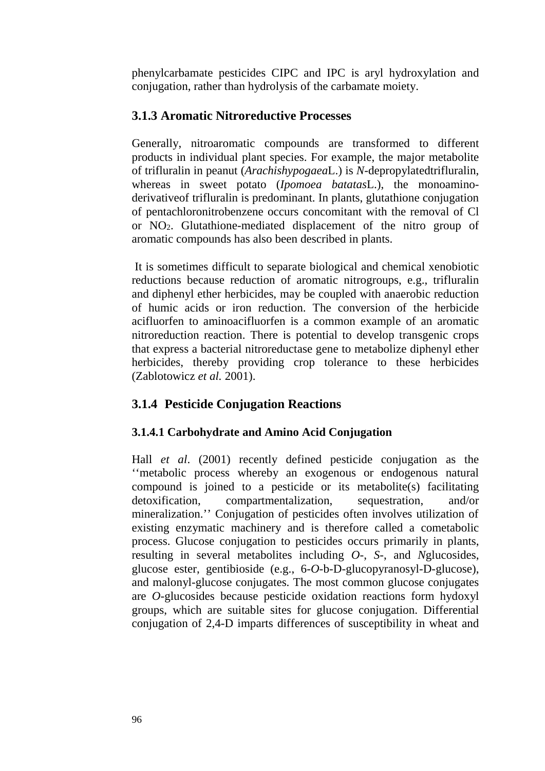phenylcarbamate pesticides CIPC and IPC is aryl hydroxylation and conjugation, rather than hydrolysis of the carbamate moiety.

### 3.1.3 Aromatic Nitroreductive Processes

Generally, nitroaromatic compounds are transformed to different products in individual plant species. For example, the major metabolite of trifluralin in peanut (*Arachishypogaea*L.) is *N*-depropylatedtrifluralin, whereas in sweet potato (*Ipomoea batatas*L.), the monoamino-derivativeof trifluralin is predominant. In plants, glutathione conjugation of pentachloronitrobenzene occurs concomitant with the removal of Cl or $NO_2$. Glutathione-mediated displacement of the nitro group of aromatic compounds has also been described in plants.

It is sometimes difficult to separate biological and chemical xenobiotic reductions because reduction of aromatic nitrogroups, e.g., trifluralin and diphenyl ether herbicides, may be coupled with anaerobic reduction of humic acids or iron reduction. The conversion of the herbicide acifluorfen to aminoacifluorfen is a common example of an aromatic nitroreduction reaction. There is potential to develop transgenic crops that express a bacterial nitroreductase gene to metabolize diphenyl ether herbicides, thereby providing crop tolerance to these herbicides (Zablotowicz *et al.* 2001).

### 3.1.4 Pesticide Conjugation Reactions

#### 3.1.4.1 Carbohydrate and Amino Acid Conjugation

Hall *et al*. (2001) recently defined pesticide conjugation as the ‘‘metabolic process whereby an exogenous or endogenous natural compound is joined to a pesticide or its metabolite(s) facilitating detoxification, compartmentalization, sequestration, and/or mineralization.’’ Conjugation of pesticides often involves utilization of existing enzymatic machinery and is therefore called a cometabolic process. Glucose conjugation to pesticides occurs primarily in plants, resulting in several metabolites including *O*-, *S*-, and *N*glucosides, glucose ester, gentibioside (e.g., 6-*O*-b-D-glucopyranosyl-D-glucose), and malonyl-glucose conjugates. The most common glucose conjugates are *O*-glucosides because pesticide oxidation reactions form hydoxyl groups, which are suitable sites for glucose conjugation. Differential conjugation of 2,4-D imparts differences of susceptibility in wheat and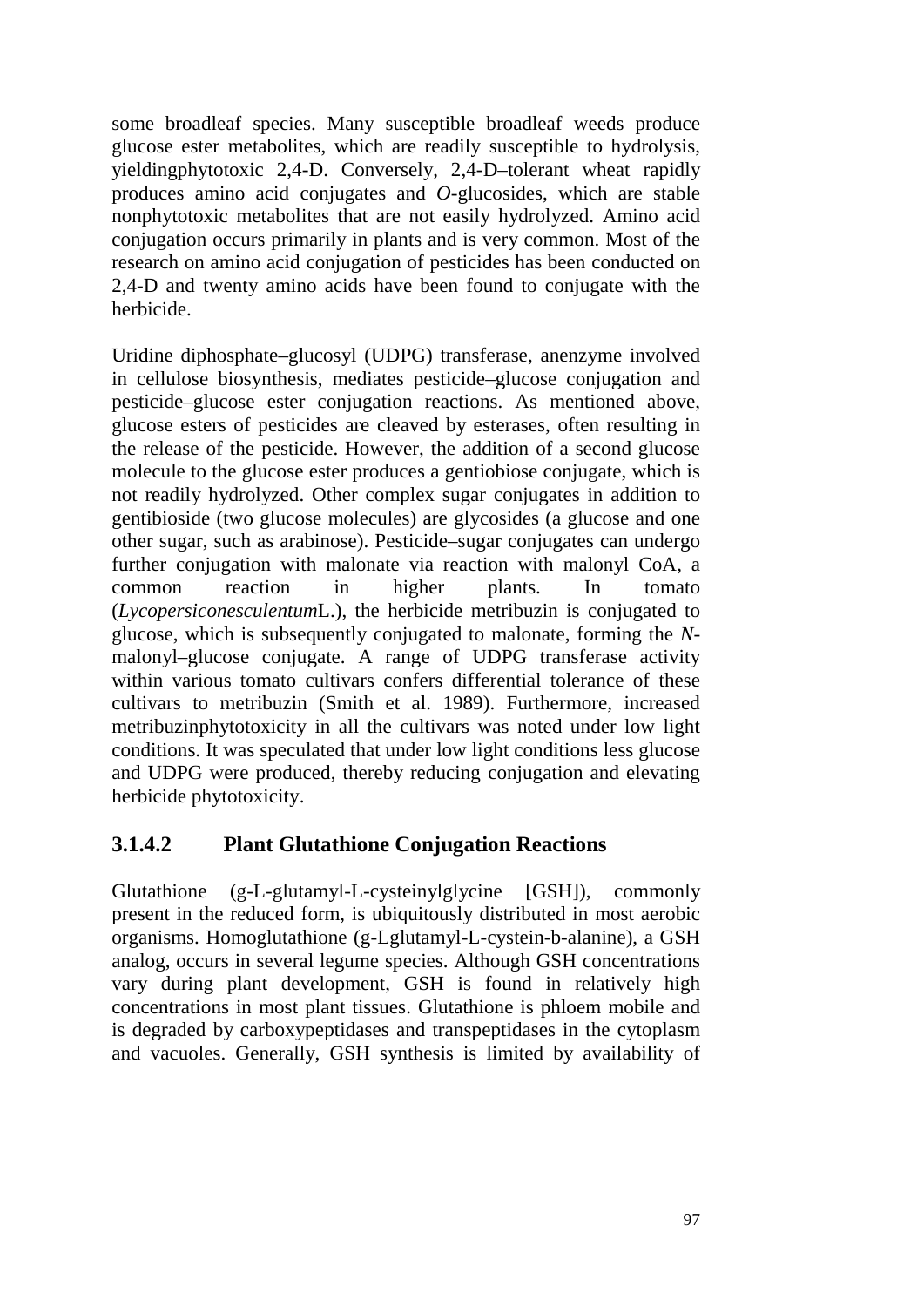some broadleaf species. Many susceptible broadleaf weeds produce glucose ester metabolites, which are readily susceptible to hydrolysis, yieldingphytotoxic 2,4-D. Conversely, 2,4-D–tolerant wheat rapidly produces amino acid conjugates and *O*-glucosides, which are stable nonphytotoxic metabolites that are not easily hydrolyzed. Amino acid conjugation occurs primarily in plants and is very common. Most of the research on amino acid conjugation of pesticides has been conducted on 2,4-D and twenty amino acids have been found to conjugate with the herbicide.

Uridine diphosphate–glucosyl (UDPG) transferase, anenzyme involved in cellulose biosynthesis, mediates pesticide–glucose conjugation and pesticide–glucose ester conjugation reactions. As mentioned above, glucose esters of pesticides are cleaved by esterases, often resulting in the release of the pesticide. However, the addition of a second glucose molecule to the glucose ester produces a gentiobiose conjugate, which is not readily hydrolyzed. Other complex sugar conjugates in addition to gentibioside (two glucose molecules) are glycosides (a glucose and one other sugar, such as arabinose). Pesticide–sugar conjugates can undergo further conjugation with malonate via reaction with malonyl CoA, a common reaction in higher plants. In tomato (*Lycopersiconesculentum*L.), the herbicide metribuzin is conjugated to glucose, which is subsequently conjugated to malonate, forming the *N*-malonyl–glucose conjugate. A range of UDPG transferase activity within various tomato cultivars confers differential tolerance of these cultivars to metribuzin (Smith et al. 1989). Furthermore, increased metribuzinphytotoxicity in all the cultivars was noted under low light conditions. It was speculated that under low light conditions less glucose and UDPG were produced, thereby reducing conjugation and elevating herbicide phytotoxicity.

### 3.1.4.2 Plant Glutathione Conjugation Reactions

Glutathione (g-L-glutamyl-L-cysteinylglycine [GSH]), commonly present in the reduced form, is ubiquitously distributed in most aerobic organisms. Homoglutathione (g-Lglutamyl-L-cystein-b-alanine), a GSH analog, occurs in several legume species. Although GSH concentrations vary during plant development, GSH is found in relatively high concentrations in most plant tissues. Glutathione is phloem mobile and is degraded by carboxypeptidases and transpeptidases in the cytoplasm and vacuoles. Generally, GSH synthesis is limited by availability of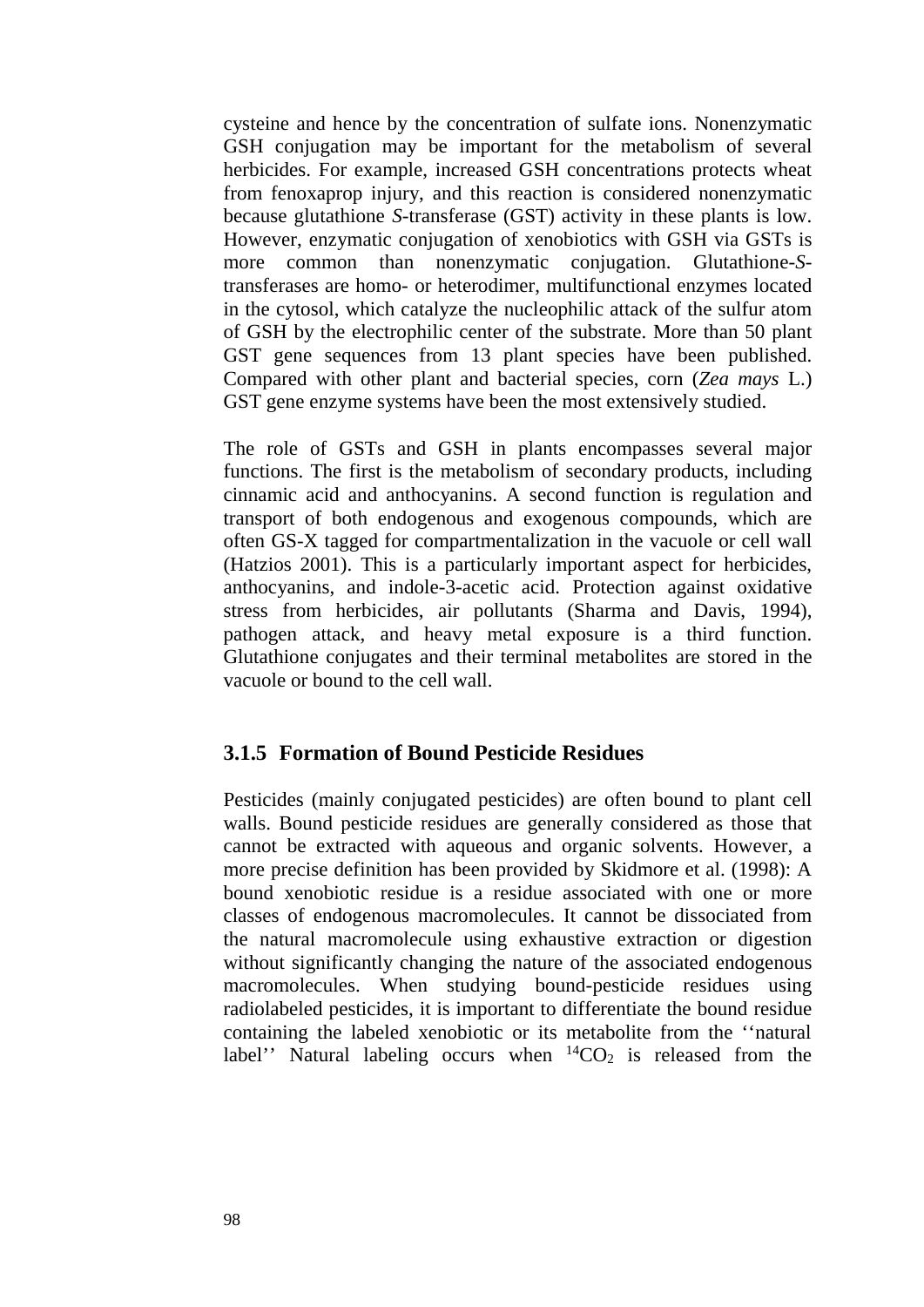cysteine and hence by the concentration of sulfate ions. Nonenzymatic GSH conjugation may be important for the metabolism of several herbicides. For example, increased GSH concentrations protects wheat from fenoxaprop injury, and this reaction is considered nonenzymatic because glutathione *S*-transferase (GST) activity in these plants is low. However, enzymatic conjugation of xenobiotics with GSH via GSTs is more common than nonenzymatic conjugation. Glutathione-*S*-transferases are homo- or heterodimer, multifunctional enzymes located in the cytosol, which catalyze the nucleophilic attack of the sulfur atom of GSH by the electrophilic center of the substrate. More than 50 plant GST gene sequences from 13 plant species have been published. Compared with other plant and bacterial species, corn (*Zea mays* L.) GST gene enzyme systems have been the most extensively studied.

The role of GSTs and GSH in plants encompasses several major functions. The first is the metabolism of secondary products, including cinnamic acid and anthocyanins. A second function is regulation and transport of both endogenous and exogenous compounds, which are often GS-X tagged for compartmentalization in the vacuole or cell wall (Hatzios 2001). This is a particularly important aspect for herbicides, anthocyanins, and indole-3-acetic acid. Protection against oxidative stress from herbicides, air pollutants (Sharma and Davis, 1994), pathogen attack, and heavy metal exposure is a third function. Glutathione conjugates and their terminal metabolites are stored in the vacuole or bound to the cell wall.

### 3.1.5 Formation of Bound Pesticide Residues

Pesticides (mainly conjugated pesticides) are often bound to plant cell walls. Bound pesticide residues are generally considered as those that cannot be extracted with aqueous and organic solvents. However, a more precise definition has been provided by Skidmore et al. (1998): A bound xenobiotic residue is a residue associated with one or more classes of endogenous macromolecules. It cannot be dissociated from the natural macromolecule using exhaustive extraction or digestion without significantly changing the nature of the associated endogenous macromolecules. When studying bound-pesticide residues using radiolabeled pesticides, it is important to differentiate the bound residue containing the labeled xenobiotic or its metabolite from the ''natural label'' Natural labeling occurs when $^{14}CO_2$ is released from the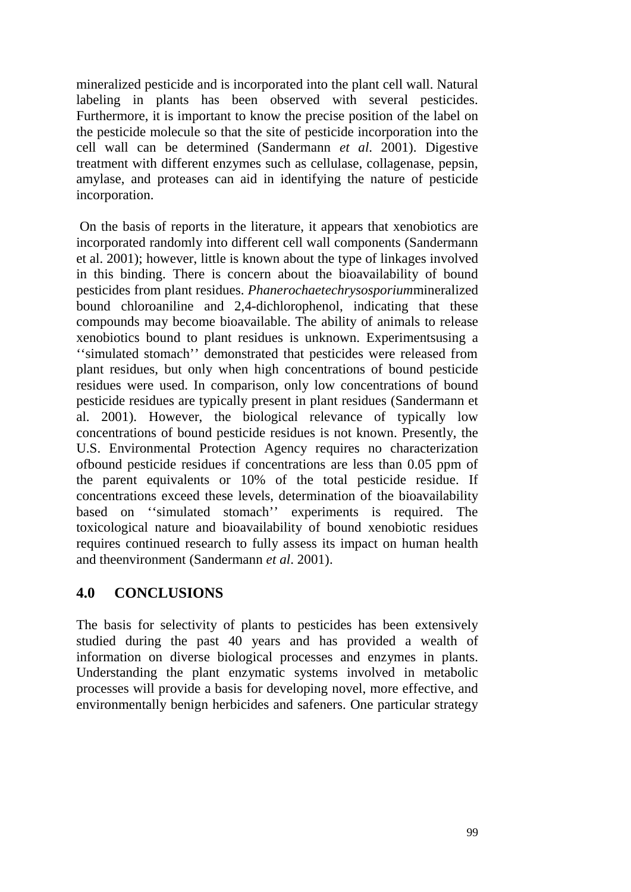mineralized pesticide and is incorporated into the plant cell wall. Natural labeling in plants has been observed with several pesticides. Furthermore, it is important to know the precise position of the label on the pesticide molecule so that the site of pesticide incorporation into the cell wall can be determined (Sandermann *et al*. 2001). Digestive treatment with different enzymes such as cellulase, collagenase, pepsin, amylase, and proteases can aid in identifying the nature of pesticide incorporation.

On the basis of reports in the literature, it appears that xenobiotics are incorporated randomly into different cell wall components (Sandermann et al. 2001); however, little is known about the type of linkages involved in this binding. There is concern about the bioavailability of bound pesticides from plant residues. *Phanerochaetechrysosporium*mineralized bound chloroaniline and 2,4-dichlorophenol, indicating that these compounds may become bioavailable. The ability of animals to release xenobiotics bound to plant residues is unknown. Experimentsusing a ''simulated stomach'' demonstrated that pesticides were released from plant residues, but only when high concentrations of bound pesticide residues were used. In comparison, only low concentrations of bound pesticide residues are typically present in plant residues (Sandermann et al. 2001). However, the biological relevance of typically low concentrations of bound pesticide residues is not known. Presently, the U.S. Environmental Protection Agency requires no characterization ofbound pesticide residues if concentrations are less than 0.05 ppm of the parent equivalents or 10% of the total pesticide residue. If concentrations exceed these levels, determination of the bioavailability based on ''simulated stomach'' experiments is required. The toxicological nature and bioavailability of bound xenobiotic residues requires continued research to fully assess its impact on human health and theenvironment (Sandermann *et al*. 2001).

## 4.0 CONCLUSIONS

The basis for selectivity of plants to pesticides has been extensively studied during the past 40 years and has provided a wealth of information on diverse biological processes and enzymes in plants. Understanding the plant enzymatic systems involved in metabolic processes will provide a basis for developing novel, more effective, and environmentally benign herbicides and safeners. One particular strategy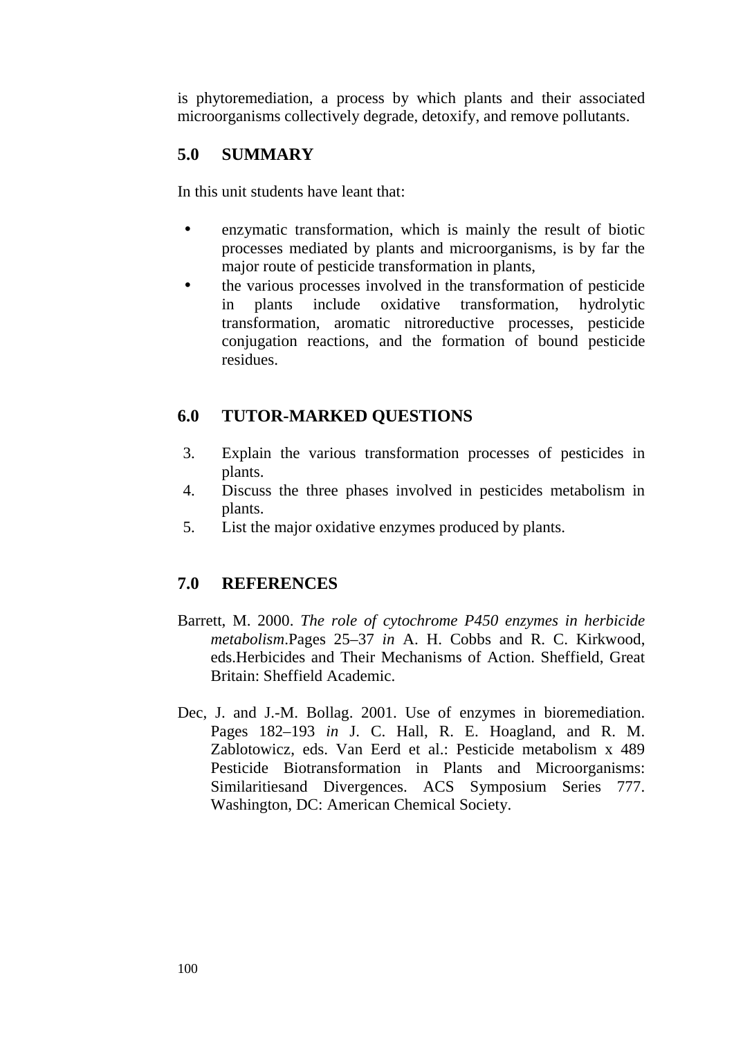is phytoremediation, a process by which plants and their associated microorganisms collectively degrade, detoxify, and remove pollutants.

## 5.0 SUMMARY

In this unit students have leant that:

- enzymatic transformation, which is mainly the result of biotic processes mediated by plants and microorganisms, is by far the major route of pesticide transformation in plants,
- the various processes involved in the transformation of pesticide in plants include oxidative transformation, hydrolytic transformation, aromatic nitroreductive processes, pesticide conjugation reactions, and the formation of bound pesticide residues.

## 6.0 TUTOR-MARKED QUESTIONS

3. Explain the various transformation processes of pesticides in plants.
4. Discuss the three phases involved in pesticides metabolism in plants.
5. List the major oxidative enzymes produced by plants.

## 7.0 REFERENCES

Barrett, M. 2000. *The role of cytochrome P450 enzymes in herbicide metabolism*.Pages 25–37 *in* A. H. Cobbs and R. C. Kirkwood, eds.Herbicides and Their Mechanisms of Action. Sheffield, Great Britain: Sheffield Academic.

Dec, J. and J.-M. Bollag. 2001. Use of enzymes in bioremediation. Pages 182–193 *in* J. C. Hall, R. E. Hoagland, and R. M. Zablotowicz, eds. Van Eerd et al.: Pesticide metabolism x 489 Pesticide Biotransformation in Plants and Microorganisms: Similaritiesand Divergences. ACS Symposium Series 777. Washington, DC: American Chemical Society.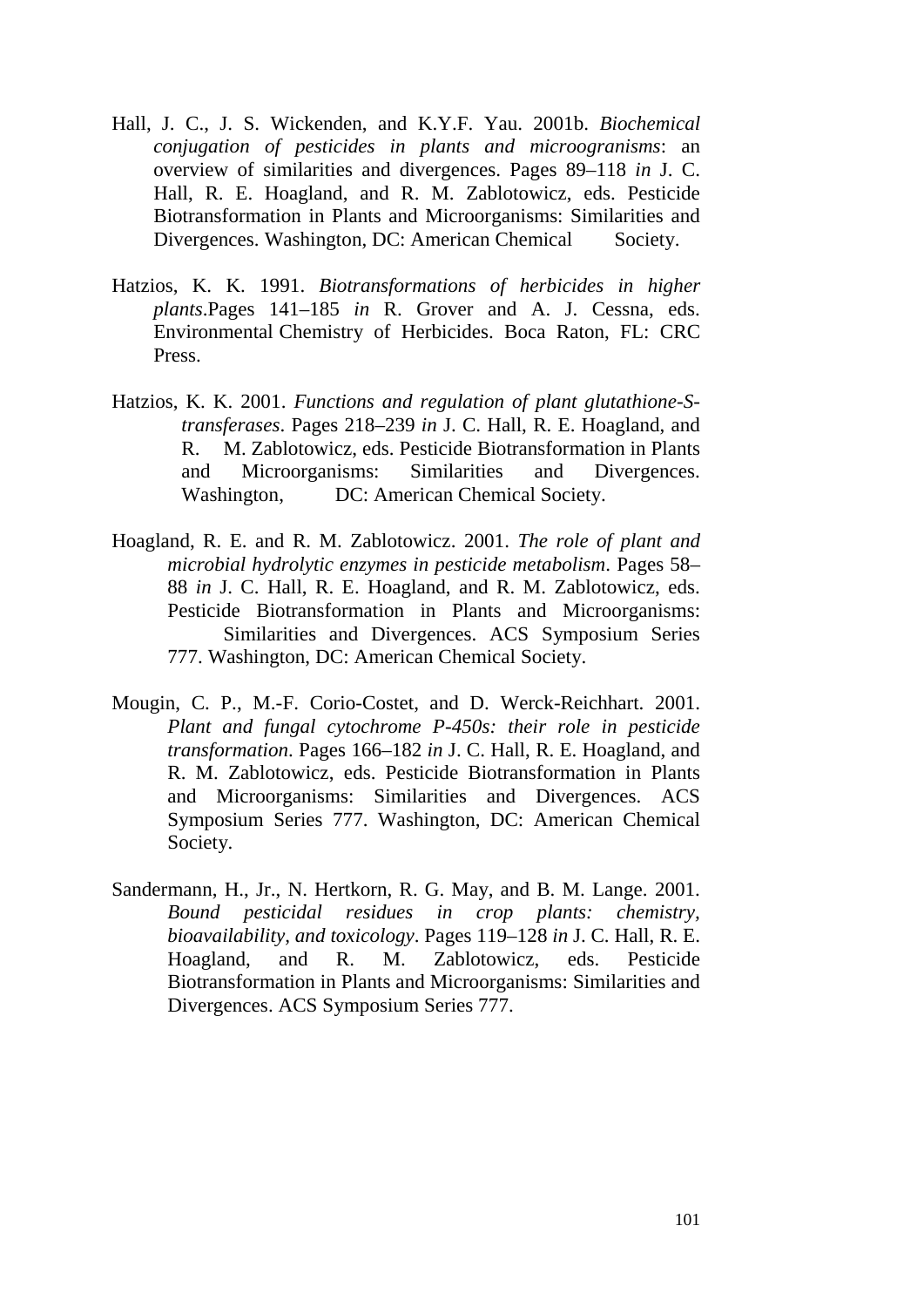Hall, J. C., J. S. Wickenden, and K.Y.F. Yau. 2001b. *Biochemical conjugation of pesticides in plants and microogranisms*: an overview of similarities and divergences. Pages 89–118 *in* J. C. Hall, R. E. Hoagland, and R. M. Zablotowicz, eds. Pesticide Biotransformation in Plants and Microorganisms: Similarities and Divergences. Washington, DC: American Chemical Society.

Hatzios, K. K. 1991. *Biotransformations of herbicides in higher plants*.Pages 141–185 *in* R. Grover and A. J. Cessna, eds. Environmental Chemistry of Herbicides. Boca Raton, FL: CRC Press.

Hatzios, K. K. 2001. *Functions and regulation of plant glutathione-S-transferases*. Pages 218–239 *in* J. C. Hall, R. E. Hoagland, and R. M. Zablotowicz, eds. Pesticide Biotransformation in Plants and Microorganisms: Similarities and Divergences. Washington, DC: American Chemical Society.

Hoagland, R. E. and R. M. Zablotowicz. 2001. *The role of plant and microbial hydrolytic enzymes in pesticide metabolism*. Pages 58–88 *in* J. C. Hall, R. E. Hoagland, and R. M. Zablotowicz, eds. Pesticide Biotransformation in Plants and Microorganisms: Similarities and Divergences. ACS Symposium Series 777. Washington, DC: American Chemical Society.

Mougin, C. P., M.-F. Corio-Costet, and D. Werck-Reichhart. 2001. *Plant and fungal cytochrome P-450s: their role in pesticide transformation*. Pages 166–182 *in* J. C. Hall, R. E. Hoagland, and R. M. Zablotowicz, eds. Pesticide Biotransformation in Plants and Microorganisms: Similarities and Divergences. ACS Symposium Series 777. Washington, DC: American Chemical Society.

Sandermann, H., Jr., N. Hertkorn, R. G. May, and B. M. Lange. 2001. *Bound pesticidal residues in crop plants: chemistry, bioavailability, and toxicology*. Pages 119–128 *in* J. C. Hall, R. E. Hoagland, and R. M. Zablotowicz, eds. Pesticide Biotransformation in Plants and Microorganisms: Similarities and Divergences. ACS Symposium Series 777.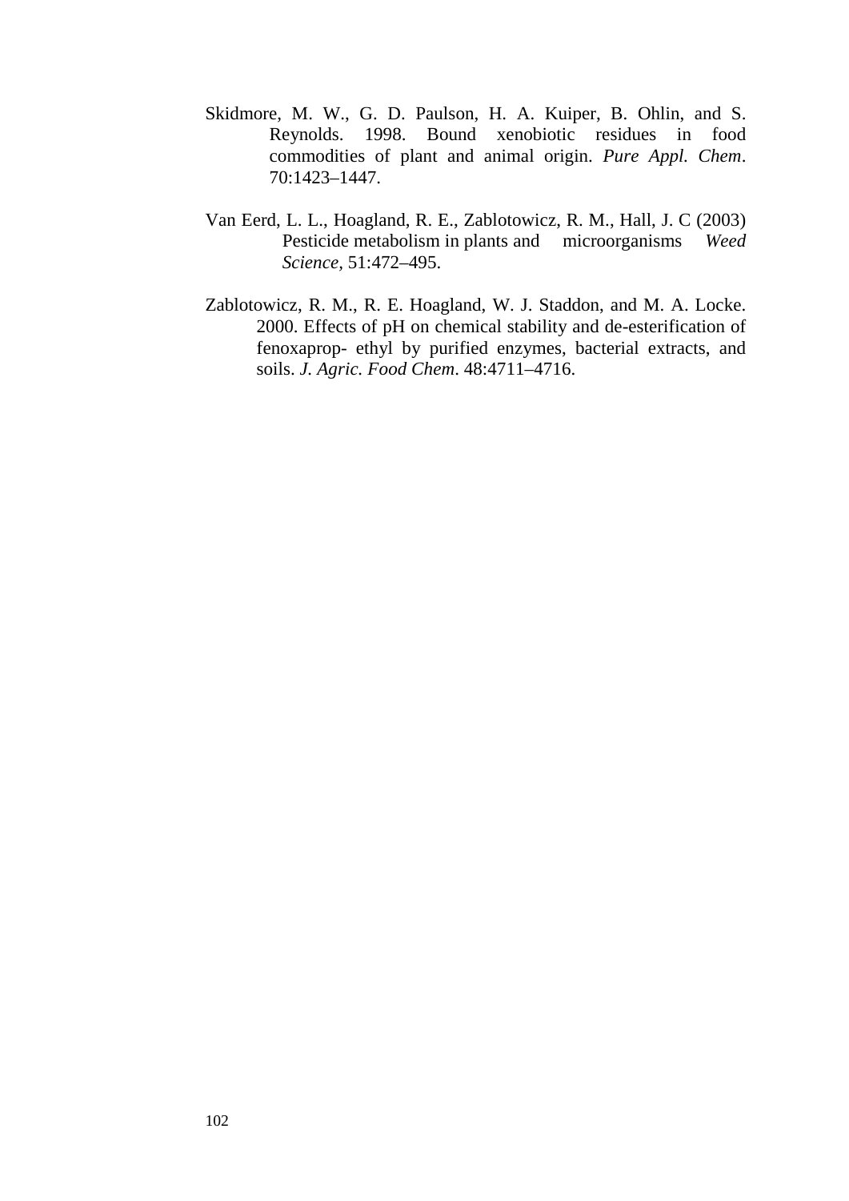Skidmore, M. W., G. D. Paulson, H. A. Kuiper, B. Ohlin, and S. Reynolds. 1998. Bound xenobiotic residues in food commodities of plant and animal origin. *Pure Appl. Chem*. 70:1423–1447.

Van Eerd, L. L., Hoagland, R. E., Zablotowicz, R. M., Hall, J. C (2003) Pesticide metabolism in plants and microorganisms *Weed Science*, 51:472–495.

Zablotowicz, R. M., R. E. Hoagland, W. J. Staddon, and M. A. Locke. 2000. Effects of pH on chemical stability and de-esterification of fenoxaprop- ethyl by purified enzymes, bacterial extracts, and soils. *J. Agric. Food Chem*. 48:4711–4716.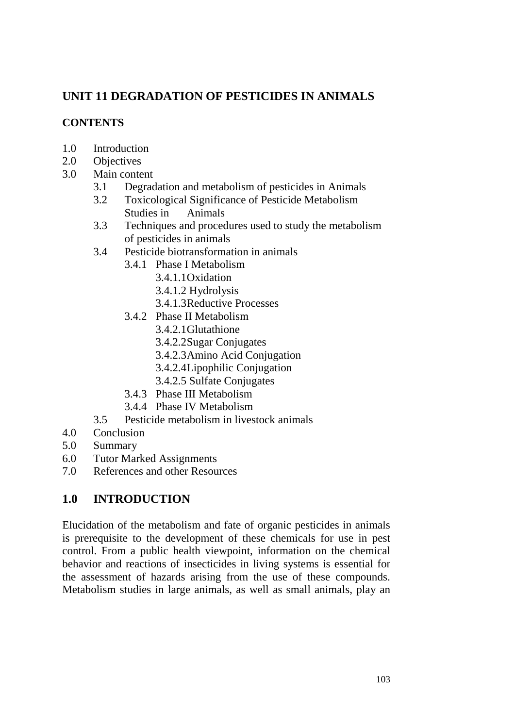## UNIT 11 DEGRADATION OF PESTICIDES IN ANIMALS

### CONTENTS

1.0 Introduction
2.0 Objectives
3.0 Main content
  - 3.1 Degradation and metabolism of pesticides in Animals
  - 3.2 Toxicological Significance of Pesticide Metabolism Studies in Animals
  - 3.3 Techniques and procedures used to study the metabolism of pesticides in animals
  - 3.4 Pesticide biotransformation in animals
    - 3.4.1 Phase I Metabolism
      - 3.4.1.1 Oxidation
      - 3.4.1.2 Hydrolysis
      - 3.4.1.3 Reductive Processes
    - 3.4.2 Phase II Metabolism
      - 3.4.2.1 Glutathione
      - 3.4.2.2 Sugar Conjugates
      - 3.4.2.3 Amino Acid Conjugation
      - 3.4.2.4 Lipophilic Conjugation
      - 3.4.2.5 Sulfate Conjugates
    - 3.4.3 Phase III Metabolism
    - 3.4.4 Phase IV Metabolism
  - 3.5 Pesticide metabolism in livestock animals

4.0 Conclusion
5.0 Summary
6.0 Tutor Marked Assignments
7.0 References and other Resources

## 1.0 INTRODUCTION

Elucidation of the metabolism and fate of organic pesticides in animals is prerequisite to the development of these chemicals for use in pest control. From a public health viewpoint, information on the chemical behavior and reactions of insecticides in living systems is essential for the assessment of hazards arising from the use of these compounds. Metabolism studies in large animals, as well as small animals, play an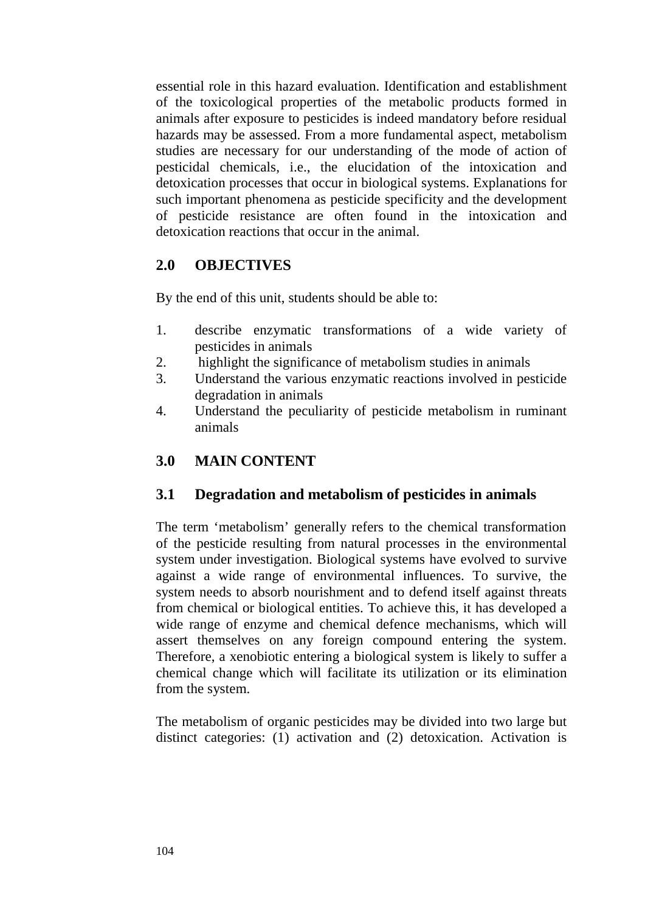essential role in this hazard evaluation. Identification and establishment of the toxicological properties of the metabolic products formed in animals after exposure to pesticides is indeed mandatory before residual hazards may be assessed. From a more fundamental aspect, metabolism studies are necessary for our understanding of the mode of action of pesticidal chemicals, i.e., the elucidation of the intoxication and detoxication processes that occur in biological systems. Explanations for such important phenomena as pesticide specificity and the development of pesticide resistance are often found in the intoxication and detoxication reactions that occur in the animal.

## 2.0 OBJECTIVES

By the end of this unit, students should be able to:

1. describe enzymatic transformations of a wide variety of pesticides in animals
2. highlight the significance of metabolism studies in animals
3. Understand the various enzymatic reactions involved in pesticide degradation in animals
4. Understand the peculiarity of pesticide metabolism in ruminant animals

## 3.0 MAIN CONTENT

### 3.1 Degradation and metabolism of pesticides in animals

The term 'metabolism' generally refers to the chemical transformation of the pesticide resulting from natural processes in the environmental system under investigation. Biological systems have evolved to survive against a wide range of environmental influences. To survive, the system needs to absorb nourishment and to defend itself against threats from chemical or biological entities. To achieve this, it has developed a wide range of enzyme and chemical defence mechanisms, which will assert themselves on any foreign compound entering the system. Therefore, a xenobiotic entering a biological system is likely to suffer a chemical change which will facilitate its utilization or its elimination from the system.

The metabolism of organic pesticides may be divided into two large but distinct categories: (1) activation and (2) detoxication. Activation is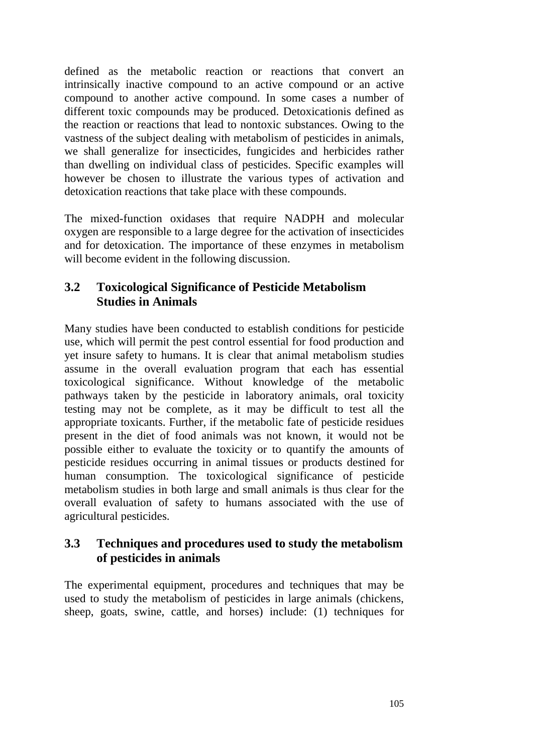defined as the metabolic reaction or reactions that convert an intrinsically inactive compound to an active compound or an active compound to another active compound. In some cases a number of different toxic compounds may be produced. Detoxicationis defined as the reaction or reactions that lead to nontoxic substances. Owing to the vastness of the subject dealing with metabolism of pesticides in animals, we shall generalize for insecticides, fungicides and herbicides rather than dwelling on individual class of pesticides. Specific examples will however be chosen to illustrate the various types of activation and detoxication reactions that take place with these compounds.

The mixed-function oxidases that require NADPH and molecular oxygen are responsible to a large degree for the activation of insecticides and for detoxication. The importance of these enzymes in metabolism will become evident in the following discussion.

## 3.2 Toxicological Significance of Pesticide Metabolism Studies in Animals

Many studies have been conducted to establish conditions for pesticide use, which will permit the pest control essential for food production and yet insure safety to humans. It is clear that animal metabolism studies assume in the overall evaluation program that each has essential toxicological significance. Without knowledge of the metabolic pathways taken by the pesticide in laboratory animals, oral toxicity testing may not be complete, as it may be difficult to test all the appropriate toxicants. Further, if the metabolic fate of pesticide residues present in the diet of food animals was not known, it would not be possible either to evaluate the toxicity or to quantify the amounts of pesticide residues occurring in animal tissues or products destined for human consumption. The toxicological significance of pesticide metabolism studies in both large and small animals is thus clear for the overall evaluation of safety to humans associated with the use of agricultural pesticides.

## 3.3 Techniques and procedures used to study the metabolism of pesticides in animals

The experimental equipment, procedures and techniques that may be used to study the metabolism of pesticides in large animals (chickens, sheep, goats, swine, cattle, and horses) include: (1) techniques for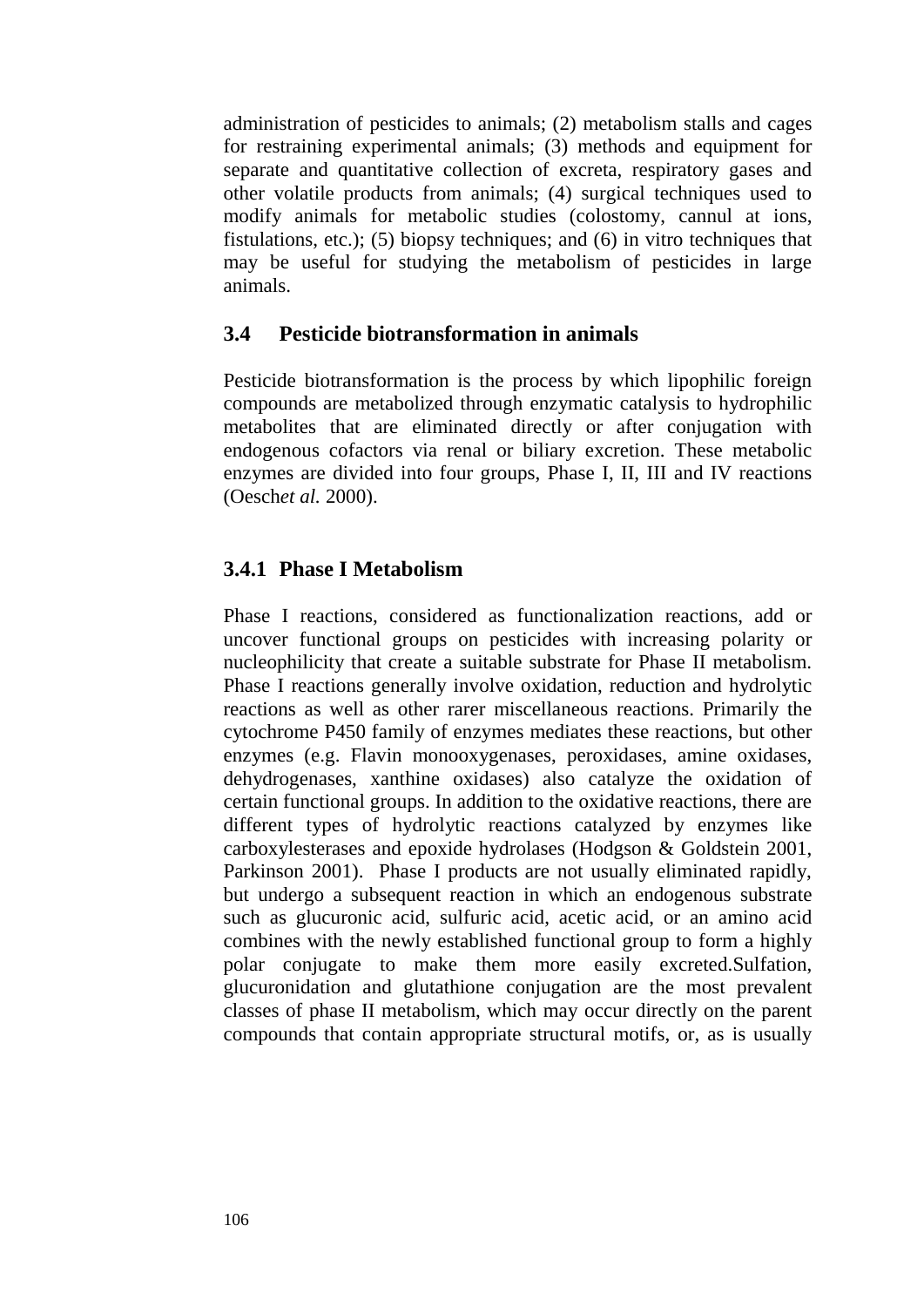administration of pesticides to animals; (2) metabolism stalls and cages for restraining experimental animals; (3) methods and equipment for separate and quantitative collection of excreta, respiratory gases and other volatile products from animals; (4) surgical techniques used to modify animals for metabolic studies (colostomy, cannul at ions, fistulations, etc.); (5) biopsy techniques; and (6) in vitro techniques that may be useful for studying the metabolism of pesticides in large animals.

## 3.4 Pesticide biotransformation in animals

Pesticide biotransformation is the process by which lipophilic foreign compounds are metabolized through enzymatic catalysis to hydrophilic metabolites that are eliminated directly or after conjugation with endogenous cofactors via renal or biliary excretion. These metabolic enzymes are divided into four groups, Phase I, II, III and IV reactions (Oesch*et al.* 2000).

### 3.4.1 Phase I Metabolism

Phase I reactions, considered as functionalization reactions, add or uncover functional groups on pesticides with increasing polarity or nucleophilicity that create a suitable substrate for Phase II metabolism. Phase I reactions generally involve oxidation, reduction and hydrolytic reactions as well as other rarer miscellaneous reactions. Primarily the cytochrome P450 family of enzymes mediates these reactions, but other enzymes (e.g. Flavin monooxygenases, peroxidases, amine oxidases, dehydrogenases, xanthine oxidases) also catalyze the oxidation of certain functional groups. In addition to the oxidative reactions, there are different types of hydrolytic reactions catalyzed by enzymes like carboxylesterases and epoxide hydrolases (Hodgson & Goldstein 2001, Parkinson 2001). Phase I products are not usually eliminated rapidly, but undergo a subsequent reaction in which an endogenous substrate such as glucuronic acid, sulfuric acid, acetic acid, or an amino acid combines with the newly established functional group to form a highly polar conjugate to make them more easily excreted.Sulfation, glucuronidation and glutathione conjugation are the most prevalent classes of phase II metabolism, which may occur directly on the parent compounds that contain appropriate structural motifs, or, as is usually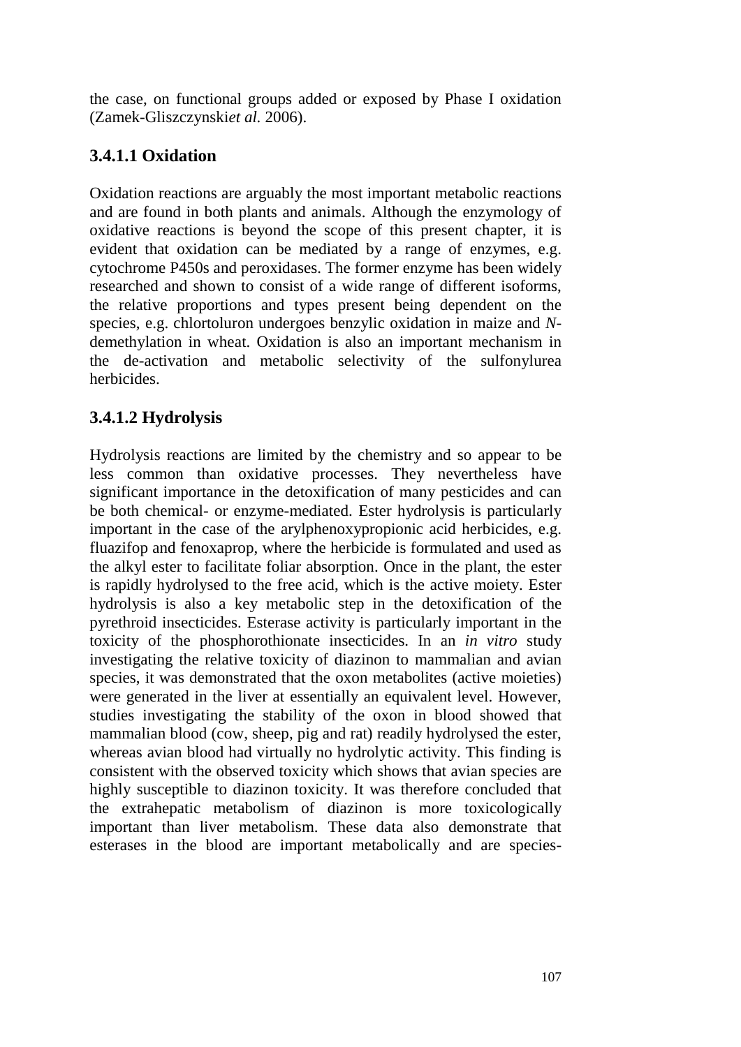the case, on functional groups added or exposed by Phase I oxidation (Zamek-Gliszczynski*et al.* 2006).

### 3.4.1.1 Oxidation

Oxidation reactions are arguably the most important metabolic reactions and are found in both plants and animals. Although the enzymology of oxidative reactions is beyond the scope of this present chapter, it is evident that oxidation can be mediated by a range of enzymes, e.g. cytochrome P450s and peroxidases. The former enzyme has been widely researched and shown to consist of a wide range of different isoforms, the relative proportions and types present being dependent on the species, e.g. chlortoluron undergoes benzylic oxidation in maize and *N*-demethylation in wheat. Oxidation is also an important mechanism in the de-activation and metabolic selectivity of the sulfonylurea herbicides.

### 3.4.1.2 Hydrolysis

Hydrolysis reactions are limited by the chemistry and so appear to be less common than oxidative processes. They nevertheless have significant importance in the detoxification of many pesticides and can be both chemical- or enzyme-mediated. Ester hydrolysis is particularly important in the case of the arylphenoxypropionic acid herbicides, e.g. fluazifop and fenoxaprop, where the herbicide is formulated and used as the alkyl ester to facilitate foliar absorption. Once in the plant, the ester is rapidly hydrolysed to the free acid, which is the active moiety. Ester hydrolysis is also a key metabolic step in the detoxification of the pyrethroid insecticides. Esterase activity is particularly important in the toxicity of the phosphorothionate insecticides. In an *in vitro* study investigating the relative toxicity of diazinon to mammalian and avian species, it was demonstrated that the oxon metabolites (active moieties) were generated in the liver at essentially an equivalent level. However, studies investigating the stability of the oxon in blood showed that mammalian blood (cow, sheep, pig and rat) readily hydrolysed the ester, whereas avian blood had virtually no hydrolytic activity. This finding is consistent with the observed toxicity which shows that avian species are highly susceptible to diazinon toxicity. It was therefore concluded that the extrahepatic metabolism of diazinon is more toxicologically important than liver metabolism. These data also demonstrate that esterases in the blood are important metabolically and are species-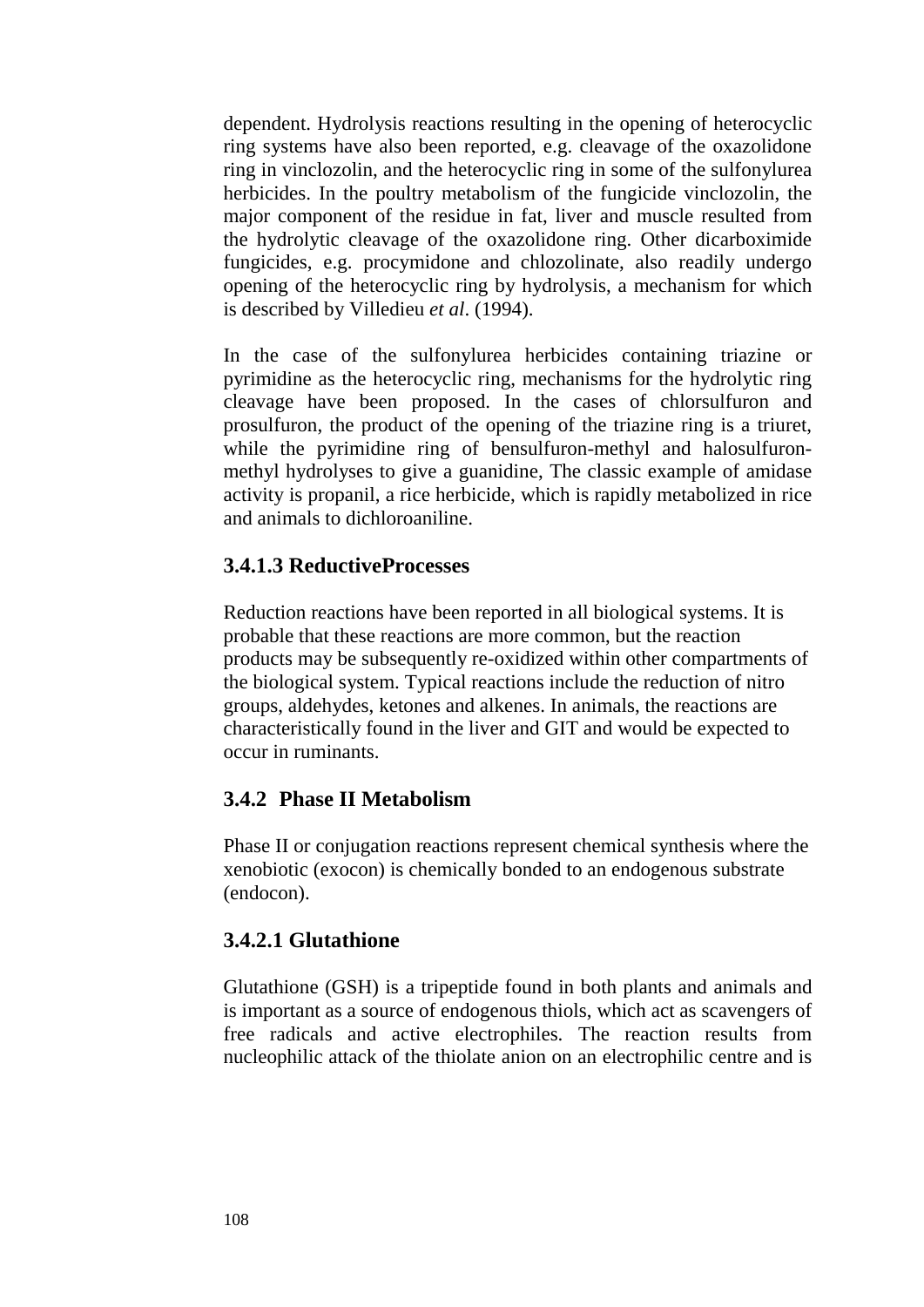dependent. Hydrolysis reactions resulting in the opening of heterocyclic ring systems have also been reported, e.g. cleavage of the oxazolidone ring in vinclozolin, and the heterocyclic ring in some of the sulfonylurea herbicides. In the poultry metabolism of the fungicide vinclozolin, the major component of the residue in fat, liver and muscle resulted from the hydrolytic cleavage of the oxazolidone ring. Other dicarboximide fungicides, e.g. procymidone and chlozolinate, also readily undergo opening of the heterocyclic ring by hydrolysis, a mechanism for which is described by Villedieu *et al*. (1994).

In the case of the sulfonylurea herbicides containing triazine or pyrimidine as the heterocyclic ring, mechanisms for the hydrolytic ring cleavage have been proposed. In the cases of chlorsulfuron and prosulfuron, the product of the opening of the triazine ring is a triuret, while the pyrimidine ring of bensulfuron-methyl and halosulfuron-methyl hydrolyses to give a guanidine, The classic example of amidase activity is propanil, a rice herbicide, which is rapidly metabolized in rice and animals to dichloroaniline.

### 3.4.1.3 ReductiveProcesses

Reduction reactions have been reported in all biological systems. It is probable that these reactions are more common, but the reaction products may be subsequently re-oxidized within other compartments of the biological system. Typical reactions include the reduction of nitro groups, aldehydes, ketones and alkenes. In animals, the reactions are characteristically found in the liver and GIT and would be expected to occur in ruminants.

### 3.4.2 Phase II Metabolism

Phase II or conjugation reactions represent chemical synthesis where the xenobiotic (exocon) is chemically bonded to an endogenous substrate (endocon).

### 3.4.2.1 Glutathione

Glutathione (GSH) is a tripeptide found in both plants and animals and is important as a source of endogenous thiols, which act as scavengers of free radicals and active electrophiles. The reaction results from nucleophilic attack of the thiolate anion on an electrophilic centre and is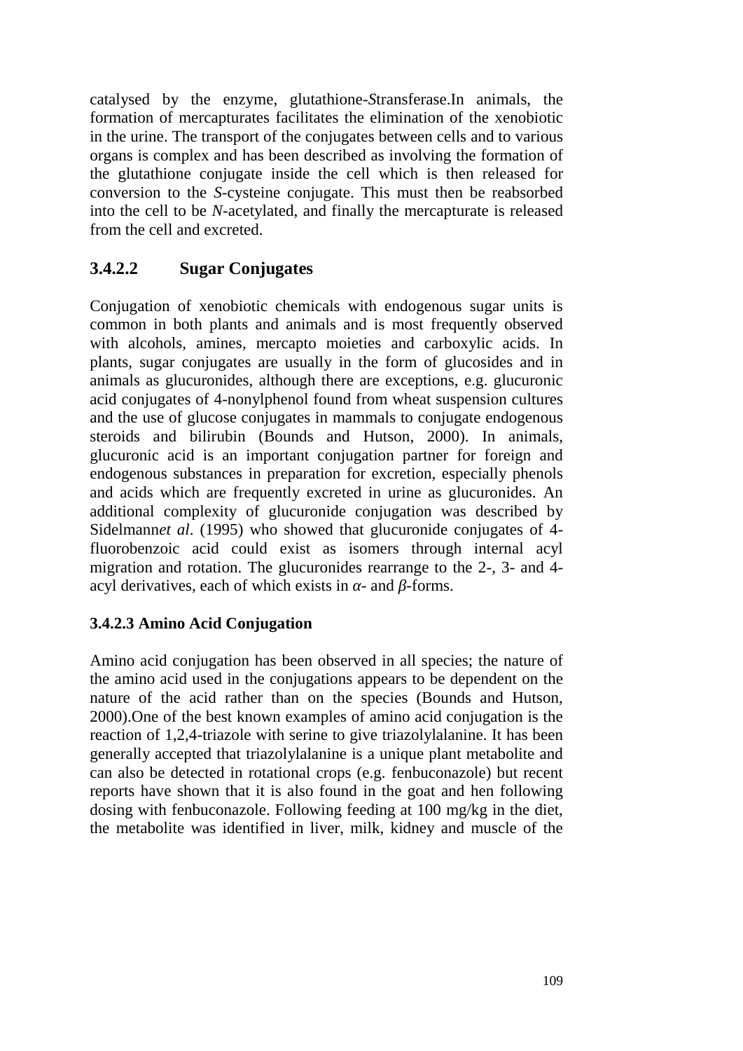catalysed by the enzyme, glutathione-*S*transferase.In animals, the formation of mercapturates facilitates the elimination of the xenobiotic in the urine. The transport of the conjugates between cells and to various organs is complex and has been described as involving the formation of the glutathione conjugate inside the cell which is then released for conversion to the *S*-cysteine conjugate. This must then be reabsorbed into the cell to be *N*-acetylated, and finally the mercapturate is released from the cell and excreted.

### 3.4.2.2 Sugar Conjugates

Conjugation of xenobiotic chemicals with endogenous sugar units is common in both plants and animals and is most frequently observed with alcohols, amines, mercapto moieties and carboxylic acids. In plants, sugar conjugates are usually in the form of glucosides and in animals as glucuronides, although there are exceptions, e.g. glucuronic acid conjugates of 4-nonylphenol found from wheat suspension cultures and the use of glucose conjugates in mammals to conjugate endogenous steroids and bilirubin (Bounds and Hutson, 2000). In animals, glucuronic acid is an important conjugation partner for foreign and endogenous substances in preparation for excretion, especially phenols and acids which are frequently excreted in urine as glucuronides. An additional complexity of glucuronide conjugation was described by Sidelmann*et al*. (1995) who showed that glucuronide conjugates of 4-fluorobenzoic acid could exist as isomers through internal acyl migration and rotation. The glucuronides rearrange to the 2-, 3- and 4-acyl derivatives, each of which exists in *α*- and *β*-forms.

### 3.4.2.3 Amino Acid Conjugation

Amino acid conjugation has been observed in all species; the nature of the amino acid used in the conjugations appears to be dependent on the nature of the acid rather than on the species (Bounds and Hutson, 2000).One of the best known examples of amino acid conjugation is the reaction of 1,2,4-triazole with serine to give triazolylalanine. It has been generally accepted that triazolylalanine is a unique plant metabolite and can also be detected in rotational crops (e.g. fenbuconazole) but recent reports have shown that it is also found in the goat and hen following dosing with fenbuconazole. Following feeding at 100 mg/kg in the diet, the metabolite was identified in liver, milk, kidney and muscle of the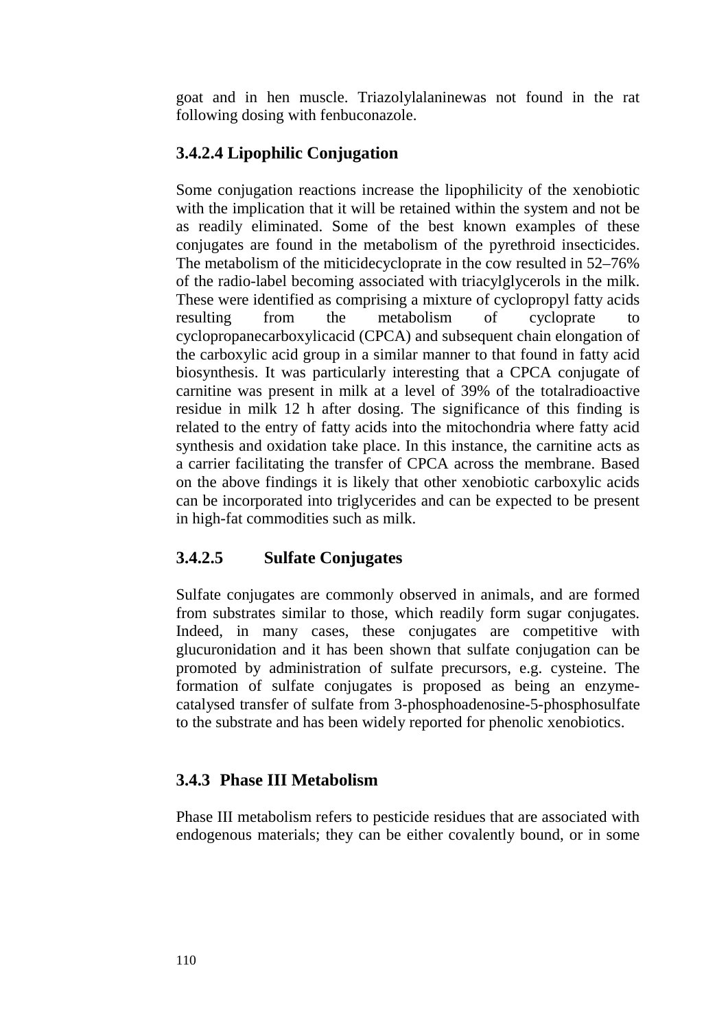goat and in hen muscle. Triazolylalaninewas not found in the rat following dosing with fenbuconazole.

### 3.4.2.4 Lipophilic Conjugation

Some conjugation reactions increase the lipophilicity of the xenobiotic with the implication that it will be retained within the system and not be as readily eliminated. Some of the best known examples of these conjugates are found in the metabolism of the pyrethroid insecticides. The metabolism of the miticidecycloprate in the cow resulted in 52–76% of the radio-label becoming associated with triacylglycerols in the milk. These were identified as comprising a mixture of cyclopropyl fatty acids resulting from the metabolism of cycloprate to cyclopropanecarboxylicacid (CPCA) and subsequent chain elongation of the carboxylic acid group in a similar manner to that found in fatty acid biosynthesis. It was particularly interesting that a CPCA conjugate of carnitine was present in milk at a level of 39% of the totalradioactive residue in milk 12 h after dosing. The significance of this finding is related to the entry of fatty acids into the mitochondria where fatty acid synthesis and oxidation take place. In this instance, the carnitine acts as a carrier facilitating the transfer of CPCA across the membrane. Based on the above findings it is likely that other xenobiotic carboxylic acids can be incorporated into triglycerides and can be expected to be present in high-fat commodities such as milk.

### 3.4.2.5 Sulfate Conjugates

Sulfate conjugates are commonly observed in animals, and are formed from substrates similar to those, which readily form sugar conjugates. Indeed, in many cases, these conjugates are competitive with glucuronidation and it has been shown that sulfate conjugation can be promoted by administration of sulfate precursors, e.g. cysteine. The formation of sulfate conjugates is proposed as being an enzyme-catalysed transfer of sulfate from 3-phosphoadenosine-5-phosphosulfate to the substrate and has been widely reported for phenolic xenobiotics.

### 3.4.3 Phase III Metabolism

Phase III metabolism refers to pesticide residues that are associated with endogenous materials; they can be either covalently bound, or in some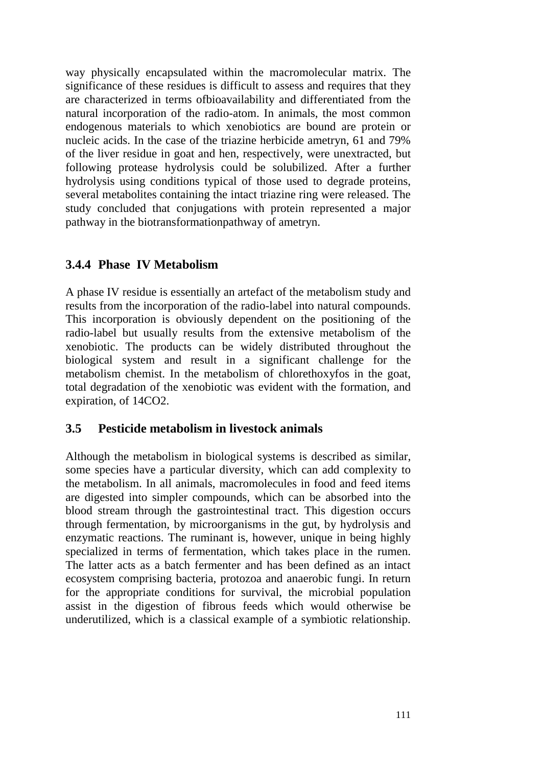way physically encapsulated within the macromolecular matrix. The significance of these residues is difficult to assess and requires that they are characterized in terms ofbioavailability and differentiated from the natural incorporation of the radio-atom. In animals, the most common endogenous materials to which xenobiotics are bound are protein or nucleic acids. In the case of the triazine herbicide ametryn, 61 and 79% of the liver residue in goat and hen, respectively, were unextracted, but following protease hydrolysis could be solubilized. After a further hydrolysis using conditions typical of those used to degrade proteins, several metabolites containing the intact triazine ring were released. The study concluded that conjugations with protein represented a major pathway in the biotransformationpathway of ametryn.

### 3.4.4 Phase IV Metabolism

A phase IV residue is essentially an artefact of the metabolism study and results from the incorporation of the radio-label into natural compounds. This incorporation is obviously dependent on the positioning of the radio-label but usually results from the extensive metabolism of the xenobiotic. The products can be widely distributed throughout the biological system and result in a significant challenge for the metabolism chemist. In the metabolism of chlorethoxyfos in the goat, total degradation of the xenobiotic was evident with the formation, and expiration, of $^{14}CO_2$.

## 3.5 Pesticide metabolism in livestock animals

Although the metabolism in biological systems is described as similar, some species have a particular diversity, which can add complexity to the metabolism. In all animals, macromolecules in food and feed items are digested into simpler compounds, which can be absorbed into the blood stream through the gastrointestinal tract. This digestion occurs through fermentation, by microorganisms in the gut, by hydrolysis and enzymatic reactions. The ruminant is, however, unique in being highly specialized in terms of fermentation, which takes place in the rumen. The latter acts as a batch fermenter and has been defined as an intact ecosystem comprising bacteria, protozoa and anaerobic fungi. In return for the appropriate conditions for survival, the microbial population assist in the digestion of fibrous feeds which would otherwise be underutilized, which is a classical example of a symbiotic relationship.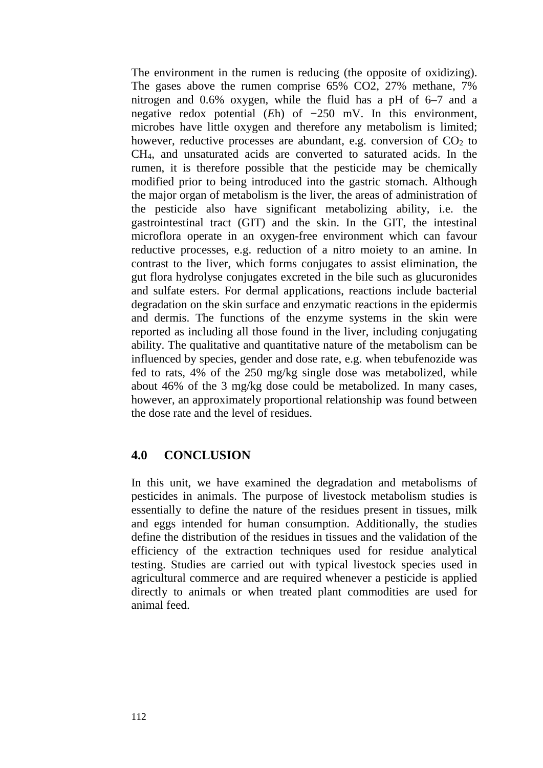The environment in the rumen is reducing (the opposite of oxidizing). The gases above the rumen comprise 65% CO2, 27% methane, 7% nitrogen and 0.6% oxygen, while the fluid has a pH of 6–7 and a negative redox potential (*E*h) of −250 mV. In this environment, microbes have little oxygen and therefore any metabolism is limited; however, reductive processes are abundant, e.g. conversion of $CO_2$ to $CH_4$, and unsaturated acids are converted to saturated acids. In the rumen, it is therefore possible that the pesticide may be chemically modified prior to being introduced into the gastric stomach. Although the major organ of metabolism is the liver, the areas of administration of the pesticide also have significant metabolizing ability, i.e. the gastrointestinal tract (GIT) and the skin. In the GIT, the intestinal microflora operate in an oxygen-free environment which can favour reductive processes, e.g. reduction of a nitro moiety to an amine. In contrast to the liver, which forms conjugates to assist elimination, the gut flora hydrolyse conjugates excreted in the bile such as glucuronides and sulfate esters. For dermal applications, reactions include bacterial degradation on the skin surface and enzymatic reactions in the epidermis and dermis. The functions of the enzyme systems in the skin were reported as including all those found in the liver, including conjugating ability. The qualitative and quantitative nature of the metabolism can be influenced by species, gender and dose rate, e.g. when tebufenozide was fed to rats, 4% of the 250 mg/kg single dose was metabolized, while about 46% of the 3 mg/kg dose could be metabolized. In many cases, however, an approximately proportional relationship was found between the dose rate and the level of residues.

## 4.0 CONCLUSION

In this unit, we have examined the degradation and metabolisms of pesticides in animals. The purpose of livestock metabolism studies is essentially to define the nature of the residues present in tissues, milk and eggs intended for human consumption. Additionally, the studies define the distribution of the residues in tissues and the validation of the efficiency of the extraction techniques used for residue analytical testing. Studies are carried out with typical livestock species used in agricultural commerce and are required whenever a pesticide is applied directly to animals or when treated plant commodities are used for animal feed.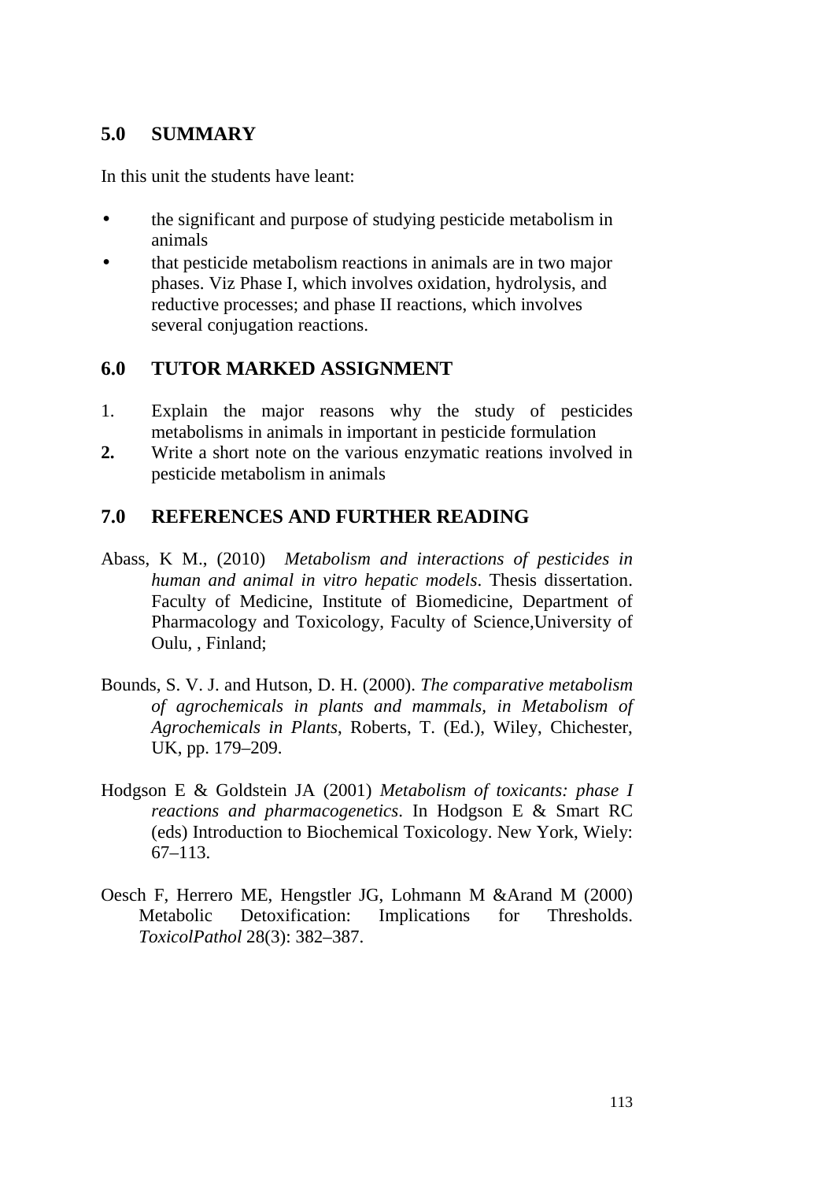## 5.0 SUMMARY

In this unit the students have leant:

- the significant and purpose of studying pesticide metabolism in animals
- that pesticide metabolism reactions in animals are in two major phases. Viz Phase I, which involves oxidation, hydrolysis, and reductive processes; and phase II reactions, which involves several conjugation reactions.

## 6.0 TUTOR MARKED ASSIGNMENT

1. Explain the major reasons why the study of pesticides metabolisms in animals in important in pesticide formulation
2. Write a short note on the various enzymatic reations involved in pesticide metabolism in animals

## 7.0 REFERENCES AND FURTHER READING

Abass, K M., (2010) *Metabolism and interactions of pesticides in human and animal in vitro hepatic models*. Thesis dissertation. Faculty of Medicine, Institute of Biomedicine, Department of Pharmacology and Toxicology, Faculty of Science,University of Oulu, , Finland;

Bounds, S. V. J. and Hutson, D. H. (2000). *The comparative metabolism of agrochemicals in plants and mammals, in Metabolism of Agrochemicals in Plants*, Roberts, T. (Ed.), Wiley, Chichester, UK, pp. 179–209.

Hodgson E & Goldstein JA (2001) *Metabolism of toxicants: phase I reactions and pharmacogenetics*. In Hodgson E & Smart RC (eds) Introduction to Biochemical Toxicology. New York, Wiely: 67–113.

Oesch F, Herrero ME, Hengstler JG, Lohmann M &Arand M (2000) Metabolic Detoxification: Implications for Thresholds. *ToxicolPathol* 28(3): 382–387.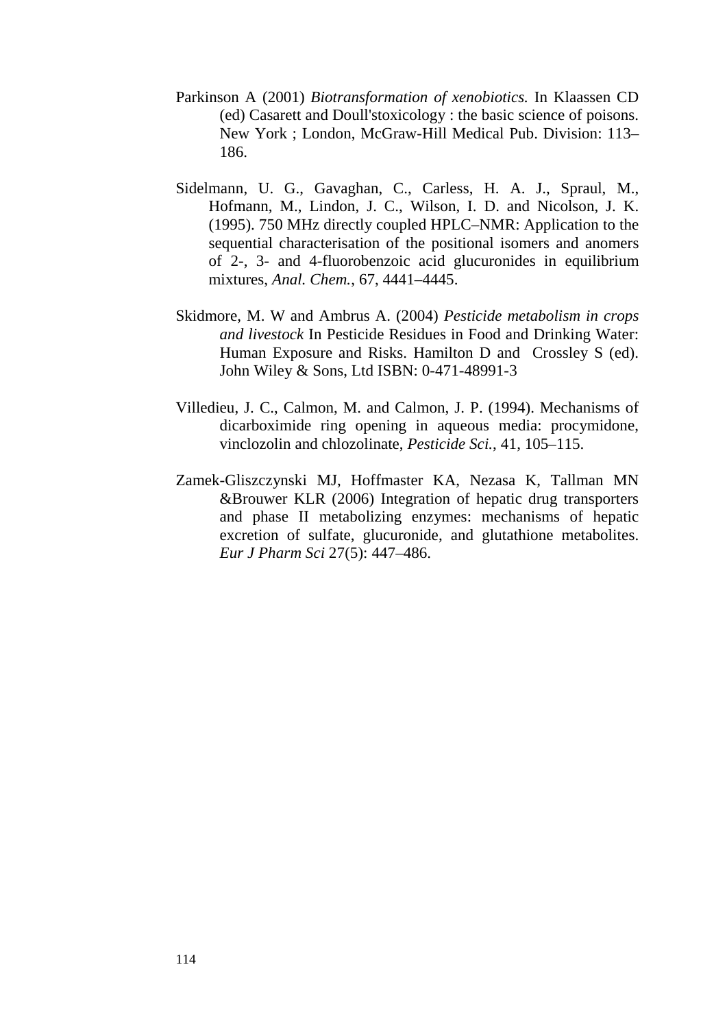Parkinson A (2001) *Biotransformation of xenobiotics.* In Klaassen CD (ed) Casarett and Doull'stoxicology : the basic science of poisons. New York ; London, McGraw-Hill Medical Pub. Division: 113–186.

Sidelmann, U. G., Gavaghan, C., Carless, H. A. J., Spraul, M., Hofmann, M., Lindon, J. C., Wilson, I. D. and Nicolson, J. K. (1995). 750 MHz directly coupled HPLC–NMR: Application to the sequential characterisation of the positional isomers and anomers of 2-, 3- and 4-fluorobenzoic acid glucuronides in equilibrium mixtures, *Anal. Chem.*, 67, 4441–4445.

Skidmore, M. W and Ambrus A. (2004) *Pesticide metabolism in crops and livestock* In Pesticide Residues in Food and Drinking Water: Human Exposure and Risks. Hamilton D and Crossley S (ed). John Wiley & Sons, Ltd ISBN: 0-471-48991-3

Villedieu, J. C., Calmon, M. and Calmon, J. P. (1994). Mechanisms of dicarboximide ring opening in aqueous media: procymidone, vinclozolin and chlozolinate, *Pesticide Sci.*, 41, 105–115.

Zamek-Gliszczynski MJ, Hoffmaster KA, Nezasa K, Tallman MN &Brouwer KLR (2006) Integration of hepatic drug transporters and phase II metabolizing enzymes: mechanisms of hepatic excretion of sulfate, glucuronide, and glutathione metabolites. *Eur J Pharm Sci* 27(5): 447–486.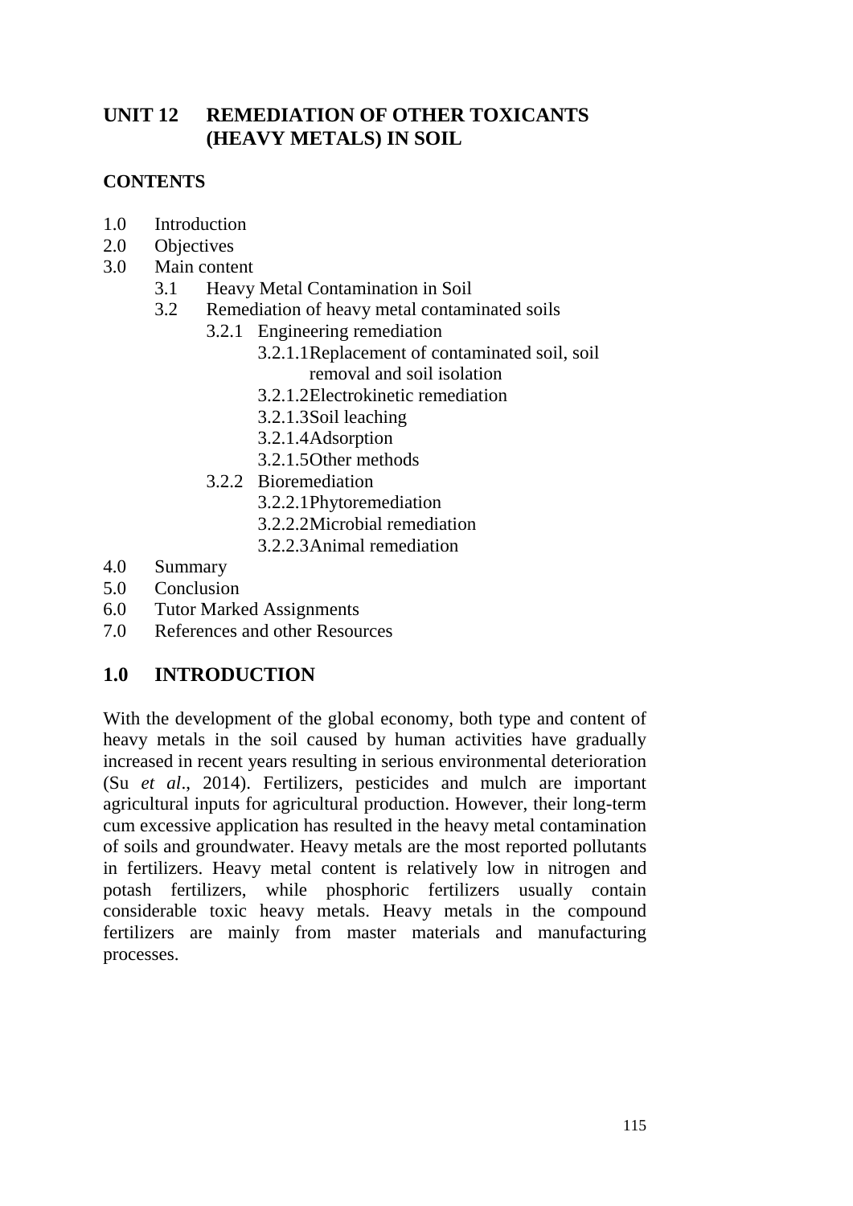# UNIT 12 REMEDIATION OF OTHER TOXICANTS (HEAVY METALS) IN SOIL

## CONTENTS

- 1.0 Introduction
- 2.0 Objectives
- 3.0 Main content
  - 3.1 Heavy Metal Contamination in Soil
  - 3.2 Remediation of heavy metal contaminated soils
    - 3.2.1 Engineering remediation
      - 3.2.1.1 Replacement of contaminated soil, soil removal and soil isolation
      - 3.2.1.2 Electrokinetic remediation
      - 3.2.1.3 Soil leaching
      - 3.2.1.4 Adsorption
      - 3.2.1.5 Other methods
    - 3.2.2 Bioremediation
      - 3.2.2.1 Phytoremediation
      - 3.2.2.2 Microbial remediation
      - 3.2.2.3 Animal remediation
- 4.0 Summary
- 5.0 Conclusion
- 6.0 Tutor Marked Assignments
- 7.0 References and other Resources

## 1.0 INTRODUCTION

With the development of the global economy, both type and content of heavy metals in the soil caused by human activities have gradually increased in recent years resulting in serious environmental deterioration (Su *et al*., 2014). Fertilizers, pesticides and mulch are important agricultural inputs for agricultural production. However, their long-term cum excessive application has resulted in the heavy metal contamination of soils and groundwater. Heavy metals are the most reported pollutants in fertilizers. Heavy metal content is relatively low in nitrogen and potash fertilizers, while phosphoric fertilizers usually contain considerable toxic heavy metals. Heavy metals in the compound fertilizers are mainly from master materials and manufacturing processes.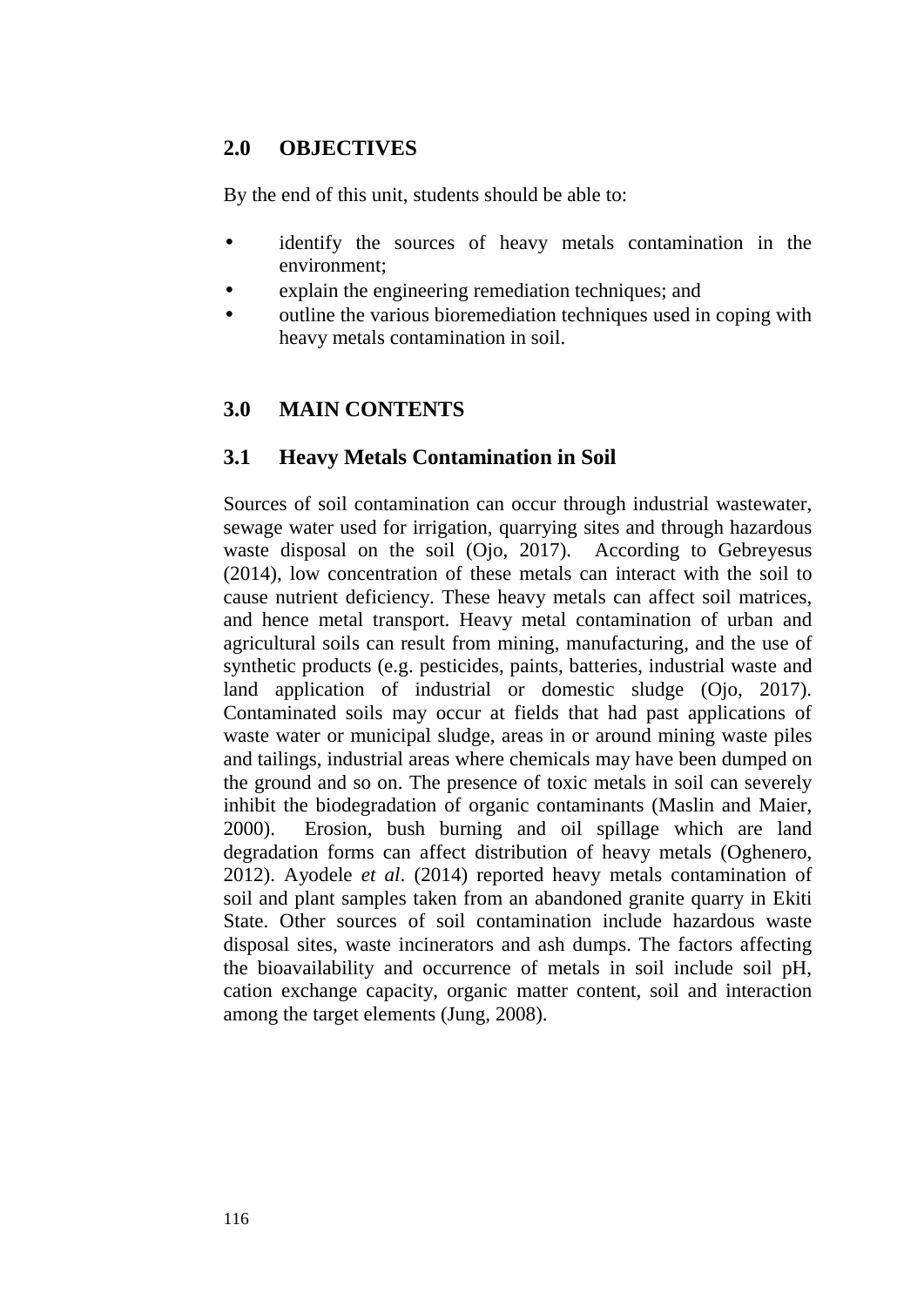## 2.0 OBJECTIVES

By the end of this unit, students should be able to:

- identify the sources of heavy metals contamination in the environment;
- explain the engineering remediation techniques; and
- outline the various bioremediation techniques used in coping with heavy metals contamination in soil.

## 3.0 MAIN CONTENTS

### 3.1 Heavy Metals Contamination in Soil

Sources of soil contamination can occur through industrial wastewater, sewage water used for irrigation, quarrying sites and through hazardous waste disposal on the soil (Ojo, 2017). According to Gebreyesus (2014), low concentration of these metals can interact with the soil to cause nutrient deficiency. These heavy metals can affect soil matrices, and hence metal transport. Heavy metal contamination of urban and agricultural soils can result from mining, manufacturing, and the use of synthetic products (e.g. pesticides, paints, batteries, industrial waste and land application of industrial or domestic sludge (Ojo, 2017). Contaminated soils may occur at fields that had past applications of waste water or municipal sludge, areas in or around mining waste piles and tailings, industrial areas where chemicals may have been dumped on the ground and so on. The presence of toxic metals in soil can severely inhibit the biodegradation of organic contaminants (Maslin and Maier, 2000). Erosion, bush burning and oil spillage which are land degradation forms can affect distribution of heavy metals (Oghenero, 2012). Ayodele *et al*. (2014) reported heavy metals contamination of soil and plant samples taken from an abandoned granite quarry in Ekiti State. Other sources of soil contamination include hazardous waste disposal sites, waste incinerators and ash dumps. The factors affecting the bioavailability and occurrence of metals in soil include soil pH, cation exchange capacity, organic matter content, soil and interaction among the target elements (Jung, 2008).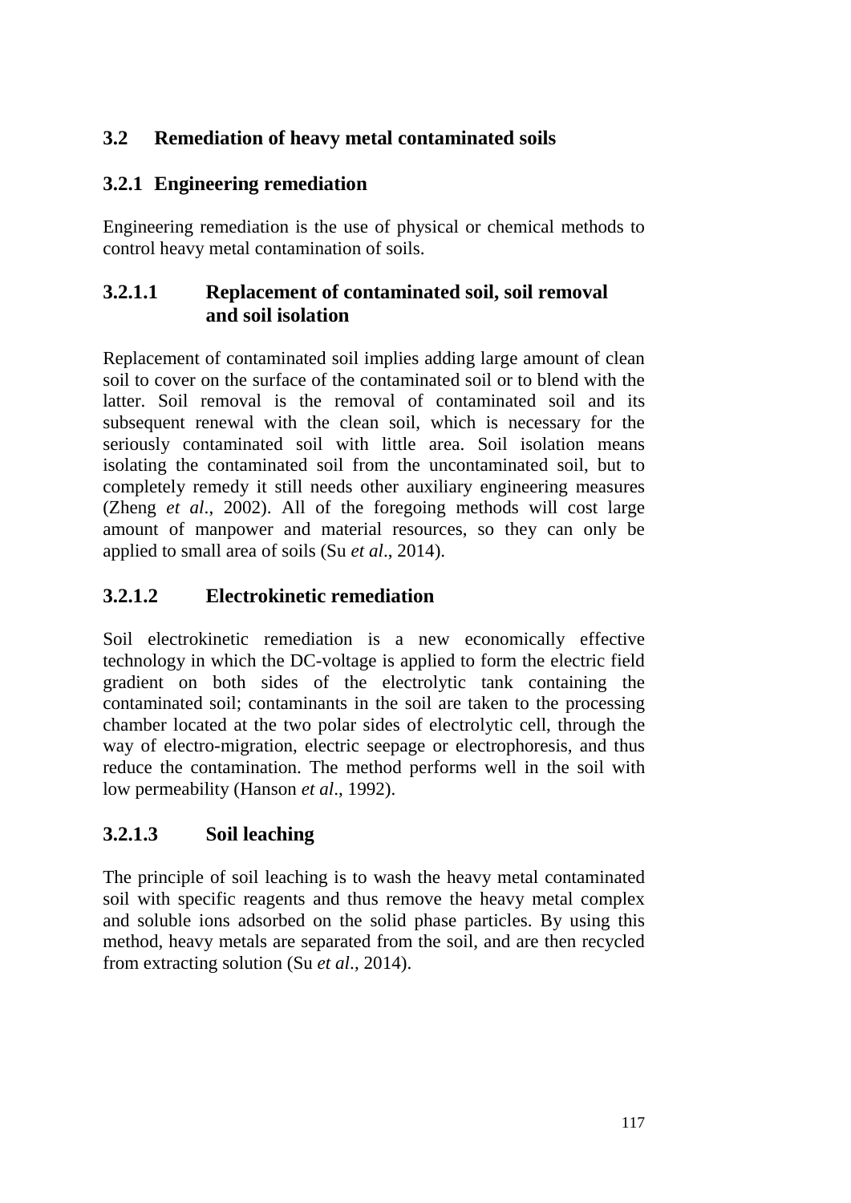## 3.2 Remediation of heavy metal contaminated soils

### 3.2.1 Engineering remediation

Engineering remediation is the use of physical or chemical methods to control heavy metal contamination of soils.

#### 3.2.1.1 Replacement of contaminated soil, soil removal and soil isolation

Replacement of contaminated soil implies adding large amount of clean soil to cover on the surface of the contaminated soil or to blend with the latter. Soil removal is the removal of contaminated soil and its subsequent renewal with the clean soil, which is necessary for the seriously contaminated soil with little area. Soil isolation means isolating the contaminated soil from the uncontaminated soil, but to completely remedy it still needs other auxiliary engineering measures (Zheng *et al*., 2002). All of the foregoing methods will cost large amount of manpower and material resources, so they can only be applied to small area of soils (Su *et al*., 2014).

#### 3.2.1.2 Electrokinetic remediation

Soil electrokinetic remediation is a new economically effective technology in which the DC-voltage is applied to form the electric field gradient on both sides of the electrolytic tank containing the contaminated soil; contaminants in the soil are taken to the processing chamber located at the two polar sides of electrolytic cell, through the way of electro-migration, electric seepage or electrophoresis, and thus reduce the contamination. The method performs well in the soil with low permeability (Hanson *et al*., 1992).

#### 3.2.1.3 Soil leaching

The principle of soil leaching is to wash the heavy metal contaminated soil with specific reagents and thus remove the heavy metal complex and soluble ions adsorbed on the solid phase particles. By using this method, heavy metals are separated from the soil, and are then recycled from extracting solution (Su *et al*., 2014).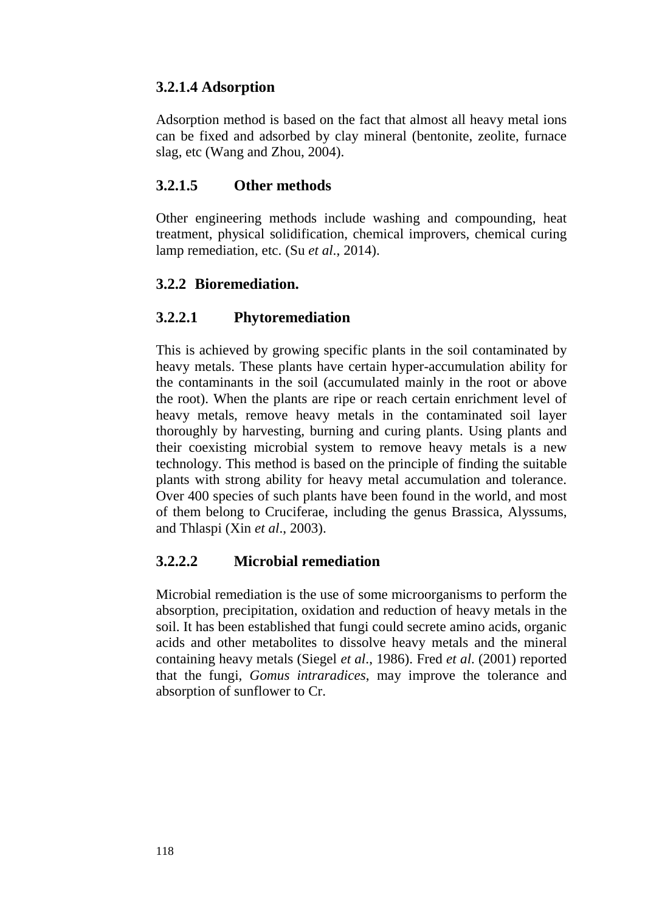### 3.2.1.4 Adsorption

Adsorption method is based on the fact that almost all heavy metal ions can be fixed and adsorbed by clay mineral (bentonite, zeolite, furnace slag, etc (Wang and Zhou, 2004).

### 3.2.1.5 Other methods

Other engineering methods include washing and compounding, heat treatment, physical solidification, chemical improvers, chemical curing lamp remediation, etc. (Su *et al.*, 2014).

## 3.2.2 Bioremediation.

### 3.2.2.1 Phytoremediation

This is achieved by growing specific plants in the soil contaminated by heavy metals. These plants have certain hyper-accumulation ability for the contaminants in the soil (accumulated mainly in the root or above the root). When the plants are ripe or reach certain enrichment level of heavy metals, remove heavy metals in the contaminated soil layer thoroughly by harvesting, burning and curing plants. Using plants and their coexisting microbial system to remove heavy metals is a new technology. This method is based on the principle of finding the suitable plants with strong ability for heavy metal accumulation and tolerance. Over 400 species of such plants have been found in the world, and most of them belong to Cruciferae, including the genus Brassica, Alyssums, and Thlaspi (Xin *et al*., 2003).

### 3.2.2.2 Microbial remediation

Microbial remediation is the use of some microorganisms to perform the absorption, precipitation, oxidation and reduction of heavy metals in the soil. It has been established that fungi could secrete amino acids, organic acids and other metabolites to dissolve heavy metals and the mineral containing heavy metals (Siegel *et al*., 1986). Fred *et al.* (2001) reported that the fungi, *Gomus intraradices*, may improve the tolerance and absorption of sunflower to Cr.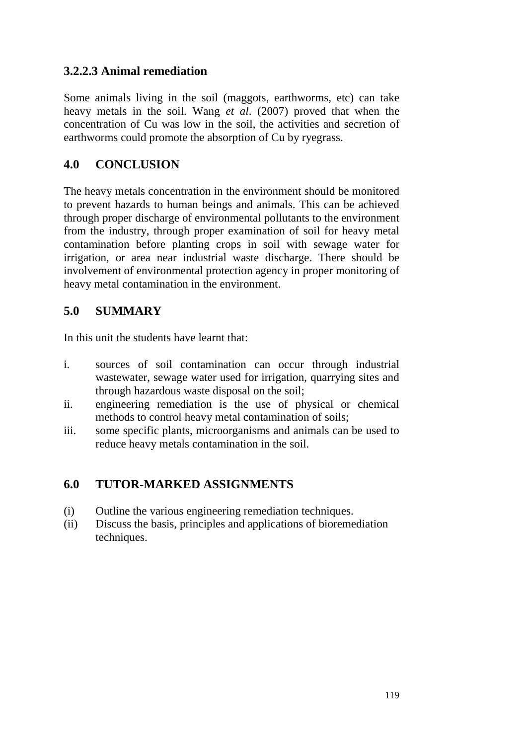### 3.2.2.3 Animal remediation

Some animals living in the soil (maggots, earthworms, etc) can take heavy metals in the soil. Wang *et al*. (2007) proved that when the concentration of Cu was low in the soil, the activities and secretion of earthworms could promote the absorption of Cu by ryegrass.

## 4.0 CONCLUSION

The heavy metals concentration in the environment should be monitored to prevent hazards to human beings and animals. This can be achieved through proper discharge of environmental pollutants to the environment from the industry, through proper examination of soil for heavy metal contamination before planting crops in soil with sewage water for irrigation, or area near industrial waste discharge. There should be involvement of environmental protection agency in proper monitoring of heavy metal contamination in the environment.

## 5.0 SUMMARY

In this unit the students have learnt that:

i. sources of soil contamination can occur through industrial wastewater, sewage water used for irrigation, quarrying sites and through hazardous waste disposal on the soil;
ii. engineering remediation is the use of physical or chemical methods to control heavy metal contamination of soils;
iii. some specific plants, microorganisms and animals can be used to reduce heavy metals contamination in the soil.

## 6.0 TUTOR-MARKED ASSIGNMENTS

(i) Outline the various engineering remediation techniques.
(ii) Discuss the basis, principles and applications of bioremediation techniques.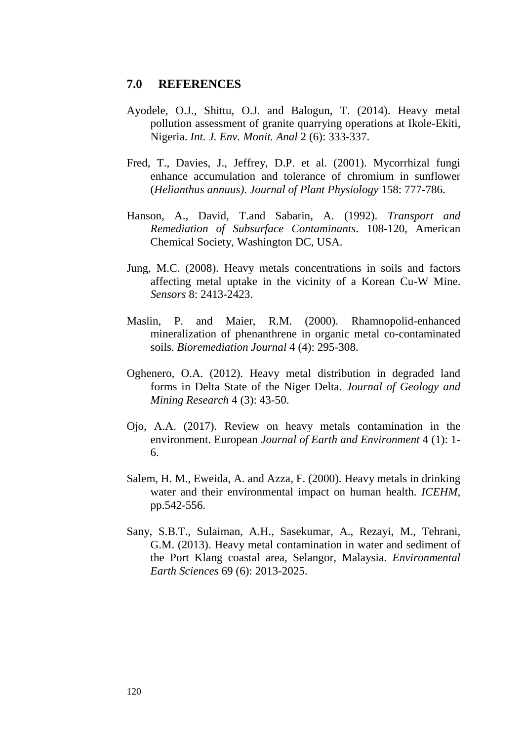## 7.0 REFERENCES

Ayodele, O.J., Shittu, O.J. and Balogun, T. (2014). Heavy metal pollution assessment of granite quarrying operations at Ikole-Ekiti, Nigeria. *Int. J. Env. Monit. Anal* 2 (6): 333-337.

Fred, T., Davies, J., Jeffrey, D.P. et al. (2001). Mycorrhizal fungi enhance accumulation and tolerance of chromium in sunflower (*Helianthus annuus)*. *Journal of Plant Physiology* 158: 777-786.

Hanson, A., David, T.and Sabarin, A. (1992). *Transport and Remediation of Subsurface Contaminants*. 108-120, American Chemical Society, Washington DC, USA.

Jung, M.C. (2008). Heavy metals concentrations in soils and factors affecting metal uptake in the vicinity of a Korean Cu-W Mine. *Sensors* 8: 2413-2423.

Maslin, P. and Maier, R.M. (2000). Rhamnopolid-enhanced mineralization of phenanthrene in organic metal co-contaminated soils. *Bioremediation Journal* 4 (4): 295-308.

Oghenero, O.A. (2012). Heavy metal distribution in degraded land forms in Delta State of the Niger Delta. *Journal of Geology and Mining Research* 4 (3): 43-50.

Ojo, A.A. (2017). Review on heavy metals contamination in the environment. European *Journal of Earth and Environment* 4 (1): 1-6.

Salem, H. M., Eweida, A. and Azza, F. (2000). Heavy metals in drinking water and their environmental impact on human health. *ICEHM*, pp.542-556.

Sany, S.B.T., Sulaiman, A.H., Sasekumar, A., Rezayi, M., Tehrani, G.M. (2013). Heavy metal contamination in water and sediment of the Port Klang coastal area, Selangor, Malaysia. *Environmental Earth Sciences* 69 (6): 2013-2025.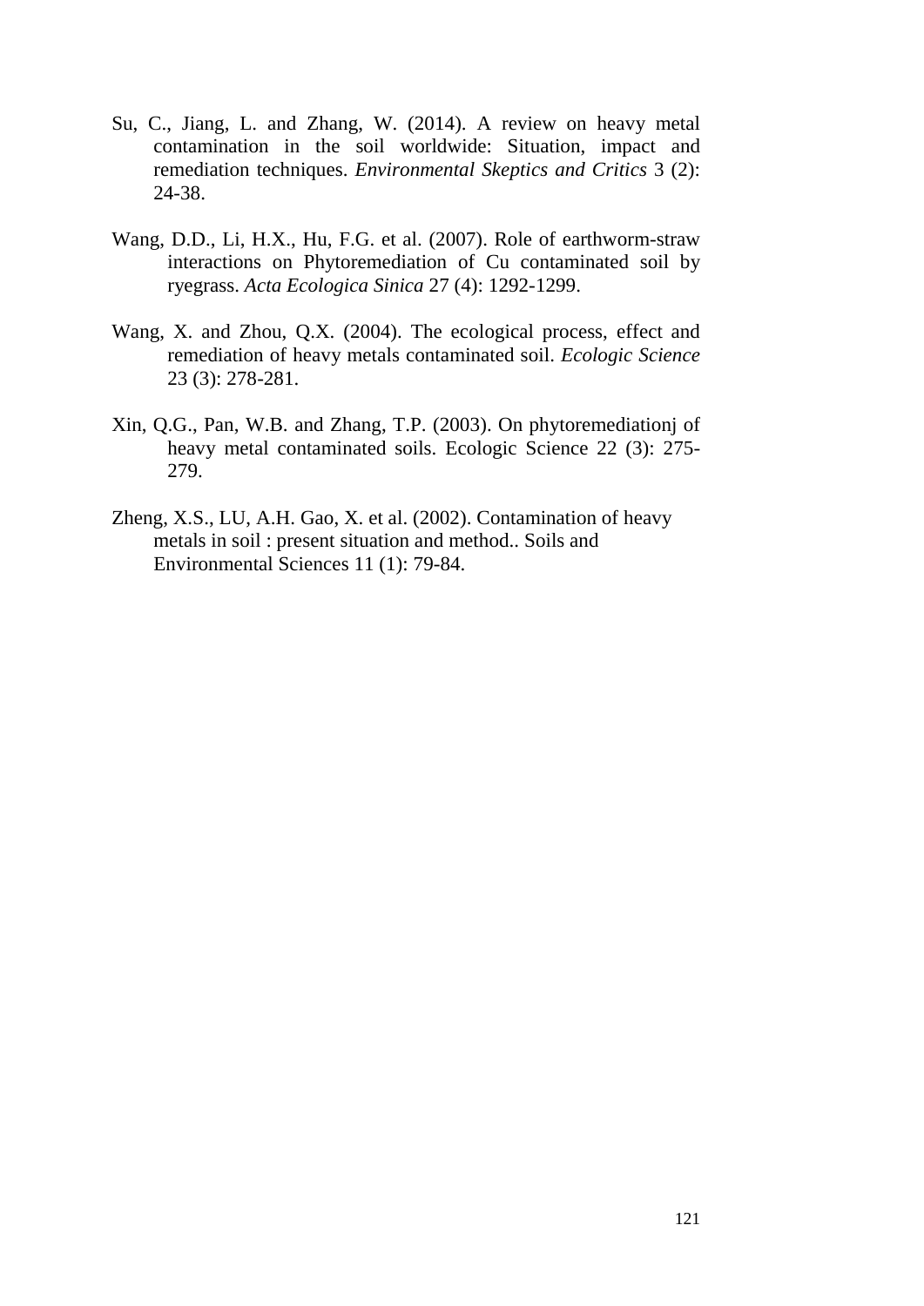Su, C., Jiang, L. and Zhang, W. (2014). A review on heavy metal contamination in the soil worldwide: Situation, impact and remediation techniques. *Environmental Skeptics and Critics* 3 (2): 24-38.

Wang, D.D., Li, H.X., Hu, F.G. et al. (2007). Role of earthworm-straw interactions on Phytoremediation of Cu contaminated soil by ryegrass. *Acta Ecologica Sinica* 27 (4): 1292-1299.

Wang, X. and Zhou, Q.X. (2004). The ecological process, effect and remediation of heavy metals contaminated soil. *Ecologic Science* 23 (3): 278-281.

Xin, Q.G., Pan, W.B. and Zhang, T.P. (2003). On phytoremediationj of heavy metal contaminated soils. Ecologic Science 22 (3): 275-279.

Zheng, X.S., LU, A.H. Gao, X. et al. (2002). Contamination of heavy metals in soil : present situation and method.. Soils and Environmental Sciences 11 (1): 79-84.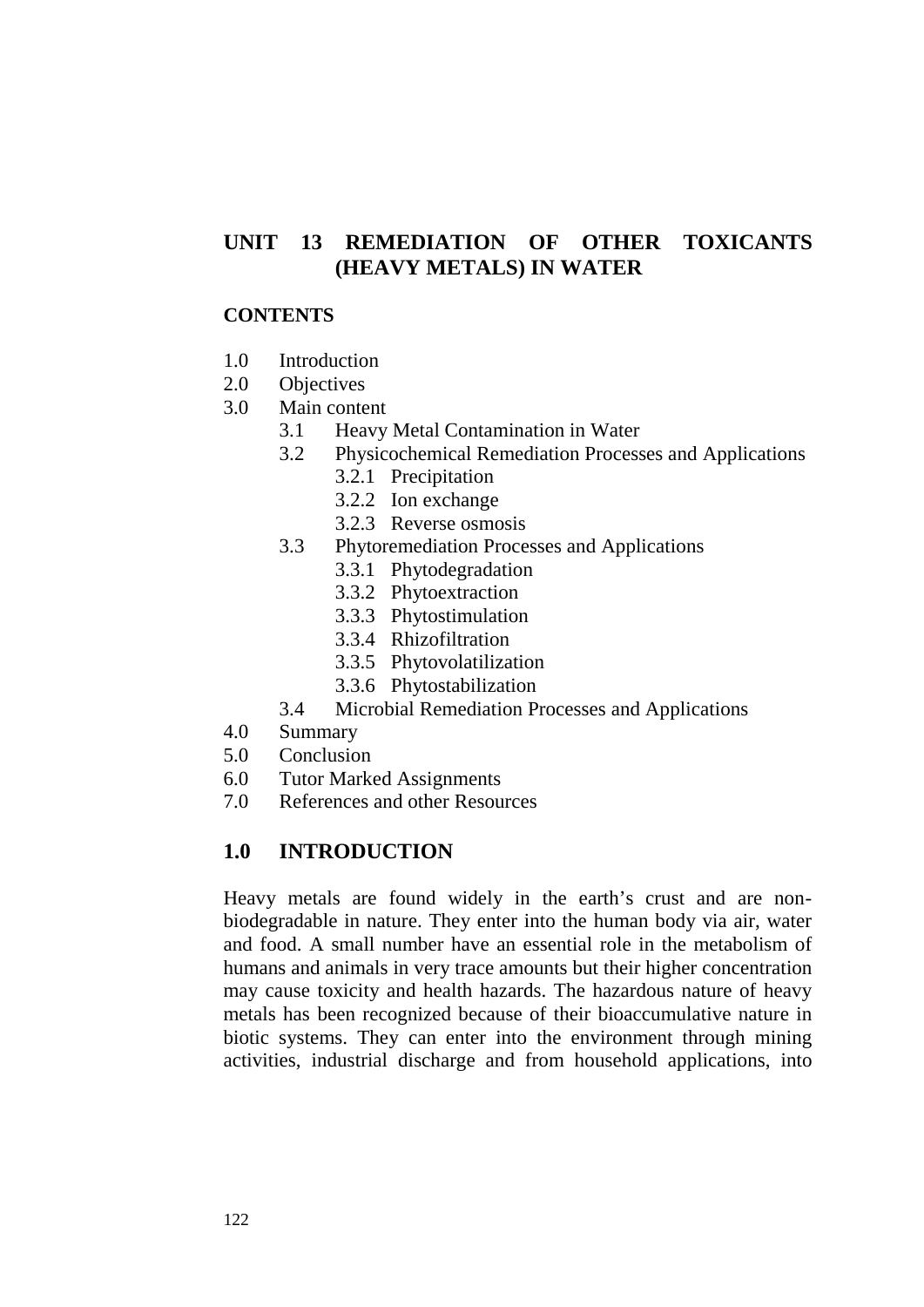# UNIT 13 REMEDIATION OF OTHER TOXICANTS (HEAVY METALS) IN WATER

**CONTENTS**

1.0 Introduction
2.0 Objectives
3.0 Main content
    3.1 Heavy Metal Contamination in Water
    3.2 Physicochemical Remediation Processes and Applications
        3.2.1 Precipitation
        3.2.2 Ion exchange
        3.2.3 Reverse osmosis
    3.3 Phytoremediation Processes and Applications
        3.3.1 Phytodegradation
        3.3.2 Phytoextraction
        3.3.3 Phytostimulation
        3.3.4 Rhizofiltration
        3.3.5 Phytovolatilization
        3.3.6 Phytostabilization
    3.4 Microbial Remediation Processes and Applications
4.0 Summary
5.0 Conclusion
6.0 Tutor Marked Assignments
7.0 References and other Resources

## 1.0 INTRODUCTION

Heavy metals are found widely in the earth's crust and are non-biodegradable in nature. They enter into the human body via air, water and food. A small number have an essential role in the metabolism of humans and animals in very trace amounts but their higher concentration may cause toxicity and health hazards. The hazardous nature of heavy metals has been recognized because of their bioaccumulative nature in biotic systems. They can enter into the environment through mining activities, industrial discharge and from household applications, into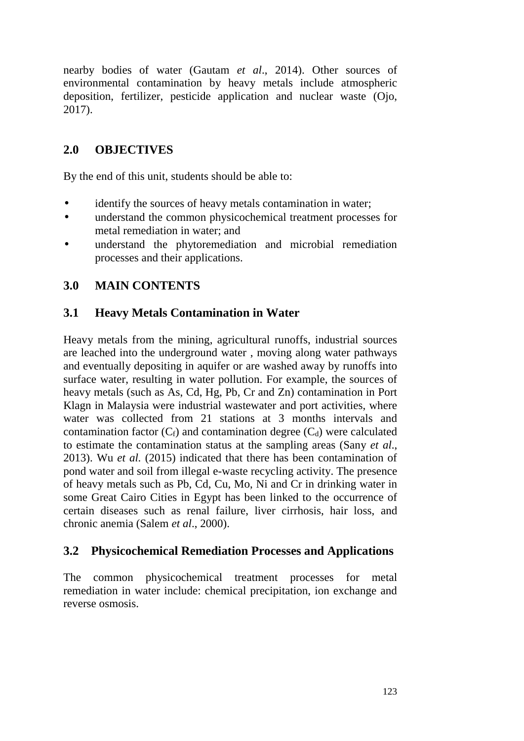nearby bodies of water (Gautam *et al*., 2014). Other sources of environmental contamination by heavy metals include atmospheric deposition, fertilizer, pesticide application and nuclear waste (Ojo, 2017).

## 2.0 OBJECTIVES

By the end of this unit, students should be able to:

- identify the sources of heavy metals contamination in water;
- understand the common physicochemical treatment processes for metal remediation in water; and
- understand the phytoremediation and microbial remediation processes and their applications.

## 3.0 MAIN CONTENTS

### 3.1 Heavy Metals Contamination in Water

Heavy metals from the mining, agricultural runoffs, industrial sources are leached into the underground water , moving along water pathways and eventually depositing in aquifer or are washed away by runoffs into surface water, resulting in water pollution. For example, the sources of heavy metals (such as As, Cd, Hg, Pb, Cr and Zn) contamination in Port Klagn in Malaysia were industrial wastewater and port activities, where water was collected from 21 stations at 3 months intervals and contamination factor ($C_f$) and contamination degree ($C_d$) were calculated to estimate the contamination status at the sampling areas (Sany *et al*., 2013). Wu *et al.* (2015) indicated that there has been contamination of pond water and soil from illegal e-waste recycling activity. The presence of heavy metals such as Pb, Cd, Cu, Mo, Ni and Cr in drinking water in some Great Cairo Cities in Egypt has been linked to the occurrence of certain diseases such as renal failure, liver cirrhosis, hair loss, and chronic anemia (Salem *et al*., 2000).

### 3.2 Physicochemical Remediation Processes and Applications

The common physicochemical treatment processes for metal remediation in water include: chemical precipitation, ion exchange and reverse osmosis.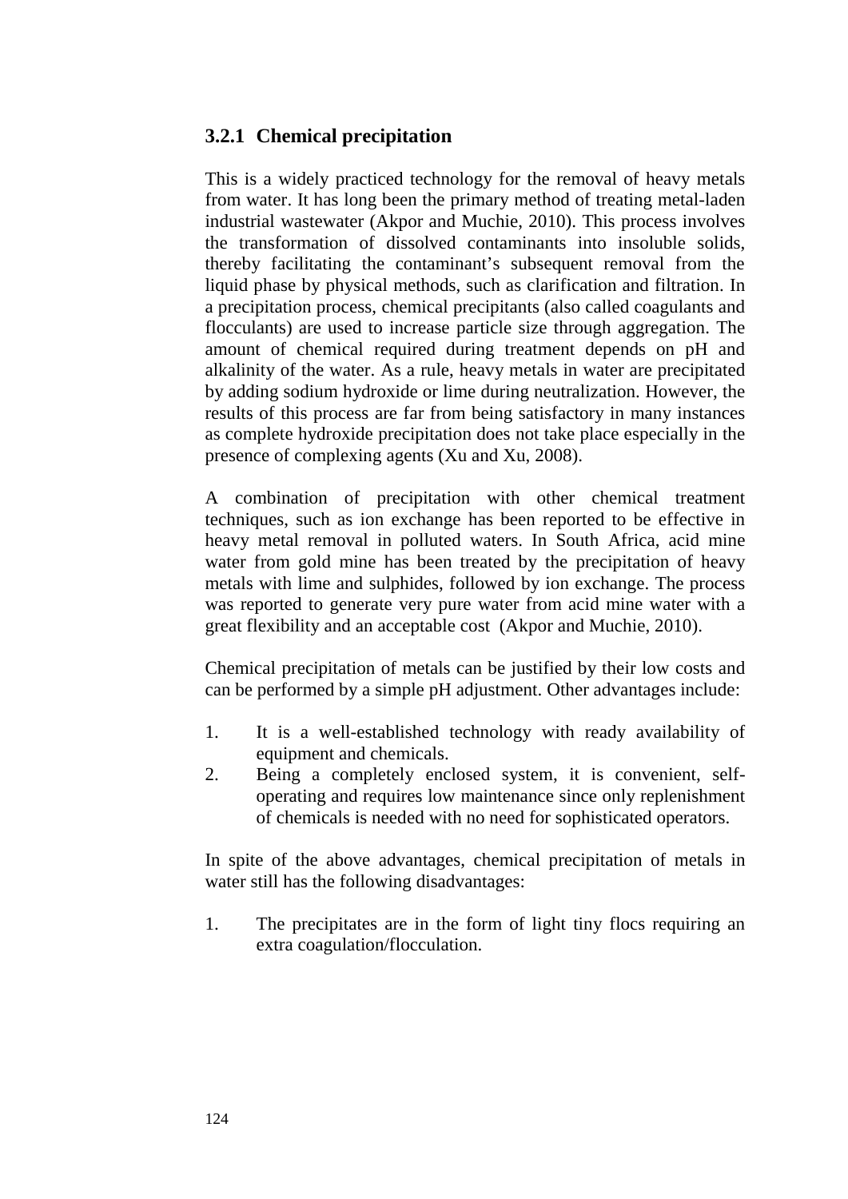### 3.2.1 Chemical precipitation

This is a widely practiced technology for the removal of heavy metals from water. It has long been the primary method of treating metal-laden industrial wastewater (Akpor and Muchie, 2010). This process involves the transformation of dissolved contaminants into insoluble solids, thereby facilitating the contaminant's subsequent removal from the liquid phase by physical methods, such as clarification and filtration. In a precipitation process, chemical precipitants (also called coagulants and flocculants) are used to increase particle size through aggregation. The amount of chemical required during treatment depends on pH and alkalinity of the water. As a rule, heavy metals in water are precipitated by adding sodium hydroxide or lime during neutralization. However, the results of this process are far from being satisfactory in many instances as complete hydroxide precipitation does not take place especially in the presence of complexing agents (Xu and Xu, 2008).

A combination of precipitation with other chemical treatment techniques, such as ion exchange has been reported to be effective in heavy metal removal in polluted waters. In South Africa, acid mine water from gold mine has been treated by the precipitation of heavy metals with lime and sulphides, followed by ion exchange. The process was reported to generate very pure water from acid mine water with a great flexibility and an acceptable cost (Akpor and Muchie, 2010).

Chemical precipitation of metals can be justified by their low costs and can be performed by a simple pH adjustment. Other advantages include:

1. It is a well-established technology with ready availability of equipment and chemicals.
2. Being a completely enclosed system, it is convenient, self-operating and requires low maintenance since only replenishment of chemicals is needed with no need for sophisticated operators.

In spite of the above advantages, chemical precipitation of metals in water still has the following disadvantages:

1. The precipitates are in the form of light tiny flocs requiring an extra coagulation/flocculation.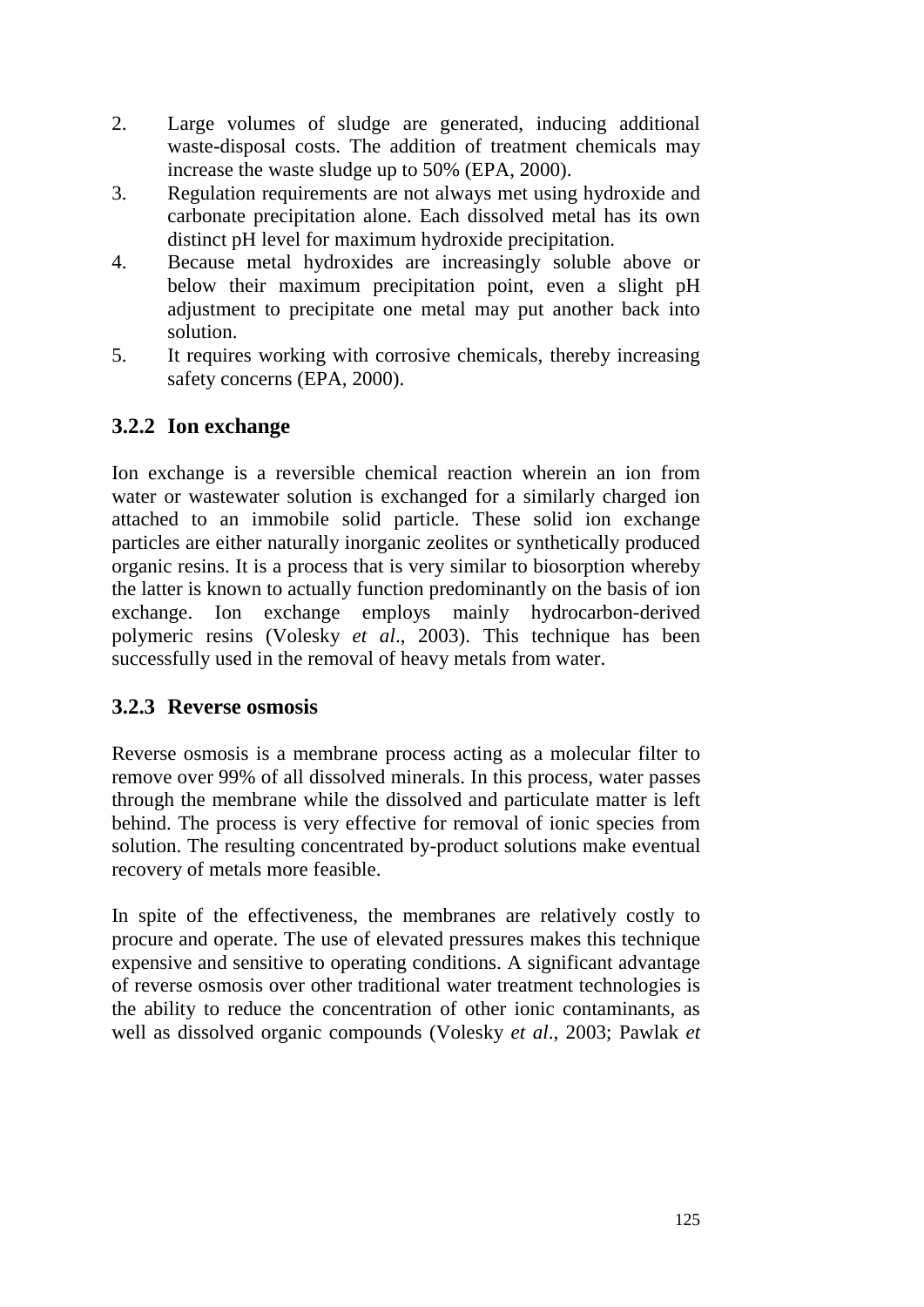2. Large volumes of sludge are generated, inducing additional waste-disposal costs. The addition of treatment chemicals may increase the waste sludge up to 50% (EPA, 2000).
3. Regulation requirements are not always met using hydroxide and carbonate precipitation alone. Each dissolved metal has its own distinct pH level for maximum hydroxide precipitation.
4. Because metal hydroxides are increasingly soluble above or below their maximum precipitation point, even a slight pH adjustment to precipitate one metal may put another back into solution.
5. It requires working with corrosive chemicals, thereby increasing safety concerns (EPA, 2000).

### 3.2.2 Ion exchange

Ion exchange is a reversible chemical reaction wherein an ion from water or wastewater solution is exchanged for a similarly charged ion attached to an immobile solid particle. These solid ion exchange particles are either naturally inorganic zeolites or synthetically produced organic resins. It is a process that is very similar to biosorption whereby the latter is known to actually function predominantly on the basis of ion exchange. Ion exchange employs mainly hydrocarbon-derived polymeric resins (Volesky *et al*., 2003). This technique has been successfully used in the removal of heavy metals from water.

### 3.2.3 Reverse osmosis

Reverse osmosis is a membrane process acting as a molecular filter to remove over 99% of all dissolved minerals. In this process, water passes through the membrane while the dissolved and particulate matter is left behind. The process is very effective for removal of ionic species from solution. The resulting concentrated by-product solutions make eventual recovery of metals more feasible.

In spite of the effectiveness, the membranes are relatively costly to procure and operate. The use of elevated pressures makes this technique expensive and sensitive to operating conditions. A significant advantage of reverse osmosis over other traditional water treatment technologies is the ability to reduce the concentration of other ionic contaminants, as well as dissolved organic compounds (Volesky *et al*., 2003; Pawlak *et*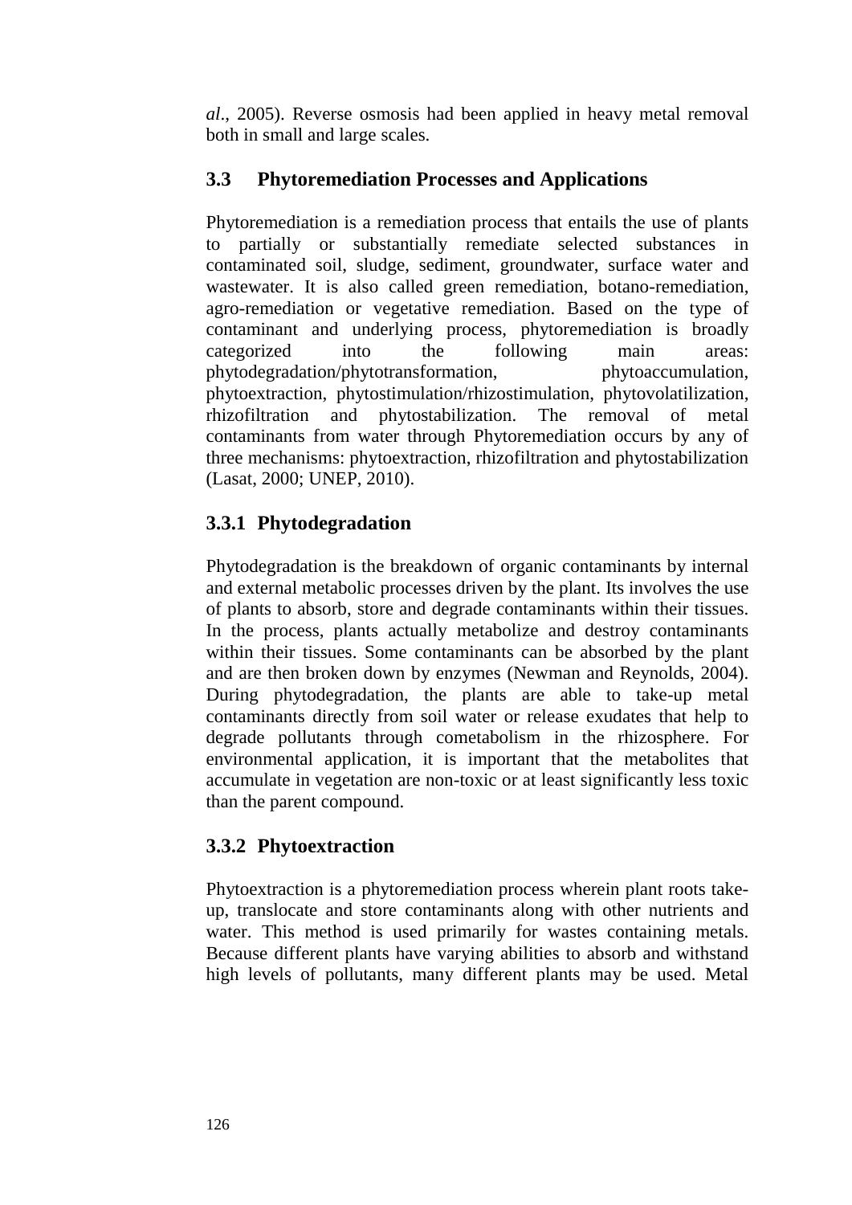*al*., 2005). Reverse osmosis had been applied in heavy metal removal both in small and large scales.

## 3.3 Phytoremediation Processes and Applications

Phytoremediation is a remediation process that entails the use of plants to partially or substantially remediate selected substances in contaminated soil, sludge, sediment, groundwater, surface water and wastewater. It is also called green remediation, botano-remediation, agro-remediation or vegetative remediation. Based on the type of contaminant and underlying process, phytoremediation is broadly categorized into the following main areas: phytodegradation/phytotransformation, phytoaccumulation, phytoextraction, phytostimulation/rhizostimulation, phytovolatilization, rhizofiltration and phytostabilization. The removal of metal contaminants from water through Phytoremediation occurs by any of three mechanisms: phytoextraction, rhizofiltration and phytostabilization (Lasat, 2000; UNEP, 2010).

### 3.3.1 Phytodegradation

Phytodegradation is the breakdown of organic contaminants by internal and external metabolic processes driven by the plant. Its involves the use of plants to absorb, store and degrade contaminants within their tissues. In the process, plants actually metabolize and destroy contaminants within their tissues. Some contaminants can be absorbed by the plant and are then broken down by enzymes (Newman and Reynolds, 2004). During phytodegradation, the plants are able to take-up metal contaminants directly from soil water or release exudates that help to degrade pollutants through cometabolism in the rhizosphere. For environmental application, it is important that the metabolites that accumulate in vegetation are non-toxic or at least significantly less toxic than the parent compound.

### 3.3.2 Phytoextraction

Phytoextraction is a phytoremediation process wherein plant roots take-up, translocate and store contaminants along with other nutrients and water. This method is used primarily for wastes containing metals. Because different plants have varying abilities to absorb and withstand high levels of pollutants, many different plants may be used. Metal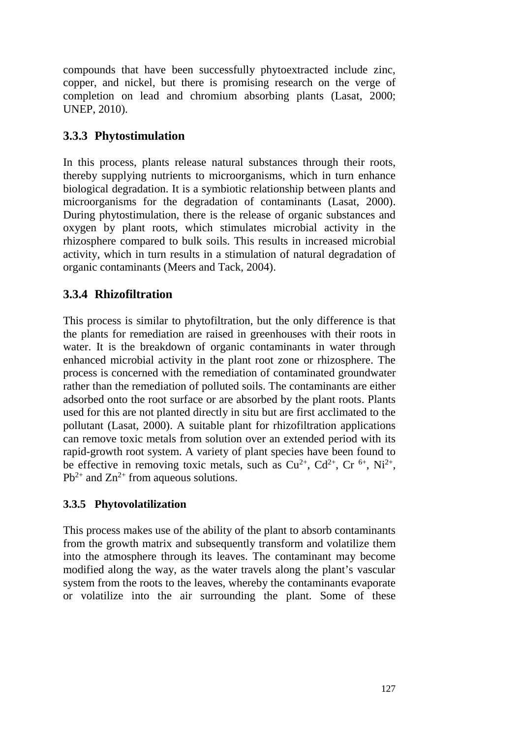compounds that have been successfully phytoextracted include zinc, copper, and nickel, but there is promising research on the verge of completion on lead and chromium absorbing plants (Lasat, 2000; UNEP, 2010).

### 3.3.3 Phytostimulation

In this process, plants release natural substances through their roots, thereby supplying nutrients to microorganisms, which in turn enhance biological degradation. It is a symbiotic relationship between plants and microorganisms for the degradation of contaminants (Lasat, 2000). During phytostimulation, there is the release of organic substances and oxygen by plant roots, which stimulates microbial activity in the rhizosphere compared to bulk soils. This results in increased microbial activity, which in turn results in a stimulation of natural degradation of organic contaminants (Meers and Tack, 2004).

### 3.3.4 Rhizofiltration

This process is similar to phytofiltration, but the only difference is that the plants for remediation are raised in greenhouses with their roots in water. It is the breakdown of organic contaminants in water through enhanced microbial activity in the plant root zone or rhizosphere. The process is concerned with the remediation of contaminated groundwater rather than the remediation of polluted soils. The contaminants are either adsorbed onto the root surface or are absorbed by the plant roots. Plants used for this are not planted directly in situ but are first acclimated to the pollutant (Lasat, 2000). A suitable plant for rhizofiltration applications can remove toxic metals from solution over an extended period with its rapid-growth root system. A variety of plant species have been found to be effective in removing toxic metals, such as $Cu^{2+}$, $Cd^{2+}$, $Cr^{6+}$, $Ni^{2+}$, $Pb^{2+}$ and $Zn^{2+}$ from aqueous solutions.

### 3.3.5 Phytovolatilization

This process makes use of the ability of the plant to absorb contaminants from the growth matrix and subsequently transform and volatilize them into the atmosphere through its leaves. The contaminant may become modified along the way, as the water travels along the plant's vascular system from the roots to the leaves, whereby the contaminants evaporate or volatilize into the air surrounding the plant. Some of these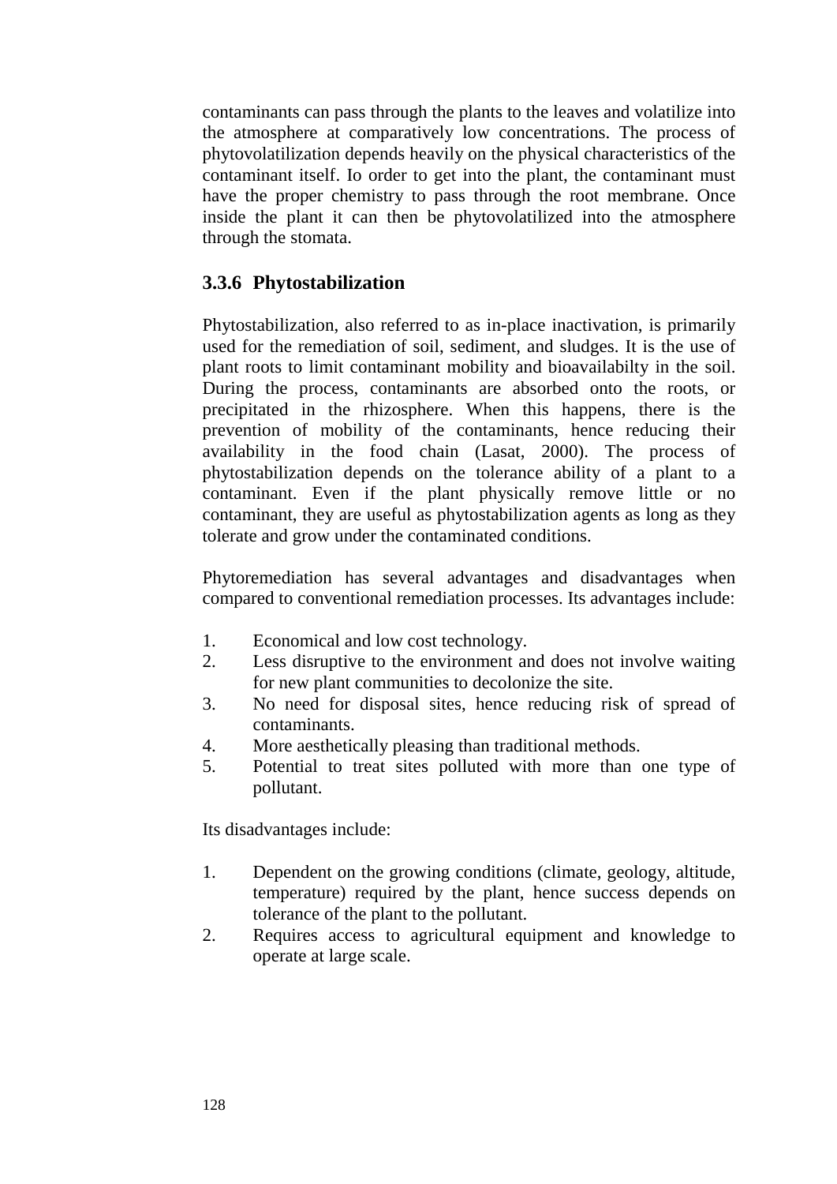contaminants can pass through the plants to the leaves and volatilize into the atmosphere at comparatively low concentrations. The process of phytovolatilization depends heavily on the physical characteristics of the contaminant itself. Io order to get into the plant, the contaminant must have the proper chemistry to pass through the root membrane. Once inside the plant it can then be phytovolatilized into the atmosphere through the stomata.

### 3.3.6 Phytostabilization

Phytostabilization, also referred to as in-place inactivation, is primarily used for the remediation of soil, sediment, and sludges. It is the use of plant roots to limit contaminant mobility and bioavailabilty in the soil. During the process, contaminants are absorbed onto the roots, or precipitated in the rhizosphere. When this happens, there is the prevention of mobility of the contaminants, hence reducing their availability in the food chain (Lasat, 2000). The process of phytostabilization depends on the tolerance ability of a plant to a contaminant. Even if the plant physically remove little or no contaminant, they are useful as phytostabilization agents as long as they tolerate and grow under the contaminated conditions.

Phytoremediation has several advantages and disadvantages when compared to conventional remediation processes. Its advantages include:

1. Economical and low cost technology.
2. Less disruptive to the environment and does not involve waiting for new plant communities to decolonize the site.
3. No need for disposal sites, hence reducing risk of spread of contaminants.
4. More aesthetically pleasing than traditional methods.
5. Potential to treat sites polluted with more than one type of pollutant.

Its disadvantages include:

1. Dependent on the growing conditions (climate, geology, altitude, temperature) required by the plant, hence success depends on tolerance of the plant to the pollutant.
2. Requires access to agricultural equipment and knowledge to operate at large scale.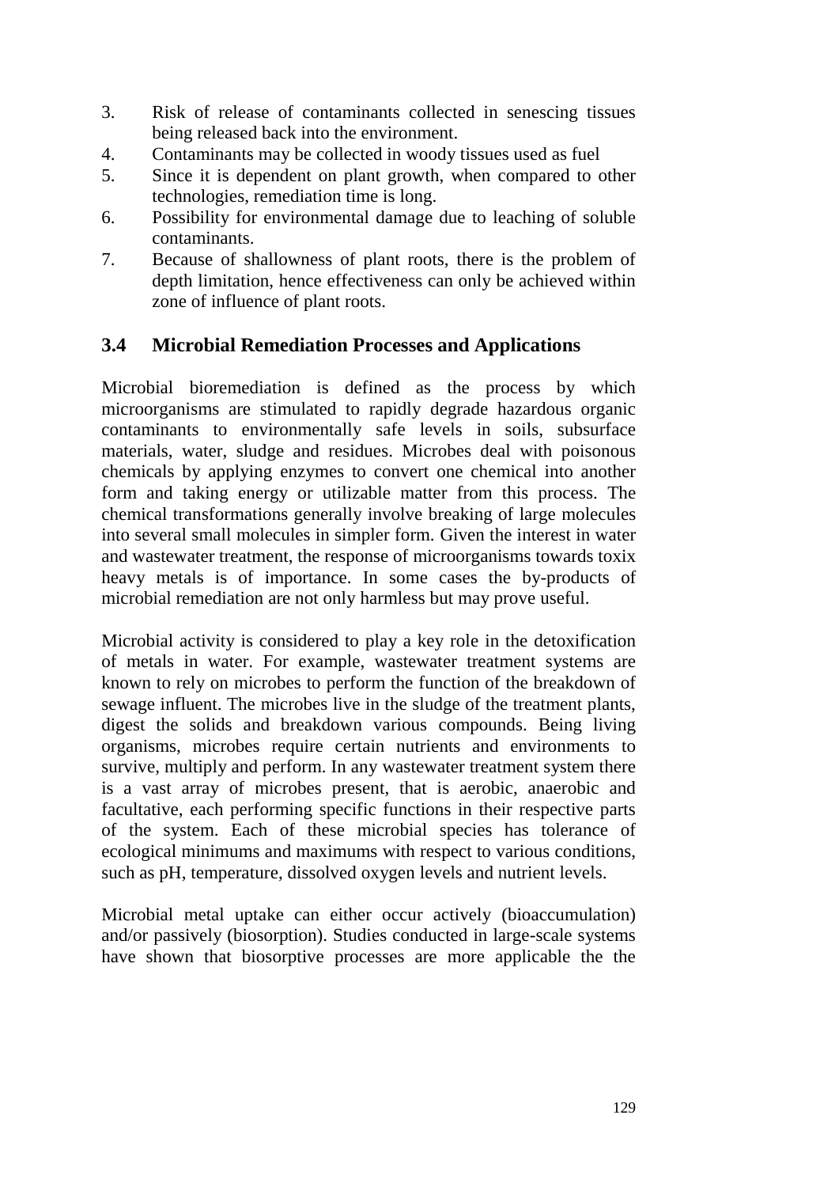3. Risk of release of contaminants collected in senescing tissues being released back into the environment.
4. Contaminants may be collected in woody tissues used as fuel
5. Since it is dependent on plant growth, when compared to other technologies, remediation time is long.
6. Possibility for environmental damage due to leaching of soluble contaminants.
7. Because of shallowness of plant roots, there is the problem of depth limitation, hence effectiveness can only be achieved within zone of influence of plant roots.

## 3.4 Microbial Remediation Processes and Applications

Microbial bioremediation is defined as the process by which microorganisms are stimulated to rapidly degrade hazardous organic contaminants to environmentally safe levels in soils, subsurface materials, water, sludge and residues. Microbes deal with poisonous chemicals by applying enzymes to convert one chemical into another form and taking energy or utilizable matter from this process. The chemical transformations generally involve breaking of large molecules into several small molecules in simpler form. Given the interest in water and wastewater treatment, the response of microorganisms towards toxix heavy metals is of importance. In some cases the by-products of microbial remediation are not only harmless but may prove useful.

Microbial activity is considered to play a key role in the detoxification of metals in water. For example, wastewater treatment systems are known to rely on microbes to perform the function of the breakdown of sewage influent. The microbes live in the sludge of the treatment plants, digest the solids and breakdown various compounds. Being living organisms, microbes require certain nutrients and environments to survive, multiply and perform. In any wastewater treatment system there is a vast array of microbes present, that is aerobic, anaerobic and facultative, each performing specific functions in their respective parts of the system. Each of these microbial species has tolerance of ecological minimums and maximums with respect to various conditions, such as pH, temperature, dissolved oxygen levels and nutrient levels.

Microbial metal uptake can either occur actively (bioaccumulation) and/or passively (biosorption). Studies conducted in large-scale systems have shown that biosorptive processes are more applicable the the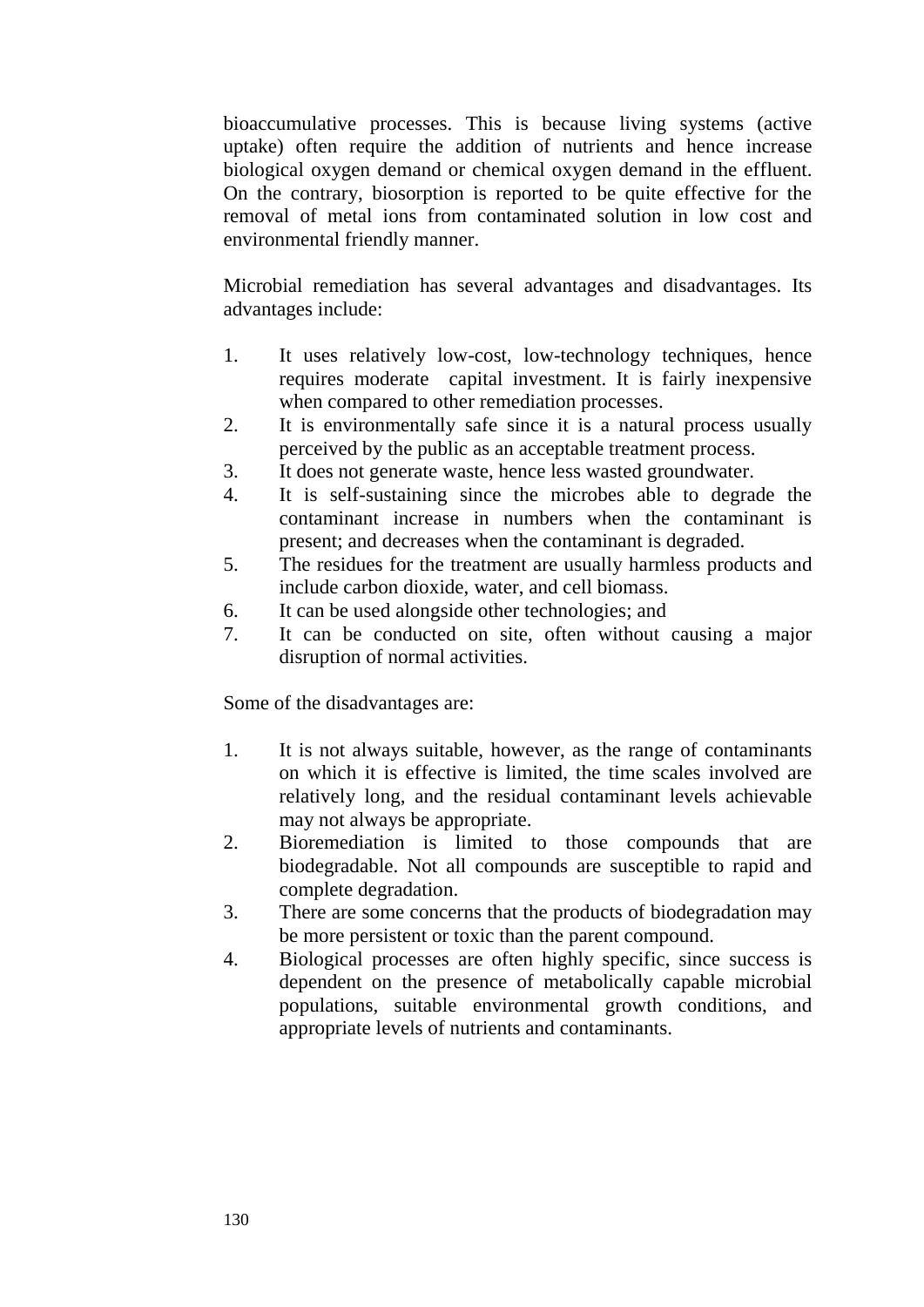bioaccumulative processes. This is because living systems (active uptake) often require the addition of nutrients and hence increase biological oxygen demand or chemical oxygen demand in the effluent. On the contrary, biosorption is reported to be quite effective for the removal of metal ions from contaminated solution in low cost and environmental friendly manner.

Microbial remediation has several advantages and disadvantages. Its advantages include:

1. It uses relatively low-cost, low-technology techniques, hence requires moderate capital investment. It is fairly inexpensive when compared to other remediation processes.
2. It is environmentally safe since it is a natural process usually perceived by the public as an acceptable treatment process.
3. It does not generate waste, hence less wasted groundwater.
4. It is self-sustaining since the microbes able to degrade the contaminant increase in numbers when the contaminant is present; and decreases when the contaminant is degraded.
5. The residues for the treatment are usually harmless products and include carbon dioxide, water, and cell biomass.
6. It can be used alongside other technologies; and
7. It can be conducted on site, often without causing a major disruption of normal activities.

Some of the disadvantages are:

1. It is not always suitable, however, as the range of contaminants on which it is effective is limited, the time scales involved are relatively long, and the residual contaminant levels achievable may not always be appropriate.
2. Bioremediation is limited to those compounds that are biodegradable. Not all compounds are susceptible to rapid and complete degradation.
3. There are some concerns that the products of biodegradation may be more persistent or toxic than the parent compound.
4. Biological processes are often highly specific, since success is dependent on the presence of metabolically capable microbial populations, suitable environmental growth conditions, and appropriate levels of nutrients and contaminants.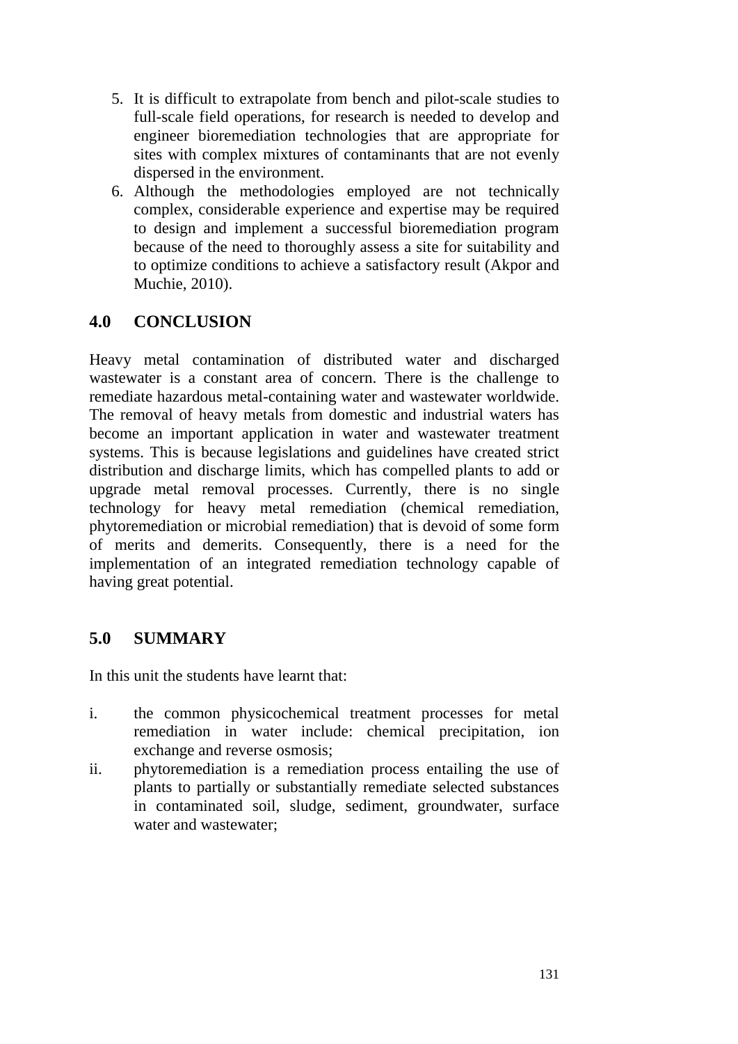5. It is difficult to extrapolate from bench and pilot-scale studies to full-scale field operations, for research is needed to develop and engineer bioremediation technologies that are appropriate for sites with complex mixtures of contaminants that are not evenly dispersed in the environment.
6. Although the methodologies employed are not technically complex, considerable experience and expertise may be required to design and implement a successful bioremediation program because of the need to thoroughly assess a site for suitability and to optimize conditions to achieve a satisfactory result (Akpor and Muchie, 2010).

## 4.0 CONCLUSION

Heavy metal contamination of distributed water and discharged wastewater is a constant area of concern. There is the challenge to remediate hazardous metal-containing water and wastewater worldwide. The removal of heavy metals from domestic and industrial waters has become an important application in water and wastewater treatment systems. This is because legislations and guidelines have created strict distribution and discharge limits, which has compelled plants to add or upgrade metal removal processes. Currently, there is no single technology for heavy metal remediation (chemical remediation, phytoremediation or microbial remediation) that is devoid of some form of merits and demerits. Consequently, there is a need for the implementation of an integrated remediation technology capable of having great potential.

## 5.0 SUMMARY

In this unit the students have learnt that:

i. the common physicochemical treatment processes for metal remediation in water include: chemical precipitation, ion exchange and reverse osmosis;
ii. phytoremediation is a remediation process entailing the use of plants to partially or substantially remediate selected substances in contaminated soil, sludge, sediment, groundwater, surface water and wastewater;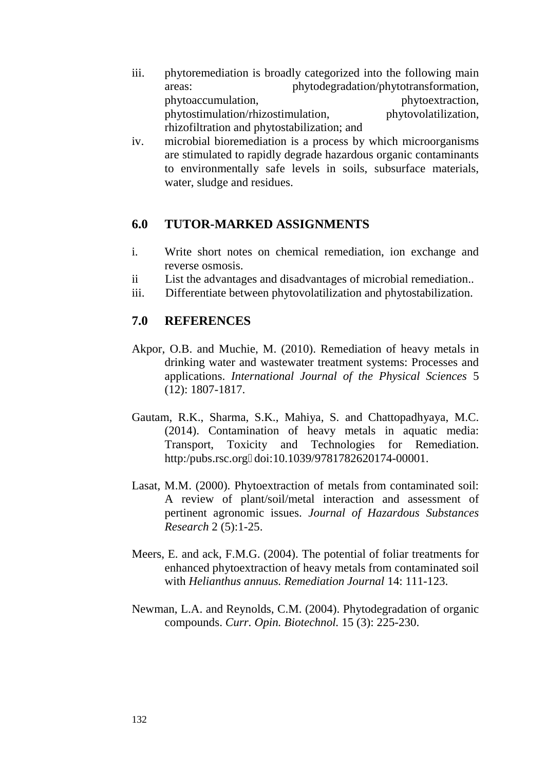iii. phytoremediation is broadly categorized into the following main areas: phytodegradation/phytotransformation, phytoaccumulation, phytoextraction, phytostimulation/rhizostimulation, phytovolatilization, rhizofiltration and phytostabilization; and

iv. microbial bioremediation is a process by which microorganisms are stimulated to rapidly degrade hazardous organic contaminants to environmentally safe levels in soils, subsurface materials, water, sludge and residues.

## 6.0 TUTOR-MARKED ASSIGNMENTS

i. Write short notes on chemical remediation, ion exchange and reverse osmosis.

ii List the advantages and disadvantages of microbial remediation..

iii. Differentiate between phytovolatilization and phytostabilization.

## 7.0 REFERENCES

Akpor, O.B. and Muchie, M. (2010). Remediation of heavy metals in drinking water and wastewater treatment systems: Processes and applications. *International Journal of the Physical Sciences* 5 (12): 1807-1817.

Gautam, R.K., Sharma, S.K., Mahiya, S. and Chattopadhyaya, M.C. (2014). Contamination of heavy metals in aquatic media: Transport, Toxicity and Technologies for Remediation. http:/pubs.rsc.org doi:10.1039/9781782620174-00001.

Lasat, M.M. (2000). Phytoextraction of metals from contaminated soil: A review of plant/soil/metal interaction and assessment of pertinent agronomic issues. *Journal of Hazardous Substances Research* 2 (5):1-25.

Meers, E. and ack, F.M.G. (2004). The potential of foliar treatments for enhanced phytoextraction of heavy metals from contaminated soil with *Helianthus annuus. Remediation Journal* 14: 111-123.

Newman, L.A. and Reynolds, C.M. (2004). Phytodegradation of organic compounds. *Curr. Opin. Biotechnol.* 15 (3): 225-230.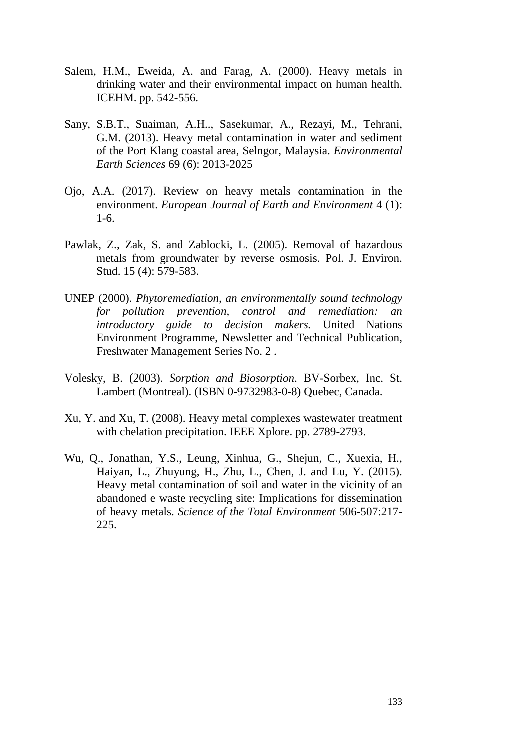Salem, H.M., Eweida, A. and Farag, A. (2000). Heavy metals in drinking water and their environmental impact on human health. ICEHM. pp. 542-556.

Sany, S.B.T., Suaiman, A.H.., Sasekumar, A., Rezayi, M., Tehrani, G.M. (2013). Heavy metal contamination in water and sediment of the Port Klang coastal area, Selngor, Malaysia. *Environmental Earth Sciences* 69 (6): 2013-2025

Ojo, A.A. (2017). Review on heavy metals contamination in the environment. *European Journal of Earth and Environment* 4 (1): 1-6.

Pawlak, Z., Zak, S. and Zablocki, L. (2005). Removal of hazardous metals from groundwater by reverse osmosis. Pol. J. Environ. Stud. 15 (4): 579-583.

UNEP (2000). *Phytoremediation, an environmentally sound technology for pollution prevention, control and remediation: an introductory guide to decision makers.* United Nations Environment Programme, Newsletter and Technical Publication, Freshwater Management Series No. 2 .

Volesky, B. (2003). *Sorption and Biosorption*. BV-Sorbex, Inc. St. Lambert (Montreal). (ISBN 0-9732983-0-8) Quebec, Canada.

Xu, Y. and Xu, T. (2008). Heavy metal complexes wastewater treatment with chelation precipitation. IEEE Xplore. pp. 2789-2793.

Wu, Q., Jonathan, Y.S., Leung, Xinhua, G., Shejun, C., Xuexia, H., Haiyan, L., Zhuyung, H., Zhu, L., Chen, J. and Lu, Y. (2015). Heavy metal contamination of soil and water in the vicinity of an abandoned e waste recycling site: Implications for dissemination of heavy metals. *Science of the Total Environment* 506-507:217-225.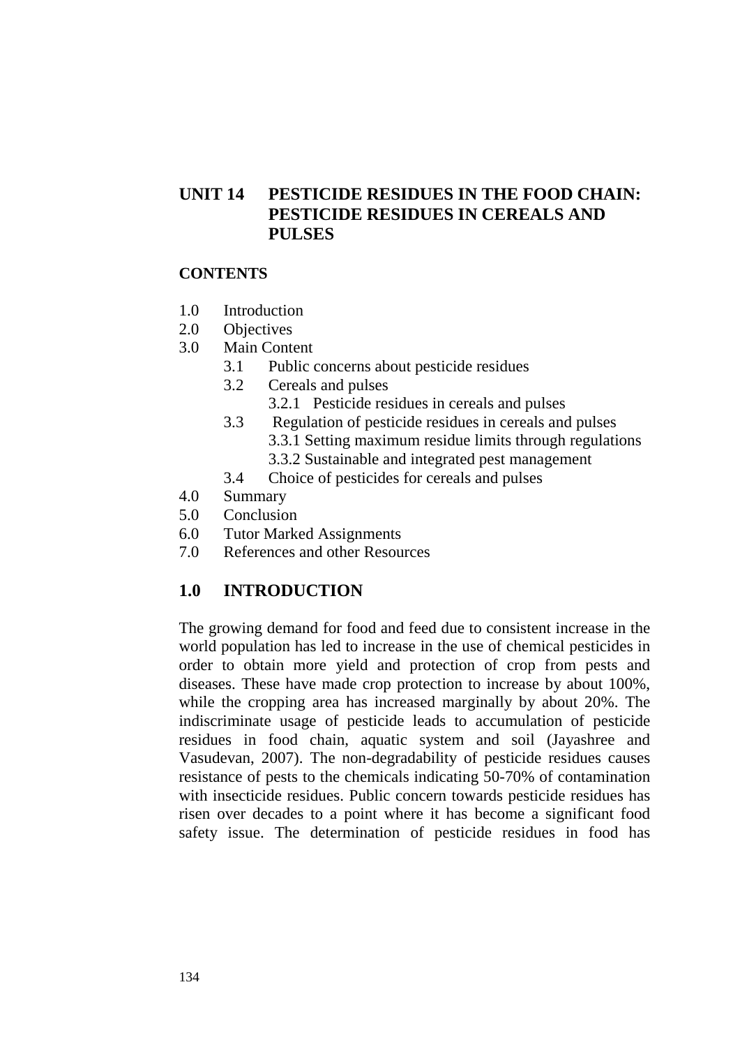# UNIT 14 PESTICIDE RESIDUES IN THE FOOD CHAIN: PESTICIDE RESIDUES IN CEREALS AND PULSES

**CONTENTS**

- 1.0 Introduction
- 2.0 Objectives
- 3.0 Main Content
  - 3.1 Public concerns about pesticide residues
  - 3.2 Cereals and pulses
    - 3.2.1 Pesticide residues in cereals and pulses
  - 3.3 Regulation of pesticide residues in cereals and pulses
    - 3.3.1 Setting maximum residue limits through regulations
    - 3.3.2 Sustainable and integrated pest management
  - 3.4 Choice of pesticides for cereals and pulses
- 4.0 Summary
- 5.0 Conclusion
- 6.0 Tutor Marked Assignments
- 7.0 References and other Resources

## 1.0 INTRODUCTION

The growing demand for food and feed due to consistent increase in the world population has led to increase in the use of chemical pesticides in order to obtain more yield and protection of crop from pests and diseases. These have made crop protection to increase by about 100%, while the cropping area has increased marginally by about 20%. The indiscriminate usage of pesticide leads to accumulation of pesticide residues in food chain, aquatic system and soil (Jayashree and Vasudevan, 2007). The non-degradability of pesticide residues causes resistance of pests to the chemicals indicating 50-70% of contamination with insecticide residues. Public concern towards pesticide residues has risen over decades to a point where it has become a significant food safety issue. The determination of pesticide residues in food has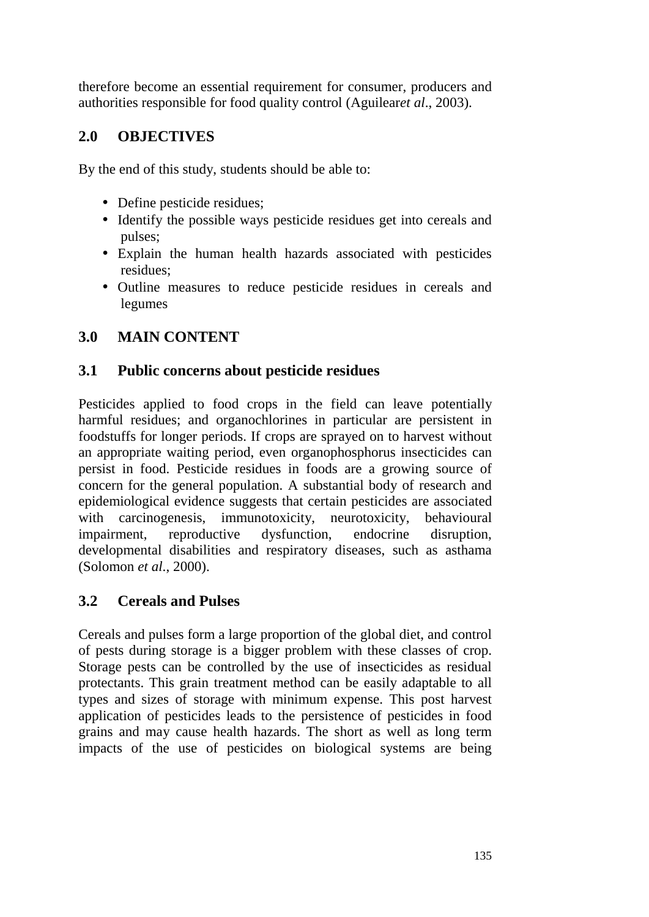therefore become an essential requirement for consumer, producers and authorities responsible for food quality control (Aguileare*t al*., 2003).

## 2.0 OBJECTIVES

By the end of this study, students should be able to:

- Define pesticide residues;
- Identify the possible ways pesticide residues get into cereals and pulses;
- Explain the human health hazards associated with pesticides residues;
- Outline measures to reduce pesticide residues in cereals and legumes

## 3.0 MAIN CONTENT

### 3.1 Public concerns about pesticide residues

Pesticides applied to food crops in the field can leave potentially harmful residues; and organochlorines in particular are persistent in foodstuffs for longer periods. If crops are sprayed on to harvest without an appropriate waiting period, even organophosphorus insecticides can persist in food. Pesticide residues in foods are a growing source of concern for the general population. A substantial body of research and epidemiological evidence suggests that certain pesticides are associated with carcinogenesis, immunotoxicity, neurotoxicity, behavioural impairment, reproductive dysfunction, endocrine disruption, developmental disabilities and respiratory diseases, such as asthama (Solomon *et al*., 2000).

### 3.2 Cereals and Pulses

Cereals and pulses form a large proportion of the global diet, and control of pests during storage is a bigger problem with these classes of crop. Storage pests can be controlled by the use of insecticides as residual protectants. This grain treatment method can be easily adaptable to all types and sizes of storage with minimum expense. This post harvest application of pesticides leads to the persistence of pesticides in food grains and may cause health hazards. The short as well as long term impacts of the use of pesticides on biological systems are being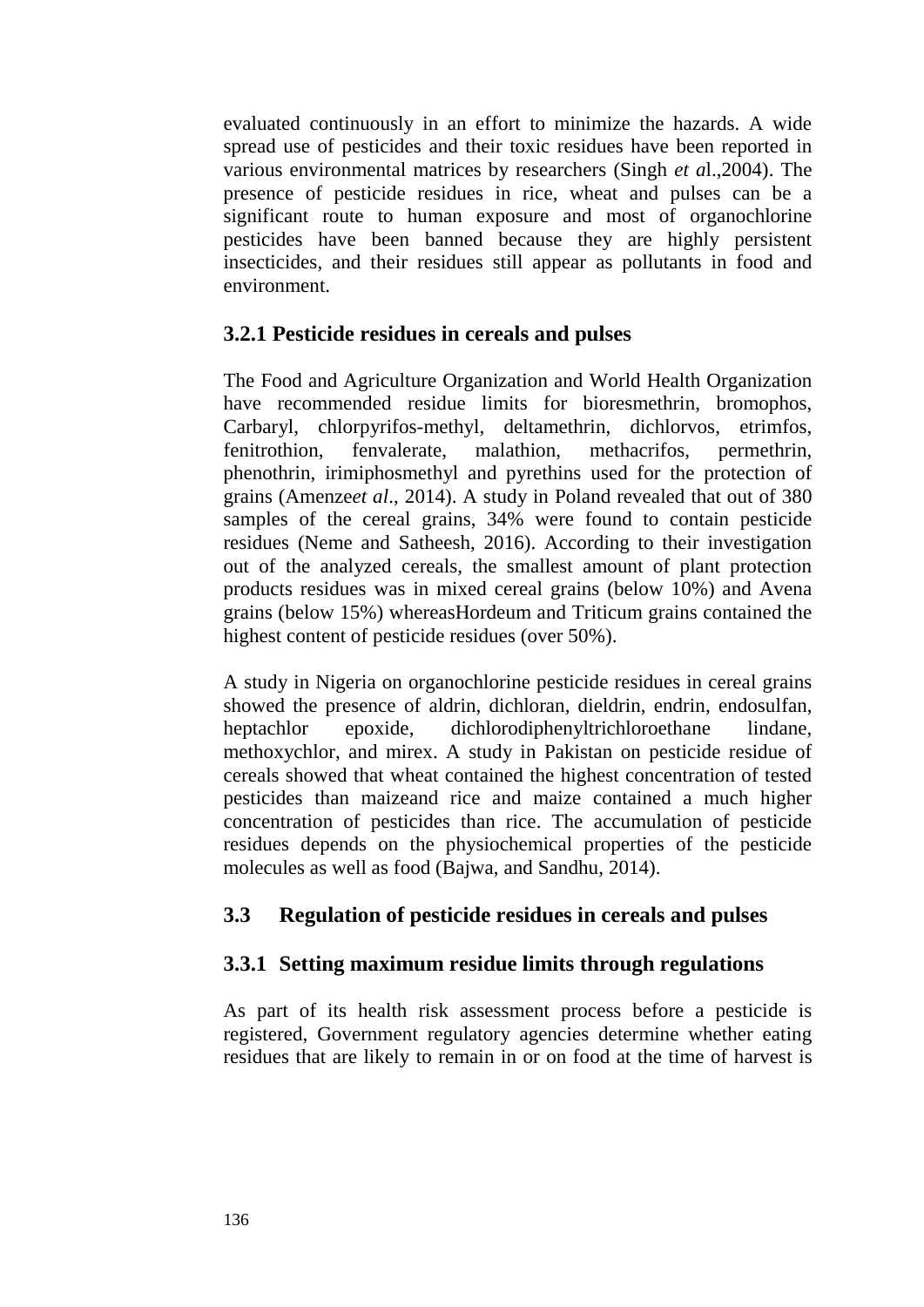evaluated continuously in an effort to minimize the hazards. A wide spread use of pesticides and their toxic residues have been reported in various environmental matrices by researchers (Singh *et a*l.,2004). The presence of pesticide residues in rice, wheat and pulses can be a significant route to human exposure and most of organochlorine pesticides have been banned because they are highly persistent insecticides, and their residues still appear as pollutants in food and environment.

### 3.2.1 Pesticide residues in cereals and pulses

The Food and Agriculture Organization and World Health Organization have recommended residue limits for bioresmethrin, bromophos, Carbaryl, chlorpyrifos-methyl, deltamethrin, dichlorvos, etrimfos, fenitrothion, fenvalerate, malathion, methacrifos, permethrin, phenothrin, irimiphosmethyl and pyrethins used for the protection of grains (Amenze*et al*., 2014). A study in Poland revealed that out of 380 samples of the cereal grains, 34% were found to contain pesticide residues (Neme and Satheesh, 2016). According to their investigation out of the analyzed cereals, the smallest amount of plant protection products residues was in mixed cereal grains (below 10%) and Avena grains (below 15%) whereasHordeum and Triticum grains contained the highest content of pesticide residues (over 50%).

A study in Nigeria on organochlorine pesticide residues in cereal grains showed the presence of aldrin, dichloran, dieldrin, endrin, endosulfan, heptachlor epoxide, dichlorodiphenyltrichloroethane lindane, methoxychlor, and mirex. A study in Pakistan on pesticide residue of cereals showed that wheat contained the highest concentration of tested pesticides than maizeand rice and maize contained a much higher concentration of pesticides than rice. The accumulation of pesticide residues depends on the physiochemical properties of the pesticide molecules as well as food (Bajwa, and Sandhu, 2014).

## 3.3 Regulation of pesticide residues in cereals and pulses

### 3.3.1 Setting maximum residue limits through regulations

As part of its health risk assessment process before a pesticide is registered, Government regulatory agencies determine whether eating residues that are likely to remain in or on food at the time of harvest is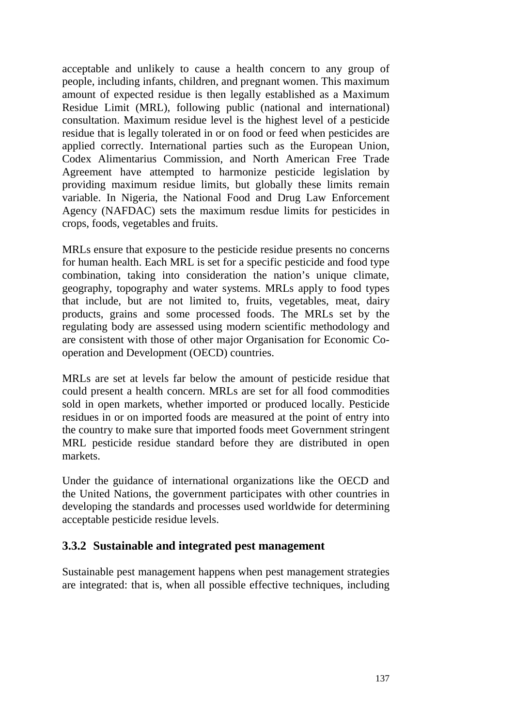acceptable and unlikely to cause a health concern to any group of people, including infants, children, and pregnant women. This maximum amount of expected residue is then legally established as a Maximum Residue Limit (MRL), following public (national and international) consultation. Maximum residue level is the highest level of a pesticide residue that is legally tolerated in or on food or feed when pesticides are applied correctly. International parties such as the European Union, Codex Alimentarius Commission, and North American Free Trade Agreement have attempted to harmonize pesticide legislation by providing maximum residue limits, but globally these limits remain variable. In Nigeria, the National Food and Drug Law Enforcement Agency (NAFDAC) sets the maximum resdue limits for pesticides in crops, foods, vegetables and fruits.

MRLs ensure that exposure to the pesticide residue presents no concerns for human health. Each MRL is set for a specific pesticide and food type combination, taking into consideration the nation's unique climate, geography, topography and water systems. MRLs apply to food types that include, but are not limited to, fruits, vegetables, meat, dairy products, grains and some processed foods. The MRLs set by the regulating body are assessed using modern scientific methodology and are consistent with those of other major Organisation for Economic Co-operation and Development (OECD) countries.

MRLs are set at levels far below the amount of pesticide residue that could present a health concern. MRLs are set for all food commodities sold in open markets, whether imported or produced locally. Pesticide residues in or on imported foods are measured at the point of entry into the country to make sure that imported foods meet Government stringent MRL pesticide residue standard before they are distributed in open markets.

Under the guidance of international organizations like the OECD and the United Nations, the government participates with other countries in developing the standards and processes used worldwide for determining acceptable pesticide residue levels.

### 3.3.2 Sustainable and integrated pest management

Sustainable pest management happens when pest management strategies are integrated: that is, when all possible effective techniques, including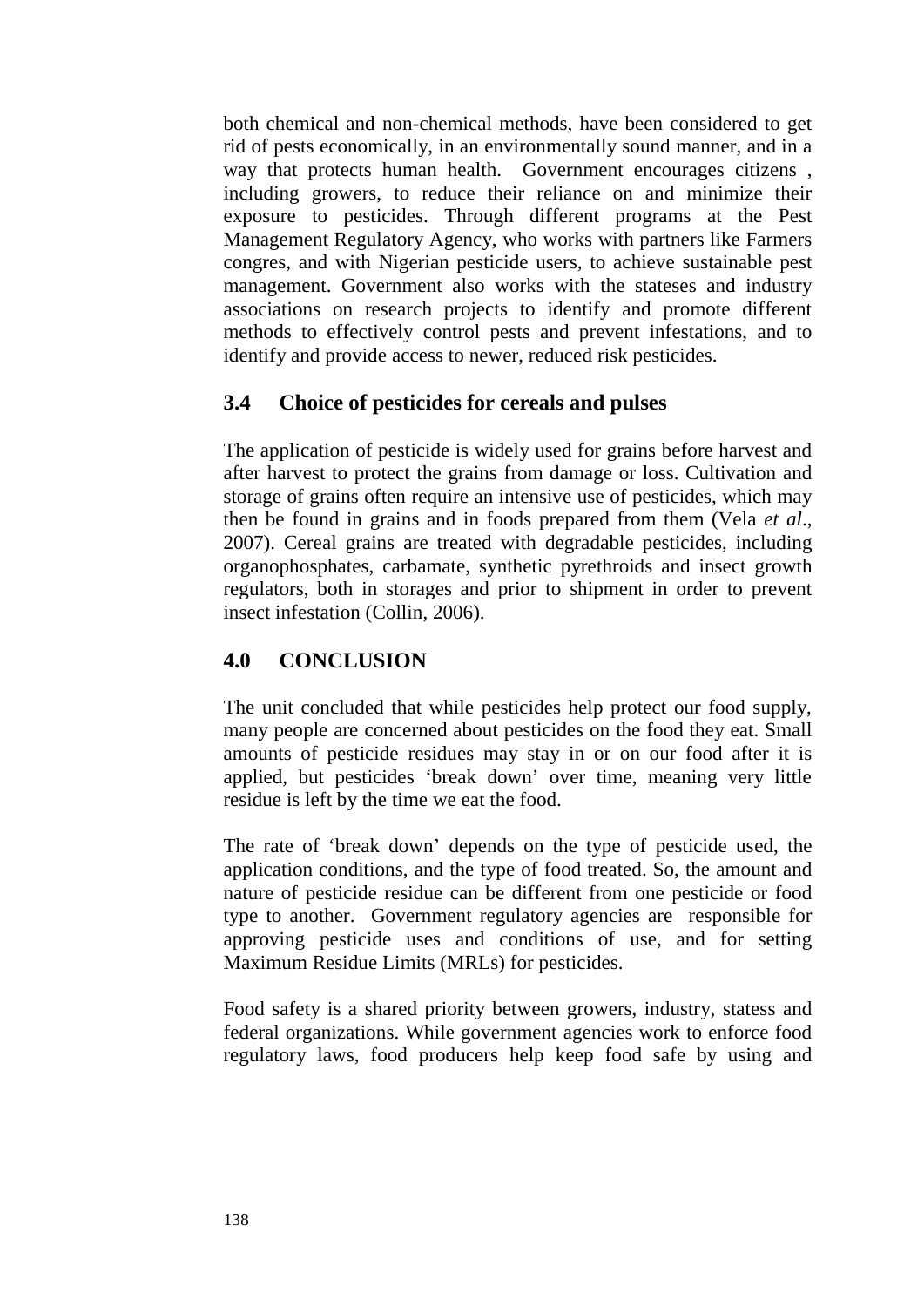both chemical and non-chemical methods, have been considered to get rid of pests economically, in an environmentally sound manner, and in a way that protects human health. Government encourages citizens , including growers, to reduce their reliance on and minimize their exposure to pesticides. Through different programs at the Pest Management Regulatory Agency, who works with partners like Farmers congres, and with Nigerian pesticide users, to achieve sustainable pest management. Government also works with the stateses and industry associations on research projects to identify and promote different methods to effectively control pests and prevent infestations, and to identify and provide access to newer, reduced risk pesticides.

## 3.4 Choice of pesticides for cereals and pulses

The application of pesticide is widely used for grains before harvest and after harvest to protect the grains from damage or loss. Cultivation and storage of grains often require an intensive use of pesticides, which may then be found in grains and in foods prepared from them (Vela *et al*., 2007). Cereal grains are treated with degradable pesticides, including organophosphates, carbamate, synthetic pyrethroids and insect growth regulators, both in storages and prior to shipment in order to prevent insect infestation (Collin, 2006).

## 4.0 CONCLUSION

The unit concluded that while pesticides help protect our food supply, many people are concerned about pesticides on the food they eat. Small amounts of pesticide residues may stay in or on our food after it is applied, but pesticides 'break down' over time, meaning very little residue is left by the time we eat the food.

The rate of 'break down' depends on the type of pesticide used, the application conditions, and the type of food treated. So, the amount and nature of pesticide residue can be different from one pesticide or food type to another. Government regulatory agencies are responsible for approving pesticide uses and conditions of use, and for setting Maximum Residue Limits (MRLs) for pesticides.

Food safety is a shared priority between growers, industry, statess and federal organizations. While government agencies work to enforce food regulatory laws, food producers help keep food safe by using and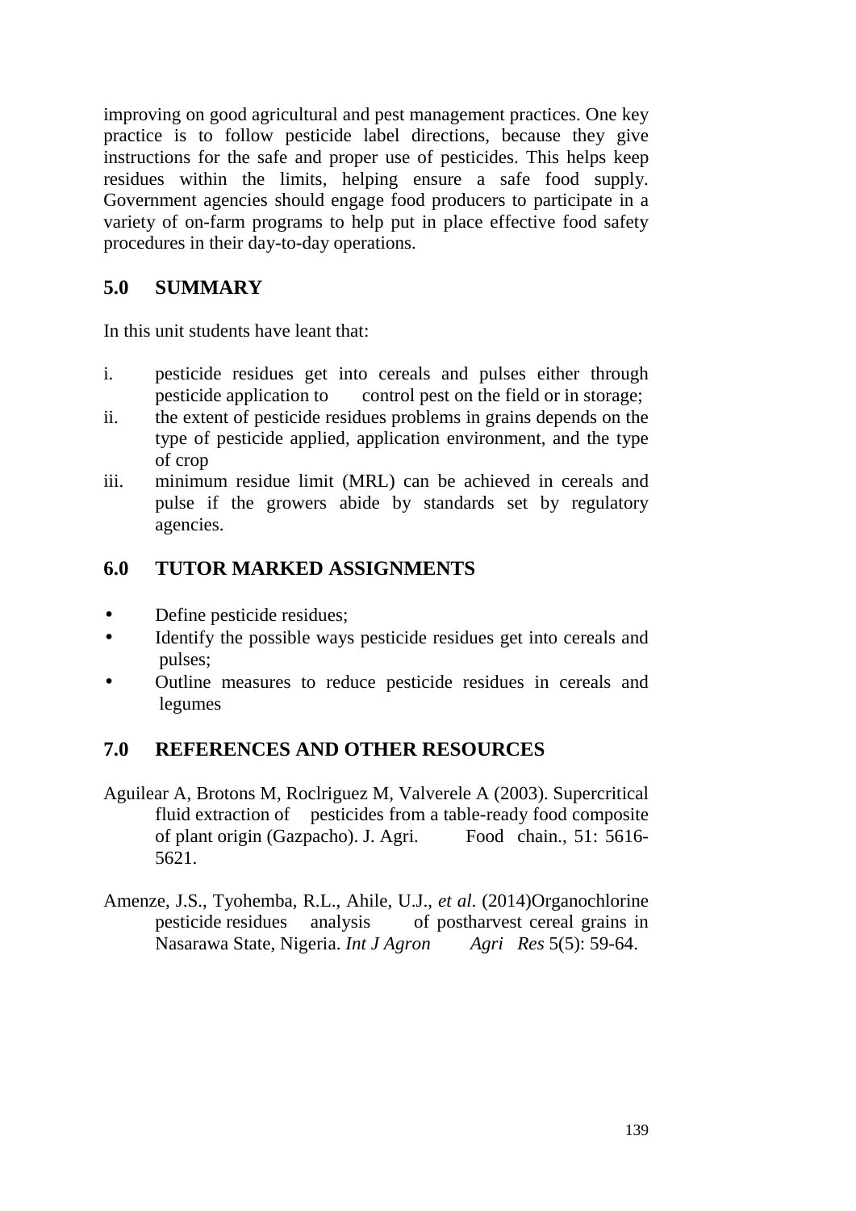improving on good agricultural and pest management practices. One key practice is to follow pesticide label directions, because they give instructions for the safe and proper use of pesticides. This helps keep residues within the limits, helping ensure a safe food supply. Government agencies should engage food producers to participate in a variety of on-farm programs to help put in place effective food safety procedures in their day-to-day operations.

## 5.0 SUMMARY

In this unit students have leant that:

i. pesticide residues get into cereals and pulses either through pesticide application to control pest on the field or in storage;
ii. the extent of pesticide residues problems in grains depends on the type of pesticide applied, application environment, and the type of crop
iii. minimum residue limit (MRL) can be achieved in cereals and pulse if the growers abide by standards set by regulatory agencies.

## 6.0 TUTOR MARKED ASSIGNMENTS

- Define pesticide residues;
- Identify the possible ways pesticide residues get into cereals and pulses;
- Outline measures to reduce pesticide residues in cereals and legumes

## 7.0 REFERENCES AND OTHER RESOURCES

Aguilear A, Brotons M, Roclriguez M, Valverele A (2003). Supercritical fluid extraction of pesticides from a table-ready food composite of plant origin (Gazpacho). J. Agri. Food chain., 51: 5616-5621.

Amenze, J.S., Tyohemba, R.L., Ahile, U.J., *et al*. (2014)Organochlorine pesticide residues analysis of postharvest cereal grains in Nasarawa State, Nigeria. *Int J Agron Agri Res* 5(5): 59-64.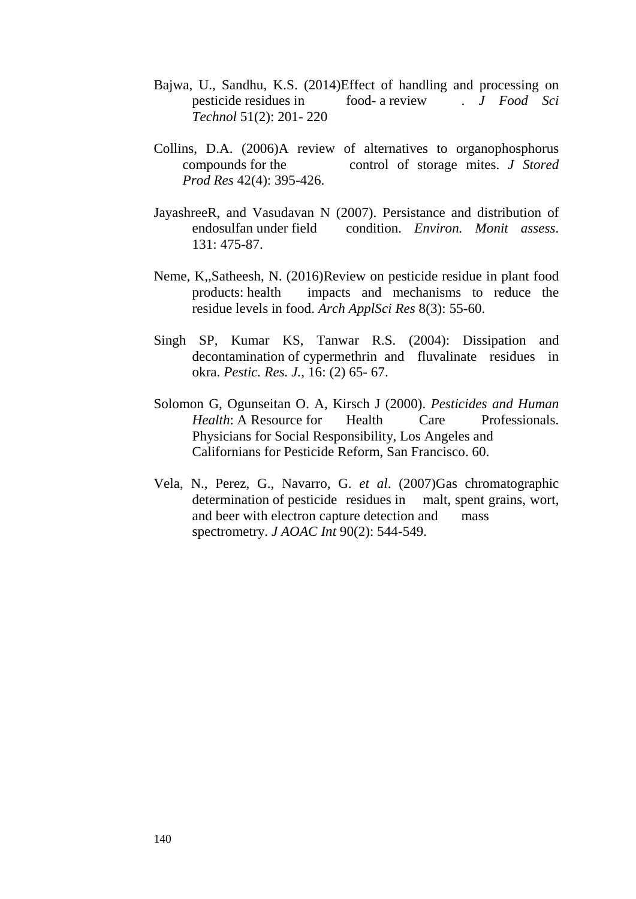Bajwa, U., Sandhu, K.S. (2014)Effect of handling and processing on pesticide residues in food- a review . *J Food Sci Technol* 51(2): 201- 220

Collins, D.A. (2006)A review of alternatives to organophosphorus compounds for the control of storage mites. *J Stored Prod Res* 42(4): 395-426.

JayashreeR, and Vasudavan N (2007). Persistance and distribution of endosulfan under field condition. *Environ. Monit assess*. 131: 475-87.

Neme, K,,Satheesh, N. (2016)Review on pesticide residue in plant food products: health impacts and mechanisms to reduce the residue levels in food. *Arch ApplSci Res* 8(3): 55-60.

Singh SP, Kumar KS, Tanwar R.S. (2004): Dissipation and decontamination of cypermethrin and fluvalinate residues in okra. *Pestic. Res. J.*, 16: (2) 65- 67.

Solomon G, Ogunseitan O. A, Kirsch J (2000). *Pesticides and Human Health*: A Resource for Health Care Professionals. Physicians for Social Responsibility, Los Angeles and Californians for Pesticide Reform, San Francisco. 60.

Vela, N., Perez, G., Navarro, G. *et al*. (2007)Gas chromatographic determination of pesticide residues in malt, spent grains, wort, and beer with electron capture detection and mass spectrometry. *J AOAC Int* 90(2): 544-549.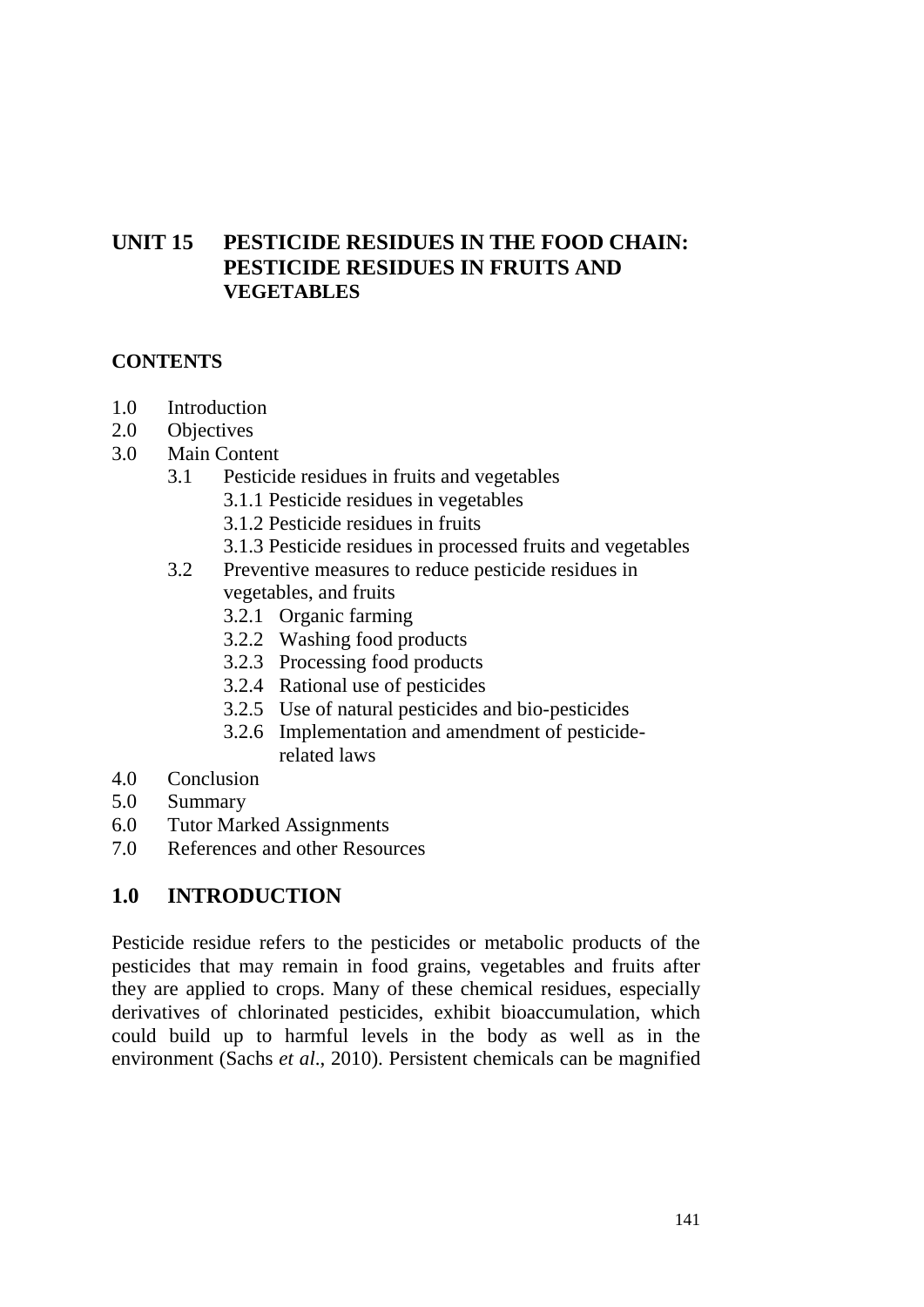# UNIT 15 PESTICIDE RESIDUES IN THE FOOD CHAIN: PESTICIDE RESIDUES IN FRUITS AND VEGETABLES

**CONTENTS**

- 1.0 Introduction
- 2.0 Objectives
- 3.0 Main Content
  - 3.1 Pesticide residues in fruits and vegetables
    - 3.1.1 Pesticide residues in vegetables
    - 3.1.2 Pesticide residues in fruits
    - 3.1.3 Pesticide residues in processed fruits and vegetables
  - 3.2 Preventive measures to reduce pesticide residues in vegetables, and fruits
    - 3.2.1 Organic farming
    - 3.2.2 Washing food products
    - 3.2.3 Processing food products
    - 3.2.4 Rational use of pesticides
    - 3.2.5 Use of natural pesticides and bio-pesticides
    - 3.2.6 Implementation and amendment of pesticide-related laws
- 4.0 Conclusion
- 5.0 Summary
- 6.0 Tutor Marked Assignments
- 7.0 References and other Resources

## 1.0 INTRODUCTION

Pesticide residue refers to the pesticides or metabolic products of the pesticides that may remain in food grains, vegetables and fruits after they are applied to crops. Many of these chemical residues, especially derivatives of chlorinated pesticides, exhibit bioaccumulation, which could build up to harmful levels in the body as well as in the environment (Sachs *et al*., 2010). Persistent chemicals can be magnified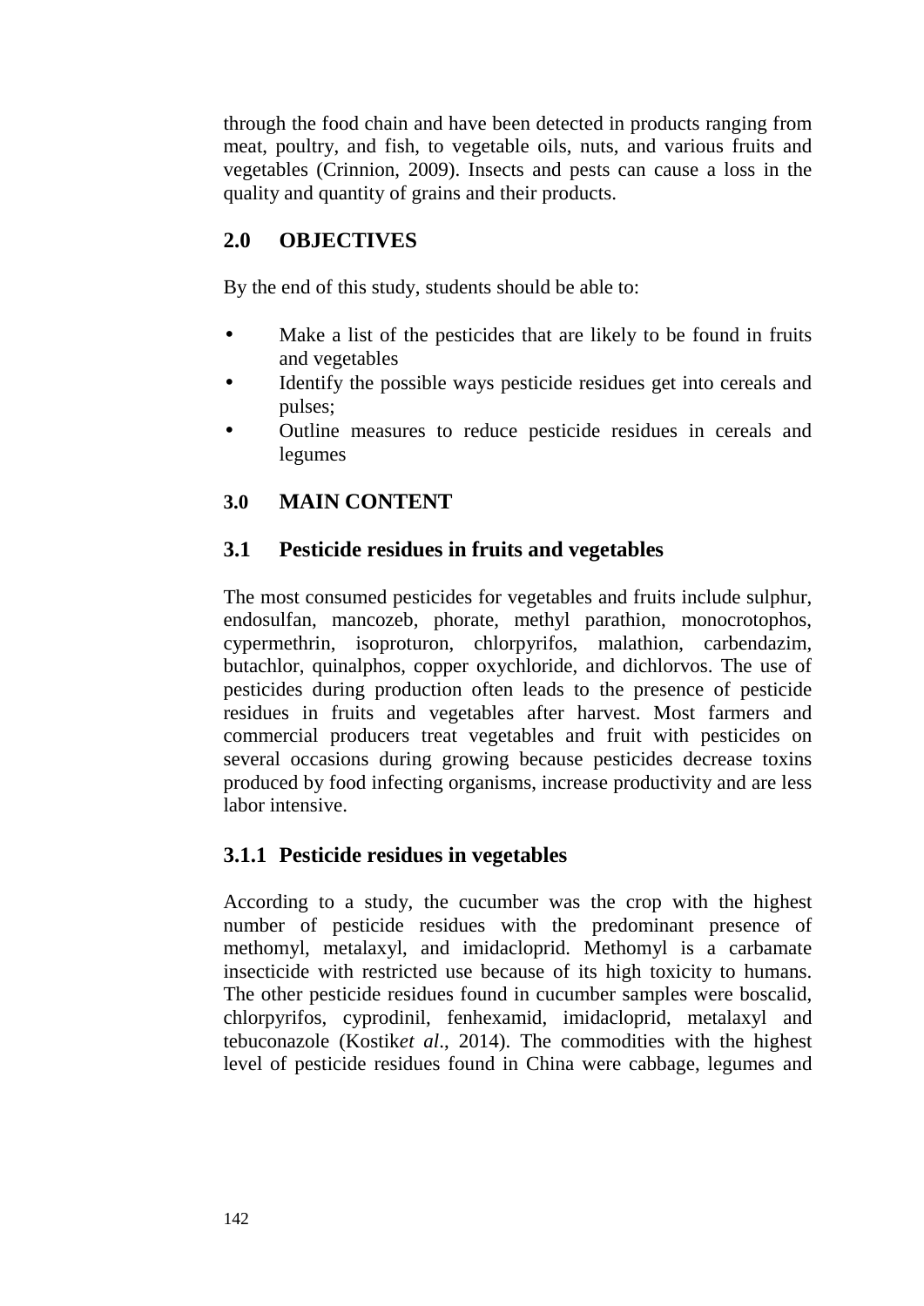through the food chain and have been detected in products ranging from meat, poultry, and fish, to vegetable oils, nuts, and various fruits and vegetables (Crinnion, 2009). Insects and pests can cause a loss in the quality and quantity of grains and their products.

## 2.0 OBJECTIVES

By the end of this study, students should be able to:

- Make a list of the pesticides that are likely to be found in fruits and vegetables
- Identify the possible ways pesticide residues get into cereals and pulses;
- Outline measures to reduce pesticide residues in cereals and legumes

## 3.0 MAIN CONTENT

### 3.1 Pesticide residues in fruits and vegetables

The most consumed pesticides for vegetables and fruits include sulphur, endosulfan, mancozeb, phorate, methyl parathion, monocrotophos, cypermethrin, isoproturon, chlorpyrifos, malathion, carbendazim, butachlor, quinalphos, copper oxychloride, and dichlorvos. The use of pesticides during production often leads to the presence of pesticide residues in fruits and vegetables after harvest. Most farmers and commercial producers treat vegetables and fruit with pesticides on several occasions during growing because pesticides decrease toxins produced by food infecting organisms, increase productivity and are less labor intensive.

#### 3.1.1 Pesticide residues in vegetables

According to a study, the cucumber was the crop with the highest number of pesticide residues with the predominant presence of methomyl, metalaxyl, and imidacloprid. Methomyl is a carbamate insecticide with restricted use because of its high toxicity to humans. The other pesticide residues found in cucumber samples were boscalid, chlorpyrifos, cyprodinil, fenhexamid, imidacloprid, metalaxyl and tebuconazole (Kostik*et al*., 2014). The commodities with the highest level of pesticide residues found in China were cabbage, legumes and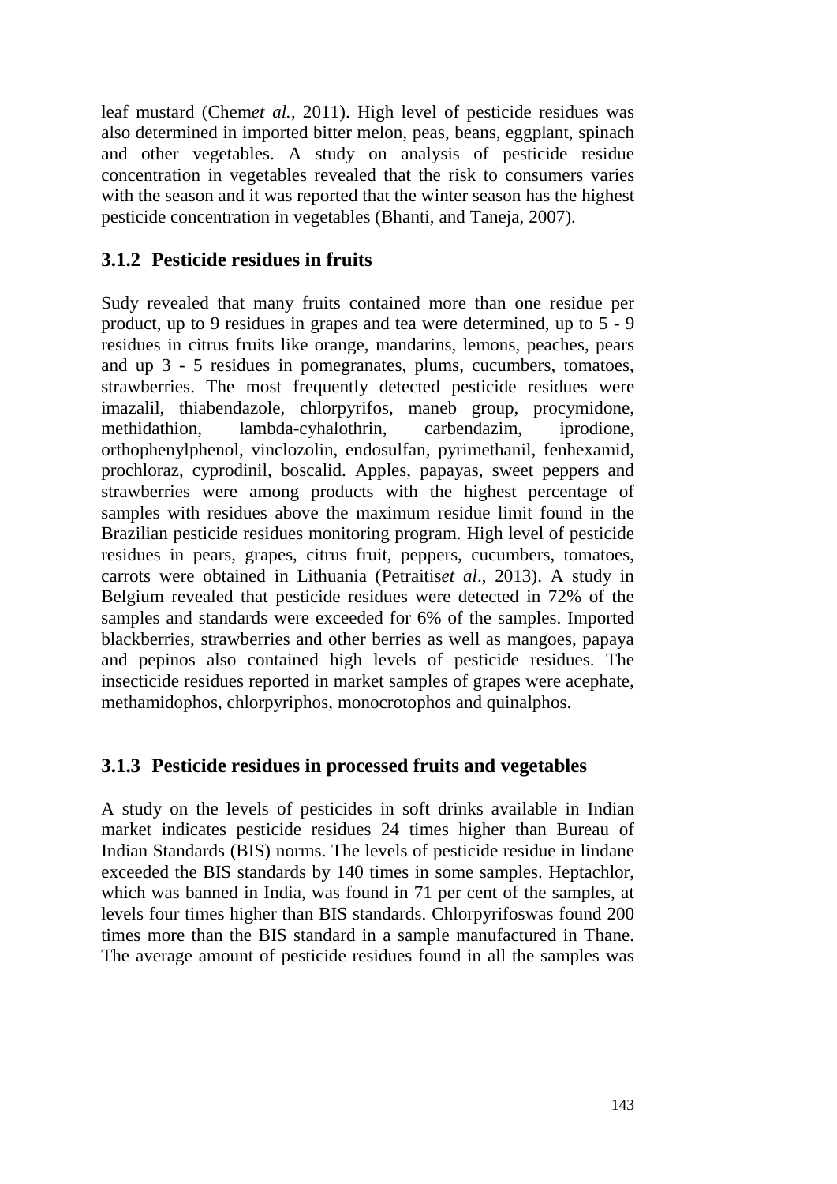leaf mustard (Chem*et al.*, 2011). High level of pesticide residues was also determined in imported bitter melon, peas, beans, eggplant, spinach and other vegetables. A study on analysis of pesticide residue concentration in vegetables revealed that the risk to consumers varies with the season and it was reported that the winter season has the highest pesticide concentration in vegetables (Bhanti, and Taneja, 2007).

### 3.1.2 Pesticide residues in fruits

Sudy revealed that many fruits contained more than one residue per product, up to 9 residues in grapes and tea were determined, up to 5 - 9 residues in citrus fruits like orange, mandarins, lemons, peaches, pears and up 3 - 5 residues in pomegranates, plums, cucumbers, tomatoes, strawberries. The most frequently detected pesticide residues were imazalil, thiabendazole, chlorpyrifos, maneb group, procymidone, methidathion, lambda-cyhalothrin, carbendazim, iprodione, orthophenylphenol, vinclozolin, endosulfan, pyrimethanil, fenhexamid, prochloraz, cyprodinil, boscalid. Apples, papayas, sweet peppers and strawberries were among products with the highest percentage of samples with residues above the maximum residue limit found in the Brazilian pesticide residues monitoring program. High level of pesticide residues in pears, grapes, citrus fruit, peppers, cucumbers, tomatoes, carrots were obtained in Lithuania (Petraitis*et al*., 2013). A study in Belgium revealed that pesticide residues were detected in 72% of the samples and standards were exceeded for 6% of the samples. Imported blackberries, strawberries and other berries as well as mangoes, papaya and pepinos also contained high levels of pesticide residues. The insecticide residues reported in market samples of grapes were acephate, methamidophos, chlorpyriphos, monocrotophos and quinalphos.

### 3.1.3 Pesticide residues in processed fruits and vegetables

A study on the levels of pesticides in soft drinks available in Indian market indicates pesticide residues 24 times higher than Bureau of Indian Standards (BIS) norms. The levels of pesticide residue in lindane exceeded the BIS standards by 140 times in some samples. Heptachlor, which was banned in India, was found in 71 per cent of the samples, at levels four times higher than BIS standards. Chlorpyrifoswas found 200 times more than the BIS standard in a sample manufactured in Thane. The average amount of pesticide residues found in all the samples was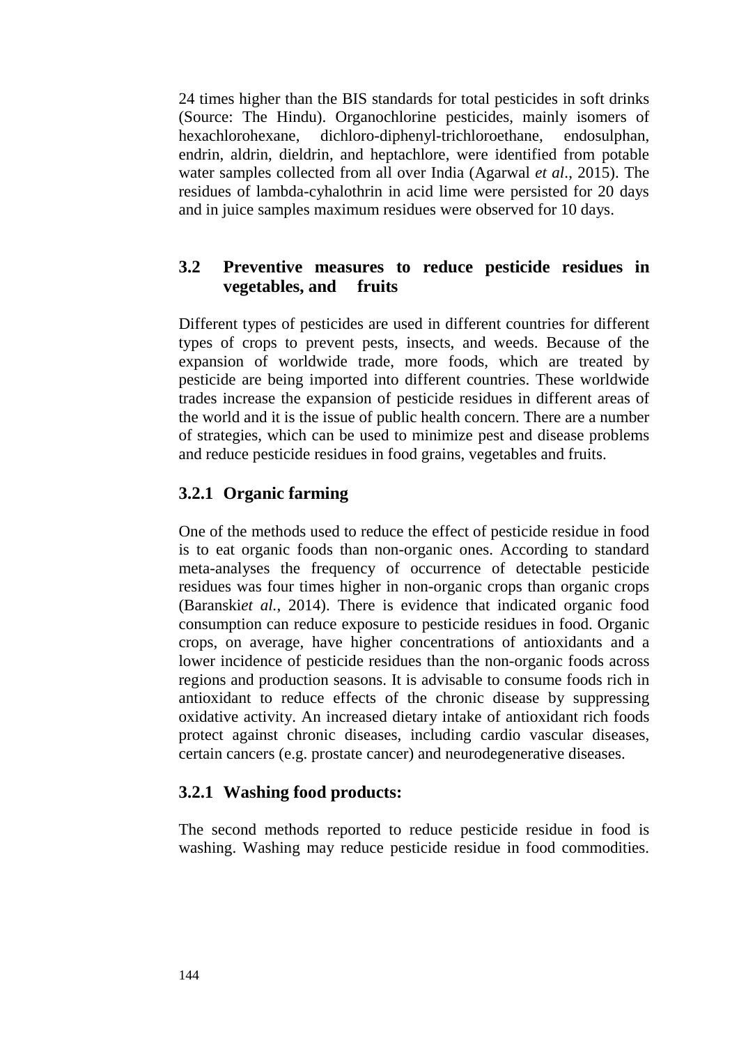24 times higher than the BIS standards for total pesticides in soft drinks (Source: The Hindu). Organochlorine pesticides, mainly isomers of hexachlorohexane, dichloro-diphenyl-trichloroethane, endosulphan, endrin, aldrin, dieldrin, and heptachlore, were identified from potable water samples collected from all over India (Agarwal *et al*., 2015). The residues of lambda-cyhalothrin in acid lime were persisted for 20 days and in juice samples maximum residues were observed for 10 days.

## 3.2 Preventive measures to reduce pesticide residues in vegetables, and fruits

Different types of pesticides are used in different countries for different types of crops to prevent pests, insects, and weeds. Because of the expansion of worldwide trade, more foods, which are treated by pesticide are being imported into different countries. These worldwide trades increase the expansion of pesticide residues in different areas of the world and it is the issue of public health concern. There are a number of strategies, which can be used to minimize pest and disease problems and reduce pesticide residues in food grains, vegetables and fruits.

### 3.2.1 Organic farming

One of the methods used to reduce the effect of pesticide residue in food is to eat organic foods than non-organic ones. According to standard meta-analyses the frequency of occurrence of detectable pesticide residues was four times higher in non-organic crops than organic crops (Baranski*et al.*, 2014). There is evidence that indicated organic food consumption can reduce exposure to pesticide residues in food. Organic crops, on average, have higher concentrations of antioxidants and a lower incidence of pesticide residues than the non-organic foods across regions and production seasons. It is advisable to consume foods rich in antioxidant to reduce effects of the chronic disease by suppressing oxidative activity. An increased dietary intake of antioxidant rich foods protect against chronic diseases, including cardio vascular diseases, certain cancers (e.g. prostate cancer) and neurodegenerative diseases.

### 3.2.1 Washing food products:

The second methods reported to reduce pesticide residue in food is washing. Washing may reduce pesticide residue in food commodities.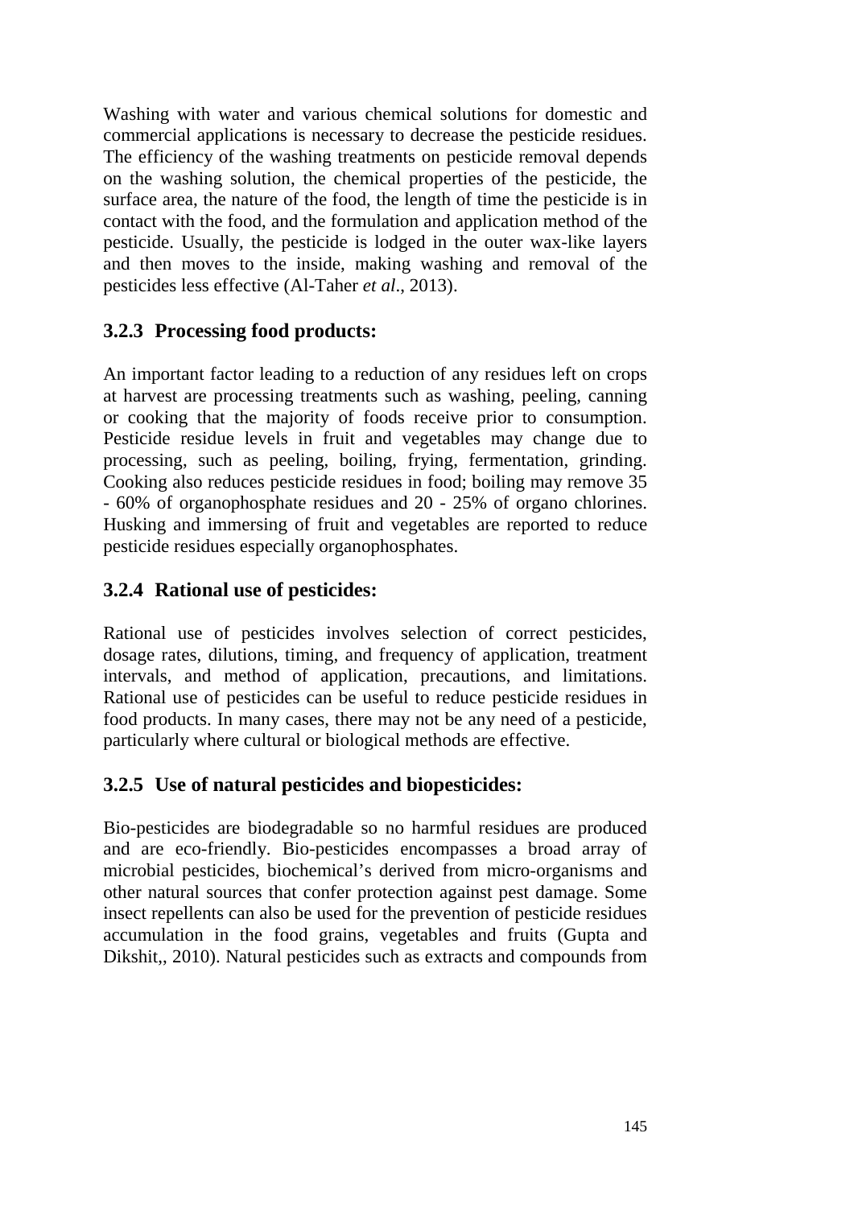Washing with water and various chemical solutions for domestic and commercial applications is necessary to decrease the pesticide residues. The efficiency of the washing treatments on pesticide removal depends on the washing solution, the chemical properties of the pesticide, the surface area, the nature of the food, the length of time the pesticide is in contact with the food, and the formulation and application method of the pesticide. Usually, the pesticide is lodged in the outer wax-like layers and then moves to the inside, making washing and removal of the pesticides less effective (Al-Taher *et al*., 2013).

### 3.2.3 Processing food products:

An important factor leading to a reduction of any residues left on crops at harvest are processing treatments such as washing, peeling, canning or cooking that the majority of foods receive prior to consumption. Pesticide residue levels in fruit and vegetables may change due to processing, such as peeling, boiling, frying, fermentation, grinding. Cooking also reduces pesticide residues in food; boiling may remove 35 - 60% of organophosphate residues and 20 - 25% of organo chlorines. Husking and immersing of fruit and vegetables are reported to reduce pesticide residues especially organophosphates.

### 3.2.4 Rational use of pesticides:

Rational use of pesticides involves selection of correct pesticides, dosage rates, dilutions, timing, and frequency of application, treatment intervals, and method of application, precautions, and limitations. Rational use of pesticides can be useful to reduce pesticide residues in food products. In many cases, there may not be any need of a pesticide, particularly where cultural or biological methods are effective.

### 3.2.5 Use of natural pesticides and biopesticides:

Bio-pesticides are biodegradable so no harmful residues are produced and are eco-friendly. Bio-pesticides encompasses a broad array of microbial pesticides, biochemical's derived from micro-organisms and other natural sources that confer protection against pest damage. Some insect repellents can also be used for the prevention of pesticide residues accumulation in the food grains, vegetables and fruits (Gupta and Dikshit,, 2010). Natural pesticides such as extracts and compounds from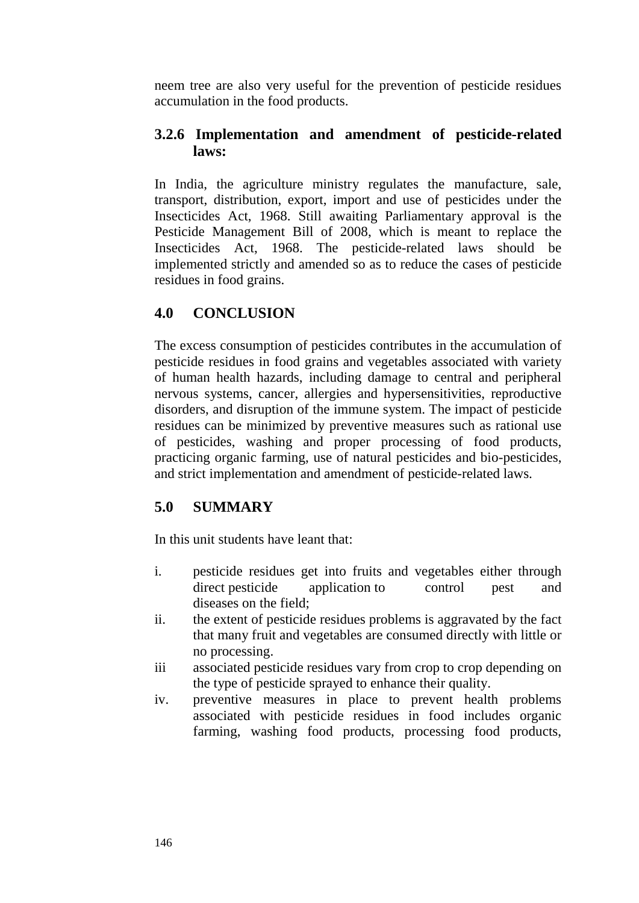neem tree are also very useful for the prevention of pesticide residues accumulation in the food products.

### 3.2.6 Implementation and amendment of pesticide-related laws:

In India, the agriculture ministry regulates the manufacture, sale, transport, distribution, export, import and use of pesticides under the Insecticides Act, 1968. Still awaiting Parliamentary approval is the Pesticide Management Bill of 2008, which is meant to replace the Insecticides Act, 1968. The pesticide-related laws should be implemented strictly and amended so as to reduce the cases of pesticide residues in food grains.

## 4.0 CONCLUSION

The excess consumption of pesticides contributes in the accumulation of pesticide residues in food grains and vegetables associated with variety of human health hazards, including damage to central and peripheral nervous systems, cancer, allergies and hypersensitivities, reproductive disorders, and disruption of the immune system. The impact of pesticide residues can be minimized by preventive measures such as rational use of pesticides, washing and proper processing of food products, practicing organic farming, use of natural pesticides and bio-pesticides, and strict implementation and amendment of pesticide-related laws.

## 5.0 SUMMARY

In this unit students have leant that:

i. pesticide residues get into fruits and vegetables either through direct pesticide application to control pest and diseases on the field;
ii. the extent of pesticide residues problems is aggravated by the fact that many fruit and vegetables are consumed directly with little or no processing.
iii associated pesticide residues vary from crop to crop depending on the type of pesticide sprayed to enhance their quality.
iv. preventive measures in place to prevent health problems associated with pesticide residues in food includes organic farming, washing food products, processing food products,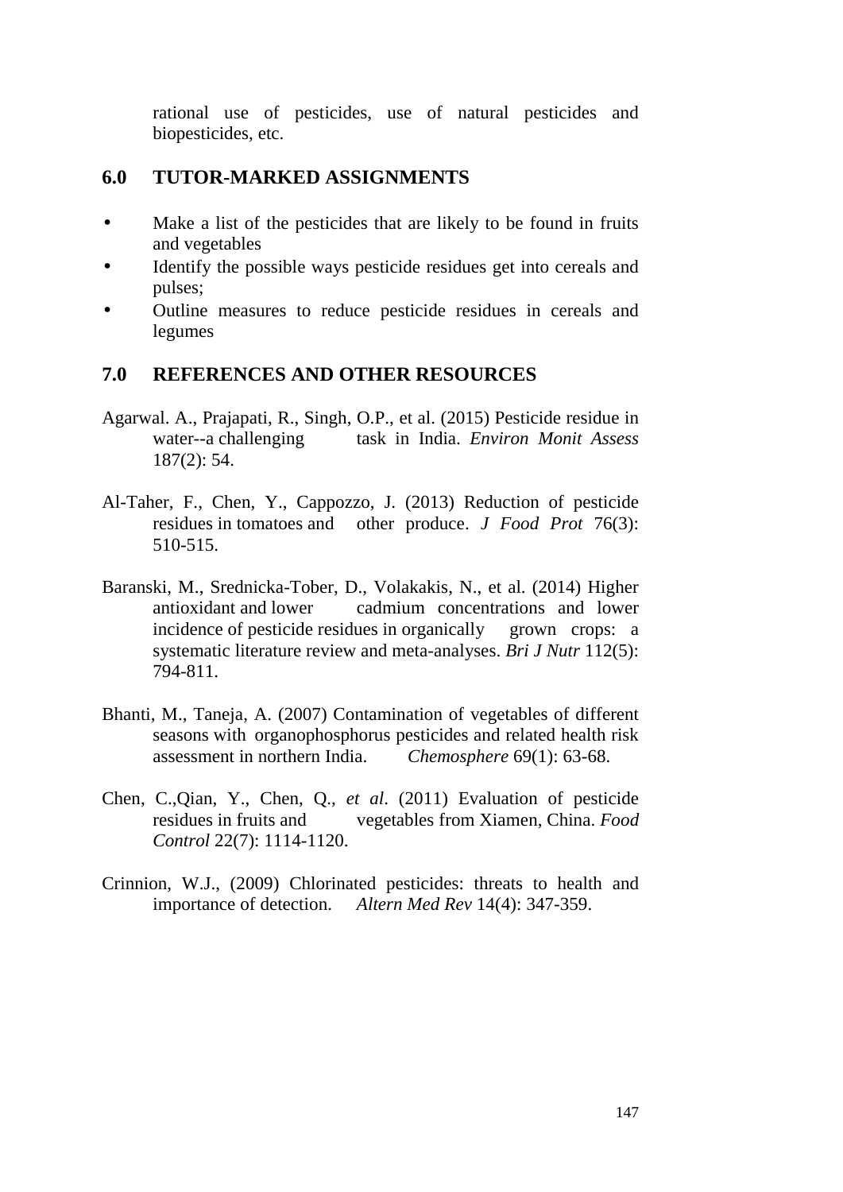rational use of pesticides, use of natural pesticides and biopesticides, etc.

## 6.0 TUTOR-MARKED ASSIGNMENTS

- Make a list of the pesticides that are likely to be found in fruits and vegetables
- Identify the possible ways pesticide residues get into cereals and pulses;
- Outline measures to reduce pesticide residues in cereals and legumes

## 7.0 REFERENCES AND OTHER RESOURCES

Agarwal. A., Prajapati, R., Singh, O.P., et al. (2015) Pesticide residue in water--a challenging task in India. *Environ Monit Assess* 187(2): 54.

Al-Taher, F., Chen, Y., Cappozzo, J. (2013) Reduction of pesticide residues in tomatoes and other produce. *J Food Prot* 76(3): 510-515.

Baranski, M., Srednicka-Tober, D., Volakakis, N., et al. (2014) Higher antioxidant and lower cadmium concentrations and lower incidence of pesticide residues in organically grown crops: a systematic literature review and meta-analyses. *Bri J Nutr* 112(5): 794-811.

Bhanti, M., Taneja, A. (2007) Contamination of vegetables of different seasons with organophosphorus pesticides and related health risk assessment in northern India. *Chemosphere* 69(1): 63-68.

Chen, C.,Qian, Y., Chen, Q., *et al*. (2011) Evaluation of pesticide residues in fruits and vegetables from Xiamen, China. *Food Control* 22(7): 1114-1120.

Crinnion, W.J., (2009) Chlorinated pesticides: threats to health and importance of detection. *Altern Med Rev* 14(4): 347-359.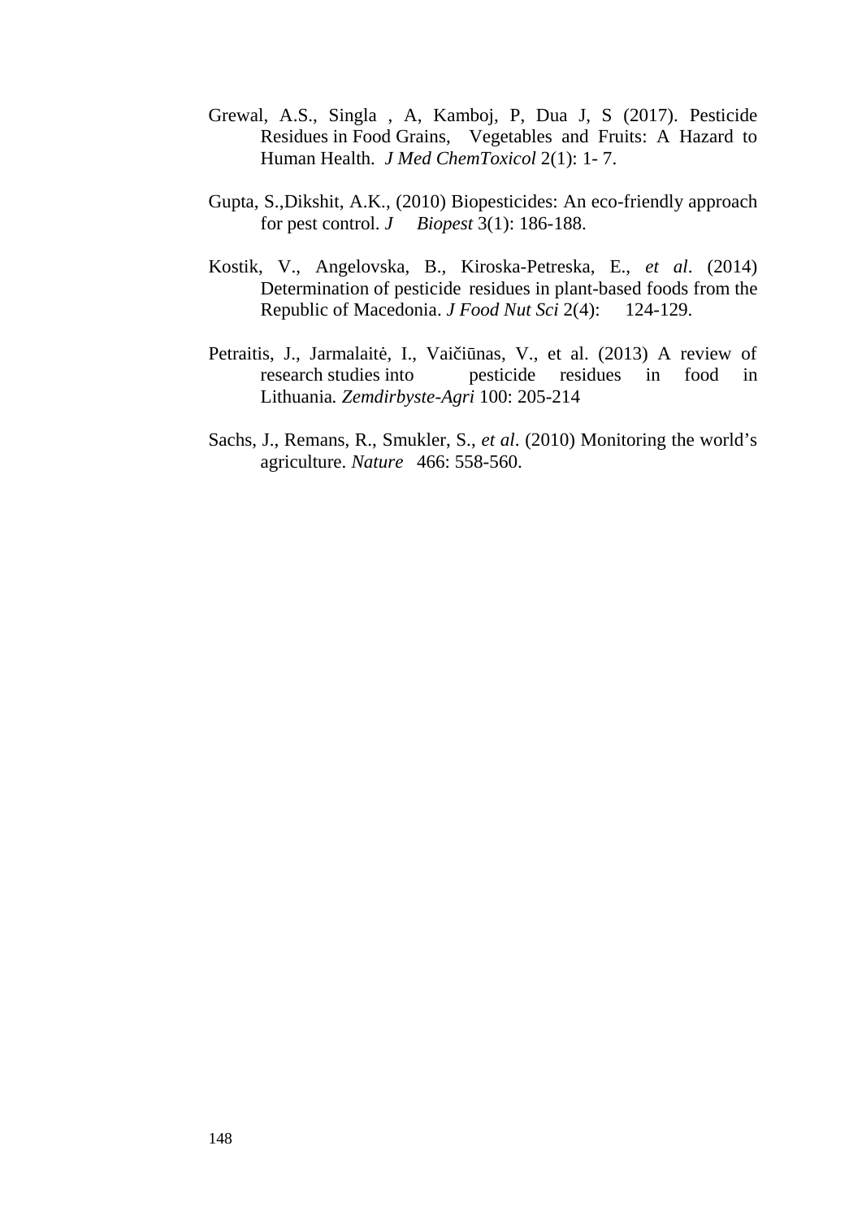Grewal, A.S., Singla , A, Kamboj, P, Dua J, S (2017). Pesticide Residues in Food Grains, Vegetables and Fruits: A Hazard to Human Health. *J Med ChemToxicol* 2(1): 1- 7.

Gupta, S.,Dikshit, A.K., (2010) Biopesticides: An eco-friendly approach for pest control. *J Biopest* 3(1): 186-188.

Kostik, V., Angelovska, B., Kiroska-Petreska, E., *et al*. (2014) Determination of pesticide residues in plant-based foods from the Republic of Macedonia. *J Food Nut Sci* 2(4): 124-129.

Petraitis, J., Jarmalaitė, I., Vaičiūnas, V., et al. (2013) A review of research studies into pesticide residues in food in Lithuania*. Zemdirbyste-Agri* 100: 205-214

Sachs, J., Remans, R., Smukler, S., *et al*. (2010) Monitoring the world's agriculture. *Nature* 466: 558-560.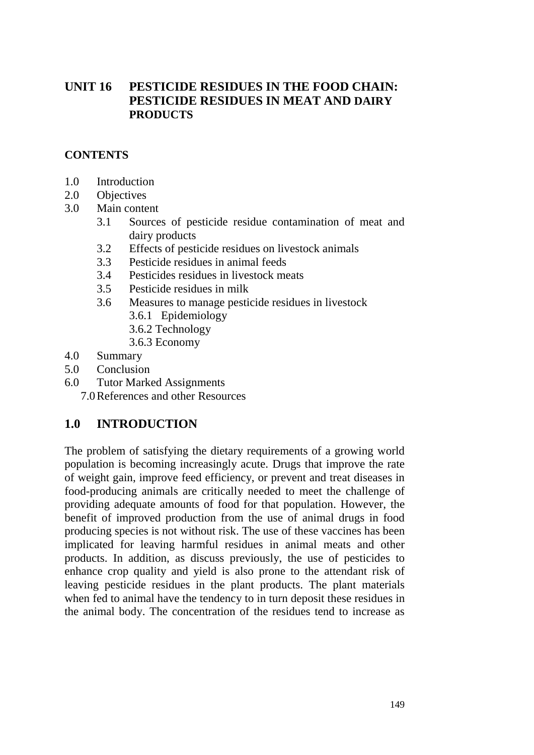## UNIT 16 PESTICIDE RESIDUES IN THE FOOD CHAIN: PESTICIDE RESIDUES IN MEAT AND DAIRY PRODUCTS

**CONTENTS**

1.0 Introduction
2.0 Objectives
3.0 Main content
   3.1 Sources of pesticide residue contamination of meat and dairy products
   3.2 Effects of pesticide residues on livestock animals
   3.3 Pesticide residues in animal feeds
   3.4 Pesticides residues in livestock meats
   3.5 Pesticide residues in milk
   3.6 Measures to manage pesticide residues in livestock
      3.6.1 Epidemiology
      3.6.2 Technology
      3.6.3 Economy
4.0 Summary
5.0 Conclusion
6.0 Tutor Marked Assignments
7.0 References and other Resources

## 1.0 INTRODUCTION

The problem of satisfying the dietary requirements of a growing world population is becoming increasingly acute. Drugs that improve the rate of weight gain, improve feed efficiency, or prevent and treat diseases in food-producing animals are critically needed to meet the challenge of providing adequate amounts of food for that population. However, the benefit of improved production from the use of animal drugs in food producing species is not without risk. The use of these vaccines has been implicated for leaving harmful residues in animal meats and other products. In addition, as discuss previously, the use of pesticides to enhance crop quality and yield is also prone to the attendant risk of leaving pesticide residues in the plant products. The plant materials when fed to animal have the tendency to in turn deposit these residues in the animal body. The concentration of the residues tend to increase as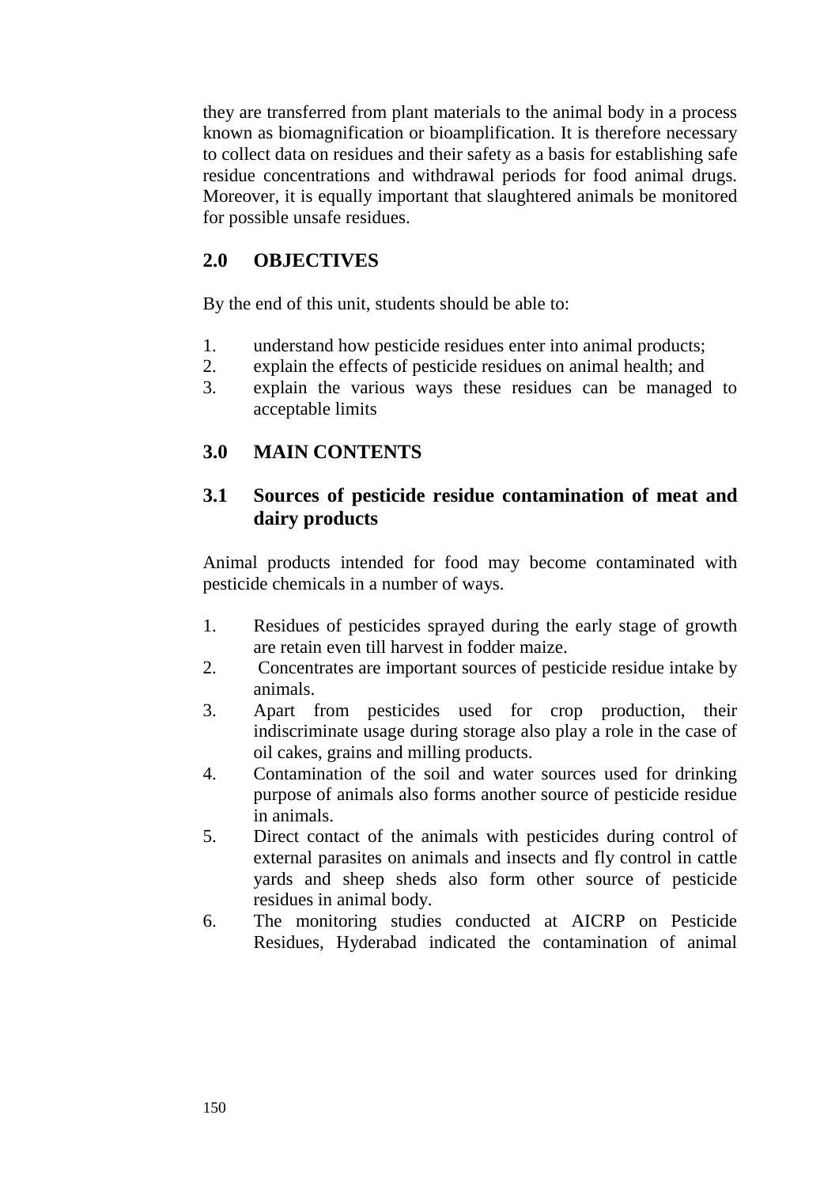they are transferred from plant materials to the animal body in a process known as biomagnification or bioamplification. It is therefore necessary to collect data on residues and their safety as a basis for establishing safe residue concentrations and withdrawal periods for food animal drugs. Moreover, it is equally important that slaughtered animals be monitored for possible unsafe residues.

## 2.0 OBJECTIVES

By the end of this unit, students should be able to:

1. understand how pesticide residues enter into animal products;
2. explain the effects of pesticide residues on animal health; and
3. explain the various ways these residues can be managed to acceptable limits

## 3.0 MAIN CONTENTS

### 3.1 Sources of pesticide residue contamination of meat and dairy products

Animal products intended for food may become contaminated with pesticide chemicals in a number of ways.

1. Residues of pesticides sprayed during the early stage of growth are retain even till harvest in fodder maize.
2. Concentrates are important sources of pesticide residue intake by animals.
3. Apart from pesticides used for crop production, their indiscriminate usage during storage also play a role in the case of oil cakes, grains and milling products.
4. Contamination of the soil and water sources used for drinking purpose of animals also forms another source of pesticide residue in animals.
5. Direct contact of the animals with pesticides during control of external parasites on animals and insects and fly control in cattle yards and sheep sheds also form other source of pesticide residues in animal body.
6. The monitoring studies conducted at AICRP on Pesticide Residues, Hyderabad indicated the contamination of animal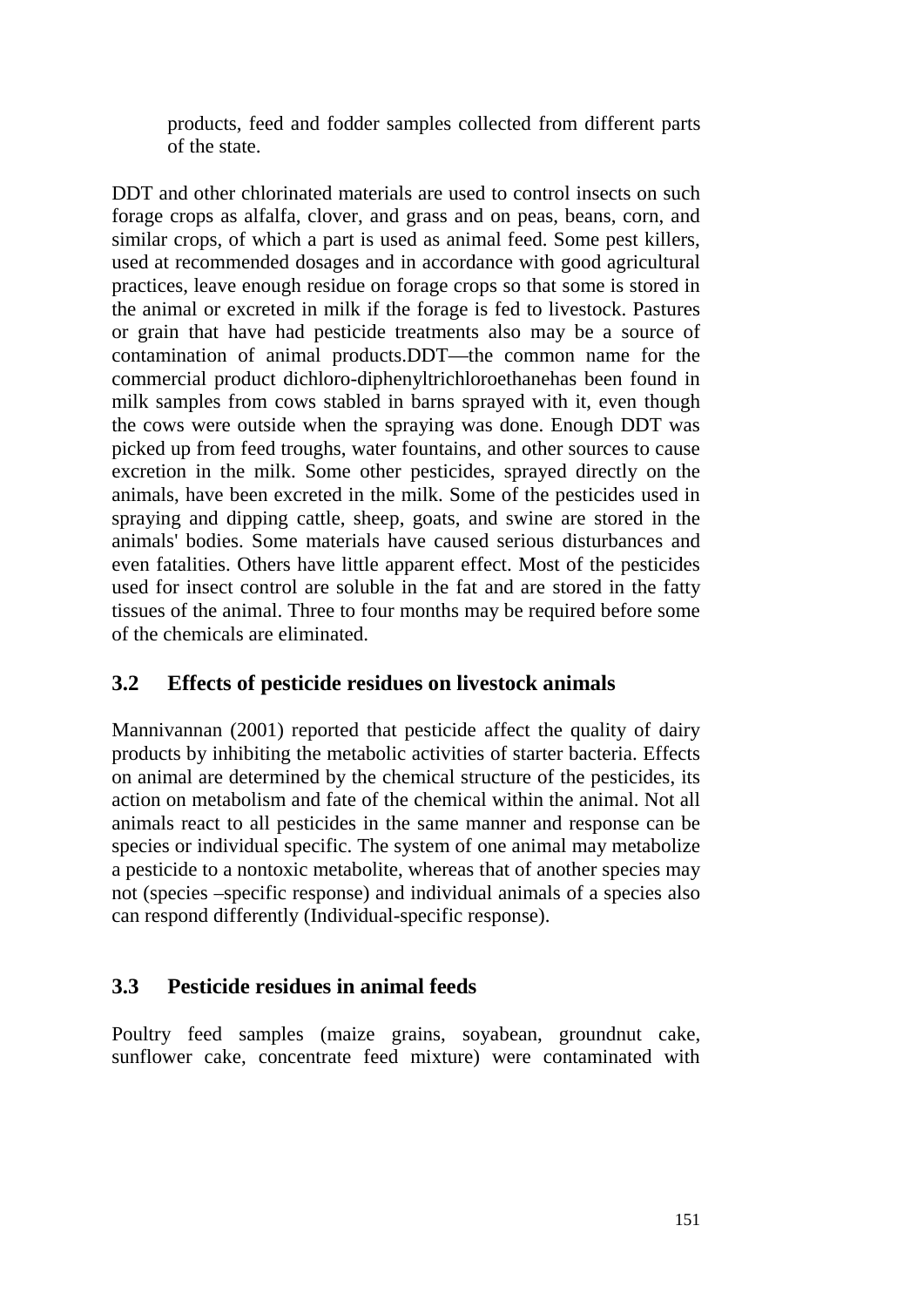products, feed and fodder samples collected from different parts of the state.

DDT and other chlorinated materials are used to control insects on such forage crops as alfalfa, clover, and grass and on peas, beans, corn, and similar crops, of which a part is used as animal feed. Some pest killers, used at recommended dosages and in accordance with good agricultural practices, leave enough residue on forage crops so that some is stored in the animal or excreted in milk if the forage is fed to livestock. Pastures or grain that have had pesticide treatments also may be a source of contamination of animal products.DDT—the common name for the commercial product dichloro-diphenyltrichloroethanehas been found in milk samples from cows stabled in barns sprayed with it, even though the cows were outside when the spraying was done. Enough DDT was picked up from feed troughs, water fountains, and other sources to cause excretion in the milk. Some other pesticides, sprayed directly on the animals, have been excreted in the milk. Some of the pesticides used in spraying and dipping cattle, sheep, goats, and swine are stored in the animals' bodies. Some materials have caused serious disturbances and even fatalities. Others have little apparent effect. Most of the pesticides used for insect control are soluble in the fat and are stored in the fatty tissues of the animal. Three to four months may be required before some of the chemicals are eliminated.

## 3.2 Effects of pesticide residues on livestock animals

Mannivannan (2001) reported that pesticide affect the quality of dairy products by inhibiting the metabolic activities of starter bacteria. Effects on animal are determined by the chemical structure of the pesticides, its action on metabolism and fate of the chemical within the animal. Not all animals react to all pesticides in the same manner and response can be species or individual specific. The system of one animal may metabolize a pesticide to a nontoxic metabolite, whereas that of another species may not (species –specific response) and individual animals of a species also can respond differently (Individual-specific response).

## 3.3 Pesticide residues in animal feeds

Poultry feed samples (maize grains, soyabean, groundnut cake, sunflower cake, concentrate feed mixture) were contaminated with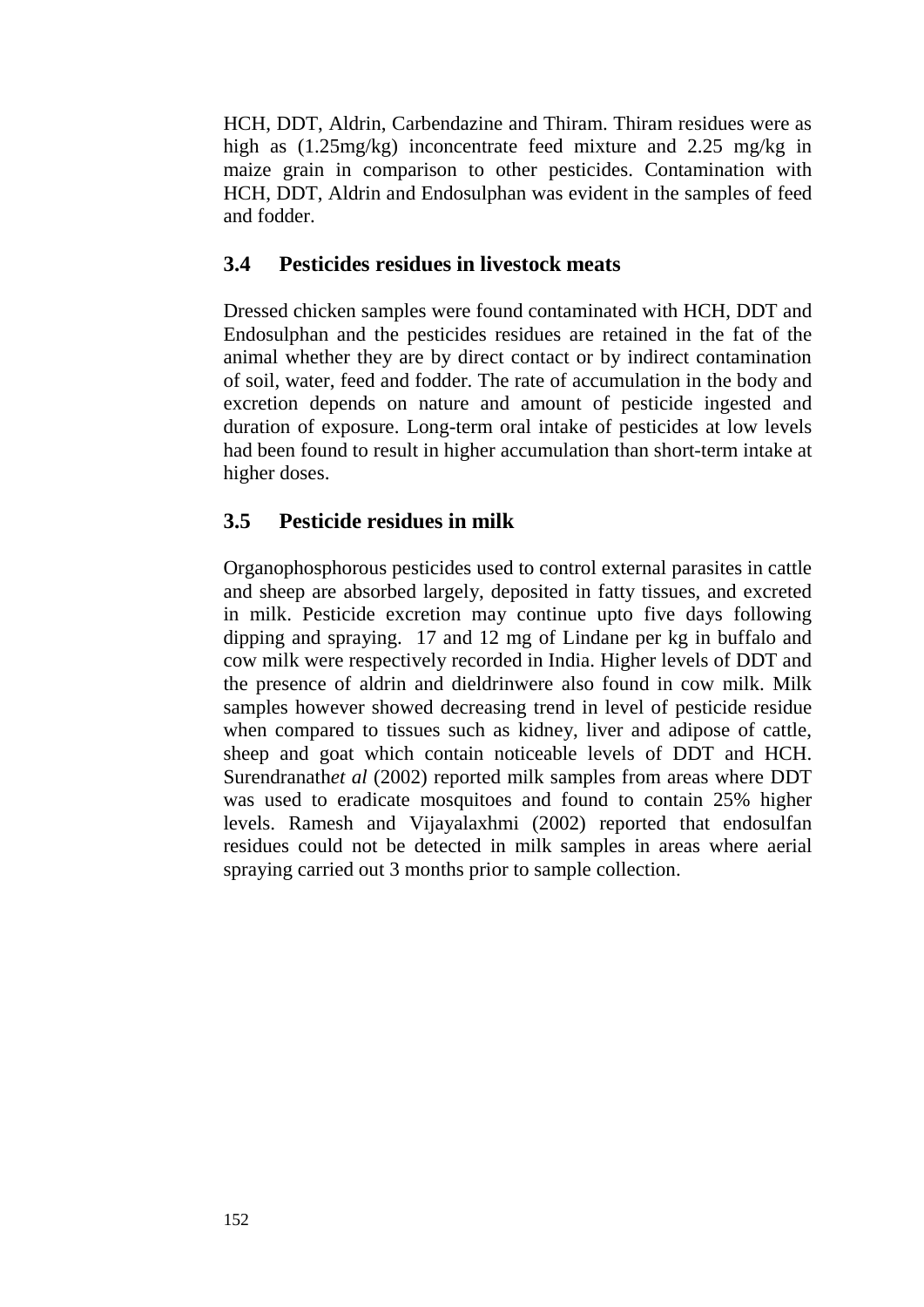HCH, DDT, Aldrin, Carbendazine and Thiram. Thiram residues were as high as (1.25mg/kg) inconcentrate feed mixture and 2.25 mg/kg in maize grain in comparison to other pesticides. Contamination with HCH, DDT, Aldrin and Endosulphan was evident in the samples of feed and fodder.

## 3.4 Pesticides residues in livestock meats

Dressed chicken samples were found contaminated with HCH, DDT and Endosulphan and the pesticides residues are retained in the fat of the animal whether they are by direct contact or by indirect contamination of soil, water, feed and fodder. The rate of accumulation in the body and excretion depends on nature and amount of pesticide ingested and duration of exposure. Long-term oral intake of pesticides at low levels had been found to result in higher accumulation than short-term intake at higher doses.

## 3.5 Pesticide residues in milk

Organophosphorous pesticides used to control external parasites in cattle and sheep are absorbed largely, deposited in fatty tissues, and excreted in milk. Pesticide excretion may continue upto five days following dipping and spraying. 17 and 12 mg of Lindane per kg in buffalo and cow milk were respectively recorded in India. Higher levels of DDT and the presence of aldrin and dieldrinwere also found in cow milk. Milk samples however showed decreasing trend in level of pesticide residue when compared to tissues such as kidney, liver and adipose of cattle, sheep and goat which contain noticeable levels of DDT and HCH. Surendranath*et al* (2002) reported milk samples from areas where DDT was used to eradicate mosquitoes and found to contain 25% higher levels. Ramesh and Vijayalaxhmi (2002) reported that endosulfan residues could not be detected in milk samples in areas where aerial spraying carried out 3 months prior to sample collection.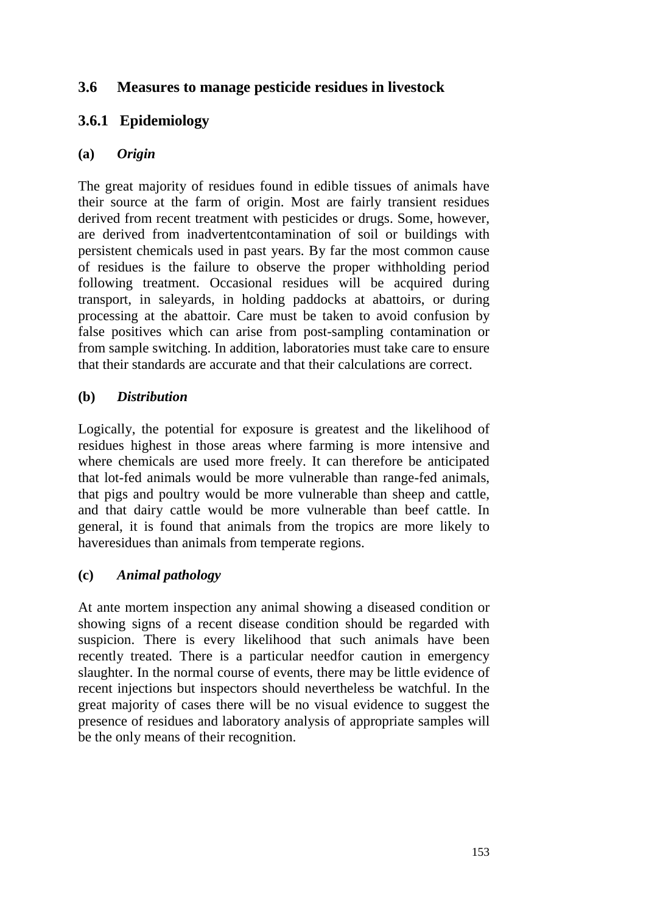## 3.6 Measures to manage pesticide residues in livestock

### 3.6.1 Epidemiology

#### (a) *Origin*

The great majority of residues found in edible tissues of animals have their source at the farm of origin. Most are fairly transient residues derived from recent treatment with pesticides or drugs. Some, however, are derived from inadvertentcontamination of soil or buildings with persistent chemicals used in past years. By far the most common cause of residues is the failure to observe the proper withholding period following treatment. Occasional residues will be acquired during transport, in saleyards, in holding paddocks at abattoirs, or during processing at the abattoir. Care must be taken to avoid confusion by false positives which can arise from post-sampling contamination or from sample switching. In addition, laboratories must take care to ensure that their standards are accurate and that their calculations are correct.

#### (b) *Distribution*

Logically, the potential for exposure is greatest and the likelihood of residues highest in those areas where farming is more intensive and where chemicals are used more freely. It can therefore be anticipated that lot-fed animals would be more vulnerable than range-fed animals, that pigs and poultry would be more vulnerable than sheep and cattle, and that dairy cattle would be more vulnerable than beef cattle. In general, it is found that animals from the tropics are more likely to haveresidues than animals from temperate regions.

#### (c) *Animal pathology*

At ante mortem inspection any animal showing a diseased condition or showing signs of a recent disease condition should be regarded with suspicion. There is every likelihood that such animals have been recently treated. There is a particular needfor caution in emergency slaughter. In the normal course of events, there may be little evidence of recent injections but inspectors should nevertheless be watchful. In the great majority of cases there will be no visual evidence to suggest the presence of residues and laboratory analysis of appropriate samples will be the only means of their recognition.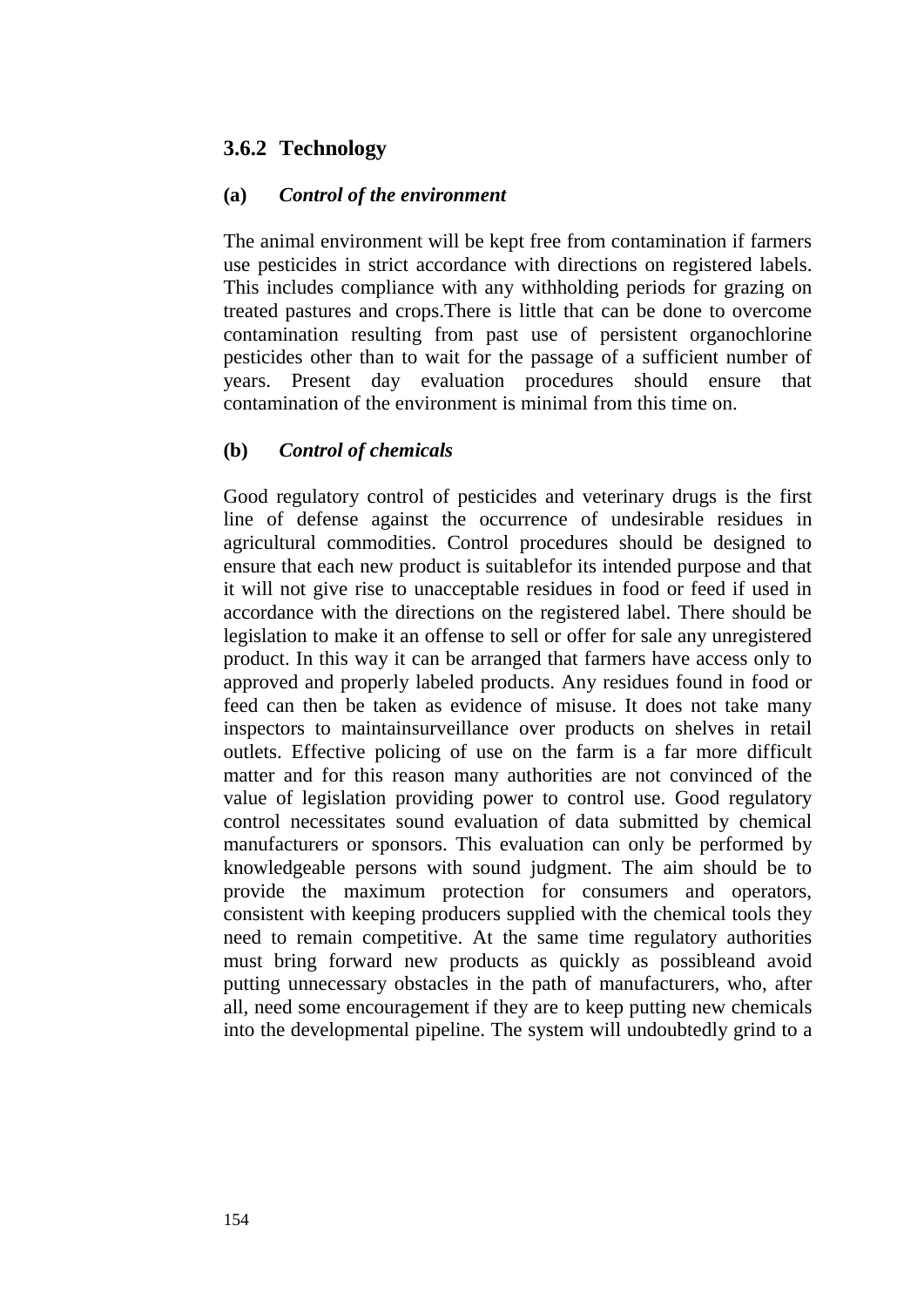### 3.6.2 Technology

**(a)** ***Control of the environment***

The animal environment will be kept free from contamination if farmers use pesticides in strict accordance with directions on registered labels. This includes compliance with any withholding periods for grazing on treated pastures and crops.There is little that can be done to overcome contamination resulting from past use of persistent organochlorine pesticides other than to wait for the passage of a sufficient number of years. Present day evaluation procedures should ensure that contamination of the environment is minimal from this time on.

**(b)** ***Control of chemicals***

Good regulatory control of pesticides and veterinary drugs is the first line of defense against the occurrence of undesirable residues in agricultural commodities. Control procedures should be designed to ensure that each new product is suitablefor its intended purpose and that it will not give rise to unacceptable residues in food or feed if used in accordance with the directions on the registered label. There should be legislation to make it an offense to sell or offer for sale any unregistered product. In this way it can be arranged that farmers have access only to approved and properly labeled products. Any residues found in food or feed can then be taken as evidence of misuse. It does not take many inspectors to maintainsurveillance over products on shelves in retail outlets. Effective policing of use on the farm is a far more difficult matter and for this reason many authorities are not convinced of the value of legislation providing power to control use. Good regulatory control necessitates sound evaluation of data submitted by chemical manufacturers or sponsors. This evaluation can only be performed by knowledgeable persons with sound judgment. The aim should be to provide the maximum protection for consumers and operators, consistent with keeping producers supplied with the chemical tools they need to remain competitive. At the same time regulatory authorities must bring forward new products as quickly as possibleand avoid putting unnecessary obstacles in the path of manufacturers, who, after all, need some encouragement if they are to keep putting new chemicals into the developmental pipeline. The system will undoubtedly grind to a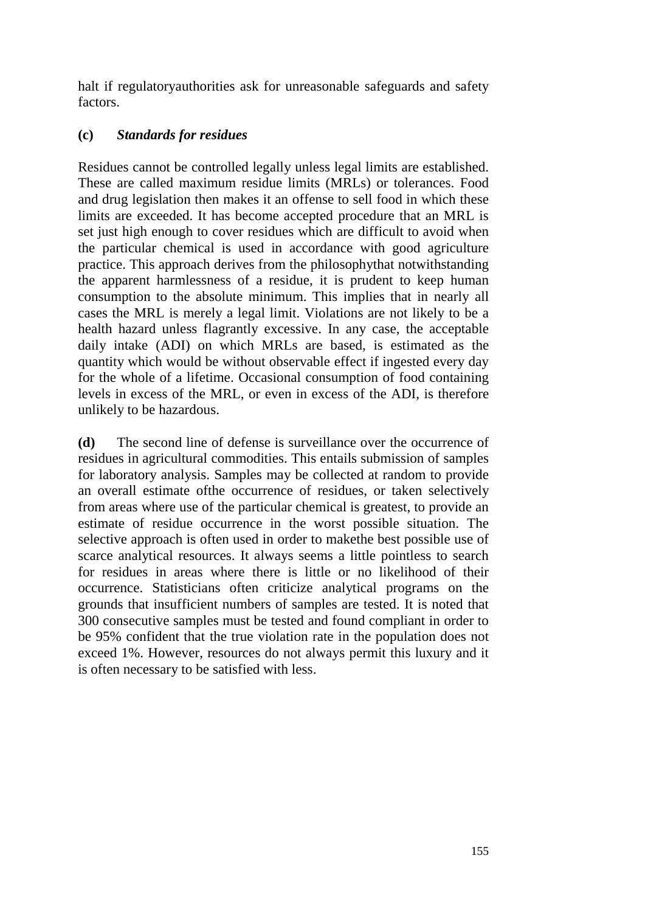halt if regulatoryauthorities ask for unreasonable safeguards and safety factors.

**(c)** ***Standards for residues***

Residues cannot be controlled legally unless legal limits are established. These are called maximum residue limits (MRLs) or tolerances. Food and drug legislation then makes it an offense to sell food in which these limits are exceeded. It has become accepted procedure that an MRL is set just high enough to cover residues which are difficult to avoid when the particular chemical is used in accordance with good agriculture practice. This approach derives from the philosophythat notwithstanding the apparent harmlessness of a residue, it is prudent to keep human consumption to the absolute minimum. This implies that in nearly all cases the MRL is merely a legal limit. Violations are not likely to be a health hazard unless flagrantly excessive. In any case, the acceptable daily intake (ADI) on which MRLs are based, is estimated as the quantity which would be without observable effect if ingested every day for the whole of a lifetime. Occasional consumption of food containing levels in excess of the MRL, or even in excess of the ADI, is therefore unlikely to be hazardous.

**(d)** The second line of defense is surveillance over the occurrence of residues in agricultural commodities. This entails submission of samples for laboratory analysis. Samples may be collected at random to provide an overall estimate ofthe occurrence of residues, or taken selectively from areas where use of the particular chemical is greatest, to provide an estimate of residue occurrence in the worst possible situation. The selective approach is often used in order to makethe best possible use of scarce analytical resources. It always seems a little pointless to search for residues in areas where there is little or no likelihood of their occurrence. Statisticians often criticize analytical programs on the grounds that insufficient numbers of samples are tested. It is noted that 300 consecutive samples must be tested and found compliant in order to be 95% confident that the true violation rate in the population does not exceed 1%. However, resources do not always permit this luxury and it is often necessary to be satisfied with less.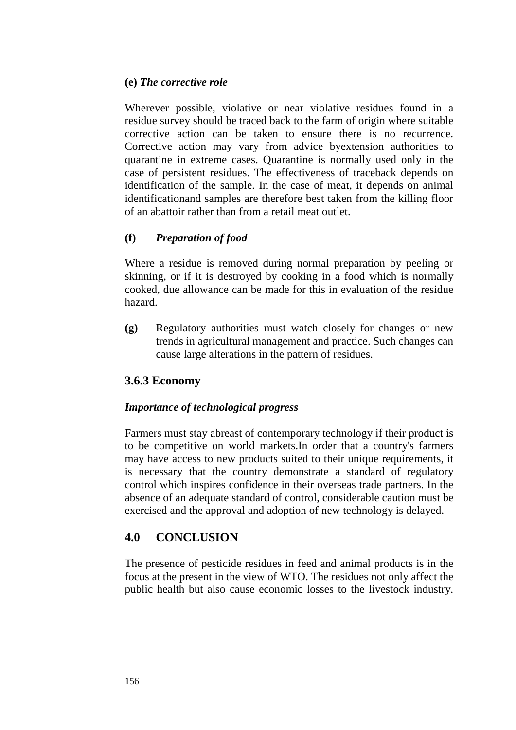**(e)** ***The corrective role***

Wherever possible, violative or near violative residues found in a residue survey should be traced back to the farm of origin where suitable corrective action can be taken to ensure there is no recurrence. Corrective action may vary from advice byextension authorities to quarantine in extreme cases. Quarantine is normally used only in the case of persistent residues. The effectiveness of traceback depends on identification of the sample. In the case of meat, it depends on animal identificationand samples are therefore best taken from the killing floor of an abattoir rather than from a retail meat outlet.

**(f)** ***Preparation of food***

Where a residue is removed during normal preparation by peeling or skinning, or if it is destroyed by cooking in a food which is normally cooked, due allowance can be made for this in evaluation of the residue hazard.

**(g)** Regulatory authorities must watch closely for changes or new trends in agricultural management and practice. Such changes can cause large alterations in the pattern of residues.

### 3.6.3 Economy

***Importance of technological progress***

Farmers must stay abreast of contemporary technology if their product is to be competitive on world markets.In order that a country's farmers may have access to new products suited to their unique requirements, it is necessary that the country demonstrate a standard of regulatory control which inspires confidence in their overseas trade partners. In the absence of an adequate standard of control, considerable caution must be exercised and the approval and adoption of new technology is delayed.

## 4.0 CONCLUSION

The presence of pesticide residues in feed and animal products is in the focus at the present in the view of WTO. The residues not only affect the public health but also cause economic losses to the livestock industry.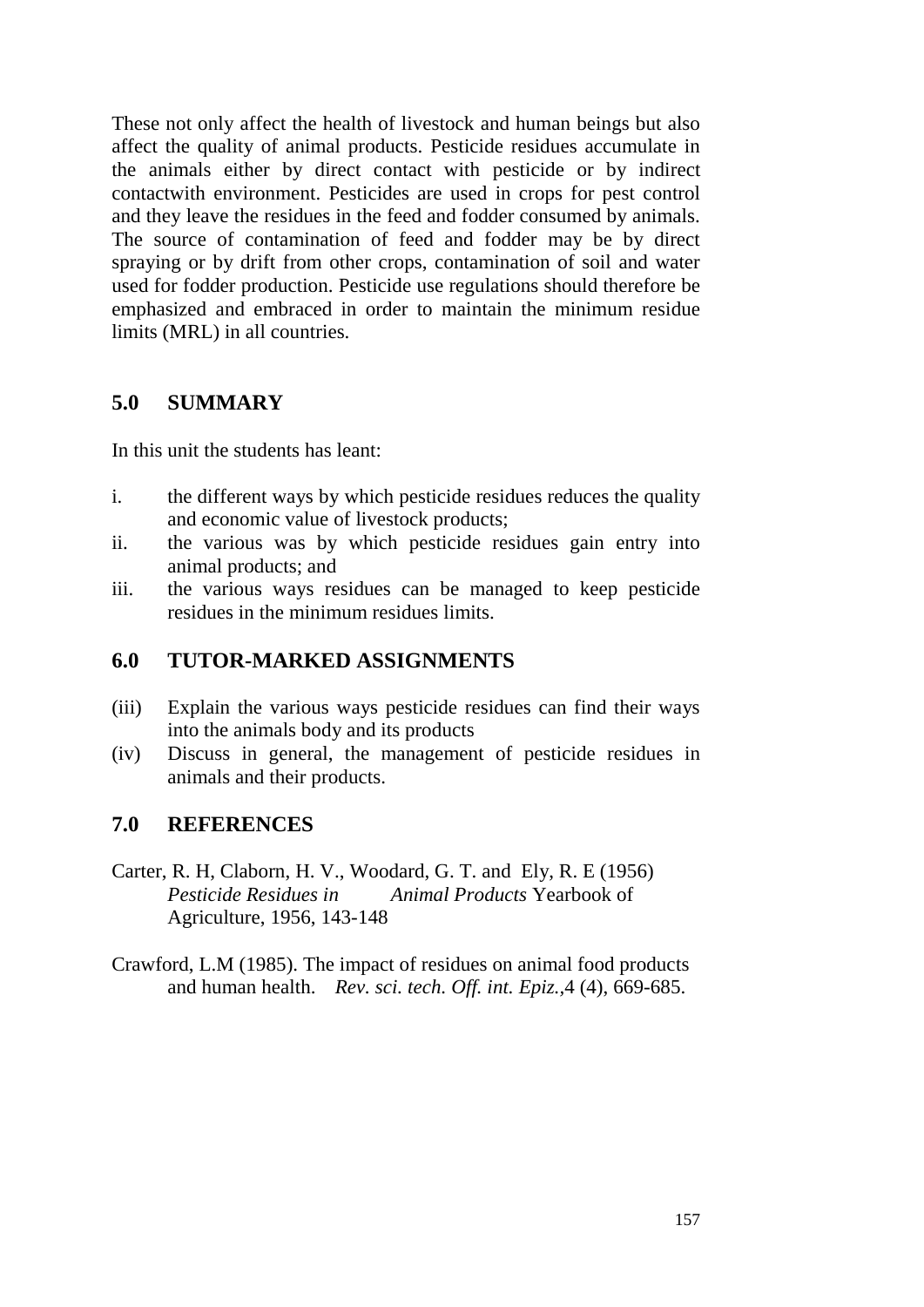These not only affect the health of livestock and human beings but also affect the quality of animal products. Pesticide residues accumulate in the animals either by direct contact with pesticide or by indirect contactwith environment. Pesticides are used in crops for pest control and they leave the residues in the feed and fodder consumed by animals. The source of contamination of feed and fodder may be by direct spraying or by drift from other crops, contamination of soil and water used for fodder production. Pesticide use regulations should therefore be emphasized and embraced in order to maintain the minimum residue limits (MRL) in all countries.

## 5.0 SUMMARY

In this unit the students has leant:

i. the different ways by which pesticide residues reduces the quality and economic value of livestock products;
ii. the various was by which pesticide residues gain entry into animal products; and
iii. the various ways residues can be managed to keep pesticide residues in the minimum residues limits.

## 6.0 TUTOR-MARKED ASSIGNMENTS

(iii) Explain the various ways pesticide residues can find their ways into the animals body and its products
(iv) Discuss in general, the management of pesticide residues in animals and their products.

## 7.0 REFERENCES

Carter, R. H, Claborn, H. V., Woodard, G. T. and Ely, R. E (1956) *Pesticide Residues in Animal Products* Yearbook of Agriculture, 1956, 143-148

Crawford, L.M (1985). The impact of residues on animal food products and human health. *Rev. sci. tech. Off. int. Epiz.*,4 (4), 669-685.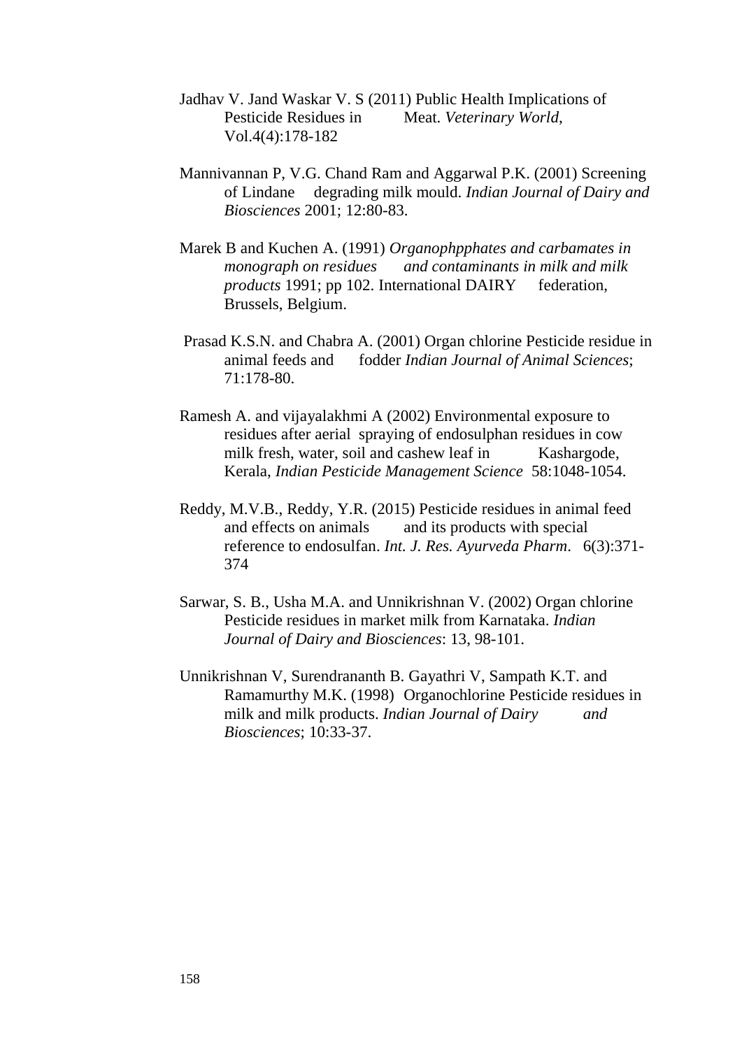Jadhav V. Jand Waskar V. S (2011) Public Health Implications of Pesticide Residues in Meat. *Veterinary World*, Vol.4(4):178-182

Mannivannan P, V.G. Chand Ram and Aggarwal P.K. (2001) Screening of Lindane degrading milk mould. *Indian Journal of Dairy and Biosciences* 2001; 12:80-83.

Marek B and Kuchen A. (1991) *Organophpphates and carbamates in monograph on residues and contaminants in milk and milk products* 1991; pp 102. International DAIRY federation, Brussels, Belgium.

Prasad K.S.N. and Chabra A. (2001) Organ chlorine Pesticide residue in animal feeds and fodder *Indian Journal of Animal Sciences*; 71:178-80.

Ramesh A. and vijayalakhmi A (2002) Environmental exposure to residues after aerial spraying of endosulphan residues in cow milk fresh, water, soil and cashew leaf in Kashargode, Kerala, *Indian Pesticide Management Science* 58:1048-1054.

Reddy, M.V.B., Reddy, Y.R. (2015) Pesticide residues in animal feed and effects on animals and its products with special reference to endosulfan. *Int. J. Res. Ayurveda Pharm*. 6(3):371-374

Sarwar, S. B., Usha M.A. and Unnikrishnan V. (2002) Organ chlorine Pesticide residues in market milk from Karnataka. *Indian Journal of Dairy and Biosciences*: 13, 98-101.

Unnikrishnan V, Surendrananth B. Gayathri V, Sampath K.T. and Ramamurthy M.K. (1998) Organochlorine Pesticide residues in milk and milk products. *Indian Journal of Dairy and Biosciences*; 10:33-37.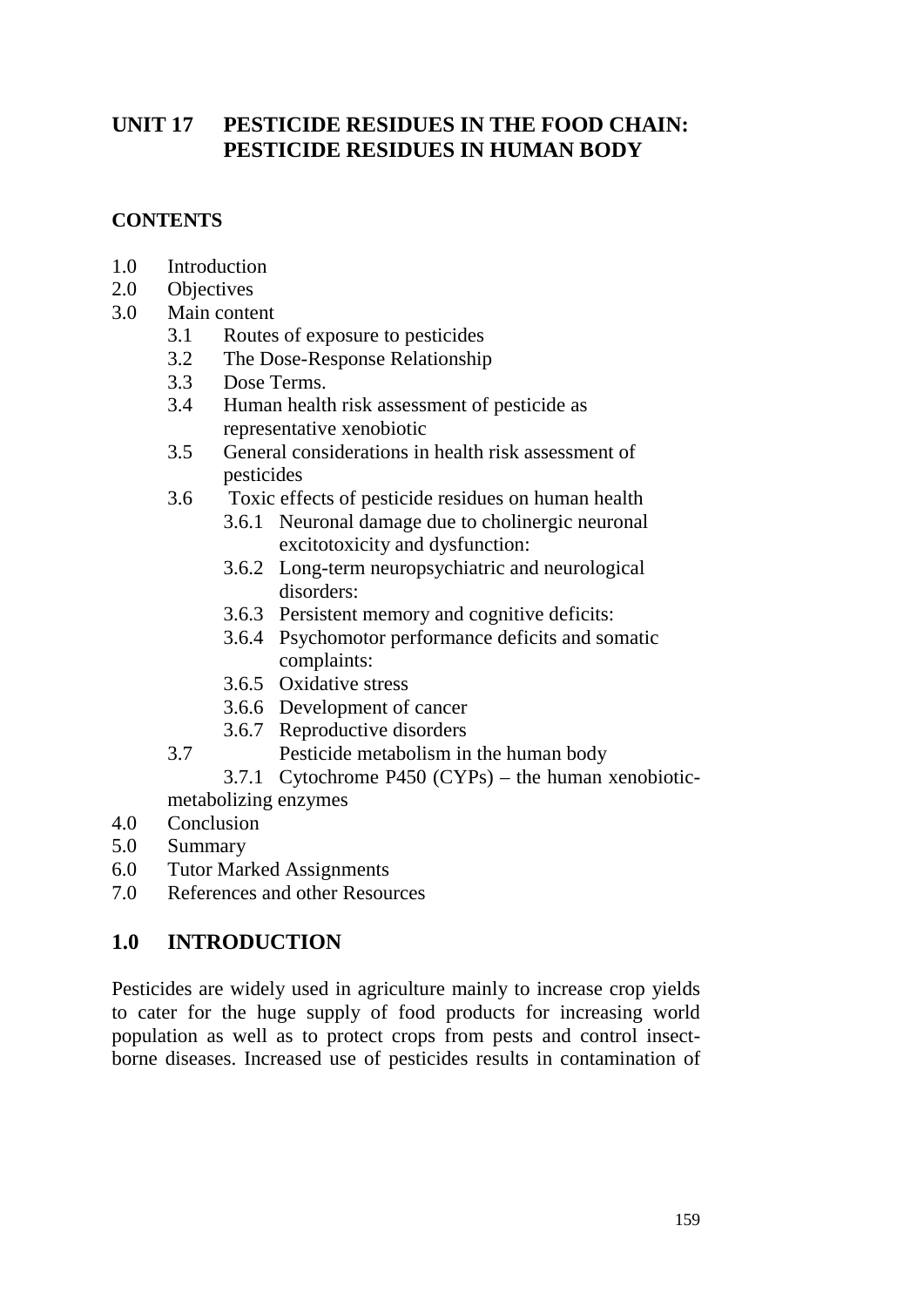# UNIT 17 PESTICIDE RESIDUES IN THE FOOD CHAIN: PESTICIDE RESIDUES IN HUMAN BODY

**CONTENTS**

- 1.0 Introduction
- 2.0 Objectives
- 3.0 Main content
  - 3.1 Routes of exposure to pesticides
  - 3.2 The Dose-Response Relationship
  - 3.3 Dose Terms.
  - 3.4 Human health risk assessment of pesticide as representative xenobiotic
  - 3.5 General considerations in health risk assessment of pesticides
  - 3.6 Toxic effects of pesticide residues on human health
    - 3.6.1 Neuronal damage due to cholinergic neuronal excitotoxicity and dysfunction:
    - 3.6.2 Long-term neuropsychiatric and neurological disorders:
    - 3.6.3 Persistent memory and cognitive deficits:
    - 3.6.4 Psychomotor performance deficits and somatic complaints:
    - 3.6.5 Oxidative stress
    - 3.6.6 Development of cancer
    - 3.6.7 Reproductive disorders
  - 3.7 Pesticide metabolism in the human body
    - 3.7.1 Cytochrome P450 (CYPs) – the human xenobiotic-metabolizing enzymes
- 4.0 Conclusion
- 5.0 Summary
- 6.0 Tutor Marked Assignments
- 7.0 References and other Resources

## 1.0 INTRODUCTION

Pesticides are widely used in agriculture mainly to increase crop yields to cater for the huge supply of food products for increasing world population as well as to protect crops from pests and control insect-borne diseases. Increased use of pesticides results in contamination of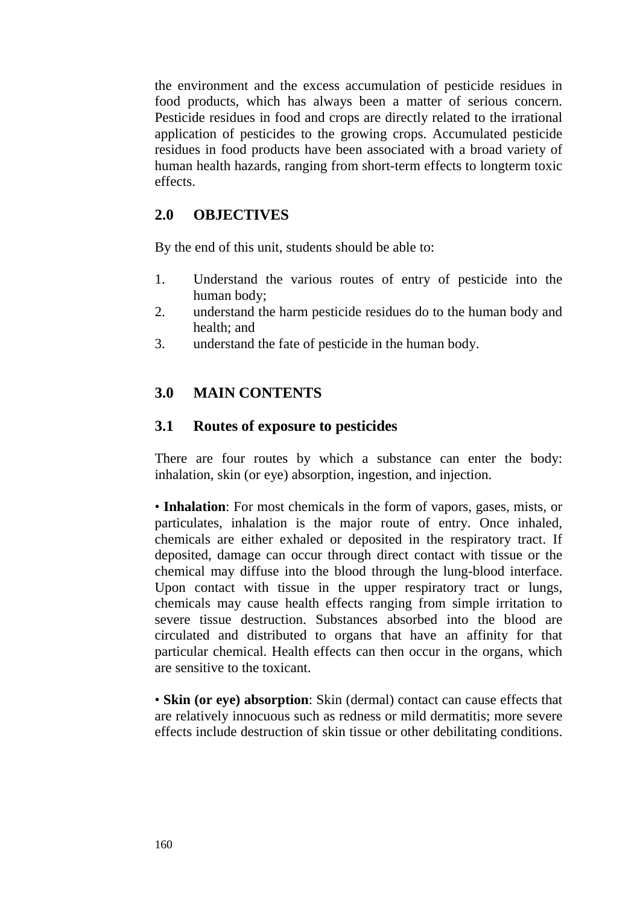the environment and the excess accumulation of pesticide residues in food products, which has always been a matter of serious concern. Pesticide residues in food and crops are directly related to the irrational application of pesticides to the growing crops. Accumulated pesticide residues in food products have been associated with a broad variety of human health hazards, ranging from short-term effects to longterm toxic effects.

## 2.0 OBJECTIVES

By the end of this unit, students should be able to:

1. Understand the various routes of entry of pesticide into the human body;
2. understand the harm pesticide residues do to the human body and health; and
3. understand the fate of pesticide in the human body.

## 3.0 MAIN CONTENTS

### 3.1 Routes of exposure to pesticides

There are four routes by which a substance can enter the body: inhalation, skin (or eye) absorption, ingestion, and injection.

• **Inhalation**: For most chemicals in the form of vapors, gases, mists, or particulates, inhalation is the major route of entry. Once inhaled, chemicals are either exhaled or deposited in the respiratory tract. If deposited, damage can occur through direct contact with tissue or the chemical may diffuse into the blood through the lung-blood interface. Upon contact with tissue in the upper respiratory tract or lungs, chemicals may cause health effects ranging from simple irritation to severe tissue destruction. Substances absorbed into the blood are circulated and distributed to organs that have an affinity for that particular chemical. Health effects can then occur in the organs, which are sensitive to the toxicant.

• **Skin (or eye) absorption**: Skin (dermal) contact can cause effects that are relatively innocuous such as redness or mild dermatitis; more severe effects include destruction of skin tissue or other debilitating conditions.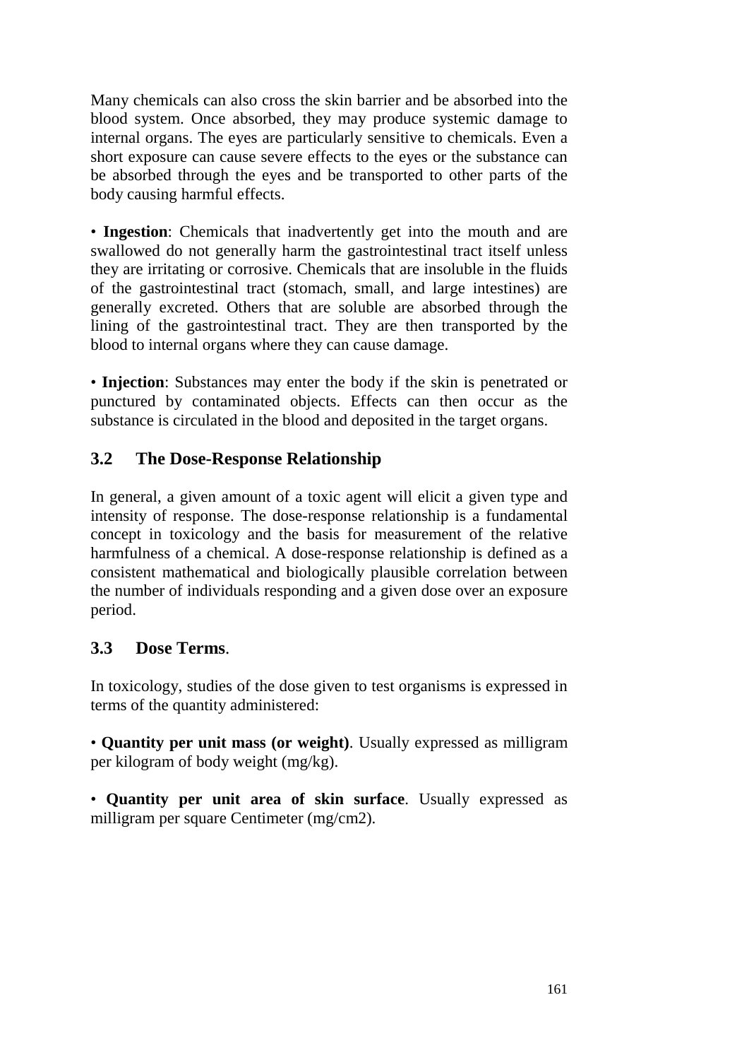Many chemicals can also cross the skin barrier and be absorbed into the blood system. Once absorbed, they may produce systemic damage to internal organs. The eyes are particularly sensitive to chemicals. Even a short exposure can cause severe effects to the eyes or the substance can be absorbed through the eyes and be transported to other parts of the body causing harmful effects.

• **Ingestion**: Chemicals that inadvertently get into the mouth and are swallowed do not generally harm the gastrointestinal tract itself unless they are irritating or corrosive. Chemicals that are insoluble in the fluids of the gastrointestinal tract (stomach, small, and large intestines) are generally excreted. Others that are soluble are absorbed through the lining of the gastrointestinal tract. They are then transported by the blood to internal organs where they can cause damage.

• **Injection**: Substances may enter the body if the skin is penetrated or punctured by contaminated objects. Effects can then occur as the substance is circulated in the blood and deposited in the target organs.

## 3.2 The Dose-Response Relationship

In general, a given amount of a toxic agent will elicit a given type and intensity of response. The dose-response relationship is a fundamental concept in toxicology and the basis for measurement of the relative harmfulness of a chemical. A dose-response relationship is defined as a consistent mathematical and biologically plausible correlation between the number of individuals responding and a given dose over an exposure period.

## 3.3 Dose Terms.

In toxicology, studies of the dose given to test organisms is expressed in terms of the quantity administered:

• **Quantity per unit mass (or weight)**. Usually expressed as milligram per kilogram of body weight (mg/kg).

• **Quantity per unit area of skin surface**. Usually expressed as milligram per square Centimeter (mg/cm2).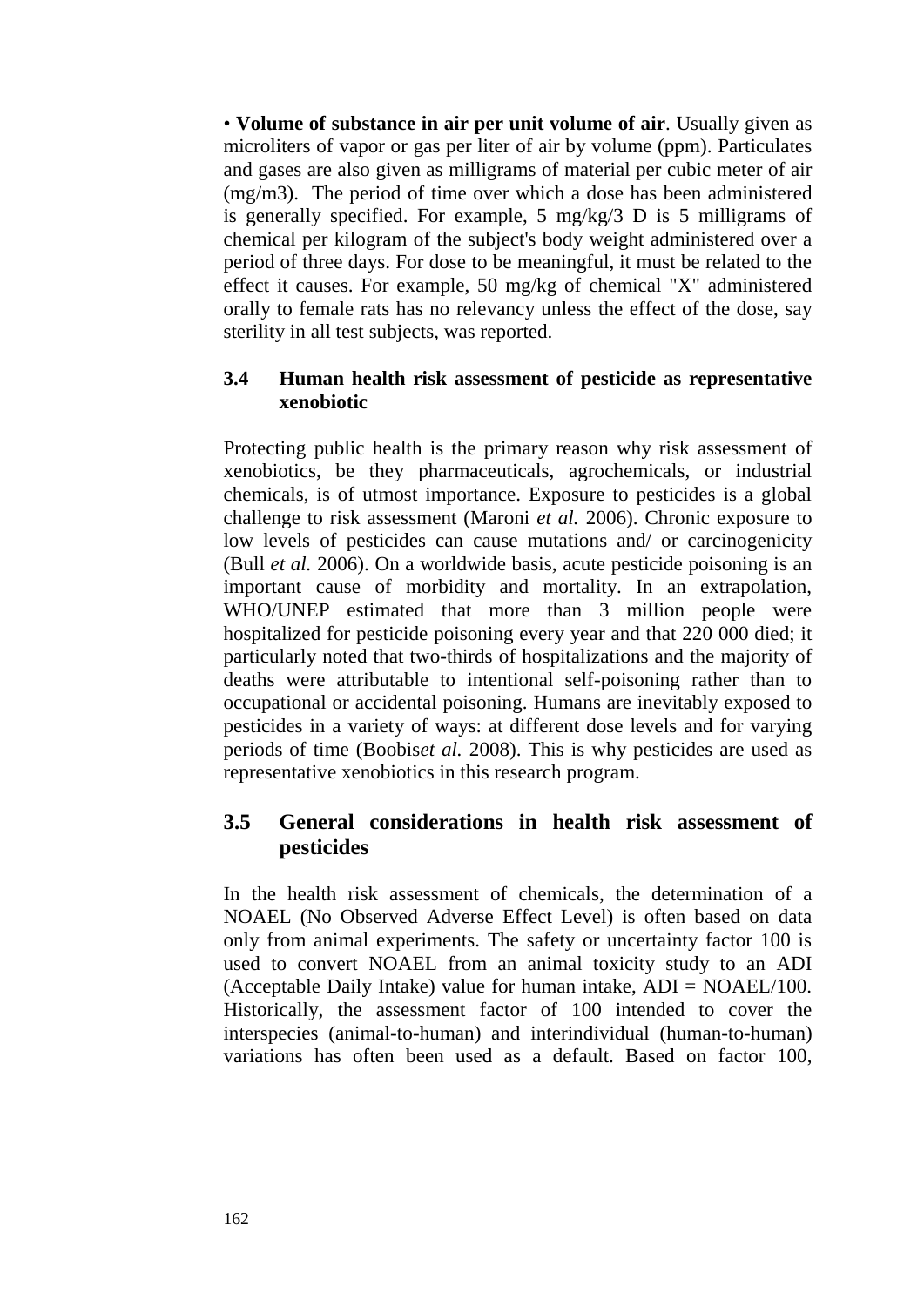• **Volume of substance in air per unit volume of air**. Usually given as microliters of vapor or gas per liter of air by volume (ppm). Particulates and gases are also given as milligrams of material per cubic meter of air (mg/m3). The period of time over which a dose has been administered is generally specified. For example, 5 mg/kg/3 D is 5 milligrams of chemical per kilogram of the subject's body weight administered over a period of three days. For dose to be meaningful, it must be related to the effect it causes. For example, 50 mg/kg of chemical "X" administered orally to female rats has no relevancy unless the effect of the dose, say sterility in all test subjects, was reported.

### 3.4 Human health risk assessment of pesticide as representative xenobiotic

Protecting public health is the primary reason why risk assessment of xenobiotics, be they pharmaceuticals, agrochemicals, or industrial chemicals, is of utmost importance. Exposure to pesticides is a global challenge to risk assessment (Maroni *et al.* 2006). Chronic exposure to low levels of pesticides can cause mutations and/ or carcinogenicity (Bull *et al.* 2006). On a worldwide basis, acute pesticide poisoning is an important cause of morbidity and mortality. In an extrapolation, WHO/UNEP estimated that more than 3 million people were hospitalized for pesticide poisoning every year and that 220 000 died; it particularly noted that two-thirds of hospitalizations and the majority of deaths were attributable to intentional self-poisoning rather than to occupational or accidental poisoning. Humans are inevitably exposed to pesticides in a variety of ways: at different dose levels and for varying periods of time (Boobis*et al.* 2008). This is why pesticides are used as representative xenobiotics in this research program.

## 3.5 General considerations in health risk assessment of pesticides

In the health risk assessment of chemicals, the determination of a NOAEL (No Observed Adverse Effect Level) is often based on data only from animal experiments. The safety or uncertainty factor 100 is used to convert NOAEL from an animal toxicity study to an ADI (Acceptable Daily Intake) value for human intake, ADI = NOAEL/100. Historically, the assessment factor of 100 intended to cover the interspecies (animal-to-human) and interindividual (human-to-human) variations has often been used as a default. Based on factor 100,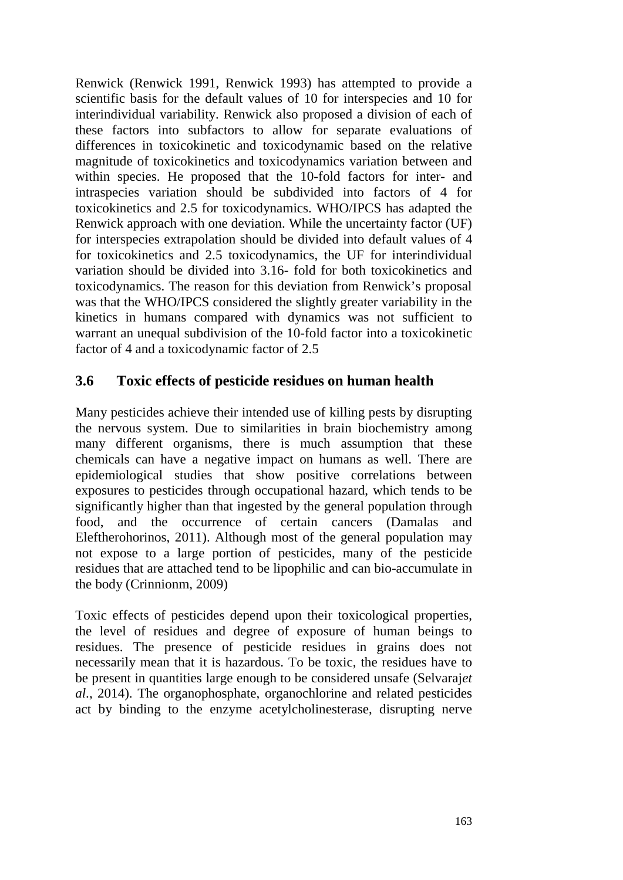Renwick (Renwick 1991, Renwick 1993) has attempted to provide a scientific basis for the default values of 10 for interspecies and 10 for interindividual variability. Renwick also proposed a division of each of these factors into subfactors to allow for separate evaluations of differences in toxicokinetic and toxicodynamic based on the relative magnitude of toxicokinetics and toxicodynamics variation between and within species. He proposed that the 10-fold factors for inter- and intraspecies variation should be subdivided into factors of 4 for toxicokinetics and 2.5 for toxicodynamics. WHO/IPCS has adapted the Renwick approach with one deviation. While the uncertainty factor (UF) for interspecies extrapolation should be divided into default values of 4 for toxicokinetics and 2.5 toxicodynamics, the UF for interindividual variation should be divided into 3.16- fold for both toxicokinetics and toxicodynamics. The reason for this deviation from Renwick's proposal was that the WHO/IPCS considered the slightly greater variability in the kinetics in humans compared with dynamics was not sufficient to warrant an unequal subdivision of the 10-fold factor into a toxicokinetic factor of 4 and a toxicodynamic factor of 2.5

## 3.6 Toxic effects of pesticide residues on human health

Many pesticides achieve their intended use of killing pests by disrupting the nervous system. Due to similarities in brain biochemistry among many different organisms, there is much assumption that these chemicals can have a negative impact on humans as well. There are epidemiological studies that show positive correlations between exposures to pesticides through occupational hazard, which tends to be significantly higher than that ingested by the general population through food, and the occurrence of certain cancers (Damalas and Eleftherohorinos, 2011). Although most of the general population may not expose to a large portion of pesticides, many of the pesticide residues that are attached tend to be lipophilic and can bio-accumulate in the body (Crinnionm, 2009)

Toxic effects of pesticides depend upon their toxicological properties, the level of residues and degree of exposure of human beings to residues. The presence of pesticide residues in grains does not necessarily mean that it is hazardous. To be toxic, the residues have to be present in quantities large enough to be considered unsafe (Selvaraj*et al*., 2014). The organophosphate, organochlorine and related pesticides act by binding to the enzyme acetylcholinesterase, disrupting nerve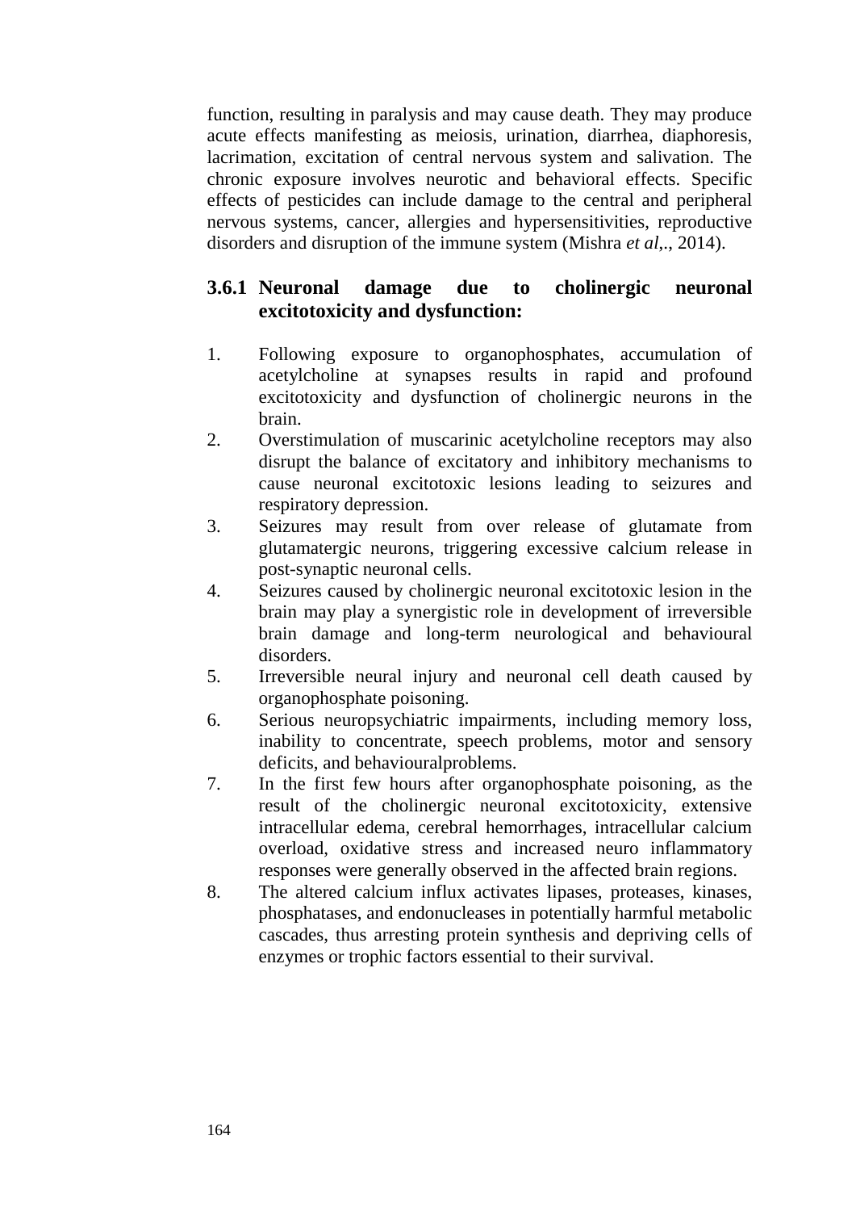function, resulting in paralysis and may cause death. They may produce acute effects manifesting as meiosis, urination, diarrhea, diaphoresis, lacrimation, excitation of central nervous system and salivation. The chronic exposure involves neurotic and behavioral effects. Specific effects of pesticides can include damage to the central and peripheral nervous systems, cancer, allergies and hypersensitivities, reproductive disorders and disruption of the immune system (Mishra *et al,*., 2014).

### 3.6.1 Neuronal damage due to cholinergic neuronal excitotoxicity and dysfunction:

1. Following exposure to organophosphates, accumulation of acetylcholine at synapses results in rapid and profound excitotoxicity and dysfunction of cholinergic neurons in the brain.
2. Overstimulation of muscarinic acetylcholine receptors may also disrupt the balance of excitatory and inhibitory mechanisms to cause neuronal excitotoxic lesions leading to seizures and respiratory depression.
3. Seizures may result from over release of glutamate from glutamatergic neurons, triggering excessive calcium release in post-synaptic neuronal cells.
4. Seizures caused by cholinergic neuronal excitotoxic lesion in the brain may play a synergistic role in development of irreversible brain damage and long-term neurological and behavioural disorders.
5. Irreversible neural injury and neuronal cell death caused by organophosphate poisoning.
6. Serious neuropsychiatric impairments, including memory loss, inability to concentrate, speech problems, motor and sensory deficits, and behaviouralproblems.
7. In the first few hours after organophosphate poisoning, as the result of the cholinergic neuronal excitotoxicity, extensive intracellular edema, cerebral hemorrhages, intracellular calcium overload, oxidative stress and increased neuro inflammatory responses were generally observed in the affected brain regions.
8. The altered calcium influx activates lipases, proteases, kinases, phosphatases, and endonucleases in potentially harmful metabolic cascades, thus arresting protein synthesis and depriving cells of enzymes or trophic factors essential to their survival.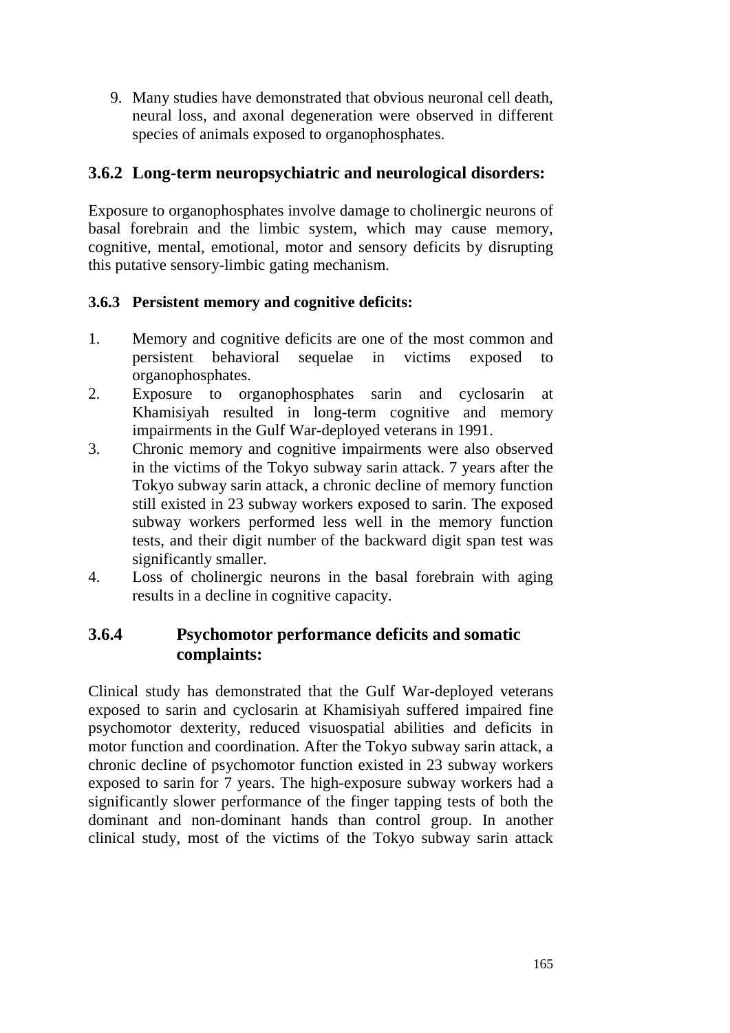9. Many studies have demonstrated that obvious neuronal cell death, neural loss, and axonal degeneration were observed in different species of animals exposed to organophosphates.

### 3.6.2 Long-term neuropsychiatric and neurological disorders:

Exposure to organophosphates involve damage to cholinergic neurons of basal forebrain and the limbic system, which may cause memory, cognitive, mental, emotional, motor and sensory deficits by disrupting this putative sensory-limbic gating mechanism.

#### 3.6.3 Persistent memory and cognitive deficits:

1. Memory and cognitive deficits are one of the most common and persistent behavioral sequelae in victims exposed to organophosphates.
2. Exposure to organophosphates sarin and cyclosarin at Khamisiyah resulted in long-term cognitive and memory impairments in the Gulf War-deployed veterans in 1991.
3. Chronic memory and cognitive impairments were also observed in the victims of the Tokyo subway sarin attack. 7 years after the Tokyo subway sarin attack, a chronic decline of memory function still existed in 23 subway workers exposed to sarin. The exposed subway workers performed less well in the memory function tests, and their digit number of the backward digit span test was significantly smaller.
4. Loss of cholinergic neurons in the basal forebrain with aging results in a decline in cognitive capacity.

### 3.6.4 Psychomotor performance deficits and somatic complaints:

Clinical study has demonstrated that the Gulf War-deployed veterans exposed to sarin and cyclosarin at Khamisiyah suffered impaired fine psychomotor dexterity, reduced visuospatial abilities and deficits in motor function and coordination. After the Tokyo subway sarin attack, a chronic decline of psychomotor function existed in 23 subway workers exposed to sarin for 7 years. The high-exposure subway workers had a significantly slower performance of the finger tapping tests of both the dominant and non-dominant hands than control group. In another clinical study, most of the victims of the Tokyo subway sarin attack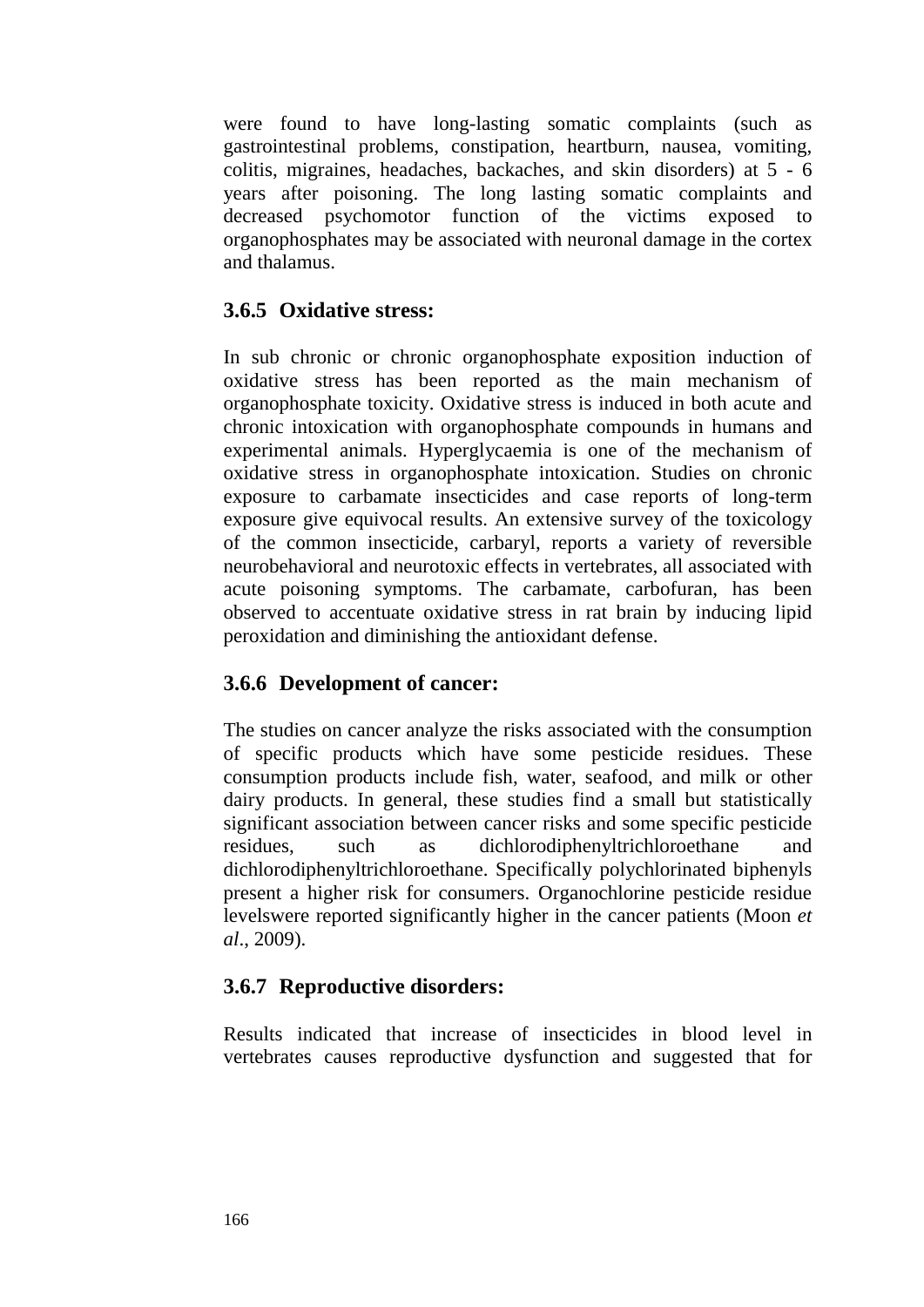were found to have long-lasting somatic complaints (such as gastrointestinal problems, constipation, heartburn, nausea, vomiting, colitis, migraines, headaches, backaches, and skin disorders) at 5 - 6 years after poisoning. The long lasting somatic complaints and decreased psychomotor function of the victims exposed to organophosphates may be associated with neuronal damage in the cortex and thalamus.

### 3.6.5 Oxidative stress:

In sub chronic or chronic organophosphate exposition induction of oxidative stress has been reported as the main mechanism of organophosphate toxicity. Oxidative stress is induced in both acute and chronic intoxication with organophosphate compounds in humans and experimental animals. Hyperglycaemia is one of the mechanism of oxidative stress in organophosphate intoxication. Studies on chronic exposure to carbamate insecticides and case reports of long-term exposure give equivocal results. An extensive survey of the toxicology of the common insecticide, carbaryl, reports a variety of reversible neurobehavioral and neurotoxic effects in vertebrates, all associated with acute poisoning symptoms. The carbamate, carbofuran, has been observed to accentuate oxidative stress in rat brain by inducing lipid peroxidation and diminishing the antioxidant defense.

### 3.6.6 Development of cancer:

The studies on cancer analyze the risks associated with the consumption of specific products which have some pesticide residues. These consumption products include fish, water, seafood, and milk or other dairy products. In general, these studies find a small but statistically significant association between cancer risks and some specific pesticide residues, such as dichlorodiphenyltrichloroethane and dichlorodiphenyltrichloroethane. Specifically polychlorinated biphenyls present a higher risk for consumers. Organochlorine pesticide residue levelswere reported significantly higher in the cancer patients (Moon *et al*., 2009).

### 3.6.7 Reproductive disorders:

Results indicated that increase of insecticides in blood level in vertebrates causes reproductive dysfunction and suggested that for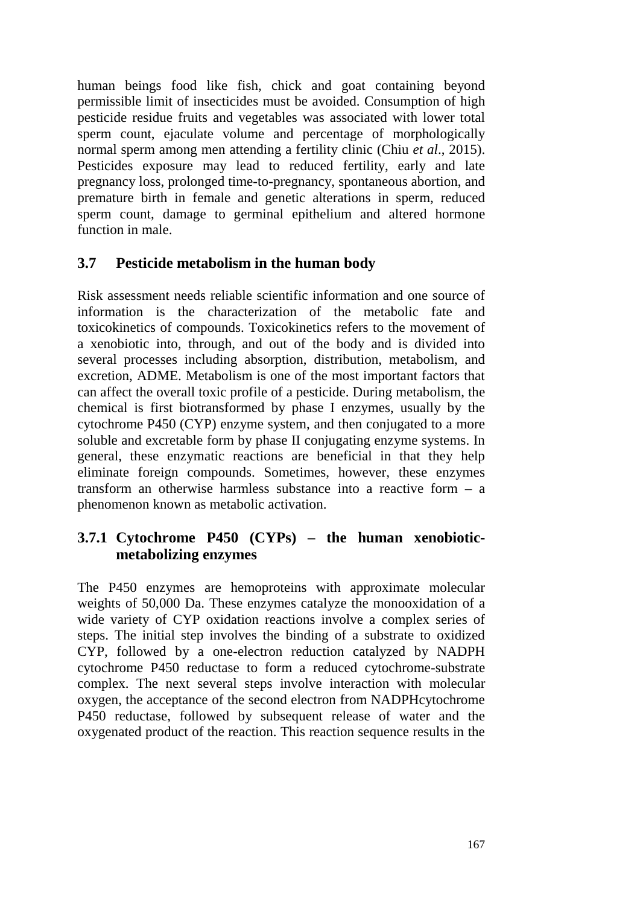human beings food like fish, chick and goat containing beyond permissible limit of insecticides must be avoided. Consumption of high pesticide residue fruits and vegetables was associated with lower total sperm count, ejaculate volume and percentage of morphologically normal sperm among men attending a fertility clinic (Chiu *et al*., 2015). Pesticides exposure may lead to reduced fertility, early and late pregnancy loss, prolonged time-to-pregnancy, spontaneous abortion, and premature birth in female and genetic alterations in sperm, reduced sperm count, damage to germinal epithelium and altered hormone function in male.

## 3.7 Pesticide metabolism in the human body

Risk assessment needs reliable scientific information and one source of information is the characterization of the metabolic fate and toxicokinetics of compounds. Toxicokinetics refers to the movement of a xenobiotic into, through, and out of the body and is divided into several processes including absorption, distribution, metabolism, and excretion, ADME. Metabolism is one of the most important factors that can affect the overall toxic profile of a pesticide. During metabolism, the chemical is first biotransformed by phase I enzymes, usually by the cytochrome P450 (CYP) enzyme system, and then conjugated to a more soluble and excretable form by phase II conjugating enzyme systems. In general, these enzymatic reactions are beneficial in that they help eliminate foreign compounds. Sometimes, however, these enzymes transform an otherwise harmless substance into a reactive form – a phenomenon known as metabolic activation.

### 3.7.1 Cytochrome P450 (CYPs) – the human xenobiotic-metabolizing enzymes

The P450 enzymes are hemoproteins with approximate molecular weights of 50,000 Da. These enzymes catalyze the monooxidation of a wide variety of CYP oxidation reactions involve a complex series of steps. The initial step involves the binding of a substrate to oxidized CYP, followed by a one-electron reduction catalyzed by NADPH cytochrome P450 reductase to form a reduced cytochrome-substrate complex. The next several steps involve interaction with molecular oxygen, the acceptance of the second electron from NADPHcytochrome P450 reductase, followed by subsequent release of water and the oxygenated product of the reaction. This reaction sequence results in the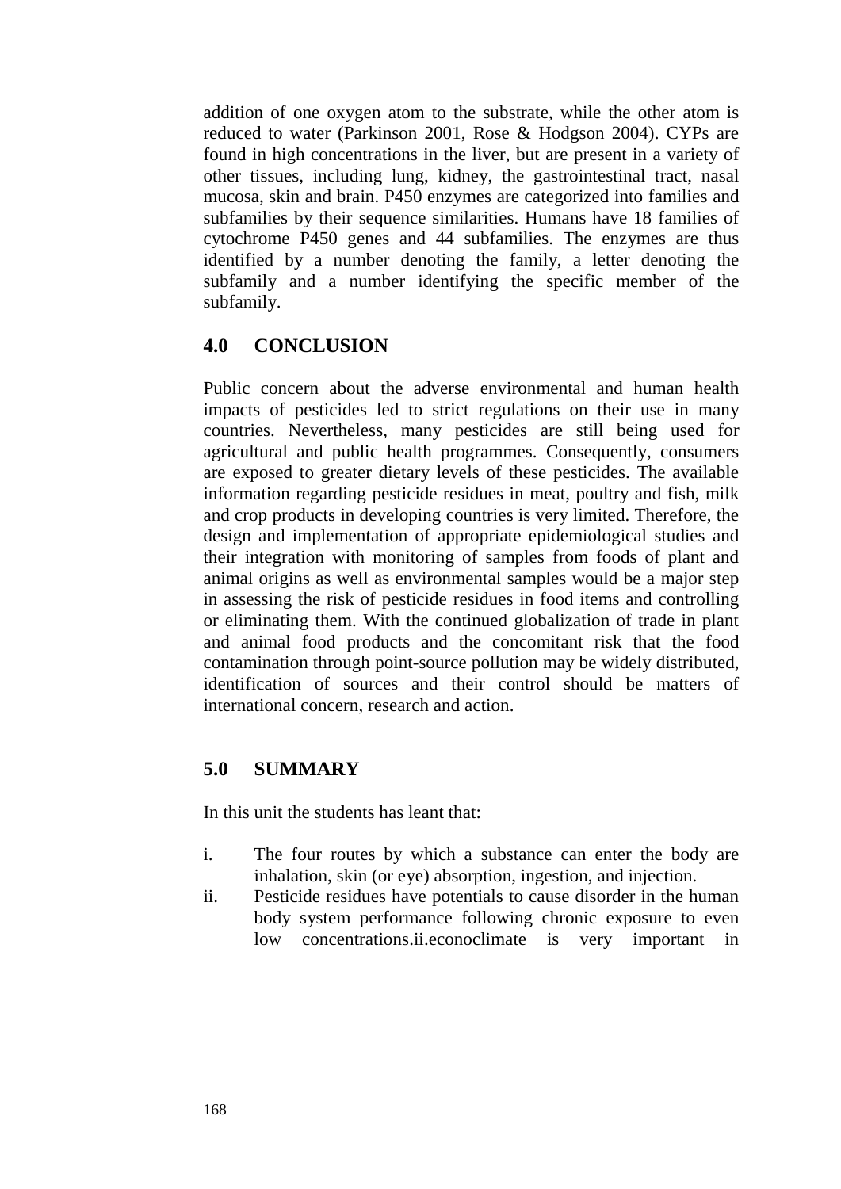addition of one oxygen atom to the substrate, while the other atom is reduced to water (Parkinson 2001, Rose & Hodgson 2004). CYPs are found in high concentrations in the liver, but are present in a variety of other tissues, including lung, kidney, the gastrointestinal tract, nasal mucosa, skin and brain. P450 enzymes are categorized into families and subfamilies by their sequence similarities. Humans have 18 families of cytochrome P450 genes and 44 subfamilies. The enzymes are thus identified by a number denoting the family, a letter denoting the subfamily and a number identifying the specific member of the subfamily.

## 4.0 CONCLUSION

Public concern about the adverse environmental and human health impacts of pesticides led to strict regulations on their use in many countries. Nevertheless, many pesticides are still being used for agricultural and public health programmes. Consequently, consumers are exposed to greater dietary levels of these pesticides. The available information regarding pesticide residues in meat, poultry and fish, milk and crop products in developing countries is very limited. Therefore, the design and implementation of appropriate epidemiological studies and their integration with monitoring of samples from foods of plant and animal origins as well as environmental samples would be a major step in assessing the risk of pesticide residues in food items and controlling or eliminating them. With the continued globalization of trade in plant and animal food products and the concomitant risk that the food contamination through point-source pollution may be widely distributed, identification of sources and their control should be matters of international concern, research and action.

## 5.0 SUMMARY

In this unit the students has leant that:

i. The four routes by which a substance can enter the body are inhalation, skin (or eye) absorption, ingestion, and injection.
ii. Pesticide residues have potentials to cause disorder in the human body system performance following chronic exposure to even low concentrations.ii.econoclimate is very important in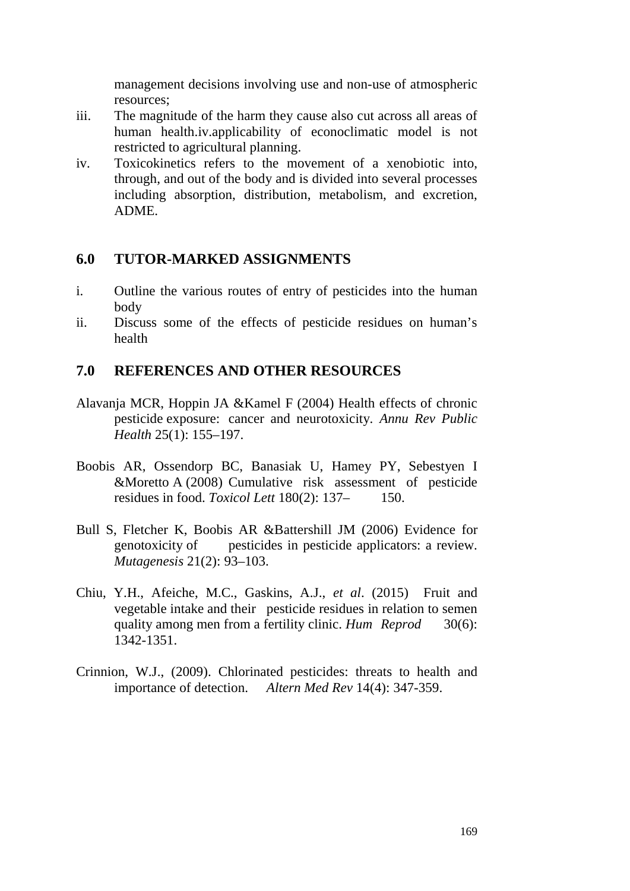management decisions involving use and non-use of atmospheric resources;

iii. The magnitude of the harm they cause also cut across all areas of human health.iv.applicability of econoclimatic model is not restricted to agricultural planning.

iv. Toxicokinetics refers to the movement of a xenobiotic into, through, and out of the body and is divided into several processes including absorption, distribution, metabolism, and excretion, ADME.

## 6.0 TUTOR-MARKED ASSIGNMENTS

i. Outline the various routes of entry of pesticides into the human body

ii. Discuss some of the effects of pesticide residues on human's health

## 7.0 REFERENCES AND OTHER RESOURCES

Alavanja MCR, Hoppin JA &Kamel F (2004) Health effects of chronic pesticide exposure: cancer and neurotoxicity. *Annu Rev Public Health* 25(1): 155–197.

Boobis AR, Ossendorp BC, Banasiak U, Hamey PY, Sebestyen I &Moretto A (2008) Cumulative risk assessment of pesticide residues in food. *Toxicol Lett* 180(2): 137– 150.

Bull S, Fletcher K, Boobis AR &Battershill JM (2006) Evidence for genotoxicity of pesticides in pesticide applicators: a review. *Mutagenesis* 21(2): 93–103.

Chiu, Y.H., Afeiche, M.C., Gaskins, A.J., *et al*. (2015) Fruit and vegetable intake and their pesticide residues in relation to semen quality among men from a fertility clinic. *Hum Reprod* 30(6): 1342-1351.

Crinnion, W.J., (2009). Chlorinated pesticides: threats to health and importance of detection. *Altern Med Rev* 14(4): 347-359.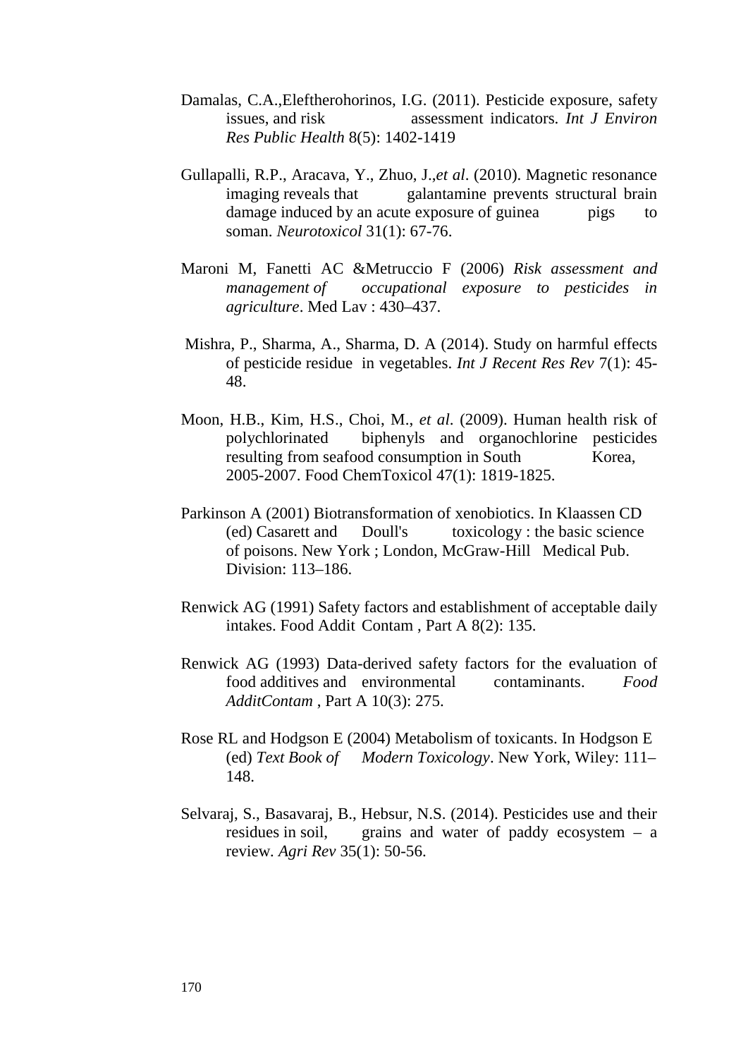Damalas, C.A.,Eleftherohorinos, I.G. (2011). Pesticide exposure, safety issues, and risk assessment indicators. *Int J Environ Res Public Health* 8(5): 1402-1419

Gullapalli, R.P., Aracava, Y., Zhuo, J.,*et al*. (2010). Magnetic resonance imaging reveals that galantamine prevents structural brain damage induced by an acute exposure of guinea pigs to soman. *Neurotoxicol* 31(1): 67-76.

Maroni M, Fanetti AC &Metruccio F (2006) *Risk assessment and management of occupational exposure to pesticides in agriculture*. Med Lav : 430–437.

Mishra, P., Sharma, A., Sharma, D. A (2014). Study on harmful effects of pesticide residue in vegetables. *Int J Recent Res Rev* 7(1): 45-48.

Moon, H.B., Kim, H.S., Choi, M., *et al*. (2009). Human health risk of polychlorinated biphenyls and organochlorine pesticides resulting from seafood consumption in South Korea, 2005-2007. Food ChemToxicol 47(1): 1819-1825.

Parkinson A (2001) Biotransformation of xenobiotics. In Klaassen CD (ed) Casarett and Doull's toxicology : the basic science of poisons. New York ; London, McGraw-Hill Medical Pub. Division: 113–186.

Renwick AG (1991) Safety factors and establishment of acceptable daily intakes. Food Addit Contam , Part A 8(2): 135.

Renwick AG (1993) Data-derived safety factors for the evaluation of food additives and environmental contaminants. *Food AdditContam* , Part A 10(3): 275.

Rose RL and Hodgson E (2004) Metabolism of toxicants. In Hodgson E (ed) *Text Book of Modern Toxicology*. New York, Wiley: 111–148.

Selvaraj, S., Basavaraj, B., Hebsur, N.S. (2014). Pesticides use and their residues in soil, grains and water of paddy ecosystem – a review. *Agri Rev* 35(1): 50-56.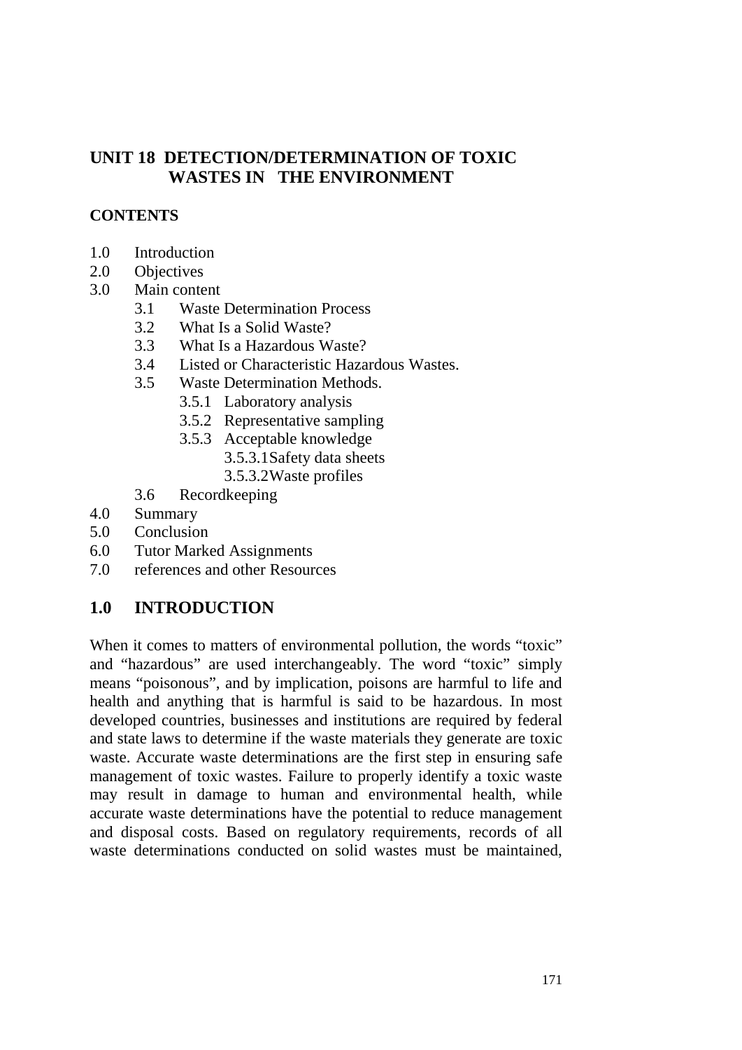# UNIT 18 DETECTION/DETERMINATION OF TOXIC WASTES IN THE ENVIRONMENT

**CONTENTS**

1.0 Introduction
2.0 Objectives
3.0 Main content
   - 3.1 Waste Determination Process
   - 3.2 What Is a Solid Waste?
   - 3.3 What Is a Hazardous Waste?
   - 3.4 Listed or Characteristic Hazardous Wastes.
   - 3.5 Waste Determination Methods.
     - 3.5.1 Laboratory analysis
     - 3.5.2 Representative sampling
     - 3.5.3 Acceptable knowledge
       - 3.5.3.1Safety data sheets
       - 3.5.3.2Waste profiles
   - 3.6 Recordkeeping

4.0 Summary
5.0 Conclusion
6.0 Tutor Marked Assignments
7.0 references and other Resources

## 1.0 INTRODUCTION

When it comes to matters of environmental pollution, the words "toxic" and "hazardous" are used interchangeably. The word "toxic" simply means "poisonous", and by implication, poisons are harmful to life and health and anything that is harmful is said to be hazardous. In most developed countries, businesses and institutions are required by federal and state laws to determine if the waste materials they generate are toxic waste. Accurate waste determinations are the first step in ensuring safe management of toxic wastes. Failure to properly identify a toxic waste may result in damage to human and environmental health, while accurate waste determinations have the potential to reduce management and disposal costs. Based on regulatory requirements, records of all waste determinations conducted on solid wastes must be maintained,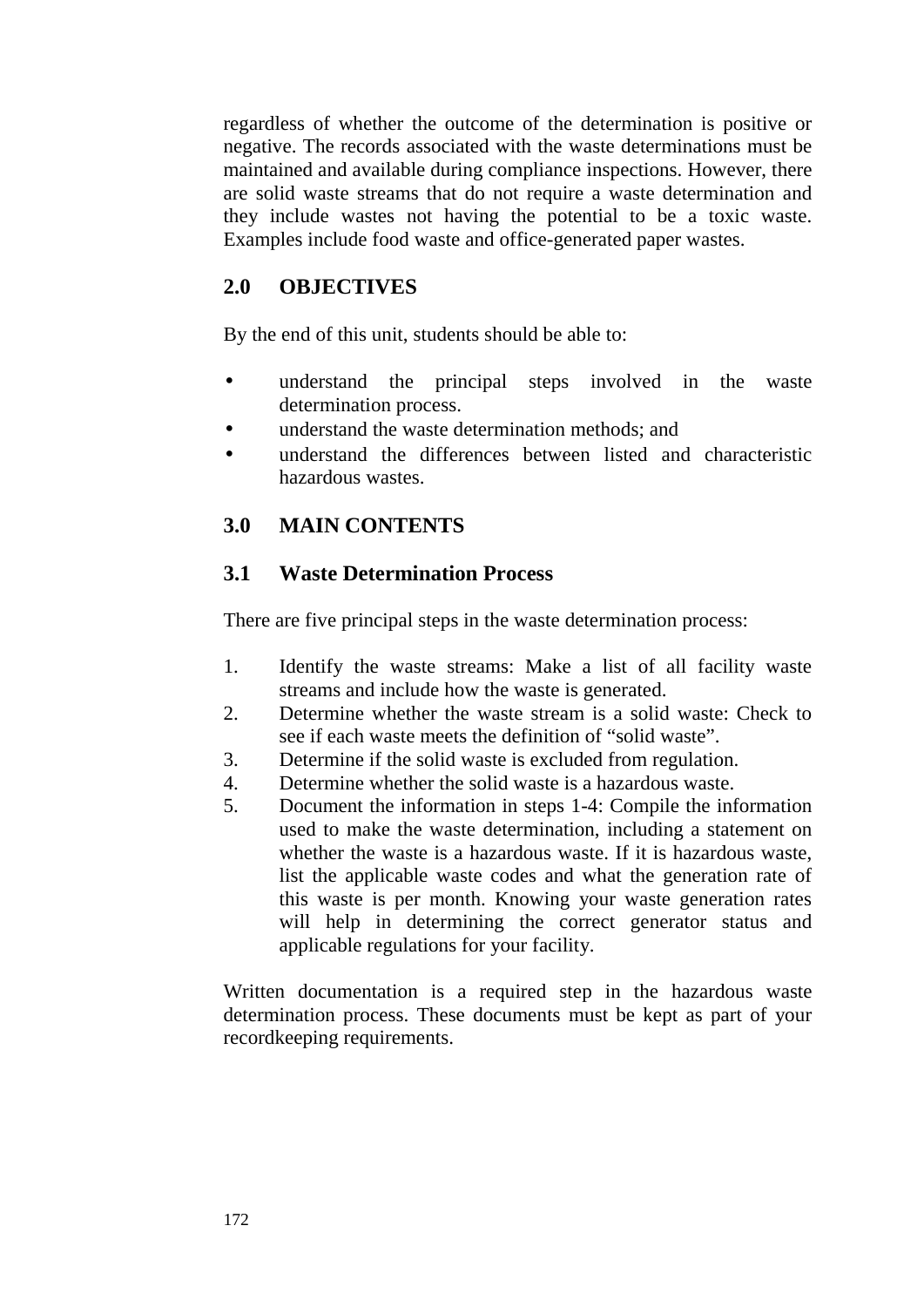regardless of whether the outcome of the determination is positive or negative. The records associated with the waste determinations must be maintained and available during compliance inspections. However, there are solid waste streams that do not require a waste determination and they include wastes not having the potential to be a toxic waste. Examples include food waste and office-generated paper wastes.

## 2.0 OBJECTIVES

By the end of this unit, students should be able to:

- understand the principal steps involved in the waste determination process.
- understand the waste determination methods; and
- understand the differences between listed and characteristic hazardous wastes.

## 3.0 MAIN CONTENTS

### 3.1 Waste Determination Process

There are five principal steps in the waste determination process:

1. Identify the waste streams: Make a list of all facility waste streams and include how the waste is generated.
2. Determine whether the waste stream is a solid waste: Check to see if each waste meets the definition of "solid waste".
3. Determine if the solid waste is excluded from regulation.
4. Determine whether the solid waste is a hazardous waste.
5. Document the information in steps 1-4: Compile the information used to make the waste determination, including a statement on whether the waste is a hazardous waste. If it is hazardous waste, list the applicable waste codes and what the generation rate of this waste is per month. Knowing your waste generation rates will help in determining the correct generator status and applicable regulations for your facility.

Written documentation is a required step in the hazardous waste determination process. These documents must be kept as part of your recordkeeping requirements.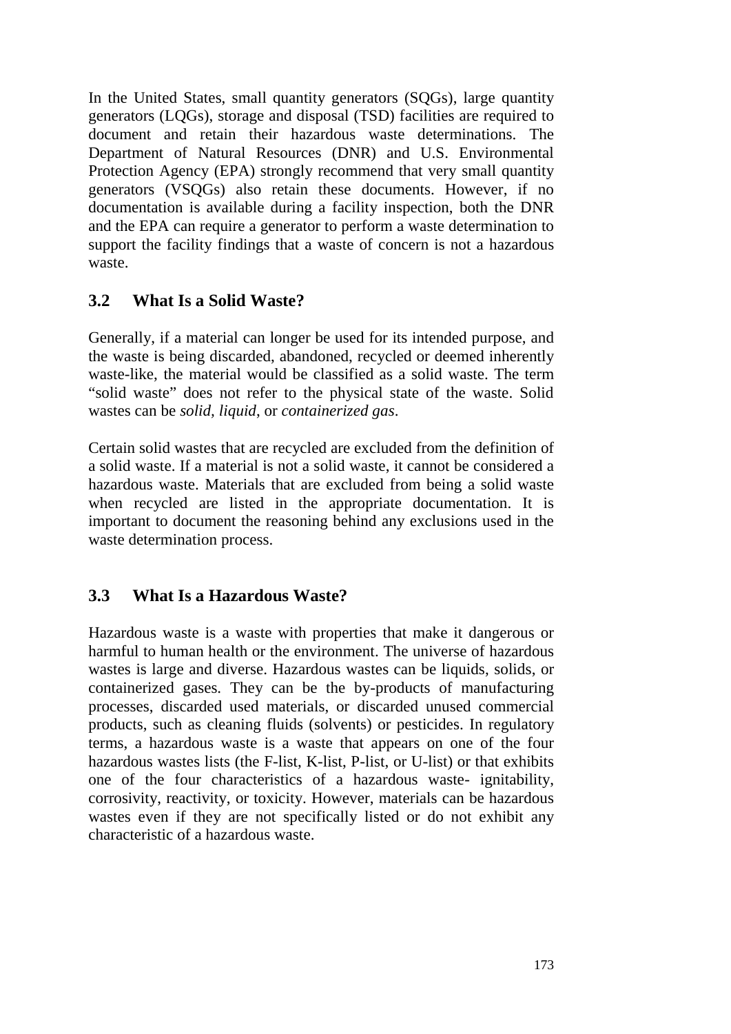In the United States, small quantity generators (SQGs), large quantity generators (LQGs), storage and disposal (TSD) facilities are required to document and retain their hazardous waste determinations. The Department of Natural Resources (DNR) and U.S. Environmental Protection Agency (EPA) strongly recommend that very small quantity generators (VSQGs) also retain these documents. However, if no documentation is available during a facility inspection, both the DNR and the EPA can require a generator to perform a waste determination to support the facility findings that a waste of concern is not a hazardous waste.

## 3.2 What Is a Solid Waste?

Generally, if a material can longer be used for its intended purpose, and the waste is being discarded, abandoned, recycled or deemed inherently waste-like, the material would be classified as a solid waste. The term "solid waste" does not refer to the physical state of the waste. Solid wastes can be *solid*, *liquid*, or *containerized gas*.

Certain solid wastes that are recycled are excluded from the definition of a solid waste. If a material is not a solid waste, it cannot be considered a hazardous waste. Materials that are excluded from being a solid waste when recycled are listed in the appropriate documentation. It is important to document the reasoning behind any exclusions used in the waste determination process.

## 3.3 What Is a Hazardous Waste?

Hazardous waste is a waste with properties that make it dangerous or harmful to human health or the environment. The universe of hazardous wastes is large and diverse. Hazardous wastes can be liquids, solids, or containerized gases. They can be the by-products of manufacturing processes, discarded used materials, or discarded unused commercial products, such as cleaning fluids (solvents) or pesticides. In regulatory terms, a hazardous waste is a waste that appears on one of the four hazardous wastes lists (the F-list, K-list, P-list, or U-list) or that exhibits one of the four characteristics of a hazardous waste- ignitability, corrosivity, reactivity, or toxicity. However, materials can be hazardous wastes even if they are not specifically listed or do not exhibit any characteristic of a hazardous waste.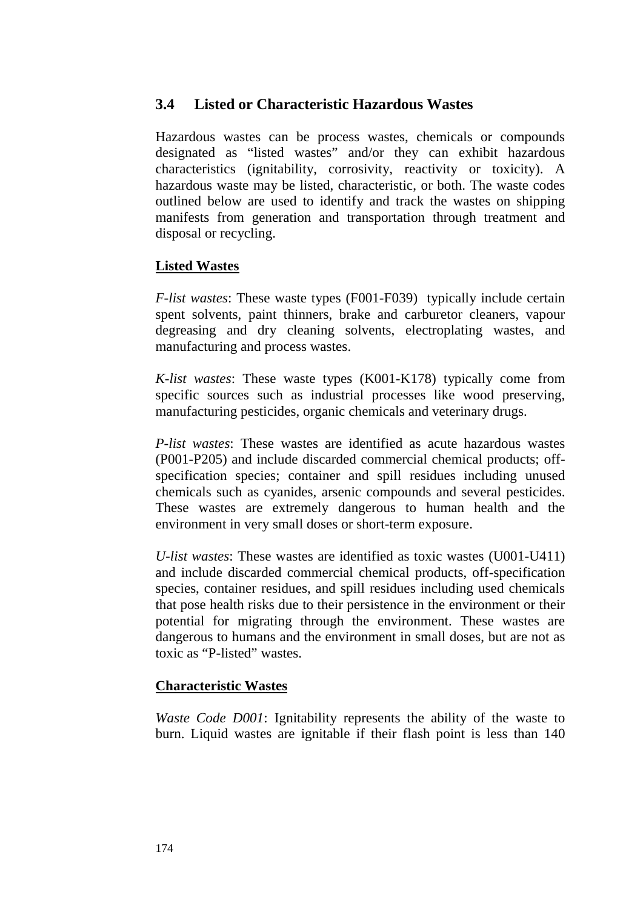## 3.4 Listed or Characteristic Hazardous Wastes

Hazardous wastes can be process wastes, chemicals or compounds designated as "listed wastes" and/or they can exhibit hazardous characteristics (ignitability, corrosivity, reactivity or toxicity). A hazardous waste may be listed, characteristic, or both. The waste codes outlined below are used to identify and track the wastes on shipping manifests from generation and transportation through treatment and disposal or recycling.

**Listed Wastes**

*F-list wastes*: These waste types (F001-F039) typically include certain spent solvents, paint thinners, brake and carburetor cleaners, vapour degreasing and dry cleaning solvents, electroplating wastes, and manufacturing and process wastes.

*K-list wastes*: These waste types (K001-K178) typically come from specific sources such as industrial processes like wood preserving, manufacturing pesticides, organic chemicals and veterinary drugs.

*P-list wastes*: These wastes are identified as acute hazardous wastes (P001-P205) and include discarded commercial chemical products; off-specification species; container and spill residues including unused chemicals such as cyanides, arsenic compounds and several pesticides. These wastes are extremely dangerous to human health and the environment in very small doses or short-term exposure.

*U-list wastes*: These wastes are identified as toxic wastes (U001-U411) and include discarded commercial chemical products, off-specification species, container residues, and spill residues including used chemicals that pose health risks due to their persistence in the environment or their potential for migrating through the environment. These wastes are dangerous to humans and the environment in small doses, but are not as toxic as "P-listed" wastes.

**Characteristic Wastes**

*Waste Code D001*: Ignitability represents the ability of the waste to burn. Liquid wastes are ignitable if their flash point is less than 140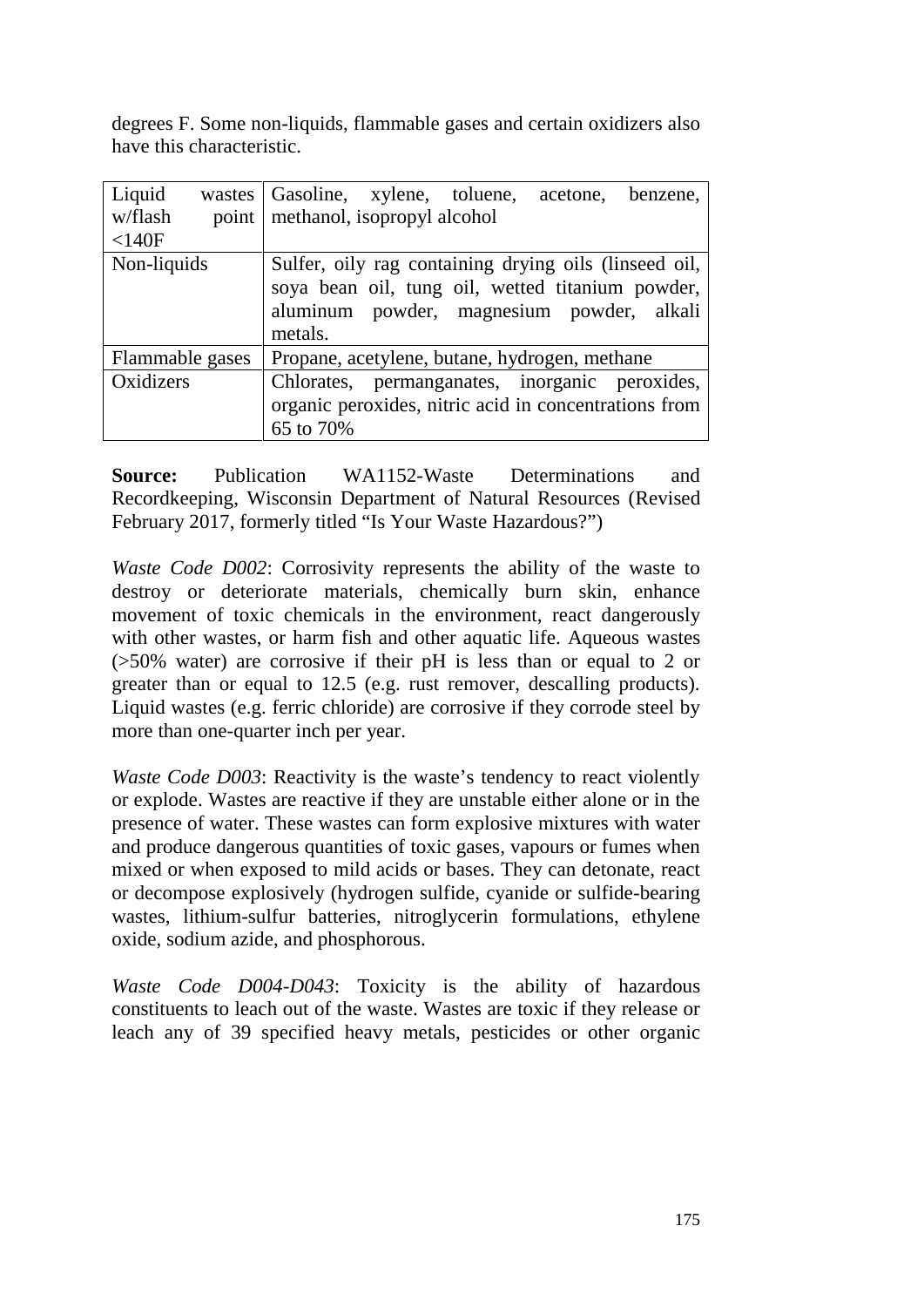degrees F. Some non-liquids, flammable gases and certain oxidizers also have this characteristic.

| Liquid wastes w/flash point <140F | Gasoline, xylene, toluene, acetone, benzene, methanol, isopropyl alcohol |
|---|---|
| Non-liquids | Sulfer, oily rag containing drying oils (linseed oil, soya bean oil, tung oil, wetted titanium powder, aluminum powder, magnesium powder, alkali metals. |
| Flammable gases | Propane, acetylene, butane, hydrogen, methane |
| Oxidizers | Chlorates, permanganates, inorganic peroxides, organic peroxides, nitric acid in concentrations from 65 to 70% |

**Source:** Publication WA1152-Waste Determinations and Recordkeeping, Wisconsin Department of Natural Resources (Revised February 2017, formerly titled "Is Your Waste Hazardous?")

*Waste Code D002*: Corrosivity represents the ability of the waste to destroy or deteriorate materials, chemically burn skin, enhance movement of toxic chemicals in the environment, react dangerously with other wastes, or harm fish and other aquatic life. Aqueous wastes (>50% water) are corrosive if their pH is less than or equal to 2 or greater than or equal to 12.5 (e.g. rust remover, descalling products). Liquid wastes (e.g. ferric chloride) are corrosive if they corrode steel by more than one-quarter inch per year.

*Waste Code D003*: Reactivity is the waste's tendency to react violently or explode. Wastes are reactive if they are unstable either alone or in the presence of water. These wastes can form explosive mixtures with water and produce dangerous quantities of toxic gases, vapours or fumes when mixed or when exposed to mild acids or bases. They can detonate, react or decompose explosively (hydrogen sulfide, cyanide or sulfide-bearing wastes, lithium-sulfur batteries, nitroglycerin formulations, ethylene oxide, sodium azide, and phosphorous.

*Waste Code D004-D043*: Toxicity is the ability of hazardous constituents to leach out of the waste. Wastes are toxic if they release or leach any of 39 specified heavy metals, pesticides or other organic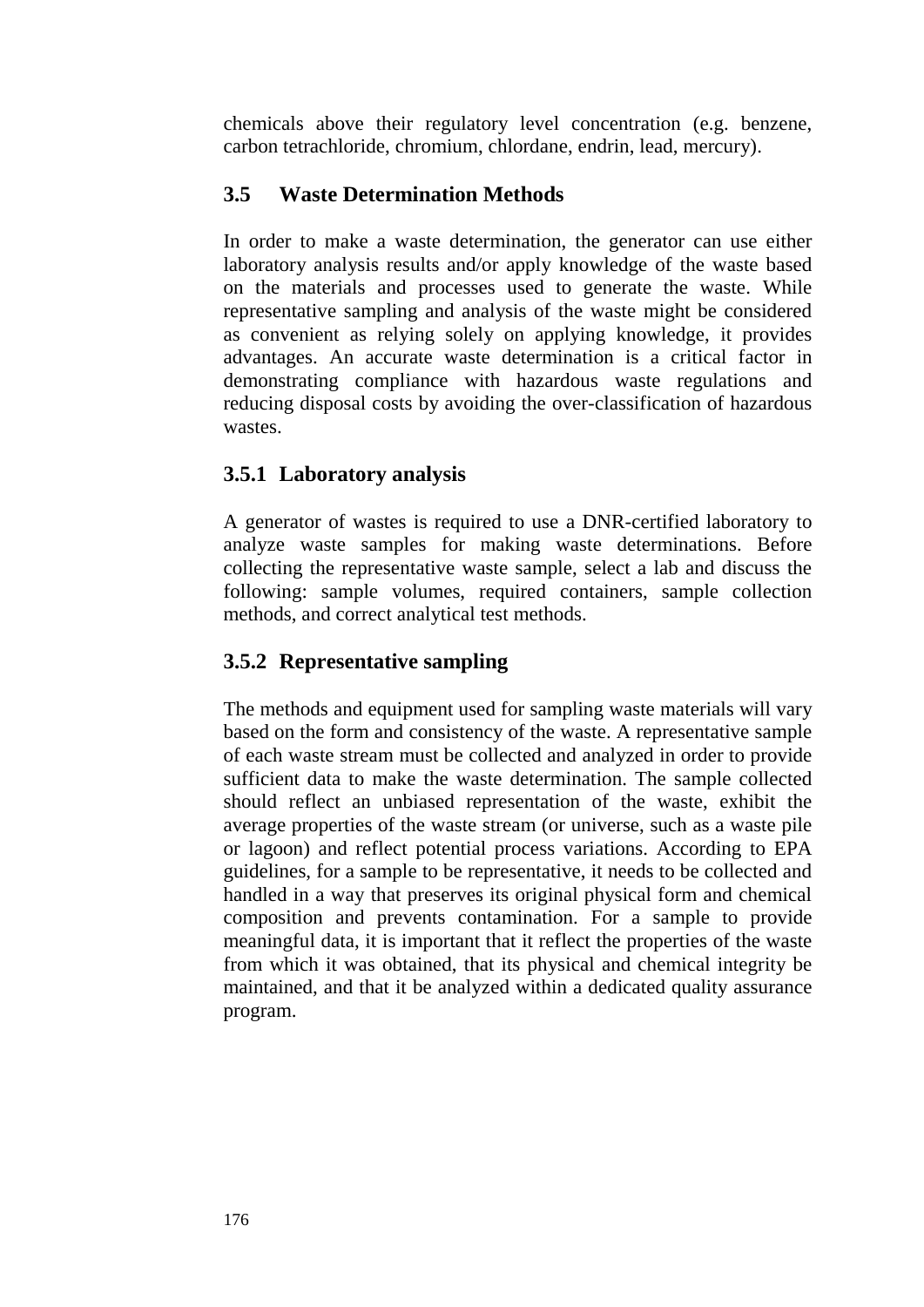chemicals above their regulatory level concentration (e.g. benzene, carbon tetrachloride, chromium, chlordane, endrin, lead, mercury).

## 3.5 Waste Determination Methods

In order to make a waste determination, the generator can use either laboratory analysis results and/or apply knowledge of the waste based on the materials and processes used to generate the waste. While representative sampling and analysis of the waste might be considered as convenient as relying solely on applying knowledge, it provides advantages. An accurate waste determination is a critical factor in demonstrating compliance with hazardous waste regulations and reducing disposal costs by avoiding the over-classification of hazardous wastes.

### 3.5.1 Laboratory analysis

A generator of wastes is required to use a DNR-certified laboratory to analyze waste samples for making waste determinations. Before collecting the representative waste sample, select a lab and discuss the following: sample volumes, required containers, sample collection methods, and correct analytical test methods.

### 3.5.2 Representative sampling

The methods and equipment used for sampling waste materials will vary based on the form and consistency of the waste. A representative sample of each waste stream must be collected and analyzed in order to provide sufficient data to make the waste determination. The sample collected should reflect an unbiased representation of the waste, exhibit the average properties of the waste stream (or universe, such as a waste pile or lagoon) and reflect potential process variations. According to EPA guidelines, for a sample to be representative, it needs to be collected and handled in a way that preserves its original physical form and chemical composition and prevents contamination. For a sample to provide meaningful data, it is important that it reflect the properties of the waste from which it was obtained, that its physical and chemical integrity be maintained, and that it be analyzed within a dedicated quality assurance program.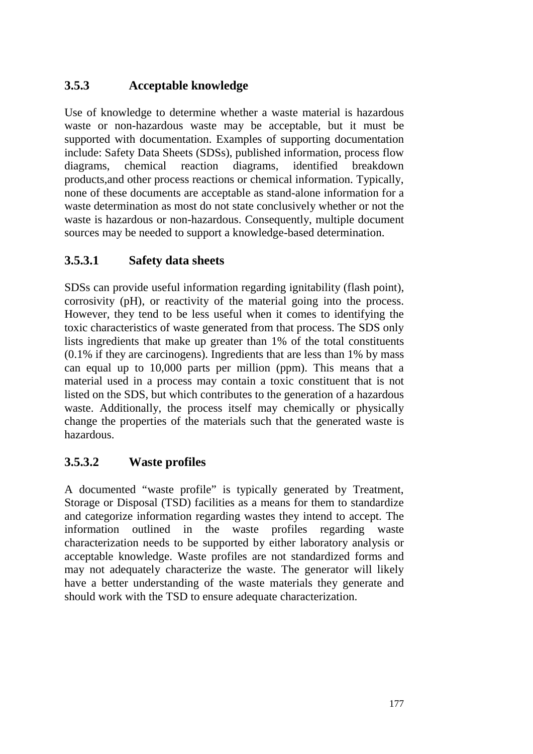### 3.5.3 Acceptable knowledge

Use of knowledge to determine whether a waste material is hazardous waste or non-hazardous waste may be acceptable, but it must be supported with documentation. Examples of supporting documentation include: Safety Data Sheets (SDSs), published information, process flow diagrams, chemical reaction diagrams, identified breakdown products,and other process reactions or chemical information. Typically, none of these documents are acceptable as stand-alone information for a waste determination as most do not state conclusively whether or not the waste is hazardous or non-hazardous. Consequently, multiple document sources may be needed to support a knowledge-based determination.

#### 3.5.3.1 Safety data sheets

SDSs can provide useful information regarding ignitability (flash point), corrosivity (pH), or reactivity of the material going into the process. However, they tend to be less useful when it comes to identifying the toxic characteristics of waste generated from that process. The SDS only lists ingredients that make up greater than 1% of the total constituents (0.1% if they are carcinogens). Ingredients that are less than 1% by mass can equal up to 10,000 parts per million (ppm). This means that a material used in a process may contain a toxic constituent that is not listed on the SDS, but which contributes to the generation of a hazardous waste. Additionally, the process itself may chemically or physically change the properties of the materials such that the generated waste is hazardous.

#### 3.5.3.2 Waste profiles

A documented "waste profile" is typically generated by Treatment, Storage or Disposal (TSD) facilities as a means for them to standardize and categorize information regarding wastes they intend to accept. The information outlined in the waste profiles regarding waste characterization needs to be supported by either laboratory analysis or acceptable knowledge. Waste profiles are not standardized forms and may not adequately characterize the waste. The generator will likely have a better understanding of the waste materials they generate and should work with the TSD to ensure adequate characterization.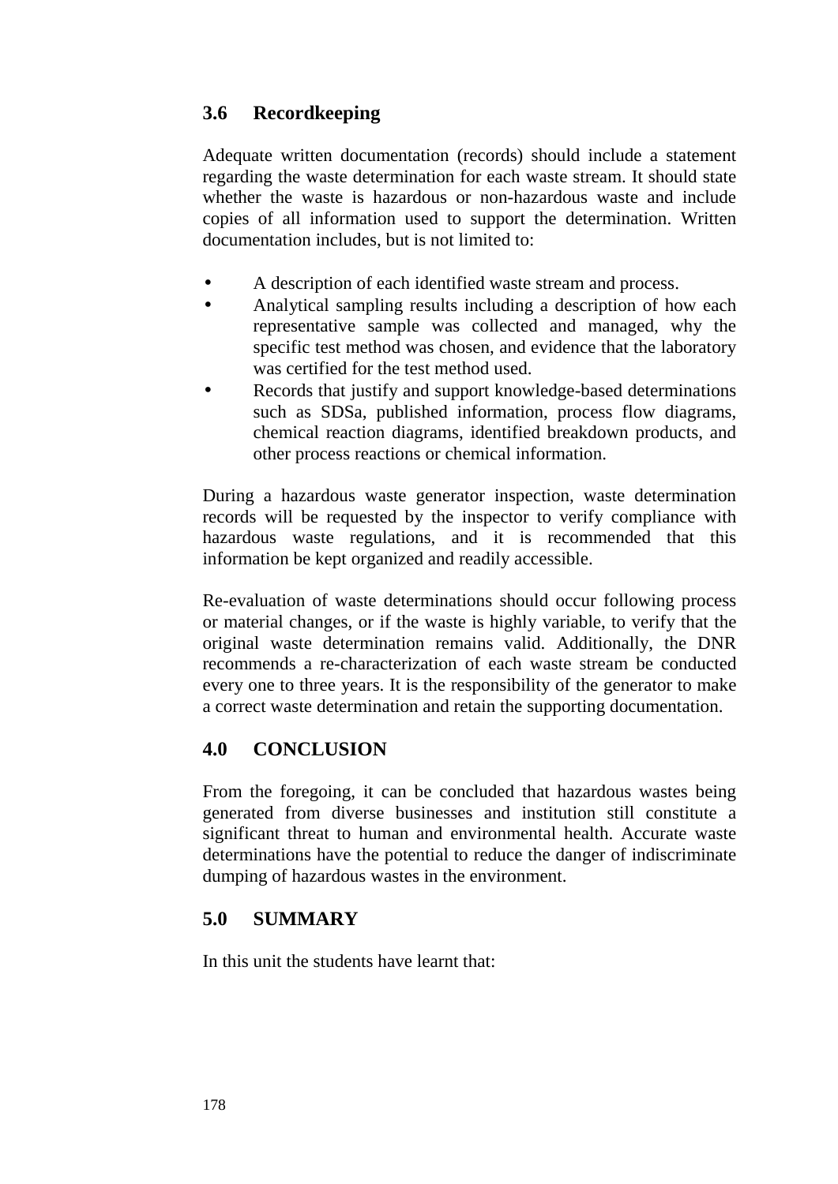## 3.6 Recordkeeping

Adequate written documentation (records) should include a statement regarding the waste determination for each waste stream. It should state whether the waste is hazardous or non-hazardous waste and include copies of all information used to support the determination. Written documentation includes, but is not limited to:

- A description of each identified waste stream and process.
- Analytical sampling results including a description of how each representative sample was collected and managed, why the specific test method was chosen, and evidence that the laboratory was certified for the test method used.
- Records that justify and support knowledge-based determinations such as SDSa, published information, process flow diagrams, chemical reaction diagrams, identified breakdown products, and other process reactions or chemical information.

During a hazardous waste generator inspection, waste determination records will be requested by the inspector to verify compliance with hazardous waste regulations, and it is recommended that this information be kept organized and readily accessible.

Re-evaluation of waste determinations should occur following process or material changes, or if the waste is highly variable, to verify that the original waste determination remains valid. Additionally, the DNR recommends a re-characterization of each waste stream be conducted every one to three years. It is the responsibility of the generator to make a correct waste determination and retain the supporting documentation.

## 4.0 CONCLUSION

From the foregoing, it can be concluded that hazardous wastes being generated from diverse businesses and institution still constitute a significant threat to human and environmental health. Accurate waste determinations have the potential to reduce the danger of indiscriminate dumping of hazardous wastes in the environment.

## 5.0 SUMMARY

In this unit the students have learnt that: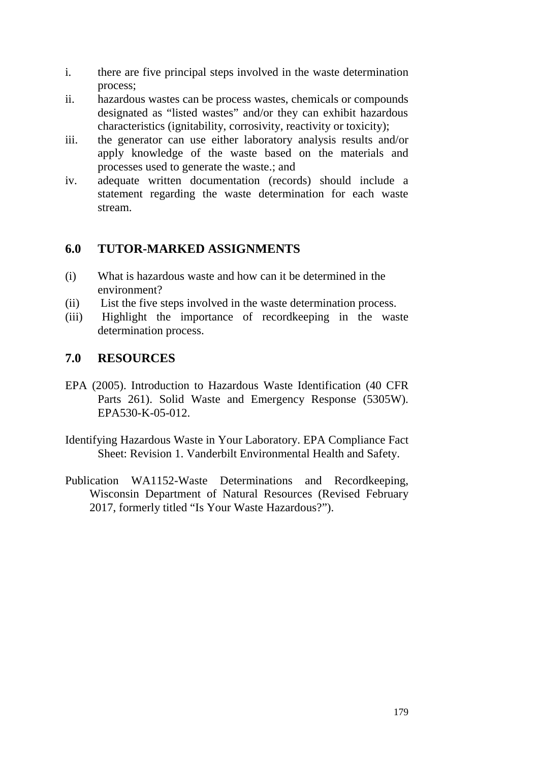i. there are five principal steps involved in the waste determination process;
ii. hazardous wastes can be process wastes, chemicals or compounds designated as "listed wastes" and/or they can exhibit hazardous characteristics (ignitability, corrosivity, reactivity or toxicity);
iii. the generator can use either laboratory analysis results and/or apply knowledge of the waste based on the materials and processes used to generate the waste.; and
iv. adequate written documentation (records) should include a statement regarding the waste determination for each waste stream.

## 6.0 TUTOR-MARKED ASSIGNMENTS

(i) What is hazardous waste and how can it be determined in the environment?
(ii) List the five steps involved in the waste determination process.
(iii) Highlight the importance of recordkeeping in the waste determination process.

## 7.0 RESOURCES

EPA (2005). Introduction to Hazardous Waste Identification (40 CFR Parts 261). Solid Waste and Emergency Response (5305W). EPA530-K-05-012.

Identifying Hazardous Waste in Your Laboratory. EPA Compliance Fact Sheet: Revision 1. Vanderbilt Environmental Health and Safety.

Publication WA1152-Waste Determinations and Recordkeeping, Wisconsin Department of Natural Resources (Revised February 2017, formerly titled "Is Your Waste Hazardous?").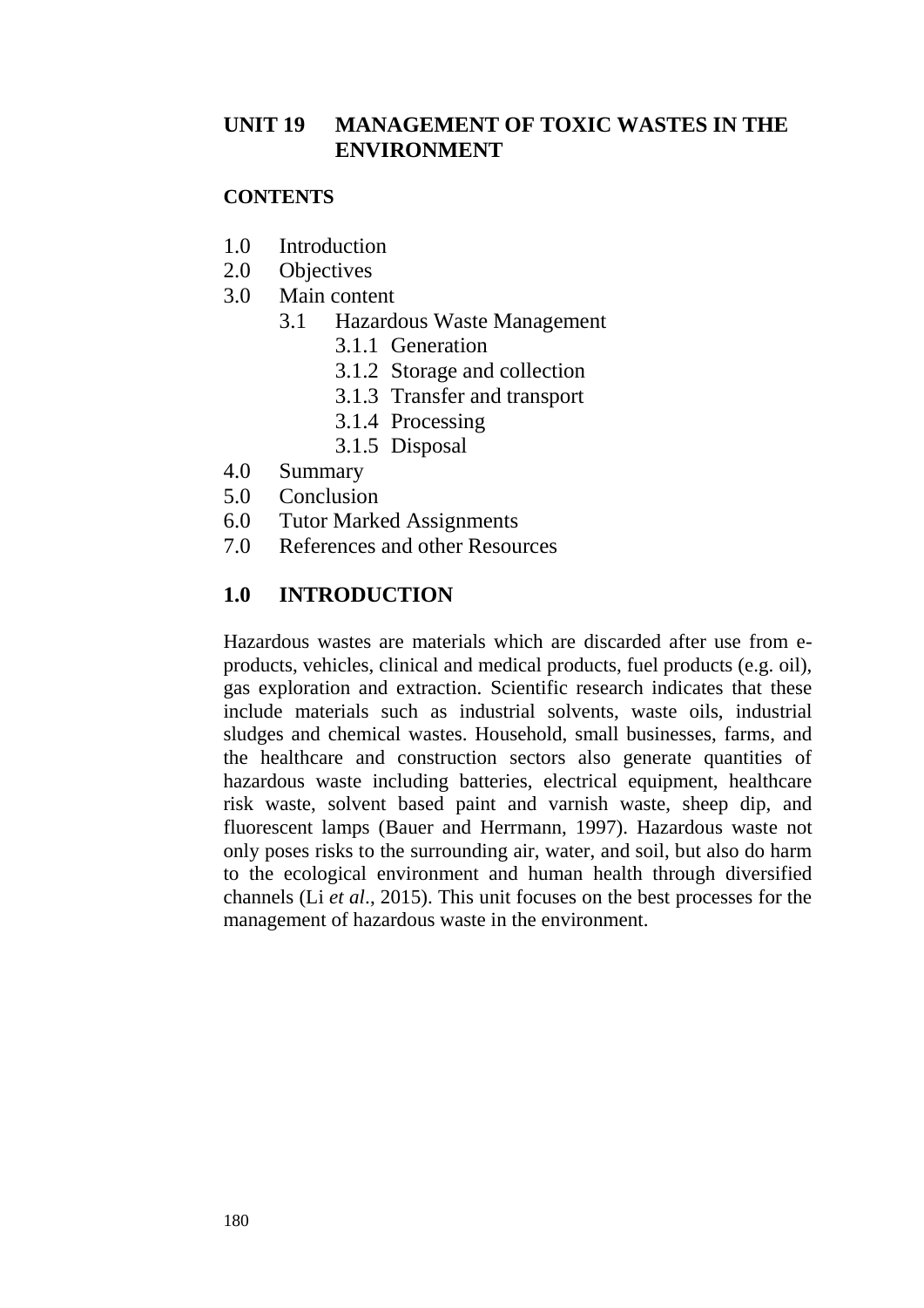# UNIT 19 MANAGEMENT OF TOXIC WASTES IN THE ENVIRONMENT

**CONTENTS**

- 1.0 Introduction
- 2.0 Objectives
- 3.0 Main content
  - 3.1 Hazardous Waste Management
    - 3.1.1 Generation
    - 3.1.2 Storage and collection
    - 3.1.3 Transfer and transport
    - 3.1.4 Processing
    - 3.1.5 Disposal
- 4.0 Summary
- 5.0 Conclusion
- 6.0 Tutor Marked Assignments
- 7.0 References and other Resources

## 1.0 INTRODUCTION

Hazardous wastes are materials which are discarded after use from e-products, vehicles, clinical and medical products, fuel products (e.g. oil), gas exploration and extraction. Scientific research indicates that these include materials such as industrial solvents, waste oils, industrial sludges and chemical wastes. Household, small businesses, farms, and the healthcare and construction sectors also generate quantities of hazardous waste including batteries, electrical equipment, healthcare risk waste, solvent based paint and varnish waste, sheep dip, and fluorescent lamps (Bauer and Herrmann, 1997). Hazardous waste not only poses risks to the surrounding air, water, and soil, but also do harm to the ecological environment and human health through diversified channels (Li *et al*., 2015). This unit focuses on the best processes for the management of hazardous waste in the environment.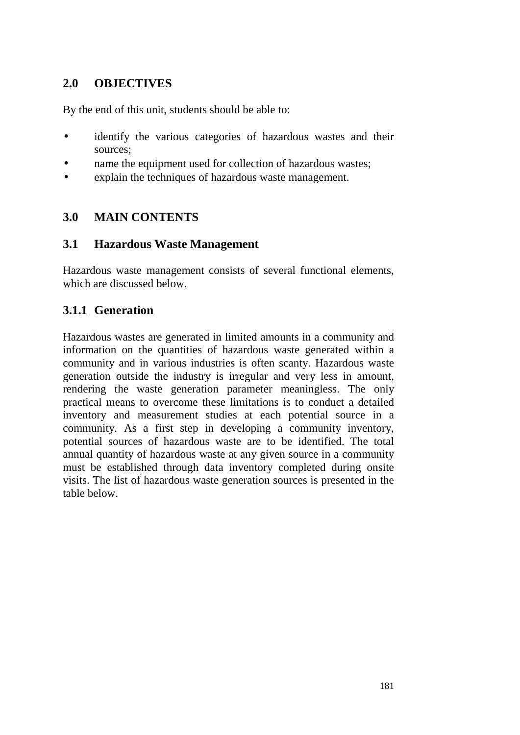## 2.0 OBJECTIVES

By the end of this unit, students should be able to:

- identify the various categories of hazardous wastes and their sources;
- name the equipment used for collection of hazardous wastes;
- explain the techniques of hazardous waste management.

## 3.0 MAIN CONTENTS

### 3.1 Hazardous Waste Management

Hazardous waste management consists of several functional elements, which are discussed below.

#### 3.1.1 Generation

Hazardous wastes are generated in limited amounts in a community and information on the quantities of hazardous waste generated within a community and in various industries is often scanty. Hazardous waste generation outside the industry is irregular and very less in amount, rendering the waste generation parameter meaningless. The only practical means to overcome these limitations is to conduct a detailed inventory and measurement studies at each potential source in a community. As a first step in developing a community inventory, potential sources of hazardous waste are to be identified. The total annual quantity of hazardous waste at any given source in a community must be established through data inventory completed during onsite visits. The list of hazardous waste generation sources is presented in the table below.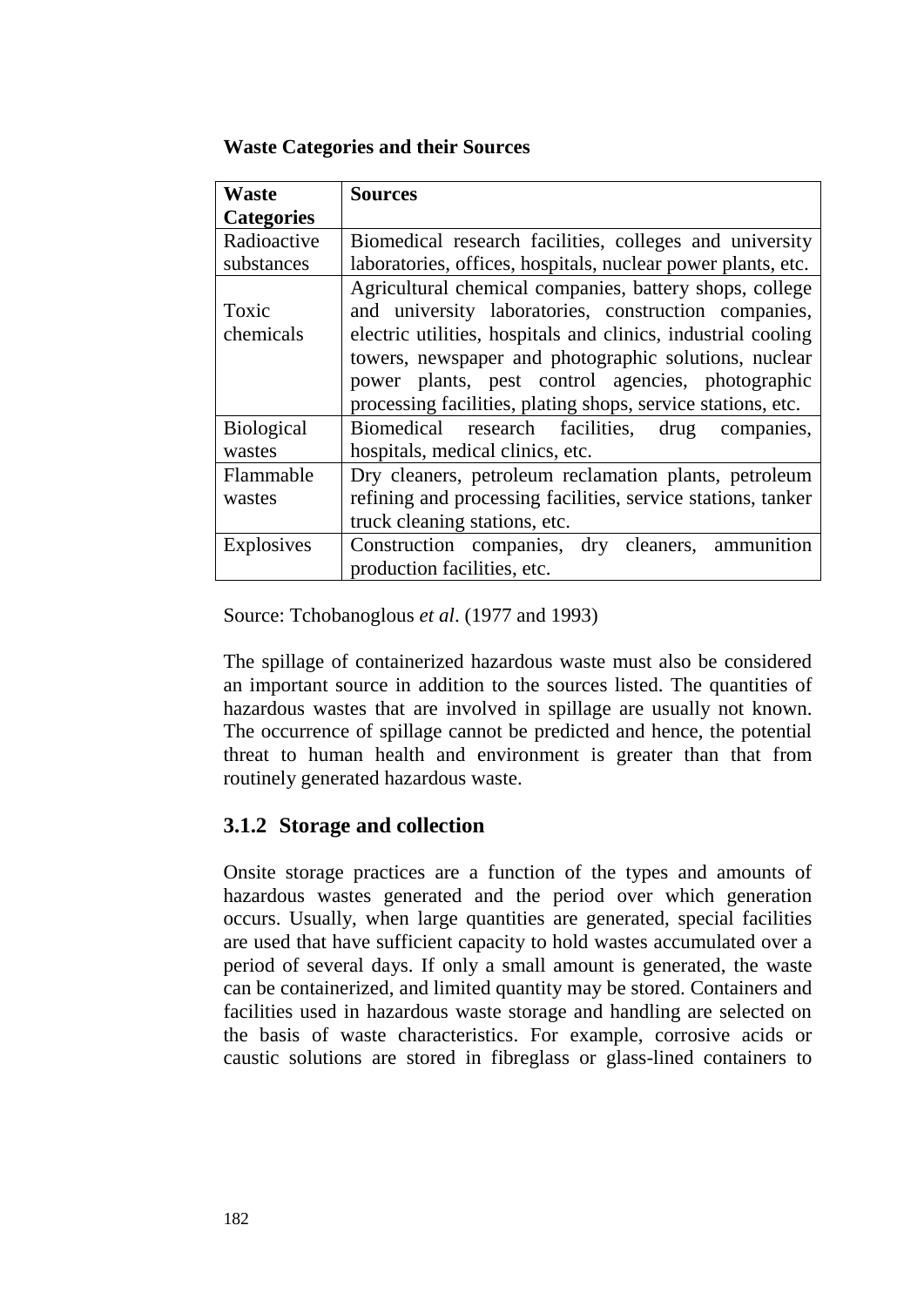**Waste Categories and their Sources**

| Waste Categories | Sources |
|---|---|
| Radioactive substances | Biomedical research facilities, colleges and university laboratories, offices, hospitals, nuclear power plants, etc. |
| Toxic chemicals | Agricultural chemical companies, battery shops, college and university laboratories, construction companies, electric utilities, hospitals and clinics, industrial cooling towers, newspaper and photographic solutions, nuclear power plants, pest control agencies, photographic processing facilities, plating shops, service stations, etc. |
| Biological wastes | Biomedical research facilities, drug companies, hospitals, medical clinics, etc. |
| Flammable wastes | Dry cleaners, petroleum reclamation plants, petroleum refining and processing facilities, service stations, tanker truck cleaning stations, etc. |
| Explosives | Construction companies, dry cleaners, ammunition production facilities, etc. |

Source: Tchobanoglous *et al*. (1977 and 1993)

The spillage of containerized hazardous waste must also be considered an important source in addition to the sources listed. The quantities of hazardous wastes that are involved in spillage are usually not known. The occurrence of spillage cannot be predicted and hence, the potential threat to human health and environment is greater than that from routinely generated hazardous waste.

### 3.1.2 Storage and collection

Onsite storage practices are a function of the types and amounts of hazardous wastes generated and the period over which generation occurs. Usually, when large quantities are generated, special facilities are used that have sufficient capacity to hold wastes accumulated over a period of several days. If only a small amount is generated, the waste can be containerized, and limited quantity may be stored. Containers and facilities used in hazardous waste storage and handling are selected on the basis of waste characteristics. For example, corrosive acids or caustic solutions are stored in fibreglass or glass-lined containers to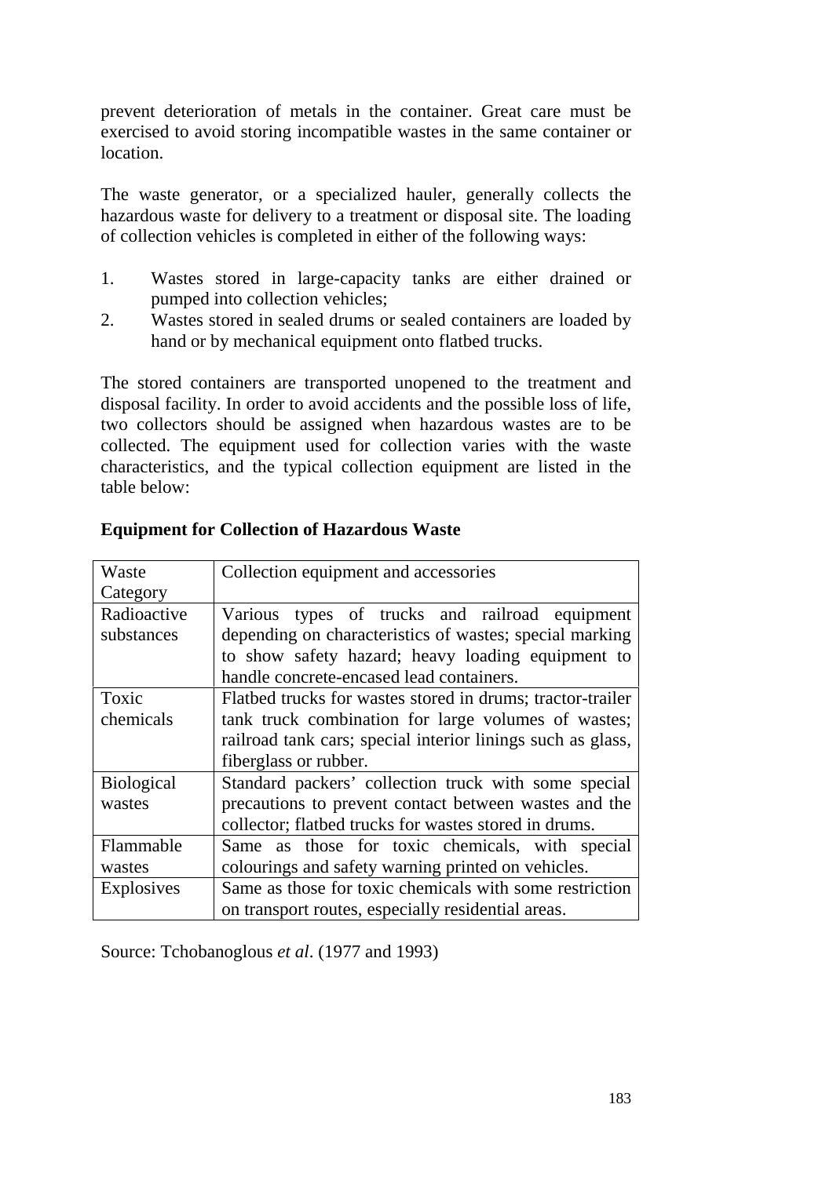prevent deterioration of metals in the container. Great care must be exercised to avoid storing incompatible wastes in the same container or location.

The waste generator, or a specialized hauler, generally collects the hazardous waste for delivery to a treatment or disposal site. The loading of collection vehicles is completed in either of the following ways:

1. Wastes stored in large-capacity tanks are either drained or pumped into collection vehicles;
2. Wastes stored in sealed drums or sealed containers are loaded by hand or by mechanical equipment onto flatbed trucks.

The stored containers are transported unopened to the treatment and disposal facility. In order to avoid accidents and the possible loss of life, two collectors should be assigned when hazardous wastes are to be collected. The equipment used for collection varies with the waste characteristics, and the typical collection equipment are listed in the table below:

**Equipment for Collection of Hazardous Waste**

| Waste Category | Collection equipment and accessories |
|---|---|
| Radioactive substances | Various types of trucks and railroad equipment depending on characteristics of wastes; special marking to show safety hazard; heavy loading equipment to handle concrete-encased lead containers. |
| Toxic chemicals | Flatbed trucks for wastes stored in drums; tractor-trailer tank truck combination for large volumes of wastes; railroad tank cars; special interior linings such as glass, fiberglass or rubber. |
| Biological wastes | Standard packers' collection truck with some special precautions to prevent contact between wastes and the collector; flatbed trucks for wastes stored in drums. |
| Flammable wastes | Same as those for toxic chemicals, with special colourings and safety warning printed on vehicles. |
| Explosives | Same as those for toxic chemicals with some restriction on transport routes, especially residential areas. |

Source: Tchobanoglous *et al*. (1977 and 1993)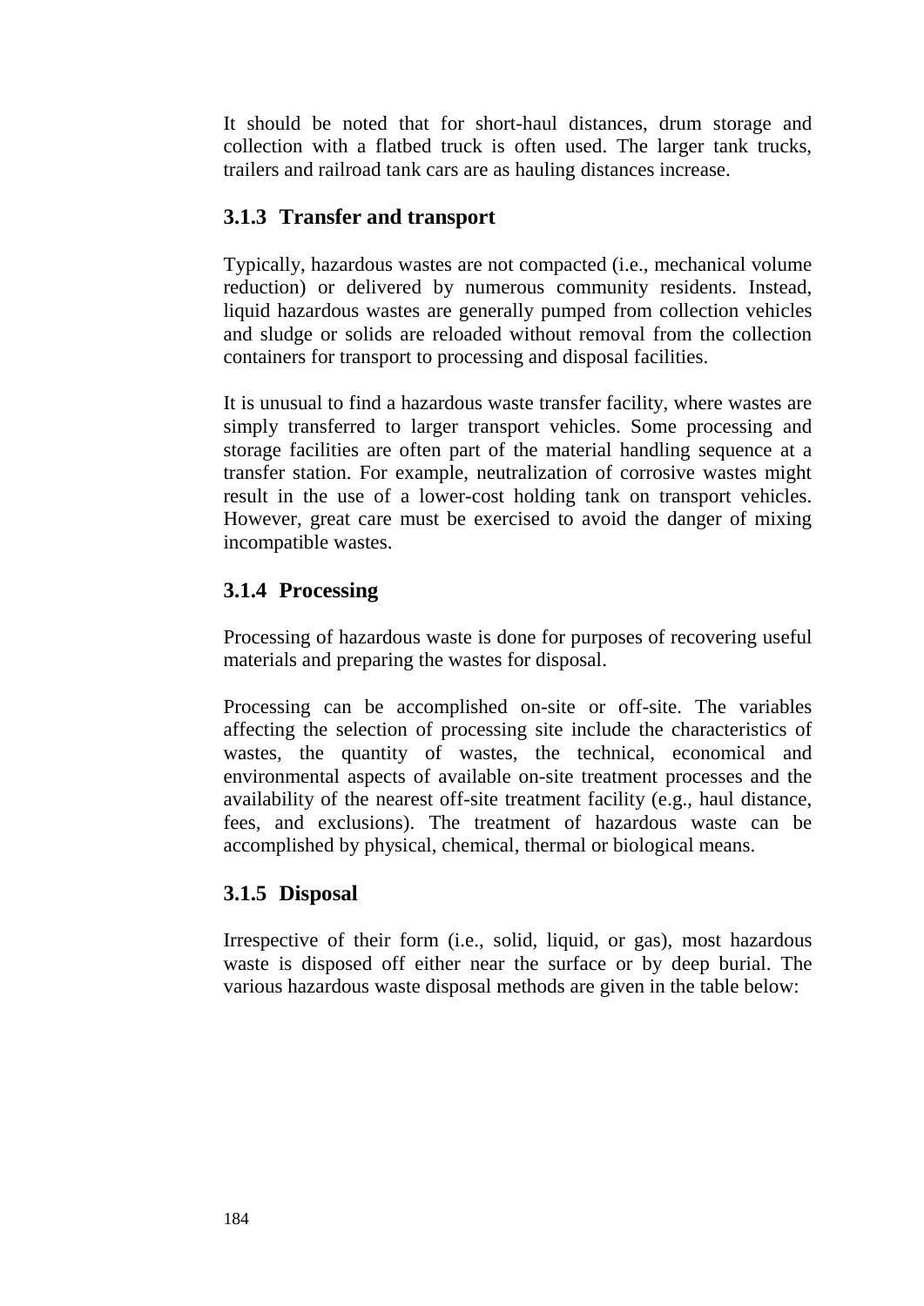It should be noted that for short-haul distances, drum storage and collection with a flatbed truck is often used. The larger tank trucks, trailers and railroad tank cars are as hauling distances increase.

### 3.1.3 Transfer and transport

Typically, hazardous wastes are not compacted (i.e., mechanical volume reduction) or delivered by numerous community residents. Instead, liquid hazardous wastes are generally pumped from collection vehicles and sludge or solids are reloaded without removal from the collection containers for transport to processing and disposal facilities.

It is unusual to find a hazardous waste transfer facility, where wastes are simply transferred to larger transport vehicles. Some processing and storage facilities are often part of the material handling sequence at a transfer station. For example, neutralization of corrosive wastes might result in the use of a lower-cost holding tank on transport vehicles. However, great care must be exercised to avoid the danger of mixing incompatible wastes.

### 3.1.4 Processing

Processing of hazardous waste is done for purposes of recovering useful materials and preparing the wastes for disposal.

Processing can be accomplished on-site or off-site. The variables affecting the selection of processing site include the characteristics of wastes, the quantity of wastes, the technical, economical and environmental aspects of available on-site treatment processes and the availability of the nearest off-site treatment facility (e.g., haul distance, fees, and exclusions). The treatment of hazardous waste can be accomplished by physical, chemical, thermal or biological means.

### 3.1.5 Disposal

Irrespective of their form (i.e., solid, liquid, or gas), most hazardous waste is disposed off either near the surface or by deep burial. The various hazardous waste disposal methods are given in the table below: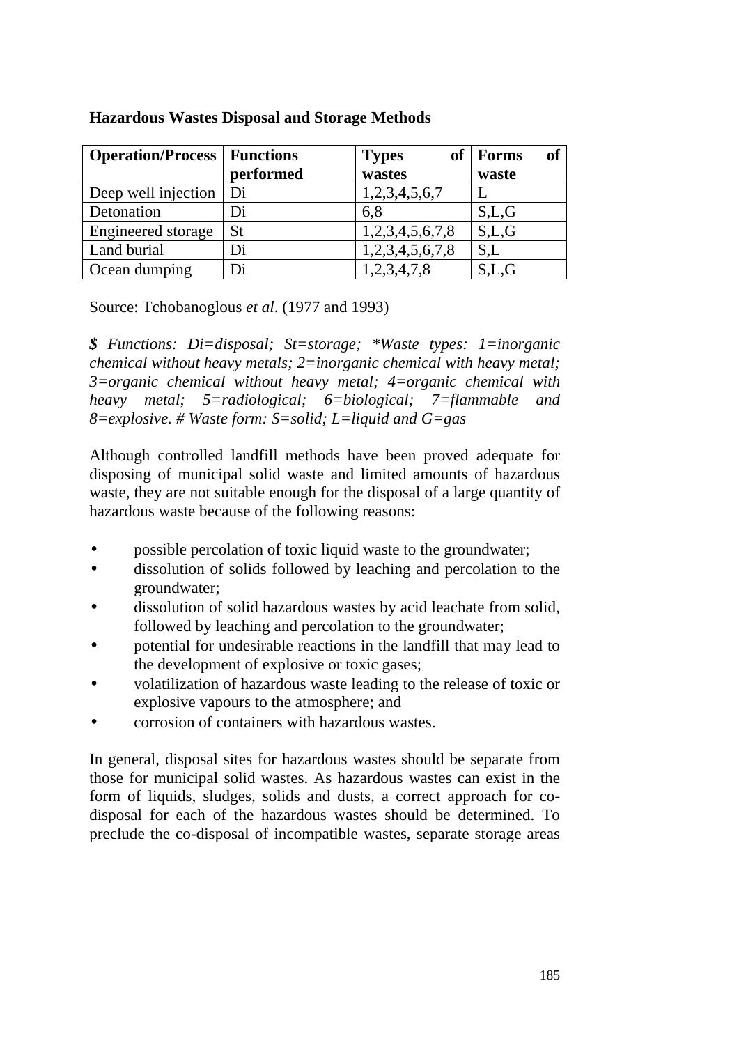**Hazardous Wastes Disposal and Storage Methods**

| Operation/Process | Functions performed | Types of wastes | Forms of waste |
|---|---|---|---|
| Deep well injection | Di | 1,2,3,4,5,6,7 | L |
| Detonation | Di | 6,8 | S,L,G |
| Engineered storage | St | 1,2,3,4,5,6,7,8 | S,L,G |
| Land burial | Di | 1,2,3,4,5,6,7,8 | S,L |
| Ocean dumping | Di | 1,2,3,4,7,8 | S,L,G |

Source: Tchobanoglous *et al*. (1977 and 1993)

***$*** *Functions: Di=disposal; St=storage; \*Waste types: 1=inorganic chemical without heavy metals; 2=inorganic chemical with heavy metal; 3=organic chemical without heavy metal; 4=organic chemical with heavy metal; 5=radiological; 6=biological; 7=flammable and 8=explosive. # Waste form: S=solid; L=liquid and G=gas*

Although controlled landfill methods have been proved adequate for disposing of municipal solid waste and limited amounts of hazardous waste, they are not suitable enough for the disposal of a large quantity of hazardous waste because of the following reasons:

- possible percolation of toxic liquid waste to the groundwater;
- dissolution of solids followed by leaching and percolation to the groundwater;
- dissolution of solid hazardous wastes by acid leachate from solid, followed by leaching and percolation to the groundwater;
- potential for undesirable reactions in the landfill that may lead to the development of explosive or toxic gases;
- volatilization of hazardous waste leading to the release of toxic or explosive vapours to the atmosphere; and
- corrosion of containers with hazardous wastes.

In general, disposal sites for hazardous wastes should be separate from those for municipal solid wastes. As hazardous wastes can exist in the form of liquids, sludges, solids and dusts, a correct approach for co-disposal for each of the hazardous wastes should be determined. To preclude the co-disposal of incompatible wastes, separate storage areas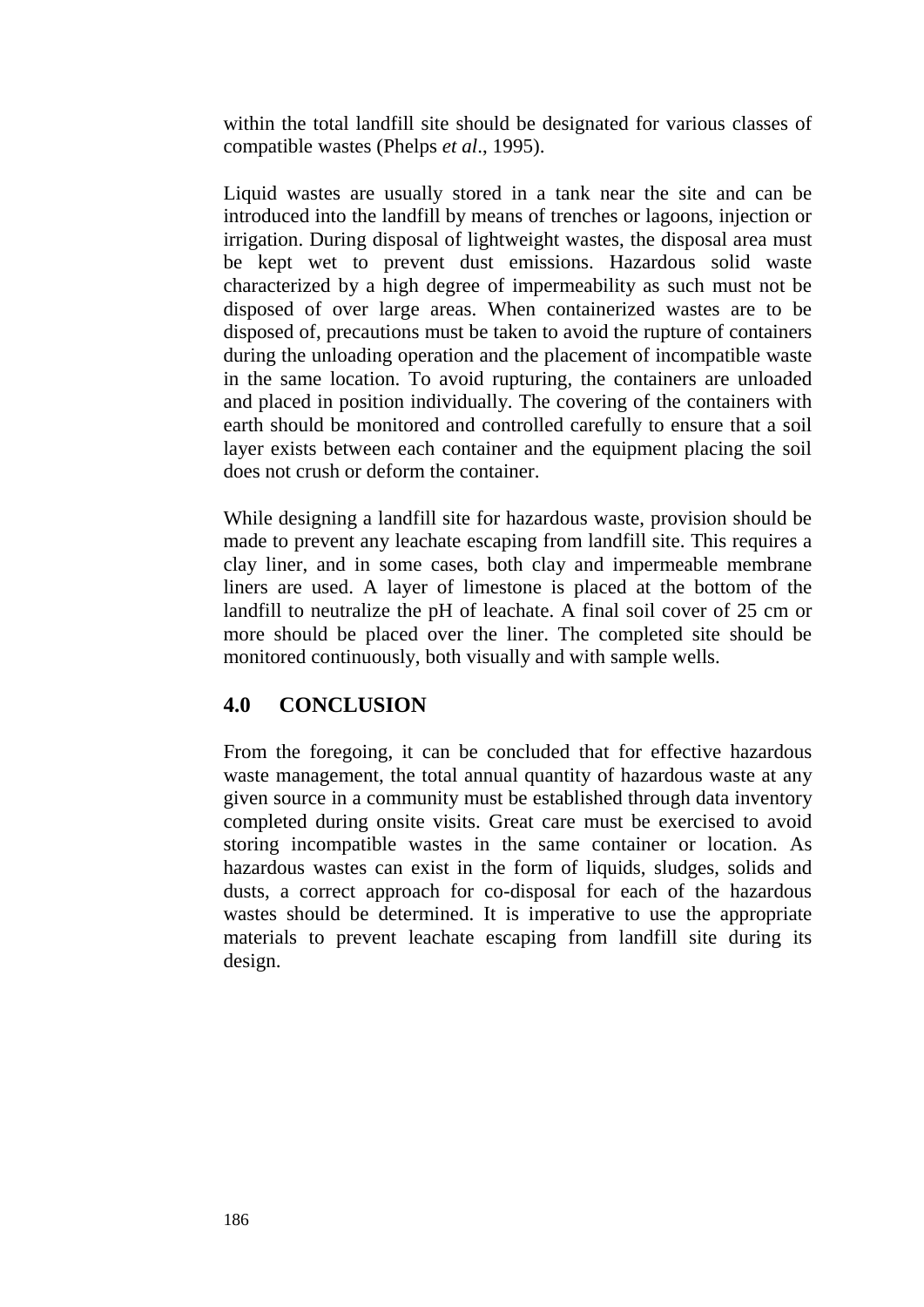within the total landfill site should be designated for various classes of compatible wastes (Phelps *et al*., 1995).

Liquid wastes are usually stored in a tank near the site and can be introduced into the landfill by means of trenches or lagoons, injection or irrigation. During disposal of lightweight wastes, the disposal area must be kept wet to prevent dust emissions. Hazardous solid waste characterized by a high degree of impermeability as such must not be disposed of over large areas. When containerized wastes are to be disposed of, precautions must be taken to avoid the rupture of containers during the unloading operation and the placement of incompatible waste in the same location. To avoid rupturing, the containers are unloaded and placed in position individually. The covering of the containers with earth should be monitored and controlled carefully to ensure that a soil layer exists between each container and the equipment placing the soil does not crush or deform the container.

While designing a landfill site for hazardous waste, provision should be made to prevent any leachate escaping from landfill site. This requires a clay liner, and in some cases, both clay and impermeable membrane liners are used. A layer of limestone is placed at the bottom of the landfill to neutralize the pH of leachate. A final soil cover of 25 cm or more should be placed over the liner. The completed site should be monitored continuously, both visually and with sample wells.

## 4.0 CONCLUSION

From the foregoing, it can be concluded that for effective hazardous waste management, the total annual quantity of hazardous waste at any given source in a community must be established through data inventory completed during onsite visits. Great care must be exercised to avoid storing incompatible wastes in the same container or location. As hazardous wastes can exist in the form of liquids, sludges, solids and dusts, a correct approach for co-disposal for each of the hazardous wastes should be determined. It is imperative to use the appropriate materials to prevent leachate escaping from landfill site during its design.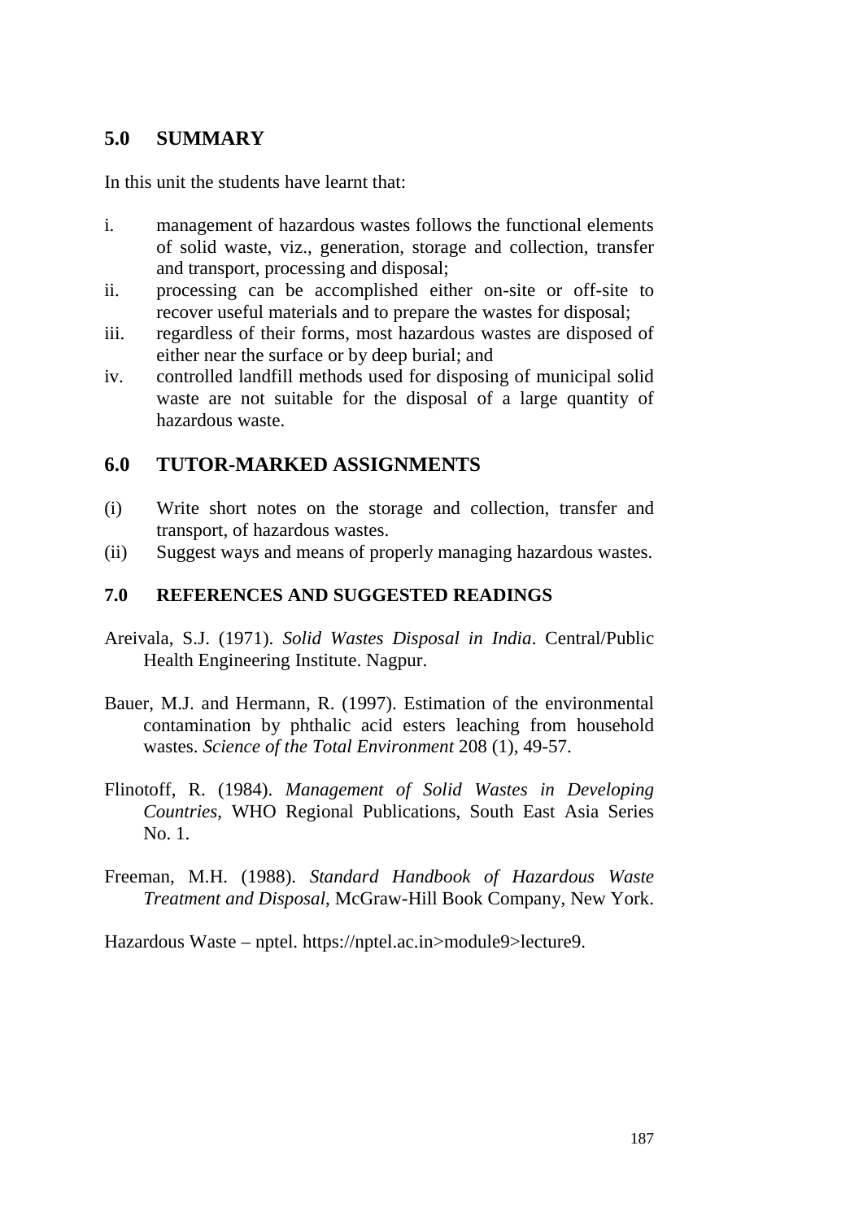## 5.0 SUMMARY

In this unit the students have learnt that:

i. management of hazardous wastes follows the functional elements of solid waste, viz., generation, storage and collection, transfer and transport, processing and disposal;
ii. processing can be accomplished either on-site or off-site to recover useful materials and to prepare the wastes for disposal;
iii. regardless of their forms, most hazardous wastes are disposed of either near the surface or by deep burial; and
iv. controlled landfill methods used for disposing of municipal solid waste are not suitable for the disposal of a large quantity of hazardous waste.

## 6.0 TUTOR-MARKED ASSIGNMENTS

(i) Write short notes on the storage and collection, transfer and transport, of hazardous wastes.
(ii) Suggest ways and means of properly managing hazardous wastes.

## 7.0 REFERENCES AND SUGGESTED READINGS

Areivala, S.J. (1971). *Solid Wastes Disposal in India*. Central/Public Health Engineering Institute. Nagpur.

Bauer, M.J. and Hermann, R. (1997). Estimation of the environmental contamination by phthalic acid esters leaching from household wastes. *Science of the Total Environment* 208 (1), 49-57.

Flinotoff, R. (1984). *Management of Solid Wastes in Developing Countries*, WHO Regional Publications, South East Asia Series No. 1.

Freeman, M.H. (1988). *Standard Handbook of Hazardous Waste Treatment and Disposal*, McGraw-Hill Book Company, New York.

Hazardous Waste – nptel. https://nptel.ac.in>module9>lecture9.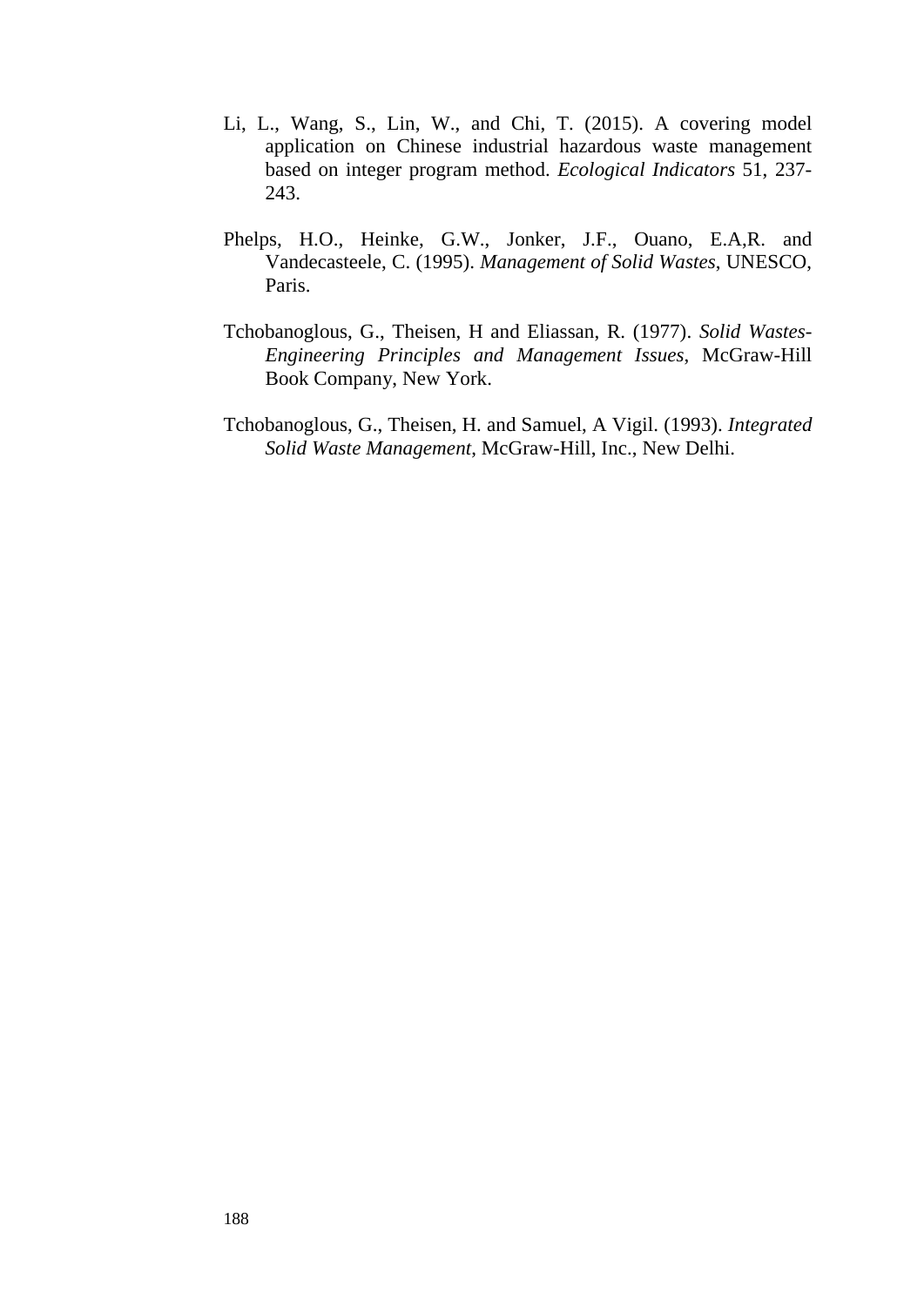Li, L., Wang, S., Lin, W., and Chi, T. (2015). A covering model application on Chinese industrial hazardous waste management based on integer program method. *Ecological Indicators* 51, 237-243.

Phelps, H.O., Heinke, G.W., Jonker, J.F., Ouano, E.A,R. and Vandecasteele, C. (1995). *Management of Solid Wastes*, UNESCO, Paris.

Tchobanoglous, G., Theisen, H and Eliassan, R. (1977). *Solid Wastes-Engineering Principles and Management Issues*, McGraw-Hill Book Company, New York.

Tchobanoglous, G., Theisen, H. and Samuel, A Vigil. (1993). *Integrated Solid Waste Management*, McGraw-Hill, Inc., New Delhi.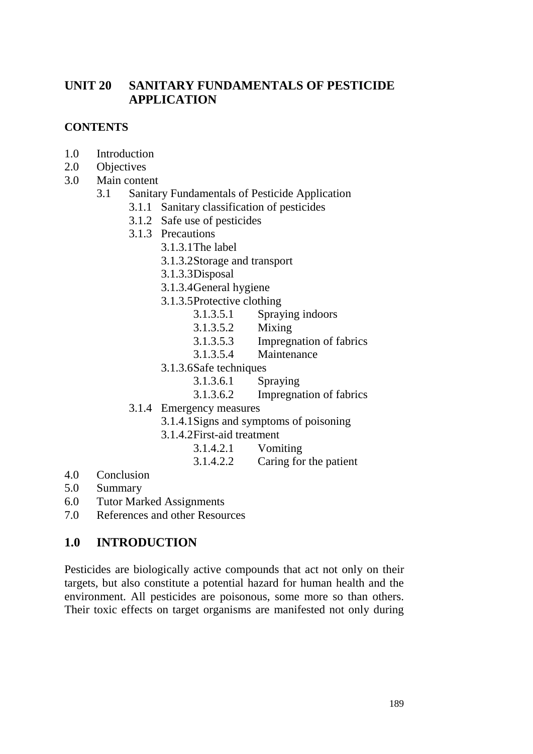## UNIT 20 SANITARY FUNDAMENTALS OF PESTICIDE APPLICATION

### CONTENTS

- 1.0 Introduction
- 2.0 Objectives
- 3.0 Main content
  - 3.1 Sanitary Fundamentals of Pesticide Application
    - 3.1.1 Sanitary classification of pesticides
    - 3.1.2 Safe use of pesticides
    - 3.1.3 Precautions
      - 3.1.3.1 The label
      - 3.1.3.2 Storage and transport
      - 3.1.3.3 Disposal
      - 3.1.3.4 General hygiene
      - 3.1.3.5 Protective clothing
        - 3.1.3.5.1 Spraying indoors
        - 3.1.3.5.2 Mixing
        - 3.1.3.5.3 Impregnation of fabrics
        - 3.1.3.5.4 Maintenance
      - 3.1.3.6 Safe techniques
        - 3.1.3.6.1 Spraying
        - 3.1.3.6.2 Impregnation of fabrics
    - 3.1.4 Emergency measures
      - 3.1.4.1 Signs and symptoms of poisoning
      - 3.1.4.2 First-aid treatment
        - 3.1.4.2.1 Vomiting
        - 3.1.4.2.2 Caring for the patient
- 4.0 Conclusion
- 5.0 Summary
- 6.0 Tutor Marked Assignments
- 7.0 References and other Resources

## 1.0 INTRODUCTION

Pesticides are biologically active compounds that act not only on their targets, but also constitute a potential hazard for human health and the environment. All pesticides are poisonous, some more so than others. Their toxic effects on target organisms are manifested not only during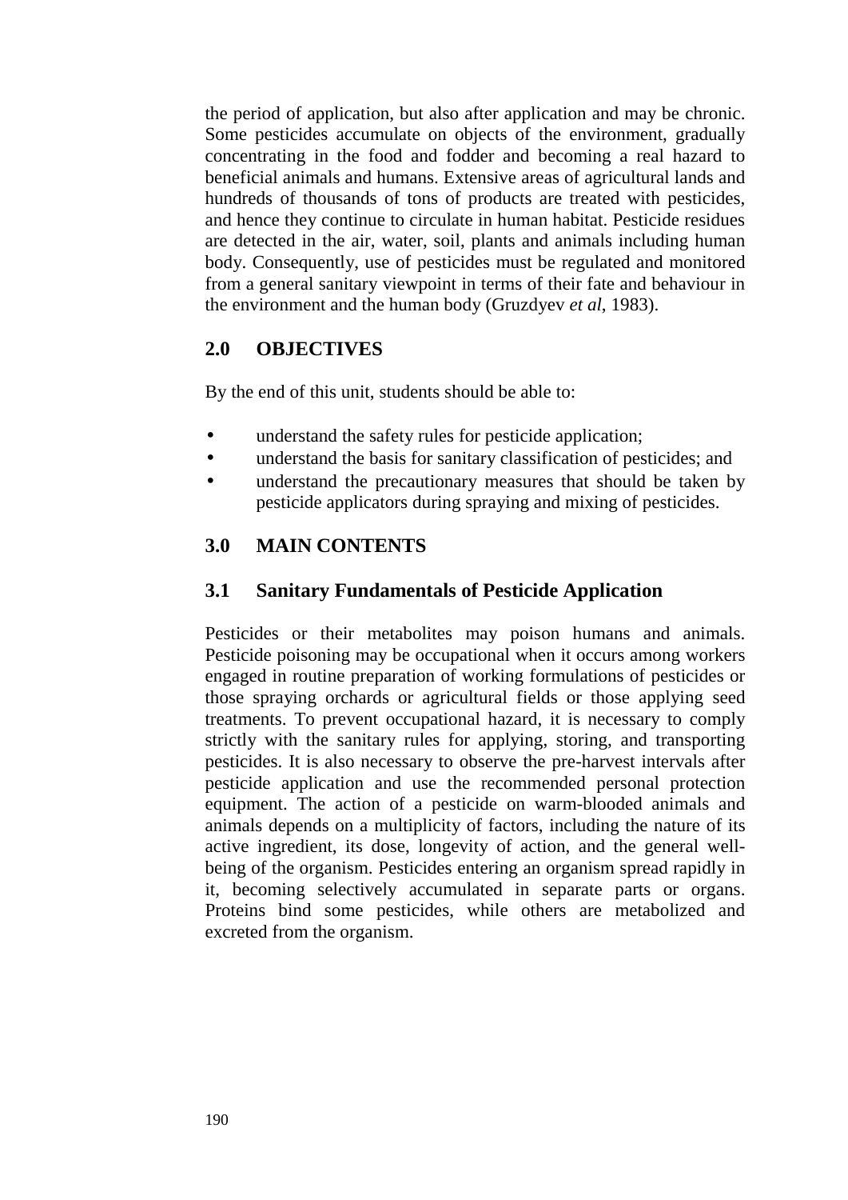the period of application, but also after application and may be chronic. Some pesticides accumulate on objects of the environment, gradually concentrating in the food and fodder and becoming a real hazard to beneficial animals and humans. Extensive areas of agricultural lands and hundreds of thousands of tons of products are treated with pesticides, and hence they continue to circulate in human habitat. Pesticide residues are detected in the air, water, soil, plants and animals including human body. Consequently, use of pesticides must be regulated and monitored from a general sanitary viewpoint in terms of their fate and behaviour in the environment and the human body (Gruzdyev *et al*, 1983).

## 2.0 OBJECTIVES

By the end of this unit, students should be able to:

- understand the safety rules for pesticide application;
- understand the basis for sanitary classification of pesticides; and
- understand the precautionary measures that should be taken by pesticide applicators during spraying and mixing of pesticides.

## 3.0 MAIN CONTENTS

### 3.1 Sanitary Fundamentals of Pesticide Application

Pesticides or their metabolites may poison humans and animals. Pesticide poisoning may be occupational when it occurs among workers engaged in routine preparation of working formulations of pesticides or those spraying orchards or agricultural fields or those applying seed treatments. To prevent occupational hazard, it is necessary to comply strictly with the sanitary rules for applying, storing, and transporting pesticides. It is also necessary to observe the pre-harvest intervals after pesticide application and use the recommended personal protection equipment. The action of a pesticide on warm-blooded animals and animals depends on a multiplicity of factors, including the nature of its active ingredient, its dose, longevity of action, and the general well-being of the organism. Pesticides entering an organism spread rapidly in it, becoming selectively accumulated in separate parts or organs. Proteins bind some pesticides, while others are metabolized and excreted from the organism.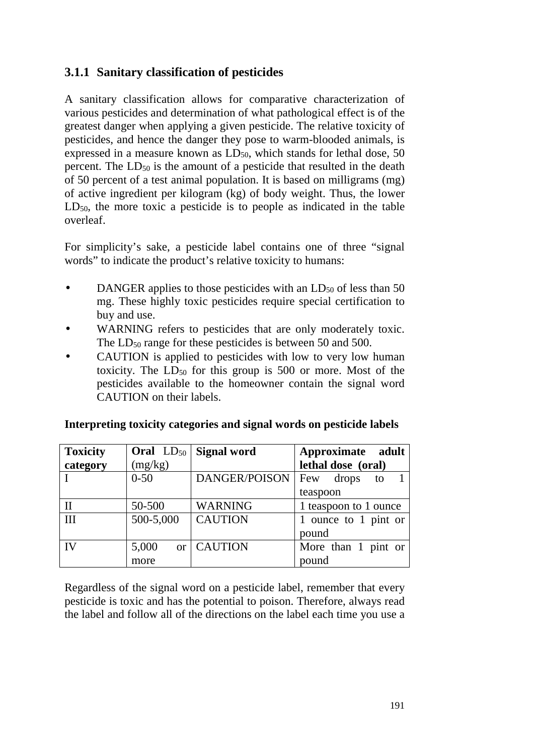### 3.1.1 Sanitary classification of pesticides

A sanitary classification allows for comparative characterization of various pesticides and determination of what pathological effect is of the greatest danger when applying a given pesticide. The relative toxicity of pesticides, and hence the danger they pose to warm-blooded animals, is expressed in a measure known as $LD_{50}$, which stands for lethal dose, 50 percent. The $LD_{50}$ is the amount of a pesticide that resulted in the death of 50 percent of a test animal population. It is based on milligrams (mg) of active ingredient per kilogram (kg) of body weight. Thus, the lower $LD_{50}$, the more toxic a pesticide is to people as indicated in the table overleaf.

For simplicity's sake, a pesticide label contains one of three "signal words" to indicate the product's relative toxicity to humans:

- DANGER applies to those pesticides with an $LD_{50}$ of less than 50 mg. These highly toxic pesticides require special certification to buy and use.
- WARNING refers to pesticides that are only moderately toxic. The $LD_{50}$ range for these pesticides is between 50 and 500.
- CAUTION is applied to pesticides with low to very low human toxicity. The $LD_{50}$ for this group is 500 or more. Most of the pesticides available to the homeowner contain the signal word CAUTION on their labels.

**Interpreting toxicity categories and signal words on pesticide labels**

| **Toxicity category** | **Oral** $LD_{50}$ (mg/kg) | **Signal word** | **Approximate adult lethal dose (oral)** |
|---|---|---|---|
| I | 0-50 | DANGER/POISON | Few drops to 1 teaspoon |
| II | 50-500 | WARNING | 1 teaspoon to 1 ounce |
| III | 500-5,000 | CAUTION | 1 ounce to 1 pint or pound |
| IV | 5,000 or more | CAUTION | More than 1 pint or pound |

Regardless of the signal word on a pesticide label, remember that every pesticide is toxic and has the potential to poison. Therefore, always read the label and follow all of the directions on the label each time you use a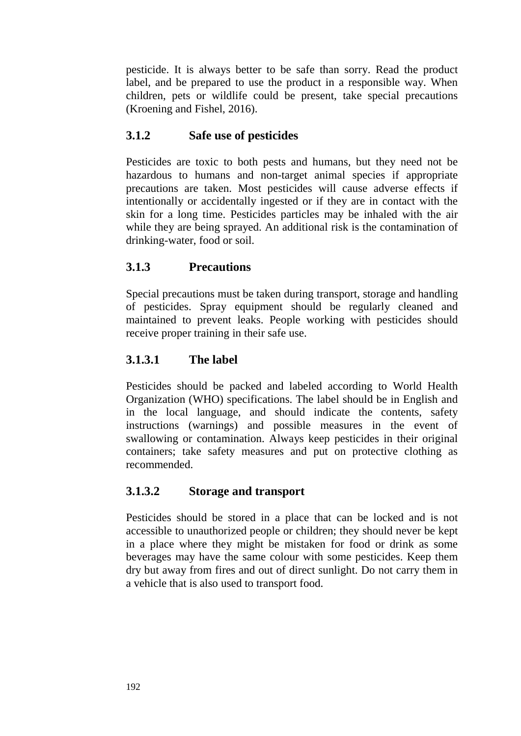pesticide. It is always better to be safe than sorry. Read the product label, and be prepared to use the product in a responsible way. When children, pets or wildlife could be present, take special precautions (Kroening and Fishel, 2016).

### 3.1.2 Safe use of pesticides

Pesticides are toxic to both pests and humans, but they need not be hazardous to humans and non-target animal species if appropriate precautions are taken. Most pesticides will cause adverse effects if intentionally or accidentally ingested or if they are in contact with the skin for a long time. Pesticides particles may be inhaled with the air while they are being sprayed. An additional risk is the contamination of drinking-water, food or soil.

### 3.1.3 Precautions

Special precautions must be taken during transport, storage and handling of pesticides. Spray equipment should be regularly cleaned and maintained to prevent leaks. People working with pesticides should receive proper training in their safe use.

#### 3.1.3.1 The label

Pesticides should be packed and labeled according to World Health Organization (WHO) specifications. The label should be in English and in the local language, and should indicate the contents, safety instructions (warnings) and possible measures in the event of swallowing or contamination. Always keep pesticides in their original containers; take safety measures and put on protective clothing as recommended.

#### 3.1.3.2 Storage and transport

Pesticides should be stored in a place that can be locked and is not accessible to unauthorized people or children; they should never be kept in a place where they might be mistaken for food or drink as some beverages may have the same colour with some pesticides. Keep them dry but away from fires and out of direct sunlight. Do not carry them in a vehicle that is also used to transport food.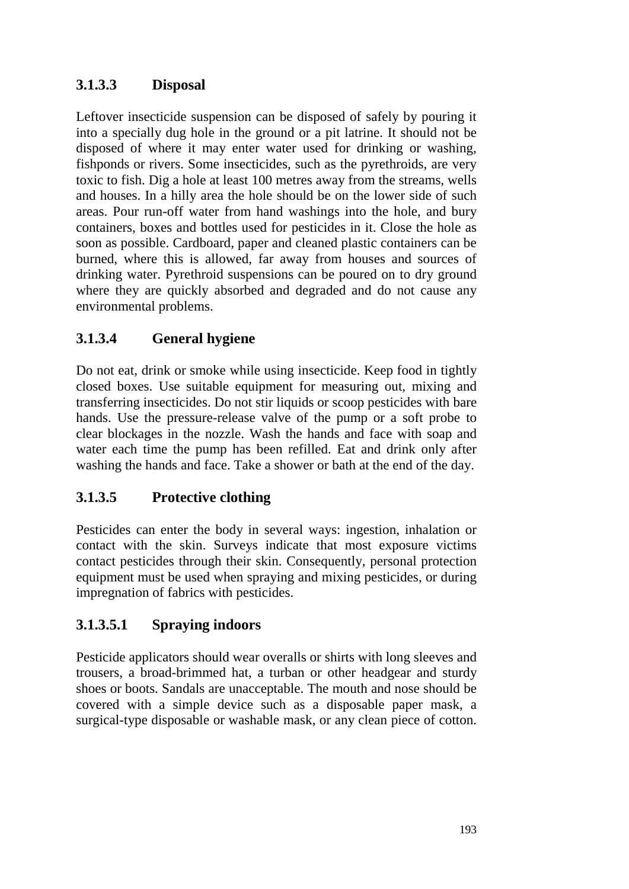### 3.1.3.3 Disposal

Leftover insecticide suspension can be disposed of safely by pouring it into a specially dug hole in the ground or a pit latrine. It should not be disposed of where it may enter water used for drinking or washing, fishponds or rivers. Some insecticides, such as the pyrethroids, are very toxic to fish. Dig a hole at least 100 metres away from the streams, wells and houses. In a hilly area the hole should be on the lower side of such areas. Pour run-off water from hand washings into the hole, and bury containers, boxes and bottles used for pesticides in it. Close the hole as soon as possible. Cardboard, paper and cleaned plastic containers can be burned, where this is allowed, far away from houses and sources of drinking water. Pyrethroid suspensions can be poured on to dry ground where they are quickly absorbed and degraded and do not cause any environmental problems.

### 3.1.3.4 General hygiene

Do not eat, drink or smoke while using insecticide. Keep food in tightly closed boxes. Use suitable equipment for measuring out, mixing and transferring insecticides. Do not stir liquids or scoop pesticides with bare hands. Use the pressure-release valve of the pump or a soft probe to clear blockages in the nozzle. Wash the hands and face with soap and water each time the pump has been refilled. Eat and drink only after washing the hands and face. Take a shower or bath at the end of the day.

### 3.1.3.5 Protective clothing

Pesticides can enter the body in several ways: ingestion, inhalation or contact with the skin. Surveys indicate that most exposure victims contact pesticides through their skin. Consequently, personal protection equipment must be used when spraying and mixing pesticides, or during impregnation of fabrics with pesticides.

#### 3.1.3.5.1 Spraying indoors

Pesticide applicators should wear overalls or shirts with long sleeves and trousers, a broad-brimmed hat, a turban or other headgear and sturdy shoes or boots. Sandals are unacceptable. The mouth and nose should be covered with a simple device such as a disposable paper mask, a surgical-type disposable or washable mask, or any clean piece of cotton.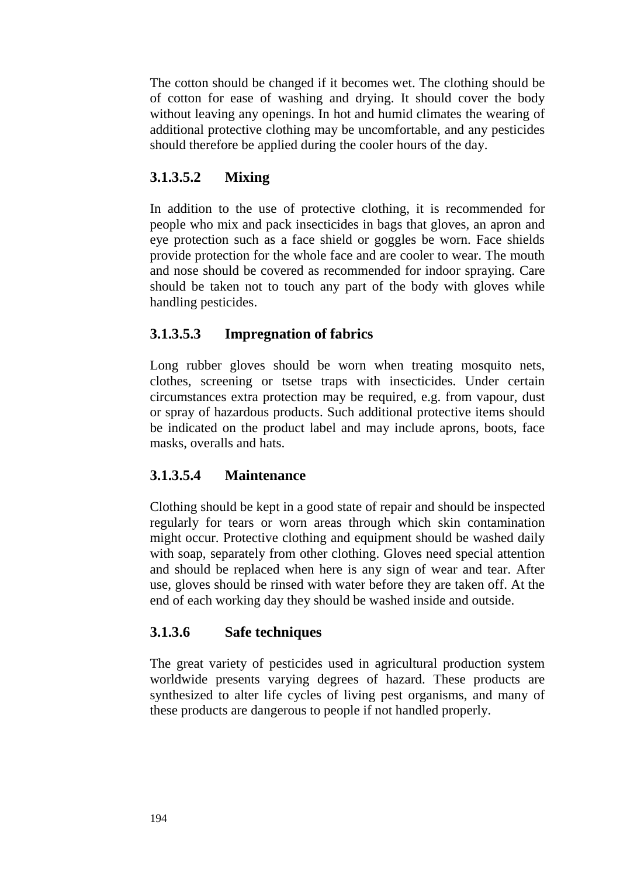The cotton should be changed if it becomes wet. The clothing should be of cotton for ease of washing and drying. It should cover the body without leaving any openings. In hot and humid climates the wearing of additional protective clothing may be uncomfortable, and any pesticides should therefore be applied during the cooler hours of the day.

### 3.1.3.5.2 Mixing

In addition to the use of protective clothing, it is recommended for people who mix and pack insecticides in bags that gloves, an apron and eye protection such as a face shield or goggles be worn. Face shields provide protection for the whole face and are cooler to wear. The mouth and nose should be covered as recommended for indoor spraying. Care should be taken not to touch any part of the body with gloves while handling pesticides.

### 3.1.3.5.3 Impregnation of fabrics

Long rubber gloves should be worn when treating mosquito nets, clothes, screening or tsetse traps with insecticides. Under certain circumstances extra protection may be required, e.g. from vapour, dust or spray of hazardous products. Such additional protective items should be indicated on the product label and may include aprons, boots, face masks, overalls and hats.

### 3.1.3.5.4 Maintenance

Clothing should be kept in a good state of repair and should be inspected regularly for tears or worn areas through which skin contamination might occur. Protective clothing and equipment should be washed daily with soap, separately from other clothing. Gloves need special attention and should be replaced when here is any sign of wear and tear. After use, gloves should be rinsed with water before they are taken off. At the end of each working day they should be washed inside and outside.

### 3.1.3.6 Safe techniques

The great variety of pesticides used in agricultural production system worldwide presents varying degrees of hazard. These products are synthesized to alter life cycles of living pest organisms, and many of these products are dangerous to people if not handled properly.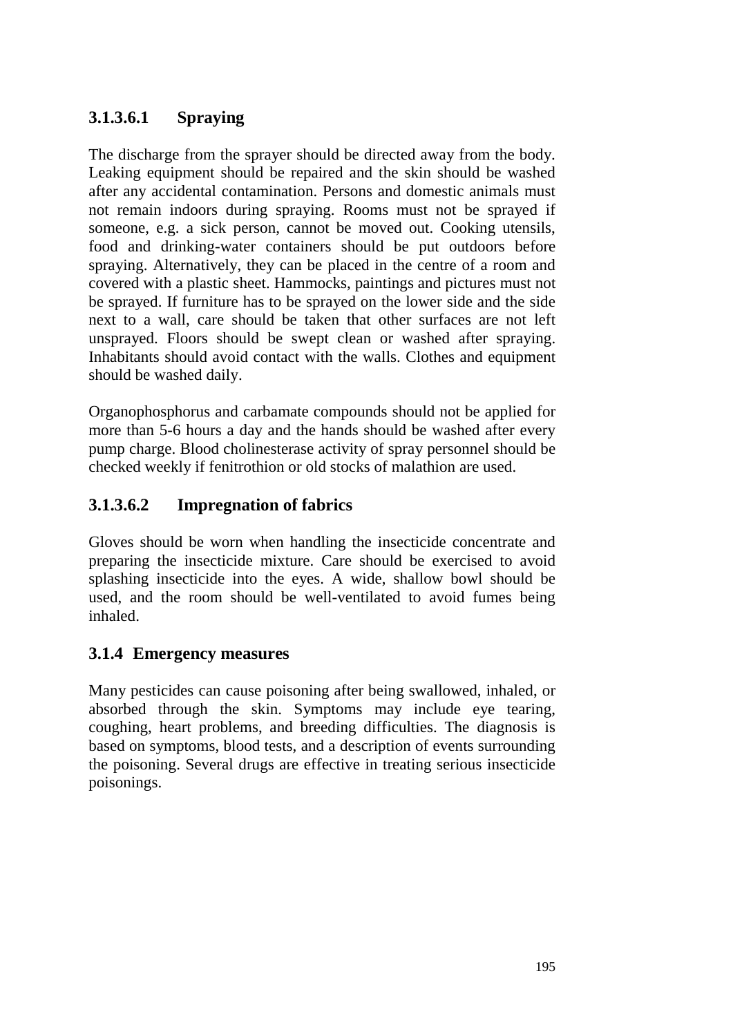#### 3.1.3.6.1 Spraying

The discharge from the sprayer should be directed away from the body. Leaking equipment should be repaired and the skin should be washed after any accidental contamination. Persons and domestic animals must not remain indoors during spraying. Rooms must not be sprayed if someone, e.g. a sick person, cannot be moved out. Cooking utensils, food and drinking-water containers should be put outdoors before spraying. Alternatively, they can be placed in the centre of a room and covered with a plastic sheet. Hammocks, paintings and pictures must not be sprayed. If furniture has to be sprayed on the lower side and the side next to a wall, care should be taken that other surfaces are not left unsprayed. Floors should be swept clean or washed after spraying. Inhabitants should avoid contact with the walls. Clothes and equipment should be washed daily.

Organophosphorus and carbamate compounds should not be applied for more than 5-6 hours a day and the hands should be washed after every pump charge. Blood cholinesterase activity of spray personnel should be checked weekly if fenitrothion or old stocks of malathion are used.

#### 3.1.3.6.2 Impregnation of fabrics

Gloves should be worn when handling the insecticide concentrate and preparing the insecticide mixture. Care should be exercised to avoid splashing insecticide into the eyes. A wide, shallow bowl should be used, and the room should be well-ventilated to avoid fumes being inhaled.

### 3.1.4 Emergency measures

Many pesticides can cause poisoning after being swallowed, inhaled, or absorbed through the skin. Symptoms may include eye tearing, coughing, heart problems, and breeding difficulties. The diagnosis is based on symptoms, blood tests, and a description of events surrounding the poisoning. Several drugs are effective in treating serious insecticide poisonings.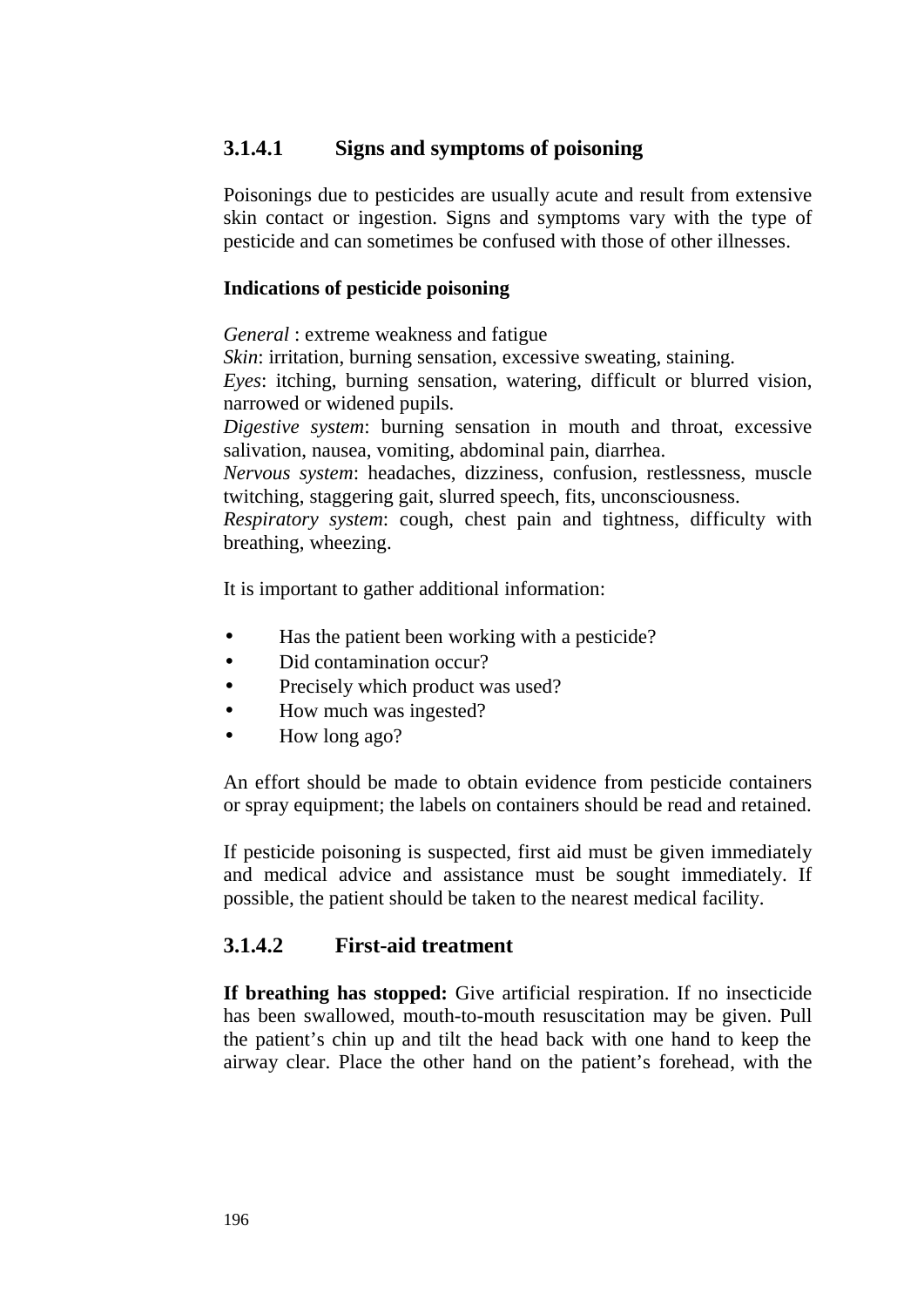### 3.1.4.1 Signs and symptoms of poisoning

Poisonings due to pesticides are usually acute and result from extensive skin contact or ingestion. Signs and symptoms vary with the type of pesticide and can sometimes be confused with those of other illnesses.

**Indications of pesticide poisoning**

*General* : extreme weakness and fatigue
*Skin*: irritation, burning sensation, excessive sweating, staining.
*Eyes*: itching, burning sensation, watering, difficult or blurred vision, narrowed or widened pupils.
*Digestive system*: burning sensation in mouth and throat, excessive salivation, nausea, vomiting, abdominal pain, diarrhea.
*Nervous system*: headaches, dizziness, confusion, restlessness, muscle twitching, staggering gait, slurred speech, fits, unconsciousness.
*Respiratory system*: cough, chest pain and tightness, difficulty with breathing, wheezing.

It is important to gather additional information:

- Has the patient been working with a pesticide?
- Did contamination occur?
- Precisely which product was used?
- How much was ingested?
- How long ago?

An effort should be made to obtain evidence from pesticide containers or spray equipment; the labels on containers should be read and retained.

If pesticide poisoning is suspected, first aid must be given immediately and medical advice and assistance must be sought immediately. If possible, the patient should be taken to the nearest medical facility.

### 3.1.4.2 First-aid treatment

**If breathing has stopped:** Give artificial respiration. If no insecticide has been swallowed, mouth-to-mouth resuscitation may be given. Pull the patient's chin up and tilt the head back with one hand to keep the airway clear. Place the other hand on the patient's forehead, with the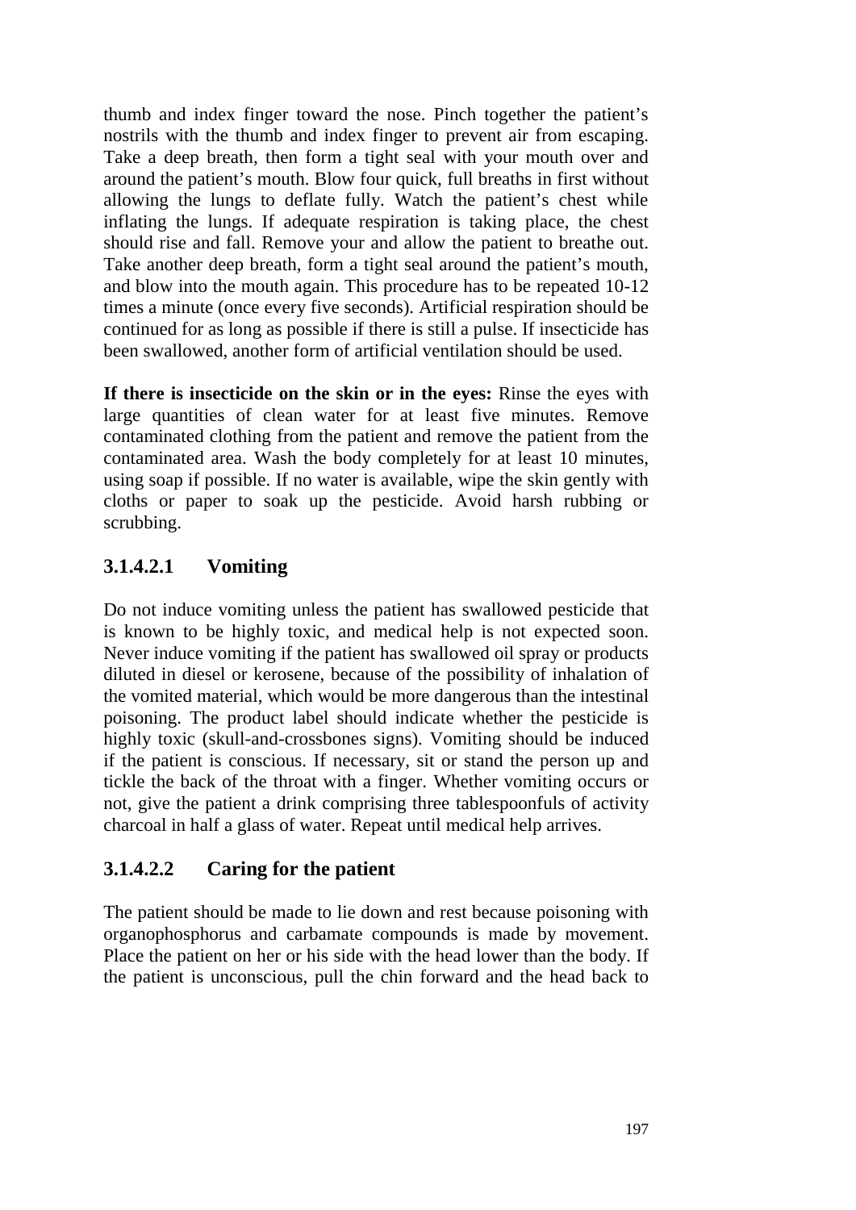thumb and index finger toward the nose. Pinch together the patient's nostrils with the thumb and index finger to prevent air from escaping. Take a deep breath, then form a tight seal with your mouth over and around the patient's mouth. Blow four quick, full breaths in first without allowing the lungs to deflate fully. Watch the patient's chest while inflating the lungs. If adequate respiration is taking place, the chest should rise and fall. Remove your and allow the patient to breathe out. Take another deep breath, form a tight seal around the patient's mouth, and blow into the mouth again. This procedure has to be repeated 10-12 times a minute (once every five seconds). Artificial respiration should be continued for as long as possible if there is still a pulse. If insecticide has been swallowed, another form of artificial ventilation should be used.

**If there is insecticide on the skin or in the eyes:** Rinse the eyes with large quantities of clean water for at least five minutes. Remove contaminated clothing from the patient and remove the patient from the contaminated area. Wash the body completely for at least 10 minutes, using soap if possible. If no water is available, wipe the skin gently with cloths or paper to soak up the pesticide. Avoid harsh rubbing or scrubbing.

### 3.1.4.2.1 Vomiting

Do not induce vomiting unless the patient has swallowed pesticide that is known to be highly toxic, and medical help is not expected soon. Never induce vomiting if the patient has swallowed oil spray or products diluted in diesel or kerosene, because of the possibility of inhalation of the vomited material, which would be more dangerous than the intestinal poisoning. The product label should indicate whether the pesticide is highly toxic (skull-and-crossbones signs). Vomiting should be induced if the patient is conscious. If necessary, sit or stand the person up and tickle the back of the throat with a finger. Whether vomiting occurs or not, give the patient a drink comprising three tablespoonfuls of activity charcoal in half a glass of water. Repeat until medical help arrives.

### 3.1.4.2.2 Caring for the patient

The patient should be made to lie down and rest because poisoning with organophosphorus and carbamate compounds is made by movement. Place the patient on her or his side with the head lower than the body. If the patient is unconscious, pull the chin forward and the head back to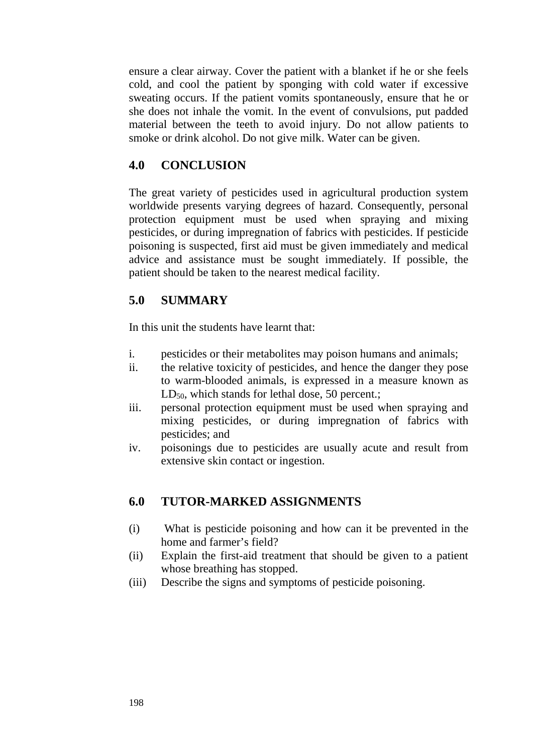ensure a clear airway. Cover the patient with a blanket if he or she feels cold, and cool the patient by sponging with cold water if excessive sweating occurs. If the patient vomits spontaneously, ensure that he or she does not inhale the vomit. In the event of convulsions, put padded material between the teeth to avoid injury. Do not allow patients to smoke or drink alcohol. Do not give milk. Water can be given.

## 4.0 CONCLUSION

The great variety of pesticides used in agricultural production system worldwide presents varying degrees of hazard. Consequently, personal protection equipment must be used when spraying and mixing pesticides, or during impregnation of fabrics with pesticides. If pesticide poisoning is suspected, first aid must be given immediately and medical advice and assistance must be sought immediately. If possible, the patient should be taken to the nearest medical facility.

## 5.0 SUMMARY

In this unit the students have learnt that:

i. pesticides or their metabolites may poison humans and animals;
ii. the relative toxicity of pesticides, and hence the danger they pose to warm-blooded animals, is expressed in a measure known as $LD_{50}$, which stands for lethal dose, 50 percent.;
iii. personal protection equipment must be used when spraying and mixing pesticides, or during impregnation of fabrics with pesticides; and
iv. poisonings due to pesticides are usually acute and result from extensive skin contact or ingestion.

## 6.0 TUTOR-MARKED ASSIGNMENTS

(i) What is pesticide poisoning and how can it be prevented in the home and farmer's field?
(ii) Explain the first-aid treatment that should be given to a patient whose breathing has stopped.
(iii) Describe the signs and symptoms of pesticide poisoning.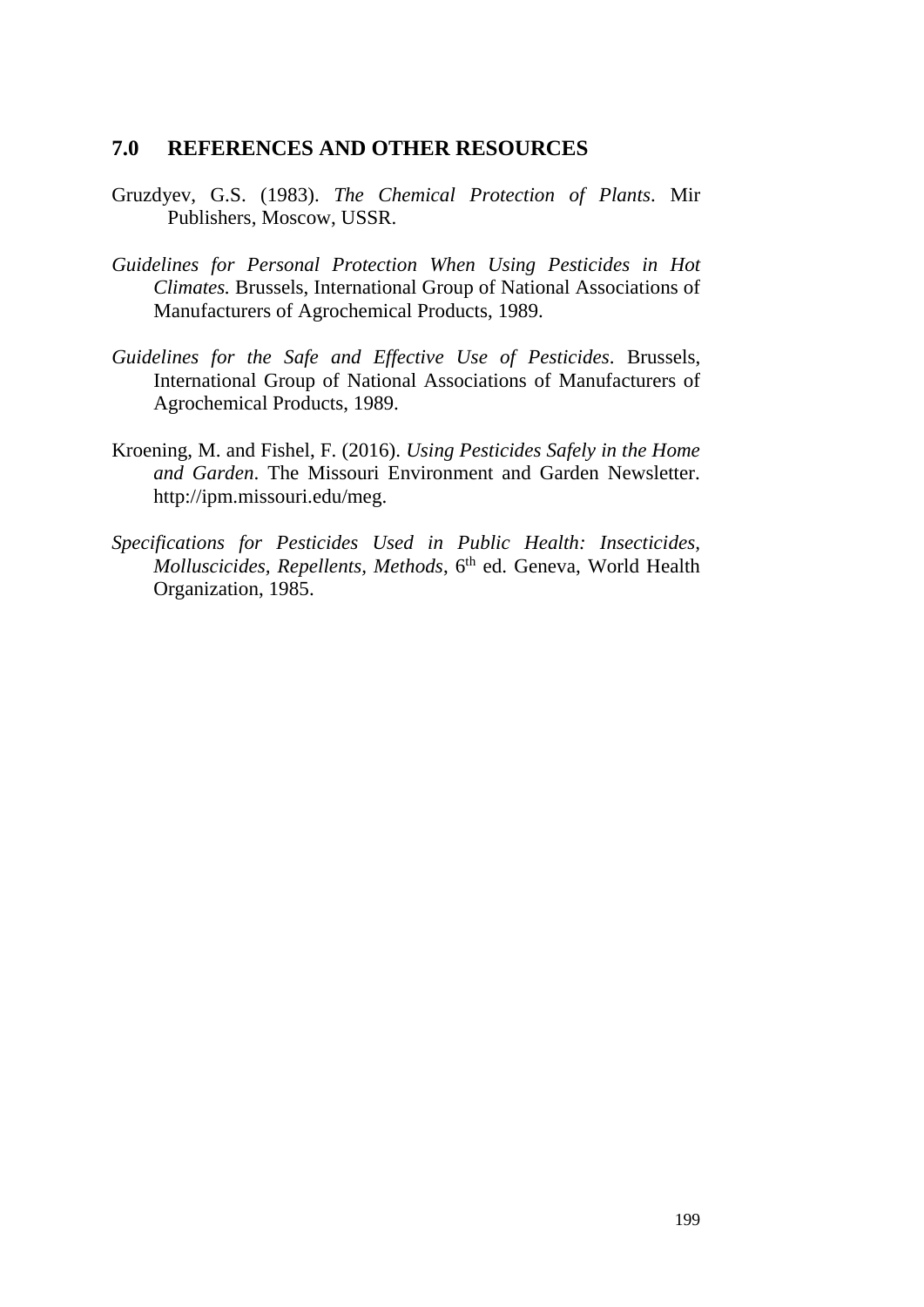## 7.0 REFERENCES AND OTHER RESOURCES

Gruzdyev, G.S. (1983). *The Chemical Protection of Plants*. Mir Publishers, Moscow, USSR.

*Guidelines for Personal Protection When Using Pesticides in Hot Climates.* Brussels, International Group of National Associations of Manufacturers of Agrochemical Products, 1989.

*Guidelines for the Safe and Effective Use of Pesticides*. Brussels, International Group of National Associations of Manufacturers of Agrochemical Products, 1989.

Kroening, M. and Fishel, F. (2016). *Using Pesticides Safely in the Home and Garden*. The Missouri Environment and Garden Newsletter. http://ipm.missouri.edu/meg.

*Specifications for Pesticides Used in Public Health: Insecticides, Molluscicides, Repellents, Methods*, 6th ed. Geneva, World Health Organization, 1985.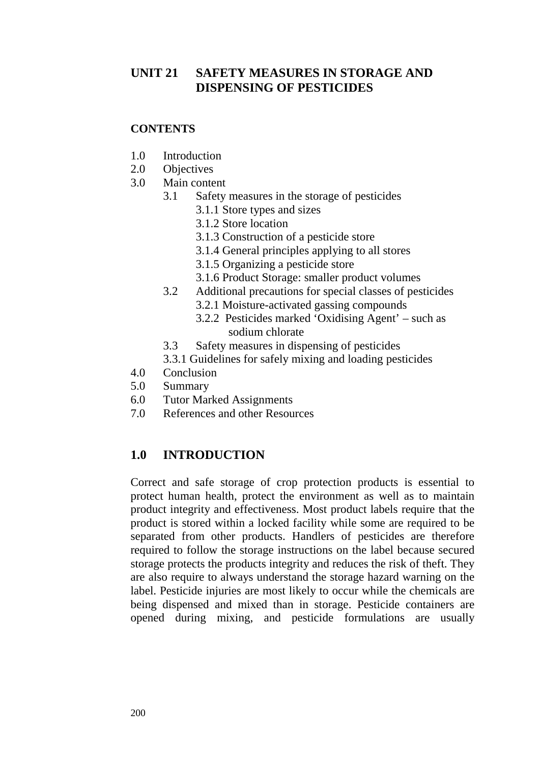# UNIT 21 SAFETY MEASURES IN STORAGE AND DISPENSING OF PESTICIDES

## CONTENTS

- 1.0 Introduction
- 2.0 Objectives
- 3.0 Main content
    - 3.1 Safety measures in the storage of pesticides
        - 3.1.1 Store types and sizes
        - 3.1.2 Store location
        - 3.1.3 Construction of a pesticide store
        - 3.1.4 General principles applying to all stores
        - 3.1.5 Organizing a pesticide store
        - 3.1.6 Product Storage: smaller product volumes
    - 3.2 Additional precautions for special classes of pesticides
        - 3.2.1 Moisture-activated gassing compounds
        - 3.2.2 Pesticides marked 'Oxidising Agent' – such as sodium chlorate
    - 3.3 Safety measures in dispensing of pesticides
    - 3.3.1 Guidelines for safely mixing and loading pesticides
- 4.0 Conclusion
- 5.0 Summary
- 6.0 Tutor Marked Assignments
- 7.0 References and other Resources

## 1.0 INTRODUCTION

Correct and safe storage of crop protection products is essential to protect human health, protect the environment as well as to maintain product integrity and effectiveness. Most product labels require that the product is stored within a locked facility while some are required to be separated from other products. Handlers of pesticides are therefore required to follow the storage instructions on the label because secured storage protects the products integrity and reduces the risk of theft. They are also require to always understand the storage hazard warning on the label. Pesticide injuries are most likely to occur while the chemicals are being dispensed and mixed than in storage. Pesticide containers are opened during mixing, and pesticide formulations are usually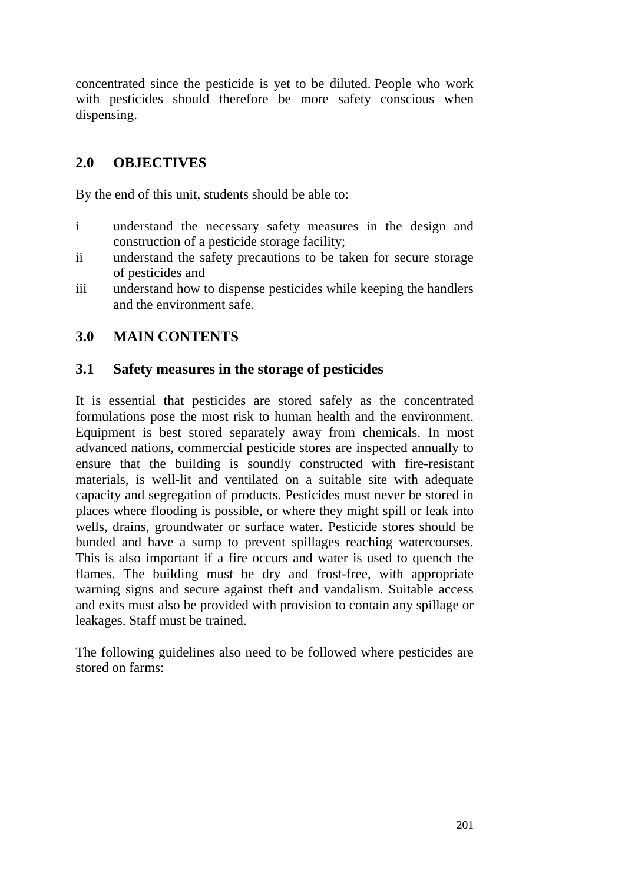concentrated since the pesticide is yet to be diluted. People who work with pesticides should therefore be more safety conscious when dispensing.

## 2.0 OBJECTIVES

By the end of this unit, students should be able to:

i understand the necessary safety measures in the design and construction of a pesticide storage facility;

ii understand the safety precautions to be taken for secure storage of pesticides and

iii understand how to dispense pesticides while keeping the handlers and the environment safe.

## 3.0 MAIN CONTENTS

### 3.1 Safety measures in the storage of pesticides

It is essential that pesticides are stored safely as the concentrated formulations pose the most risk to human health and the environment. Equipment is best stored separately away from chemicals. In most advanced nations, commercial pesticide stores are inspected annually to ensure that the building is soundly constructed with fire-resistant materials, is well-lit and ventilated on a suitable site with adequate capacity and segregation of products. Pesticides must never be stored in places where flooding is possible, or where they might spill or leak into wells, drains, groundwater or surface water. Pesticide stores should be bunded and have a sump to prevent spillages reaching watercourses. This is also important if a fire occurs and water is used to quench the flames. The building must be dry and frost-free, with appropriate warning signs and secure against theft and vandalism. Suitable access and exits must also be provided with provision to contain any spillage or leakages. Staff must be trained.

The following guidelines also need to be followed where pesticides are stored on farms: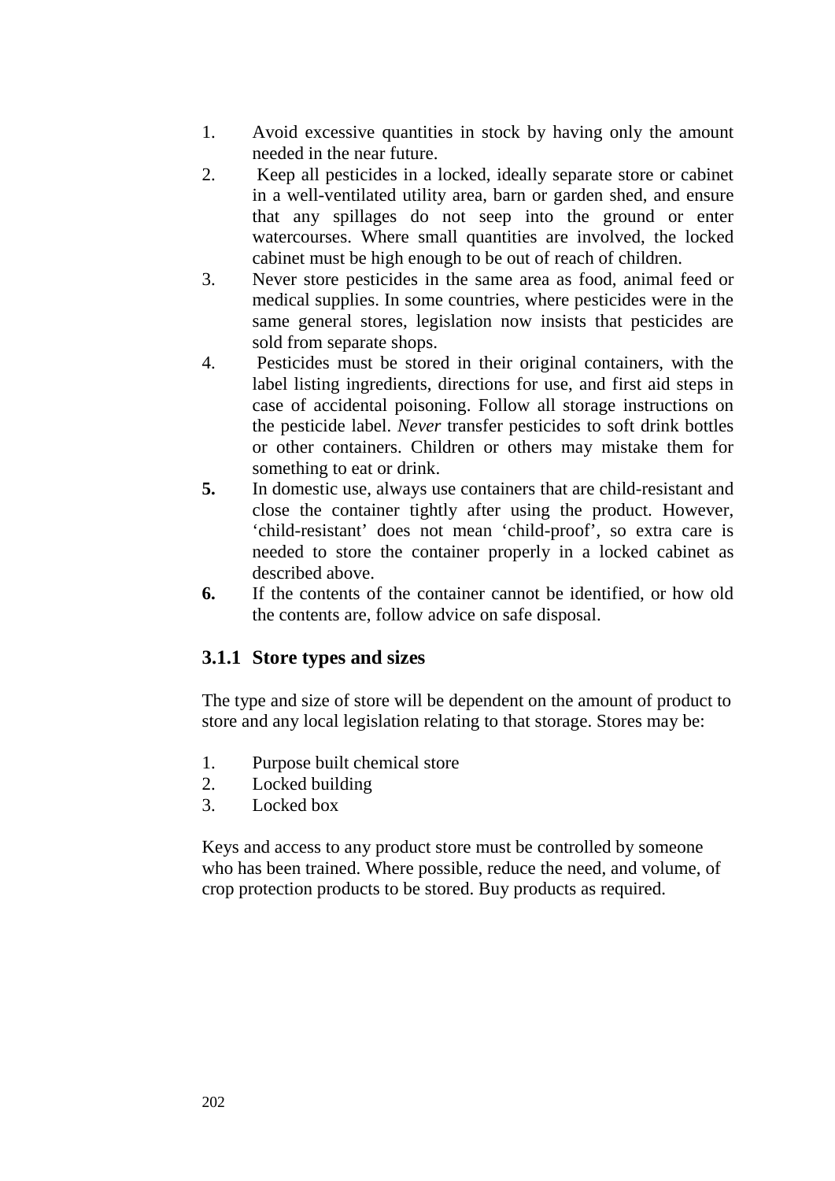1. Avoid excessive quantities in stock by having only the amount needed in the near future.
2. Keep all pesticides in a locked, ideally separate store or cabinet in a well-ventilated utility area, barn or garden shed, and ensure that any spillages do not seep into the ground or enter watercourses. Where small quantities are involved, the locked cabinet must be high enough to be out of reach of children.
3. Never store pesticides in the same area as food, animal feed or medical supplies. In some countries, where pesticides were in the same general stores, legislation now insists that pesticides are sold from separate shops.
4. Pesticides must be stored in their original containers, with the label listing ingredients, directions for use, and first aid steps in case of accidental poisoning. Follow all storage instructions on the pesticide label. *Never* transfer pesticides to soft drink bottles or other containers. Children or others may mistake them for something to eat or drink.
5. In domestic use, always use containers that are child-resistant and close the container tightly after using the product. However, 'child-resistant' does not mean 'child-proof', so extra care is needed to store the container properly in a locked cabinet as described above.
6. If the contents of the container cannot be identified, or how old the contents are, follow advice on safe disposal.

### 3.1.1 Store types and sizes

The type and size of store will be dependent on the amount of product to store and any local legislation relating to that storage. Stores may be:

1. Purpose built chemical store
2. Locked building
3. Locked box

Keys and access to any product store must be controlled by someone who has been trained. Where possible, reduce the need, and volume, of crop protection products to be stored. Buy products as required.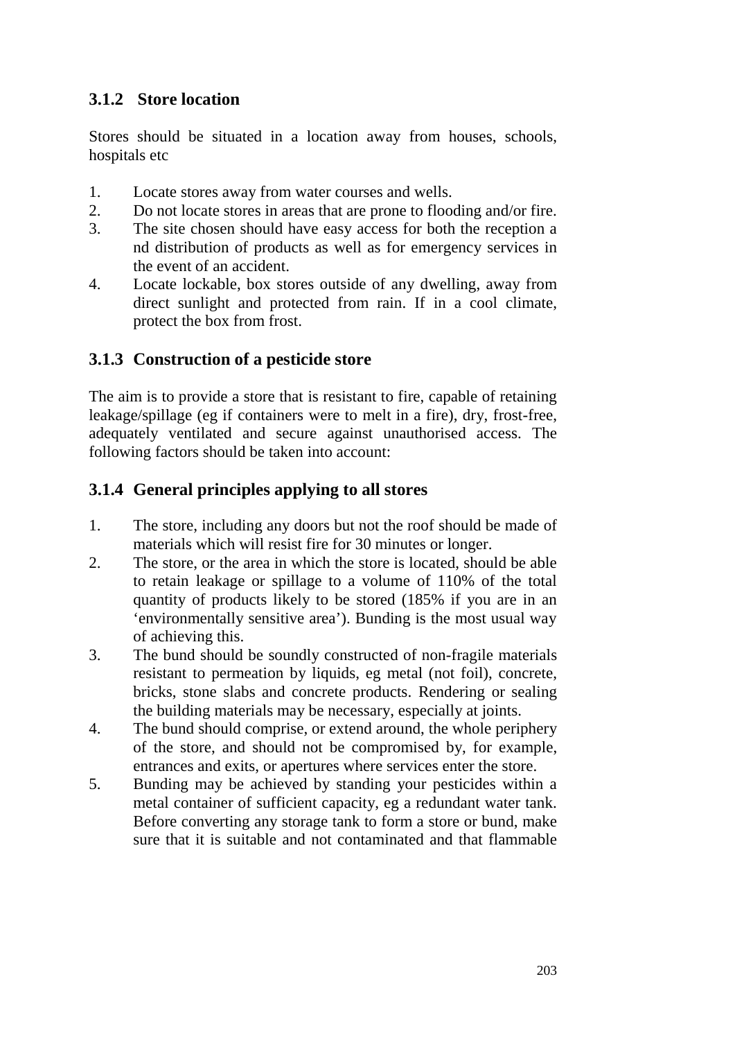### 3.1.2 Store location

Stores should be situated in a location away from houses, schools, hospitals etc

1. Locate stores away from water courses and wells.
2. Do not locate stores in areas that are prone to flooding and/or fire.
3. The site chosen should have easy access for both the reception a nd distribution of products as well as for emergency services in the event of an accident.
4. Locate lockable, box stores outside of any dwelling, away from direct sunlight and protected from rain. If in a cool climate, protect the box from frost.

### 3.1.3 Construction of a pesticide store

The aim is to provide a store that is resistant to fire, capable of retaining leakage/spillage (eg if containers were to melt in a fire), dry, frost-free, adequately ventilated and secure against unauthorised access. The following factors should be taken into account:

### 3.1.4 General principles applying to all stores

1. The store, including any doors but not the roof should be made of materials which will resist fire for 30 minutes or longer.
2. The store, or the area in which the store is located, should be able to retain leakage or spillage to a volume of 110% of the total quantity of products likely to be stored (185% if you are in an 'environmentally sensitive area'). Bunding is the most usual way of achieving this.
3. The bund should be soundly constructed of non-fragile materials resistant to permeation by liquids, eg metal (not foil), concrete, bricks, stone slabs and concrete products. Rendering or sealing the building materials may be necessary, especially at joints.
4. The bund should comprise, or extend around, the whole periphery of the store, and should not be compromised by, for example, entrances and exits, or apertures where services enter the store.
5. Bunding may be achieved by standing your pesticides within a metal container of sufficient capacity, eg a redundant water tank. Before converting any storage tank to form a store or bund, make sure that it is suitable and not contaminated and that flammable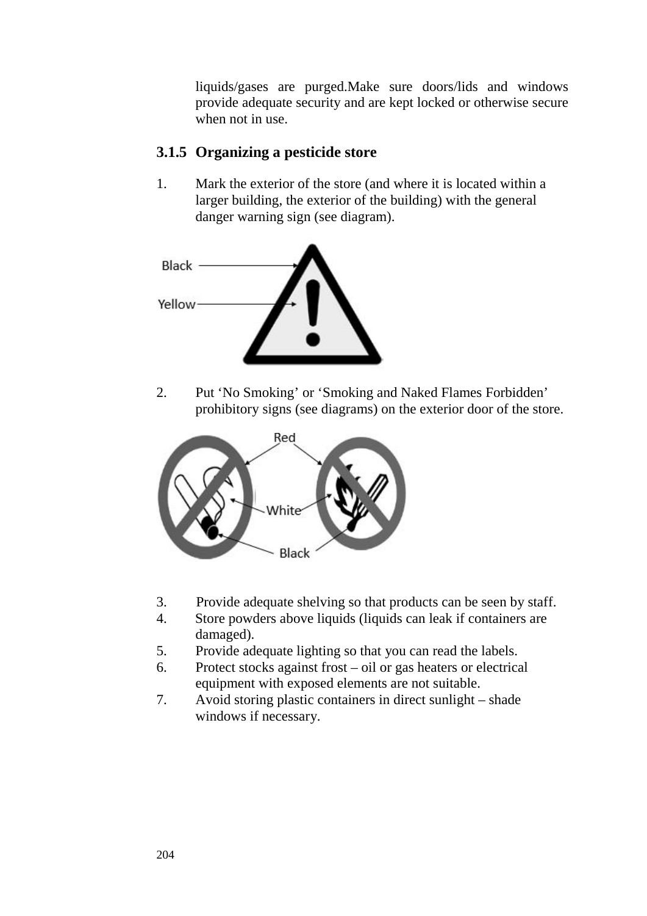liquids/gases are purged.Make sure doors/lids and windows provide adequate security and are kept locked or otherwise secure when not in use.

### 3.1.5 Organizing a pesticide store

1. Mark the exterior of the store (and where it is located within a larger building, the exterior of the building) with the general danger warning sign (see diagram).

2. Put 'No Smoking' or 'Smoking and Naked Flames Forbidden' prohibitory signs (see diagrams) on the exterior door of the store.

3. Provide adequate shelving so that products can be seen by staff.
4. Store powders above liquids (liquids can leak if containers are damaged).
5. Provide adequate lighting so that you can read the labels.
6. Protect stocks against frost – oil or gas heaters or electrical equipment with exposed elements are not suitable.
7. Avoid storing plastic containers in direct sunlight – shade windows if necessary.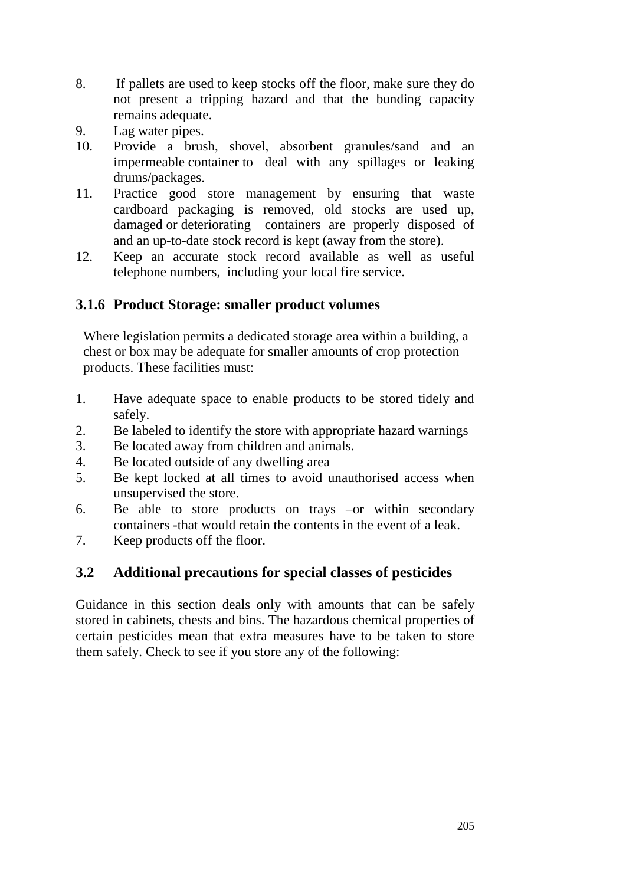8. If pallets are used to keep stocks off the floor, make sure they do not present a tripping hazard and that the bunding capacity remains adequate.
9. Lag water pipes.
10. Provide a brush, shovel, absorbent granules/sand and an impermeable container to deal with any spillages or leaking drums/packages.
11. Practice good store management by ensuring that waste cardboard packaging is removed, old stocks are used up, damaged or deteriorating containers are properly disposed of and an up-to-date stock record is kept (away from the store).
12. Keep an accurate stock record available as well as useful telephone numbers, including your local fire service.

### 3.1.6 Product Storage: smaller product volumes

Where legislation permits a dedicated storage area within a building, a chest or box may be adequate for smaller amounts of crop protection products. These facilities must:

1. Have adequate space to enable products to be stored tidely and safely.
2. Be labeled to identify the store with appropriate hazard warnings
3. Be located away from children and animals.
4. Be located outside of any dwelling area
5. Be kept locked at all times to avoid unauthorised access when unsupervised the store.
6. Be able to store products on trays –or within secondary containers -that would retain the contents in the event of a leak.
7. Keep products off the floor.

## 3.2 Additional precautions for special classes of pesticides

Guidance in this section deals only with amounts that can be safely stored in cabinets, chests and bins. The hazardous chemical properties of certain pesticides mean that extra measures have to be taken to store them safely. Check to see if you store any of the following: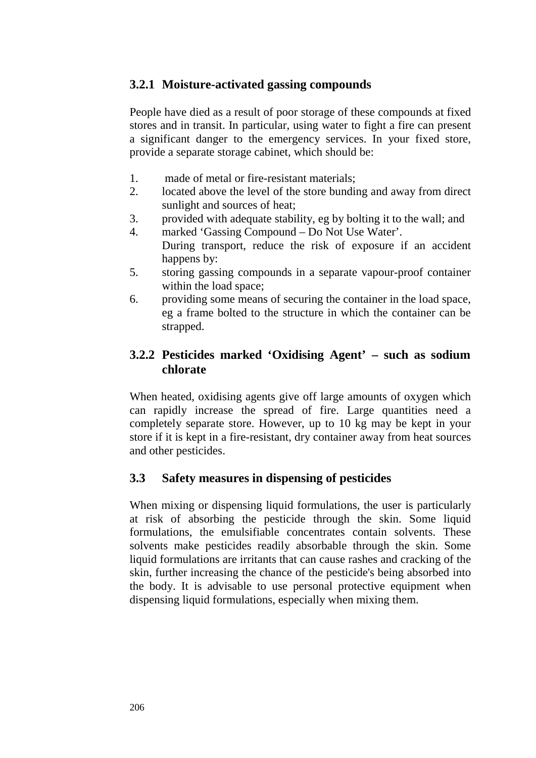### 3.2.1 Moisture-activated gassing compounds

People have died as a result of poor storage of these compounds at fixed stores and in transit. In particular, using water to fight a fire can present a significant danger to the emergency services. In your fixed store, provide a separate storage cabinet, which should be:

1. made of metal or fire-resistant materials;
2. located above the level of the store bunding and away from direct sunlight and sources of heat;
3. provided with adequate stability, eg by bolting it to the wall; and
4. marked 'Gassing Compound – Do Not Use Water'.

   During transport, reduce the risk of exposure if an accident happens by:

5. storing gassing compounds in a separate vapour-proof container within the load space;
6. providing some means of securing the container in the load space, eg a frame bolted to the structure in which the container can be strapped.

### 3.2.2 Pesticides marked 'Oxidising Agent' – such as sodium chlorate

When heated, oxidising agents give off large amounts of oxygen which can rapidly increase the spread of fire. Large quantities need a completely separate store. However, up to 10 kg may be kept in your store if it is kept in a fire-resistant, dry container away from heat sources and other pesticides.

## 3.3 Safety measures in dispensing of pesticides

When mixing or dispensing liquid formulations, the user is particularly at risk of absorbing the pesticide through the skin. Some liquid formulations, the emulsifiable concentrates contain solvents. These solvents make pesticides readily absorbable through the skin. Some liquid formulations are irritants that can cause rashes and cracking of the skin, further increasing the chance of the pesticide's being absorbed into the body. It is advisable to use personal protective equipment when dispensing liquid formulations, especially when mixing them.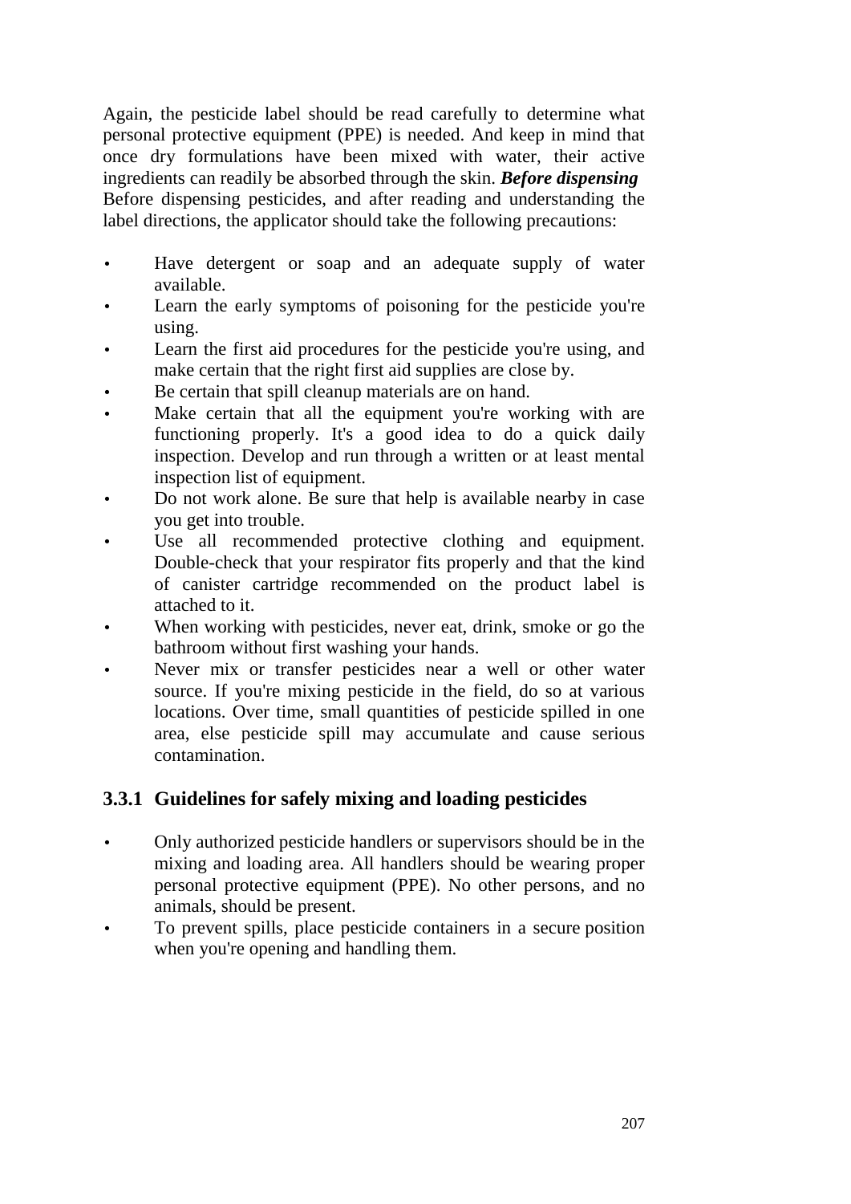Again, the pesticide label should be read carefully to determine what personal protective equipment (PPE) is needed. And keep in mind that once dry formulations have been mixed with water, their active ingredients can readily be absorbed through the skin. ***Before dispensing*** Before dispensing pesticides, and after reading and understanding the label directions, the applicator should take the following precautions:

- Have detergent or soap and an adequate supply of water available.
- Learn the early symptoms of poisoning for the pesticide you're using.
- Learn the first aid procedures for the pesticide you're using, and make certain that the right first aid supplies are close by.
- Be certain that spill cleanup materials are on hand.
- Make certain that all the equipment you're working with are functioning properly. It's a good idea to do a quick daily inspection. Develop and run through a written or at least mental inspection list of equipment.
- Do not work alone. Be sure that help is available nearby in case you get into trouble.
- Use all recommended protective clothing and equipment. Double-check that your respirator fits properly and that the kind of canister cartridge recommended on the product label is attached to it.
- When working with pesticides, never eat, drink, smoke or go the bathroom without first washing your hands.
- Never mix or transfer pesticides near a well or other water source. If you're mixing pesticide in the field, do so at various locations. Over time, small quantities of pesticide spilled in one area, else pesticide spill may accumulate and cause serious contamination.

### 3.3.1 Guidelines for safely mixing and loading pesticides

- Only authorized pesticide handlers or supervisors should be in the mixing and loading area. All handlers should be wearing proper personal protective equipment (PPE). No other persons, and no animals, should be present.
- To prevent spills, place pesticide containers in a secure position when you're opening and handling them.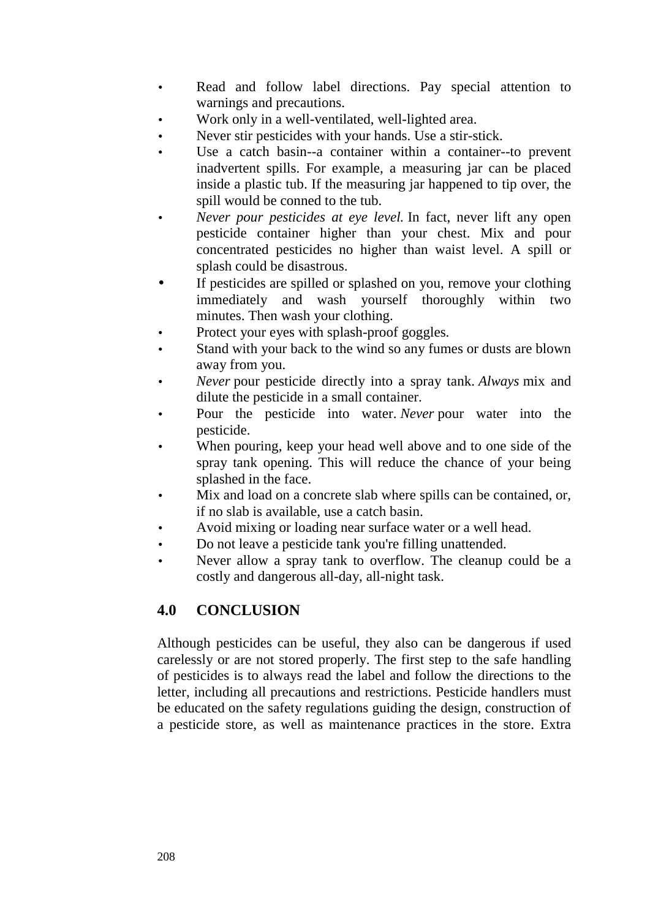- Read and follow label directions. Pay special attention to warnings and precautions.
- Work only in a well-ventilated, well-lighted area.
- Never stir pesticides with your hands. Use a stir-stick.
- Use a catch basin--a container within a container--to prevent inadvertent spills. For example, a measuring jar can be placed inside a plastic tub. If the measuring jar happened to tip over, the spill would be conned to the tub.
- *Never pour pesticides at eye level.* In fact, never lift any open pesticide container higher than your chest. Mix and pour concentrated pesticides no higher than waist level. A spill or splash could be disastrous.
- If pesticides are spilled or splashed on you, remove your clothing immediately and wash yourself thoroughly within two minutes. Then wash your clothing.
- Protect your eyes with splash-proof goggles.
- Stand with your back to the wind so any fumes or dusts are blown away from you.
- *Never* pour pesticide directly into a spray tank. *Always* mix and dilute the pesticide in a small container.
- Pour the pesticide into water. *Never* pour water into the pesticide.
- When pouring, keep your head well above and to one side of the spray tank opening. This will reduce the chance of your being splashed in the face.
- Mix and load on a concrete slab where spills can be contained, or, if no slab is available, use a catch basin.
- Avoid mixing or loading near surface water or a well head.
- Do not leave a pesticide tank you're filling unattended.
- Never allow a spray tank to overflow. The cleanup could be a costly and dangerous all-day, all-night task.

## 4.0 CONCLUSION

Although pesticides can be useful, they also can be dangerous if used carelessly or are not stored properly. The first step to the safe handling of pesticides is to always read the label and follow the directions to the letter, including all precautions and restrictions. Pesticide handlers must be educated on the safety regulations guiding the design, construction of a pesticide store, as well as maintenance practices in the store. Extra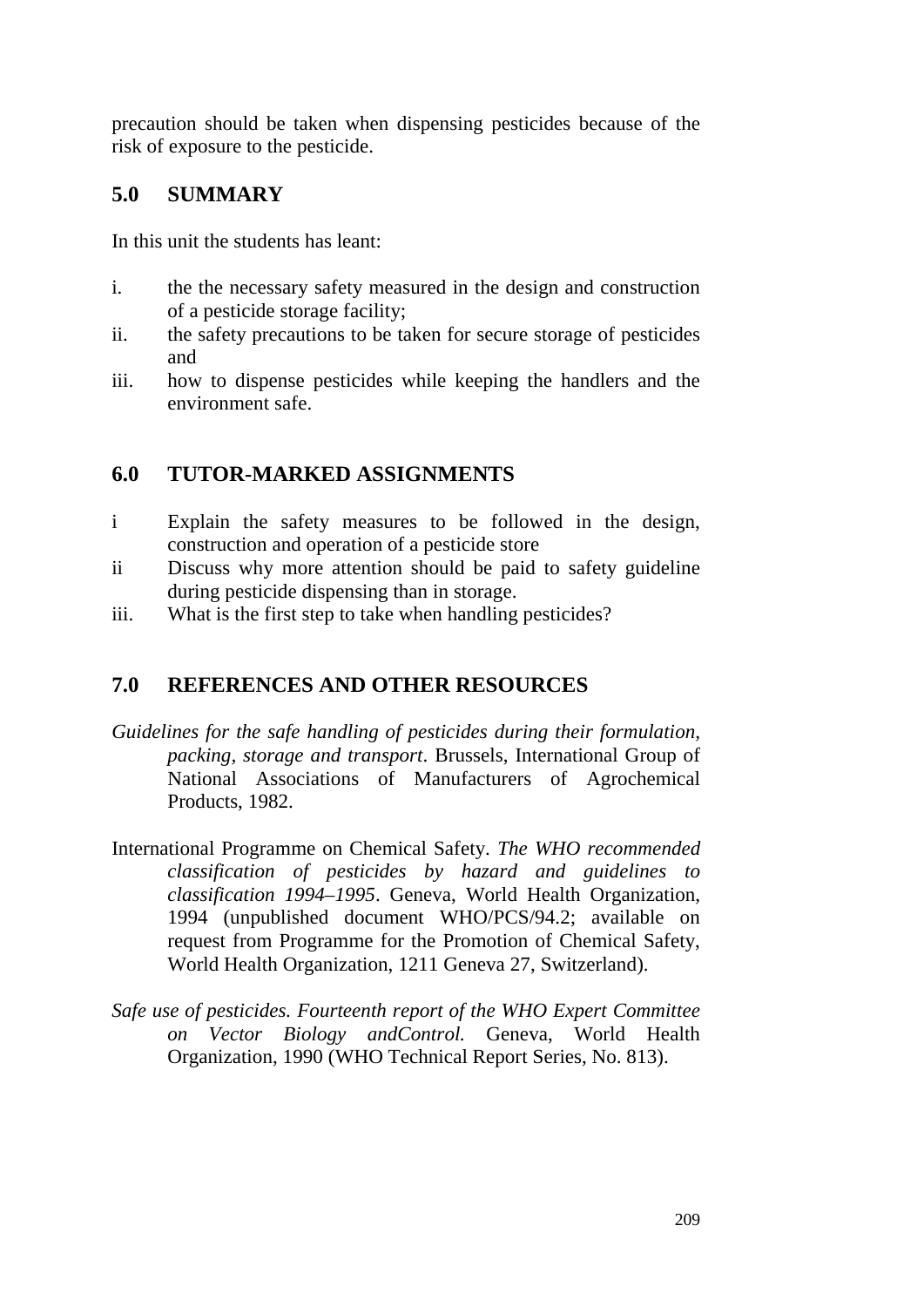precaution should be taken when dispensing pesticides because of the risk of exposure to the pesticide.

## 5.0 SUMMARY

In this unit the students has leant:

i. the the necessary safety measured in the design and construction of a pesticide storage facility;
ii. the safety precautions to be taken for secure storage of pesticides and
iii. how to dispense pesticides while keeping the handlers and the environment safe.

## 6.0 TUTOR-MARKED ASSIGNMENTS

i Explain the safety measures to be followed in the design, construction and operation of a pesticide store
ii Discuss why more attention should be paid to safety guideline during pesticide dispensing than in storage.
iii. What is the first step to take when handling pesticides?

## 7.0 REFERENCES AND OTHER RESOURCES

*Guidelines for the safe handling of pesticides during their formulation, packing, storage and transport*. Brussels, International Group of National Associations of Manufacturers of Agrochemical Products, 1982.

International Programme on Chemical Safety. *The WHO recommended classification of pesticides by hazard and guidelines to classification 1994–1995*. Geneva, World Health Organization, 1994 (unpublished document WHO/PCS/94.2; available on request from Programme for the Promotion of Chemical Safety, World Health Organization, 1211 Geneva 27, Switzerland).

*Safe use of pesticides. Fourteenth report of the WHO Expert Committee on Vector Biology andControl.* Geneva, World Health Organization, 1990 (WHO Technical Report Series, No. 813).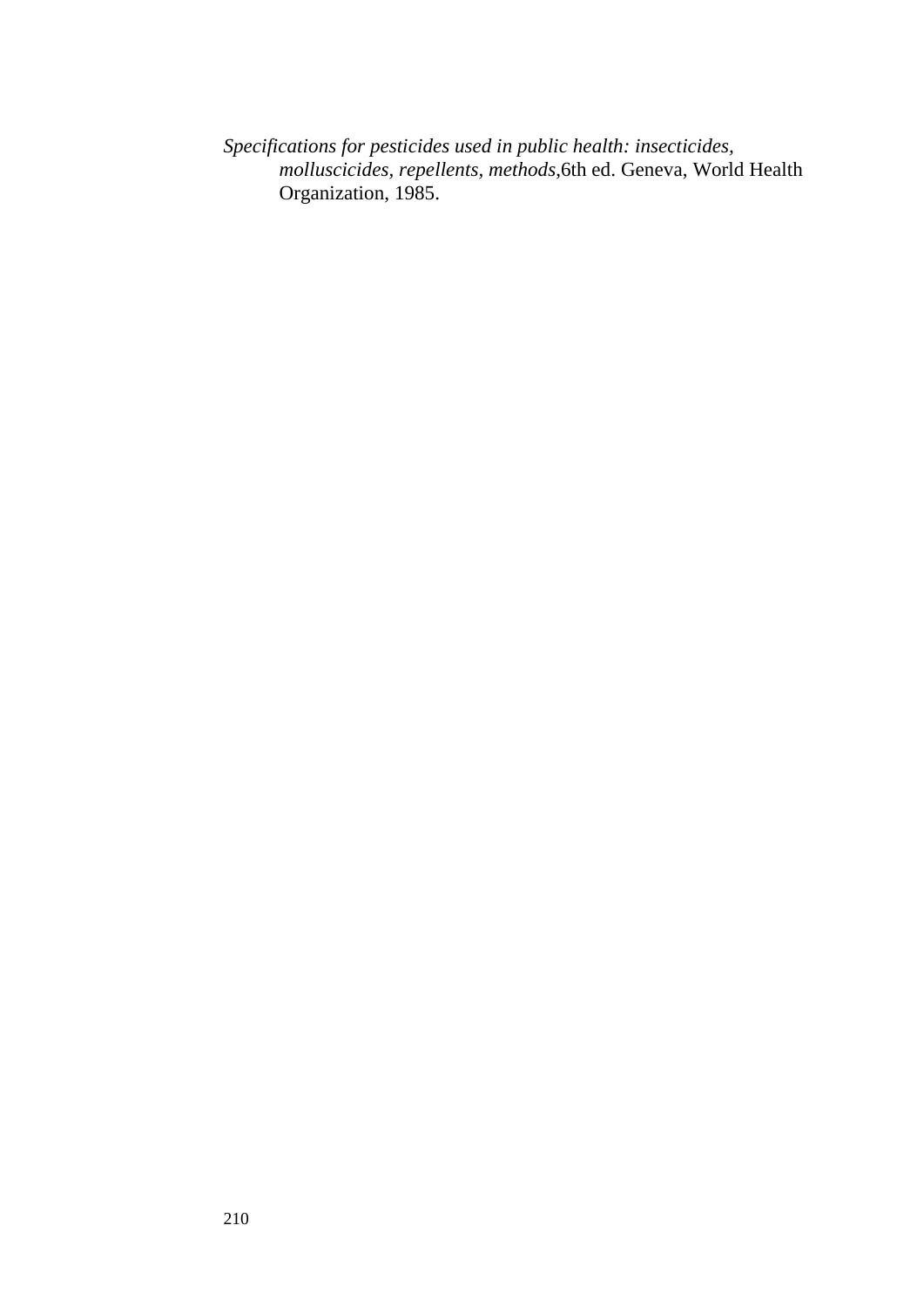*Specifications for pesticides used in public health: insecticides, molluscicides, repellents, methods*,6th ed. Geneva, World Health Organization, 1985.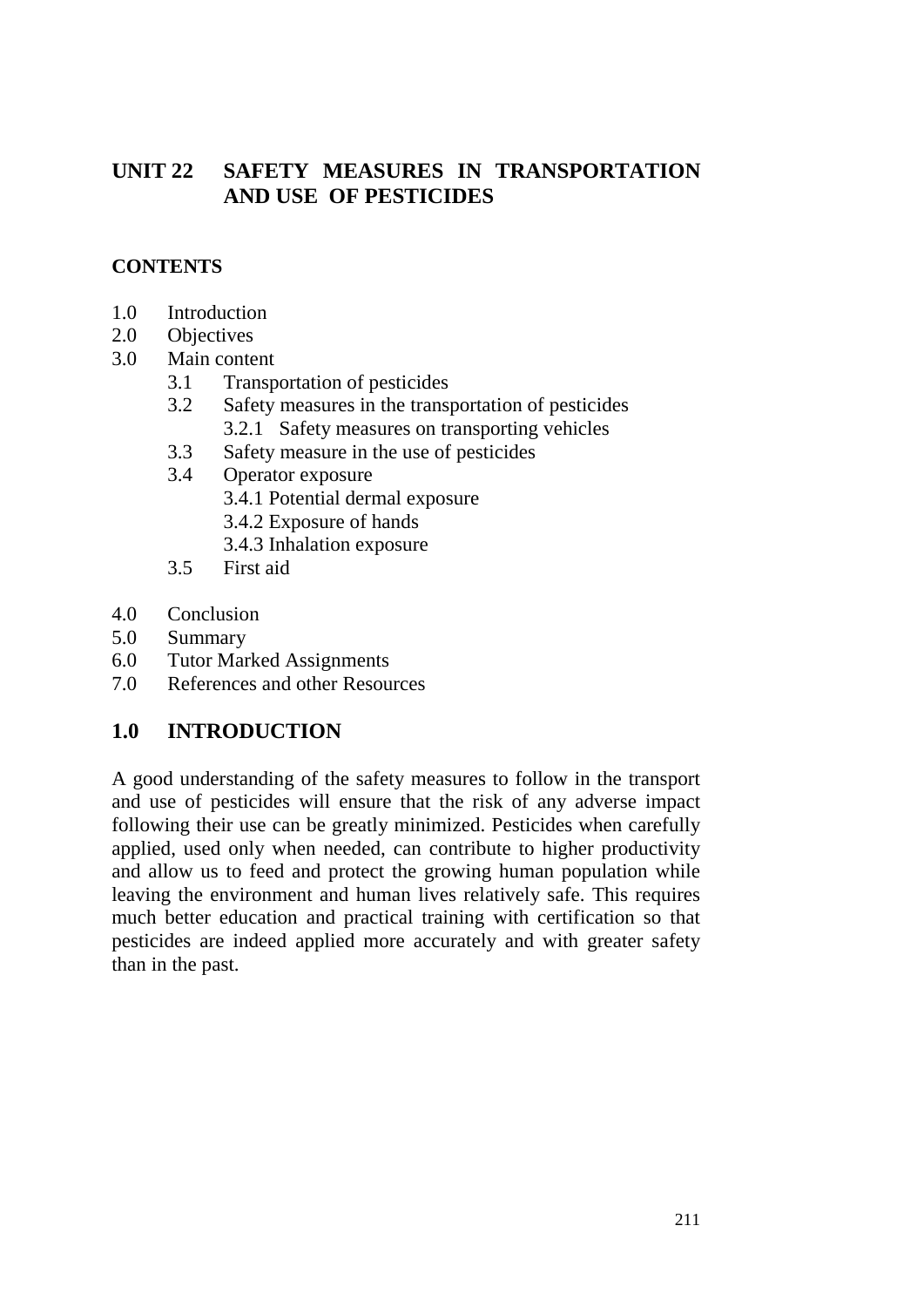# UNIT 22 SAFETY MEASURES IN TRANSPORTATION AND USE OF PESTICIDES

**CONTENTS**

1.0 Introduction
2.0 Objectives
3.0 Main content
  3.1 Transportation of pesticides
  3.2 Safety measures in the transportation of pesticides
    3.2.1 Safety measures on transporting vehicles
  3.3 Safety measure in the use of pesticides
  3.4 Operator exposure
    3.4.1 Potential dermal exposure
    3.4.2 Exposure of hands
    3.4.3 Inhalation exposure
  3.5 First aid

4.0 Conclusion
5.0 Summary
6.0 Tutor Marked Assignments
7.0 References and other Resources

## 1.0 INTRODUCTION

A good understanding of the safety measures to follow in the transport and use of pesticides will ensure that the risk of any adverse impact following their use can be greatly minimized. Pesticides when carefully applied, used only when needed, can contribute to higher productivity and allow us to feed and protect the growing human population while leaving the environment and human lives relatively safe. This requires much better education and practical training with certification so that pesticides are indeed applied more accurately and with greater safety than in the past.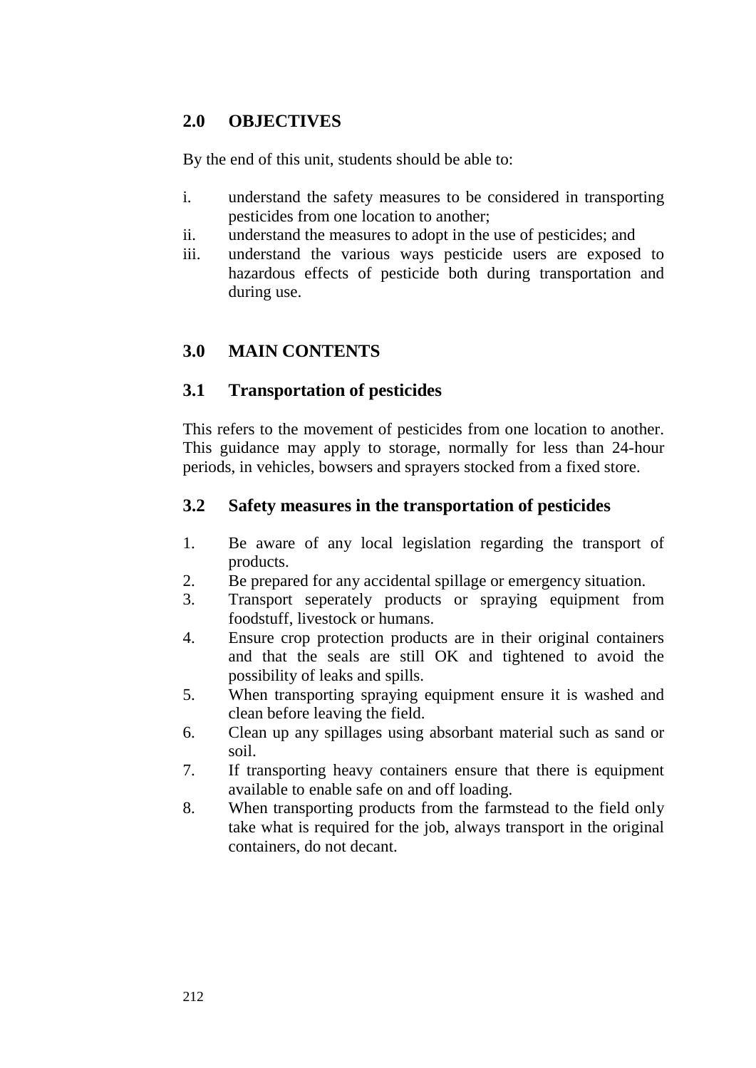## 2.0 OBJECTIVES

By the end of this unit, students should be able to:

i. understand the safety measures to be considered in transporting pesticides from one location to another;
ii. understand the measures to adopt in the use of pesticides; and
iii. understand the various ways pesticide users are exposed to hazardous effects of pesticide both during transportation and during use.

## 3.0 MAIN CONTENTS

### 3.1 Transportation of pesticides

This refers to the movement of pesticides from one location to another. This guidance may apply to storage, normally for less than 24-hour periods, in vehicles, bowsers and sprayers stocked from a fixed store.

### 3.2 Safety measures in the transportation of pesticides

1. Be aware of any local legislation regarding the transport of products.
2. Be prepared for any accidental spillage or emergency situation.
3. Transport seperately products or spraying equipment from foodstuff, livestock or humans.
4. Ensure crop protection products are in their original containers and that the seals are still OK and tightened to avoid the possibility of leaks and spills.
5. When transporting spraying equipment ensure it is washed and clean before leaving the field.
6. Clean up any spillages using absorbant material such as sand or soil.
7. If transporting heavy containers ensure that there is equipment available to enable safe on and off loading.
8. When transporting products from the farmstead to the field only take what is required for the job, always transport in the original containers, do not decant.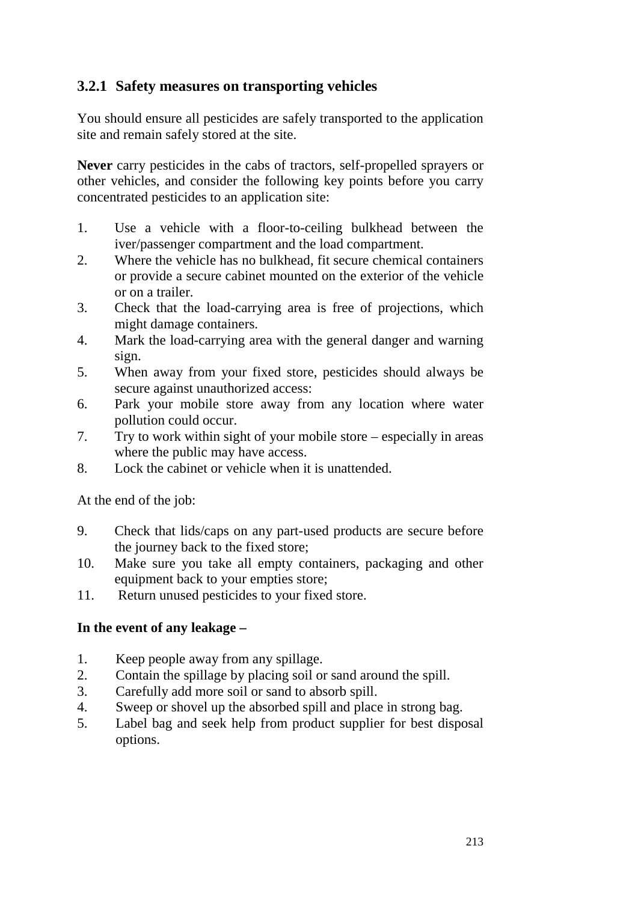### 3.2.1 Safety measures on transporting vehicles

You should ensure all pesticides are safely transported to the application site and remain safely stored at the site.

**Never** carry pesticides in the cabs of tractors, self-propelled sprayers or other vehicles, and consider the following key points before you carry concentrated pesticides to an application site:

1. Use a vehicle with a floor-to-ceiling bulkhead between the iver/passenger compartment and the load compartment.
2. Where the vehicle has no bulkhead, fit secure chemical containers or provide a secure cabinet mounted on the exterior of the vehicle or on a trailer.
3. Check that the load-carrying area is free of projections, which might damage containers.
4. Mark the load-carrying area with the general danger and warning sign.
5. When away from your fixed store, pesticides should always be secure against unauthorized access:
6. Park your mobile store away from any location where water pollution could occur.
7. Try to work within sight of your mobile store – especially in areas where the public may have access.
8. Lock the cabinet or vehicle when it is unattended.

At the end of the job:

9. Check that lids/caps on any part-used products are secure before the journey back to the fixed store;
10. Make sure you take all empty containers, packaging and other equipment back to your empties store;
11. Return unused pesticides to your fixed store.

**In the event of any leakage –**

1. Keep people away from any spillage.
2. Contain the spillage by placing soil or sand around the spill.
3. Carefully add more soil or sand to absorb spill.
4. Sweep or shovel up the absorbed spill and place in strong bag.
5. Label bag and seek help from product supplier for best disposal options.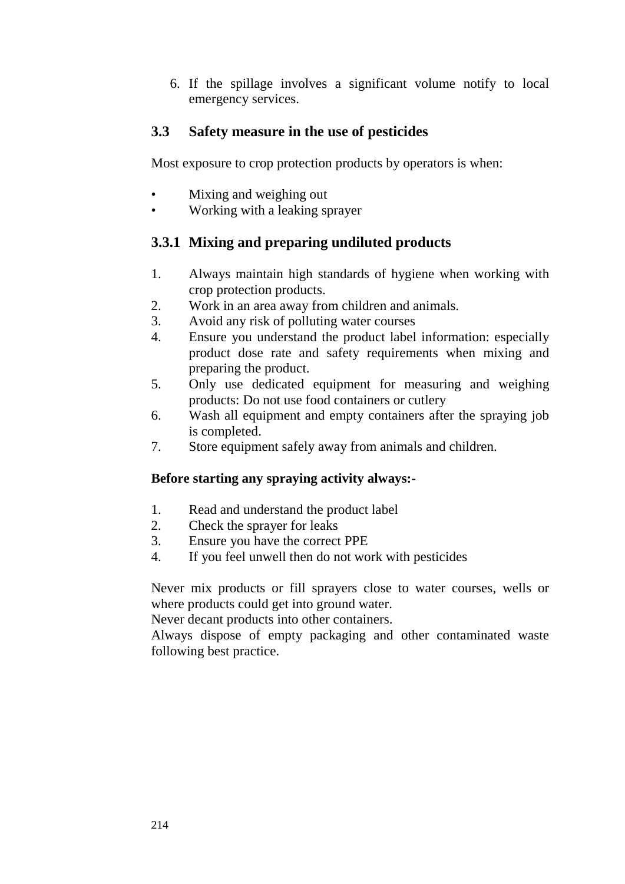6. If the spillage involves a significant volume notify to local emergency services.

## 3.3 Safety measure in the use of pesticides

Most exposure to crop protection products by operators is when:

- Mixing and weighing out
- Working with a leaking sprayer

### 3.3.1 Mixing and preparing undiluted products

1. Always maintain high standards of hygiene when working with crop protection products.
2. Work in an area away from children and animals.
3. Avoid any risk of polluting water courses
4. Ensure you understand the product label information: especially product dose rate and safety requirements when mixing and preparing the product.
5. Only use dedicated equipment for measuring and weighing products: Do not use food containers or cutlery
6. Wash all equipment and empty containers after the spraying job is completed.
7. Store equipment safely away from animals and children.

**Before starting any spraying activity always:-**

1. Read and understand the product label
2. Check the sprayer for leaks
3. Ensure you have the correct PPE
4. If you feel unwell then do not work with pesticides

Never mix products or fill sprayers close to water courses, wells or where products could get into ground water.
Never decant products into other containers.
Always dispose of empty packaging and other contaminated waste following best practice.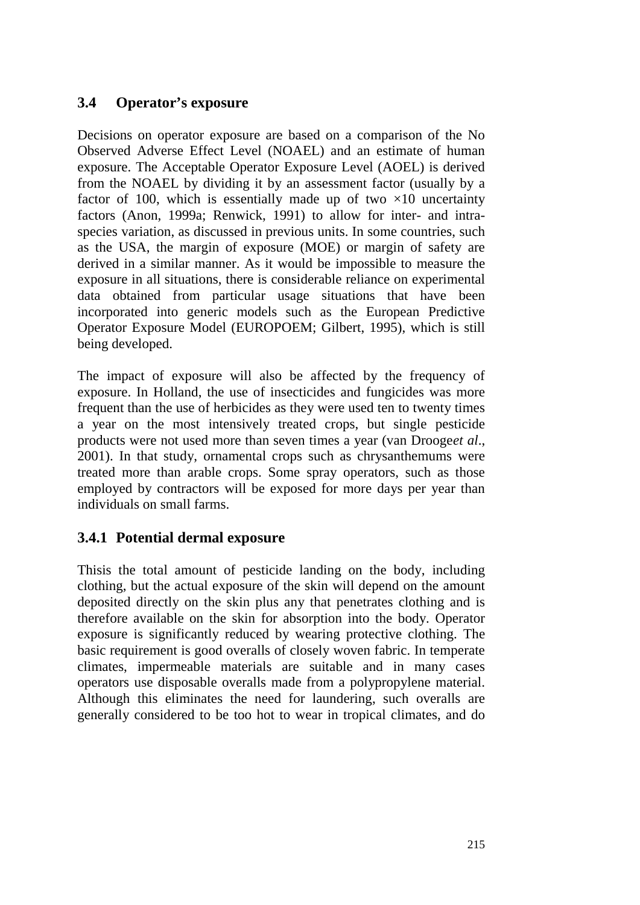## 3.4 Operator's exposure

Decisions on operator exposure are based on a comparison of the No Observed Adverse Effect Level (NOAEL) and an estimate of human exposure. The Acceptable Operator Exposure Level (AOEL) is derived from the NOAEL by dividing it by an assessment factor (usually by a factor of 100, which is essentially made up of two ×10 uncertainty factors (Anon, 1999a; Renwick, 1991) to allow for inter- and intra-species variation, as discussed in previous units. In some countries, such as the USA, the margin of exposure (MOE) or margin of safety are derived in a similar manner. As it would be impossible to measure the exposure in all situations, there is considerable reliance on experimental data obtained from particular usage situations that have been incorporated into generic models such as the European Predictive Operator Exposure Model (EUROPOEM; Gilbert, 1995), which is still being developed.

The impact of exposure will also be affected by the frequency of exposure. In Holland, the use of insecticides and fungicides was more frequent than the use of herbicides as they were used ten to twenty times a year on the most intensively treated crops, but single pesticide products were not used more than seven times a year (van Drooge*et al*., 2001). In that study, ornamental crops such as chrysanthemums were treated more than arable crops. Some spray operators, such as those employed by contractors will be exposed for more days per year than individuals on small farms.

### 3.4.1 Potential dermal exposure

Thisis the total amount of pesticide landing on the body, including clothing, but the actual exposure of the skin will depend on the amount deposited directly on the skin plus any that penetrates clothing and is therefore available on the skin for absorption into the body. Operator exposure is significantly reduced by wearing protective clothing. The basic requirement is good overalls of closely woven fabric. In temperate climates, impermeable materials are suitable and in many cases operators use disposable overalls made from a polypropylene material. Although this eliminates the need for laundering, such overalls are generally considered to be too hot to wear in tropical climates, and do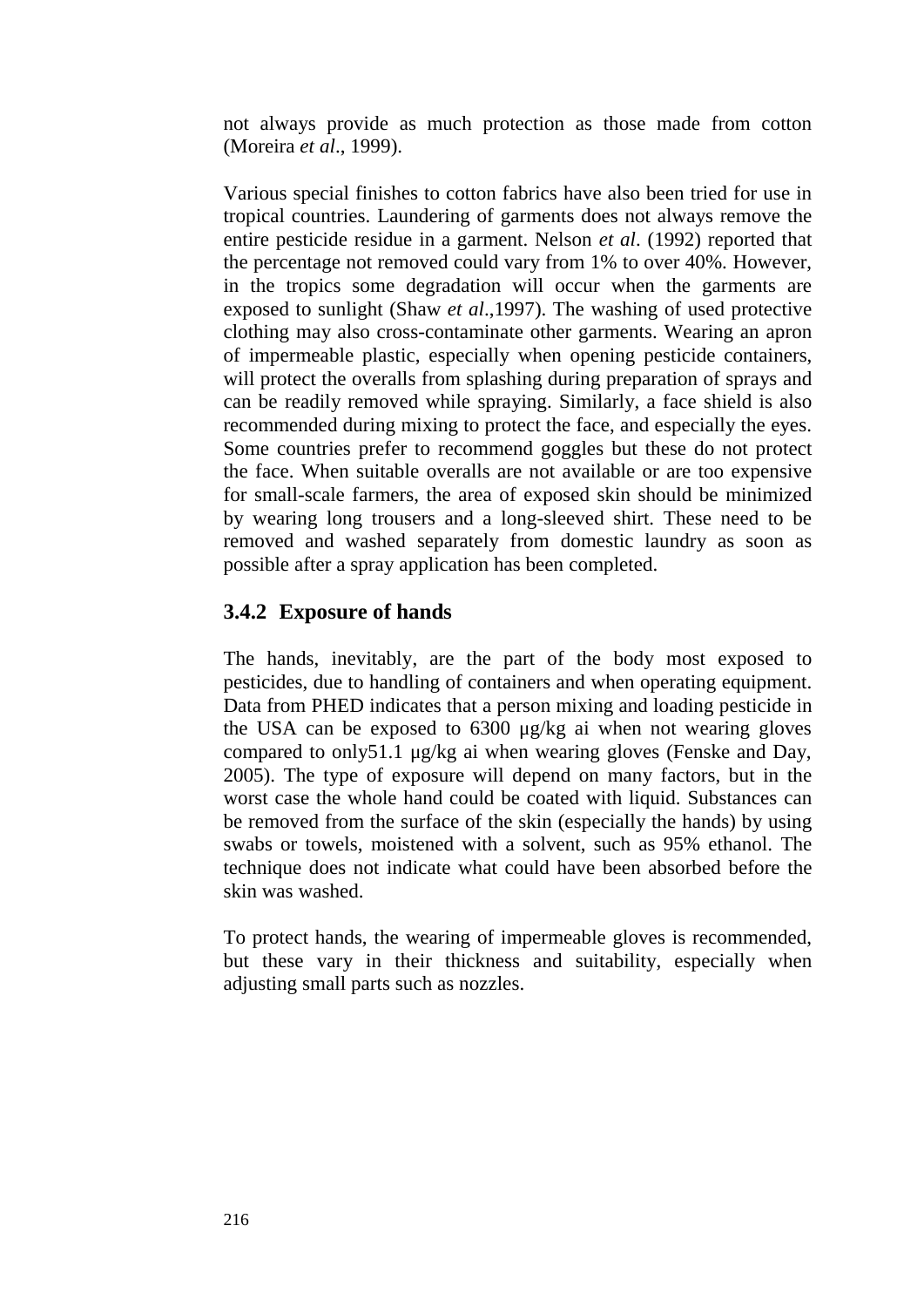not always provide as much protection as those made from cotton (Moreira *et al*., 1999).

Various special finishes to cotton fabrics have also been tried for use in tropical countries. Laundering of garments does not always remove the entire pesticide residue in a garment. Nelson *et al*. (1992) reported that the percentage not removed could vary from 1% to over 40%. However, in the tropics some degradation will occur when the garments are exposed to sunlight (Shaw *et al*.,1997). The washing of used protective clothing may also cross-contaminate other garments. Wearing an apron of impermeable plastic, especially when opening pesticide containers, will protect the overalls from splashing during preparation of sprays and can be readily removed while spraying. Similarly, a face shield is also recommended during mixing to protect the face, and especially the eyes. Some countries prefer to recommend goggles but these do not protect the face. When suitable overalls are not available or are too expensive for small-scale farmers, the area of exposed skin should be minimized by wearing long trousers and a long-sleeved shirt. These need to be removed and washed separately from domestic laundry as soon as possible after a spray application has been completed.

### 3.4.2 Exposure of hands

The hands, inevitably, are the part of the body most exposed to pesticides, due to handling of containers and when operating equipment. Data from PHED indicates that a person mixing and loading pesticide in the USA can be exposed to 6300 µg/kg ai when not wearing gloves compared to only51.1 µg/kg ai when wearing gloves (Fenske and Day, 2005). The type of exposure will depend on many factors, but in the worst case the whole hand could be coated with liquid. Substances can be removed from the surface of the skin (especially the hands) by using swabs or towels, moistened with a solvent, such as 95% ethanol. The technique does not indicate what could have been absorbed before the skin was washed.

To protect hands, the wearing of impermeable gloves is recommended, but these vary in their thickness and suitability, especially when adjusting small parts such as nozzles.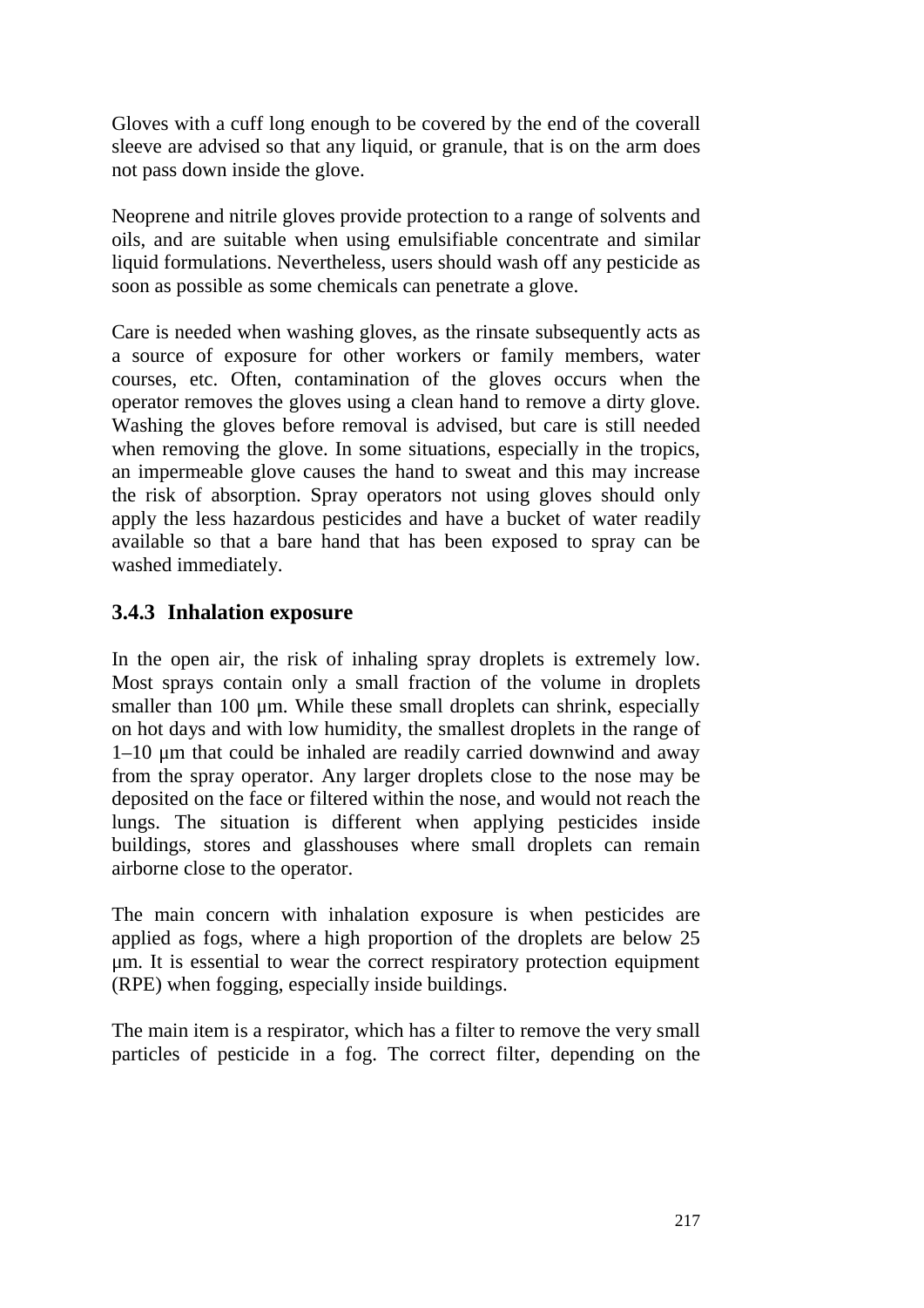Gloves with a cuff long enough to be covered by the end of the coverall sleeve are advised so that any liquid, or granule, that is on the arm does not pass down inside the glove.

Neoprene and nitrile gloves provide protection to a range of solvents and oils, and are suitable when using emulsifiable concentrate and similar liquid formulations. Nevertheless, users should wash off any pesticide as soon as possible as some chemicals can penetrate a glove.

Care is needed when washing gloves, as the rinsate subsequently acts as a source of exposure for other workers or family members, water courses, etc. Often, contamination of the gloves occurs when the operator removes the gloves using a clean hand to remove a dirty glove. Washing the gloves before removal is advised, but care is still needed when removing the glove. In some situations, especially in the tropics, an impermeable glove causes the hand to sweat and this may increase the risk of absorption. Spray operators not using gloves should only apply the less hazardous pesticides and have a bucket of water readily available so that a bare hand that has been exposed to spray can be washed immediately.

### 3.4.3 Inhalation exposure

In the open air, the risk of inhaling spray droplets is extremely low. Most sprays contain only a small fraction of the volume in droplets smaller than 100 μm. While these small droplets can shrink, especially on hot days and with low humidity, the smallest droplets in the range of 1–10 μm that could be inhaled are readily carried downwind and away from the spray operator. Any larger droplets close to the nose may be deposited on the face or filtered within the nose, and would not reach the lungs. The situation is different when applying pesticides inside buildings, stores and glasshouses where small droplets can remain airborne close to the operator.

The main concern with inhalation exposure is when pesticides are applied as fogs, where a high proportion of the droplets are below 25 μm. It is essential to wear the correct respiratory protection equipment (RPE) when fogging, especially inside buildings.

The main item is a respirator, which has a filter to remove the very small particles of pesticide in a fog. The correct filter, depending on the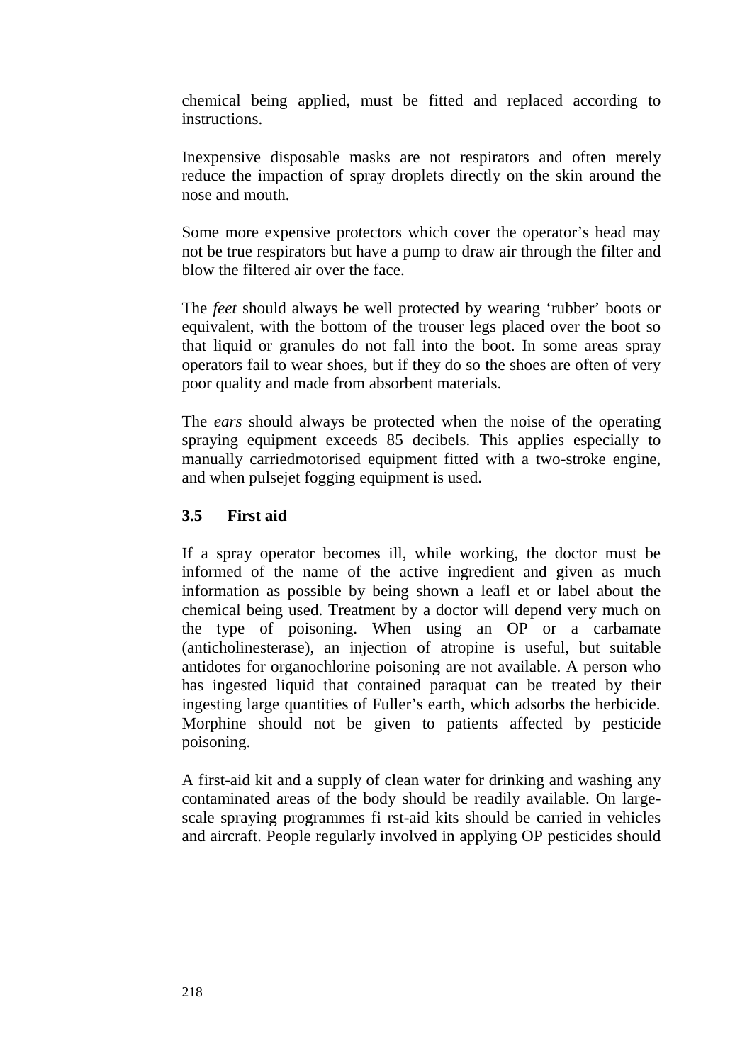chemical being applied, must be fitted and replaced according to instructions.

Inexpensive disposable masks are not respirators and often merely reduce the impaction of spray droplets directly on the skin around the nose and mouth.

Some more expensive protectors which cover the operator's head may not be true respirators but have a pump to draw air through the filter and blow the filtered air over the face.

The *feet* should always be well protected by wearing 'rubber' boots or equivalent, with the bottom of the trouser legs placed over the boot so that liquid or granules do not fall into the boot. In some areas spray operators fail to wear shoes, but if they do so the shoes are often of very poor quality and made from absorbent materials.

The *ears* should always be protected when the noise of the operating spraying equipment exceeds 85 decibels. This applies especially to manually carriedmotorised equipment fitted with a two-stroke engine, and when pulsejet fogging equipment is used.

### 3.5 First aid

If a spray operator becomes ill, while working, the doctor must be informed of the name of the active ingredient and given as much information as possible by being shown a leafl et or label about the chemical being used. Treatment by a doctor will depend very much on the type of poisoning. When using an OP or a carbamate (anticholinesterase), an injection of atropine is useful, but suitable antidotes for organochlorine poisoning are not available. A person who has ingested liquid that contained paraquat can be treated by their ingesting large quantities of Fuller's earth, which adsorbs the herbicide. Morphine should not be given to patients affected by pesticide poisoning.

A first-aid kit and a supply of clean water for drinking and washing any contaminated areas of the body should be readily available. On large-scale spraying programmes fi rst-aid kits should be carried in vehicles and aircraft. People regularly involved in applying OP pesticides should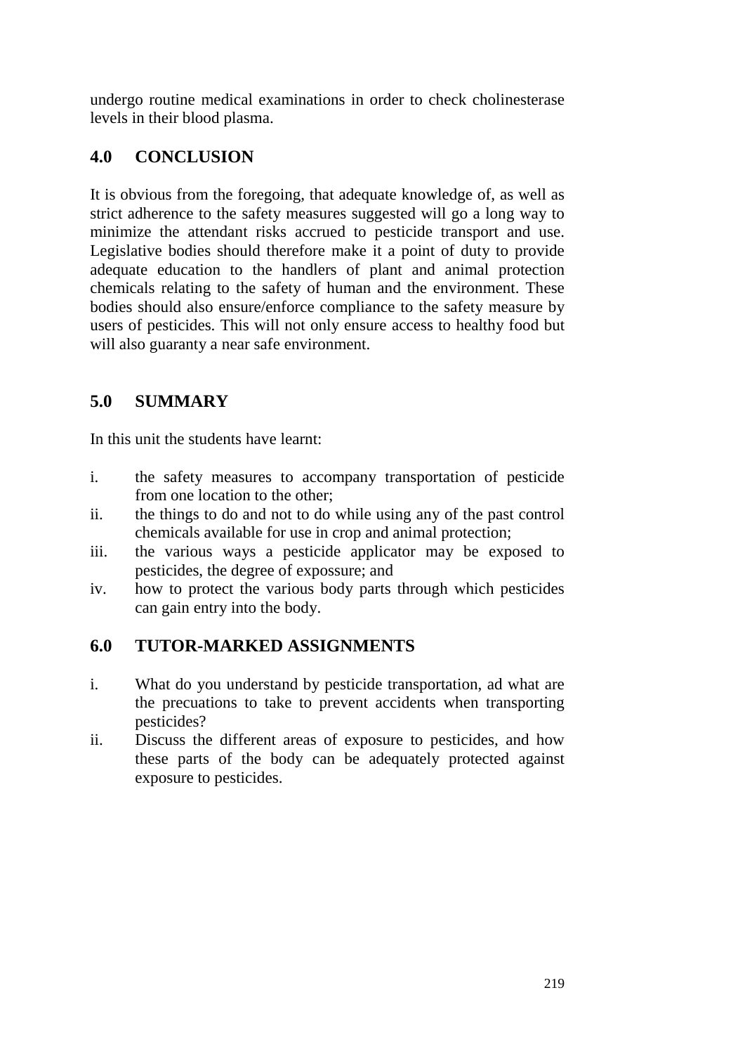undergo routine medical examinations in order to check cholinesterase levels in their blood plasma.

## 4.0 CONCLUSION

It is obvious from the foregoing, that adequate knowledge of, as well as strict adherence to the safety measures suggested will go a long way to minimize the attendant risks accrued to pesticide transport and use. Legislative bodies should therefore make it a point of duty to provide adequate education to the handlers of plant and animal protection chemicals relating to the safety of human and the environment. These bodies should also ensure/enforce compliance to the safety measure by users of pesticides. This will not only ensure access to healthy food but will also guaranty a near safe environment.

## 5.0 SUMMARY

In this unit the students have learnt:

i. the safety measures to accompany transportation of pesticide from one location to the other;
ii. the things to do and not to do while using any of the past control chemicals available for use in crop and animal protection;
iii. the various ways a pesticide applicator may be exposed to pesticides, the degree of expossure; and
iv. how to protect the various body parts through which pesticides can gain entry into the body.

## 6.0 TUTOR-MARKED ASSIGNMENTS

i. What do you understand by pesticide transportation, ad what are the precuations to take to prevent accidents when transporting pesticides?
ii. Discuss the different areas of exposure to pesticides, and how these parts of the body can be adequately protected against exposure to pesticides.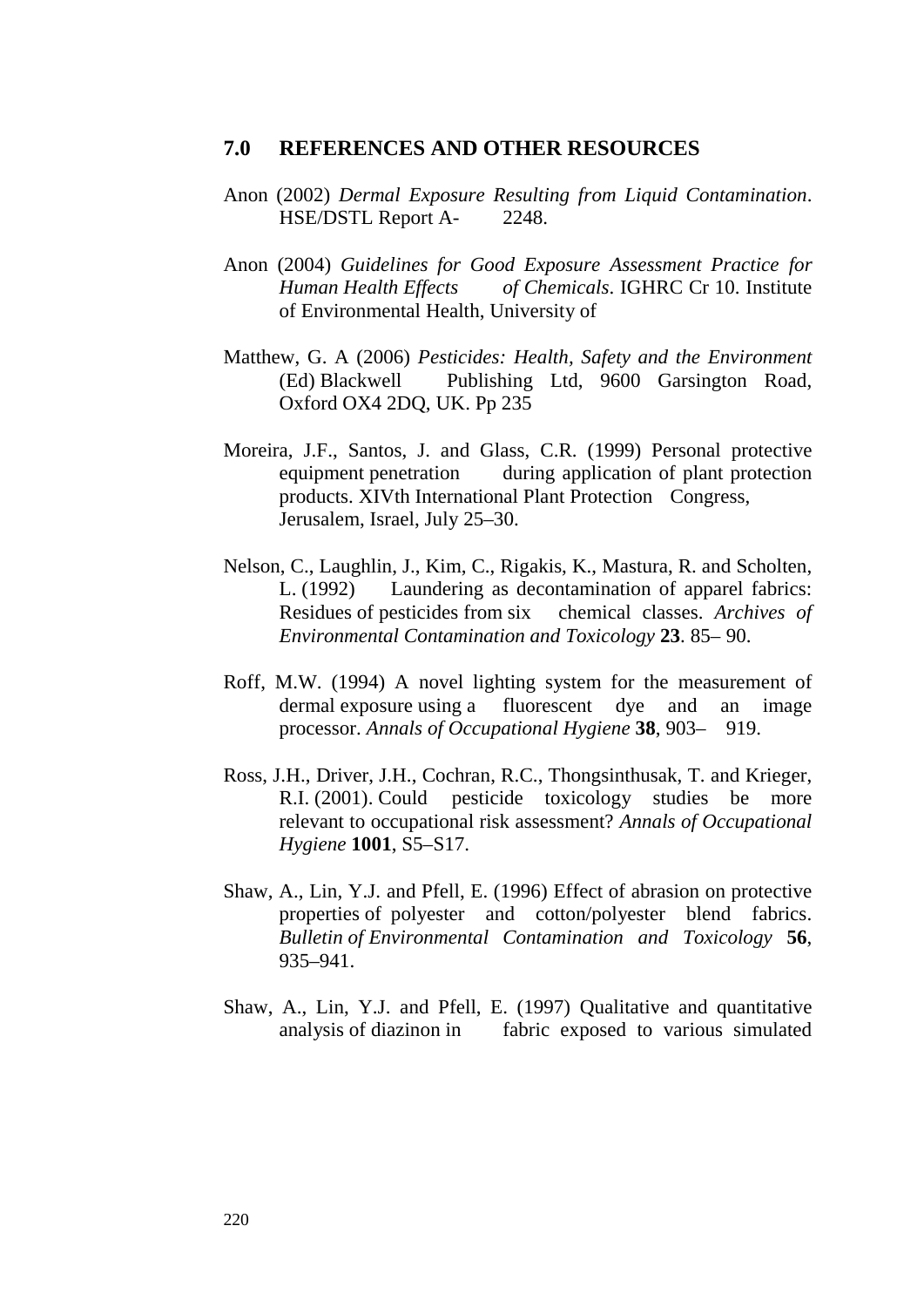## 7.0 REFERENCES AND OTHER RESOURCES

Anon (2002) *Dermal Exposure Resulting from Liquid Contamination*. HSE/DSTL Report A- 2248.

Anon (2004) *Guidelines for Good Exposure Assessment Practice for Human Health Effects of Chemicals*. IGHRC Cr 10. Institute of Environmental Health, University of

Matthew, G. A (2006) *Pesticides: Health, Safety and the Environment* (Ed) Blackwell Publishing Ltd, 9600 Garsington Road, Oxford OX4 2DQ, UK. Pp 235

Moreira, J.F., Santos, J. and Glass, C.R. (1999) Personal protective equipment penetration during application of plant protection products. XIVth International Plant Protection Congress, Jerusalem, Israel, July 25–30.

Nelson, C., Laughlin, J., Kim, C., Rigakis, K., Mastura, R. and Scholten, L. (1992) Laundering as decontamination of apparel fabrics: Residues of pesticides from six chemical classes. *Archives of Environmental Contamination and Toxicology* **23**. 85– 90.

Roff, M.W. (1994) A novel lighting system for the measurement of dermal exposure using a fluorescent dye and an image processor. *Annals of Occupational Hygiene* **38**, 903– 919.

Ross, J.H., Driver, J.H., Cochran, R.C., Thongsinthusak, T. and Krieger, R.I. (2001). Could pesticide toxicology studies be more relevant to occupational risk assessment? *Annals of Occupational Hygiene* **1001**, S5–S17.

Shaw, A., Lin, Y.J. and Pfell, E. (1996) Effect of abrasion on protective properties of polyester and cotton/polyester blend fabrics. *Bulletin of Environmental Contamination and Toxicology* **56**, 935–941.

Shaw, A., Lin, Y.J. and Pfell, E. (1997) Qualitative and quantitative analysis of diazinon in fabric exposed to various simulated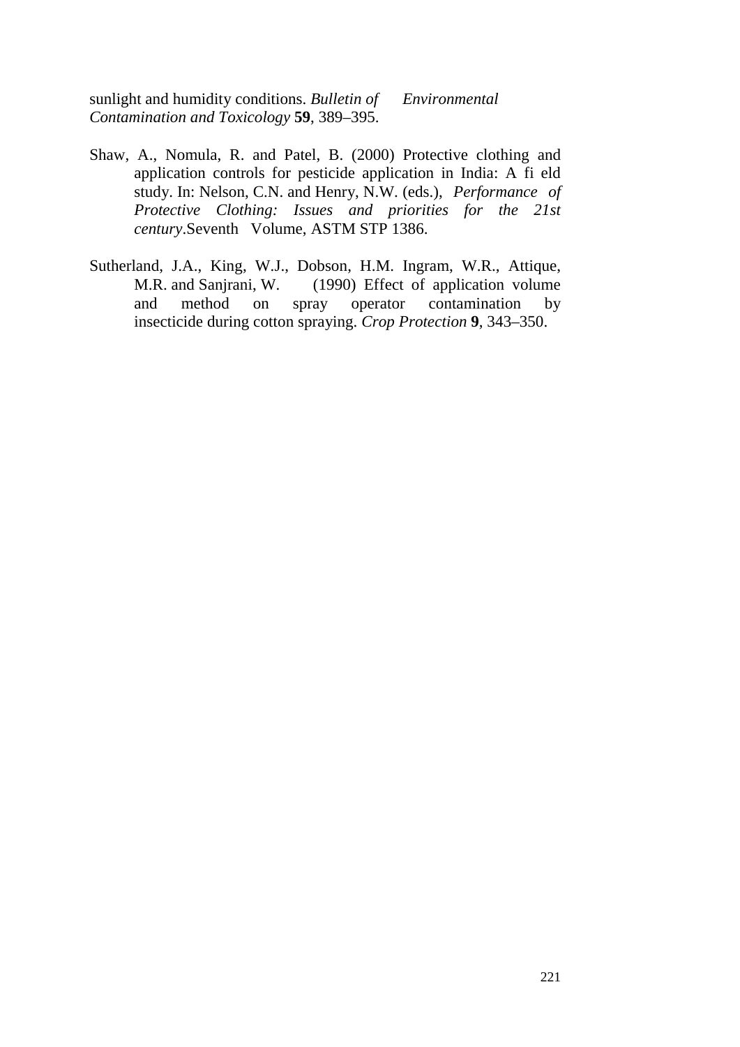sunlight and humidity conditions. *Bulletin of Environmental Contamination and Toxicology* **59**, 389–395.

Shaw, A., Nomula, R. and Patel, B. (2000) Protective clothing and application controls for pesticide application in India: A fi eld study. In: Nelson, C.N. and Henry, N.W. (eds.), *Performance of Protective Clothing: Issues and priorities for the 21st century*.Seventh Volume, ASTM STP 1386.

Sutherland, J.A., King, W.J., Dobson, H.M. Ingram, W.R., Attique, M.R. and Sanjrani, W. (1990) Effect of application volume and method on spray operator contamination by insecticide during cotton spraying. *Crop Protection* **9**, 343–350.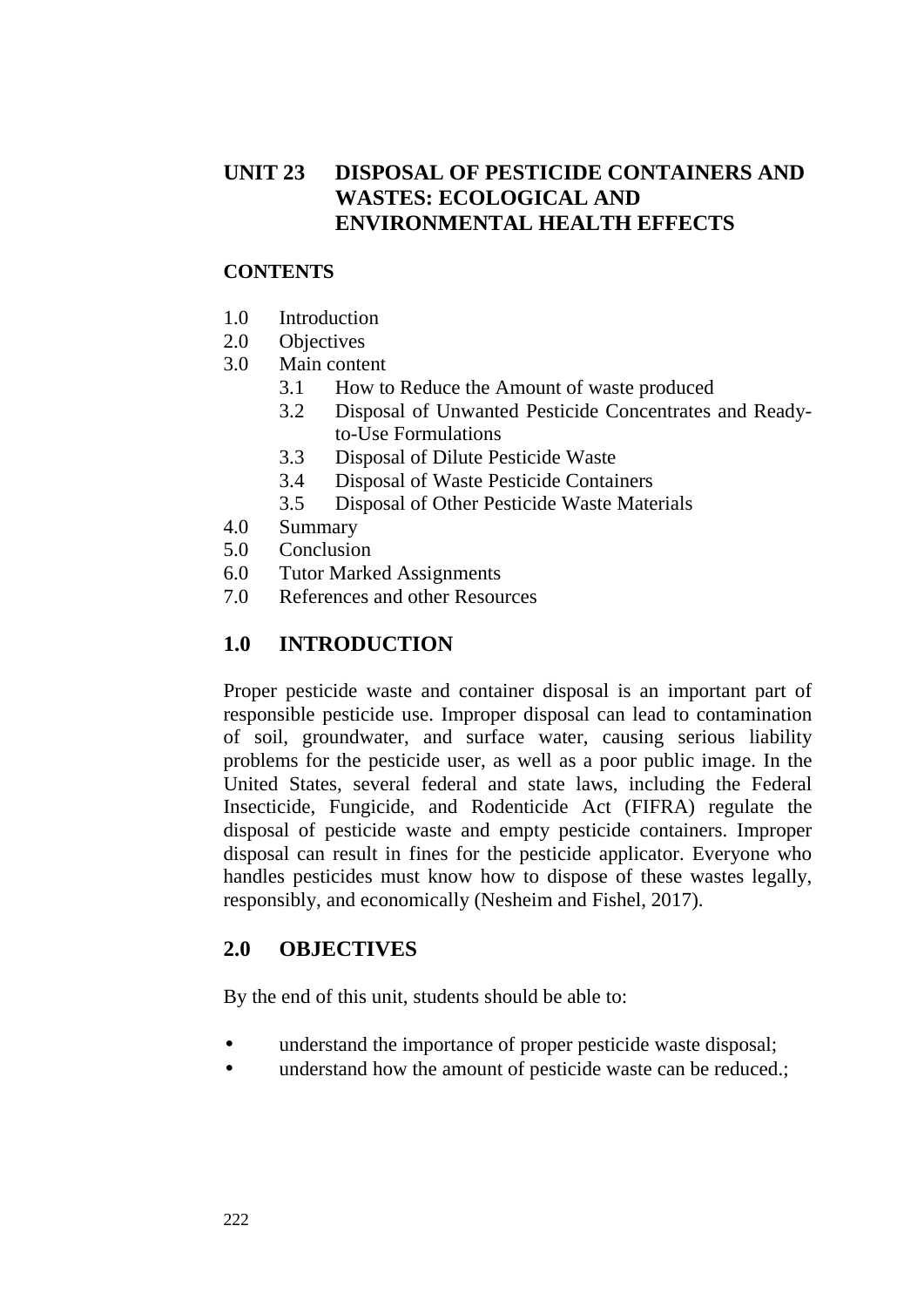# UNIT 23 DISPOSAL OF PESTICIDE CONTAINERS AND WASTES: ECOLOGICAL AND ENVIRONMENTAL HEALTH EFFECTS

**CONTENTS**

1.0 Introduction
2.0 Objectives
3.0 Main content
  3.1 How to Reduce the Amount of waste produced
  3.2 Disposal of Unwanted Pesticide Concentrates and Ready-to-Use Formulations
  3.3 Disposal of Dilute Pesticide Waste
  3.4 Disposal of Waste Pesticide Containers
  3.5 Disposal of Other Pesticide Waste Materials
4.0 Summary
5.0 Conclusion
6.0 Tutor Marked Assignments
7.0 References and other Resources

## 1.0 INTRODUCTION

Proper pesticide waste and container disposal is an important part of responsible pesticide use. Improper disposal can lead to contamination of soil, groundwater, and surface water, causing serious liability problems for the pesticide user, as well as a poor public image. In the United States, several federal and state laws, including the Federal Insecticide, Fungicide, and Rodenticide Act (FIFRA) regulate the disposal of pesticide waste and empty pesticide containers. Improper disposal can result in fines for the pesticide applicator. Everyone who handles pesticides must know how to dispose of these wastes legally, responsibly, and economically (Nesheim and Fishel, 2017).

## 2.0 OBJECTIVES

By the end of this unit, students should be able to:

- understand the importance of proper pesticide waste disposal;
- understand how the amount of pesticide waste can be reduced.;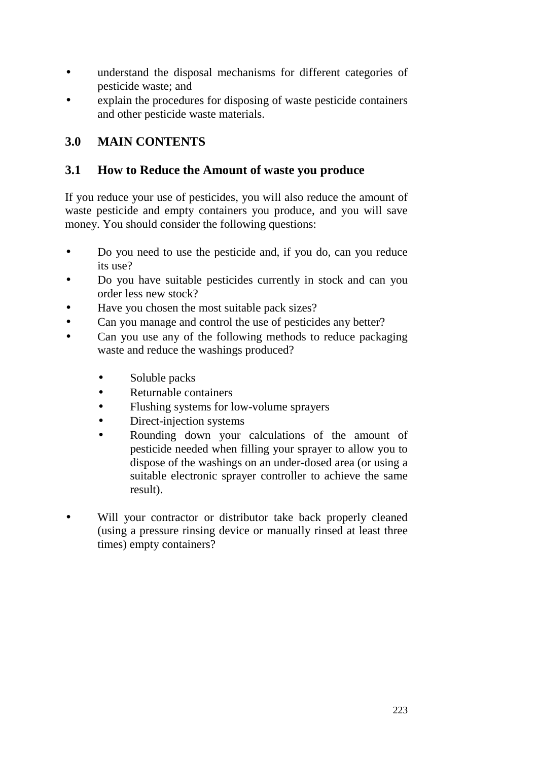- understand the disposal mechanisms for different categories of pesticide waste; and
- explain the procedures for disposing of waste pesticide containers and other pesticide waste materials.

## 3.0 MAIN CONTENTS

### 3.1 How to Reduce the Amount of waste you produce

If you reduce your use of pesticides, you will also reduce the amount of waste pesticide and empty containers you produce, and you will save money. You should consider the following questions:

- Do you need to use the pesticide and, if you do, can you reduce its use?
- Do you have suitable pesticides currently in stock and can you order less new stock?
- Have you chosen the most suitable pack sizes?
- Can you manage and control the use of pesticides any better?
- Can you use any of the following methods to reduce packaging waste and reduce the washings produced?
  - Soluble packs
  - Returnable containers
  - Flushing systems for low-volume sprayers
  - Direct-injection systems
  - Rounding down your calculations of the amount of pesticide needed when filling your sprayer to allow you to dispose of the washings on an under-dosed area (or using a suitable electronic sprayer controller to achieve the same result).
- Will your contractor or distributor take back properly cleaned (using a pressure rinsing device or manually rinsed at least three times) empty containers?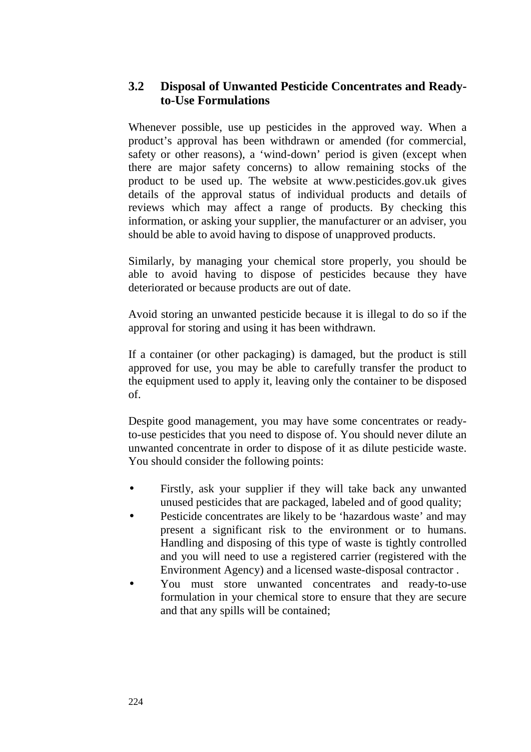## 3.2 Disposal of Unwanted Pesticide Concentrates and Ready-to-Use Formulations

Whenever possible, use up pesticides in the approved way. When a product's approval has been withdrawn or amended (for commercial, safety or other reasons), a 'wind-down' period is given (except when there are major safety concerns) to allow remaining stocks of the product to be used up. The website at www.pesticides.gov.uk gives details of the approval status of individual products and details of reviews which may affect a range of products. By checking this information, or asking your supplier, the manufacturer or an adviser, you should be able to avoid having to dispose of unapproved products.

Similarly, by managing your chemical store properly, you should be able to avoid having to dispose of pesticides because they have deteriorated or because products are out of date.

Avoid storing an unwanted pesticide because it is illegal to do so if the approval for storing and using it has been withdrawn.

If a container (or other packaging) is damaged, but the product is still approved for use, you may be able to carefully transfer the product to the equipment used to apply it, leaving only the container to be disposed of.

Despite good management, you may have some concentrates or ready-to-use pesticides that you need to dispose of. You should never dilute an unwanted concentrate in order to dispose of it as dilute pesticide waste. You should consider the following points:

- Firstly, ask your supplier if they will take back any unwanted unused pesticides that are packaged, labeled and of good quality;
- Pesticide concentrates are likely to be 'hazardous waste' and may present a significant risk to the environment or to humans. Handling and disposing of this type of waste is tightly controlled and you will need to use a registered carrier (registered with the Environment Agency) and a licensed waste-disposal contractor .
- You must store unwanted concentrates and ready-to-use formulation in your chemical store to ensure that they are secure and that any spills will be contained;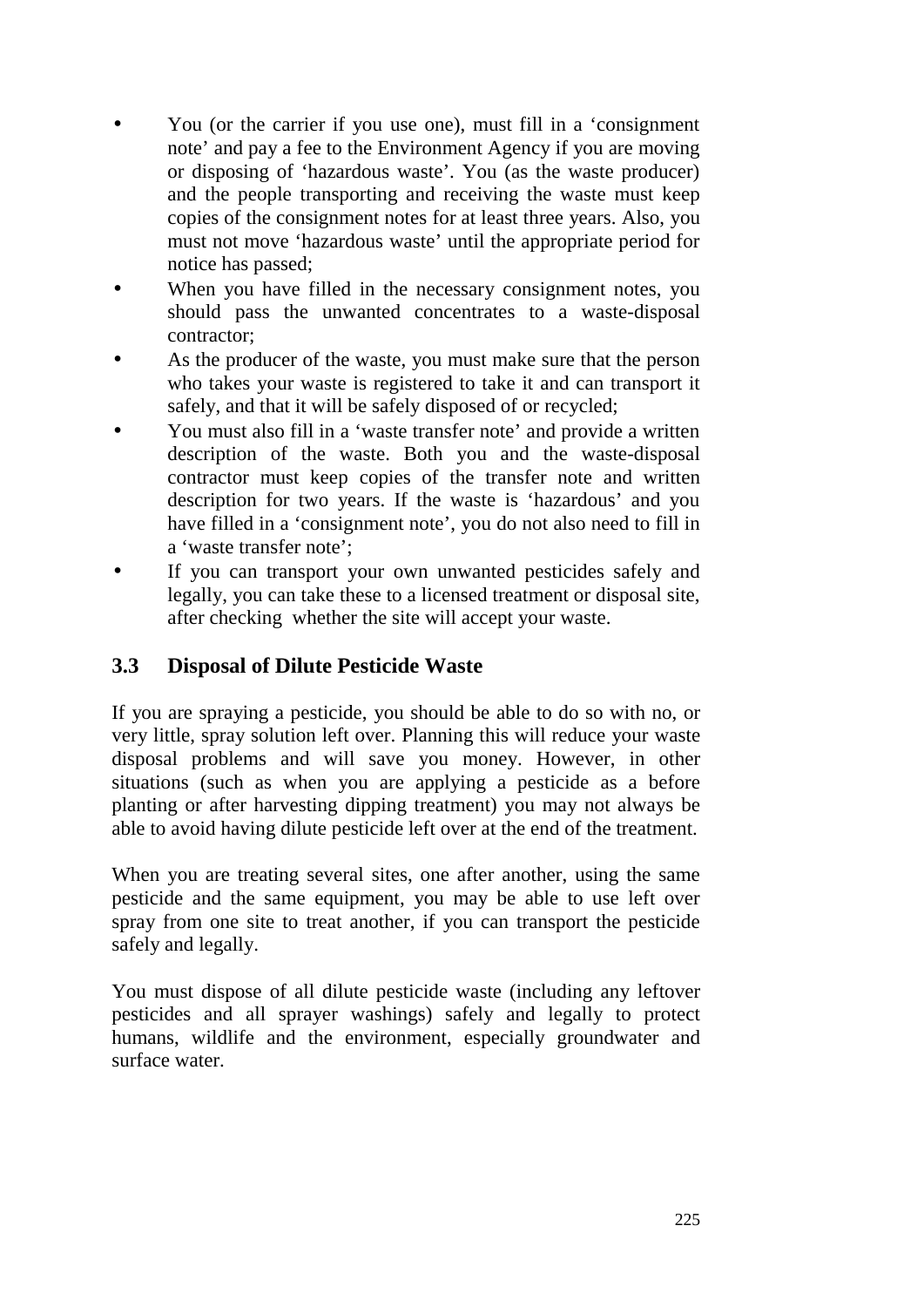- You (or the carrier if you use one), must fill in a 'consignment note' and pay a fee to the Environment Agency if you are moving or disposing of 'hazardous waste'. You (as the waste producer) and the people transporting and receiving the waste must keep copies of the consignment notes for at least three years. Also, you must not move 'hazardous waste' until the appropriate period for notice has passed;
- When you have filled in the necessary consignment notes, you should pass the unwanted concentrates to a waste-disposal contractor;
- As the producer of the waste, you must make sure that the person who takes your waste is registered to take it and can transport it safely, and that it will be safely disposed of or recycled;
- You must also fill in a 'waste transfer note' and provide a written description of the waste. Both you and the waste-disposal contractor must keep copies of the transfer note and written description for two years. If the waste is 'hazardous' and you have filled in a 'consignment note', you do not also need to fill in a 'waste transfer note';
- If you can transport your own unwanted pesticides safely and legally, you can take these to a licensed treatment or disposal site, after checking whether the site will accept your waste.

## 3.3 Disposal of Dilute Pesticide Waste

If you are spraying a pesticide, you should be able to do so with no, or very little, spray solution left over. Planning this will reduce your waste disposal problems and will save you money. However, in other situations (such as when you are applying a pesticide as a before planting or after harvesting dipping treatment) you may not always be able to avoid having dilute pesticide left over at the end of the treatment.

When you are treating several sites, one after another, using the same pesticide and the same equipment, you may be able to use left over spray from one site to treat another, if you can transport the pesticide safely and legally.

You must dispose of all dilute pesticide waste (including any leftover pesticides and all sprayer washings) safely and legally to protect humans, wildlife and the environment, especially groundwater and surface water.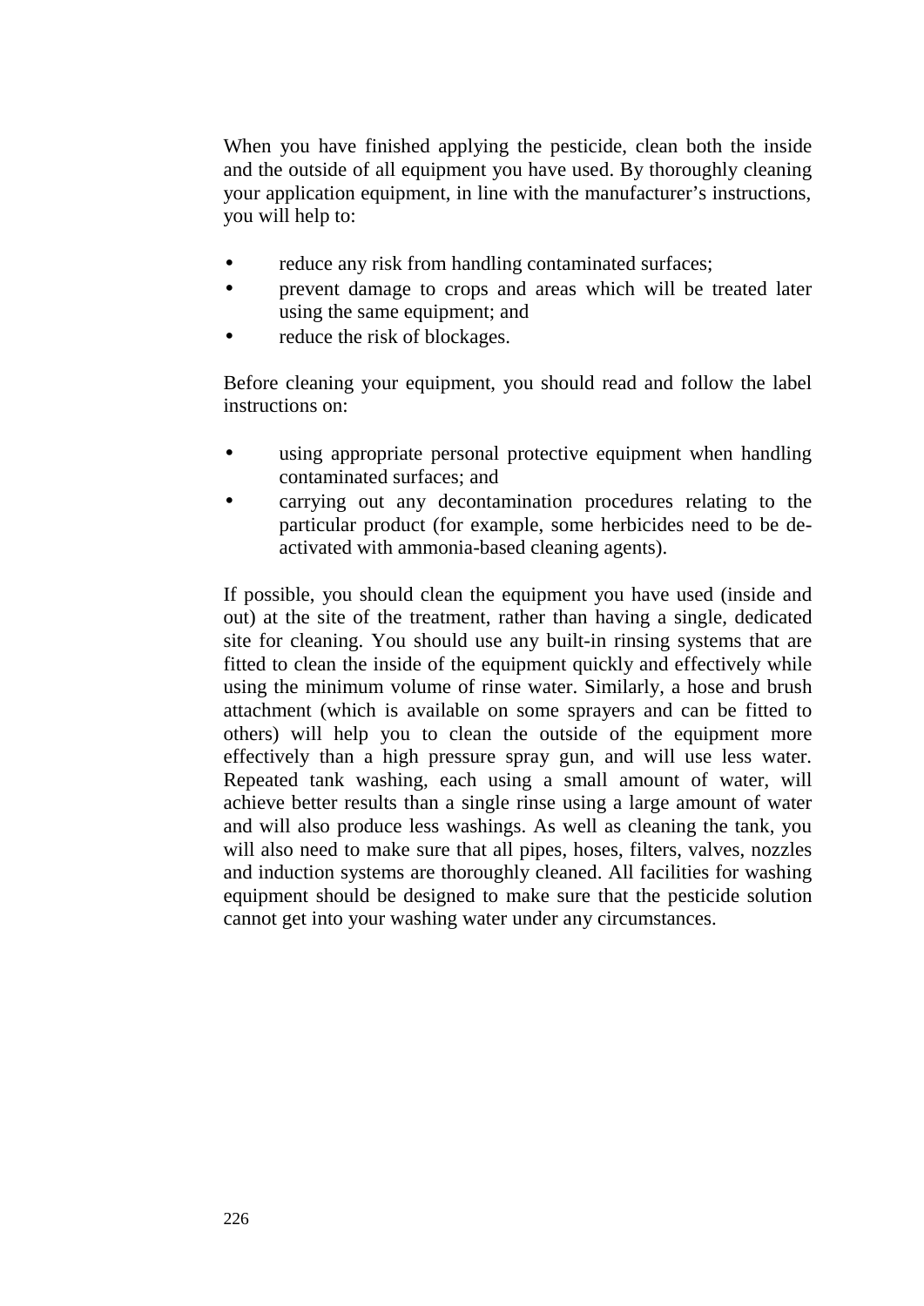When you have finished applying the pesticide, clean both the inside and the outside of all equipment you have used. By thoroughly cleaning your application equipment, in line with the manufacturer's instructions, you will help to:

- reduce any risk from handling contaminated surfaces;
- prevent damage to crops and areas which will be treated later using the same equipment; and
- reduce the risk of blockages.

Before cleaning your equipment, you should read and follow the label instructions on:

- using appropriate personal protective equipment when handling contaminated surfaces; and
- carrying out any decontamination procedures relating to the particular product (for example, some herbicides need to be de-activated with ammonia-based cleaning agents).

If possible, you should clean the equipment you have used (inside and out) at the site of the treatment, rather than having a single, dedicated site for cleaning. You should use any built-in rinsing systems that are fitted to clean the inside of the equipment quickly and effectively while using the minimum volume of rinse water. Similarly, a hose and brush attachment (which is available on some sprayers and can be fitted to others) will help you to clean the outside of the equipment more effectively than a high pressure spray gun, and will use less water. Repeated tank washing, each using a small amount of water, will achieve better results than a single rinse using a large amount of water and will also produce less washings. As well as cleaning the tank, you will also need to make sure that all pipes, hoses, filters, valves, nozzles and induction systems are thoroughly cleaned. All facilities for washing equipment should be designed to make sure that the pesticide solution cannot get into your washing water under any circumstances.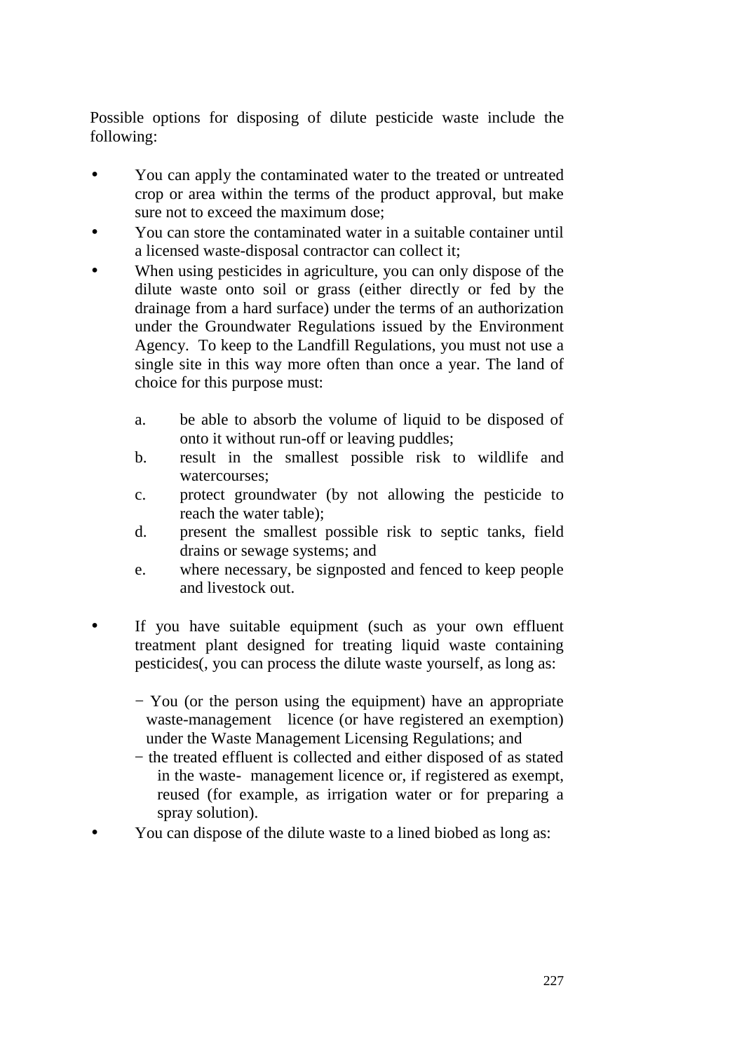Possible options for disposing of dilute pesticide waste include the following:

- You can apply the contaminated water to the treated or untreated crop or area within the terms of the product approval, but make sure not to exceed the maximum dose;
- You can store the contaminated water in a suitable container until a licensed waste-disposal contractor can collect it;
- When using pesticides in agriculture, you can only dispose of the dilute waste onto soil or grass (either directly or fed by the drainage from a hard surface) under the terms of an authorization under the Groundwater Regulations issued by the Environment Agency. To keep to the Landfill Regulations, you must not use a single site in this way more often than once a year. The land of choice for this purpose must:

   a. be able to absorb the volume of liquid to be disposed of onto it without run-off or leaving puddles;
   b. result in the smallest possible risk to wildlife and watercourses;
   c. protect groundwater (by not allowing the pesticide to reach the water table);
   d. present the smallest possible risk to septic tanks, field drains or sewage systems; and
   e. where necessary, be signposted and fenced to keep people and livestock out.

- If you have suitable equipment (such as your own effluent treatment plant designed for treating liquid waste containing pesticides(, you can process the dilute waste yourself, as long as:

   − You (or the person using the equipment) have an appropriate waste-management licence (or have registered an exemption) under the Waste Management Licensing Regulations; and
   − the treated effluent is collected and either disposed of as stated in the waste- management licence or, if registered as exempt, reused (for example, as irrigation water or for preparing a spray solution).

- You can dispose of the dilute waste to a lined biobed as long as: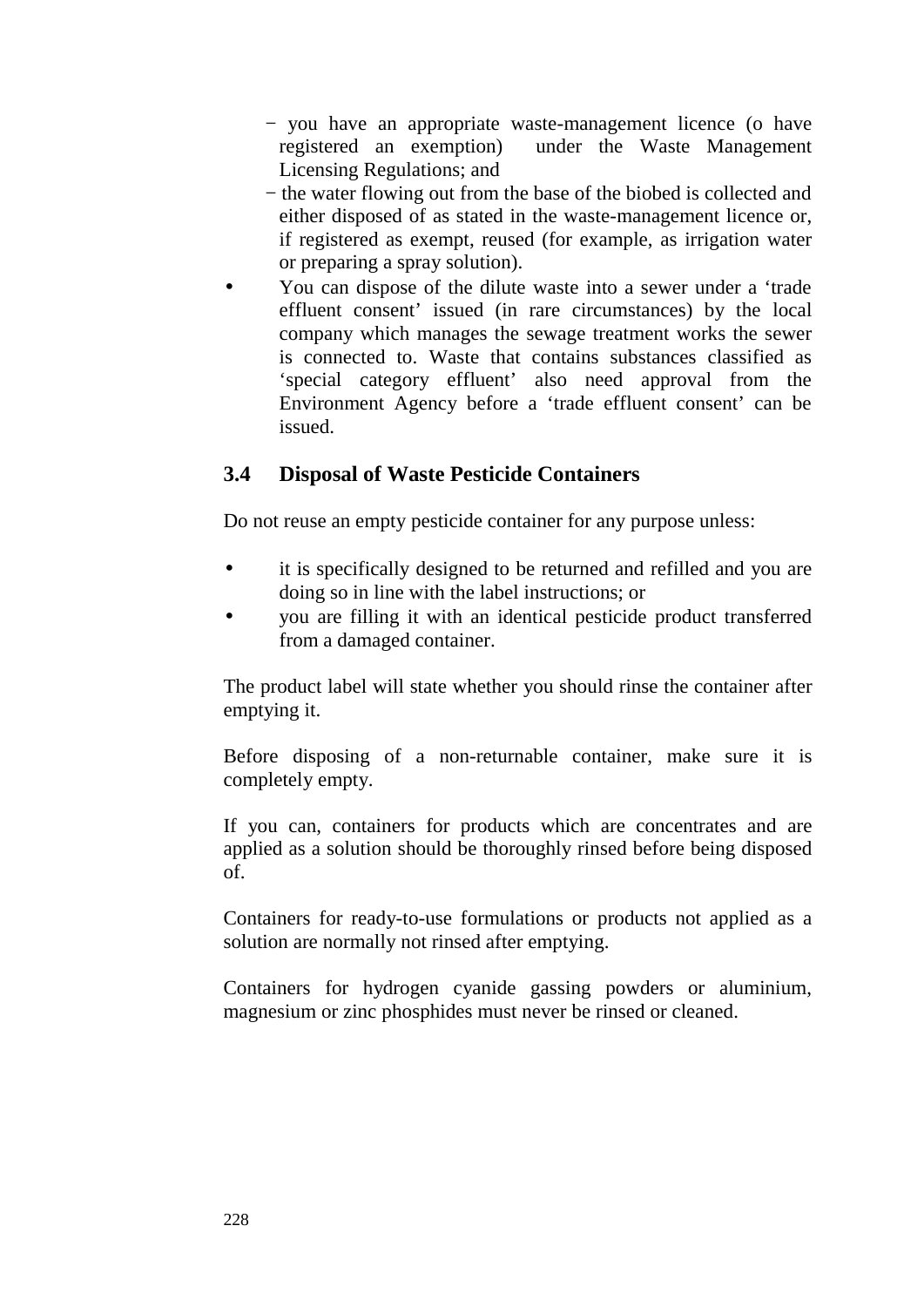- you have an appropriate waste-management licence (o have registered an exemption) under the Waste Management Licensing Regulations; and
  - the water flowing out from the base of the biobed is collected and either disposed of as stated in the waste-management licence or, if registered as exempt, reused (for example, as irrigation water or preparing a spray solution).
- You can dispose of the dilute waste into a sewer under a 'trade effluent consent' issued (in rare circumstances) by the local company which manages the sewage treatment works the sewer is connected to. Waste that contains substances classified as 'special category effluent' also need approval from the Environment Agency before a 'trade effluent consent' can be issued.

## 3.4 Disposal of Waste Pesticide Containers

Do not reuse an empty pesticide container for any purpose unless:

- it is specifically designed to be returned and refilled and you are doing so in line with the label instructions; or
- you are filling it with an identical pesticide product transferred from a damaged container.

The product label will state whether you should rinse the container after emptying it.

Before disposing of a non-returnable container, make sure it is completely empty.

If you can, containers for products which are concentrates and are applied as a solution should be thoroughly rinsed before being disposed of.

Containers for ready-to-use formulations or products not applied as a solution are normally not rinsed after emptying.

Containers for hydrogen cyanide gassing powders or aluminium, magnesium or zinc phosphides must never be rinsed or cleaned.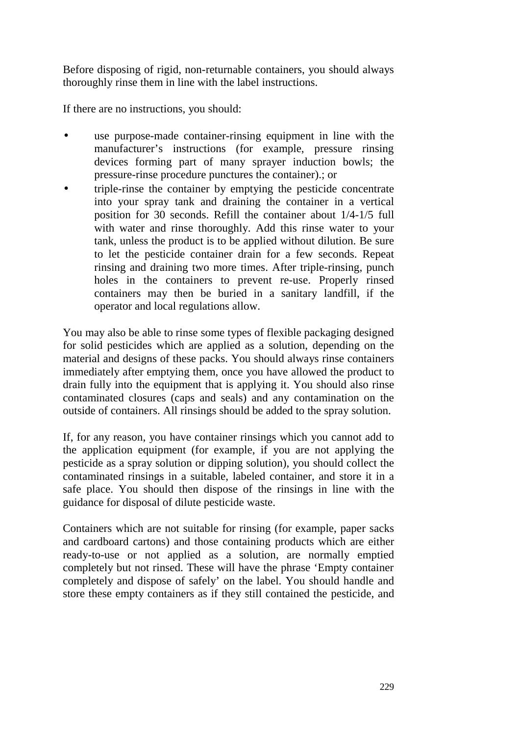Before disposing of rigid, non-returnable containers, you should always thoroughly rinse them in line with the label instructions.

If there are no instructions, you should:

- use purpose-made container-rinsing equipment in line with the manufacturer's instructions (for example, pressure rinsing devices forming part of many sprayer induction bowls; the pressure-rinse procedure punctures the container).; or
- triple-rinse the container by emptying the pesticide concentrate into your spray tank and draining the container in a vertical position for 30 seconds. Refill the container about 1/4-1/5 full with water and rinse thoroughly. Add this rinse water to your tank, unless the product is to be applied without dilution. Be sure to let the pesticide container drain for a few seconds. Repeat rinsing and draining two more times. After triple-rinsing, punch holes in the containers to prevent re-use. Properly rinsed containers may then be buried in a sanitary landfill, if the operator and local regulations allow.

You may also be able to rinse some types of flexible packaging designed for solid pesticides which are applied as a solution, depending on the material and designs of these packs. You should always rinse containers immediately after emptying them, once you have allowed the product to drain fully into the equipment that is applying it. You should also rinse contaminated closures (caps and seals) and any contamination on the outside of containers. All rinsings should be added to the spray solution.

If, for any reason, you have container rinsings which you cannot add to the application equipment (for example, if you are not applying the pesticide as a spray solution or dipping solution), you should collect the contaminated rinsings in a suitable, labeled container, and store it in a safe place. You should then dispose of the rinsings in line with the guidance for disposal of dilute pesticide waste.

Containers which are not suitable for rinsing (for example, paper sacks and cardboard cartons) and those containing products which are either ready-to-use or not applied as a solution, are normally emptied completely but not rinsed. These will have the phrase 'Empty container completely and dispose of safely' on the label. You should handle and store these empty containers as if they still contained the pesticide, and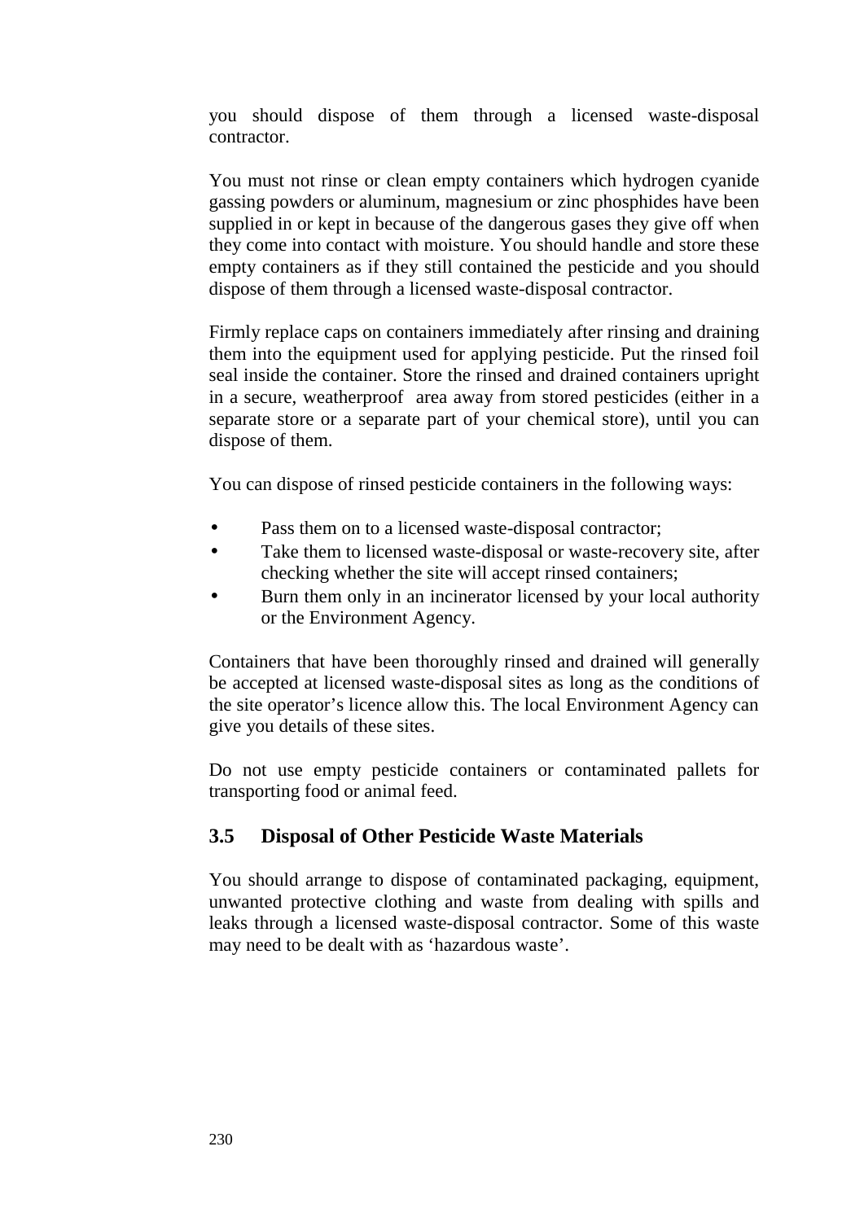you should dispose of them through a licensed waste-disposal contractor.

You must not rinse or clean empty containers which hydrogen cyanide gassing powders or aluminum, magnesium or zinc phosphides have been supplied in or kept in because of the dangerous gases they give off when they come into contact with moisture. You should handle and store these empty containers as if they still contained the pesticide and you should dispose of them through a licensed waste-disposal contractor.

Firmly replace caps on containers immediately after rinsing and draining them into the equipment used for applying pesticide. Put the rinsed foil seal inside the container. Store the rinsed and drained containers upright in a secure, weatherproof area away from stored pesticides (either in a separate store or a separate part of your chemical store), until you can dispose of them.

You can dispose of rinsed pesticide containers in the following ways:

- Pass them on to a licensed waste-disposal contractor;
- Take them to licensed waste-disposal or waste-recovery site, after checking whether the site will accept rinsed containers;
- Burn them only in an incinerator licensed by your local authority or the Environment Agency.

Containers that have been thoroughly rinsed and drained will generally be accepted at licensed waste-disposal sites as long as the conditions of the site operator's licence allow this. The local Environment Agency can give you details of these sites.

Do not use empty pesticide containers or contaminated pallets for transporting food or animal feed.

## 3.5 Disposal of Other Pesticide Waste Materials

You should arrange to dispose of contaminated packaging, equipment, unwanted protective clothing and waste from dealing with spills and leaks through a licensed waste-disposal contractor. Some of this waste may need to be dealt with as 'hazardous waste'.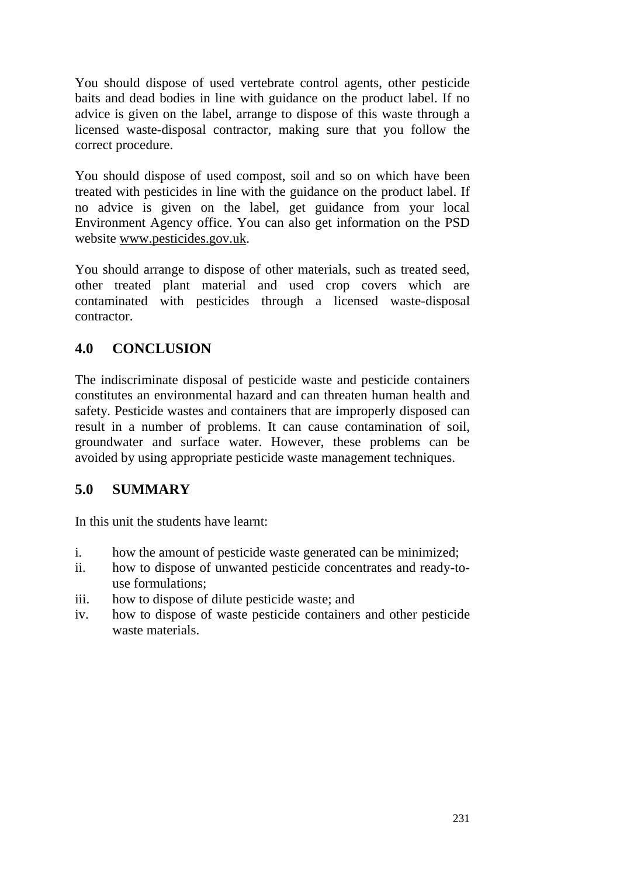You should dispose of used vertebrate control agents, other pesticide baits and dead bodies in line with guidance on the product label. If no advice is given on the label, arrange to dispose of this waste through a licensed waste-disposal contractor, making sure that you follow the correct procedure.

You should dispose of used compost, soil and so on which have been treated with pesticides in line with the guidance on the product label. If no advice is given on the label, get guidance from your local Environment Agency office. You can also get information on the PSD website www.pesticides.gov.uk.

You should arrange to dispose of other materials, such as treated seed, other treated plant material and used crop covers which are contaminated with pesticides through a licensed waste-disposal contractor.

## 4.0 CONCLUSION

The indiscriminate disposal of pesticide waste and pesticide containers constitutes an environmental hazard and can threaten human health and safety. Pesticide wastes and containers that are improperly disposed can result in a number of problems. It can cause contamination of soil, groundwater and surface water. However, these problems can be avoided by using appropriate pesticide waste management techniques.

## 5.0 SUMMARY

In this unit the students have learnt:

i. how the amount of pesticide waste generated can be minimized;
ii. how to dispose of unwanted pesticide concentrates and ready-to-use formulations;
iii. how to dispose of dilute pesticide waste; and
iv. how to dispose of waste pesticide containers and other pesticide waste materials.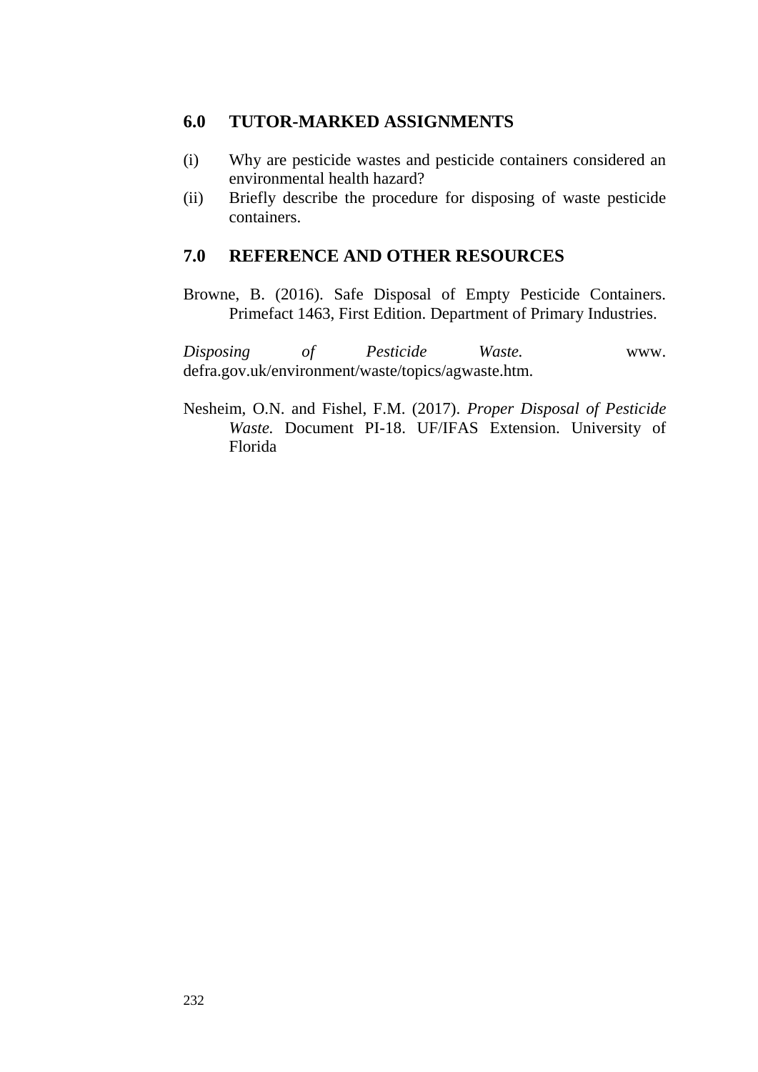## 6.0 TUTOR-MARKED ASSIGNMENTS

(i) Why are pesticide wastes and pesticide containers considered an environmental health hazard?

(ii) Briefly describe the procedure for disposing of waste pesticide containers.

## 7.0 REFERENCE AND OTHER RESOURCES

Browne, B. (2016). Safe Disposal of Empty Pesticide Containers. Primefact 1463, First Edition. Department of Primary Industries.

*Disposing of Pesticide Waste.* www. defra.gov.uk/environment/waste/topics/agwaste.htm.

Nesheim, O.N. and Fishel, F.M. (2017). *Proper Disposal of Pesticide Waste.* Document PI-18. UF/IFAS Extension. University of Florida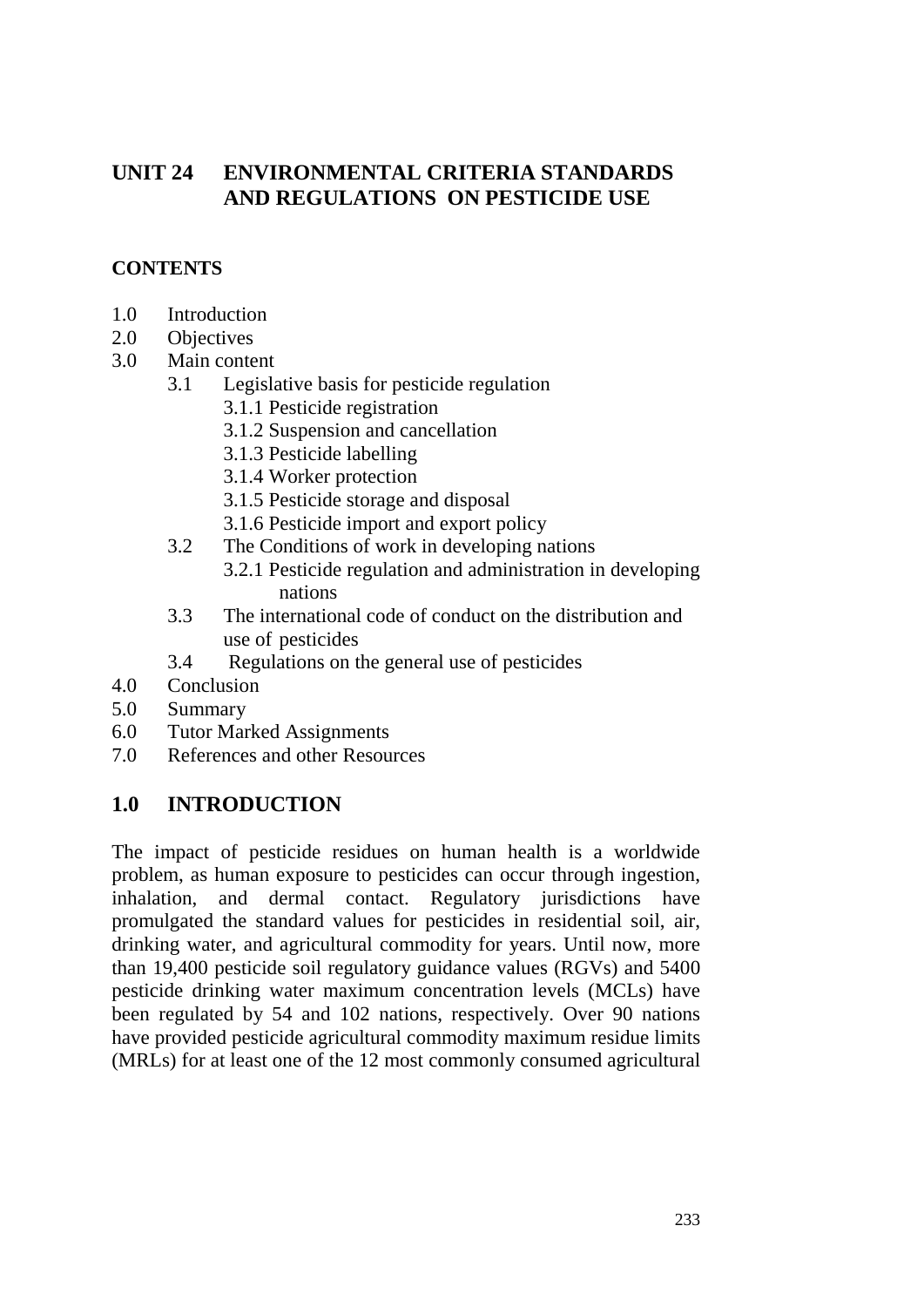# UNIT 24 ENVIRONMENTAL CRITERIA STANDARDS AND REGULATIONS ON PESTICIDE USE

## CONTENTS

- 1.0 Introduction
- 2.0 Objectives
- 3.0 Main content
  - 3.1 Legislative basis for pesticide regulation
    - 3.1.1 Pesticide registration
    - 3.1.2 Suspension and cancellation
    - 3.1.3 Pesticide labelling
    - 3.1.4 Worker protection
    - 3.1.5 Pesticide storage and disposal
    - 3.1.6 Pesticide import and export policy
  - 3.2 The Conditions of work in developing nations
    - 3.2.1 Pesticide regulation and administration in developing nations
  - 3.3 The international code of conduct on the distribution and use of pesticides
  - 3.4 Regulations on the general use of pesticides
- 4.0 Conclusion
- 5.0 Summary
- 6.0 Tutor Marked Assignments
- 7.0 References and other Resources

## 1.0 INTRODUCTION

The impact of pesticide residues on human health is a worldwide problem, as human exposure to pesticides can occur through ingestion, inhalation, and dermal contact. Regulatory jurisdictions have promulgated the standard values for pesticides in residential soil, air, drinking water, and agricultural commodity for years. Until now, more than 19,400 pesticide soil regulatory guidance values (RGVs) and 5400 pesticide drinking water maximum concentration levels (MCLs) have been regulated by 54 and 102 nations, respectively. Over 90 nations have provided pesticide agricultural commodity maximum residue limits (MRLs) for at least one of the 12 most commonly consumed agricultural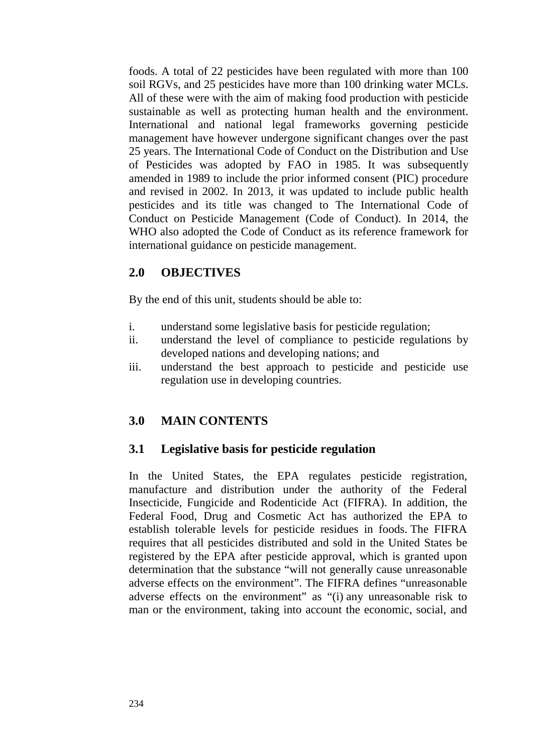foods. A total of 22 pesticides have been regulated with more than 100 soil RGVs, and 25 pesticides have more than 100 drinking water MCLs. All of these were with the aim of making food production with pesticide sustainable as well as protecting human health and the environment. International and national legal frameworks governing pesticide management have however undergone significant changes over the past 25 years. The International Code of Conduct on the Distribution and Use of Pesticides was adopted by FAO in 1985. It was subsequently amended in 1989 to include the prior informed consent (PIC) procedure and revised in 2002. In 2013, it was updated to include public health pesticides and its title was changed to The International Code of Conduct on Pesticide Management (Code of Conduct). In 2014, the WHO also adopted the Code of Conduct as its reference framework for international guidance on pesticide management.

## 2.0 OBJECTIVES

By the end of this unit, students should be able to:

i. understand some legislative basis for pesticide regulation;
ii. understand the level of compliance to pesticide regulations by developed nations and developing nations; and
iii. understand the best approach to pesticide and pesticide use regulation use in developing countries.

## 3.0 MAIN CONTENTS

### 3.1 Legislative basis for pesticide regulation

In the United States, the EPA regulates pesticide registration, manufacture and distribution under the authority of the Federal Insecticide, Fungicide and Rodenticide Act (FIFRA). In addition, the Federal Food, Drug and Cosmetic Act has authorized the EPA to establish tolerable levels for pesticide residues in foods. The FIFRA requires that all pesticides distributed and sold in the United States be registered by the EPA after pesticide approval, which is granted upon determination that the substance "will not generally cause unreasonable adverse effects on the environment". The FIFRA defines "unreasonable adverse effects on the environment" as "(i) any unreasonable risk to man or the environment, taking into account the economic, social, and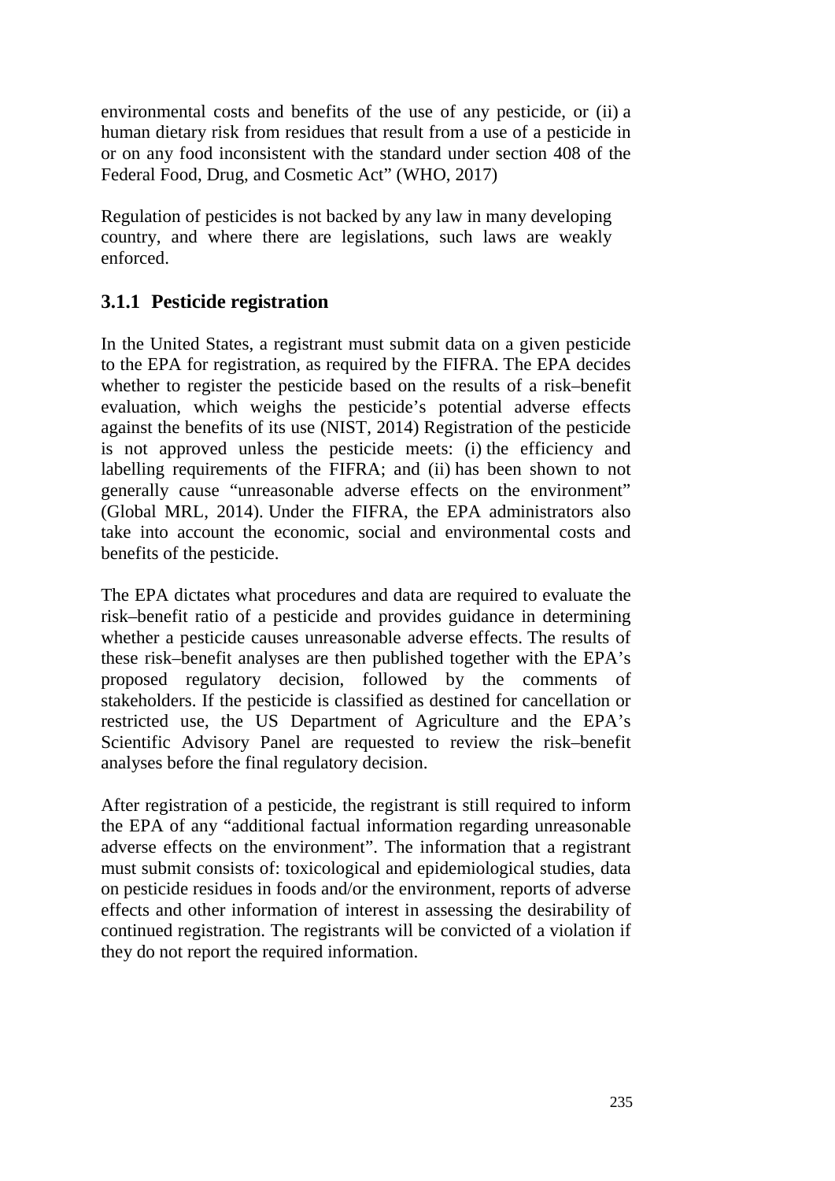environmental costs and benefits of the use of any pesticide, or (ii) a human dietary risk from residues that result from a use of a pesticide in or on any food inconsistent with the standard under section 408 of the Federal Food, Drug, and Cosmetic Act" (WHO, 2017)

Regulation of pesticides is not backed by any law in many developing country, and where there are legislations, such laws are weakly enforced.

### 3.1.1 Pesticide registration

In the United States, a registrant must submit data on a given pesticide to the EPA for registration, as required by the FIFRA. The EPA decides whether to register the pesticide based on the results of a risk–benefit evaluation, which weighs the pesticide's potential adverse effects against the benefits of its use (NIST, 2014) Registration of the pesticide is not approved unless the pesticide meets: (i) the efficiency and labelling requirements of the FIFRA; and (ii) has been shown to not generally cause "unreasonable adverse effects on the environment" (Global MRL, 2014). Under the FIFRA, the EPA administrators also take into account the economic, social and environmental costs and benefits of the pesticide.

The EPA dictates what procedures and data are required to evaluate the risk–benefit ratio of a pesticide and provides guidance in determining whether a pesticide causes unreasonable adverse effects. The results of these risk–benefit analyses are then published together with the EPA's proposed regulatory decision, followed by the comments of stakeholders. If the pesticide is classified as destined for cancellation or restricted use, the US Department of Agriculture and the EPA's Scientific Advisory Panel are requested to review the risk–benefit analyses before the final regulatory decision.

After registration of a pesticide, the registrant is still required to inform the EPA of any "additional factual information regarding unreasonable adverse effects on the environment". The information that a registrant must submit consists of: toxicological and epidemiological studies, data on pesticide residues in foods and/or the environment, reports of adverse effects and other information of interest in assessing the desirability of continued registration. The registrants will be convicted of a violation if they do not report the required information.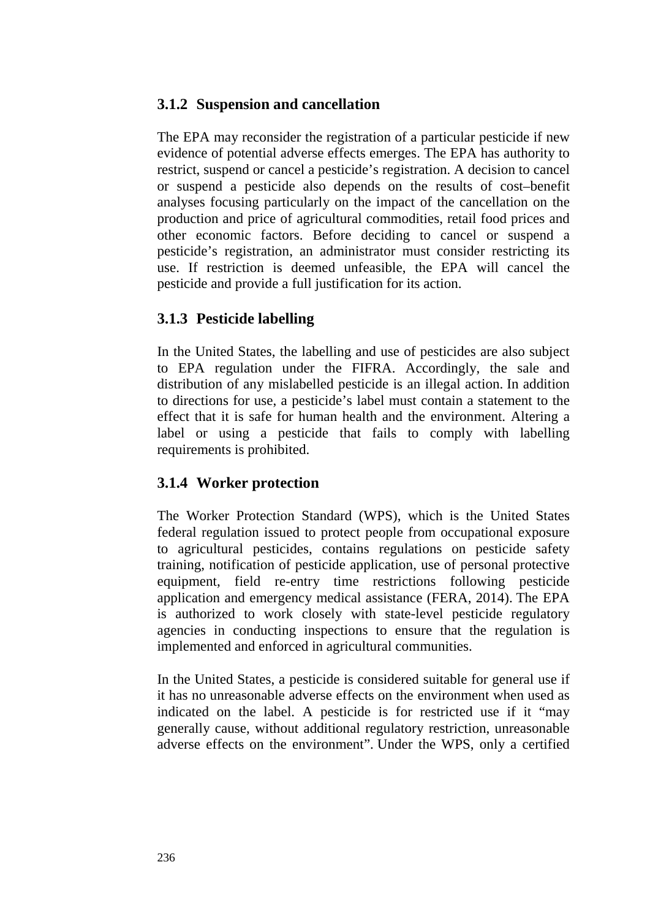### 3.1.2 Suspension and cancellation

The EPA may reconsider the registration of a particular pesticide if new evidence of potential adverse effects emerges. The EPA has authority to restrict, suspend or cancel a pesticide's registration. A decision to cancel or suspend a pesticide also depends on the results of cost–benefit analyses focusing particularly on the impact of the cancellation on the production and price of agricultural commodities, retail food prices and other economic factors. Before deciding to cancel or suspend a pesticide's registration, an administrator must consider restricting its use. If restriction is deemed unfeasible, the EPA will cancel the pesticide and provide a full justification for its action.

### 3.1.3 Pesticide labelling

In the United States, the labelling and use of pesticides are also subject to EPA regulation under the FIFRA. Accordingly, the sale and distribution of any mislabelled pesticide is an illegal action. In addition to directions for use, a pesticide's label must contain a statement to the effect that it is safe for human health and the environment. Altering a label or using a pesticide that fails to comply with labelling requirements is prohibited.

### 3.1.4 Worker protection

The Worker Protection Standard (WPS), which is the United States federal regulation issued to protect people from occupational exposure to agricultural pesticides, contains regulations on pesticide safety training, notification of pesticide application, use of personal protective equipment, field re-entry time restrictions following pesticide application and emergency medical assistance (FERA, 2014). The EPA is authorized to work closely with state-level pesticide regulatory agencies in conducting inspections to ensure that the regulation is implemented and enforced in agricultural communities.

In the United States, a pesticide is considered suitable for general use if it has no unreasonable adverse effects on the environment when used as indicated on the label. A pesticide is for restricted use if it "may generally cause, without additional regulatory restriction, unreasonable adverse effects on the environment". Under the WPS, only a certified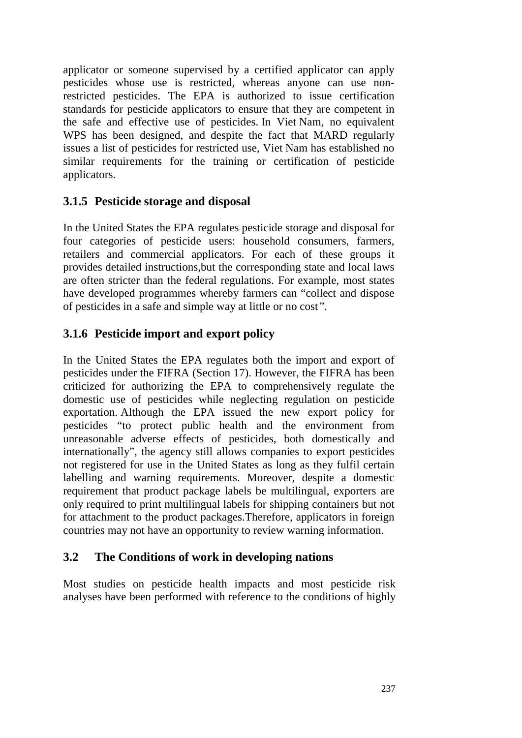applicator or someone supervised by a certified applicator can apply pesticides whose use is restricted, whereas anyone can use non-restricted pesticides. The EPA is authorized to issue certification standards for pesticide applicators to ensure that they are competent in the safe and effective use of pesticides. In Viet Nam, no equivalent WPS has been designed, and despite the fact that MARD regularly issues a list of pesticides for restricted use, Viet Nam has established no similar requirements for the training or certification of pesticide applicators.

### 3.1.5 Pesticide storage and disposal

In the United States the EPA regulates pesticide storage and disposal for four categories of pesticide users: household consumers, farmers, retailers and commercial applicators. For each of these groups it provides detailed instructions,but the corresponding state and local laws are often stricter than the federal regulations. For example, most states have developed programmes whereby farmers can "collect and dispose of pesticides in a safe and simple way at little or no cost".

### 3.1.6 Pesticide import and export policy

In the United States the EPA regulates both the import and export of pesticides under the FIFRA (Section 17). However, the FIFRA has been criticized for authorizing the EPA to comprehensively regulate the domestic use of pesticides while neglecting regulation on pesticide exportation. Although the EPA issued the new export policy for pesticides "to protect public health and the environment from unreasonable adverse effects of pesticides, both domestically and internationally", the agency still allows companies to export pesticides not registered for use in the United States as long as they fulfil certain labelling and warning requirements. Moreover, despite a domestic requirement that product package labels be multilingual, exporters are only required to print multilingual labels for shipping containers but not for attachment to the product packages.Therefore, applicators in foreign countries may not have an opportunity to review warning information.

## 3.2 The Conditions of work in developing nations

Most studies on pesticide health impacts and most pesticide risk analyses have been performed with reference to the conditions of highly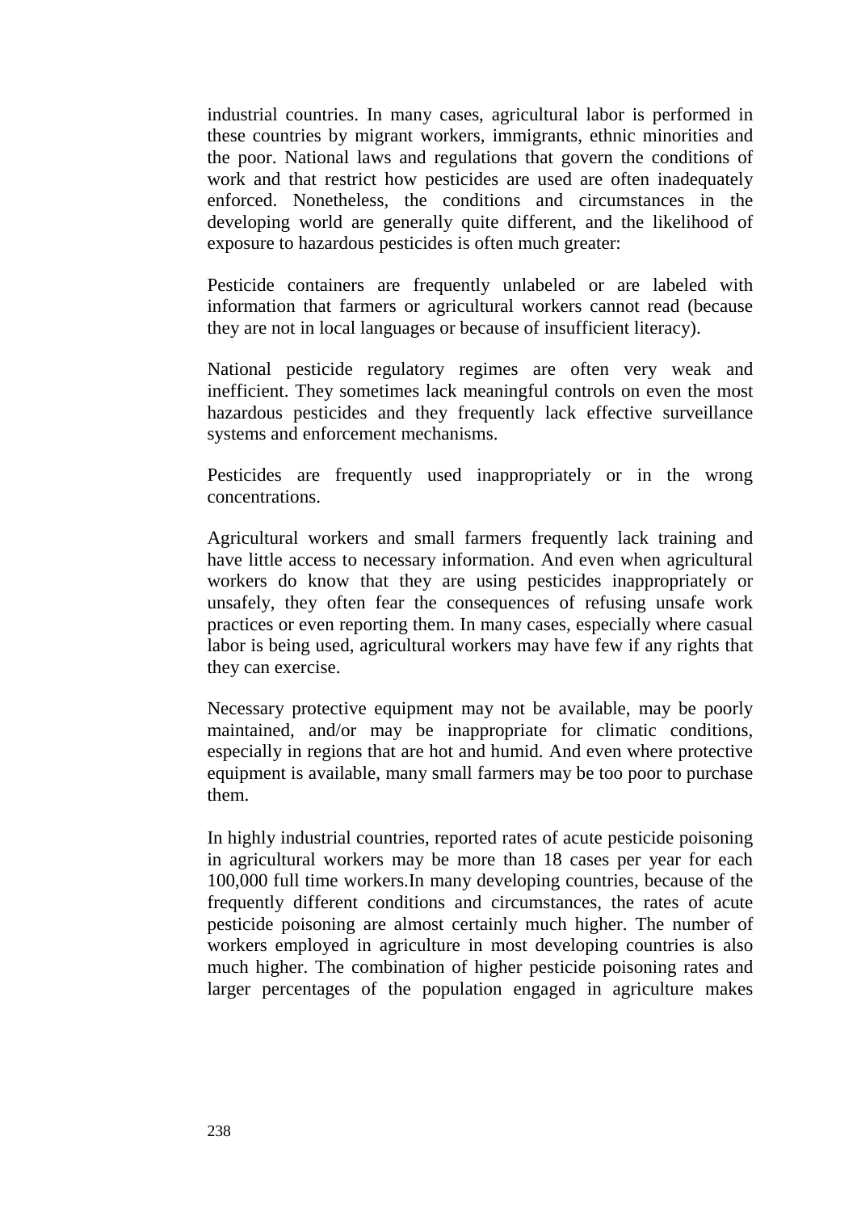industrial countries. In many cases, agricultural labor is performed in these countries by migrant workers, immigrants, ethnic minorities and the poor. National laws and regulations that govern the conditions of work and that restrict how pesticides are used are often inadequately enforced. Nonetheless, the conditions and circumstances in the developing world are generally quite different, and the likelihood of exposure to hazardous pesticides is often much greater:

Pesticide containers are frequently unlabeled or are labeled with information that farmers or agricultural workers cannot read (because they are not in local languages or because of insufficient literacy).

National pesticide regulatory regimes are often very weak and inefficient. They sometimes lack meaningful controls on even the most hazardous pesticides and they frequently lack effective surveillance systems and enforcement mechanisms.

Pesticides are frequently used inappropriately or in the wrong concentrations.

Agricultural workers and small farmers frequently lack training and have little access to necessary information. And even when agricultural workers do know that they are using pesticides inappropriately or unsafely, they often fear the consequences of refusing unsafe work practices or even reporting them. In many cases, especially where casual labor is being used, agricultural workers may have few if any rights that they can exercise.

Necessary protective equipment may not be available, may be poorly maintained, and/or may be inappropriate for climatic conditions, especially in regions that are hot and humid. And even where protective equipment is available, many small farmers may be too poor to purchase them.

In highly industrial countries, reported rates of acute pesticide poisoning in agricultural workers may be more than 18 cases per year for each 100,000 full time workers.In many developing countries, because of the frequently different conditions and circumstances, the rates of acute pesticide poisoning are almost certainly much higher. The number of workers employed in agriculture in most developing countries is also much higher. The combination of higher pesticide poisoning rates and larger percentages of the population engaged in agriculture makes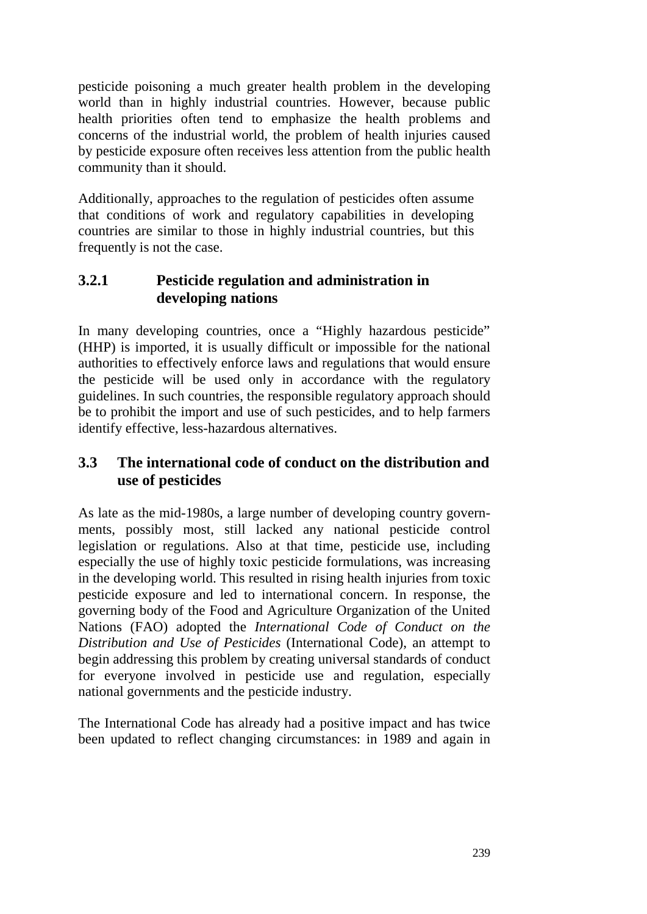pesticide poisoning a much greater health problem in the developing world than in highly industrial countries. However, because public health priorities often tend to emphasize the health problems and concerns of the industrial world, the problem of health injuries caused by pesticide exposure often receives less attention from the public health community than it should.

Additionally, approaches to the regulation of pesticides often assume that conditions of work and regulatory capabilities in developing countries are similar to those in highly industrial countries, but this frequently is not the case.

### 3.2.1 Pesticide regulation and administration in developing nations

In many developing countries, once a "Highly hazardous pesticide" (HHP) is imported, it is usually difficult or impossible for the national authorities to effectively enforce laws and regulations that would ensure the pesticide will be used only in accordance with the regulatory guidelines. In such countries, the responsible regulatory approach should be to prohibit the import and use of such pesticides, and to help farmers identify effective, less-hazardous alternatives.

## 3.3 The international code of conduct on the distribution and use of pesticides

As late as the mid-1980s, a large number of developing country governments, possibly most, still lacked any national pesticide control legislation or regulations. Also at that time, pesticide use, including especially the use of highly toxic pesticide formulations, was increasing in the developing world. This resulted in rising health injuries from toxic pesticide exposure and led to international concern. In response, the governing body of the Food and Agriculture Organization of the United Nations (FAO) adopted the *International Code of Conduct on the Distribution and Use of Pesticides* (International Code), an attempt to begin addressing this problem by creating universal standards of conduct for everyone involved in pesticide use and regulation, especially national governments and the pesticide industry.

The International Code has already had a positive impact and has twice been updated to reflect changing circumstances: in 1989 and again in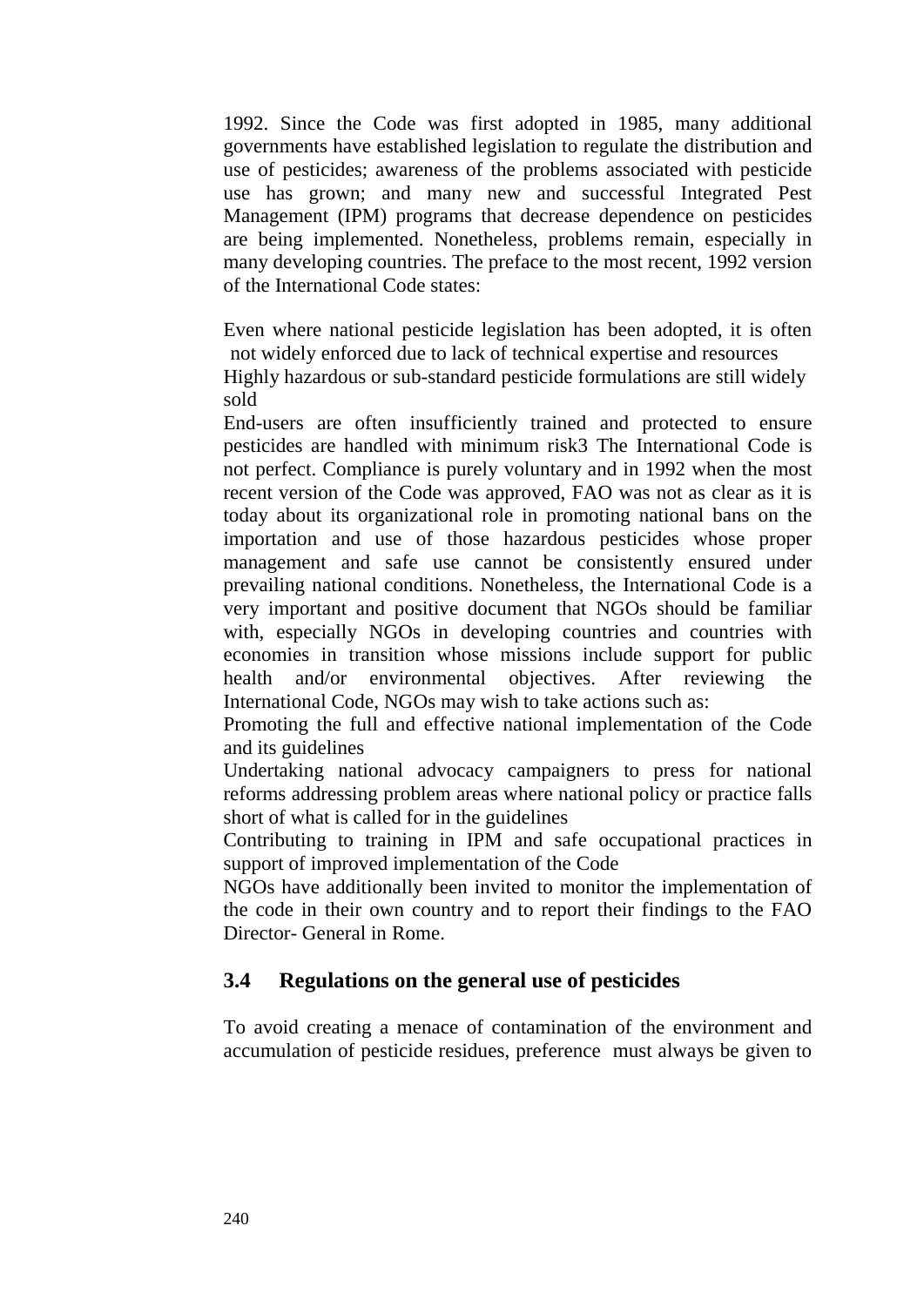1992. Since the Code was first adopted in 1985, many additional governments have established legislation to regulate the distribution and use of pesticides; awareness of the problems associated with pesticide use has grown; and many new and successful Integrated Pest Management (IPM) programs that decrease dependence on pesticides are being implemented. Nonetheless, problems remain, especially in many developing countries. The preface to the most recent, 1992 version of the International Code states:

Even where national pesticide legislation has been adopted, it is often not widely enforced due to lack of technical expertise and resources

Highly hazardous or sub-standard pesticide formulations are still widely sold

End-users are often insufficiently trained and protected to ensure pesticides are handled with minimum risk3 The International Code is not perfect. Compliance is purely voluntary and in 1992 when the most recent version of the Code was approved, FAO was not as clear as it is today about its organizational role in promoting national bans on the importation and use of those hazardous pesticides whose proper management and safe use cannot be consistently ensured under prevailing national conditions. Nonetheless, the International Code is a very important and positive document that NGOs should be familiar with, especially NGOs in developing countries and countries with economies in transition whose missions include support for public health and/or environmental objectives. After reviewing the International Code, NGOs may wish to take actions such as:

Promoting the full and effective national implementation of the Code and its guidelines

Undertaking national advocacy campaigners to press for national reforms addressing problem areas where national policy or practice falls short of what is called for in the guidelines

Contributing to training in IPM and safe occupational practices in support of improved implementation of the Code

NGOs have additionally been invited to monitor the implementation of the code in their own country and to report their findings to the FAO Director- General in Rome.

## 3.4 Regulations on the general use of pesticides

To avoid creating a menace of contamination of the environment and accumulation of pesticide residues, preference must always be given to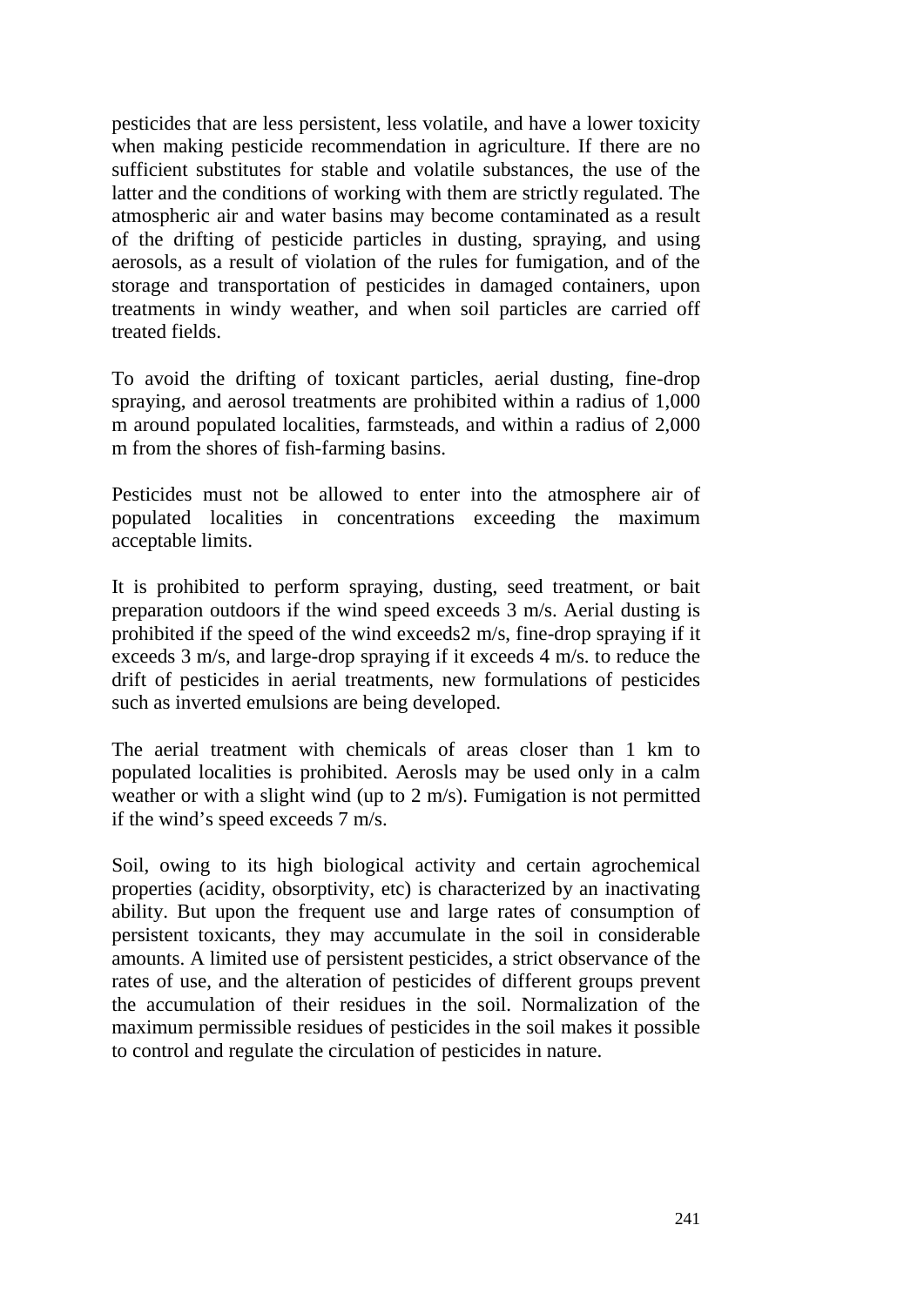pesticides that are less persistent, less volatile, and have a lower toxicity when making pesticide recommendation in agriculture. If there are no sufficient substitutes for stable and volatile substances, the use of the latter and the conditions of working with them are strictly regulated. The atmospheric air and water basins may become contaminated as a result of the drifting of pesticide particles in dusting, spraying, and using aerosols, as a result of violation of the rules for fumigation, and of the storage and transportation of pesticides in damaged containers, upon treatments in windy weather, and when soil particles are carried off treated fields.

To avoid the drifting of toxicant particles, aerial dusting, fine-drop spraying, and aerosol treatments are prohibited within a radius of 1,000 m around populated localities, farmsteads, and within a radius of 2,000 m from the shores of fish-farming basins.

Pesticides must not be allowed to enter into the atmosphere air of populated localities in concentrations exceeding the maximum acceptable limits.

It is prohibited to perform spraying, dusting, seed treatment, or bait preparation outdoors if the wind speed exceeds 3 m/s. Aerial dusting is prohibited if the speed of the wind exceeds2 m/s, fine-drop spraying if it exceeds 3 m/s, and large-drop spraying if it exceeds 4 m/s. to reduce the drift of pesticides in aerial treatments, new formulations of pesticides such as inverted emulsions are being developed.

The aerial treatment with chemicals of areas closer than 1 km to populated localities is prohibited. Aerosls may be used only in a calm weather or with a slight wind (up to 2 m/s). Fumigation is not permitted if the wind's speed exceeds 7 m/s.

Soil, owing to its high biological activity and certain agrochemical properties (acidity, obsorptivity, etc) is characterized by an inactivating ability. But upon the frequent use and large rates of consumption of persistent toxicants, they may accumulate in the soil in considerable amounts. A limited use of persistent pesticides, a strict observance of the rates of use, and the alteration of pesticides of different groups prevent the accumulation of their residues in the soil. Normalization of the maximum permissible residues of pesticides in the soil makes it possible to control and regulate the circulation of pesticides in nature.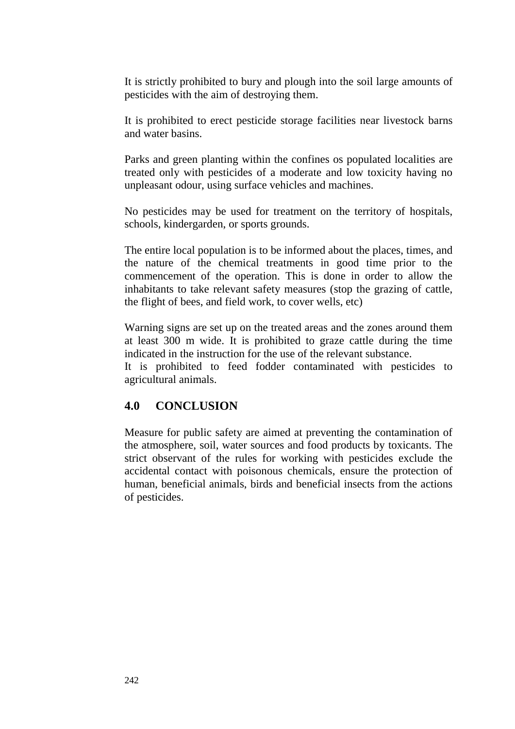It is strictly prohibited to bury and plough into the soil large amounts of pesticides with the aim of destroying them.

It is prohibited to erect pesticide storage facilities near livestock barns and water basins.

Parks and green planting within the confines os populated localities are treated only with pesticides of a moderate and low toxicity having no unpleasant odour, using surface vehicles and machines.

No pesticides may be used for treatment on the territory of hospitals, schools, kindergarden, or sports grounds.

The entire local population is to be informed about the places, times, and the nature of the chemical treatments in good time prior to the commencement of the operation. This is done in order to allow the inhabitants to take relevant safety measures (stop the grazing of cattle, the flight of bees, and field work, to cover wells, etc)

Warning signs are set up on the treated areas and the zones around them at least 300 m wide. It is prohibited to graze cattle during the time indicated in the instruction for the use of the relevant substance.
It is prohibited to feed fodder contaminated with pesticides to agricultural animals.

## 4.0 CONCLUSION

Measure for public safety are aimed at preventing the contamination of the atmosphere, soil, water sources and food products by toxicants. The strict observant of the rules for working with pesticides exclude the accidental contact with poisonous chemicals, ensure the protection of human, beneficial animals, birds and beneficial insects from the actions of pesticides.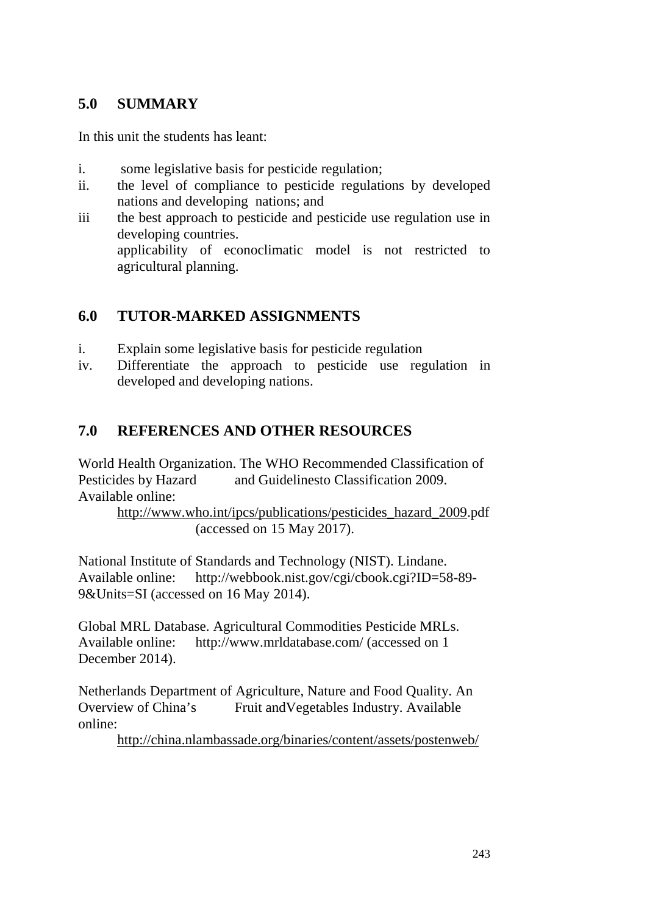## 5.0 SUMMARY

In this unit the students has leant:

i. some legislative basis for pesticide regulation;
ii. the level of compliance to pesticide regulations by developed nations and developing nations; and
iii the best approach to pesticide and pesticide use regulation use in developing countries.
applicability of econoclimatic model is not restricted to agricultural planning.

## 6.0 TUTOR-MARKED ASSIGNMENTS

i. Explain some legislative basis for pesticide regulation
iv. Differentiate the approach to pesticide use regulation in developed and developing nations.

## 7.0 REFERENCES AND OTHER RESOURCES

World Health Organization. The WHO Recommended Classification of Pesticides by Hazard and Guidelinesto Classification 2009. Available online: http://www.who.int/ipcs/publications/pesticides_hazard_2009.pdf (accessed on 15 May 2017).

National Institute of Standards and Technology (NIST). Lindane. Available online: http://webbook.nist.gov/cgi/cbook.cgi?ID=58-89-9&Units=SI (accessed on 16 May 2014).

Global MRL Database. Agricultural Commodities Pesticide MRLs. Available online: http://www.mrldatabase.com/ (accessed on 1 December 2014).

Netherlands Department of Agriculture, Nature and Food Quality. An Overview of China's Fruit andVegetables Industry. Available online: http://china.nlambassade.org/binaries/content/assets/postenweb/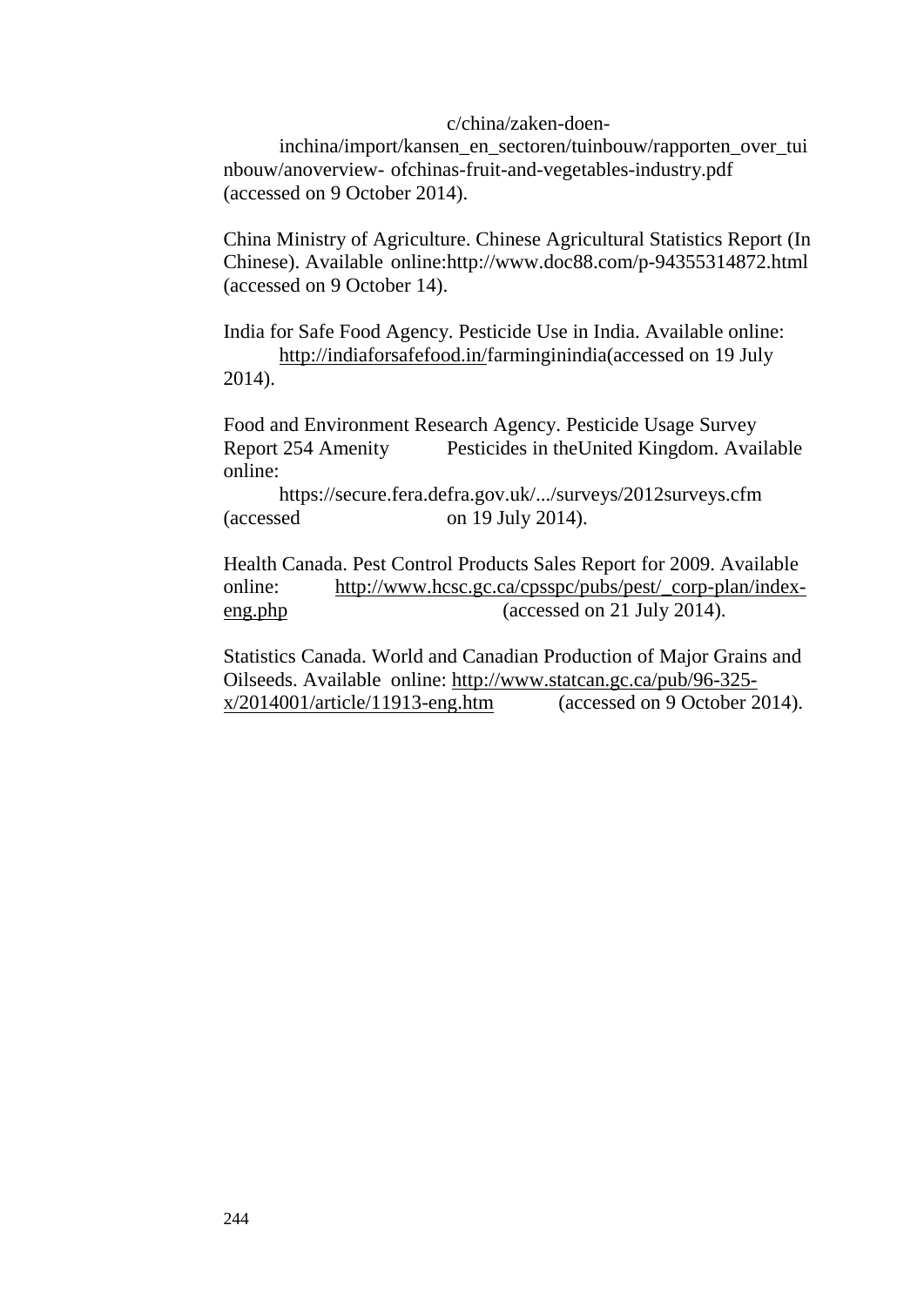c/china/zaken-doen-inchina/import/kansen_en_sectoren/tuinbouw/rapporten_over_tuinbouw/anoverview- ofchinas-fruit-and-vegetables-industry.pdf (accessed on 9 October 2014).

China Ministry of Agriculture. Chinese Agricultural Statistics Report (In Chinese). Available online:http://www.doc88.com/p-94355314872.html (accessed on 9 October 14).

India for Safe Food Agency. Pesticide Use in India. Available online: http://indiaforsafefood.in/farminginindia(accessed on 19 July 2014).

Food and Environment Research Agency. Pesticide Usage Survey Report 254 Amenity Pesticides in theUnited Kingdom. Available online: https://secure.fera.defra.gov.uk/.../surveys/2012surveys.cfm (accessed on 19 July 2014).

Health Canada. Pest Control Products Sales Report for 2009. Available online: http://www.hcsc.gc.ca/cpsspc/pubs/pest/_corp-plan/index-eng.php (accessed on 21 July 2014).

Statistics Canada. World and Canadian Production of Major Grains and Oilseeds. Available online: http://www.statcan.gc.ca/pub/96-325-x/2014001/article/11913-eng.htm (accessed on 9 October 2014).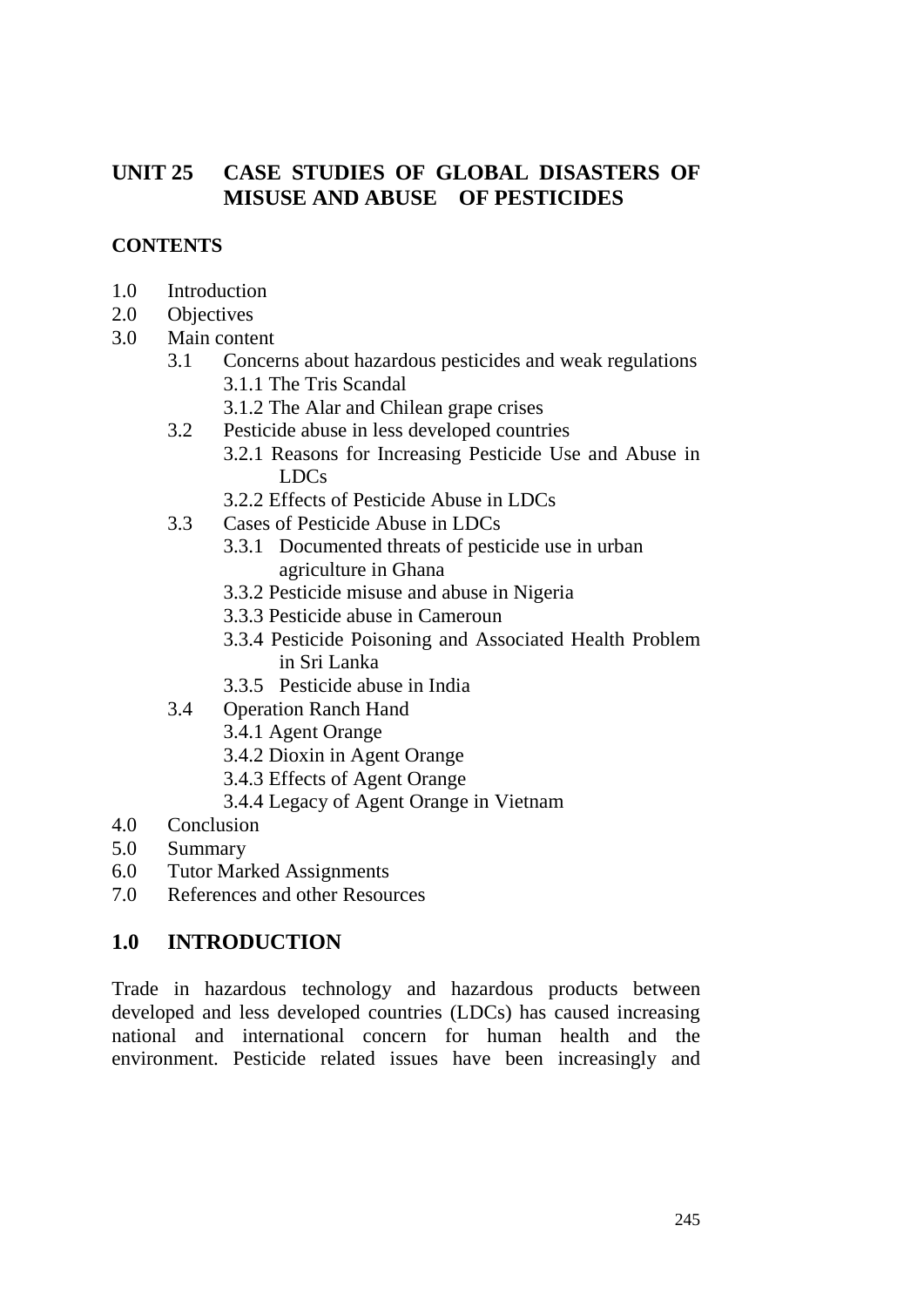## UNIT 25 CASE STUDIES OF GLOBAL DISASTERS OF MISUSE AND ABUSE OF PESTICIDES

**CONTENTS**

- 1.0 Introduction
- 2.0 Objectives
- 3.0 Main content
  - 3.1 Concerns about hazardous pesticides and weak regulations
    - 3.1.1 The Tris Scandal
    - 3.1.2 The Alar and Chilean grape crises
  - 3.2 Pesticide abuse in less developed countries
    - 3.2.1 Reasons for Increasing Pesticide Use and Abuse in LDCs
    - 3.2.2 Effects of Pesticide Abuse in LDCs
  - 3.3 Cases of Pesticide Abuse in LDCs
    - 3.3.1 Documented threats of pesticide use in urban agriculture in Ghana
    - 3.3.2 Pesticide misuse and abuse in Nigeria
    - 3.3.3 Pesticide abuse in Cameroun
    - 3.3.4 Pesticide Poisoning and Associated Health Problem in Sri Lanka
    - 3.3.5 Pesticide abuse in India
  - 3.4 Operation Ranch Hand
    - 3.4.1 Agent Orange
    - 3.4.2 Dioxin in Agent Orange
    - 3.4.3 Effects of Agent Orange
    - 3.4.4 Legacy of Agent Orange in Vietnam
- 4.0 Conclusion
- 5.0 Summary
- 6.0 Tutor Marked Assignments
- 7.0 References and other Resources

## 1.0 INTRODUCTION

Trade in hazardous technology and hazardous products between developed and less developed countries (LDCs) has caused increasing national and international concern for human health and the environment. Pesticide related issues have been increasingly and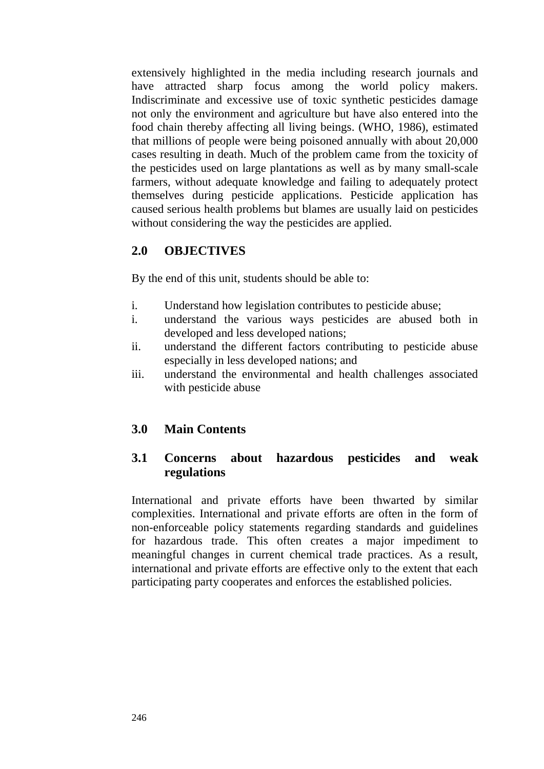extensively highlighted in the media including research journals and have attracted sharp focus among the world policy makers. Indiscriminate and excessive use of toxic synthetic pesticides damage not only the environment and agriculture but have also entered into the food chain thereby affecting all living beings. (WHO, 1986), estimated that millions of people were being poisoned annually with about 20,000 cases resulting in death. Much of the problem came from the toxicity of the pesticides used on large plantations as well as by many small-scale farmers, without adequate knowledge and failing to adequately protect themselves during pesticide applications. Pesticide application has caused serious health problems but blames are usually laid on pesticides without considering the way the pesticides are applied.

## 2.0 OBJECTIVES

By the end of this unit, students should be able to:

i. Understand how legislation contributes to pesticide abuse;
i. understand the various ways pesticides are abused both in developed and less developed nations;
ii. understand the different factors contributing to pesticide abuse especially in less developed nations; and
iii. understand the environmental and health challenges associated with pesticide abuse

## 3.0 Main Contents

### 3.1 Concerns about hazardous pesticides and weak regulations

International and private efforts have been thwarted by similar complexities. International and private efforts are often in the form of non-enforceable policy statements regarding standards and guidelines for hazardous trade. This often creates a major impediment to meaningful changes in current chemical trade practices. As a result, international and private efforts are effective only to the extent that each participating party cooperates and enforces the established policies.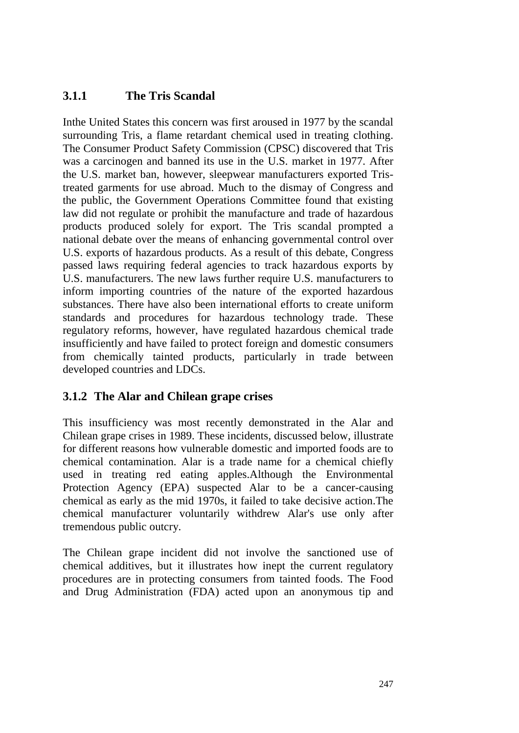### 3.1.1 The Tris Scandal

Inthe United States this concern was first aroused in 1977 by the scandal surrounding Tris, a flame retardant chemical used in treating clothing. The Consumer Product Safety Commission (CPSC) discovered that Tris was a carcinogen and banned its use in the U.S. market in 1977. After the U.S. market ban, however, sleepwear manufacturers exported Tris-treated garments for use abroad. Much to the dismay of Congress and the public, the Government Operations Committee found that existing law did not regulate or prohibit the manufacture and trade of hazardous products produced solely for export. The Tris scandal prompted a national debate over the means of enhancing governmental control over U.S. exports of hazardous products. As a result of this debate, Congress passed laws requiring federal agencies to track hazardous exports by U.S. manufacturers. The new laws further require U.S. manufacturers to inform importing countries of the nature of the exported hazardous substances. There have also been international efforts to create uniform standards and procedures for hazardous technology trade. These regulatory reforms, however, have regulated hazardous chemical trade insufficiently and have failed to protect foreign and domestic consumers from chemically tainted products, particularly in trade between developed countries and LDCs.

### 3.1.2 The Alar and Chilean grape crises

This insufficiency was most recently demonstrated in the Alar and Chilean grape crises in 1989. These incidents, discussed below, illustrate for different reasons how vulnerable domestic and imported foods are to chemical contamination. Alar is a trade name for a chemical chiefly used in treating red eating apples.Although the Environmental Protection Agency (EPA) suspected Alar to be a cancer-causing chemical as early as the mid 1970s, it failed to take decisive action.The chemical manufacturer voluntarily withdrew Alar's use only after tremendous public outcry.

The Chilean grape incident did not involve the sanctioned use of chemical additives, but it illustrates how inept the current regulatory procedures are in protecting consumers from tainted foods. The Food and Drug Administration (FDA) acted upon an anonymous tip and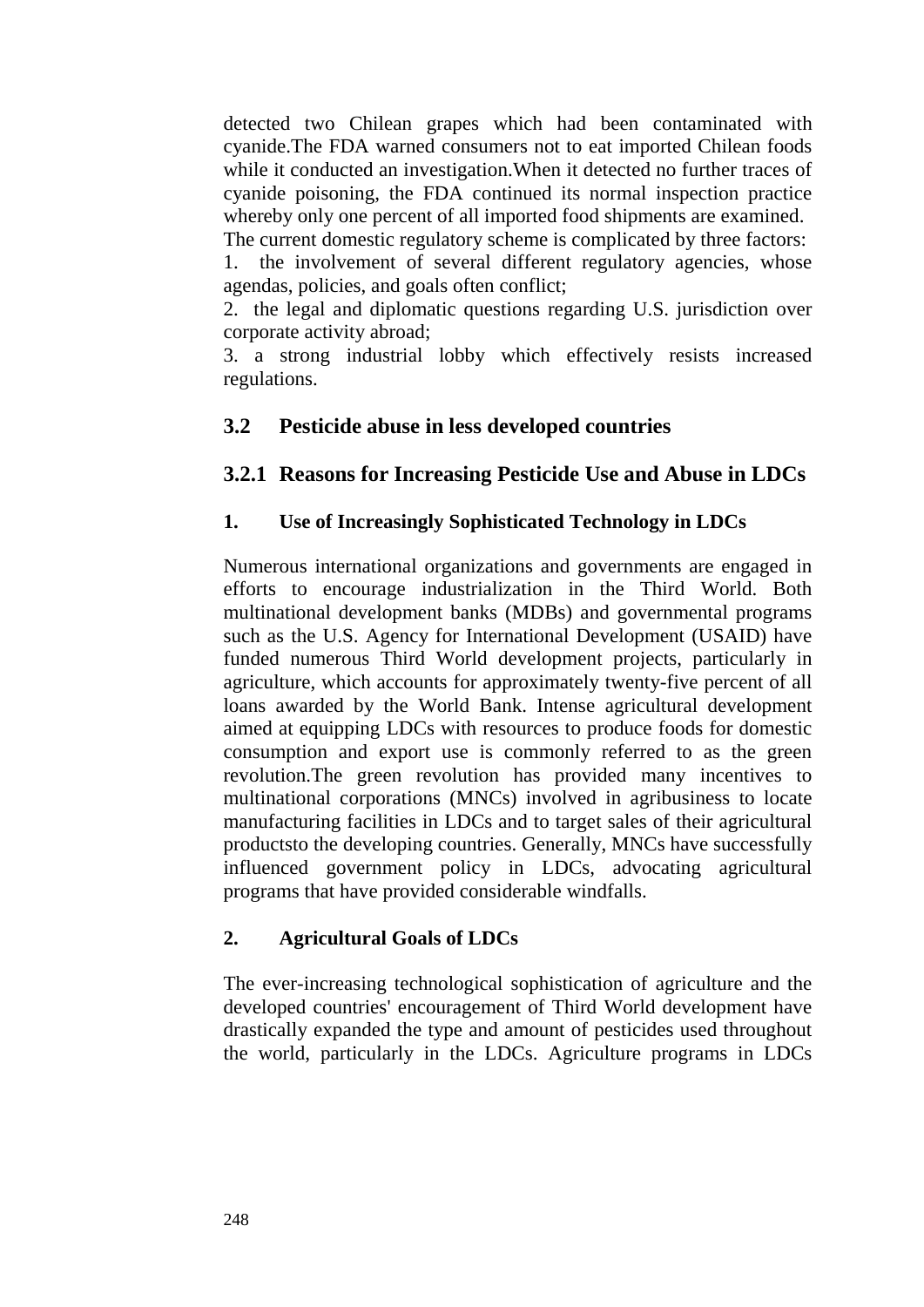detected two Chilean grapes which had been contaminated with cyanide.The FDA warned consumers not to eat imported Chilean foods while it conducted an investigation.When it detected no further traces of cyanide poisoning, the FDA continued its normal inspection practice whereby only one percent of all imported food shipments are examined.

The current domestic regulatory scheme is complicated by three factors:

1. the involvement of several different regulatory agencies, whose agendas, policies, and goals often conflict;
2. the legal and diplomatic questions regarding U.S. jurisdiction over corporate activity abroad;
3. a strong industrial lobby which effectively resists increased regulations.

## 3.2 Pesticide abuse in less developed countries

### 3.2.1 Reasons for Increasing Pesticide Use and Abuse in LDCs

#### 1. Use of Increasingly Sophisticated Technology in LDCs

Numerous international organizations and governments are engaged in efforts to encourage industrialization in the Third World. Both multinational development banks (MDBs) and governmental programs such as the U.S. Agency for International Development (USAID) have funded numerous Third World development projects, particularly in agriculture, which accounts for approximately twenty-five percent of all loans awarded by the World Bank. Intense agricultural development aimed at equipping LDCs with resources to produce foods for domestic consumption and export use is commonly referred to as the green revolution.The green revolution has provided many incentives to multinational corporations (MNCs) involved in agribusiness to locate manufacturing facilities in LDCs and to target sales of their agricultural productsto the developing countries. Generally, MNCs have successfully influenced government policy in LDCs, advocating agricultural programs that have provided considerable windfalls.

#### 2. Agricultural Goals of LDCs

The ever-increasing technological sophistication of agriculture and the developed countries' encouragement of Third World development have drastically expanded the type and amount of pesticides used throughout the world, particularly in the LDCs. Agriculture programs in LDCs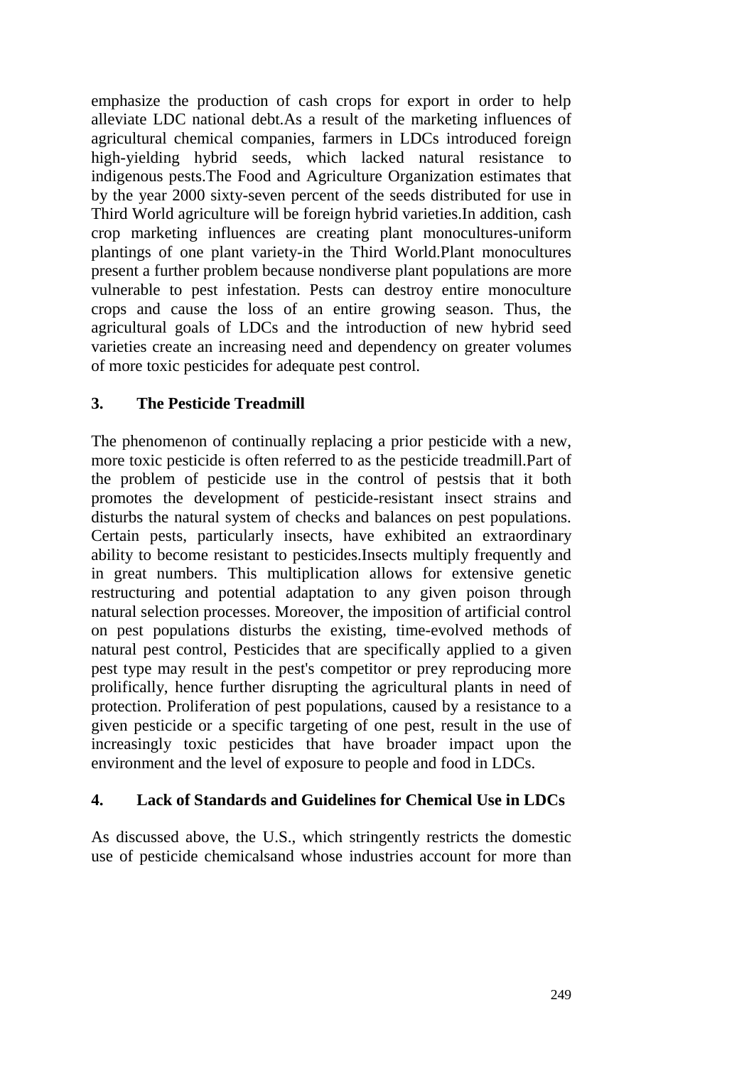emphasize the production of cash crops for export in order to help alleviate LDC national debt.As a result of the marketing influences of agricultural chemical companies, farmers in LDCs introduced foreign high-yielding hybrid seeds, which lacked natural resistance to indigenous pests.The Food and Agriculture Organization estimates that by the year 2000 sixty-seven percent of the seeds distributed for use in Third World agriculture will be foreign hybrid varieties.In addition, cash crop marketing influences are creating plant monocultures-uniform plantings of one plant variety-in the Third World.Plant monocultures present a further problem because nondiverse plant populations are more vulnerable to pest infestation. Pests can destroy entire monoculture crops and cause the loss of an entire growing season. Thus, the agricultural goals of LDCs and the introduction of new hybrid seed varieties create an increasing need and dependency on greater volumes of more toxic pesticides for adequate pest control.

### 3. The Pesticide Treadmill

The phenomenon of continually replacing a prior pesticide with a new, more toxic pesticide is often referred to as the pesticide treadmill.Part of the problem of pesticide use in the control of pestsis that it both promotes the development of pesticide-resistant insect strains and disturbs the natural system of checks and balances on pest populations. Certain pests, particularly insects, have exhibited an extraordinary ability to become resistant to pesticides.Insects multiply frequently and in great numbers. This multiplication allows for extensive genetic restructuring and potential adaptation to any given poison through natural selection processes. Moreover, the imposition of artificial control on pest populations disturbs the existing, time-evolved methods of natural pest control, Pesticides that are specifically applied to a given pest type may result in the pest's competitor or prey reproducing more prolifically, hence further disrupting the agricultural plants in need of protection. Proliferation of pest populations, caused by a resistance to a given pesticide or a specific targeting of one pest, result in the use of increasingly toxic pesticides that have broader impact upon the environment and the level of exposure to people and food in LDCs.

### 4. Lack of Standards and Guidelines for Chemical Use in LDCs

As discussed above, the U.S., which stringently restricts the domestic use of pesticide chemicalsand whose industries account for more than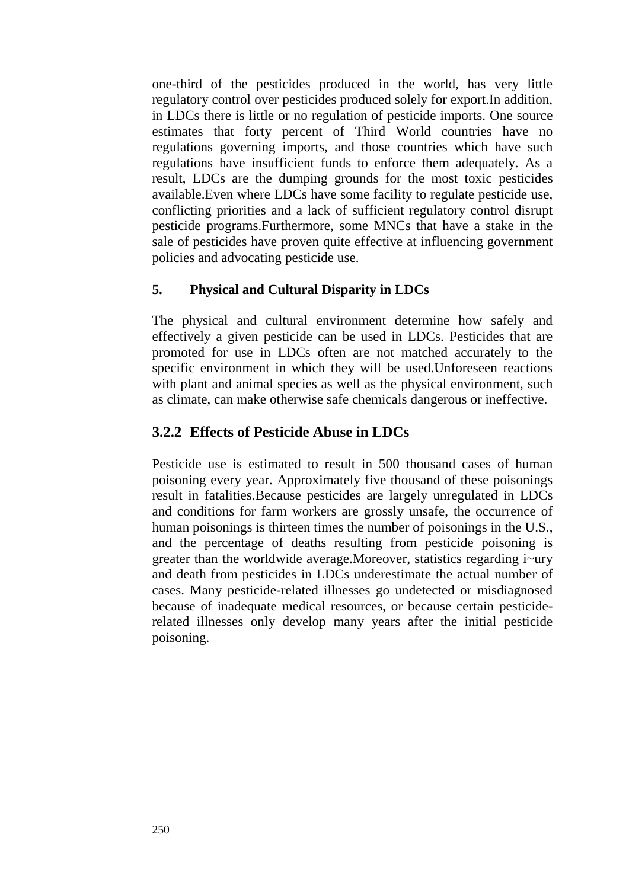one-third of the pesticides produced in the world, has very little regulatory control over pesticides produced solely for export.In addition, in LDCs there is little or no regulation of pesticide imports. One source estimates that forty percent of Third World countries have no regulations governing imports, and those countries which have such regulations have insufficient funds to enforce them adequately. As a result, LDCs are the dumping grounds for the most toxic pesticides available.Even where LDCs have some facility to regulate pesticide use, conflicting priorities and a lack of sufficient regulatory control disrupt pesticide programs.Furthermore, some MNCs that have a stake in the sale of pesticides have proven quite effective at influencing government policies and advocating pesticide use.

**5. Physical and Cultural Disparity in LDCs**

The physical and cultural environment determine how safely and effectively a given pesticide can be used in LDCs. Pesticides that are promoted for use in LDCs often are not matched accurately to the specific environment in which they will be used.Unforeseen reactions with plant and animal species as well as the physical environment, such as climate, can make otherwise safe chemicals dangerous or ineffective.

### 3.2.2 Effects of Pesticide Abuse in LDCs

Pesticide use is estimated to result in 500 thousand cases of human poisoning every year. Approximately five thousand of these poisonings result in fatalities.Because pesticides are largely unregulated in LDCs and conditions for farm workers are grossly unsafe, the occurrence of human poisonings is thirteen times the number of poisonings in the U.S., and the percentage of deaths resulting from pesticide poisoning is greater than the worldwide average.Moreover, statistics regarding i~ury and death from pesticides in LDCs underestimate the actual number of cases. Many pesticide-related illnesses go undetected or misdiagnosed because of inadequate medical resources, or because certain pesticide-related illnesses only develop many years after the initial pesticide poisoning.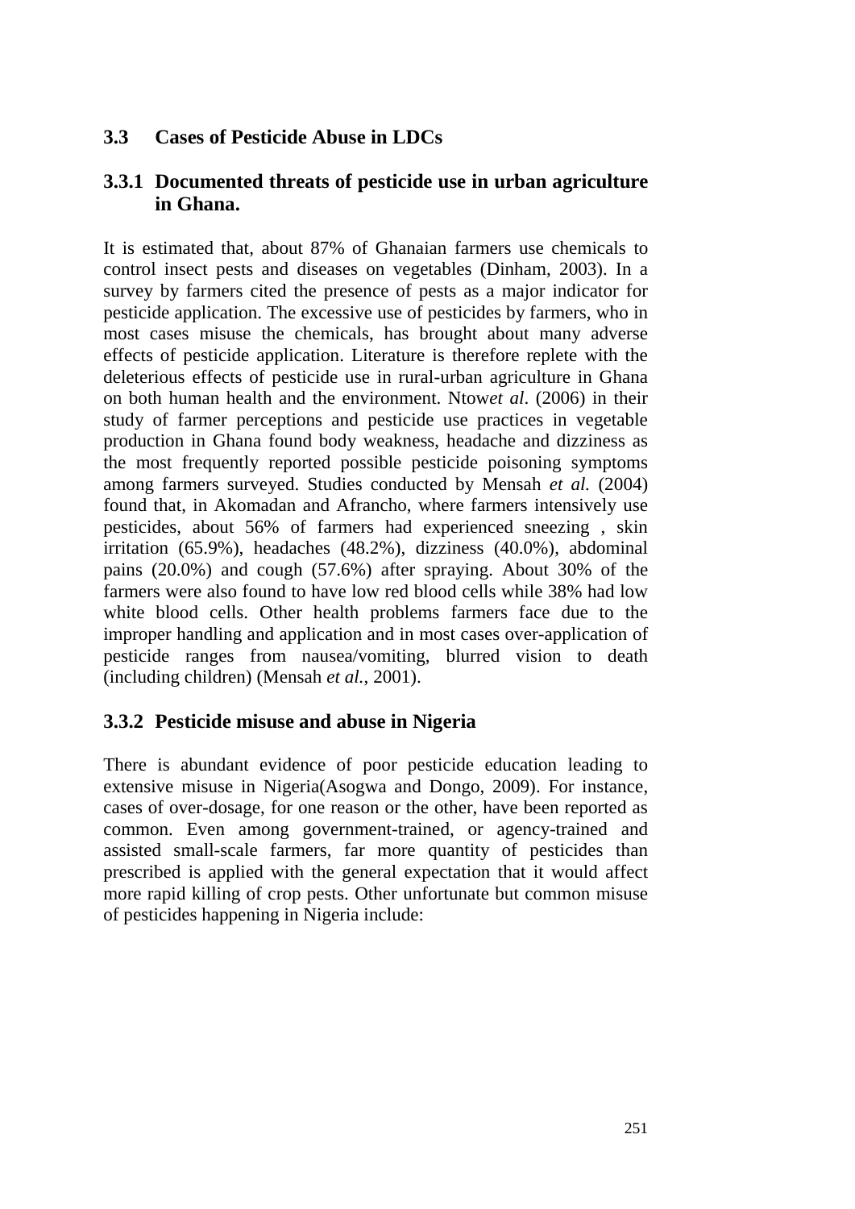## 3.3 Cases of Pesticide Abuse in LDCs

### 3.3.1 Documented threats of pesticide use in urban agriculture in Ghana.

It is estimated that, about 87% of Ghanaian farmers use chemicals to control insect pests and diseases on vegetables (Dinham, 2003). In a survey by farmers cited the presence of pests as a major indicator for pesticide application. The excessive use of pesticides by farmers, who in most cases misuse the chemicals, has brought about many adverse effects of pesticide application. Literature is therefore replete with the deleterious effects of pesticide use in rural-urban agriculture in Ghana on both human health and the environment. Ntow*et al*. (2006) in their study of farmer perceptions and pesticide use practices in vegetable production in Ghana found body weakness, headache and dizziness as the most frequently reported possible pesticide poisoning symptoms among farmers surveyed. Studies conducted by Mensah *et al.* (2004) found that, in Akomadan and Afrancho, where farmers intensively use pesticides, about 56% of farmers had experienced sneezing , skin irritation (65.9%), headaches (48.2%), dizziness (40.0%), abdominal pains (20.0%) and cough (57.6%) after spraying. About 30% of the farmers were also found to have low red blood cells while 38% had low white blood cells. Other health problems farmers face due to the improper handling and application and in most cases over-application of pesticide ranges from nausea/vomiting, blurred vision to death (including children) (Mensah *et al.*, 2001).

### 3.3.2 Pesticide misuse and abuse in Nigeria

There is abundant evidence of poor pesticide education leading to extensive misuse in Nigeria(Asogwa and Dongo, 2009). For instance, cases of over-dosage, for one reason or the other, have been reported as common. Even among government-trained, or agency-trained and assisted small-scale farmers, far more quantity of pesticides than prescribed is applied with the general expectation that it would affect more rapid killing of crop pests. Other unfortunate but common misuse of pesticides happening in Nigeria include: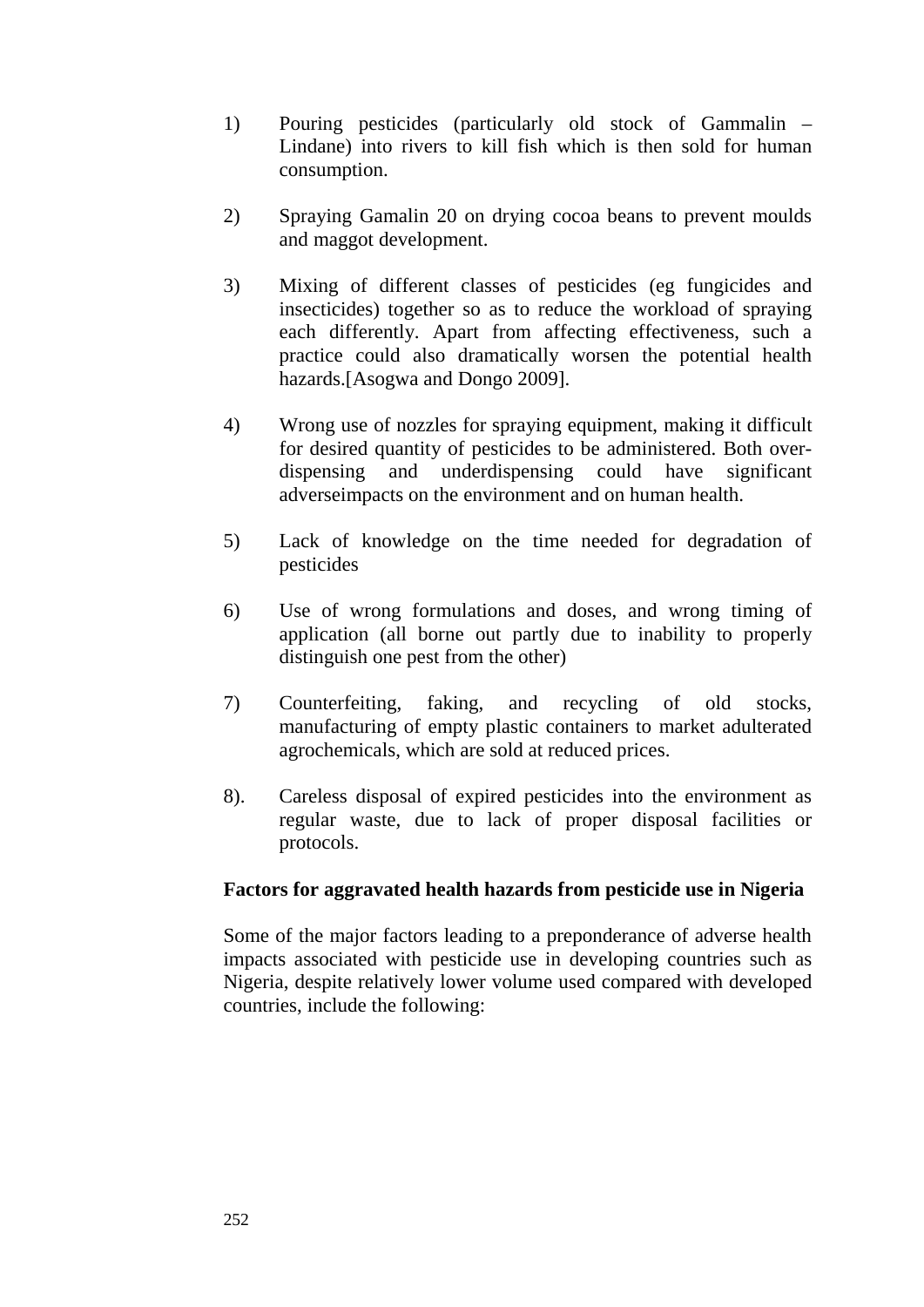1) Pouring pesticides (particularly old stock of Gammalin – Lindane) into rivers to kill fish which is then sold for human consumption.

2) Spraying Gamalin 20 on drying cocoa beans to prevent moulds and maggot development.

3) Mixing of different classes of pesticides (eg fungicides and insecticides) together so as to reduce the workload of spraying each differently. Apart from affecting effectiveness, such a practice could also dramatically worsen the potential health hazards.[Asogwa and Dongo 2009].

4) Wrong use of nozzles for spraying equipment, making it difficult for desired quantity of pesticides to be administered. Both over-dispensing and underdispensing could have significant adverseimpacts on the environment and on human health.

5) Lack of knowledge on the time needed for degradation of pesticides

6) Use of wrong formulations and doses, and wrong timing of application (all borne out partly due to inability to properly distinguish one pest from the other)

7) Counterfeiting, faking, and recycling of old stocks, manufacturing of empty plastic containers to market adulterated agrochemicals, which are sold at reduced prices.

8). Careless disposal of expired pesticides into the environment as regular waste, due to lack of proper disposal facilities or protocols.

**Factors for aggravated health hazards from pesticide use in Nigeria**

Some of the major factors leading to a preponderance of adverse health impacts associated with pesticide use in developing countries such as Nigeria, despite relatively lower volume used compared with developed countries, include the following: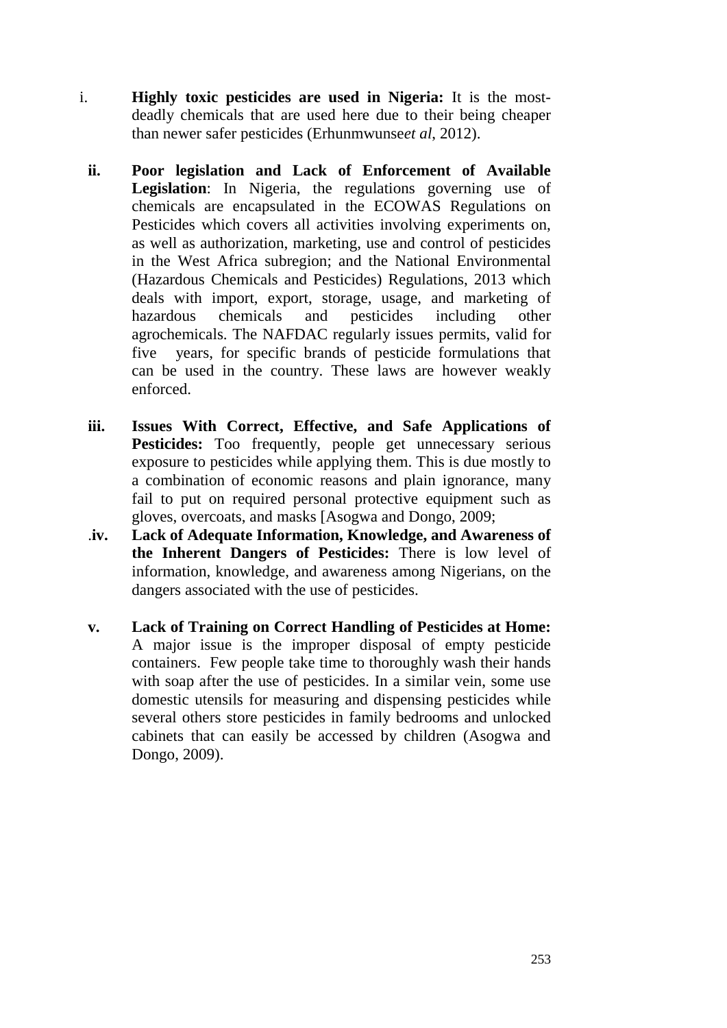i. **Highly toxic pesticides are used in Nigeria:** It is the most-deadly chemicals that are used here due to their being cheaper than newer safer pesticides (Erhunmwunse*et al*, 2012).

ii. **Poor legislation and Lack of Enforcement of Available Legislation**: In Nigeria, the regulations governing use of chemicals are encapsulated in the ECOWAS Regulations on Pesticides which covers all activities involving experiments on, as well as authorization, marketing, use and control of pesticides in the West Africa subregion; and the National Environmental (Hazardous Chemicals and Pesticides) Regulations, 2013 which deals with import, export, storage, usage, and marketing of hazardous chemicals and pesticides including other agrochemicals. The NAFDAC regularly issues permits, valid for five years, for specific brands of pesticide formulations that can be used in the country. These laws are however weakly enforced.

iii. **Issues With Correct, Effective, and Safe Applications of Pesticides:** Too frequently, people get unnecessary serious exposure to pesticides while applying them. This is due mostly to a combination of economic reasons and plain ignorance, many fail to put on required personal protective equipment such as gloves, overcoats, and masks [Asogwa and Dongo, 2009;

.**iv. Lack of Adequate Information, Knowledge, and Awareness of the Inherent Dangers of Pesticides:** There is low level of information, knowledge, and awareness among Nigerians, on the dangers associated with the use of pesticides.

v. **Lack of Training on Correct Handling of Pesticides at Home:** A major issue is the improper disposal of empty pesticide containers. Few people take time to thoroughly wash their hands with soap after the use of pesticides. In a similar vein, some use domestic utensils for measuring and dispensing pesticides while several others store pesticides in family bedrooms and unlocked cabinets that can easily be accessed by children (Asogwa and Dongo, 2009).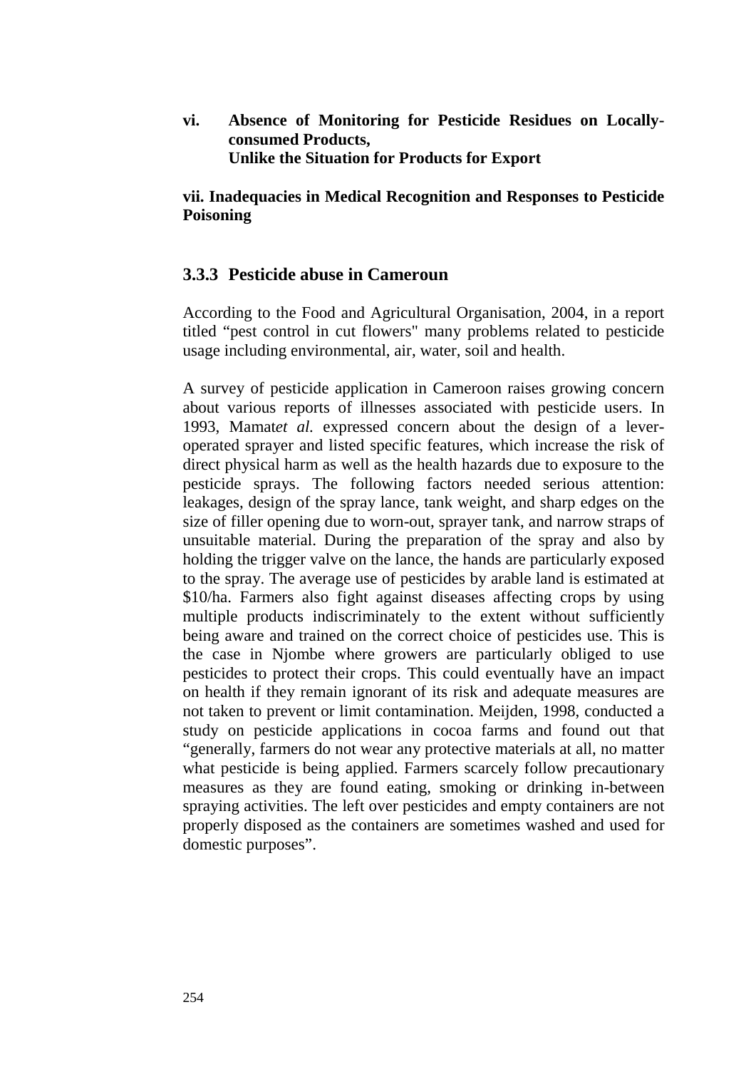**vi. Absence of Monitoring for Pesticide Residues on Locally-consumed Products, Unlike the Situation for Products for Export**

**vii. Inadequacies in Medical Recognition and Responses to Pesticide Poisoning**

### 3.3.3 Pesticide abuse in Cameroun

According to the Food and Agricultural Organisation, 2004, in a report titled "pest control in cut flowers" many problems related to pesticide usage including environmental, air, water, soil and health.

A survey of pesticide application in Cameroon raises growing concern about various reports of illnesses associated with pesticide users. In 1993, Mamat*et al.* expressed concern about the design of a lever-operated sprayer and listed specific features, which increase the risk of direct physical harm as well as the health hazards due to exposure to the pesticide sprays. The following factors needed serious attention: leakages, design of the spray lance, tank weight, and sharp edges on the size of filler opening due to worn-out, sprayer tank, and narrow straps of unsuitable material. During the preparation of the spray and also by holding the trigger valve on the lance, the hands are particularly exposed to the spray. The average use of pesticides by arable land is estimated at $10/ha. Farmers also fight against diseases affecting crops by using multiple products indiscriminately to the extent without sufficiently being aware and trained on the correct choice of pesticides use. This is the case in Njombe where growers are particularly obliged to use pesticides to protect their crops. This could eventually have an impact on health if they remain ignorant of its risk and adequate measures are not taken to prevent or limit contamination. Meijden, 1998, conducted a study on pesticide applications in cocoa farms and found out that "generally, farmers do not wear any protective materials at all, no matter what pesticide is being applied. Farmers scarcely follow precautionary measures as they are found eating, smoking or drinking in-between spraying activities. The left over pesticides and empty containers are not properly disposed as the containers are sometimes washed and used for domestic purposes".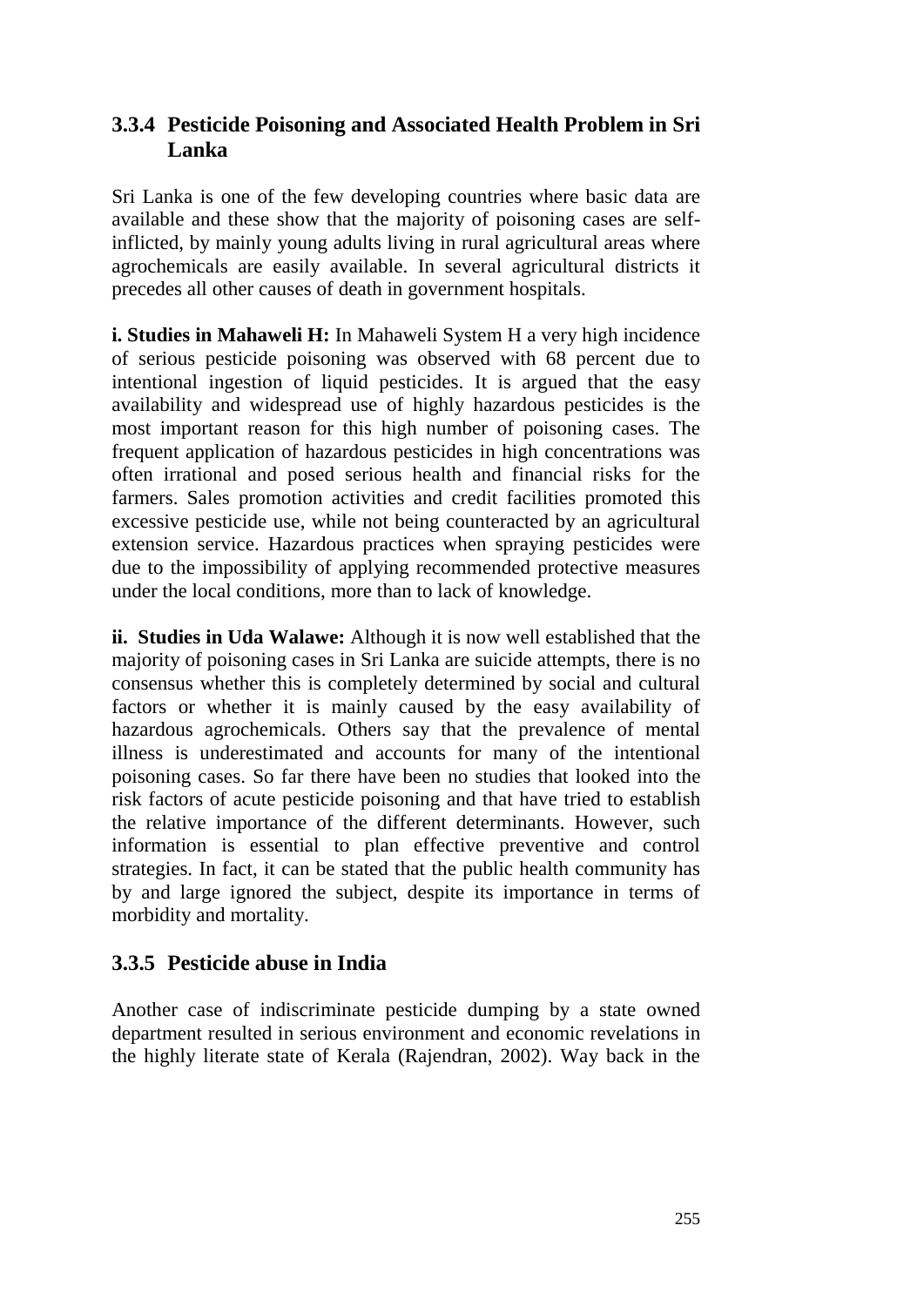### 3.3.4 Pesticide Poisoning and Associated Health Problem in Sri Lanka

Sri Lanka is one of the few developing countries where basic data are available and these show that the majority of poisoning cases are self-inflicted, by mainly young adults living in rural agricultural areas where agrochemicals are easily available. In several agricultural districts it precedes all other causes of death in government hospitals.

**i. Studies in Mahaweli H:** In Mahaweli System H a very high incidence of serious pesticide poisoning was observed with 68 percent due to intentional ingestion of liquid pesticides. It is argued that the easy availability and widespread use of highly hazardous pesticides is the most important reason for this high number of poisoning cases. The frequent application of hazardous pesticides in high concentrations was often irrational and posed serious health and financial risks for the farmers. Sales promotion activities and credit facilities promoted this excessive pesticide use, while not being counteracted by an agricultural extension service. Hazardous practices when spraying pesticides were due to the impossibility of applying recommended protective measures under the local conditions, more than to lack of knowledge.

**ii. Studies in Uda Walawe:** Although it is now well established that the majority of poisoning cases in Sri Lanka are suicide attempts, there is no consensus whether this is completely determined by social and cultural factors or whether it is mainly caused by the easy availability of hazardous agrochemicals. Others say that the prevalence of mental illness is underestimated and accounts for many of the intentional poisoning cases. So far there have been no studies that looked into the risk factors of acute pesticide poisoning and that have tried to establish the relative importance of the different determinants. However, such information is essential to plan effective preventive and control strategies. In fact, it can be stated that the public health community has by and large ignored the subject, despite its importance in terms of morbidity and mortality.

### 3.3.5 Pesticide abuse in India

Another case of indiscriminate pesticide dumping by a state owned department resulted in serious environment and economic revelations in the highly literate state of Kerala (Rajendran, 2002). Way back in the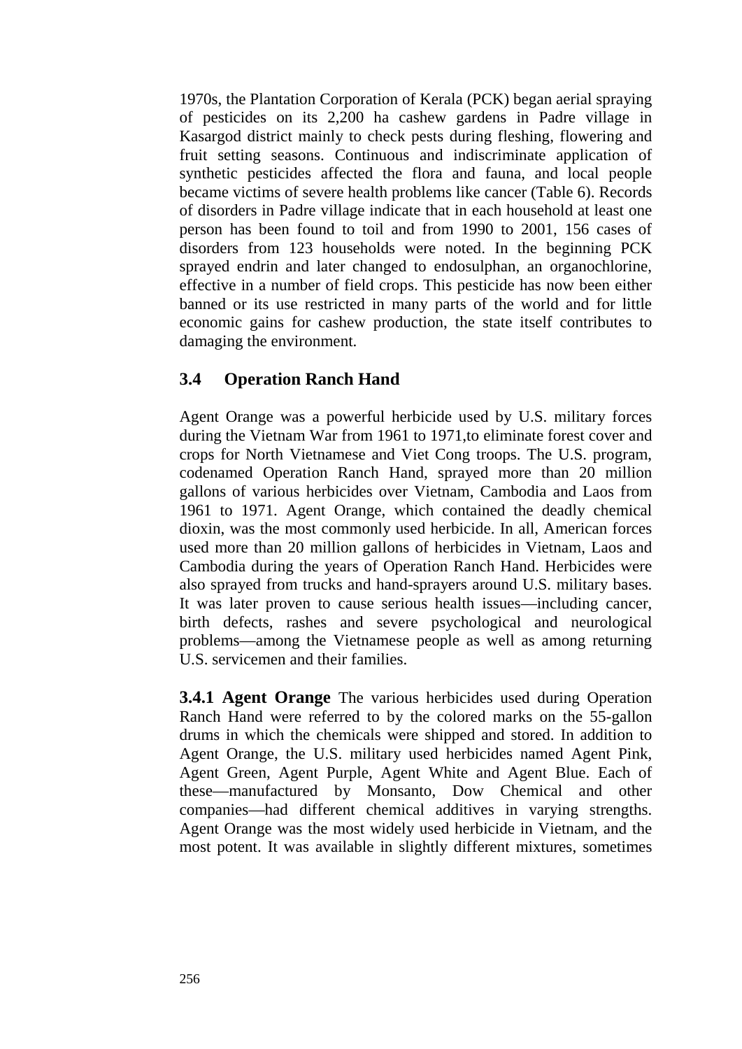1970s, the Plantation Corporation of Kerala (PCK) began aerial spraying of pesticides on its 2,200 ha cashew gardens in Padre village in Kasargod district mainly to check pests during fleshing, flowering and fruit setting seasons. Continuous and indiscriminate application of synthetic pesticides affected the flora and fauna, and local people became victims of severe health problems like cancer (Table 6). Records of disorders in Padre village indicate that in each household at least one person has been found to toil and from 1990 to 2001, 156 cases of disorders from 123 households were noted. In the beginning PCK sprayed endrin and later changed to endosulphan, an organochlorine, effective in a number of field crops. This pesticide has now been either banned or its use restricted in many parts of the world and for little economic gains for cashew production, the state itself contributes to damaging the environment.

## 3.4 Operation Ranch Hand

Agent Orange was a powerful herbicide used by U.S. military forces during the Vietnam War from 1961 to 1971,to eliminate forest cover and crops for North Vietnamese and Viet Cong troops. The U.S. program, codenamed Operation Ranch Hand, sprayed more than 20 million gallons of various herbicides over Vietnam, Cambodia and Laos from 1961 to 1971. Agent Orange, which contained the deadly chemical dioxin, was the most commonly used herbicide. In all, American forces used more than 20 million gallons of herbicides in Vietnam, Laos and Cambodia during the years of Operation Ranch Hand. Herbicides were also sprayed from trucks and hand-sprayers around U.S. military bases. It was later proven to cause serious health issues—including cancer, birth defects, rashes and severe psychological and neurological problems—among the Vietnamese people as well as among returning U.S. servicemen and their families.

**3.4.1 Agent Orange** The various herbicides used during Operation Ranch Hand were referred to by the colored marks on the 55-gallon drums in which the chemicals were shipped and stored. In addition to Agent Orange, the U.S. military used herbicides named Agent Pink, Agent Green, Agent Purple, Agent White and Agent Blue. Each of these—manufactured by Monsanto, Dow Chemical and other companies—had different chemical additives in varying strengths. Agent Orange was the most widely used herbicide in Vietnam, and the most potent. It was available in slightly different mixtures, sometimes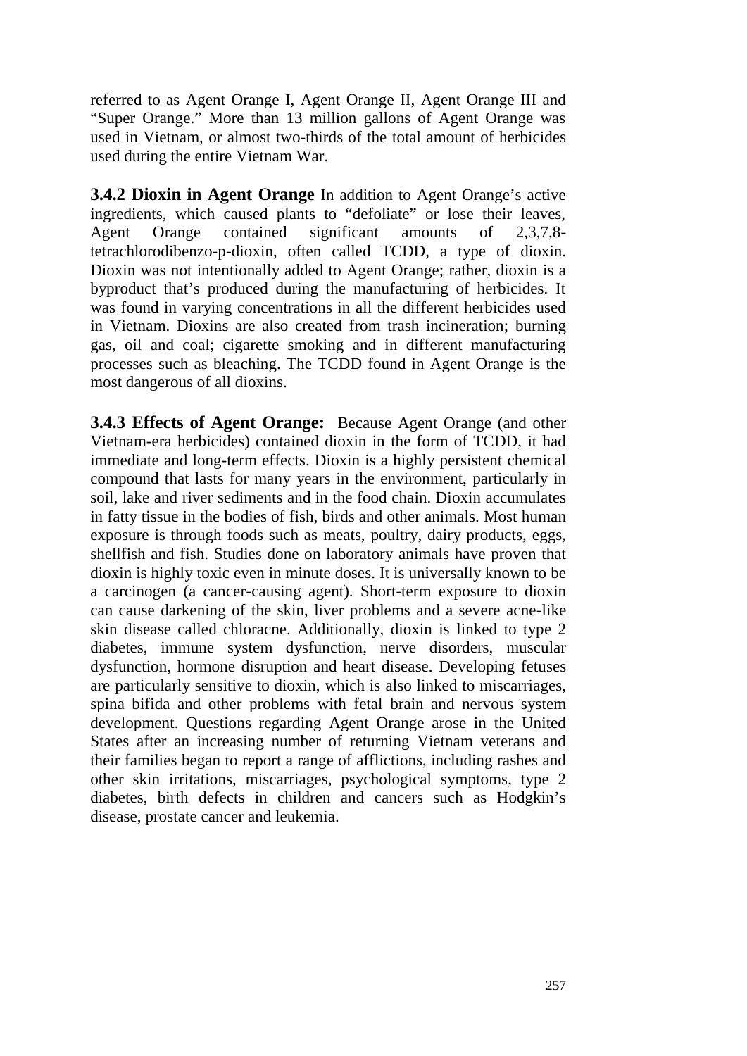referred to as Agent Orange I, Agent Orange II, Agent Orange III and "Super Orange." More than 13 million gallons of Agent Orange was used in Vietnam, or almost two-thirds of the total amount of herbicides used during the entire Vietnam War.

**3.4.2 Dioxin in Agent Orange** In addition to Agent Orange's active ingredients, which caused plants to "defoliate" or lose their leaves, Agent Orange contained significant amounts of 2,3,7,8-tetrachlorodibenzo-p-dioxin, often called TCDD, a type of dioxin. Dioxin was not intentionally added to Agent Orange; rather, dioxin is a byproduct that's produced during the manufacturing of herbicides. It was found in varying concentrations in all the different herbicides used in Vietnam. Dioxins are also created from trash incineration; burning gas, oil and coal; cigarette smoking and in different manufacturing processes such as bleaching. The TCDD found in Agent Orange is the most dangerous of all dioxins.

**3.4.3 Effects of Agent Orange:** Because Agent Orange (and other Vietnam-era herbicides) contained dioxin in the form of TCDD, it had immediate and long-term effects. Dioxin is a highly persistent chemical compound that lasts for many years in the environment, particularly in soil, lake and river sediments and in the food chain. Dioxin accumulates in fatty tissue in the bodies of fish, birds and other animals. Most human exposure is through foods such as meats, poultry, dairy products, eggs, shellfish and fish. Studies done on laboratory animals have proven that dioxin is highly toxic even in minute doses. It is universally known to be a carcinogen (a cancer-causing agent). Short-term exposure to dioxin can cause darkening of the skin, liver problems and a severe acne-like skin disease called chloracne. Additionally, dioxin is linked to type 2 diabetes, immune system dysfunction, nerve disorders, muscular dysfunction, hormone disruption and heart disease. Developing fetuses are particularly sensitive to dioxin, which is also linked to miscarriages, spina bifida and other problems with fetal brain and nervous system development. Questions regarding Agent Orange arose in the United States after an increasing number of returning Vietnam veterans and their families began to report a range of afflictions, including rashes and other skin irritations, miscarriages, psychological symptoms, type 2 diabetes, birth defects in children and cancers such as Hodgkin's disease, prostate cancer and leukemia.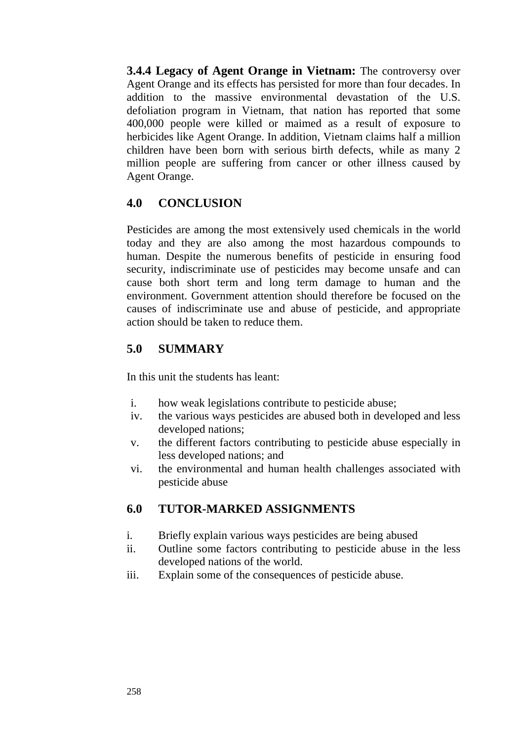**3.4.4 Legacy of Agent Orange in Vietnam:** The controversy over Agent Orange and its effects has persisted for more than four decades. In addition to the massive environmental devastation of the U.S. defoliation program in Vietnam, that nation has reported that some 400,000 people were killed or maimed as a result of exposure to herbicides like Agent Orange. In addition, Vietnam claims half a million children have been born with serious birth defects, while as many 2 million people are suffering from cancer or other illness caused by Agent Orange.

## 4.0 CONCLUSION

Pesticides are among the most extensively used chemicals in the world today and they are also among the most hazardous compounds to human. Despite the numerous benefits of pesticide in ensuring food security, indiscriminate use of pesticides may become unsafe and can cause both short term and long term damage to human and the environment. Government attention should therefore be focused on the causes of indiscriminate use and abuse of pesticide, and appropriate action should be taken to reduce them.

## 5.0 SUMMARY

In this unit the students has leant:

i. how weak legislations contribute to pesticide abuse;
iv. the various ways pesticides are abused both in developed and less developed nations;
v. the different factors contributing to pesticide abuse especially in less developed nations; and
vi. the environmental and human health challenges associated with pesticide abuse

## 6.0 TUTOR-MARKED ASSIGNMENTS

i. Briefly explain various ways pesticides are being abused
ii. Outline some factors contributing to pesticide abuse in the less developed nations of the world.
iii. Explain some of the consequences of pesticide abuse.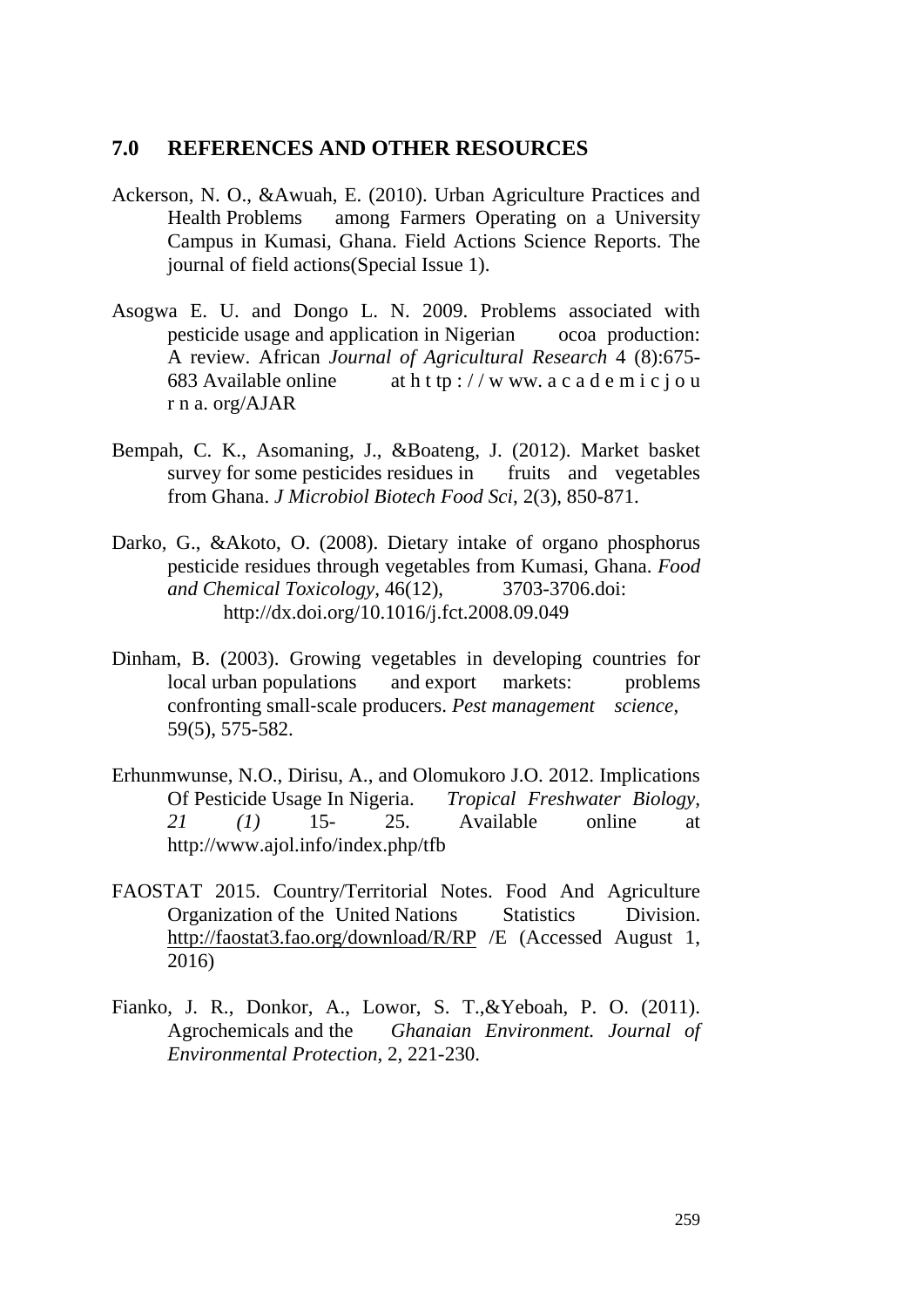## 7.0 REFERENCES AND OTHER RESOURCES

Ackerson, N. O., &Awuah, E. (2010). Urban Agriculture Practices and Health Problems among Farmers Operating on a University Campus in Kumasi, Ghana. Field Actions Science Reports. The journal of field actions(Special Issue 1).

Asogwa E. U. and Dongo L. N. 2009. Problems associated with pesticide usage and application in Nigerian ocoa production: A review. African *Journal of Agricultural Research* 4 (8):675-683 Available online at h t tp : / / w ww. a c a d e m i c j o u r n a. org/AJAR

Bempah, C. K., Asomaning, J., &Boateng, J. (2012). Market basket survey for some pesticides residues in fruits and vegetables from Ghana. *J Microbiol Biotech Food Sci*, 2(3), 850-871.

Darko, G., &Akoto, O. (2008). Dietary intake of organo phosphorus pesticide residues through vegetables from Kumasi, Ghana. *Food and Chemical Toxicology*, 46(12), 3703-3706.doi: http://dx.doi.org/10.1016/j.fct.2008.09.049

Dinham, B. (2003). Growing vegetables in developing countries for local urban populations and export markets: problems confronting small-scale producers. *Pest management science*, 59(5), 575-582.

Erhunmwunse, N.O., Dirisu, A., and Olomukoro J.O. 2012. Implications Of Pesticide Usage In Nigeria. *Tropical Freshwater Biology, 21 (1)* 15- 25. Available online at http://www.ajol.info/index.php/tfb

FAOSTAT 2015. Country/Territorial Notes. Food And Agriculture Organization of the United Nations Statistics Division. http://faostat3.fao.org/download/R/RP /E (Accessed August 1, 2016)

Fianko, J. R., Donkor, A., Lowor, S. T.,&Yeboah, P. O. (2011). Agrochemicals and the *Ghanaian Environment. Journal of Environmental Protection*, 2, 221-230.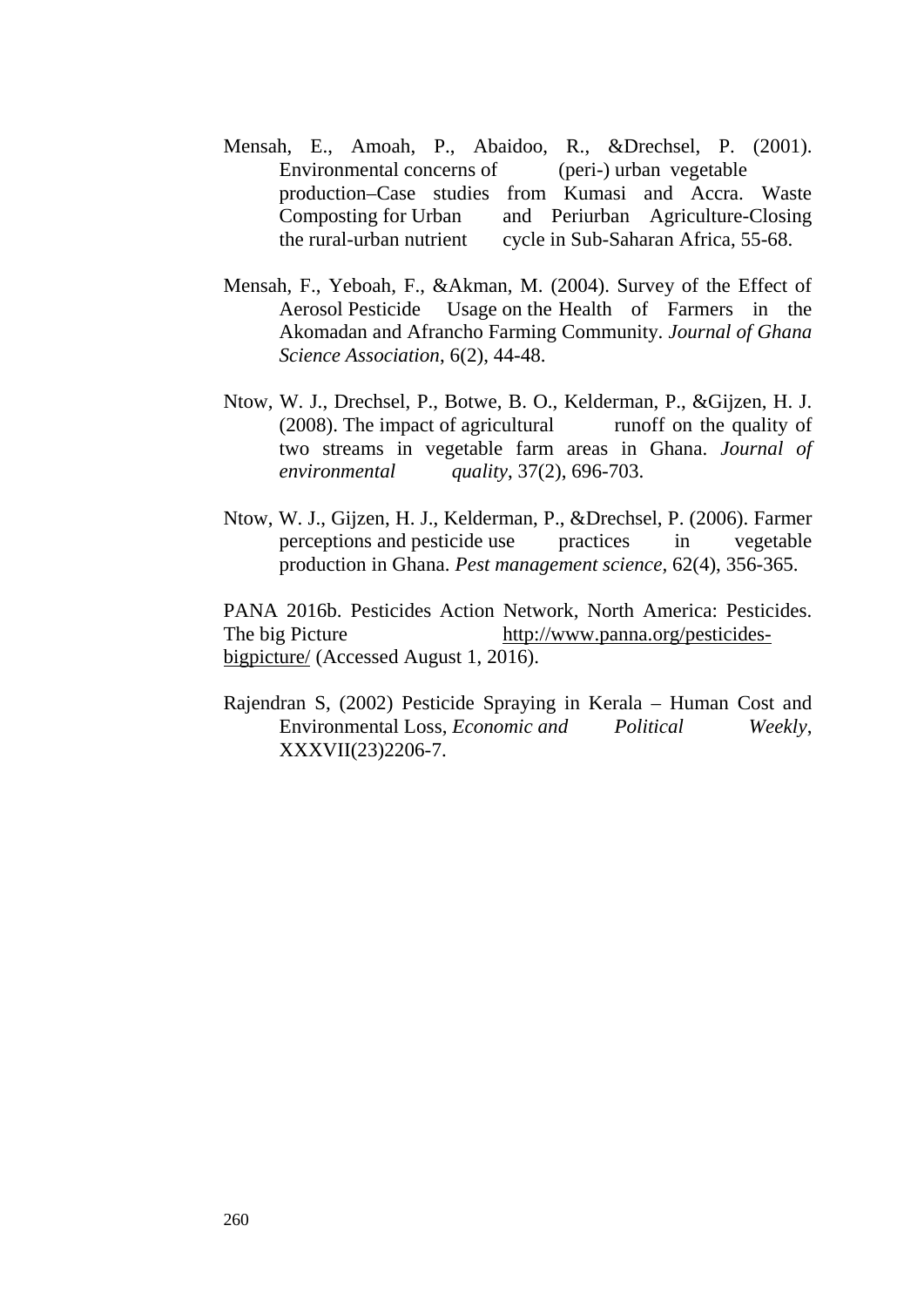Mensah, E., Amoah, P., Abaidoo, R., &Drechsel, P. (2001). Environmental concerns of (peri-) urban vegetable production–Case studies from Kumasi and Accra. Waste Composting for Urban and Periurban Agriculture-Closing the rural-urban nutrient cycle in Sub-Saharan Africa, 55-68.

Mensah, F., Yeboah, F., &Akman, M. (2004). Survey of the Effect of Aerosol Pesticide Usage on the Health of Farmers in the Akomadan and Afrancho Farming Community. *Journal of Ghana Science Association*, 6(2), 44-48.

Ntow, W. J., Drechsel, P., Botwe, B. O., Kelderman, P., &Gijzen, H. J. (2008). The impact of agricultural runoff on the quality of two streams in vegetable farm areas in Ghana. *Journal of environmental quality*, 37(2), 696-703.

Ntow, W. J., Gijzen, H. J., Kelderman, P., &Drechsel, P. (2006). Farmer perceptions and pesticide use practices in vegetable production in Ghana. *Pest management science*, 62(4), 356-365.

PANA 2016b. Pesticides Action Network, North America: Pesticides. The big Picture http://www.panna.org/pesticides-bigpicture/ (Accessed August 1, 2016).

Rajendran S, (2002) Pesticide Spraying in Kerala – Human Cost and Environmental Loss, *Economic and Political Weekly*, XXXVII(23)2206-7.